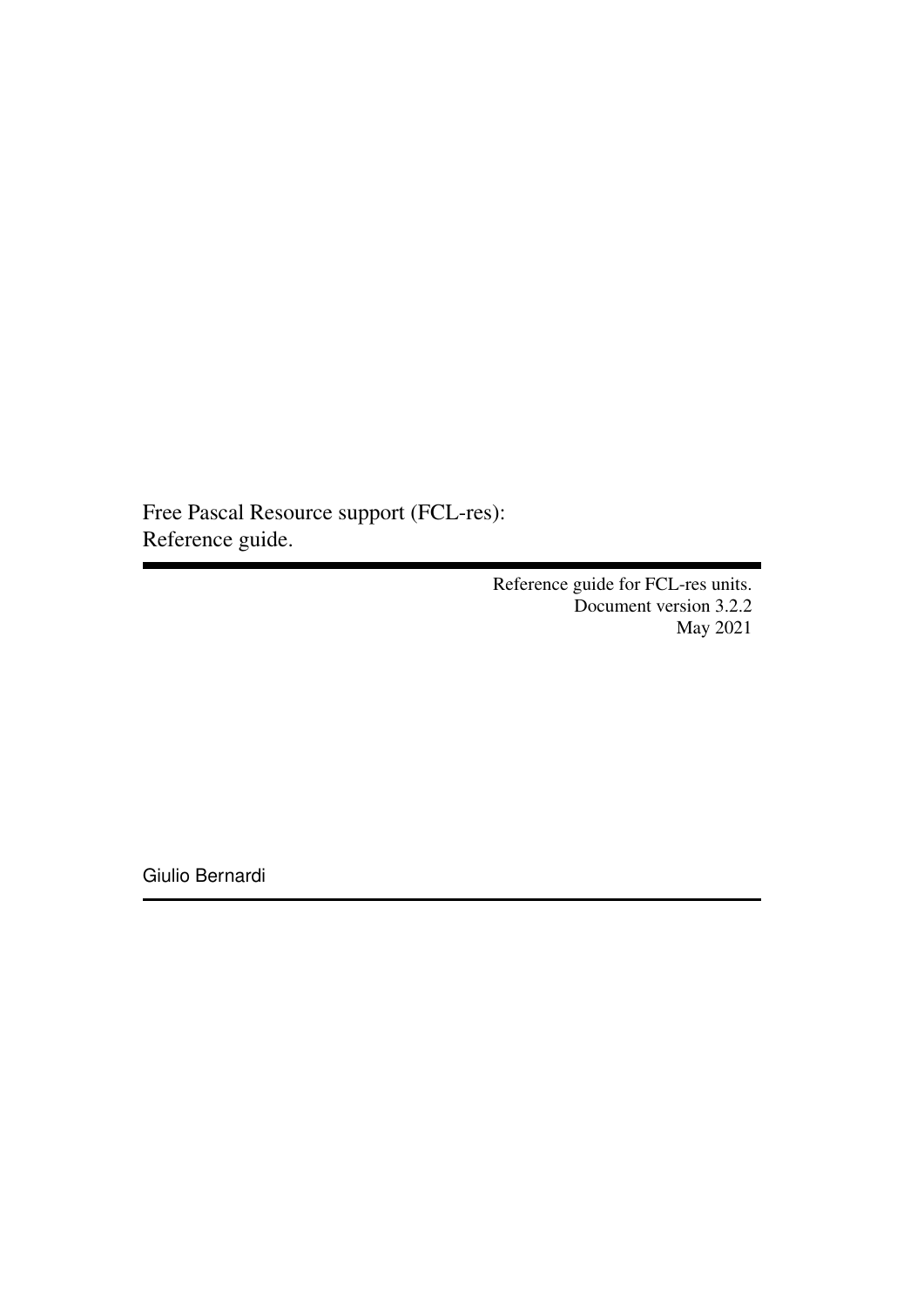# Free Pascal Resource support (FCL-res): Reference guide.

Reference guide for FCL-res units.
Document version 3.2.2
May 2021

Giulio Bernardi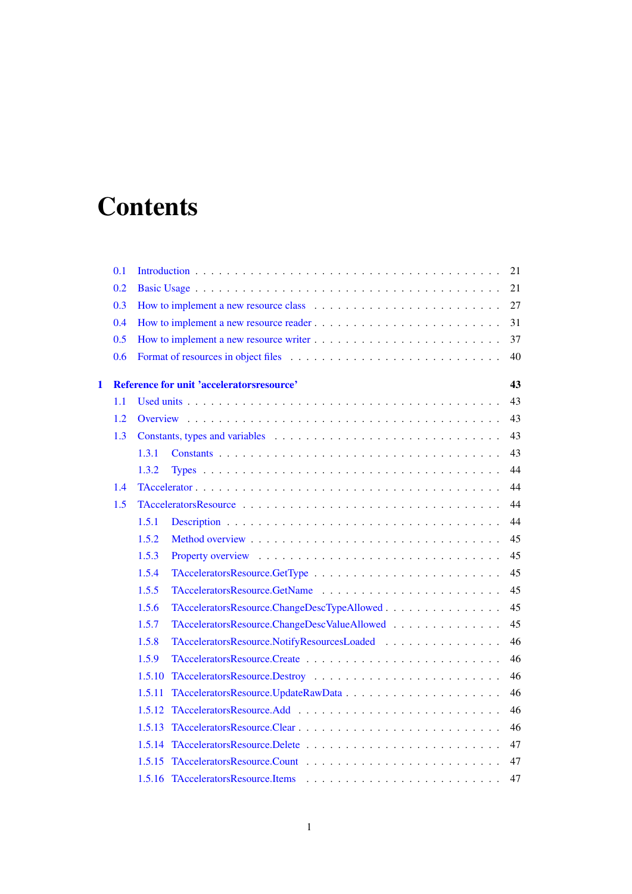# Contents

- 0.1 Introduction . . . 21
- 0.2 Basic Usage . . . 21
- 0.3 How to implement a new resource class . . . 27
- 0.4 How to implement a new resource reader . . . 31
- 0.5 How to implement a new resource writer . . . 37
- 0.6 Format of resources in object files . . . 40

**1 Reference for unit 'acceleratorsresource' 43**

- 1.1 Used units . . . 43
- 1.2 Overview . . . 43
- 1.3 Constants, types and variables . . . 43
  - 1.3.1 Constants . . . 43
  - 1.3.2 Types . . . 44
- 1.4 TAccelerator . . . 44
- 1.5 TAcceleratorsResource . . . 44
  - 1.5.1 Description . . . 44
  - 1.5.2 Method overview . . . 45
  - 1.5.3 Property overview . . . 45
  - 1.5.4 TAcceleratorsResource.GetType . . . 45
  - 1.5.5 TAcceleratorsResource.GetName . . . 45
  - 1.5.6 TAcceleratorsResource.ChangeDescTypeAllowed . . . 45
  - 1.5.7 TAcceleratorsResource.ChangeDescValueAllowed . . . 45
  - 1.5.8 TAcceleratorsResource.NotifyResourcesLoaded . . . 46
  - 1.5.9 TAcceleratorsResource.Create . . . 46
  - 1.5.10 TAcceleratorsResource.Destroy . . . 46
  - 1.5.11 TAcceleratorsResource.UpdateRawData . . . 46
  - 1.5.12 TAcceleratorsResource.Add . . . 46
  - 1.5.13 TAcceleratorsResource.Clear . . . 46
  - 1.5.14 TAcceleratorsResource.Delete . . . 47
  - 1.5.15 TAcceleratorsResource.Count . . . 47
  - 1.5.16 TAcceleratorsResource.Items . . . 47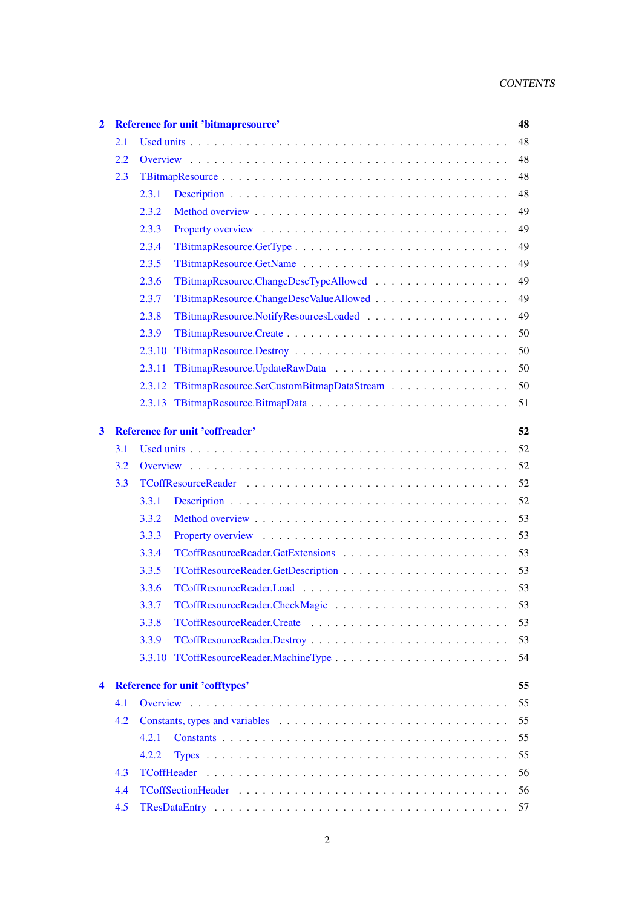- **2 Reference for unit 'bitmapresource' — 48**
  - 2.1 Used units — 48
  - 2.2 Overview — 48
  - 2.3 TBitmapResource — 48
    - 2.3.1 Description — 48
    - 2.3.2 Method overview — 49
    - 2.3.3 Property overview — 49
    - 2.3.4 TBitmapResource.GetType — 49
    - 2.3.5 TBitmapResource.GetName — 49
    - 2.3.6 TBitmapResource.ChangeDescTypeAllowed — 49
    - 2.3.7 TBitmapResource.ChangeDescValueAllowed — 49
    - 2.3.8 TBitmapResource.NotifyResourcesLoaded — 49
    - 2.3.9 TBitmapResource.Create — 50
    - 2.3.10 TBitmapResource.Destroy — 50
    - 2.3.11 TBitmapResource.UpdateRawData — 50
    - 2.3.12 TBitmapResource.SetCustomBitmapDataStream — 50
    - 2.3.13 TBitmapResource.BitmapData — 51
- **3 Reference for unit 'coffreader' — 52**
  - 3.1 Used units — 52
  - 3.2 Overview — 52
  - 3.3 TCoffResourceReader — 52
    - 3.3.1 Description — 52
    - 3.3.2 Method overview — 53
    - 3.3.3 Property overview — 53
    - 3.3.4 TCoffResourceReader.GetExtensions — 53
    - 3.3.5 TCoffResourceReader.GetDescription — 53
    - 3.3.6 TCoffResourceReader.Load — 53
    - 3.3.7 TCoffResourceReader.CheckMagic — 53
    - 3.3.8 TCoffResourceReader.Create — 53
    - 3.3.9 TCoffResourceReader.Destroy — 53
    - 3.3.10 TCoffResourceReader.MachineType — 54
- **4 Reference for unit 'cofftypes' — 55**
  - 4.1 Overview — 55
  - 4.2 Constants, types and variables — 55
    - 4.2.1 Constants — 55
    - 4.2.2 Types — 55
  - 4.3 TCoffHeader — 56
  - 4.4 TCoffSectionHeader — 56
  - 4.5 TResDataEntry — 57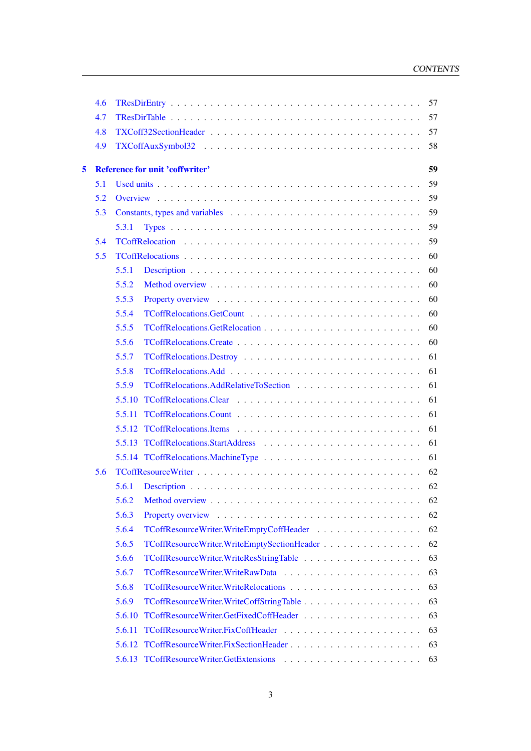4.6 TResDirEntry . . . . . . . . . . . . . . . . . . . . . . . . . . . . . . . . . . 57
4.7 TResDirTable . . . . . . . . . . . . . . . . . . . . . . . . . . . . . . . . . . 57
4.8 TXCoff32SectionHeader . . . . . . . . . . . . . . . . . . . . . . . . . . . . 57
4.9 TXCoffAuxSymbol32 . . . . . . . . . . . . . . . . . . . . . . . . . . . . . 58

**5 Reference for unit 'coffwriter' 59**

5.1 Used units . . . . . . . . . . . . . . . . . . . . . . . . . . . . . . . . . . . 59
5.2 Overview . . . . . . . . . . . . . . . . . . . . . . . . . . . . . . . . . . . . 59
5.3 Constants, types and variables . . . . . . . . . . . . . . . . . . . . . . . . . 59
5.3.1 Types . . . . . . . . . . . . . . . . . . . . . . . . . . . . . . . . . . . 59
5.4 TCoffRelocation . . . . . . . . . . . . . . . . . . . . . . . . . . . . . . . . 59
5.5 TCoffRelocations . . . . . . . . . . . . . . . . . . . . . . . . . . . . . . . . 60
5.5.1 Description . . . . . . . . . . . . . . . . . . . . . . . . . . . . . . . . 60
5.5.2 Method overview . . . . . . . . . . . . . . . . . . . . . . . . . . . . . 60
5.5.3 Property overview . . . . . . . . . . . . . . . . . . . . . . . . . . . . 60
5.5.4 TCoffRelocations.GetCount . . . . . . . . . . . . . . . . . . . . . . . 60
5.5.5 TCoffRelocations.GetRelocation . . . . . . . . . . . . . . . . . . . . . 60
5.5.6 TCoffRelocations.Create . . . . . . . . . . . . . . . . . . . . . . . . . 60
5.5.7 TCoffRelocations.Destroy . . . . . . . . . . . . . . . . . . . . . . . . 61
5.5.8 TCoffRelocations.Add . . . . . . . . . . . . . . . . . . . . . . . . . . 61
5.5.9 TCoffRelocations.AddRelativeToSection . . . . . . . . . . . . . . . . . 61
5.5.10 TCoffRelocations.Clear . . . . . . . . . . . . . . . . . . . . . . . . . . 61
5.5.11 TCoffRelocations.Count . . . . . . . . . . . . . . . . . . . . . . . . . 61
5.5.12 TCoffRelocations.Items . . . . . . . . . . . . . . . . . . . . . . . . . . 61
5.5.13 TCoffRelocations.StartAddress . . . . . . . . . . . . . . . . . . . . . . 61
5.5.14 TCoffRelocations.MachineType . . . . . . . . . . . . . . . . . . . . . 61
5.6 TCoffResourceWriter . . . . . . . . . . . . . . . . . . . . . . . . . . . . . . 62
5.6.1 Description . . . . . . . . . . . . . . . . . . . . . . . . . . . . . . . . 62
5.6.2 Method overview . . . . . . . . . . . . . . . . . . . . . . . . . . . . . 62
5.6.3 Property overview . . . . . . . . . . . . . . . . . . . . . . . . . . . . 62
5.6.4 TCoffResourceWriter.WriteEmptyCoffHeader . . . . . . . . . . . . . . 62
5.6.5 TCoffResourceWriter.WriteEmptySectionHeader . . . . . . . . . . . . . 62
5.6.6 TCoffResourceWriter.WriteResStringTable . . . . . . . . . . . . . . . . 63
5.6.7 TCoffResourceWriter.WriteRawData . . . . . . . . . . . . . . . . . . . 63
5.6.8 TCoffResourceWriter.WriteRelocations . . . . . . . . . . . . . . . . . . 63
5.6.9 TCoffResourceWriter.WriteCoffStringTable . . . . . . . . . . . . . . . 63
5.6.10 TCoffResourceWriter.GetFixedCoffHeader . . . . . . . . . . . . . . . . 63
5.6.11 TCoffResourceWriter.FixCoffHeader . . . . . . . . . . . . . . . . . . . 63
5.6.12 TCoffResourceWriter.FixSectionHeader . . . . . . . . . . . . . . . . . . 63
5.6.13 TCoffResourceWriter.GetExtensions . . . . . . . . . . . . . . . . . . . 63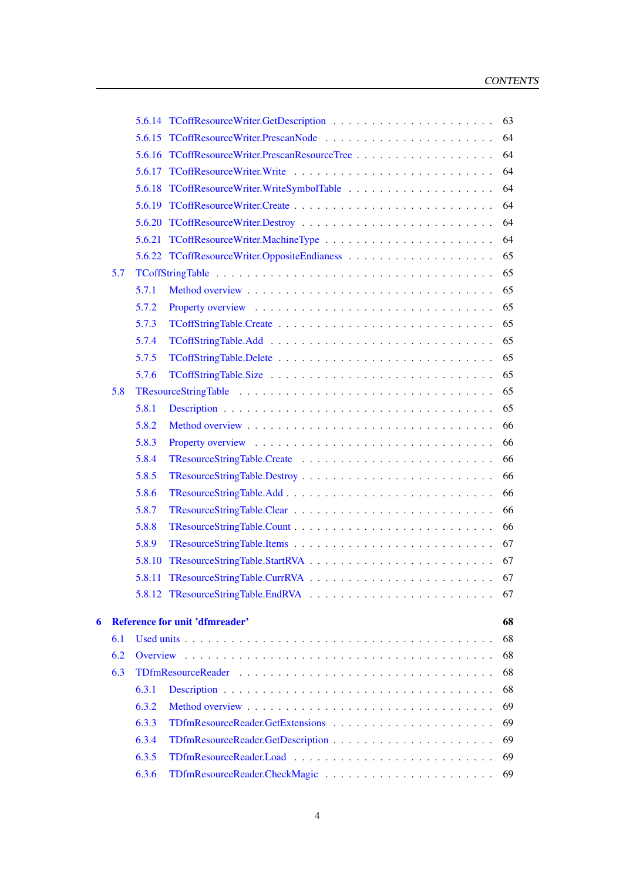5.6.14 TCoffResourceWriter.GetDescription . . . . . . . . . . 63
5.6.15 TCoffResourceWriter.PrescanNode . . . . . . . . . . 64
5.6.16 TCoffResourceWriter.PrescanResourceTree . . . . . . . . . . 64
5.6.17 TCoffResourceWriter.Write . . . . . . . . . . 64
5.6.18 TCoffResourceWriter.WriteSymbolTable . . . . . . . . . . 64
5.6.19 TCoffResourceWriter.Create . . . . . . . . . . 64
5.6.20 TCoffResourceWriter.Destroy . . . . . . . . . . 64
5.6.21 TCoffResourceWriter.MachineType . . . . . . . . . . 64
5.6.22 TCoffResourceWriter.OppositeEndianess . . . . . . . . . . 65

5.7 TCoffStringTable . . . . . . . . . . 65
5.7.1 Method overview . . . . . . . . . . 65
5.7.2 Property overview . . . . . . . . . . 65
5.7.3 TCoffStringTable.Create . . . . . . . . . . 65
5.7.4 TCoffStringTable.Add . . . . . . . . . . 65
5.7.5 TCoffStringTable.Delete . . . . . . . . . . 65
5.7.6 TCoffStringTable.Size . . . . . . . . . . 65

5.8 TResourceStringTable . . . . . . . . . . 65
5.8.1 Description . . . . . . . . . . 65
5.8.2 Method overview . . . . . . . . . . 66
5.8.3 Property overview . . . . . . . . . . 66
5.8.4 TResourceStringTable.Create . . . . . . . . . . 66
5.8.5 TResourceStringTable.Destroy . . . . . . . . . . 66
5.8.6 TResourceStringTable.Add . . . . . . . . . . 66
5.8.7 TResourceStringTable.Clear . . . . . . . . . . 66
5.8.8 TResourceStringTable.Count . . . . . . . . . . 66
5.8.9 TResourceStringTable.Items . . . . . . . . . . 67
5.8.10 TResourceStringTable.StartRVA . . . . . . . . . . 67
5.8.11 TResourceStringTable.CurrRVA . . . . . . . . . . 67
5.8.12 TResourceStringTable.EndRVA . . . . . . . . . . 67

**6 Reference for unit 'dfmreader' 68**

6.1 Used units . . . . . . . . . . 68
6.2 Overview . . . . . . . . . . 68
6.3 TDfmResourceReader . . . . . . . . . . 68
6.3.1 Description . . . . . . . . . . 68
6.3.2 Method overview . . . . . . . . . . 69
6.3.3 TDfmResourceReader.GetExtensions . . . . . . . . . . 69
6.3.4 TDfmResourceReader.GetDescription . . . . . . . . . . 69
6.3.5 TDfmResourceReader.Load . . . . . . . . . . 69
6.3.6 TDfmResourceReader.CheckMagic . . . . . . . . . . 69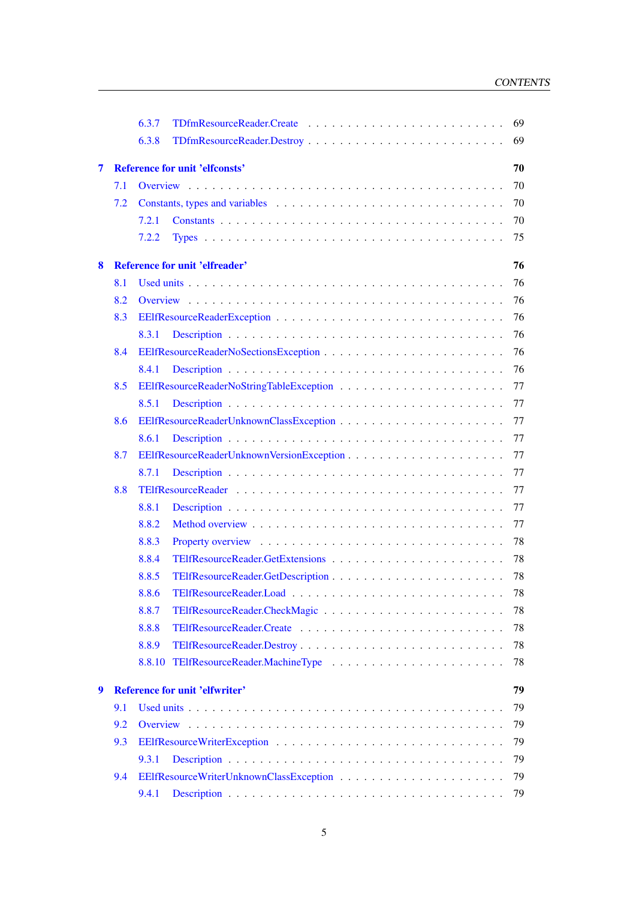6.3.7 TDfmResourceReader.Create . . . . . . . . . . . . . . . . . . . . . . . . 69
6.3.8 TDfmResourceReader.Destroy . . . . . . . . . . . . . . . . . . . . . . . . 69

**7 Reference for unit 'elfconsts' 70**

7.1 Overview . . . . . . . . . . . . . . . . . . . . . . . . . . . . . . . . . . . 70
7.2 Constants, types and variables . . . . . . . . . . . . . . . . . . . . . . . . 70
7.2.1 Constants . . . . . . . . . . . . . . . . . . . . . . . . . . . . . . . . 70
7.2.2 Types . . . . . . . . . . . . . . . . . . . . . . . . . . . . . . . . . . 75

**8 Reference for unit 'elfreader' 76**

8.1 Used units . . . . . . . . . . . . . . . . . . . . . . . . . . . . . . . . . . . 76
8.2 Overview . . . . . . . . . . . . . . . . . . . . . . . . . . . . . . . . . . . 76
8.3 EElfResourceReaderException . . . . . . . . . . . . . . . . . . . . . . . . 76
8.3.1 Description . . . . . . . . . . . . . . . . . . . . . . . . . . . . . . . . 76
8.4 EElfResourceReaderNoSectionsException . . . . . . . . . . . . . . . . . . . 76
8.4.1 Description . . . . . . . . . . . . . . . . . . . . . . . . . . . . . . . . 76
8.5 EElfResourceReaderNoStringTableException . . . . . . . . . . . . . . . . . 77
8.5.1 Description . . . . . . . . . . . . . . . . . . . . . . . . . . . . . . . . 77
8.6 EElfResourceReaderUnknownClassException . . . . . . . . . . . . . . . . . 77
8.6.1 Description . . . . . . . . . . . . . . . . . . . . . . . . . . . . . . . . 77
8.7 EElfResourceReaderUnknownVersionException . . . . . . . . . . . . . . . . 77
8.7.1 Description . . . . . . . . . . . . . . . . . . . . . . . . . . . . . . . . 77
8.8 TElfResourceReader . . . . . . . . . . . . . . . . . . . . . . . . . . . . . 77
8.8.1 Description . . . . . . . . . . . . . . . . . . . . . . . . . . . . . . . . 77
8.8.2 Method overview . . . . . . . . . . . . . . . . . . . . . . . . . . . . . 77
8.8.3 Property overview . . . . . . . . . . . . . . . . . . . . . . . . . . . . 78
8.8.4 TElfResourceReader.GetExtensions . . . . . . . . . . . . . . . . . . . 78
8.8.5 TElfResourceReader.GetDescription . . . . . . . . . . . . . . . . . . . 78
8.8.6 TElfResourceReader.Load . . . . . . . . . . . . . . . . . . . . . . . . 78
8.8.7 TElfResourceReader.CheckMagic . . . . . . . . . . . . . . . . . . . . 78
8.8.8 TElfResourceReader.Create . . . . . . . . . . . . . . . . . . . . . . . 78
8.8.9 TElfResourceReader.Destroy . . . . . . . . . . . . . . . . . . . . . . . 78
8.8.10 TElfResourceReader.MachineType . . . . . . . . . . . . . . . . . . . . 78

**9 Reference for unit 'elfwriter' 79**

9.1 Used units . . . . . . . . . . . . . . . . . . . . . . . . . . . . . . . . . . . 79
9.2 Overview . . . . . . . . . . . . . . . . . . . . . . . . . . . . . . . . . . . 79
9.3 EElfResourceWriterException . . . . . . . . . . . . . . . . . . . . . . . . . 79
9.3.1 Description . . . . . . . . . . . . . . . . . . . . . . . . . . . . . . . . 79
9.4 EElfResourceWriterUnknownClassException . . . . . . . . . . . . . . . . . 79
9.4.1 Description . . . . . . . . . . . . . . . . . . . . . . . . . . . . . . . . 79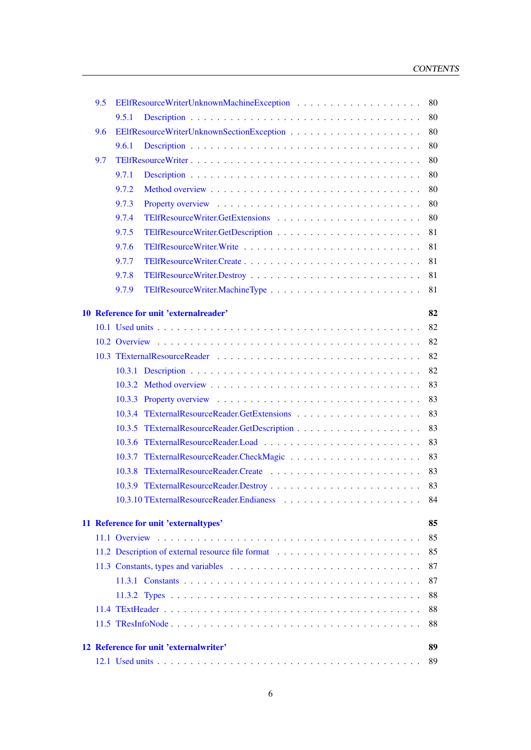9.5 EElfResourceWriterUnknownMachineException . . . . . . . . . . . . . . . . . . . 80
  9.5.1 Description . . . . . . . . . . . . . . . . . . . . . . . . . . . . . . . . 80
9.6 EElfResourceWriterUnknownSectionException . . . . . . . . . . . . . . . . . . . 80
  9.6.1 Description . . . . . . . . . . . . . . . . . . . . . . . . . . . . . . . . 80
9.7 TElfResourceWriter . . . . . . . . . . . . . . . . . . . . . . . . . . . . . . . 80
  9.7.1 Description . . . . . . . . . . . . . . . . . . . . . . . . . . . . . . . . 80
  9.7.2 Method overview . . . . . . . . . . . . . . . . . . . . . . . . . . . . . . 80
  9.7.3 Property overview . . . . . . . . . . . . . . . . . . . . . . . . . . . . . 80
  9.7.4 TElfResourceWriter.GetExtensions . . . . . . . . . . . . . . . . . . . . . 80
  9.7.5 TElfResourceWriter.GetDescription . . . . . . . . . . . . . . . . . . . . . 81
  9.7.6 TElfResourceWriter.Write . . . . . . . . . . . . . . . . . . . . . . . . . 81
  9.7.7 TElfResourceWriter.Create . . . . . . . . . . . . . . . . . . . . . . . . . 81
  9.7.8 TElfResourceWriter.Destroy . . . . . . . . . . . . . . . . . . . . . . . . 81
  9.7.9 TElfResourceWriter.MachineType . . . . . . . . . . . . . . . . . . . . . . 81

**10 Reference for unit 'externalreader' 82**

10.1 Used units . . . . . . . . . . . . . . . . . . . . . . . . . . . . . . . . . . 82
10.2 Overview . . . . . . . . . . . . . . . . . . . . . . . . . . . . . . . . . . . 82
10.3 TExternalResourceReader . . . . . . . . . . . . . . . . . . . . . . . . . . . . 82
  10.3.1 Description . . . . . . . . . . . . . . . . . . . . . . . . . . . . . . . . 82
  10.3.2 Method overview . . . . . . . . . . . . . . . . . . . . . . . . . . . . . . 83
  10.3.3 Property overview . . . . . . . . . . . . . . . . . . . . . . . . . . . . . 83
  10.3.4 TExternalResourceReader.GetExtensions . . . . . . . . . . . . . . . . . . . 83
  10.3.5 TExternalResourceReader.GetDescription . . . . . . . . . . . . . . . . . . 83
  10.3.6 TExternalResourceReader.Load . . . . . . . . . . . . . . . . . . . . . . . 83
  10.3.7 TExternalResourceReader.CheckMagic . . . . . . . . . . . . . . . . . . . . 83
  10.3.8 TExternalResourceReader.Create . . . . . . . . . . . . . . . . . . . . . . 83
  10.3.9 TExternalResourceReader.Destroy . . . . . . . . . . . . . . . . . . . . . . 83
  10.3.10 TExternalResourceReader.Endianess . . . . . . . . . . . . . . . . . . . . 84

**11 Reference for unit 'externaltypes' 85**

11.1 Overview . . . . . . . . . . . . . . . . . . . . . . . . . . . . . . . . . . . 85
11.2 Description of external resource file format . . . . . . . . . . . . . . . . . 85
11.3 Constants, types and variables . . . . . . . . . . . . . . . . . . . . . . . . 87
  11.3.1 Constants . . . . . . . . . . . . . . . . . . . . . . . . . . . . . . . . . 87
  11.3.2 Types . . . . . . . . . . . . . . . . . . . . . . . . . . . . . . . . . . . 88
11.4 TExtHeader . . . . . . . . . . . . . . . . . . . . . . . . . . . . . . . . . . 88
11.5 TResInfoNode . . . . . . . . . . . . . . . . . . . . . . . . . . . . . . . . . 88

**12 Reference for unit 'externalwriter' 89**

12.1 Used units . . . . . . . . . . . . . . . . . . . . . . . . . . . . . . . . . . 89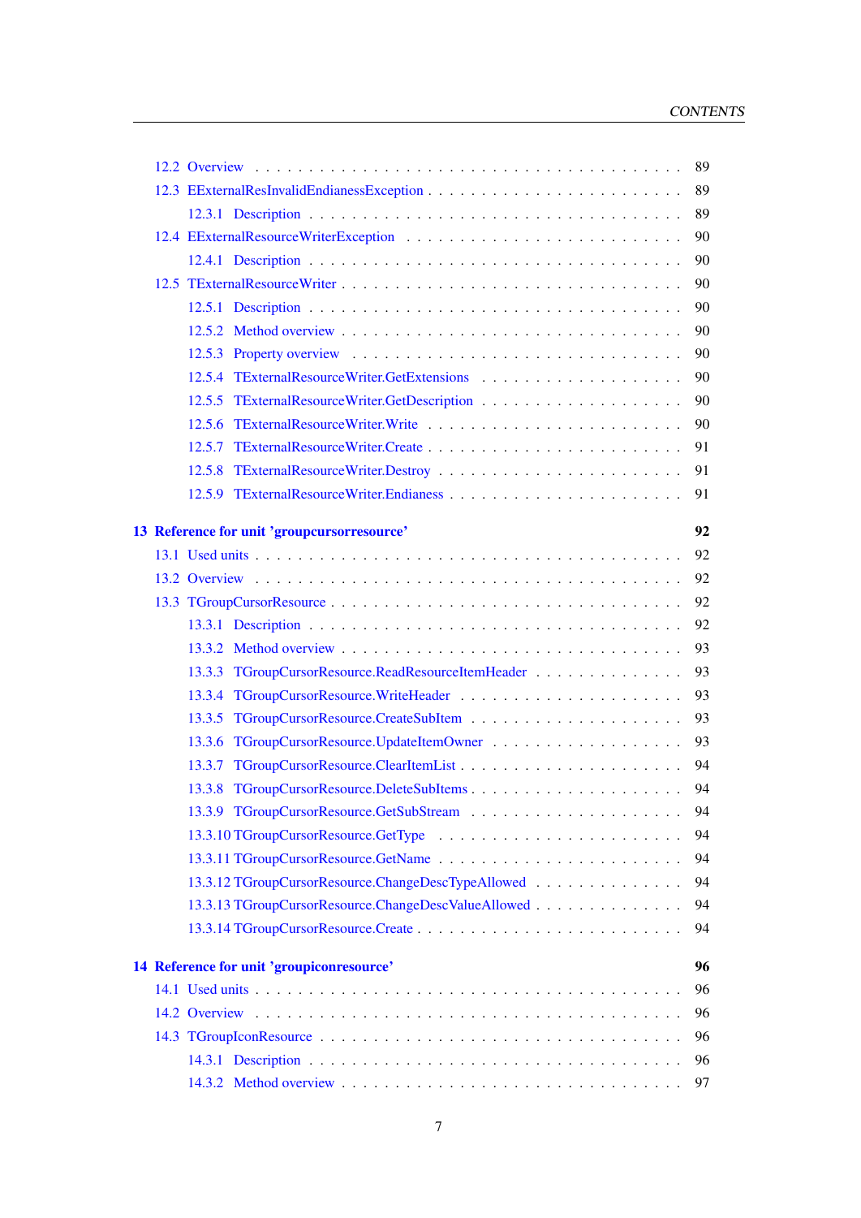12.2 Overview . . . . . . . . . . . . . . . . . . . . . . . . . . . . . . . . . . . . . . . . . . . 89
12.3 EExternalResInvalidEndianessException . . . . . . . . . . . . . . . . . . . . . . . . 89
 12.3.1 Description . . . . . . . . . . . . . . . . . . . . . . . . . . . . . . . . . . . . . . 89
12.4 EExternalResourceWriterException . . . . . . . . . . . . . . . . . . . . . . . . . . 90
 12.4.1 Description . . . . . . . . . . . . . . . . . . . . . . . . . . . . . . . . . . . . . . 90
12.5 TExternalResourceWriter . . . . . . . . . . . . . . . . . . . . . . . . . . . . . . . . 90
 12.5.1 Description . . . . . . . . . . . . . . . . . . . . . . . . . . . . . . . . . . . . . . 90
 12.5.2 Method overview . . . . . . . . . . . . . . . . . . . . . . . . . . . . . . . . . . 90
 12.5.3 Property overview . . . . . . . . . . . . . . . . . . . . . . . . . . . . . . . . . . 90
 12.5.4 TExternalResourceWriter.GetExtensions . . . . . . . . . . . . . . . . . . . . . 90
 12.5.5 TExternalResourceWriter.GetDescription . . . . . . . . . . . . . . . . . . . . . 90
 12.5.6 TExternalResourceWriter.Write . . . . . . . . . . . . . . . . . . . . . . . . . . 90
 12.5.7 TExternalResourceWriter.Create . . . . . . . . . . . . . . . . . . . . . . . . . . 91
 12.5.8 TExternalResourceWriter.Destroy . . . . . . . . . . . . . . . . . . . . . . . . . 91
 12.5.9 TExternalResourceWriter.Endianess . . . . . . . . . . . . . . . . . . . . . . . . 91

**13 Reference for unit 'groupcursorresource' 92**

13.1 Used units . . . . . . . . . . . . . . . . . . . . . . . . . . . . . . . . . . . . . . . . . 92
13.2 Overview . . . . . . . . . . . . . . . . . . . . . . . . . . . . . . . . . . . . . . . . . . 92
13.3 TGroupCursorResource . . . . . . . . . . . . . . . . . . . . . . . . . . . . . . . . . . 92
 13.3.1 Description . . . . . . . . . . . . . . . . . . . . . . . . . . . . . . . . . . . . . . 92
 13.3.2 Method overview . . . . . . . . . . . . . . . . . . . . . . . . . . . . . . . . . . 93
 13.3.3 TGroupCursorResource.ReadResourceItemHeader . . . . . . . . . . . . . . . . 93
 13.3.4 TGroupCursorResource.WriteHeader . . . . . . . . . . . . . . . . . . . . . . . 93
 13.3.5 TGroupCursorResource.CreateSubItem . . . . . . . . . . . . . . . . . . . . . . 93
 13.3.6 TGroupCursorResource.UpdateItemOwner . . . . . . . . . . . . . . . . . . . . 93
 13.3.7 TGroupCursorResource.ClearItemList . . . . . . . . . . . . . . . . . . . . . . . 94
 13.3.8 TGroupCursorResource.DeleteSubItems . . . . . . . . . . . . . . . . . . . . . . 94
 13.3.9 TGroupCursorResource.GetSubStream . . . . . . . . . . . . . . . . . . . . . . 94
 13.3.10 TGroupCursorResource.GetType . . . . . . . . . . . . . . . . . . . . . . . . . 94
 13.3.11 TGroupCursorResource.GetName . . . . . . . . . . . . . . . . . . . . . . . . . 94
 13.3.12 TGroupCursorResource.ChangeDescTypeAllowed . . . . . . . . . . . . . . . . 94
 13.3.13 TGroupCursorResource.ChangeDescValueAllowed . . . . . . . . . . . . . . . . 94
 13.3.14 TGroupCursorResource.Create . . . . . . . . . . . . . . . . . . . . . . . . . . 94

**14 Reference for unit 'groupiconresource' 96**

14.1 Used units . . . . . . . . . . . . . . . . . . . . . . . . . . . . . . . . . . . . . . . . . 96
14.2 Overview . . . . . . . . . . . . . . . . . . . . . . . . . . . . . . . . . . . . . . . . . . 96
14.3 TGroupIconResource . . . . . . . . . . . . . . . . . . . . . . . . . . . . . . . . . . . 96
 14.3.1 Description . . . . . . . . . . . . . . . . . . . . . . . . . . . . . . . . . . . . . . 96
 14.3.2 Method overview . . . . . . . . . . . . . . . . . . . . . . . . . . . . . . . . . . 97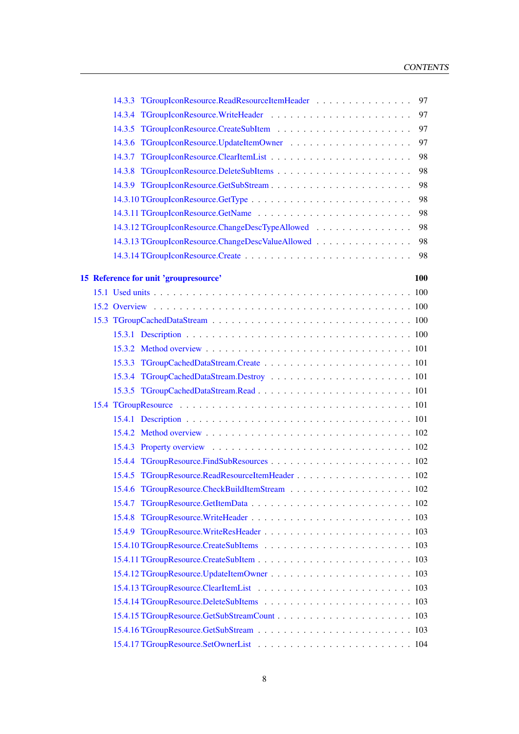14.3.3 TGroupIconResource.ReadResourceItemHeader . . . . . . . . . . . . . . . 97
14.3.4 TGroupIconResource.WriteHeader . . . . . . . . . . . . . . . . . . . . . 97
14.3.5 TGroupIconResource.CreateSubItem . . . . . . . . . . . . . . . . . . . . 97
14.3.6 TGroupIconResource.UpdateItemOwner . . . . . . . . . . . . . . . . . . 97
14.3.7 TGroupIconResource.ClearItemList . . . . . . . . . . . . . . . . . . . . . 98
14.3.8 TGroupIconResource.DeleteSubItems . . . . . . . . . . . . . . . . . . . . 98
14.3.9 TGroupIconResource.GetSubStream . . . . . . . . . . . . . . . . . . . . . 98
14.3.10 TGroupIconResource.GetType . . . . . . . . . . . . . . . . . . . . . . . 98
14.3.11 TGroupIconResource.GetName . . . . . . . . . . . . . . . . . . . . . . . 98
14.3.12 TGroupIconResource.ChangeDescTypeAllowed . . . . . . . . . . . . . . . 98
14.3.13 TGroupIconResource.ChangeDescValueAllowed . . . . . . . . . . . . . . 98
14.3.14 TGroupIconResource.Create . . . . . . . . . . . . . . . . . . . . . . . . 98

**15 Reference for unit 'groupresource' 100**

15.1 Used units . . . . . . . . . . . . . . . . . . . . . . . . . . . . . . . . . . . . 100
15.2 Overview . . . . . . . . . . . . . . . . . . . . . . . . . . . . . . . . . . . . 100
15.3 TGroupCachedDataStream . . . . . . . . . . . . . . . . . . . . . . . . . . . 100
15.3.1 Description . . . . . . . . . . . . . . . . . . . . . . . . . . . . . . . . . 100
15.3.2 Method overview . . . . . . . . . . . . . . . . . . . . . . . . . . . . . . 101
15.3.3 TGroupCachedDataStream.Create . . . . . . . . . . . . . . . . . . . . . 101
15.3.4 TGroupCachedDataStream.Destroy . . . . . . . . . . . . . . . . . . . . . 101
15.3.5 TGroupCachedDataStream.Read . . . . . . . . . . . . . . . . . . . . . . 101
15.4 TGroupResource . . . . . . . . . . . . . . . . . . . . . . . . . . . . . . . . . 101
15.4.1 Description . . . . . . . . . . . . . . . . . . . . . . . . . . . . . . . . . 101
15.4.2 Method overview . . . . . . . . . . . . . . . . . . . . . . . . . . . . . . 102
15.4.3 Property overview . . . . . . . . . . . . . . . . . . . . . . . . . . . . . 102
15.4.4 TGroupResource.FindSubResources . . . . . . . . . . . . . . . . . . . . 102
15.4.5 TGroupResource.ReadResourceItemHeader . . . . . . . . . . . . . . . . 102
15.4.6 TGroupResource.CheckBuildItemStream . . . . . . . . . . . . . . . . . . 102
15.4.7 TGroupResource.GetItemData . . . . . . . . . . . . . . . . . . . . . . . 102
15.4.8 TGroupResource.WriteHeader . . . . . . . . . . . . . . . . . . . . . . . 103
15.4.9 TGroupResource.WriteResHeader . . . . . . . . . . . . . . . . . . . . . 103
15.4.10 TGroupResource.CreateSubItems . . . . . . . . . . . . . . . . . . . . . 103
15.4.11 TGroupResource.CreateSubItem . . . . . . . . . . . . . . . . . . . . . . 103
15.4.12 TGroupResource.UpdateItemOwner . . . . . . . . . . . . . . . . . . . . 103
15.4.13 TGroupResource.ClearItemList . . . . . . . . . . . . . . . . . . . . . . 103
15.4.14 TGroupResource.DeleteSubItems . . . . . . . . . . . . . . . . . . . . . 103
15.4.15 TGroupResource.GetSubStreamCount . . . . . . . . . . . . . . . . . . . 103
15.4.16 TGroupResource.GetSubStream . . . . . . . . . . . . . . . . . . . . . . 103
15.4.17 TGroupResource.SetOwnerList . . . . . . . . . . . . . . . . . . . . . . 104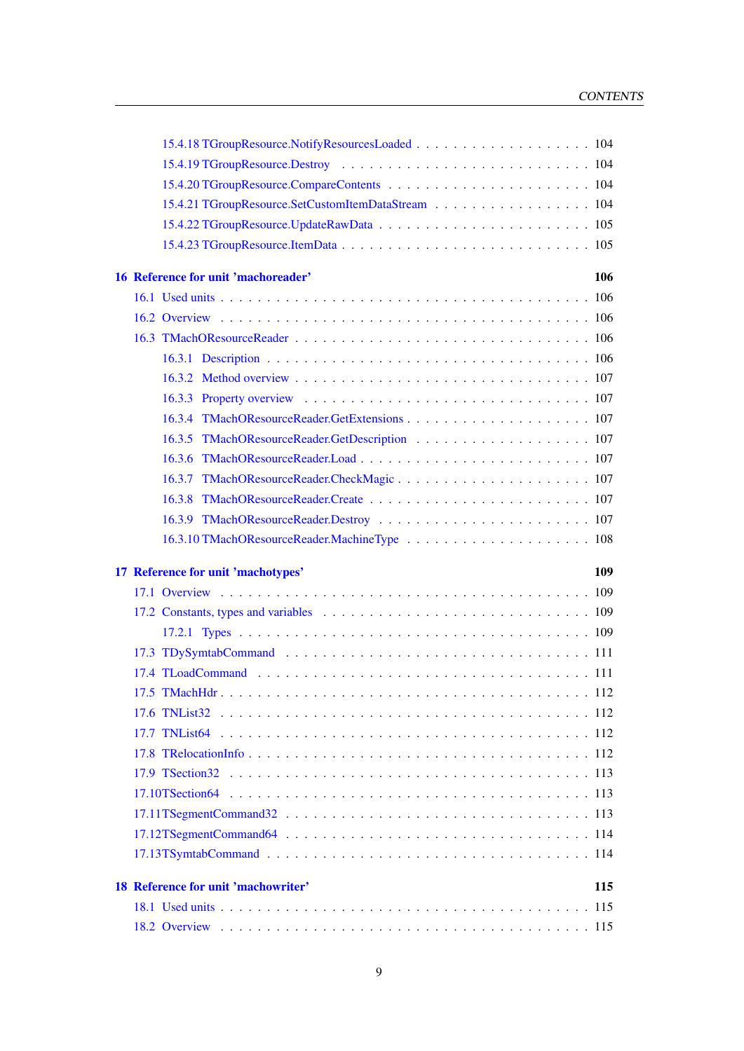15.4.18 TGroupResource.NotifyResourcesLoaded . . . . . . . . . . . . . . . . . . 104
15.4.19 TGroupResource.Destroy . . . . . . . . . . . . . . . . . . . . . . . . . . . 104
15.4.20 TGroupResource.CompareContents . . . . . . . . . . . . . . . . . . . . . 104
15.4.21 TGroupResource.SetCustomItemDataStream . . . . . . . . . . . . . . . . 104
15.4.22 TGroupResource.UpdateRawData . . . . . . . . . . . . . . . . . . . . . . 105
15.4.23 TGroupResource.ItemData . . . . . . . . . . . . . . . . . . . . . . . . . 105

**16 Reference for unit 'machoreader' 106**

16.1 Used units . . . . . . . . . . . . . . . . . . . . . . . . . . . . . . . . . . . 106
16.2 Overview . . . . . . . . . . . . . . . . . . . . . . . . . . . . . . . . . . . . 106
16.3 TMachOResourceReader . . . . . . . . . . . . . . . . . . . . . . . . . . . . 106
16.3.1 Description . . . . . . . . . . . . . . . . . . . . . . . . . . . . . . . . 106
16.3.2 Method overview . . . . . . . . . . . . . . . . . . . . . . . . . . . . . 107
16.3.3 Property overview . . . . . . . . . . . . . . . . . . . . . . . . . . . . 107
16.3.4 TMachOResourceReader.GetExtensions . . . . . . . . . . . . . . . . . . 107
16.3.5 TMachOResourceReader.GetDescription . . . . . . . . . . . . . . . . . 107
16.3.6 TMachOResourceReader.Load . . . . . . . . . . . . . . . . . . . . . . . 107
16.3.7 TMachOResourceReader.CheckMagic . . . . . . . . . . . . . . . . . . . 107
16.3.8 TMachOResourceReader.Create . . . . . . . . . . . . . . . . . . . . . . 107
16.3.9 TMachOResourceReader.Destroy . . . . . . . . . . . . . . . . . . . . . 107
16.3.10 TMachOResourceReader.MachineType . . . . . . . . . . . . . . . . . . 108

**17 Reference for unit 'machotypes' 109**

17.1 Overview . . . . . . . . . . . . . . . . . . . . . . . . . . . . . . . . . . . . 109
17.2 Constants, types and variables . . . . . . . . . . . . . . . . . . . . . . . . 109
17.2.1 Types . . . . . . . . . . . . . . . . . . . . . . . . . . . . . . . . . . . 109
17.3 TDySymtabCommand . . . . . . . . . . . . . . . . . . . . . . . . . . . . . . 111
17.4 TLoadCommand . . . . . . . . . . . . . . . . . . . . . . . . . . . . . . . . 111
17.5 TMachHdr . . . . . . . . . . . . . . . . . . . . . . . . . . . . . . . . . . . 112
17.6 TNList32 . . . . . . . . . . . . . . . . . . . . . . . . . . . . . . . . . . . 112
17.7 TNList64 . . . . . . . . . . . . . . . . . . . . . . . . . . . . . . . . . . . 112
17.8 TRelocationInfo . . . . . . . . . . . . . . . . . . . . . . . . . . . . . . . . 112
17.9 TSection32 . . . . . . . . . . . . . . . . . . . . . . . . . . . . . . . . . . 113
17.10TSection64 . . . . . . . . . . . . . . . . . . . . . . . . . . . . . . . . . . 113
17.11TSegmentCommand32 . . . . . . . . . . . . . . . . . . . . . . . . . . . . . 113
17.12TSegmentCommand64 . . . . . . . . . . . . . . . . . . . . . . . . . . . . . 114
17.13TSymtabCommand . . . . . . . . . . . . . . . . . . . . . . . . . . . . . . . 114

**18 Reference for unit 'machowriter' 115**

18.1 Used units . . . . . . . . . . . . . . . . . . . . . . . . . . . . . . . . . . . 115
18.2 Overview . . . . . . . . . . . . . . . . . . . . . . . . . . . . . . . . . . . . 115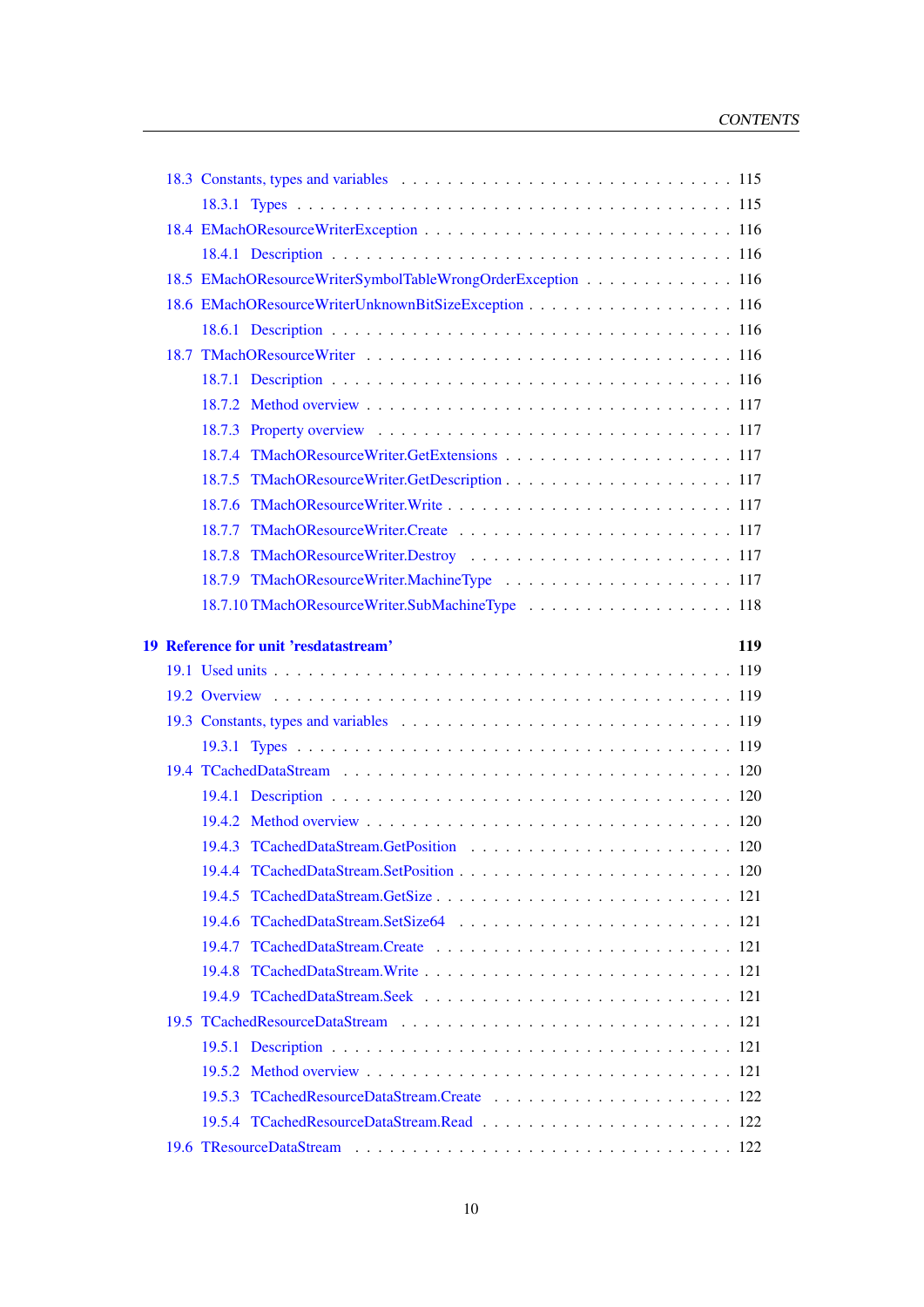18.3 Constants, types and variables . . . . . . . . . . . . . . . . . . . . . . . . . . . 115
18.3.1 Types . . . . . . . . . . . . . . . . . . . . . . . . . . . . . . . . . . . . . . 115
18.4 EMachOResourceWriterException . . . . . . . . . . . . . . . . . . . . . . . . . 116
18.4.1 Description . . . . . . . . . . . . . . . . . . . . . . . . . . . . . . . . . . 116
18.5 EMachOResourceWriterSymbolTableWrongOrderException . . . . . . . . . . . . 116
18.6 EMachOResourceWriterUnknownBitSizeException . . . . . . . . . . . . . . . . . 116
18.6.1 Description . . . . . . . . . . . . . . . . . . . . . . . . . . . . . . . . . . 116
18.7 TMachOResourceWriter . . . . . . . . . . . . . . . . . . . . . . . . . . . . . . 116
18.7.1 Description . . . . . . . . . . . . . . . . . . . . . . . . . . . . . . . . . . 116
18.7.2 Method overview . . . . . . . . . . . . . . . . . . . . . . . . . . . . . . . 117
18.7.3 Property overview . . . . . . . . . . . . . . . . . . . . . . . . . . . . . . 117
18.7.4 TMachOResourceWriter.GetExtensions . . . . . . . . . . . . . . . . . . . 117
18.7.5 TMachOResourceWriter.GetDescription . . . . . . . . . . . . . . . . . . . 117
18.7.6 TMachOResourceWriter.Write . . . . . . . . . . . . . . . . . . . . . . . . 117
18.7.7 TMachOResourceWriter.Create . . . . . . . . . . . . . . . . . . . . . . . 117
18.7.8 TMachOResourceWriter.Destroy . . . . . . . . . . . . . . . . . . . . . . . 117
18.7.9 TMachOResourceWriter.MachineType . . . . . . . . . . . . . . . . . . . . 117
18.7.10 TMachOResourceWriter.SubMachineType . . . . . . . . . . . . . . . . . . 118

**19 Reference for unit 'resdatastream' 119**

19.1 Used units . . . . . . . . . . . . . . . . . . . . . . . . . . . . . . . . . . . . . 119
19.2 Overview . . . . . . . . . . . . . . . . . . . . . . . . . . . . . . . . . . . . . 119
19.3 Constants, types and variables . . . . . . . . . . . . . . . . . . . . . . . . . . . 119
19.3.1 Types . . . . . . . . . . . . . . . . . . . . . . . . . . . . . . . . . . . . . . 119
19.4 TCachedDataStream . . . . . . . . . . . . . . . . . . . . . . . . . . . . . . . . 120
19.4.1 Description . . . . . . . . . . . . . . . . . . . . . . . . . . . . . . . . . . 120
19.4.2 Method overview . . . . . . . . . . . . . . . . . . . . . . . . . . . . . . . 120
19.4.3 TCachedDataStream.GetPosition . . . . . . . . . . . . . . . . . . . . . . 120
19.4.4 TCachedDataStream.SetPosition . . . . . . . . . . . . . . . . . . . . . . . 120
19.4.5 TCachedDataStream.GetSize . . . . . . . . . . . . . . . . . . . . . . . . . 121
19.4.6 TCachedDataStream.SetSize64 . . . . . . . . . . . . . . . . . . . . . . . 121
19.4.7 TCachedDataStream.Create . . . . . . . . . . . . . . . . . . . . . . . . . 121
19.4.8 TCachedDataStream.Write . . . . . . . . . . . . . . . . . . . . . . . . . . 121
19.4.9 TCachedDataStream.Seek . . . . . . . . . . . . . . . . . . . . . . . . . . 121
19.5 TCachedResourceDataStream . . . . . . . . . . . . . . . . . . . . . . . . . . . 121
19.5.1 Description . . . . . . . . . . . . . . . . . . . . . . . . . . . . . . . . . . 121
19.5.2 Method overview . . . . . . . . . . . . . . . . . . . . . . . . . . . . . . . 121
19.5.3 TCachedResourceDataStream.Create . . . . . . . . . . . . . . . . . . . . 122
19.5.4 TCachedResourceDataStream.Read . . . . . . . . . . . . . . . . . . . . . 122
19.6 TResourceDataStream . . . . . . . . . . . . . . . . . . . . . . . . . . . . . . . 122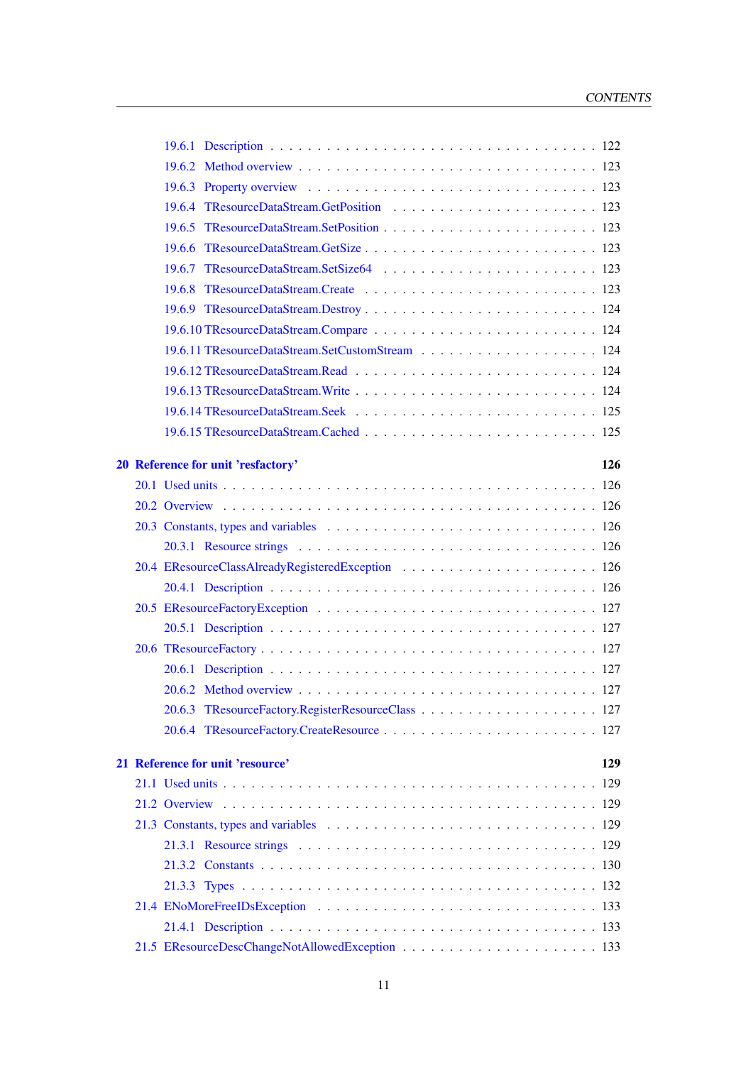19.6.1 Description . . . . . . . . . . . . . . . . . . . . . . . . . . . . . . 122
19.6.2 Method overview . . . . . . . . . . . . . . . . . . . . . . . . . . . . 123
19.6.3 Property overview . . . . . . . . . . . . . . . . . . . . . . . . . . . 123
19.6.4 TResourceDataStream.GetPosition . . . . . . . . . . . . . . . . . . . . 123
19.6.5 TResourceDataStream.SetPosition . . . . . . . . . . . . . . . . . . . . 123
19.6.6 TResourceDataStream.GetSize . . . . . . . . . . . . . . . . . . . . . . 123
19.6.7 TResourceDataStream.SetSize64 . . . . . . . . . . . . . . . . . . . . . 123
19.6.8 TResourceDataStream.Create . . . . . . . . . . . . . . . . . . . . . . 123
19.6.9 TResourceDataStream.Destroy . . . . . . . . . . . . . . . . . . . . . . 124
19.6.10 TResourceDataStream.Compare . . . . . . . . . . . . . . . . . . . . . 124
19.6.11 TResourceDataStream.SetCustomStream . . . . . . . . . . . . . . . . . 124
19.6.12 TResourceDataStream.Read . . . . . . . . . . . . . . . . . . . . . . . 124
19.6.13 TResourceDataStream.Write . . . . . . . . . . . . . . . . . . . . . . . 124
19.6.14 TResourceDataStream.Seek . . . . . . . . . . . . . . . . . . . . . . . 125
19.6.15 TResourceDataStream.Cached . . . . . . . . . . . . . . . . . . . . . . 125

**20 Reference for unit 'resfactory' 126**

20.1 Used units . . . . . . . . . . . . . . . . . . . . . . . . . . . . . . . . . . 126
20.2 Overview . . . . . . . . . . . . . . . . . . . . . . . . . . . . . . . . . . 126
20.3 Constants, types and variables . . . . . . . . . . . . . . . . . . . . . . . 126
20.3.1 Resource strings . . . . . . . . . . . . . . . . . . . . . . . . . . . . 126
20.4 EResourceClassAlreadyRegisteredException . . . . . . . . . . . . . . . . . 126
20.4.1 Description . . . . . . . . . . . . . . . . . . . . . . . . . . . . . . . 126
20.5 EResourceFactoryException . . . . . . . . . . . . . . . . . . . . . . . . . 127
20.5.1 Description . . . . . . . . . . . . . . . . . . . . . . . . . . . . . . . 127
20.6 TResourceFactory . . . . . . . . . . . . . . . . . . . . . . . . . . . . . . 127
20.6.1 Description . . . . . . . . . . . . . . . . . . . . . . . . . . . . . . . 127
20.6.2 Method overview . . . . . . . . . . . . . . . . . . . . . . . . . . . . 127
20.6.3 TResourceFactory.RegisterResourceClass . . . . . . . . . . . . . . . . . 127
20.6.4 TResourceFactory.CreateResource . . . . . . . . . . . . . . . . . . . . 127

**21 Reference for unit 'resource' 129**

21.1 Used units . . . . . . . . . . . . . . . . . . . . . . . . . . . . . . . . . . 129
21.2 Overview . . . . . . . . . . . . . . . . . . . . . . . . . . . . . . . . . . 129
21.3 Constants, types and variables . . . . . . . . . . . . . . . . . . . . . . . 129
21.3.1 Resource strings . . . . . . . . . . . . . . . . . . . . . . . . . . . . 129
21.3.2 Constants . . . . . . . . . . . . . . . . . . . . . . . . . . . . . . . . 130
21.3.3 Types . . . . . . . . . . . . . . . . . . . . . . . . . . . . . . . . . . 132
21.4 ENoMoreFreeIDsException . . . . . . . . . . . . . . . . . . . . . . . . . 133
21.4.1 Description . . . . . . . . . . . . . . . . . . . . . . . . . . . . . . . 133
21.5 EResourceDescChangeNotAllowedException . . . . . . . . . . . . . . . . . 133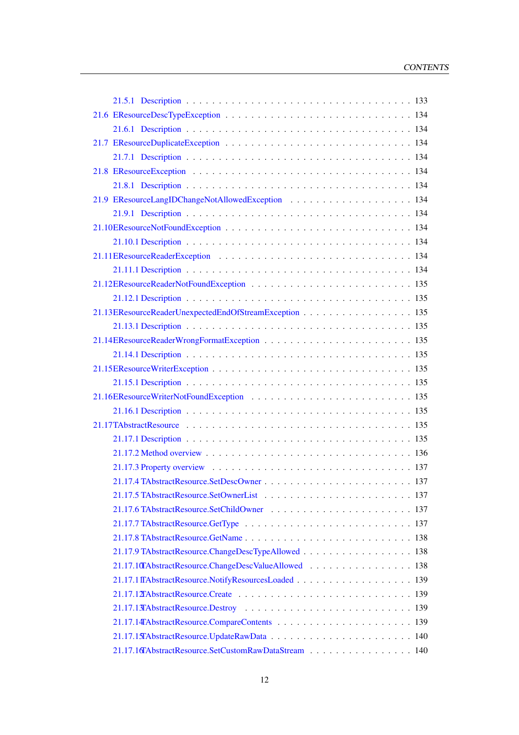21.5.1 Description . . . . . . . . . . . . . . . . . . . . . . . . . . . . . . 133
21.6 EResourceDescTypeException . . . . . . . . . . . . . . . . . . . . . . . . 134
21.6.1 Description . . . . . . . . . . . . . . . . . . . . . . . . . . . . . . 134
21.7 EResourceDuplicateException . . . . . . . . . . . . . . . . . . . . . . . . 134
21.7.1 Description . . . . . . . . . . . . . . . . . . . . . . . . . . . . . . 134
21.8 EResourceException . . . . . . . . . . . . . . . . . . . . . . . . . . . . . 134
21.8.1 Description . . . . . . . . . . . . . . . . . . . . . . . . . . . . . . 134
21.9 EResourceLangIDChangeNotAllowedException . . . . . . . . . . . . . . . . . 134
21.9.1 Description . . . . . . . . . . . . . . . . . . . . . . . . . . . . . . 134
21.10 EResourceNotFoundException . . . . . . . . . . . . . . . . . . . . . . . . 134
21.10.1 Description . . . . . . . . . . . . . . . . . . . . . . . . . . . . . . 134
21.11 EResourceReaderException . . . . . . . . . . . . . . . . . . . . . . . . . 134
21.11.1 Description . . . . . . . . . . . . . . . . . . . . . . . . . . . . . . 134
21.12 EResourceReaderNotFoundException . . . . . . . . . . . . . . . . . . . . . 135
21.12.1 Description . . . . . . . . . . . . . . . . . . . . . . . . . . . . . . 135
21.13 EResourceReaderUnexpectedEndOfStreamException . . . . . . . . . . . . . . 135
21.13.1 Description . . . . . . . . . . . . . . . . . . . . . . . . . . . . . . 135
21.14 EResourceReaderWrongFormatException . . . . . . . . . . . . . . . . . . . 135
21.14.1 Description . . . . . . . . . . . . . . . . . . . . . . . . . . . . . . 135
21.15 EResourceWriterException . . . . . . . . . . . . . . . . . . . . . . . . . 135
21.15.1 Description . . . . . . . . . . . . . . . . . . . . . . . . . . . . . . 135
21.16 EResourceWriterNotFoundException . . . . . . . . . . . . . . . . . . . . . 135
21.16.1 Description . . . . . . . . . . . . . . . . . . . . . . . . . . . . . . 135
21.17 TAbstractResource . . . . . . . . . . . . . . . . . . . . . . . . . . . . . 135
21.17.1 Description . . . . . . . . . . . . . . . . . . . . . . . . . . . . . . 135
21.17.2 Method overview . . . . . . . . . . . . . . . . . . . . . . . . . . . 136
21.17.3 Property overview . . . . . . . . . . . . . . . . . . . . . . . . . . . 137
21.17.4 TAbstractResource.SetDescOwner . . . . . . . . . . . . . . . . . . . 137
21.17.5 TAbstractResource.SetOwnerList . . . . . . . . . . . . . . . . . . . . 137
21.17.6 TAbstractResource.SetChildOwner . . . . . . . . . . . . . . . . . . . 137
21.17.7 TAbstractResource.GetType . . . . . . . . . . . . . . . . . . . . . . 137
21.17.8 TAbstractResource.GetName . . . . . . . . . . . . . . . . . . . . . . 138
21.17.9 TAbstractResource.ChangeDescTypeAllowed . . . . . . . . . . . . . . . 138
21.17.10 TAbstractResource.ChangeDescValueAllowed . . . . . . . . . . . . . . 138
21.17.11 TAbstractResource.NotifyResourcesLoaded . . . . . . . . . . . . . . . 139
21.17.12 TAbstractResource.Create . . . . . . . . . . . . . . . . . . . . . . . 139
21.17.13 TAbstractResource.Destroy . . . . . . . . . . . . . . . . . . . . . . . 139
21.17.14 TAbstractResource.CompareContents . . . . . . . . . . . . . . . . . . 139
21.17.15 TAbstractResource.UpdateRawData . . . . . . . . . . . . . . . . . . . 140
21.17.16 TAbstractResource.SetCustomRawDataStream . . . . . . . . . . . . . . 140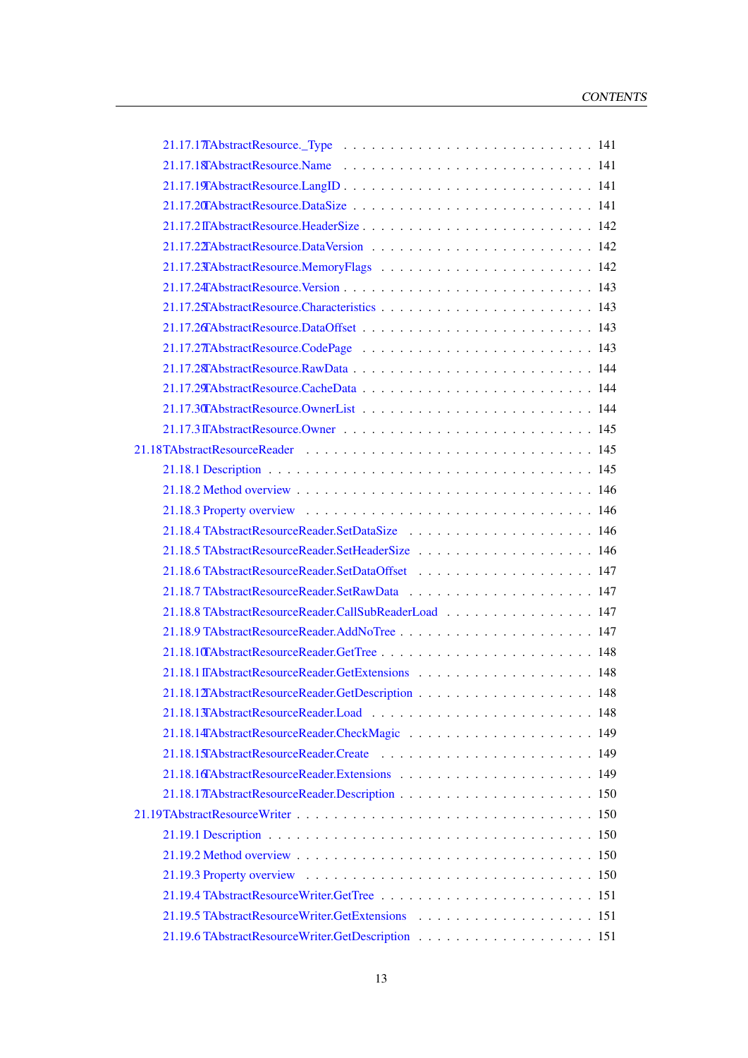- 21.17.17 TAbstractResource._Type . . . 141
- 21.17.18 TAbstractResource.Name . . . 141
- 21.17.19 TAbstractResource.LangID . . . 141
- 21.17.20 TAbstractResource.DataSize . . . 141
- 21.17.21 TAbstractResource.HeaderSize . . . 142
- 21.17.22 TAbstractResource.DataVersion . . . 142
- 21.17.23 TAbstractResource.MemoryFlags . . . 142
- 21.17.24 TAbstractResource.Version . . . 143
- 21.17.25 TAbstractResource.Characteristics . . . 143
- 21.17.26 TAbstractResource.DataOffset . . . 143
- 21.17.27 TAbstractResource.CodePage . . . 143
- 21.17.28 TAbstractResource.RawData . . . 144
- 21.17.29 TAbstractResource.CacheData . . . 144
- 21.17.30 TAbstractResource.OwnerList . . . 144
- 21.17.31 TAbstractResource.Owner . . . 145

21.18 TAbstractResourceReader . . . 145

- 21.18.1 Description . . . 145
- 21.18.2 Method overview . . . 146
- 21.18.3 Property overview . . . 146
- 21.18.4 TAbstractResourceReader.SetDataSize . . . 146
- 21.18.5 TAbstractResourceReader.SetHeaderSize . . . 146
- 21.18.6 TAbstractResourceReader.SetDataOffset . . . 147
- 21.18.7 TAbstractResourceReader.SetRawData . . . 147
- 21.18.8 TAbstractResourceReader.CallSubReaderLoad . . . 147
- 21.18.9 TAbstractResourceReader.AddNoTree . . . 147
- 21.18.10 TAbstractResourceReader.GetTree . . . 148
- 21.18.11 TAbstractResourceReader.GetExtensions . . . 148
- 21.18.12 TAbstractResourceReader.GetDescription . . . 148
- 21.18.13 TAbstractResourceReader.Load . . . 148
- 21.18.14 TAbstractResourceReader.CheckMagic . . . 149
- 21.18.15 TAbstractResourceReader.Create . . . 149
- 21.18.16 TAbstractResourceReader.Extensions . . . 149
- 21.18.17 TAbstractResourceReader.Description . . . 150

21.19 TAbstractResourceWriter . . . 150

- 21.19.1 Description . . . 150
- 21.19.2 Method overview . . . 150
- 21.19.3 Property overview . . . 150
- 21.19.4 TAbstractResourceWriter.GetTree . . . 151
- 21.19.5 TAbstractResourceWriter.GetExtensions . . . 151
- 21.19.6 TAbstractResourceWriter.GetDescription . . . 151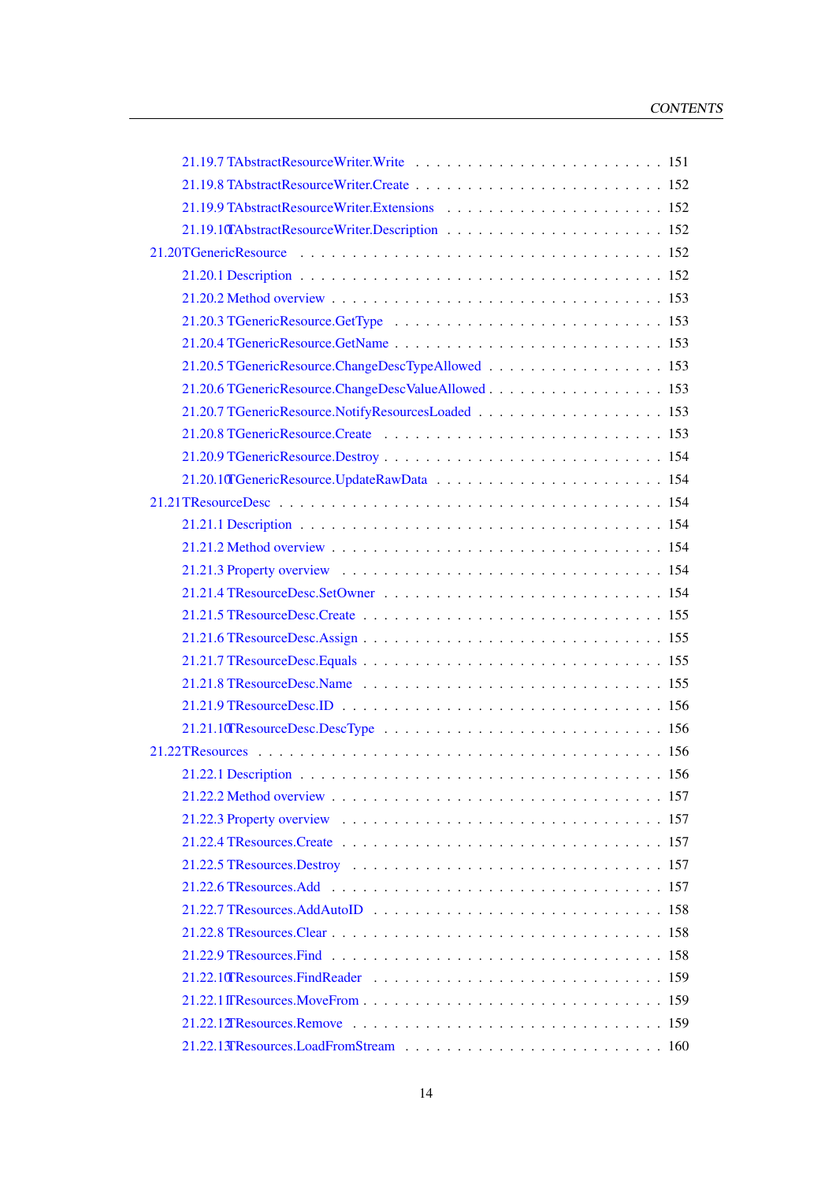- 21.19.7 TAbstractResourceWriter.Write . . . 151
- 21.19.8 TAbstractResourceWriter.Create . . . 152
- 21.19.9 TAbstractResourceWriter.Extensions . . . 152
- 21.19.10 TAbstractResourceWriter.Description . . . 152
- 21.20 TGenericResource . . . 152
  - 21.20.1 Description . . . 152
  - 21.20.2 Method overview . . . 153
  - 21.20.3 TGenericResource.GetType . . . 153
  - 21.20.4 TGenericResource.GetName . . . 153
  - 21.20.5 TGenericResource.ChangeDescTypeAllowed . . . 153
  - 21.20.6 TGenericResource.ChangeDescValueAllowed . . . 153
  - 21.20.7 TGenericResource.NotifyResourcesLoaded . . . 153
  - 21.20.8 TGenericResource.Create . . . 153
  - 21.20.9 TGenericResource.Destroy . . . 154
  - 21.20.10 TGenericResource.UpdateRawData . . . 154
- 21.21 TResourceDesc . . . 154
  - 21.21.1 Description . . . 154
  - 21.21.2 Method overview . . . 154
  - 21.21.3 Property overview . . . 154
  - 21.21.4 TResourceDesc.SetOwner . . . 154
  - 21.21.5 TResourceDesc.Create . . . 155
  - 21.21.6 TResourceDesc.Assign . . . 155
  - 21.21.7 TResourceDesc.Equals . . . 155
  - 21.21.8 TResourceDesc.Name . . . 155
  - 21.21.9 TResourceDesc.ID . . . 156
  - 21.21.10 TResourceDesc.DescType . . . 156
- 21.22 TResources . . . 156
  - 21.22.1 Description . . . 156
  - 21.22.2 Method overview . . . 157
  - 21.22.3 Property overview . . . 157
  - 21.22.4 TResources.Create . . . 157
  - 21.22.5 TResources.Destroy . . . 157
  - 21.22.6 TResources.Add . . . 157
  - 21.22.7 TResources.AddAutoID . . . 158
  - 21.22.8 TResources.Clear . . . 158
  - 21.22.9 TResources.Find . . . 158
  - 21.22.10 TResources.FindReader . . . 159
  - 21.22.11 TResources.MoveFrom . . . 159
  - 21.22.12 TResources.Remove . . . 159
  - 21.22.13 TResources.LoadFromStream . . . 160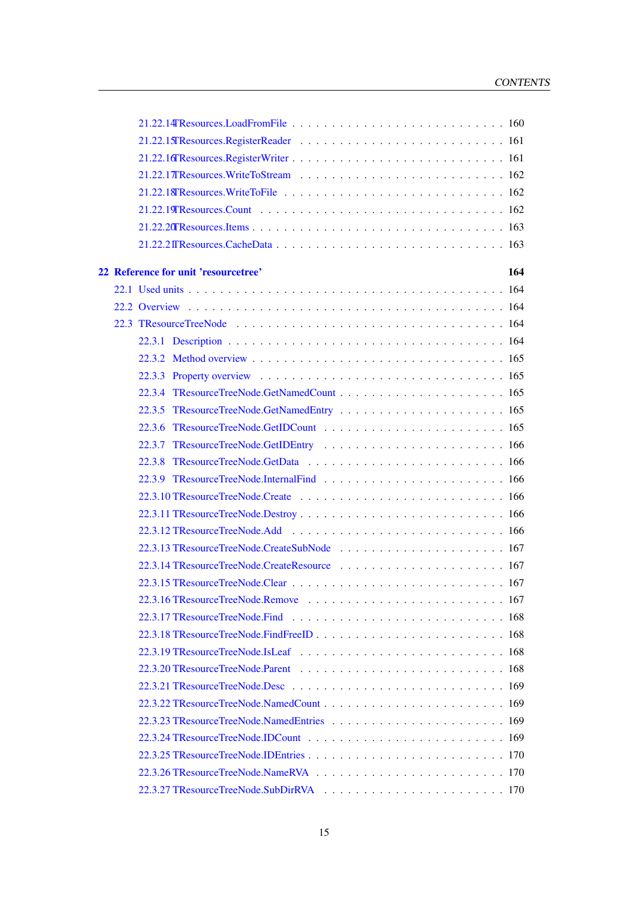21.22.14 TResources.LoadFromFile . . . . . . . . . . . . . . . . . . . . . . . . . 160
21.22.15 TResources.RegisterReader . . . . . . . . . . . . . . . . . . . . . . . . 161
21.22.16 TResources.RegisterWriter . . . . . . . . . . . . . . . . . . . . . . . . . 161
21.22.17 TResources.WriteToStream . . . . . . . . . . . . . . . . . . . . . . . . 162
21.22.18 TResources.WriteToFile . . . . . . . . . . . . . . . . . . . . . . . . . 162
21.22.19 TResources.Count . . . . . . . . . . . . . . . . . . . . . . . . . . . . 162
21.22.20 TResources.Items . . . . . . . . . . . . . . . . . . . . . . . . . . . . 163
21.22.21 TResources.CacheData . . . . . . . . . . . . . . . . . . . . . . . . . . 163

**22 Reference for unit 'resourcetree' 164**

22.1 Used units . . . . . . . . . . . . . . . . . . . . . . . . . . . . . . . . . . . 164
22.2 Overview . . . . . . . . . . . . . . . . . . . . . . . . . . . . . . . . . . . . 164
22.3 TResourceTreeNode . . . . . . . . . . . . . . . . . . . . . . . . . . . . . . 164
22.3.1 Description . . . . . . . . . . . . . . . . . . . . . . . . . . . . . . . . 164
22.3.2 Method overview . . . . . . . . . . . . . . . . . . . . . . . . . . . . . 165
22.3.3 Property overview . . . . . . . . . . . . . . . . . . . . . . . . . . . . 165
22.3.4 TResourceTreeNode.GetNamedCount . . . . . . . . . . . . . . . . . . . 165
22.3.5 TResourceTreeNode.GetNamedEntry . . . . . . . . . . . . . . . . . . . 165
22.3.6 TResourceTreeNode.GetIDCount . . . . . . . . . . . . . . . . . . . . . 165
22.3.7 TResourceTreeNode.GetIDEntry . . . . . . . . . . . . . . . . . . . . . 166
22.3.8 TResourceTreeNode.GetData . . . . . . . . . . . . . . . . . . . . . . . 166
22.3.9 TResourceTreeNode.InternalFind . . . . . . . . . . . . . . . . . . . . . 166
22.3.10 TResourceTreeNode.Create . . . . . . . . . . . . . . . . . . . . . . . 166
22.3.11 TResourceTreeNode.Destroy . . . . . . . . . . . . . . . . . . . . . . . 166
22.3.12 TResourceTreeNode.Add . . . . . . . . . . . . . . . . . . . . . . . . . 166
22.3.13 TResourceTreeNode.CreateSubNode . . . . . . . . . . . . . . . . . . . 167
22.3.14 TResourceTreeNode.CreateResource . . . . . . . . . . . . . . . . . . . 167
22.3.15 TResourceTreeNode.Clear . . . . . . . . . . . . . . . . . . . . . . . . 167
22.3.16 TResourceTreeNode.Remove . . . . . . . . . . . . . . . . . . . . . . . 167
22.3.17 TResourceTreeNode.Find . . . . . . . . . . . . . . . . . . . . . . . . 168
22.3.18 TResourceTreeNode.FindFreeID . . . . . . . . . . . . . . . . . . . . . 168
22.3.19 TResourceTreeNode.IsLeaf . . . . . . . . . . . . . . . . . . . . . . . 168
22.3.20 TResourceTreeNode.Parent . . . . . . . . . . . . . . . . . . . . . . . 168
22.3.21 TResourceTreeNode.Desc . . . . . . . . . . . . . . . . . . . . . . . . 169
22.3.22 TResourceTreeNode.NamedCount . . . . . . . . . . . . . . . . . . . . 169
22.3.23 TResourceTreeNode.NamedEntries . . . . . . . . . . . . . . . . . . . . 169
22.3.24 TResourceTreeNode.IDCount . . . . . . . . . . . . . . . . . . . . . . 169
22.3.25 TResourceTreeNode.IDEntries . . . . . . . . . . . . . . . . . . . . . . 170
22.3.26 TResourceTreeNode.NameRVA . . . . . . . . . . . . . . . . . . . . . . 170
22.3.27 TResourceTreeNode.SubDirRVA . . . . . . . . . . . . . . . . . . . . . 170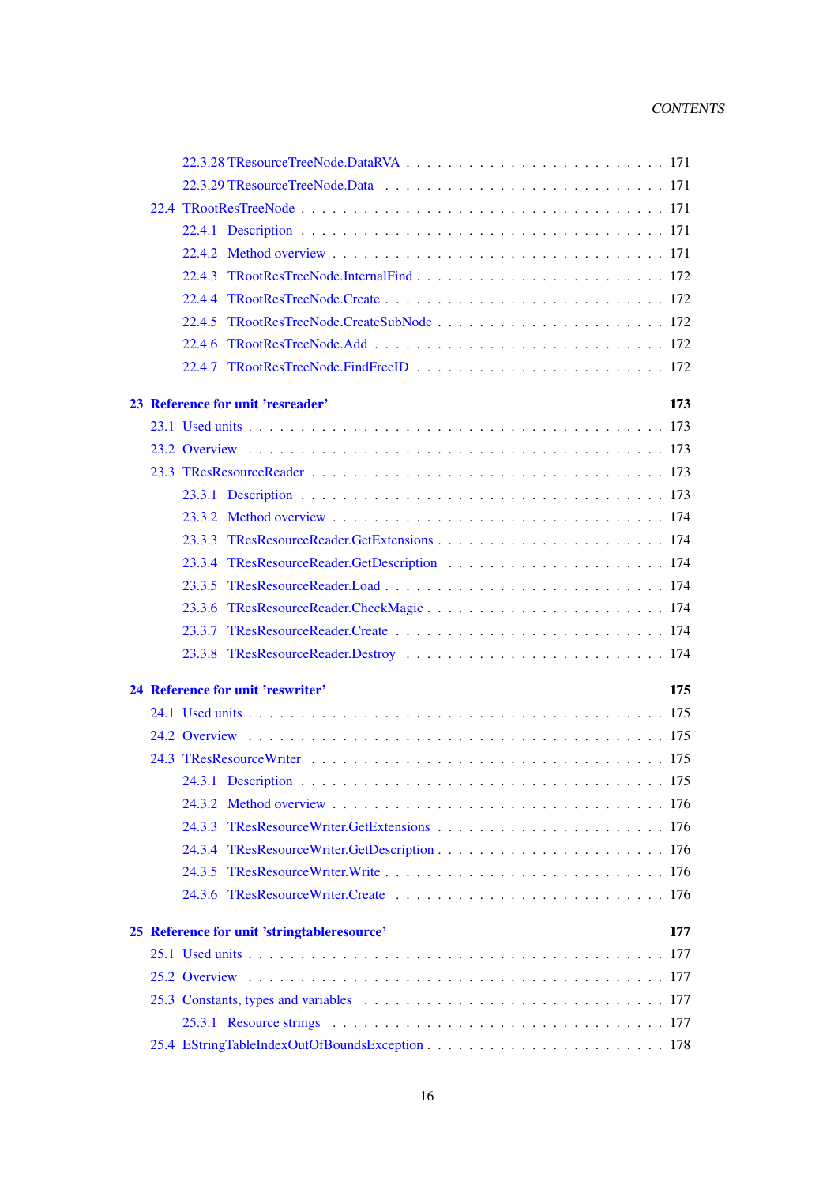22.3.28 TResourceTreeNode.DataRVA . . . . . . . . . . . . . . . . . . . . . . . . 171
22.3.29 TResourceTreeNode.Data . . . . . . . . . . . . . . . . . . . . . . . . . 171
22.4 TRootResTreeNode . . . . . . . . . . . . . . . . . . . . . . . . . . . . . . . 171
22.4.1 Description . . . . . . . . . . . . . . . . . . . . . . . . . . . . . . . 171
22.4.2 Method overview . . . . . . . . . . . . . . . . . . . . . . . . . . . . 171
22.4.3 TRootResTreeNode.InternalFind . . . . . . . . . . . . . . . . . . . . . 172
22.4.4 TRootResTreeNode.Create . . . . . . . . . . . . . . . . . . . . . . . . 172
22.4.5 TRootResTreeNode.CreateSubNode . . . . . . . . . . . . . . . . . . . 172
22.4.6 TRootResTreeNode.Add . . . . . . . . . . . . . . . . . . . . . . . . . 172
22.4.7 TRootResTreeNode.FindFreeID . . . . . . . . . . . . . . . . . . . . . 172

**23 Reference for unit 'resreader' 173**

23.1 Used units . . . . . . . . . . . . . . . . . . . . . . . . . . . . . . . . . . 173
23.2 Overview . . . . . . . . . . . . . . . . . . . . . . . . . . . . . . . . . . . 173
23.3 TResResourceReader . . . . . . . . . . . . . . . . . . . . . . . . . . . . . 173
23.3.1 Description . . . . . . . . . . . . . . . . . . . . . . . . . . . . . . . 173
23.3.2 Method overview . . . . . . . . . . . . . . . . . . . . . . . . . . . . 174
23.3.3 TResResourceReader.GetExtensions . . . . . . . . . . . . . . . . . . . 174
23.3.4 TResResourceReader.GetDescription . . . . . . . . . . . . . . . . . . 174
23.3.5 TResResourceReader.Load . . . . . . . . . . . . . . . . . . . . . . . . 174
23.3.6 TResResourceReader.CheckMagic . . . . . . . . . . . . . . . . . . . . 174
23.3.7 TResResourceReader.Create . . . . . . . . . . . . . . . . . . . . . . . 174
23.3.8 TResResourceReader.Destroy . . . . . . . . . . . . . . . . . . . . . . 174

**24 Reference for unit 'reswriter' 175**

24.1 Used units . . . . . . . . . . . . . . . . . . . . . . . . . . . . . . . . . . 175
24.2 Overview . . . . . . . . . . . . . . . . . . . . . . . . . . . . . . . . . . . 175
24.3 TResResourceWriter . . . . . . . . . . . . . . . . . . . . . . . . . . . . . 175
24.3.1 Description . . . . . . . . . . . . . . . . . . . . . . . . . . . . . . . 175
24.3.2 Method overview . . . . . . . . . . . . . . . . . . . . . . . . . . . . 176
24.3.3 TResResourceWriter.GetExtensions . . . . . . . . . . . . . . . . . . . 176
24.3.4 TResResourceWriter.GetDescription . . . . . . . . . . . . . . . . . . . 176
24.3.5 TResResourceWriter.Write . . . . . . . . . . . . . . . . . . . . . . . . 176
24.3.6 TResResourceWriter.Create . . . . . . . . . . . . . . . . . . . . . . . 176

**25 Reference for unit 'stringtableresource' 177**

25.1 Used units . . . . . . . . . . . . . . . . . . . . . . . . . . . . . . . . . . 177
25.2 Overview . . . . . . . . . . . . . . . . . . . . . . . . . . . . . . . . . . . 177
25.3 Constants, types and variables . . . . . . . . . . . . . . . . . . . . . . . . 177
25.3.1 Resource strings . . . . . . . . . . . . . . . . . . . . . . . . . . . . . 177
25.4 EStringTableIndexOutOfBoundsException . . . . . . . . . . . . . . . . . . . 178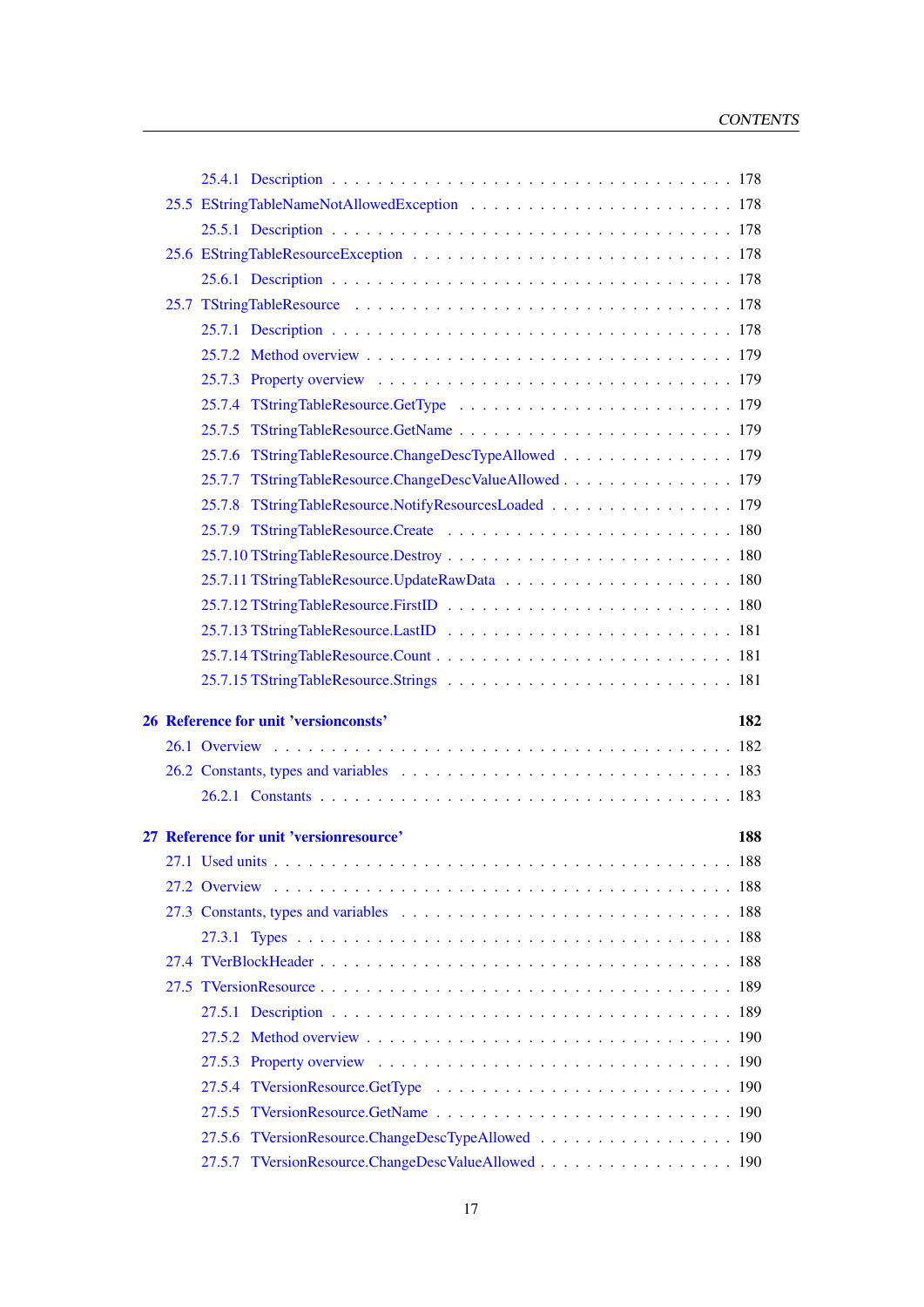25.4.1 Description . . . . . . . . . . . . . . . . . . . . . . . . . . . . . . . . . 178

25.5 EStringTableNameNotAllowedException . . . . . . . . . . . . . . . . . . . . . 178

25.5.1 Description . . . . . . . . . . . . . . . . . . . . . . . . . . . . . . . . . 178

25.6 EStringTableResourceException . . . . . . . . . . . . . . . . . . . . . . . . . 178

25.6.1 Description . . . . . . . . . . . . . . . . . . . . . . . . . . . . . . . . . 178

25.7 TStringTableResource . . . . . . . . . . . . . . . . . . . . . . . . . . . . . 178

25.7.1 Description . . . . . . . . . . . . . . . . . . . . . . . . . . . . . . . . . 178

25.7.2 Method overview . . . . . . . . . . . . . . . . . . . . . . . . . . . . . . 179

25.7.3 Property overview . . . . . . . . . . . . . . . . . . . . . . . . . . . . . 179

25.7.4 TStringTableResource.GetType . . . . . . . . . . . . . . . . . . . . . . 179

25.7.5 TStringTableResource.GetName . . . . . . . . . . . . . . . . . . . . . . 179

25.7.6 TStringTableResource.ChangeDescTypeAllowed . . . . . . . . . . . . . . 179

25.7.7 TStringTableResource.ChangeDescValueAllowed . . . . . . . . . . . . . . 179

25.7.8 TStringTableResource.NotifyResourcesLoaded . . . . . . . . . . . . . . . 179

25.7.9 TStringTableResource.Create . . . . . . . . . . . . . . . . . . . . . . . 180

25.7.10 TStringTableResource.Destroy . . . . . . . . . . . . . . . . . . . . . . 180

25.7.11 TStringTableResource.UpdateRawData . . . . . . . . . . . . . . . . . . 180

25.7.12 TStringTableResource.FirstID . . . . . . . . . . . . . . . . . . . . . . 180

25.7.13 TStringTableResource.LastID . . . . . . . . . . . . . . . . . . . . . . . 181

25.7.14 TStringTableResource.Count . . . . . . . . . . . . . . . . . . . . . . . 181

25.7.15 TStringTableResource.Strings . . . . . . . . . . . . . . . . . . . . . . 181

**26 Reference for unit 'versionconsts' 182**

26.1 Overview . . . . . . . . . . . . . . . . . . . . . . . . . . . . . . . . . . . . 182

26.2 Constants, types and variables . . . . . . . . . . . . . . . . . . . . . . . . . 183

26.2.1 Constants . . . . . . . . . . . . . . . . . . . . . . . . . . . . . . . . . . 183

**27 Reference for unit 'versionresource' 188**

27.1 Used units . . . . . . . . . . . . . . . . . . . . . . . . . . . . . . . . . . . 188

27.2 Overview . . . . . . . . . . . . . . . . . . . . . . . . . . . . . . . . . . . . 188

27.3 Constants, types and variables . . . . . . . . . . . . . . . . . . . . . . . . . 188

27.3.1 Types . . . . . . . . . . . . . . . . . . . . . . . . . . . . . . . . . . . . 188

27.4 TVerBlockHeader . . . . . . . . . . . . . . . . . . . . . . . . . . . . . . . . 188

27.5 TVersionResource . . . . . . . . . . . . . . . . . . . . . . . . . . . . . . . . 189

27.5.1 Description . . . . . . . . . . . . . . . . . . . . . . . . . . . . . . . . . 189

27.5.2 Method overview . . . . . . . . . . . . . . . . . . . . . . . . . . . . . . 190

27.5.3 Property overview . . . . . . . . . . . . . . . . . . . . . . . . . . . . . 190

27.5.4 TVersionResource.GetType . . . . . . . . . . . . . . . . . . . . . . . . 190

27.5.5 TVersionResource.GetName . . . . . . . . . . . . . . . . . . . . . . . . 190

27.5.6 TVersionResource.ChangeDescTypeAllowed . . . . . . . . . . . . . . . . 190

27.5.7 TVersionResource.ChangeDescValueAllowed . . . . . . . . . . . . . . . . 190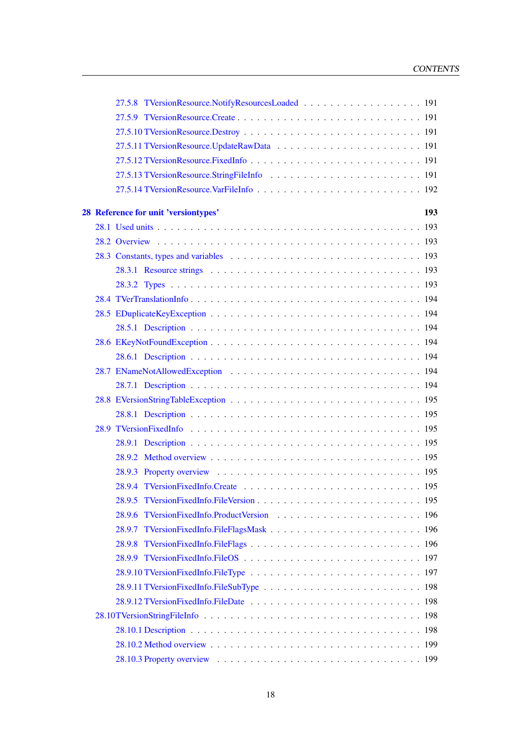27.5.8 TVersionResource.NotifyResourcesLoaded . . . . . . . . . . . . . . . . . . 191
27.5.9 TVersionResource.Create . . . . . . . . . . . . . . . . . . . . . . . . . . 191
27.5.10 TVersionResource.Destroy . . . . . . . . . . . . . . . . . . . . . . . . . 191
27.5.11 TVersionResource.UpdateRawData . . . . . . . . . . . . . . . . . . . . . 191
27.5.12 TVersionResource.FixedInfo . . . . . . . . . . . . . . . . . . . . . . . . 191
27.5.13 TVersionResource.StringFileInfo . . . . . . . . . . . . . . . . . . . . . . 191
27.5.14 TVersionResource.VarFileInfo . . . . . . . . . . . . . . . . . . . . . . . 192

**28 Reference for unit 'versiontypes' 193**

28.1 Used units . . . . . . . . . . . . . . . . . . . . . . . . . . . . . . . . . . . 193
28.2 Overview . . . . . . . . . . . . . . . . . . . . . . . . . . . . . . . . . . . . 193
28.3 Constants, types and variables . . . . . . . . . . . . . . . . . . . . . . . . . 193
28.3.1 Resource strings . . . . . . . . . . . . . . . . . . . . . . . . . . . . . 193
28.3.2 Types . . . . . . . . . . . . . . . . . . . . . . . . . . . . . . . . . . 193
28.4 TVerTranslationInfo . . . . . . . . . . . . . . . . . . . . . . . . . . . . . . 194
28.5 EDuplicateKeyException . . . . . . . . . . . . . . . . . . . . . . . . . . . . 194
28.5.1 Description . . . . . . . . . . . . . . . . . . . . . . . . . . . . . . . 194
28.6 EKeyNotFoundException . . . . . . . . . . . . . . . . . . . . . . . . . . . . 194
28.6.1 Description . . . . . . . . . . . . . . . . . . . . . . . . . . . . . . . 194
28.7 ENameNotAllowedException . . . . . . . . . . . . . . . . . . . . . . . . . . 194
28.7.1 Description . . . . . . . . . . . . . . . . . . . . . . . . . . . . . . . 194
28.8 EVersionStringTableException . . . . . . . . . . . . . . . . . . . . . . . . . 195
28.8.1 Description . . . . . . . . . . . . . . . . . . . . . . . . . . . . . . . 195
28.9 TVersionFixedInfo . . . . . . . . . . . . . . . . . . . . . . . . . . . . . . . 195
28.9.1 Description . . . . . . . . . . . . . . . . . . . . . . . . . . . . . . . 195
28.9.2 Method overview . . . . . . . . . . . . . . . . . . . . . . . . . . . . . 195
28.9.3 Property overview . . . . . . . . . . . . . . . . . . . . . . . . . . . . 195
28.9.4 TVersionFixedInfo.Create . . . . . . . . . . . . . . . . . . . . . . . . 195
28.9.5 TVersionFixedInfo.FileVersion . . . . . . . . . . . . . . . . . . . . . . 195
28.9.6 TVersionFixedInfo.ProductVersion . . . . . . . . . . . . . . . . . . . . 196
28.9.7 TVersionFixedInfo.FileFlagsMask . . . . . . . . . . . . . . . . . . . . . 196
28.9.8 TVersionFixedInfo.FileFlags . . . . . . . . . . . . . . . . . . . . . . . . 196
28.9.9 TVersionFixedInfo.FileOS . . . . . . . . . . . . . . . . . . . . . . . . . 197
28.9.10 TVersionFixedInfo.FileType . . . . . . . . . . . . . . . . . . . . . . . . 197
28.9.11 TVersionFixedInfo.FileSubType . . . . . . . . . . . . . . . . . . . . . . 198
28.9.12 TVersionFixedInfo.FileDate . . . . . . . . . . . . . . . . . . . . . . . . 198
28.10 TVersionStringFileInfo . . . . . . . . . . . . . . . . . . . . . . . . . . . . 198
28.10.1 Description . . . . . . . . . . . . . . . . . . . . . . . . . . . . . . . 198
28.10.2 Method overview . . . . . . . . . . . . . . . . . . . . . . . . . . . . . 199
28.10.3 Property overview . . . . . . . . . . . . . . . . . . . . . . . . . . . . 199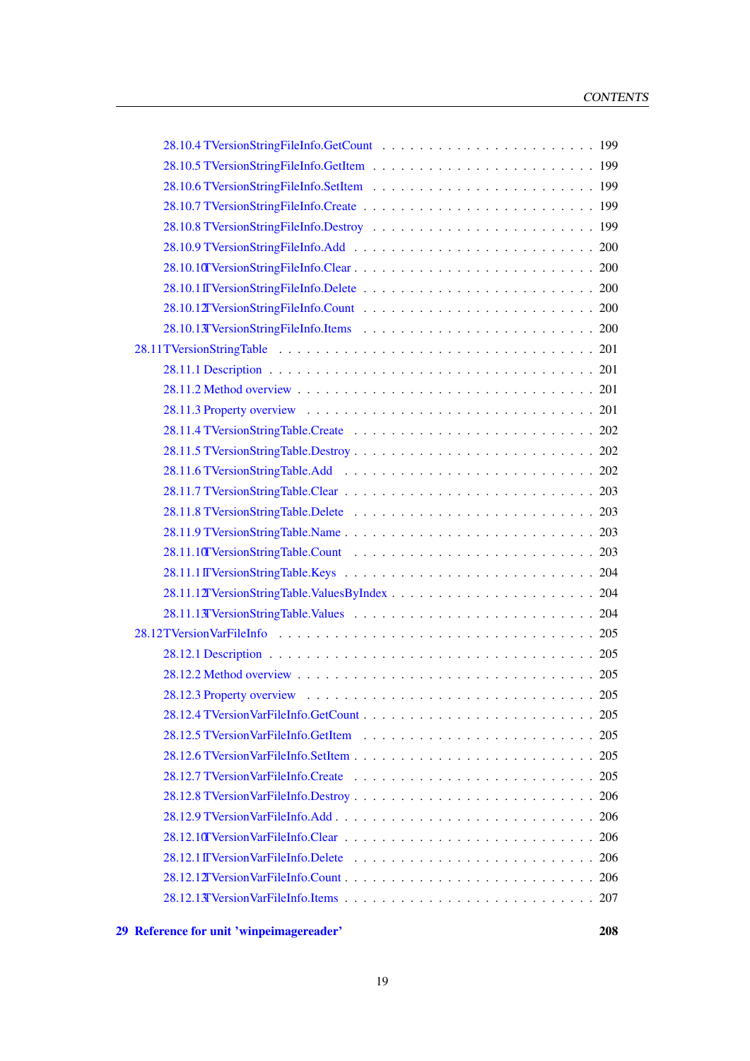28.10.4 TVersionStringFileInfo.GetCount . . . . . . . . . . . . . . . . . . . . . . 199
28.10.5 TVersionStringFileInfo.GetItem . . . . . . . . . . . . . . . . . . . . . . 199
28.10.6 TVersionStringFileInfo.SetItem . . . . . . . . . . . . . . . . . . . . . . 199
28.10.7 TVersionStringFileInfo.Create . . . . . . . . . . . . . . . . . . . . . . 199
28.10.8 TVersionStringFileInfo.Destroy . . . . . . . . . . . . . . . . . . . . . . 199
28.10.9 TVersionStringFileInfo.Add . . . . . . . . . . . . . . . . . . . . . . 200
28.10.10 TVersionStringFileInfo.Clear . . . . . . . . . . . . . . . . . . . . . . 200
28.10.11 TVersionStringFileInfo.Delete . . . . . . . . . . . . . . . . . . . . . . 200
28.10.12 TVersionStringFileInfo.Count . . . . . . . . . . . . . . . . . . . . . . 200
28.10.13 TVersionStringFileInfo.Items . . . . . . . . . . . . . . . . . . . . . . 200
28.11 TVersionStringTable . . . . . . . . . . . . . . . . . . . . . . . . . . 201
28.11.1 Description . . . . . . . . . . . . . . . . . . . . . . . . . . 201
28.11.2 Method overview . . . . . . . . . . . . . . . . . . . . . . . . . . 201
28.11.3 Property overview . . . . . . . . . . . . . . . . . . . . . . . . . . 201
28.11.4 TVersionStringTable.Create . . . . . . . . . . . . . . . . . . . . . . 202
28.11.5 TVersionStringTable.Destroy . . . . . . . . . . . . . . . . . . . . . . 202
28.11.6 TVersionStringTable.Add . . . . . . . . . . . . . . . . . . . . . . 202
28.11.7 TVersionStringTable.Clear . . . . . . . . . . . . . . . . . . . . . . 203
28.11.8 TVersionStringTable.Delete . . . . . . . . . . . . . . . . . . . . . . 203
28.11.9 TVersionStringTable.Name . . . . . . . . . . . . . . . . . . . . . . 203
28.11.10 TVersionStringTable.Count . . . . . . . . . . . . . . . . . . . . . . 203
28.11.11 TVersionStringTable.Keys . . . . . . . . . . . . . . . . . . . . . . 204
28.11.12 TVersionStringTable.ValuesByIndex . . . . . . . . . . . . . . . . . . . . . . 204
28.11.13 TVersionStringTable.Values . . . . . . . . . . . . . . . . . . . . . . 204
28.12 TVersionVarFileInfo . . . . . . . . . . . . . . . . . . . . . . . . . . 205
28.12.1 Description . . . . . . . . . . . . . . . . . . . . . . . . . . 205
28.12.2 Method overview . . . . . . . . . . . . . . . . . . . . . . . . . . 205
28.12.3 Property overview . . . . . . . . . . . . . . . . . . . . . . . . . . 205
28.12.4 TVersionVarFileInfo.GetCount . . . . . . . . . . . . . . . . . . . . . . 205
28.12.5 TVersionVarFileInfo.GetItem . . . . . . . . . . . . . . . . . . . . . . 205
28.12.6 TVersionVarFileInfo.SetItem . . . . . . . . . . . . . . . . . . . . . . 205
28.12.7 TVersionVarFileInfo.Create . . . . . . . . . . . . . . . . . . . . . . 205
28.12.8 TVersionVarFileInfo.Destroy . . . . . . . . . . . . . . . . . . . . . . 206
28.12.9 TVersionVarFileInfo.Add . . . . . . . . . . . . . . . . . . . . . . 206
28.12.10 TVersionVarFileInfo.Clear . . . . . . . . . . . . . . . . . . . . . . 206
28.12.11 TVersionVarFileInfo.Delete . . . . . . . . . . . . . . . . . . . . . . 206
28.12.12 TVersionVarFileInfo.Count . . . . . . . . . . . . . . . . . . . . . . 206
28.12.13 TVersionVarFileInfo.Items . . . . . . . . . . . . . . . . . . . . . . 207

**29 Reference for unit 'winpeimagereader' 208**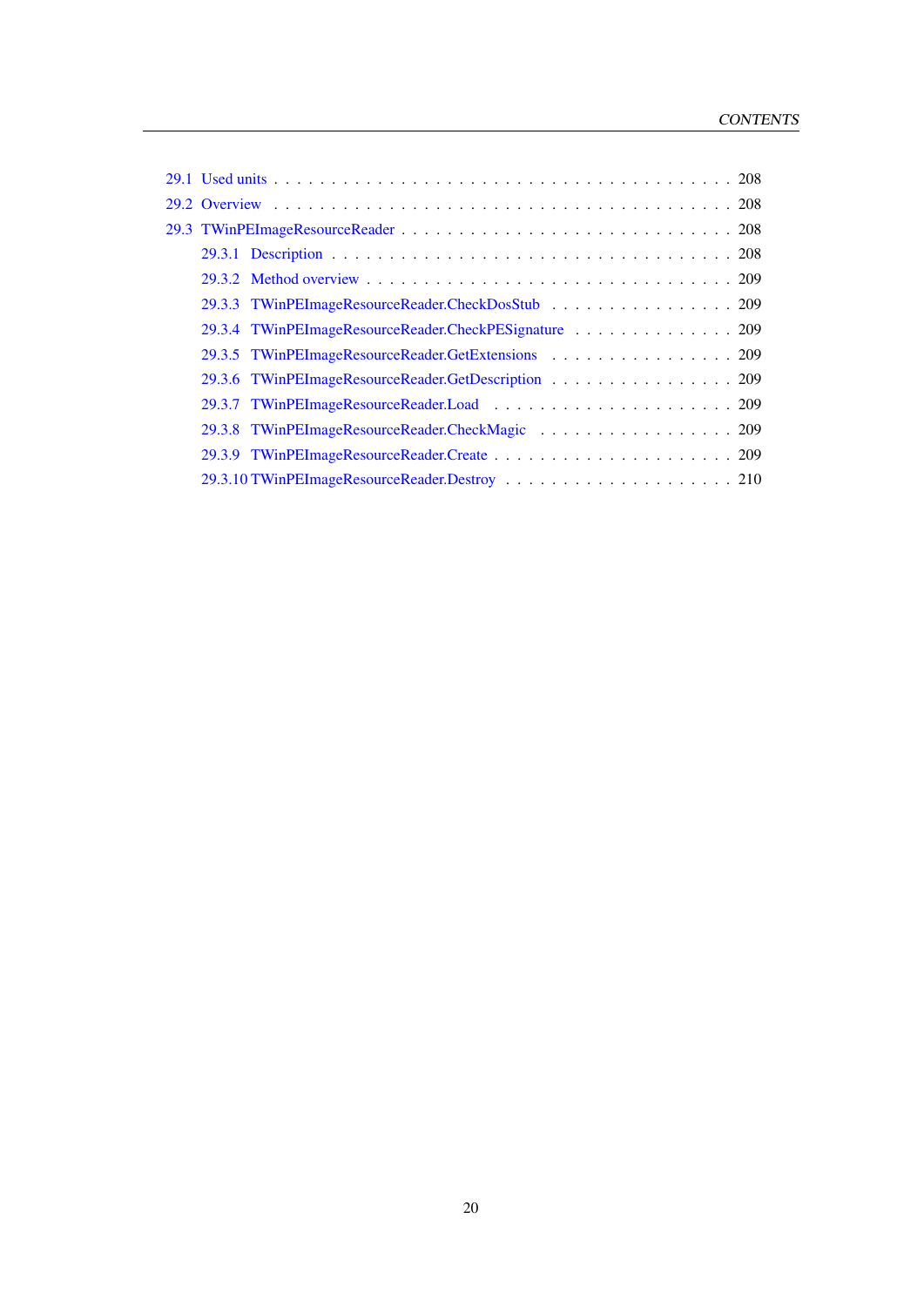29.1 Used units . . . . . . . . . . . . . . . . . . . . . . . . . . . . . . . . . . . . . . . . . 208
29.2 Overview . . . . . . . . . . . . . . . . . . . . . . . . . . . . . . . . . . . . . . . . . . 208
29.3 TWinPEImageResourceReader . . . . . . . . . . . . . . . . . . . . . . . . . . . . . 208
    29.3.1 Description . . . . . . . . . . . . . . . . . . . . . . . . . . . . . . . . . . . . 208
    29.3.2 Method overview . . . . . . . . . . . . . . . . . . . . . . . . . . . . . . . . 209
    29.3.3 TWinPEImageResourceReader.CheckDosStub . . . . . . . . . . . . . . . . 209
    29.3.4 TWinPEImageResourceReader.CheckPESignature . . . . . . . . . . . . . . 209
    29.3.5 TWinPEImageResourceReader.GetExtensions . . . . . . . . . . . . . . . . 209
    29.3.6 TWinPEImageResourceReader.GetDescription . . . . . . . . . . . . . . . . 209
    29.3.7 TWinPEImageResourceReader.Load . . . . . . . . . . . . . . . . . . . . . 209
    29.3.8 TWinPEImageResourceReader.CheckMagic . . . . . . . . . . . . . . . . . 209
    29.3.9 TWinPEImageResourceReader.Create . . . . . . . . . . . . . . . . . . . . 209
    29.3.10 TWinPEImageResourceReader.Destroy . . . . . . . . . . . . . . . . . . . 210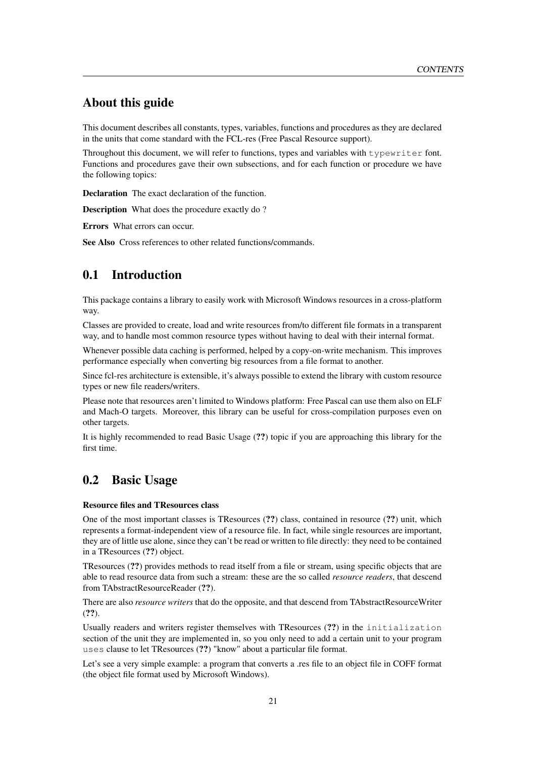## About this guide

This document describes all constants, types, variables, functions and procedures as they are declared in the units that come standard with the FCL-res (Free Pascal Resource support).

Throughout this document, we will refer to functions, types and variables with `typewriter` font. Functions and procedures gave their own subsections, and for each function or procedure we have the following topics:

**Declaration** The exact declaration of the function.

**Description** What does the procedure exactly do ?

**Errors** What errors can occur.

**See Also** Cross references to other related functions/commands.

## 0.1 Introduction

This package contains a library to easily work with Microsoft Windows resources in a cross-platform way.

Classes are provided to create, load and write resources from/to different file formats in a transparent way, and to handle most common resource types without having to deal with their internal format.

Whenever possible data caching is performed, helped by a copy-on-write mechanism. This improves performance especially when converting big resources from a file format to another.

Since fcl-res architecture is extensible, it's always possible to extend the library with custom resource types or new file readers/writers.

Please note that resources aren't limited to Windows platform: Free Pascal can use them also on ELF and Mach-O targets. Moreover, this library can be useful for cross-compilation purposes even on other targets.

It is highly recommended to read Basic Usage (**??**) topic if you are approaching this library for the first time.

## 0.2 Basic Usage

#### Resource files and TResources class

One of the most important classes is TResources (**??**) class, contained in resource (**??**) unit, which represents a format-independent view of a resource file. In fact, while single resources are important, they are of little use alone, since they can't be read or written to file directly: they need to be contained in a TResources (**??**) object.

TResources (**??**) provides methods to read itself from a file or stream, using specific objects that are able to read resource data from such a stream: these are the so called *resource readers*, that descend from TAbstractResourceReader (**??**).

There are also *resource writers* that do the opposite, and that descend from TAbstractResourceWriter (**??**).

Usually readers and writers register themselves with TResources (**??**) in the `initialization` section of the unit they are implemented in, so you only need to add a certain unit to your program `uses` clause to let TResources (**??**) "know" about a particular file format.

Let's see a very simple example: a program that converts a .res file to an object file in COFF format (the object file format used by Microsoft Windows).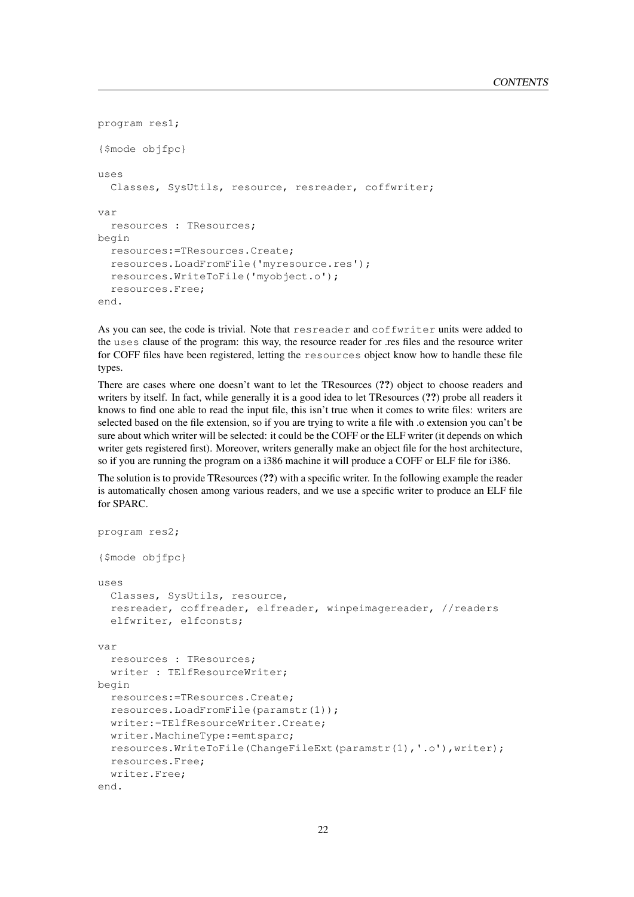```
program res1;

{$mode objfpc}

uses
  Classes, SysUtils, resource, resreader, coffwriter;

var
  resources : TResources;
begin
  resources:=TResources.Create;
  resources.LoadFromFile('myresource.res');
  resources.WriteToFile('myobject.o');
  resources.Free;
end.
```

As you can see, the code is trivial. Note that `resreader` and `coffwriter` units were added to the `uses` clause of the program: this way, the resource reader for .res files and the resource writer for COFF files have been registered, letting the `resources` object know how to handle these file types.

There are cases where one doesn't want to let the TResources (**??**) object to choose readers and writers by itself. In fact, while generally it is a good idea to let TResources (**??**) probe all readers it knows to find one able to read the input file, this isn't true when it comes to write files: writers are selected based on the file extension, so if you are trying to write a file with .o extension you can't be sure about which writer will be selected: it could be the COFF or the ELF writer (it depends on which writer gets registered first). Moreover, writers generally make an object file for the host architecture, so if you are running the program on a i386 machine it will produce a COFF or ELF file for i386.

The solution is to provide TResources (**??**) with a specific writer. In the following example the reader is automatically chosen among various readers, and we use a specific writer to produce an ELF file for SPARC.

```
program res2;

{$mode objfpc}

uses
  Classes, SysUtils, resource,
  resreader, coffreader, elfreader, winpeimagereader, //readers
  elfwriter, elfconsts;

var
  resources : TResources;
  writer : TElfResourceWriter;
begin
  resources:=TResources.Create;
  resources.LoadFromFile(paramstr(1));
  writer:=TElfResourceWriter.Create;
  writer.MachineType:=emtsparc;
  resources.WriteToFile(ChangeFileExt(paramstr(1),'.o'),writer);
  resources.Free;
  writer.Free;
end.
```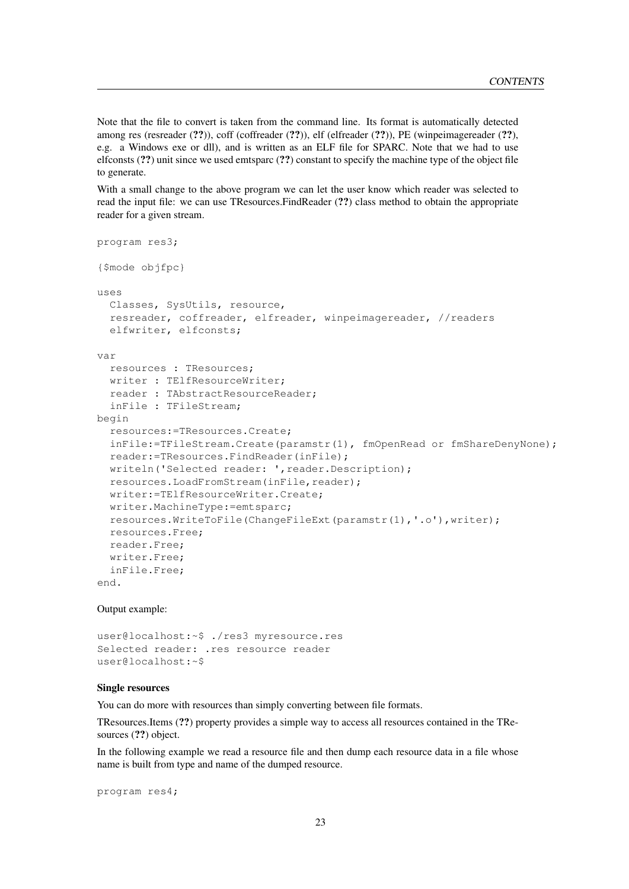Note that the file to convert is taken from the command line. Its format is automatically detected among res (resreader (**??**)), coff (coffreader (**??**)), elf (elfreader (**??**)), PE (winpeimagereader (**??**), e.g. a Windows exe or dll), and is written as an ELF file for SPARC. Note that we had to use elfconsts (**??**) unit since we used emtsparc (**??**) constant to specify the machine type of the object file to generate.

With a small change to the above program we can let the user know which reader was selected to read the input file: we can use TResources.FindReader (**??**) class method to obtain the appropriate reader for a given stream.

```
program res3;

{$mode objfpc}

uses
  Classes, SysUtils, resource,
  resreader, coffreader, elfreader, winpeimagereader, //readers
  elfwriter, elfconsts;

var
  resources : TResources;
  writer : TElfResourceWriter;
  reader : TAbstractResourceReader;
  inFile : TFileStream;
begin
  resources:=TResources.Create;
  inFile:=TFileStream.Create(paramstr(1), fmOpenRead or fmShareDenyNone);
  reader:=TResources.FindReader(inFile);
  writeln('Selected reader: ',reader.Description);
  resources.LoadFromStream(inFile,reader);
  writer:=TElfResourceWriter.Create;
  writer.MachineType:=emtsparc;
  resources.WriteToFile(ChangeFileExt(paramstr(1),'.o'),writer);
  resources.Free;
  reader.Free;
  writer.Free;
  inFile.Free;
end.
```

Output example:

```
user@localhost:~$ ./res3 myresource.res
Selected reader: .res resource reader
user@localhost:~$
```

**Single resources**

You can do more with resources than simply converting between file formats.

TResources.Items (**??**) property provides a simple way to access all resources contained in the TResources (**??**) object.

In the following example we read a resource file and then dump each resource data in a file whose name is built from type and name of the dumped resource.

```
program res4;
```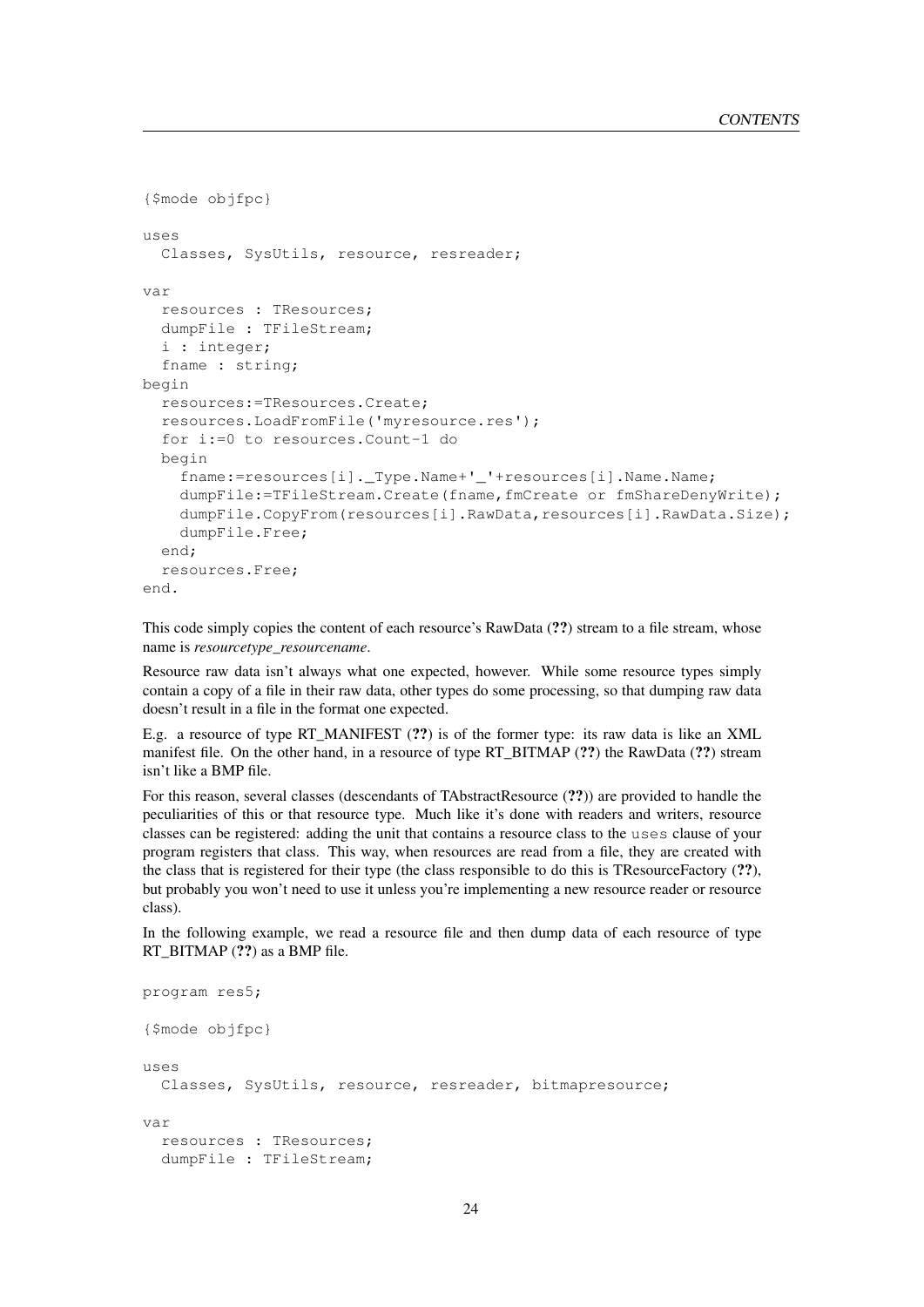```
{$mode objfpc}

uses
  Classes, SysUtils, resource, resreader;

var
  resources : TResources;
  dumpFile : TFileStream;
  i : integer;
  fname : string;
begin
  resources:=TResources.Create;
  resources.LoadFromFile('myresource.res');
  for i:=0 to resources.Count-1 do
  begin
    fname:=resources[i]._Type.Name+'_'+resources[i].Name.Name;
    dumpFile:=TFileStream.Create(fname,fmCreate or fmShareDenyWrite);
    dumpFile.CopyFrom(resources[i].RawData,resources[i].RawData.Size);
    dumpFile.Free;
  end;
  resources.Free;
end.
```

This code simply copies the content of each resource's RawData (**??**) stream to a file stream, whose name is *resourcetype_resourcename*.

Resource raw data isn't always what one expected, however. While some resource types simply contain a copy of a file in their raw data, other types do some processing, so that dumping raw data doesn't result in a file in the format one expected.

E.g. a resource of type RT_MANIFEST (**??**) is of the former type: its raw data is like an XML manifest file. On the other hand, in a resource of type RT_BITMAP (**??**) the RawData (**??**) stream isn't like a BMP file.

For this reason, several classes (descendants of TAbstractResource (**??**)) are provided to handle the peculiarities of this or that resource type. Much like it's done with readers and writers, resource classes can be registered: adding the unit that contains a resource class to the `uses` clause of your program registers that class. This way, when resources are read from a file, they are created with the class that is registered for their type (the class responsible to do this is TResourceFactory (**??**), but probably you won't need to use it unless you're implementing a new resource reader or resource class).

In the following example, we read a resource file and then dump data of each resource of type RT_BITMAP (**??**) as a BMP file.

```
program res5;

{$mode objfpc}

uses
  Classes, SysUtils, resource, resreader, bitmapresource;

var
  resources : TResources;
  dumpFile : TFileStream;
```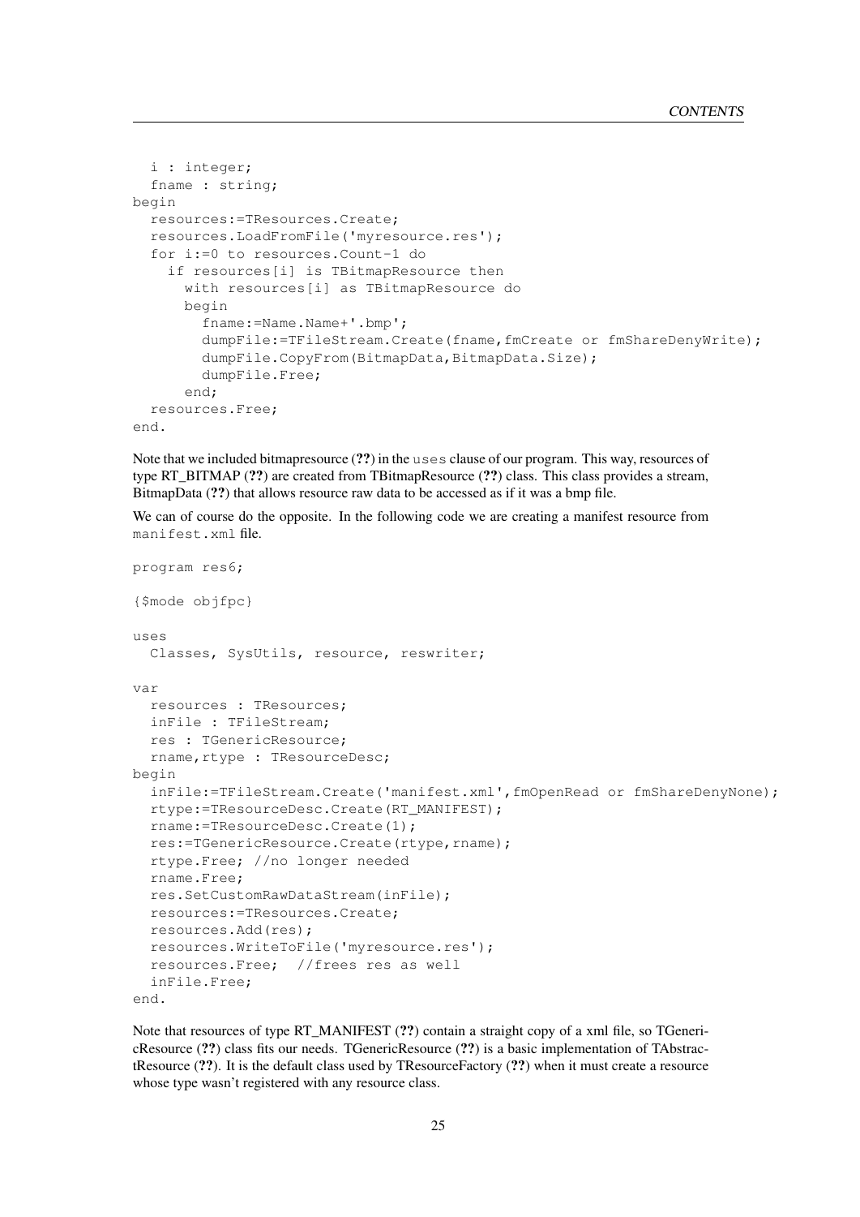```
  i : integer;
  fname : string;
begin
  resources:=TResources.Create;
  resources.LoadFromFile('myresource.res');
  for i:=0 to resources.Count-1 do
    if resources[i] is TBitmapResource then
      with resources[i] as TBitmapResource do
      begin
        fname:=Name.Name+'.bmp';
        dumpFile:=TFileStream.Create(fname,fmCreate or fmShareDenyWrite);
        dumpFile.CopyFrom(BitmapData,BitmapData.Size);
        dumpFile.Free;
      end;
  resources.Free;
end.
```

Note that we included bitmapresource (**??**) in the `uses` clause of our program. This way, resources of type RT_BITMAP (**??**) are created from TBitmapResource (**??**) class. This class provides a stream, BitmapData (**??**) that allows resource raw data to be accessed as if it was a bmp file.

We can of course do the opposite. In the following code we are creating a manifest resource from `manifest.xml` file.

```
program res6;

{$mode objfpc}

uses
  Classes, SysUtils, resource, reswriter;

var
  resources : TResources;
  inFile : TFileStream;
  res : TGenericResource;
  rname,rtype : TResourceDesc;
begin
  inFile:=TFileStream.Create('manifest.xml',fmOpenRead or fmShareDenyNone);
  rtype:=TResourceDesc.Create(RT_MANIFEST);
  rname:=TResourceDesc.Create(1);
  res:=TGenericResource.Create(rtype,rname);
  rtype.Free; //no longer needed
  rname.Free;
  res.SetCustomRawDataStream(inFile);
  resources:=TResources.Create;
  resources.Add(res);
  resources.WriteToFile('myresource.res');
  resources.Free;  //frees res as well
  inFile.Free;
end.
```

Note that resources of type RT_MANIFEST (**??**) contain a straight copy of a xml file, so TGenericResource (**??**) class fits our needs. TGenericResource (**??**) is a basic implementation of TAbstractResource (**??**). It is the default class used by TResourceFactory (**??**) when it must create a resource whose type wasn't registered with any resource class.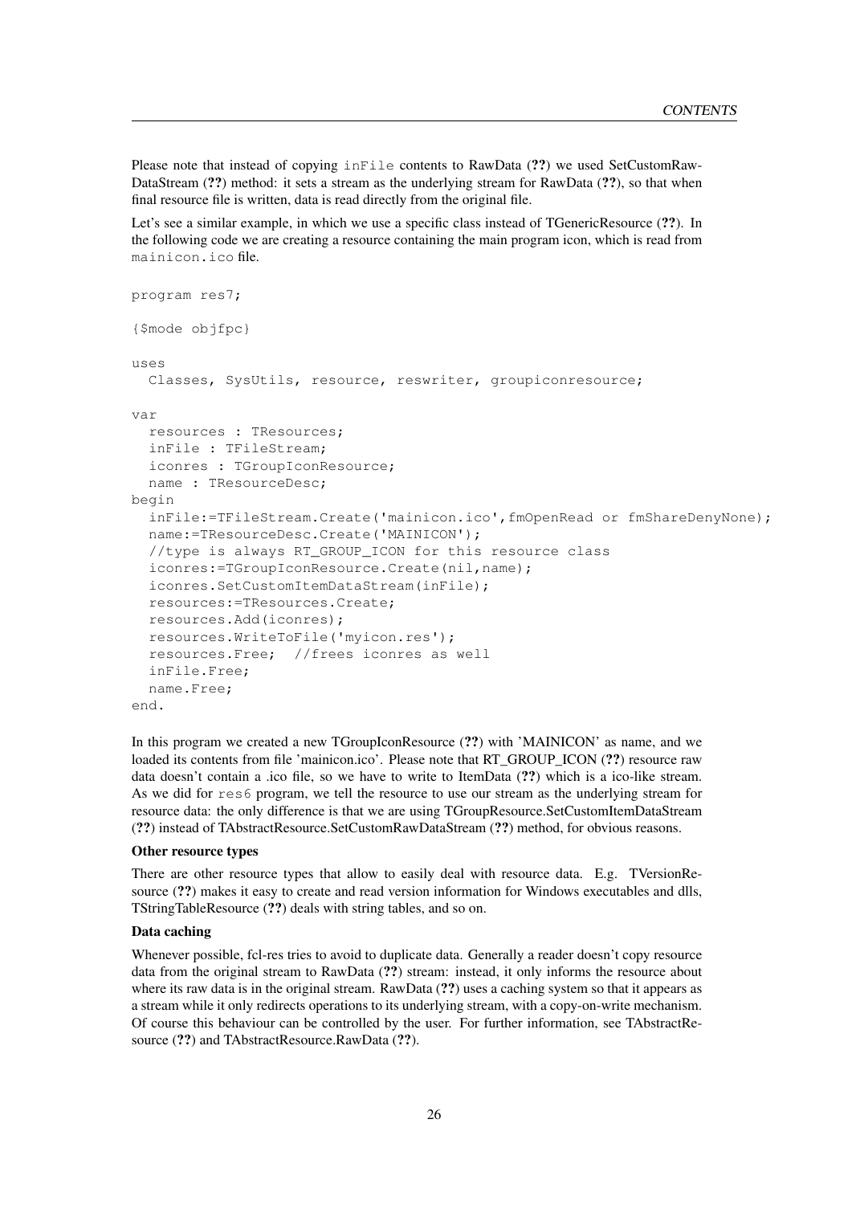Please note that instead of copying `inFile` contents to RawData (**??**) we used SetCustomRawDataStream (**??**) method: it sets a stream as the underlying stream for RawData (**??**), so that when final resource file is written, data is read directly from the original file.

Let's see a similar example, in which we use a specific class instead of TGenericResource (**??**). In the following code we are creating a resource containing the main program icon, which is read from `mainicon.ico` file.

```
program res7;

{$mode objfpc}

uses
  Classes, SysUtils, resource, reswriter, groupiconresource;

var
  resources : TResources;
  inFile : TFileStream;
  iconres : TGroupIconResource;
  name : TResourceDesc;
begin
  inFile:=TFileStream.Create('mainicon.ico',fmOpenRead or fmShareDenyNone);
  name:=TResourceDesc.Create('MAINICON');
  //type is always RT_GROUP_ICON for this resource class
  iconres:=TGroupIconResource.Create(nil,name);
  iconres.SetCustomItemDataStream(inFile);
  resources:=TResources.Create;
  resources.Add(iconres);
  resources.WriteToFile('myicon.res');
  resources.Free;  //frees iconres as well
  inFile.Free;
  name.Free;
end.
```

In this program we created a new TGroupIconResource (**??**) with 'MAINICON' as name, and we loaded its contents from file 'mainicon.ico'. Please note that RT_GROUP_ICON (**??**) resource raw data doesn't contain a .ico file, so we have to write to ItemData (**??**) which is a ico-like stream. As we did for `res6` program, we tell the resource to use our stream as the underlying stream for resource data: the only difference is that we are using TGroupResource.SetCustomItemDataStream (**??**) instead of TAbstractResource.SetCustomRawDataStream (**??**) method, for obvious reasons.

#### Other resource types

There are other resource types that allow to easily deal with resource data. E.g. TVersionResource (**??**) makes it easy to create and read version information for Windows executables and dlls, TStringTableResource (**??**) deals with string tables, and so on.

#### Data caching

Whenever possible, fcl-res tries to avoid to duplicate data. Generally a reader doesn't copy resource data from the original stream to RawData (**??**) stream: instead, it only informs the resource about where its raw data is in the original stream. RawData (**??**) uses a caching system so that it appears as a stream while it only redirects operations to its underlying stream, with a copy-on-write mechanism. Of course this behaviour can be controlled by the user. For further information, see TAbstractResource (**??**) and TAbstractResource.RawData (**??**).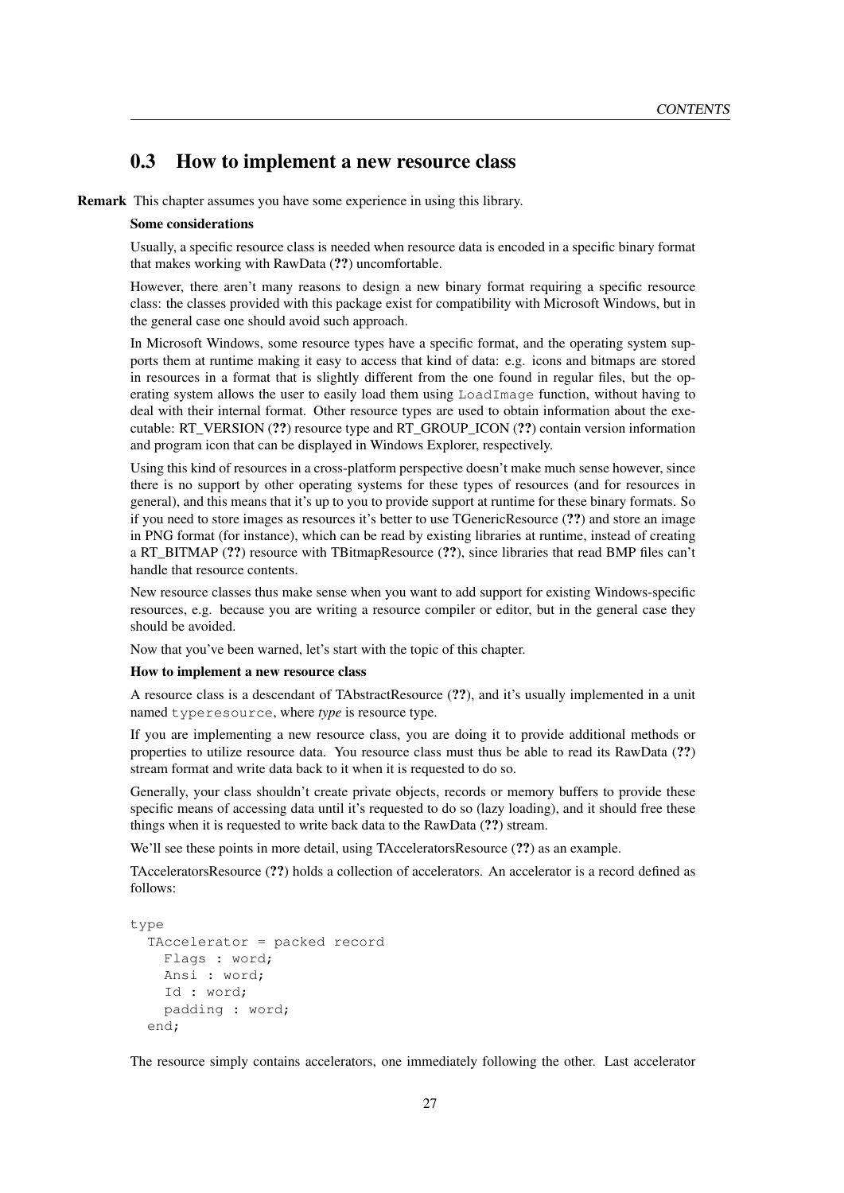## 0.3 How to implement a new resource class

**Remark** This chapter assumes you have some experience in using this library.

**Some considerations**

Usually, a specific resource class is needed when resource data is encoded in a specific binary format that makes working with RawData (**??**) uncomfortable.

However, there aren't many reasons to design a new binary format requiring a specific resource class: the classes provided with this package exist for compatibility with Microsoft Windows, but in the general case one should avoid such approach.

In Microsoft Windows, some resource types have a specific format, and the operating system supports them at runtime making it easy to access that kind of data: e.g. icons and bitmaps are stored in resources in a format that is slightly different from the one found in regular files, but the operating system allows the user to easily load them using `LoadImage` function, without having to deal with their internal format. Other resource types are used to obtain information about the executable: RT_VERSION (**??**) resource type and RT_GROUP_ICON (**??**) contain version information and program icon that can be displayed in Windows Explorer, respectively.

Using this kind of resources in a cross-platform perspective doesn't make much sense however, since there is no support by other operating systems for these types of resources (and for resources in general), and this means that it's up to you to provide support at runtime for these binary formats. So if you need to store images as resources it's better to use TGenericResource (**??**) and store an image in PNG format (for instance), which can be read by existing libraries at runtime, instead of creating a RT_BITMAP (**??**) resource with TBitmapResource (**??**), since libraries that read BMP files can't handle that resource contents.

New resource classes thus make sense when you want to add support for existing Windows-specific resources, e.g. because you are writing a resource compiler or editor, but in the general case they should be avoided.

Now that you've been warned, let's start with the topic of this chapter.

**How to implement a new resource class**

A resource class is a descendant of TAbstractResource (**??**), and it's usually implemented in a unit named `typeresource`, where *type* is resource type.

If you are implementing a new resource class, you are doing it to provide additional methods or properties to utilize resource data. You resource class must thus be able to read its RawData (**??**) stream format and write data back to it when it is requested to do so.

Generally, your class shouldn't create private objects, records or memory buffers to provide these specific means of accessing data until it's requested to do so (lazy loading), and it should free these things when it is requested to write back data to the RawData (**??**) stream.

We'll see these points in more detail, using TAcceleratorsResource (**??**) as an example.

TAcceleratorsResource (**??**) holds a collection of accelerators. An accelerator is a record defined as follows:

```
type
  TAccelerator = packed record
    Flags : word;
    Ansi : word;
    Id : word;
    padding : word;
  end;
```

The resource simply contains accelerators, one immediately following the other. Last accelerator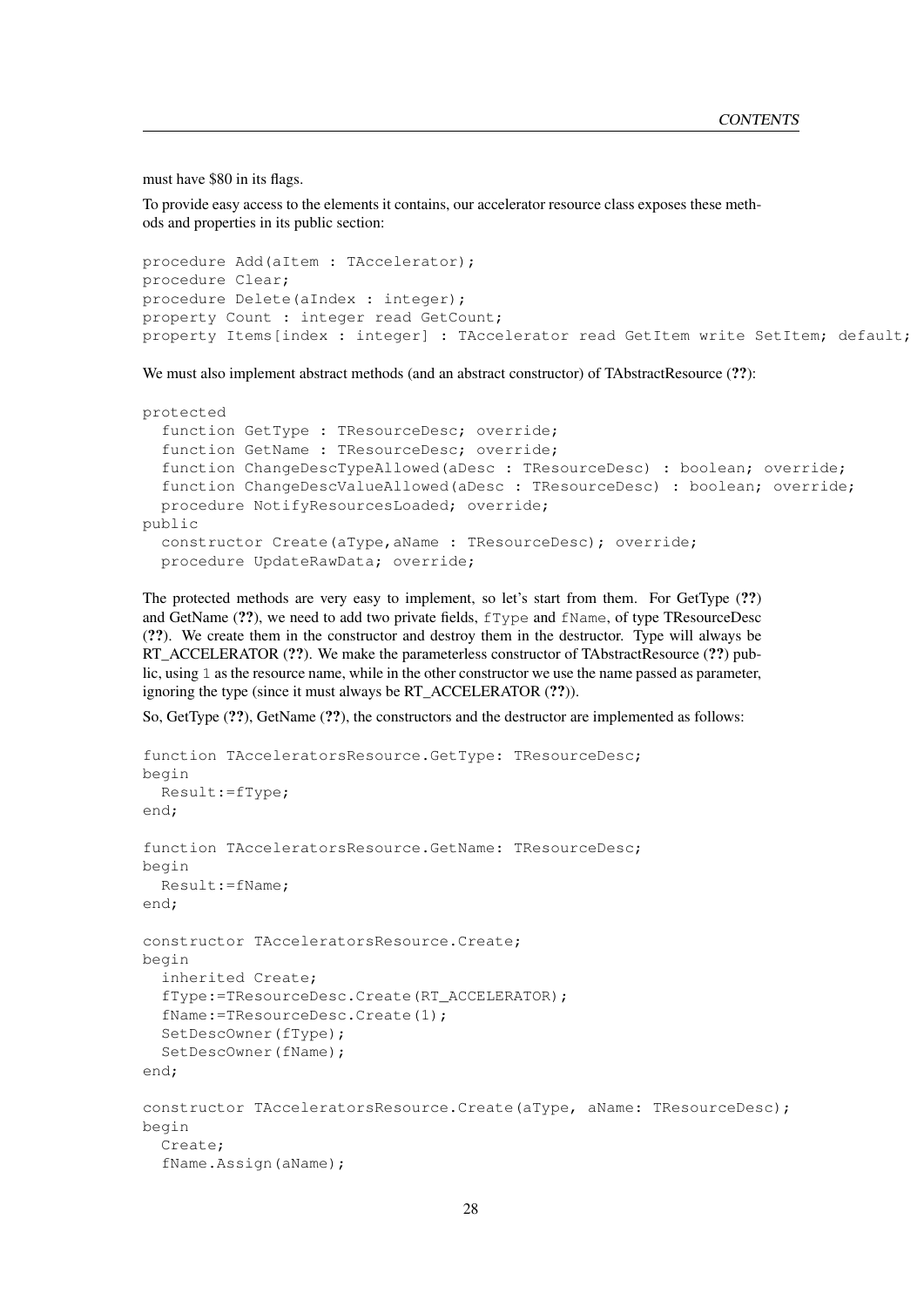must have $80 in its flags.

To provide easy access to the elements it contains, our accelerator resource class exposes these methods and properties in its public section:

```
procedure Add(aItem : TAccelerator);
procedure Clear;
procedure Delete(aIndex : integer);
property Count : integer read GetCount;
property Items[index : integer] : TAccelerator read GetItem write SetItem; default;
```

We must also implement abstract methods (and an abstract constructor) of TAbstractResource (**??**):

```
protected
  function GetType : TResourceDesc; override;
  function GetName : TResourceDesc; override;
  function ChangeDescTypeAllowed(aDesc : TResourceDesc) : boolean; override;
  function ChangeDescValueAllowed(aDesc : TResourceDesc) : boolean; override;
  procedure NotifyResourcesLoaded; override;
public
  constructor Create(aType,aName : TResourceDesc); override;
  procedure UpdateRawData; override;
```

The protected methods are very easy to implement, so let's start from them. For GetType (**??**) and GetName (**??**), we need to add two private fields, `fType` and `fName`, of type TResourceDesc (**??**). We create them in the constructor and destroy them in the destructor. Type will always be RT_ACCELERATOR (**??**). We make the parameterless constructor of TAbstractResource (**??**) public, using `1` as the resource name, while in the other constructor we use the name passed as parameter, ignoring the type (since it must always be RT_ACCELERATOR (**??**)).

So, GetType (**??**), GetName (**??**), the constructors and the destructor are implemented as follows:

```
function TAcceleratorsResource.GetType: TResourceDesc;
begin
  Result:=fType;
end;

function TAcceleratorsResource.GetName: TResourceDesc;
begin
  Result:=fName;
end;

constructor TAcceleratorsResource.Create;
begin
  inherited Create;
  fType:=TResourceDesc.Create(RT_ACCELERATOR);
  fName:=TResourceDesc.Create(1);
  SetDescOwner(fType);
  SetDescOwner(fName);
end;

constructor TAcceleratorsResource.Create(aType, aName: TResourceDesc);
begin
  Create;
  fName.Assign(aName);
```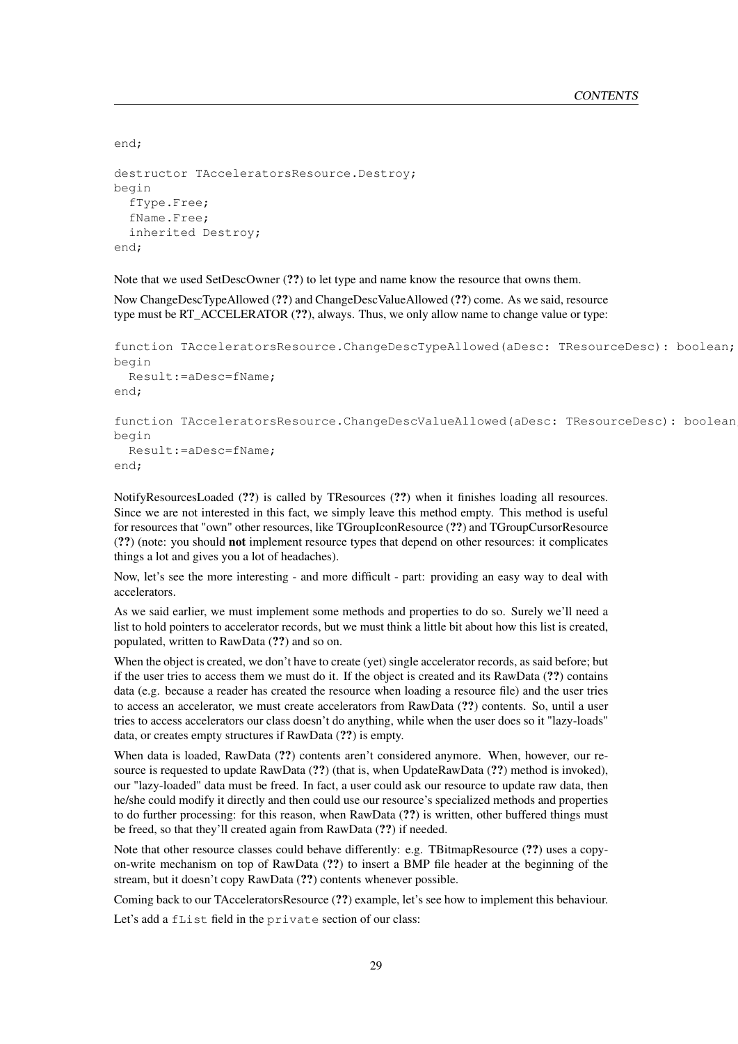```
end;

destructor TAcceleratorsResource.Destroy;
begin
  fType.Free;
  fName.Free;
  inherited Destroy;
end;
```

Note that we used SetDescOwner (**??**) to let type and name know the resource that owns them.

Now ChangeDescTypeAllowed (**??**) and ChangeDescValueAllowed (**??**) come. As we said, resource type must be RT_ACCELERATOR (**??**), always. Thus, we only allow name to change value or type:

```
function TAcceleratorsResource.ChangeDescTypeAllowed(aDesc: TResourceDesc): boolean;
begin
  Result:=aDesc=fName;
end;

function TAcceleratorsResource.ChangeDescValueAllowed(aDesc: TResourceDesc): boolean
begin
  Result:=aDesc=fName;
end;
```

NotifyResourcesLoaded (**??**) is called by TResources (**??**) when it finishes loading all resources. Since we are not interested in this fact, we simply leave this method empty. This method is useful for resources that "own" other resources, like TGroupIconResource (**??**) and TGroupCursorResource (**??**) (note: you should **not** implement resource types that depend on other resources: it complicates things a lot and gives you a lot of headaches).

Now, let's see the more interesting - and more difficult - part: providing an easy way to deal with accelerators.

As we said earlier, we must implement some methods and properties to do so. Surely we'll need a list to hold pointers to accelerator records, but we must think a little bit about how this list is created, populated, written to RawData (**??**) and so on.

When the object is created, we don't have to create (yet) single accelerator records, as said before; but if the user tries to access them we must do it. If the object is created and its RawData (**??**) contains data (e.g. because a reader has created the resource when loading a resource file) and the user tries to access an accelerator, we must create accelerators from RawData (**??**) contents. So, until a user tries to access accelerators our class doesn't do anything, while when the user does so it "lazy-loads" data, or creates empty structures if RawData (**??**) is empty.

When data is loaded, RawData (**??**) contents aren't considered anymore. When, however, our resource is requested to update RawData (**??**) (that is, when UpdateRawData (**??**) method is invoked), our "lazy-loaded" data must be freed. In fact, a user could ask our resource to update raw data, then he/she could modify it directly and then could use our resource's specialized methods and properties to do further processing: for this reason, when RawData (**??**) is written, other buffered things must be freed, so that they'll created again from RawData (**??**) if needed.

Note that other resource classes could behave differently: e.g. TBitmapResource (**??**) uses a copy-on-write mechanism on top of RawData (**??**) to insert a BMP file header at the beginning of the stream, but it doesn't copy RawData (**??**) contents whenever possible.

Coming back to our TAcceleratorsResource (**??**) example, let's see how to implement this behaviour.

Let's add a `fList` field in the `private` section of our class: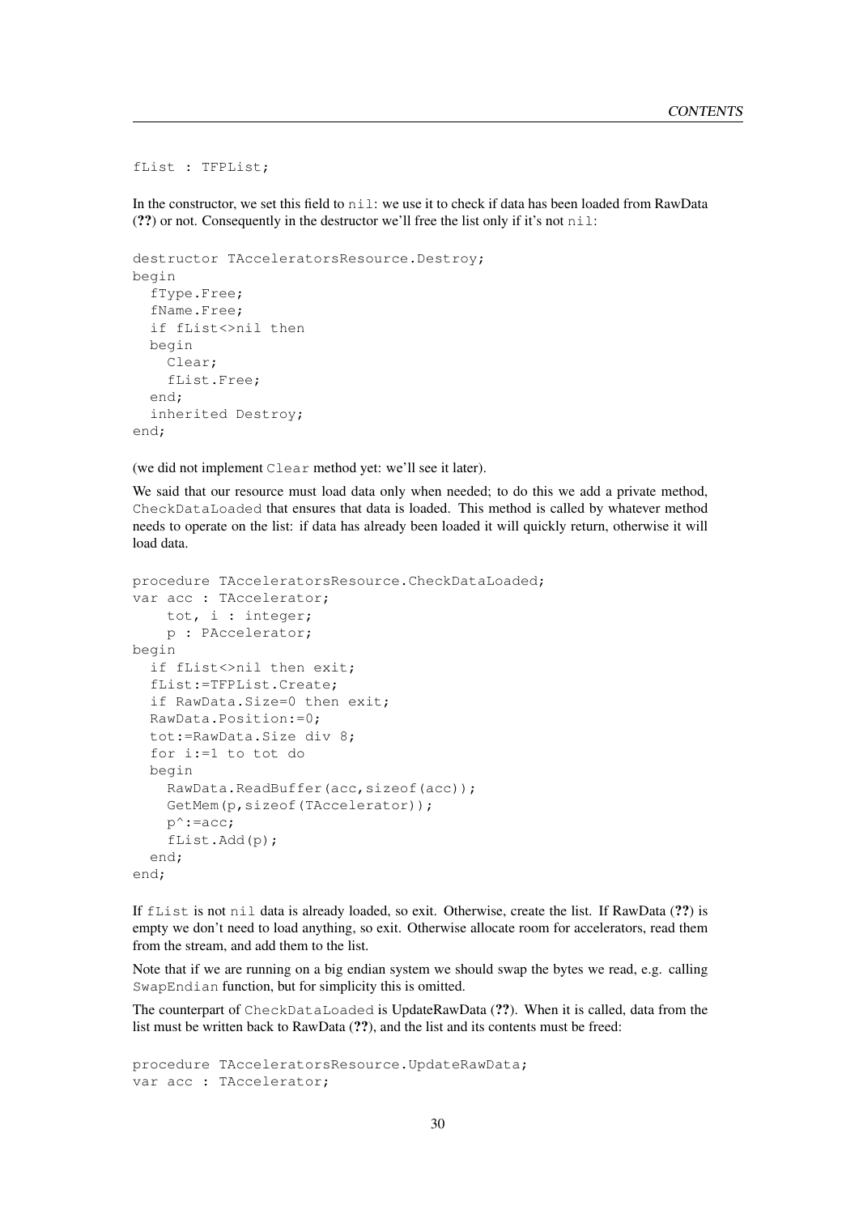```
fList : TFPList;
```

In the constructor, we set this field to `nil`: we use it to check if data has been loaded from RawData (**??**) or not. Consequently in the destructor we'll free the list only if it's not `nil`:

```
destructor TAcceleratorsResource.Destroy;
begin
  fType.Free;
  fName.Free;
  if fList<>nil then
  begin
    Clear;
    fList.Free;
  end;
  inherited Destroy;
end;
```

(we did not implement `Clear` method yet: we'll see it later).

We said that our resource must load data only when needed; to do this we add a private method, `CheckDataLoaded` that ensures that data is loaded. This method is called by whatever method needs to operate on the list: if data has already been loaded it will quickly return, otherwise it will load data.

```
procedure TAcceleratorsResource.CheckDataLoaded;
var acc : TAccelerator;
    tot, i : integer;
    p : PAccelerator;
begin
  if fList<>nil then exit;
  fList:=TFPList.Create;
  if RawData.Size=0 then exit;
  RawData.Position:=0;
  tot:=RawData.Size div 8;
  for i:=1 to tot do
  begin
    RawData.ReadBuffer(acc,sizeof(acc));
    GetMem(p,sizeof(TAccelerator));
    p^:=acc;
    fList.Add(p);
  end;
end;
```

If `fList` is not `nil` data is already loaded, so exit. Otherwise, create the list. If RawData (**??**) is empty we don't need to load anything, so exit. Otherwise allocate room for accelerators, read them from the stream, and add them to the list.

Note that if we are running on a big endian system we should swap the bytes we read, e.g. calling `SwapEndian` function, but for simplicity this is omitted.

The counterpart of `CheckDataLoaded` is UpdateRawData (**??**). When it is called, data from the list must be written back to RawData (**??**), and the list and its contents must be freed:

```
procedure TAcceleratorsResource.UpdateRawData;
var acc : TAccelerator;
```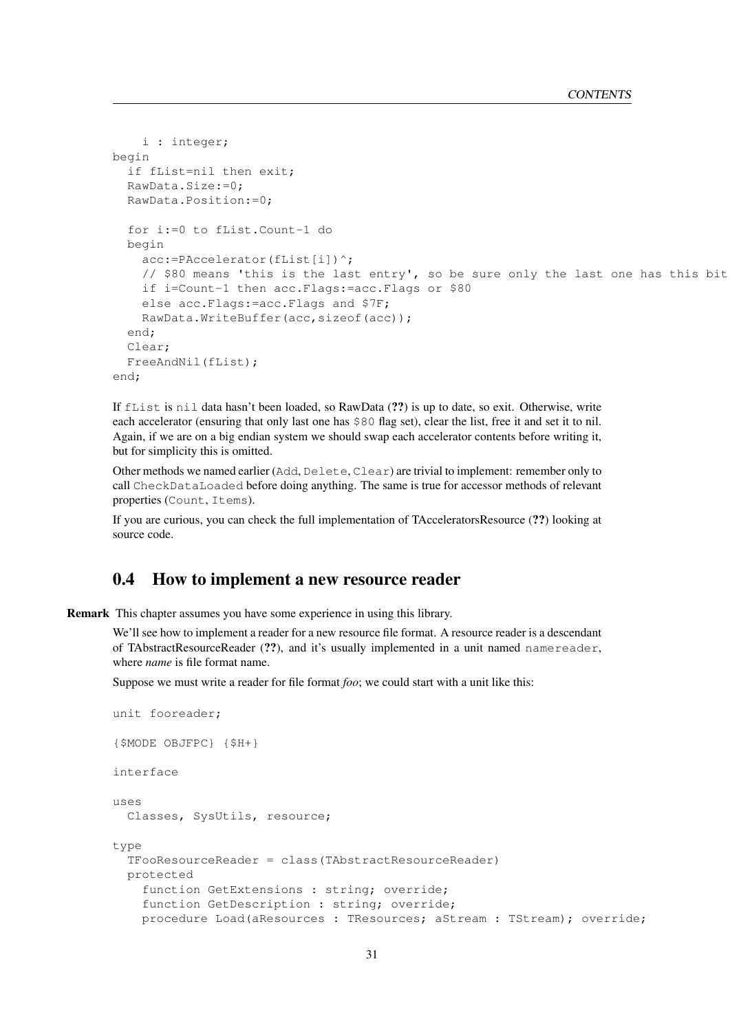```
    i : integer;
begin
  if fList=nil then exit;
  RawData.Size:=0;
  RawData.Position:=0;

  for i:=0 to fList.Count-1 do
  begin
    acc:=PAccelerator(fList[i])^;
    // $80 means 'this is the last entry', so be sure only the last one has this bit
    if i=Count-1 then acc.Flags:=acc.Flags or $80
    else acc.Flags:=acc.Flags and $7F;
    RawData.WriteBuffer(acc,sizeof(acc));
  end;
  Clear;
  FreeAndNil(fList);
end;
```

If `fList` is `nil` data hasn't been loaded, so RawData (**??**) is up to date, so exit. Otherwise, write each accelerator (ensuring that only last one has `$80` flag set), clear the list, free it and set it to nil. Again, if we are on a big endian system we should swap each accelerator contents before writing it, but for simplicity this is omitted.

Other methods we named earlier (`Add`, `Delete`, `Clear`) are trivial to implement: remember only to call `CheckDataLoaded` before doing anything. The same is true for accessor methods of relevant properties (`Count`, `Items`).

If you are curious, you can check the full implementation of TAcceleratorsResource (**??**) looking at source code.

## 0.4 How to implement a new resource reader

**Remark** This chapter assumes you have some experience in using this library.

We'll see how to implement a reader for a new resource file format. A resource reader is a descendant of TAbstractResourceReader (**??**), and it's usually implemented in a unit named `namereader`, where *name* is file format name.

Suppose we must write a reader for file format *foo*; we could start with a unit like this:

```
unit fooreader;

{$MODE OBJFPC} {$H+}

interface

uses
  Classes, SysUtils, resource;

type
  TFooResourceReader = class(TAbstractResourceReader)
  protected
    function GetExtensions : string; override;
    function GetDescription : string; override;
    procedure Load(aResources : TResources; aStream : TStream); override;
```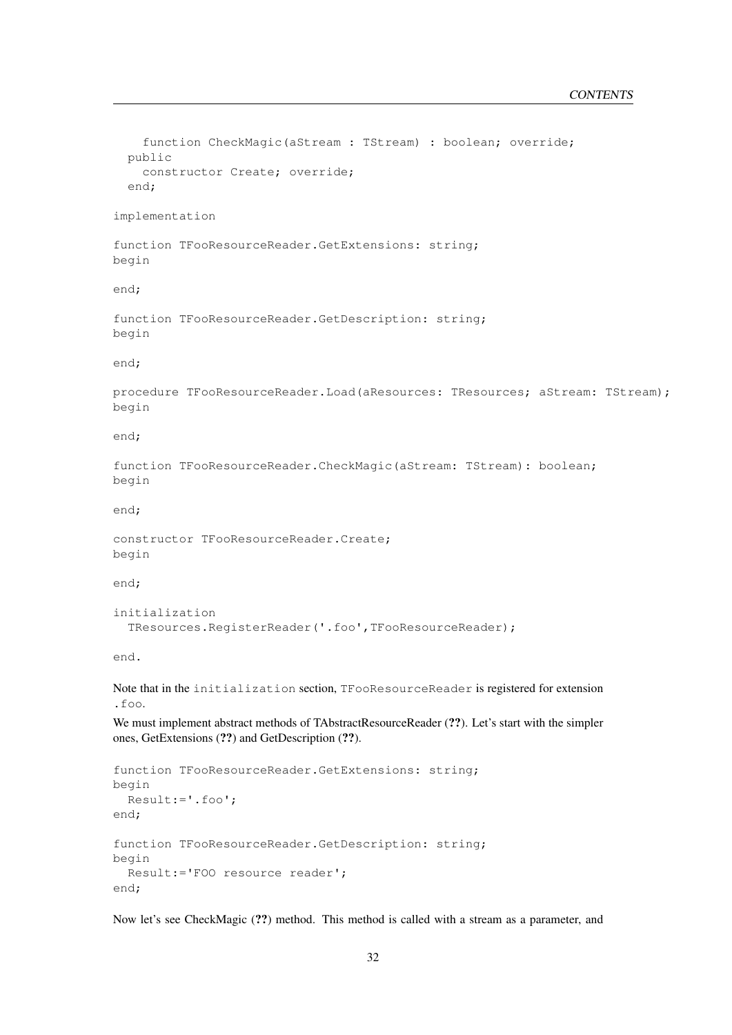```
    function CheckMagic(aStream : TStream) : boolean; override;
  public
    constructor Create; override;
  end;

implementation

function TFooResourceReader.GetExtensions: string;
begin

end;

function TFooResourceReader.GetDescription: string;
begin

end;

procedure TFooResourceReader.Load(aResources: TResources; aStream: TStream);
begin

end;

function TFooResourceReader.CheckMagic(aStream: TStream): boolean;
begin

end;

constructor TFooResourceReader.Create;
begin

end;

initialization
  TResources.RegisterReader('.foo',TFooResourceReader);

end.
```

Note that in the `initialization` section, `TFooResourceReader` is registered for extension `.foo`.

We must implement abstract methods of TAbstractResourceReader (**??**). Let's start with the simpler ones, GetExtensions (**??**) and GetDescription (**??**).

```
function TFooResourceReader.GetExtensions: string;
begin
  Result:='.foo';
end;

function TFooResourceReader.GetDescription: string;
begin
  Result:='FOO resource reader';
end;
```

Now let's see CheckMagic (**??**) method. This method is called with a stream as a parameter, and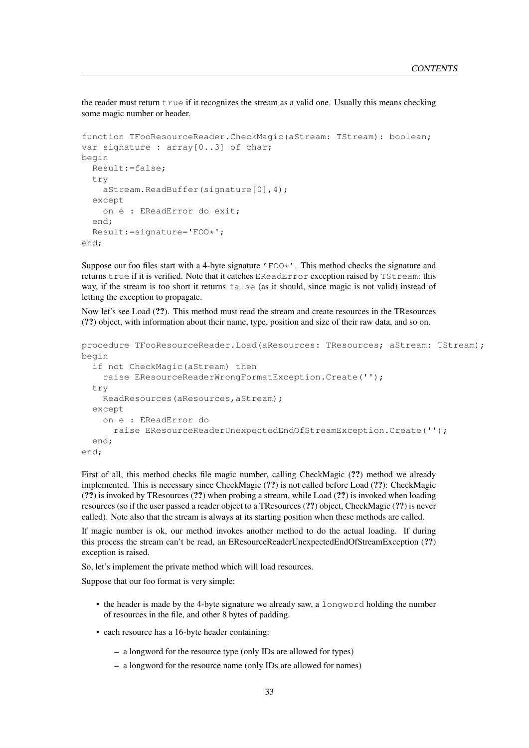the reader must return `true` if it recognizes the stream as a valid one. Usually this means checking some magic number or header.

```
function TFooResourceReader.CheckMagic(aStream: TStream): boolean;
var signature : array[0..3] of char;
begin
  Result:=false;
  try
    aStream.ReadBuffer(signature[0],4);
  except
    on e : EReadError do exit;
  end;
  Result:=signature='FOO*';
end;
```

Suppose our foo files start with a 4-byte signature `'FOO*'`. This method checks the signature and returns `true` if it is verified. Note that it catches `EReadError` exception raised by `TStream`: this way, if the stream is too short it returns `false` (as it should, since magic is not valid) instead of letting the exception to propagate.

Now let's see Load (**??**). This method must read the stream and create resources in the TResources (**??**) object, with information about their name, type, position and size of their raw data, and so on.

```
procedure TFooResourceReader.Load(aResources: TResources; aStream: TStream);
begin
  if not CheckMagic(aStream) then
    raise EResourceReaderWrongFormatException.Create('');
  try
    ReadResources(aResources,aStream);
  except
    on e : EReadError do
      raise EResourceReaderUnexpectedEndOfStreamException.Create('');
  end;
end;
```

First of all, this method checks file magic number, calling CheckMagic (**??**) method we already implemented. This is necessary since CheckMagic (**??**) is not called before Load (**??**): CheckMagic (**??**) is invoked by TResources (**??**) when probing a stream, while Load (**??**) is invoked when loading resources (so if the user passed a reader object to a TResources (**??**) object, CheckMagic (**??**) is never called). Note also that the stream is always at its starting position when these methods are called.

If magic number is ok, our method invokes another method to do the actual loading. If during this process the stream can't be read, an EResourceReaderUnexpectedEndOfStreamException (**??**) exception is raised.

So, let's implement the private method which will load resources.

Suppose that our foo format is very simple:

- the header is made by the 4-byte signature we already saw, a `longword` holding the number of resources in the file, and other 8 bytes of padding.
- each resource has a 16-byte header containing:
  - a longword for the resource type (only IDs are allowed for types)
  - a longword for the resource name (only IDs are allowed for names)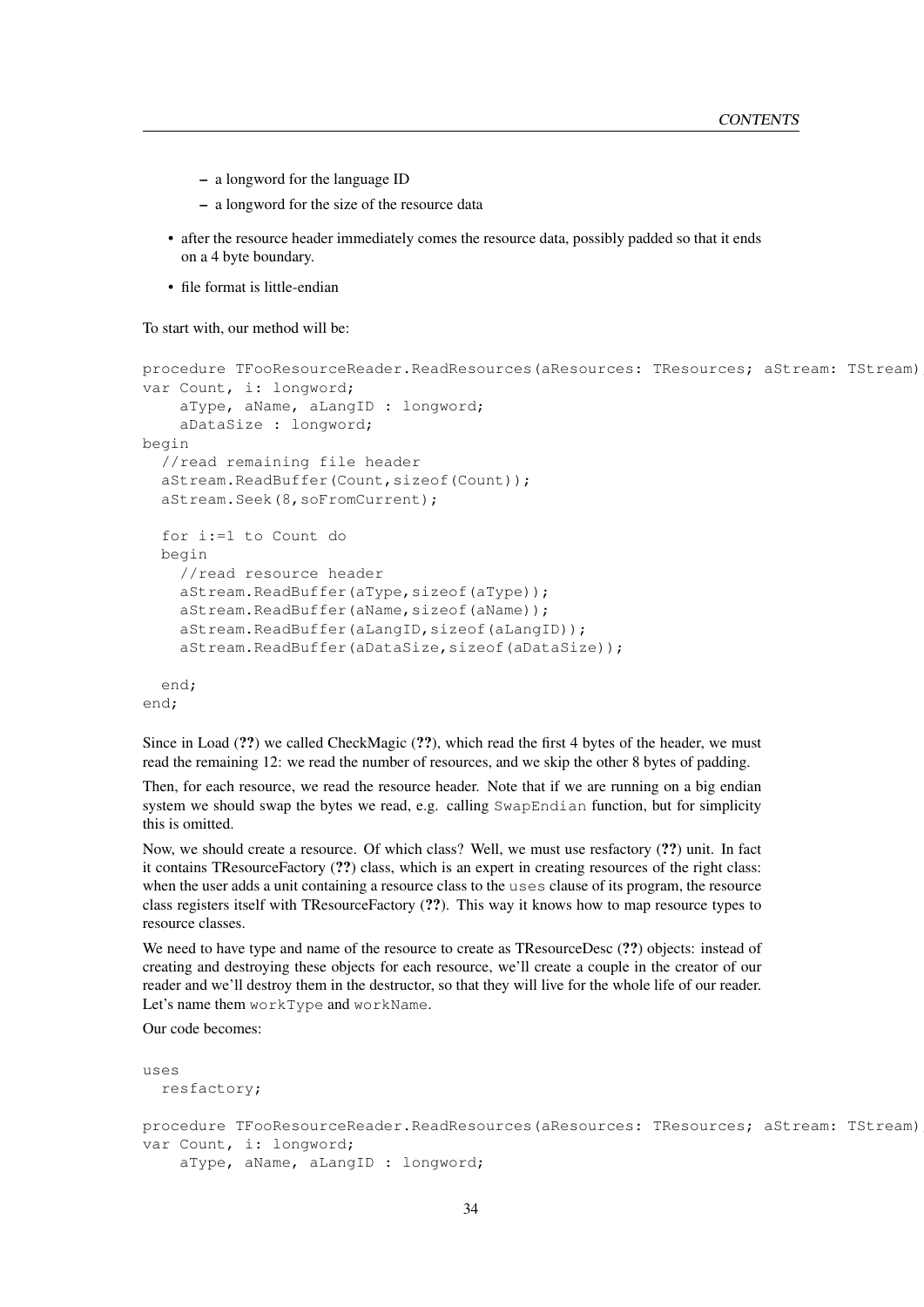- a longword for the language ID
  - a longword for the size of the resource data

- after the resource header immediately comes the resource data, possibly padded so that it ends on a 4 byte boundary.
- file format is little-endian

To start with, our method will be:

```
procedure TFooResourceReader.ReadResources(aResources: TResources; aStream: TStream)
var Count, i: longword;
    aType, aName, aLangID : longword;
    aDataSize : longword;
begin
  //read remaining file header
  aStream.ReadBuffer(Count,sizeof(Count));
  aStream.Seek(8,soFromCurrent);

  for i:=1 to Count do
  begin
    //read resource header
    aStream.ReadBuffer(aType,sizeof(aType));
    aStream.ReadBuffer(aName,sizeof(aName));
    aStream.ReadBuffer(aLangID,sizeof(aLangID));
    aStream.ReadBuffer(aDataSize,sizeof(aDataSize));

  end;
end;
```

Since in Load (**??**) we called CheckMagic (**??**), which read the first 4 bytes of the header, we must read the remaining 12: we read the number of resources, and we skip the other 8 bytes of padding.

Then, for each resource, we read the resource header. Note that if we are running on a big endian system we should swap the bytes we read, e.g. calling `SwapEndian` function, but for simplicity this is omitted.

Now, we should create a resource. Of which class? Well, we must use resfactory (**??**) unit. In fact it contains TResourceFactory (**??**) class, which is an expert in creating resources of the right class: when the user adds a unit containing a resource class to the `uses` clause of its program, the resource class registers itself with TResourceFactory (**??**). This way it knows how to map resource types to resource classes.

We need to have type and name of the resource to create as TResourceDesc (**??**) objects: instead of creating and destroying these objects for each resource, we'll create a couple in the creator of our reader and we'll destroy them in the destructor, so that they will live for the whole life of our reader. Let's name them `workType` and `workName`.

Our code becomes:

```
uses
  resfactory;

procedure TFooResourceReader.ReadResources(aResources: TResources; aStream: TStream)
var Count, i: longword;
    aType, aName, aLangID : longword;
```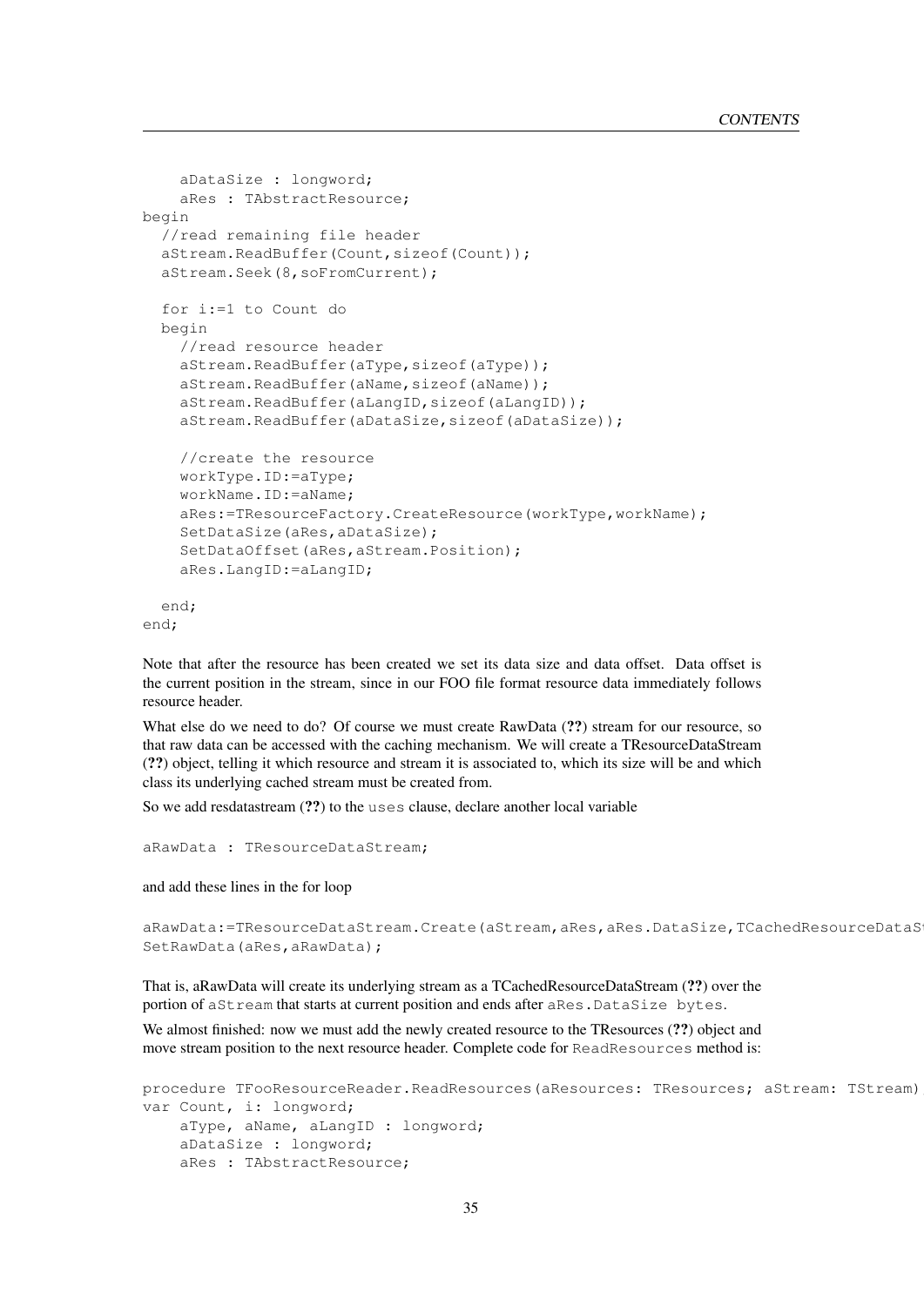```
    aDataSize : longword;
    aRes : TAbstractResource;
begin
  //read remaining file header
  aStream.ReadBuffer(Count,sizeof(Count));
  aStream.Seek(8,soFromCurrent);

  for i:=1 to Count do
  begin
    //read resource header
    aStream.ReadBuffer(aType,sizeof(aType));
    aStream.ReadBuffer(aName,sizeof(aName));
    aStream.ReadBuffer(aLangID,sizeof(aLangID));
    aStream.ReadBuffer(aDataSize,sizeof(aDataSize));

    //create the resource
    workType.ID:=aType;
    workName.ID:=aName;
    aRes:=TResourceFactory.CreateResource(workType,workName);
    SetDataSize(aRes,aDataSize);
    SetDataOffset(aRes,aStream.Position);
    aRes.LangID:=aLangID;

  end;
end;
```

Note that after the resource has been created we set its data size and data offset. Data offset is the current position in the stream, since in our FOO file format resource data immediately follows resource header.

What else do we need to do? Of course we must create RawData (**??**) stream for our resource, so that raw data can be accessed with the caching mechanism. We will create a TResourceDataStream (**??**) object, telling it which resource and stream it is associated to, which its size will be and which class its underlying cached stream must be created from.

So we add resdatastream (**??**) to the `uses` clause, declare another local variable

```
aRawData : TResourceDataStream;
```

and add these lines in the for loop

```
aRawData:=TResourceDataStream.Create(aStream,aRes,aRes.DataSize,TCachedResourceDataSt
SetRawData(aRes,aRawData);
```

That is, aRawData will create its underlying stream as a TCachedResourceDataStream (**??**) over the portion of `aStream` that starts at current position and ends after `aRes.DataSize bytes`.

We almost finished: now we must add the newly created resource to the TResources (**??**) object and move stream position to the next resource header. Complete code for `ReadResources` method is:

```
procedure TFooResourceReader.ReadResources(aResources: TResources; aStream: TStream)
var Count, i: longword;
    aType, aName, aLangID : longword;
    aDataSize : longword;
    aRes : TAbstractResource;
```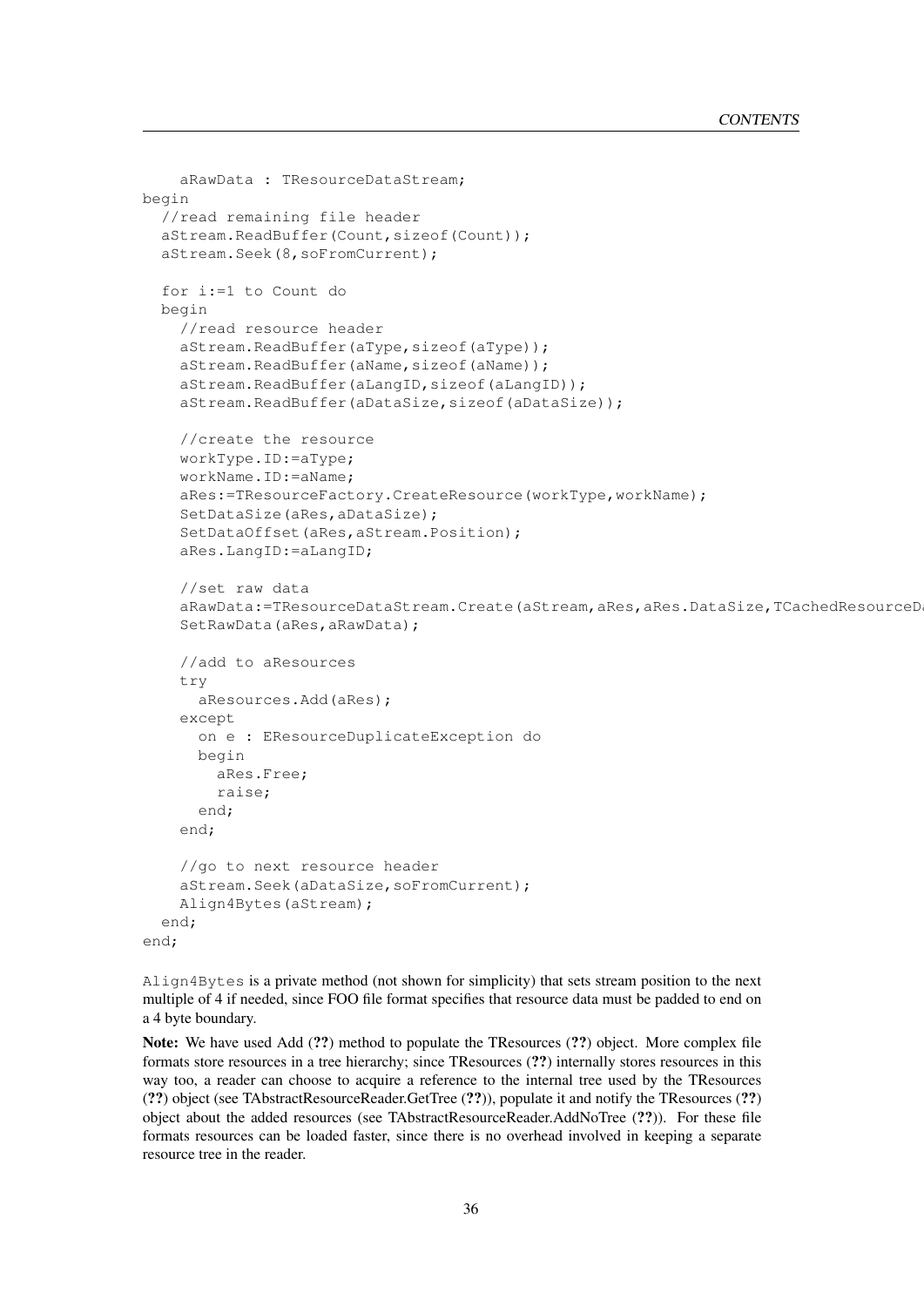```
    aRawData : TResourceDataStream;
begin
  //read remaining file header
  aStream.ReadBuffer(Count,sizeof(Count));
  aStream.Seek(8,soFromCurrent);

  for i:=1 to Count do
  begin
    //read resource header
    aStream.ReadBuffer(aType,sizeof(aType));
    aStream.ReadBuffer(aName,sizeof(aName));
    aStream.ReadBuffer(aLangID,sizeof(aLangID));
    aStream.ReadBuffer(aDataSize,sizeof(aDataSize));

    //create the resource
    workType.ID:=aType;
    workName.ID:=aName;
    aRes:=TResourceFactory.CreateResource(workType,workName);
    SetDataSize(aRes,aDataSize);
    SetDataOffset(aRes,aStream.Position);
    aRes.LangID:=aLangID;

    //set raw data
    aRawData:=TResourceDataStream.Create(aStream,aRes,aRes.DataSize,TCachedResourceDa
    SetRawData(aRes,aRawData);

    //add to aResources
    try
      aResources.Add(aRes);
    except
      on e : EResourceDuplicateException do
      begin
        aRes.Free;
        raise;
      end;
    end;

    //go to next resource header
    aStream.Seek(aDataSize,soFromCurrent);
    Align4Bytes(aStream);
  end;
end;
```

`Align4Bytes` is a private method (not shown for simplicity) that sets stream position to the next multiple of 4 if needed, since FOO file format specifies that resource data must be padded to end on a 4 byte boundary.

**Note:** We have used Add (**??**) method to populate the TResources (**??**) object. More complex file formats store resources in a tree hierarchy; since TResources (**??**) internally stores resources in this way too, a reader can choose to acquire a reference to the internal tree used by the TResources (**??**) object (see TAbstractResourceReader.GetTree (**??**)), populate it and notify the TResources (**??**) object about the added resources (see TAbstractResourceReader.AddNoTree (**??**)). For these file formats resources can be loaded faster, since there is no overhead involved in keeping a separate resource tree in the reader.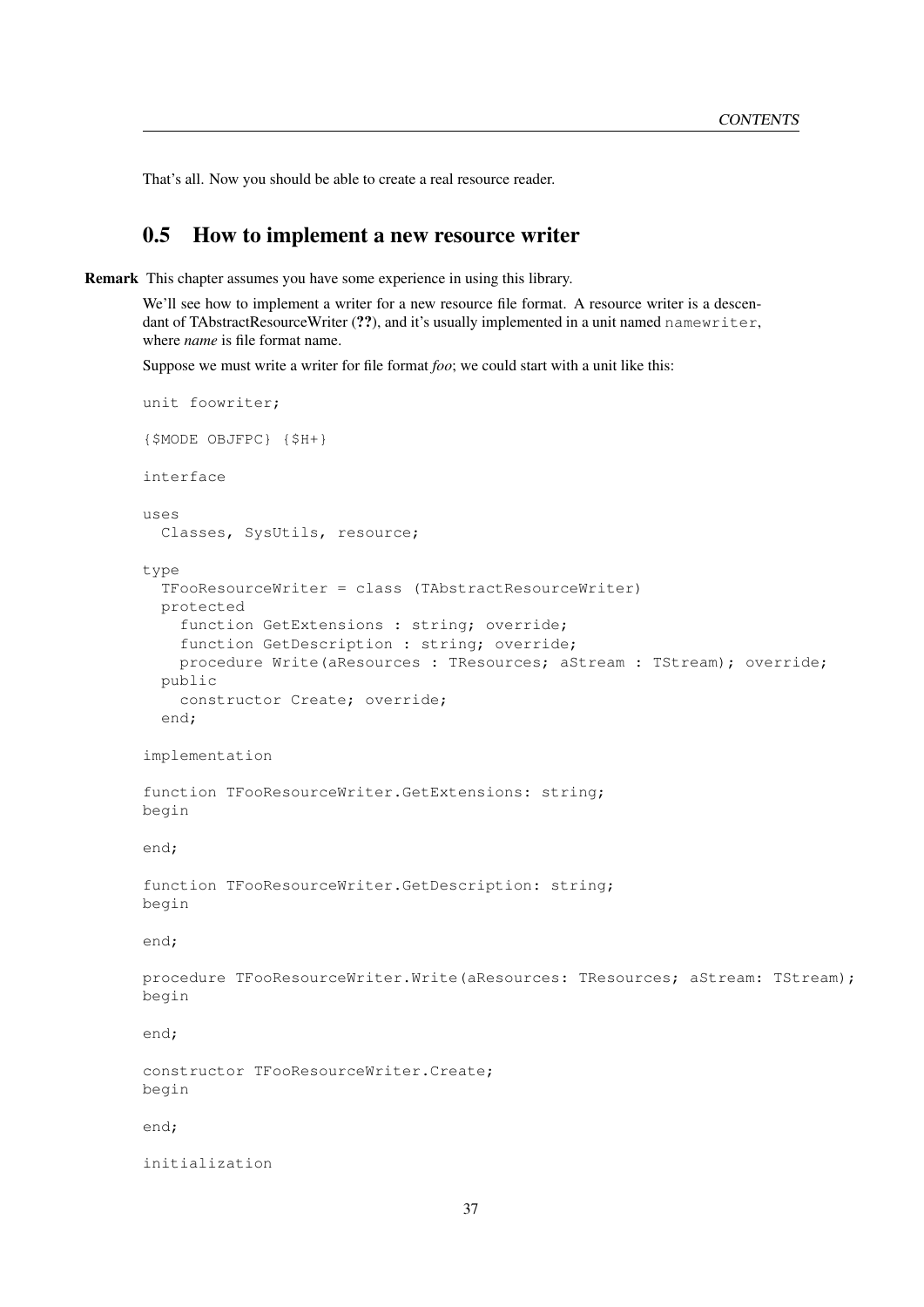That's all. Now you should be able to create a real resource reader.

## 0.5 How to implement a new resource writer

**Remark** This chapter assumes you have some experience in using this library.

We'll see how to implement a writer for a new resource file format. A resource writer is a descendant of TAbstractResourceWriter (**??**), and it's usually implemented in a unit named `namewriter`, where *name* is file format name.

Suppose we must write a writer for file format *foo*; we could start with a unit like this:

```
unit foowriter;

{$MODE OBJFPC} {$H+}

interface

uses
  Classes, SysUtils, resource;

type
  TFooResourceWriter = class (TAbstractResourceWriter)
  protected
    function GetExtensions : string; override;
    function GetDescription : string; override;
    procedure Write(aResources : TResources; aStream : TStream); override;
  public
    constructor Create; override;
  end;

implementation

function TFooResourceWriter.GetExtensions: string;
begin

end;

function TFooResourceWriter.GetDescription: string;
begin

end;

procedure TFooResourceWriter.Write(aResources: TResources; aStream: TStream);
begin

end;

constructor TFooResourceWriter.Create;
begin

end;

initialization
```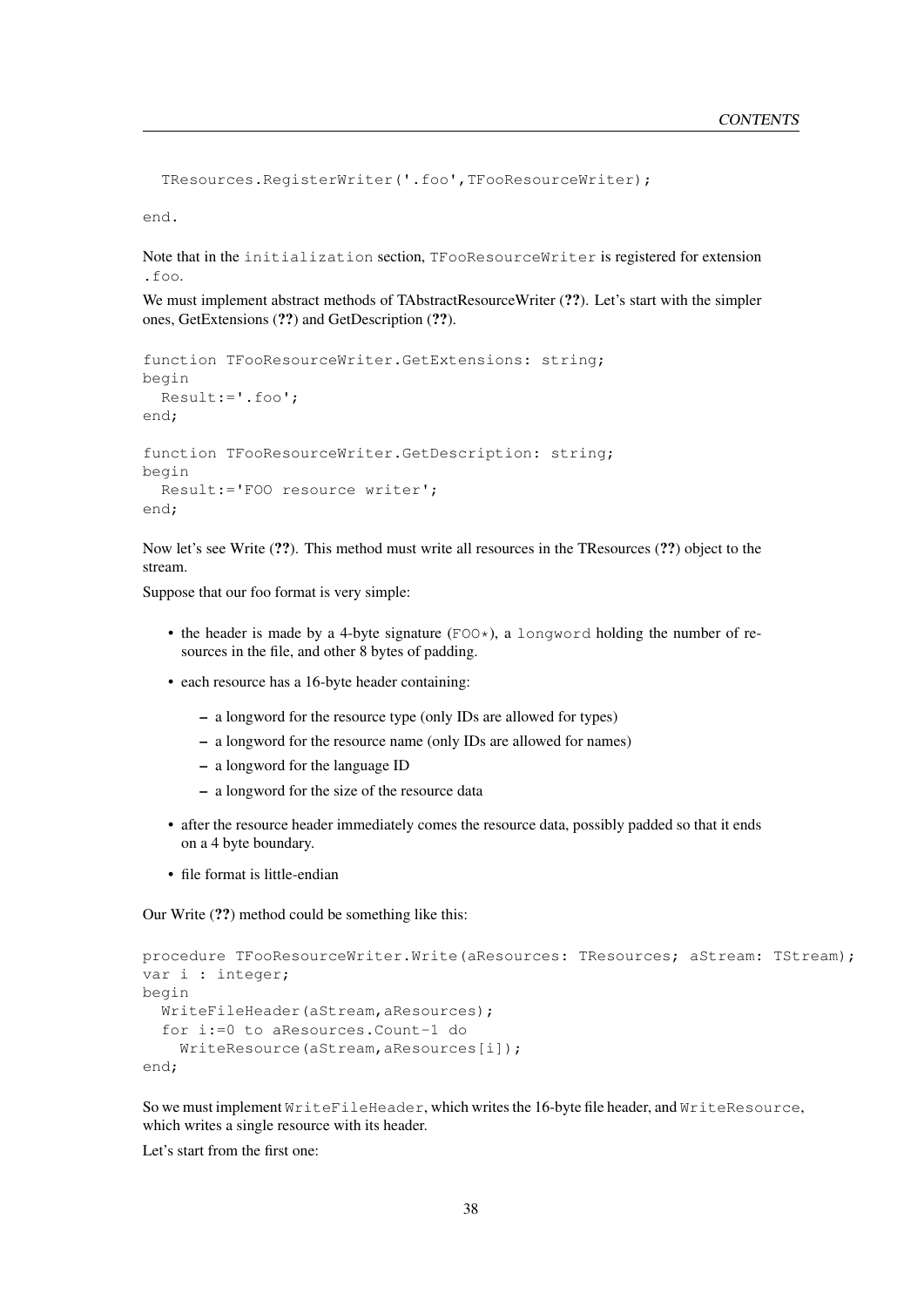```
  TResources.RegisterWriter('.foo',TFooResourceWriter);

end.
```

Note that in the `initialization` section, `TFooResourceWriter` is registered for extension `.foo`.

We must implement abstract methods of TAbstractResourceWriter (**??**). Let's start with the simpler ones, GetExtensions (**??**) and GetDescription (**??**).

```
function TFooResourceWriter.GetExtensions: string;
begin
  Result:='.foo';
end;

function TFooResourceWriter.GetDescription: string;
begin
  Result:='FOO resource writer';
end;
```

Now let's see Write (**??**). This method must write all resources in the TResources (**??**) object to the stream.

Suppose that our foo format is very simple:

- the header is made by a 4-byte signature (`FOO*`), a `longword` holding the number of resources in the file, and other 8 bytes of padding.
- each resource has a 16-byte header containing:
  - a longword for the resource type (only IDs are allowed for types)
  - a longword for the resource name (only IDs are allowed for names)
  - a longword for the language ID
  - a longword for the size of the resource data
- after the resource header immediately comes the resource data, possibly padded so that it ends on a 4 byte boundary.
- file format is little-endian

Our Write (**??**) method could be something like this:

```
procedure TFooResourceWriter.Write(aResources: TResources; aStream: TStream);
var i : integer;
begin
  WriteFileHeader(aStream,aResources);
  for i:=0 to aResources.Count-1 do
    WriteResource(aStream,aResources[i]);
end;
```

So we must implement `WriteFileHeader`, which writes the 16-byte file header, and `WriteResource`, which writes a single resource with its header.

Let's start from the first one: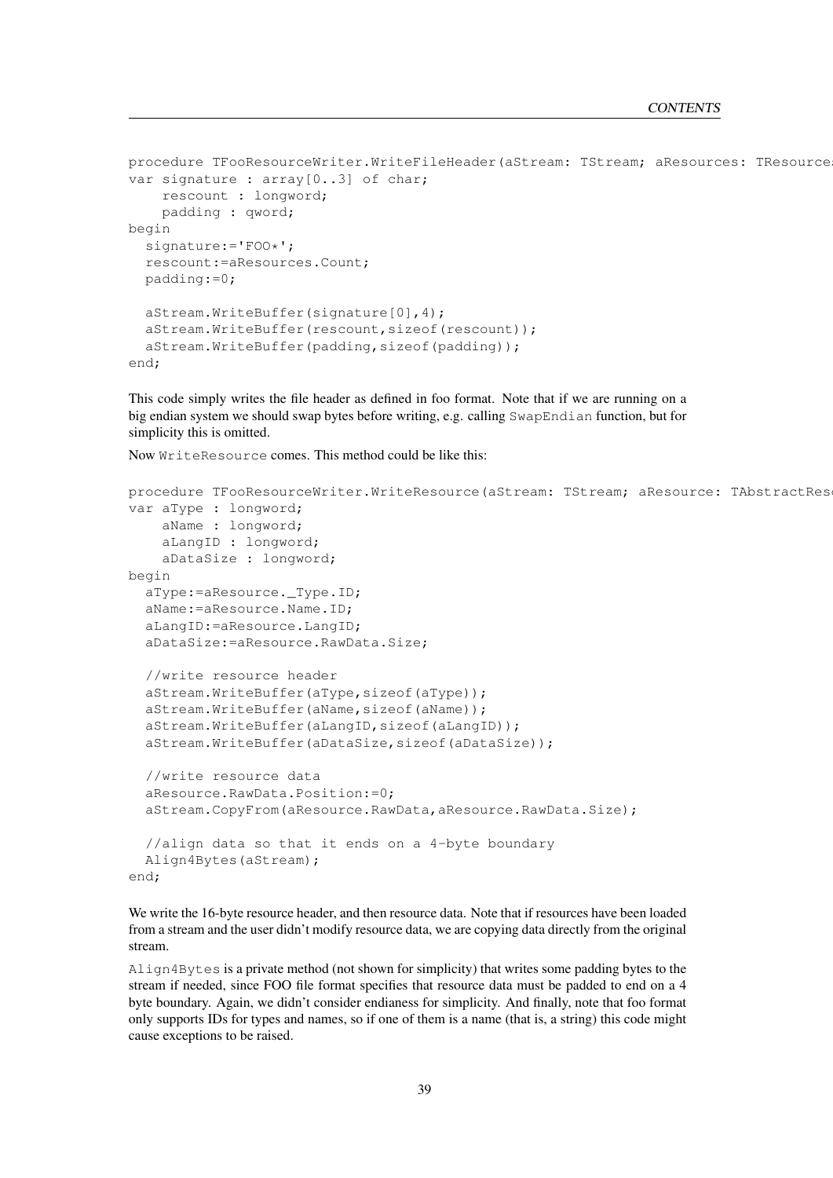```
procedure TFooResourceWriter.WriteFileHeader(aStream: TStream; aResources: TResource
var signature : array[0..3] of char;
    rescount : longword;
    padding : qword;
begin
  signature:='FOO*';
  rescount:=aResources.Count;
  padding:=0;

  aStream.WriteBuffer(signature[0],4);
  aStream.WriteBuffer(rescount,sizeof(rescount));
  aStream.WriteBuffer(padding,sizeof(padding));
end;
```

This code simply writes the file header as defined in foo format. Note that if we are running on a big endian system we should swap bytes before writing, e.g. calling `SwapEndian` function, but for simplicity this is omitted.

Now `WriteResource` comes. This method could be like this:

```
procedure TFooResourceWriter.WriteResource(aStream: TStream; aResource: TAbstractRes
var aType : longword;
    aName : longword;
    aLangID : longword;
    aDataSize : longword;
begin
  aType:=aResource._Type.ID;
  aName:=aResource.Name.ID;
  aLangID:=aResource.LangID;
  aDataSize:=aResource.RawData.Size;

  //write resource header
  aStream.WriteBuffer(aType,sizeof(aType));
  aStream.WriteBuffer(aName,sizeof(aName));
  aStream.WriteBuffer(aLangID,sizeof(aLangID));
  aStream.WriteBuffer(aDataSize,sizeof(aDataSize));

  //write resource data
  aResource.RawData.Position:=0;
  aStream.CopyFrom(aResource.RawData,aResource.RawData.Size);

  //align data so that it ends on a 4-byte boundary
  Align4Bytes(aStream);
end;
```

We write the 16-byte resource header, and then resource data. Note that if resources have been loaded from a stream and the user didn't modify resource data, we are copying data directly from the original stream.

`Align4Bytes` is a private method (not shown for simplicity) that writes some padding bytes to the stream if needed, since FOO file format specifies that resource data must be padded to end on a 4 byte boundary. Again, we didn't consider endianess for simplicity. And finally, note that foo format only supports IDs for types and names, so if one of them is a name (that is, a string) this code might cause exceptions to be raised.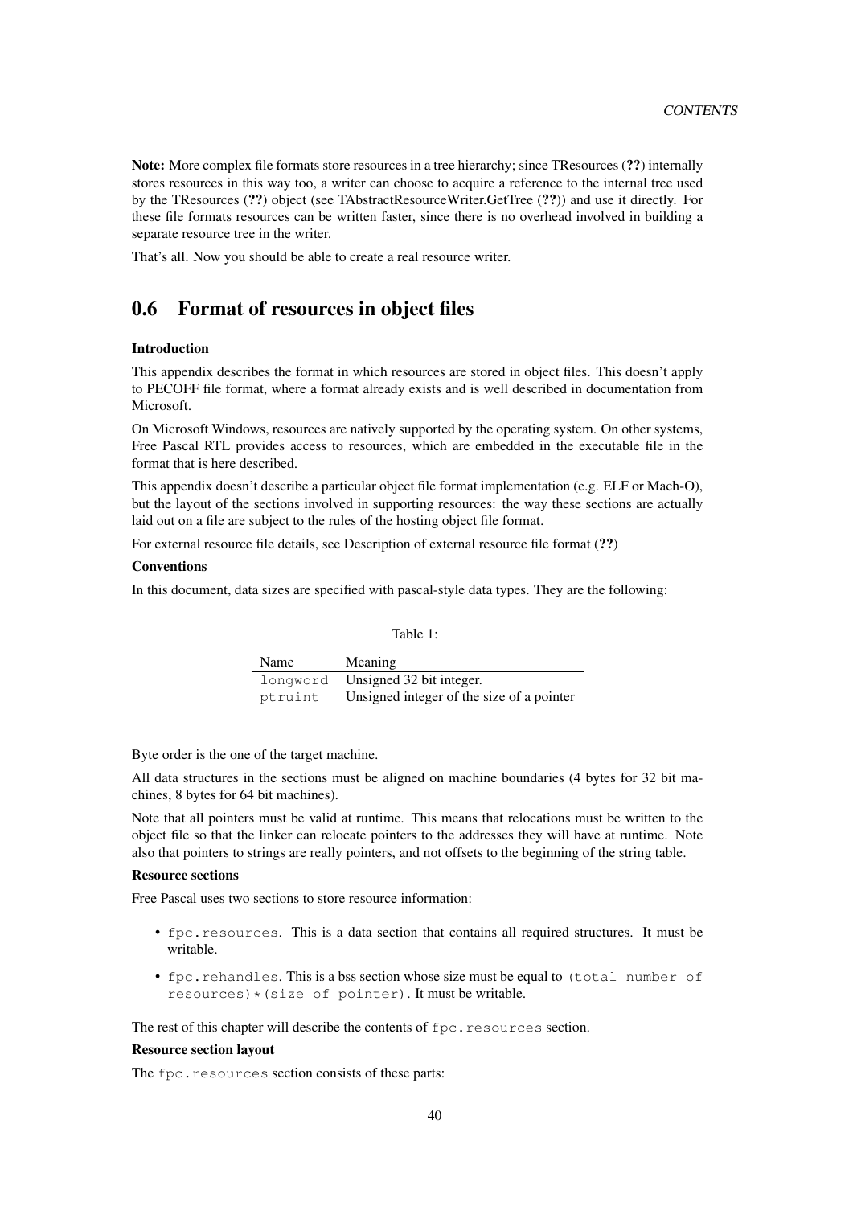**Note:** More complex file formats store resources in a tree hierarchy; since TResources (**??**) internally stores resources in this way too, a writer can choose to acquire a reference to the internal tree used by the TResources (**??**) object (see TAbstractResourceWriter.GetTree (**??**)) and use it directly. For these file formats resources can be written faster, since there is no overhead involved in building a separate resource tree in the writer.

That's all. Now you should be able to create a real resource writer.

## 0.6 Format of resources in object files

**Introduction**

This appendix describes the format in which resources are stored in object files. This doesn't apply to PECOFF file format, where a format already exists and is well described in documentation from Microsoft.

On Microsoft Windows, resources are natively supported by the operating system. On other systems, Free Pascal RTL provides access to resources, which are embedded in the executable file in the format that is here described.

This appendix doesn't describe a particular object file format implementation (e.g. ELF or Mach-O), but the layout of the sections involved in supporting resources: the way these sections are actually laid out on a file are subject to the rules of the hosting object file format.

For external resource file details, see Description of external resource file format (**??**)

**Conventions**

In this document, data sizes are specified with pascal-style data types. They are the following:

Table 1:

| Name | Meaning |
|---|---|
| `longword` | Unsigned 32 bit integer. |
| `ptruint` | Unsigned integer of the size of a pointer |

Byte order is the one of the target machine.

All data structures in the sections must be aligned on machine boundaries (4 bytes for 32 bit machines, 8 bytes for 64 bit machines).

Note that all pointers must be valid at runtime. This means that relocations must be written to the object file so that the linker can relocate pointers to the addresses they will have at runtime. Note also that pointers to strings are really pointers, and not offsets to the beginning of the string table.

**Resource sections**

Free Pascal uses two sections to store resource information:

- `fpc.resources`. This is a data section that contains all required structures. It must be writable.
- `fpc.rehandles`. This is a bss section whose size must be equal to `(total number of resources)*(size of pointer)`. It must be writable.

The rest of this chapter will describe the contents of `fpc.resources` section.

**Resource section layout**

The `fpc.resources` section consists of these parts: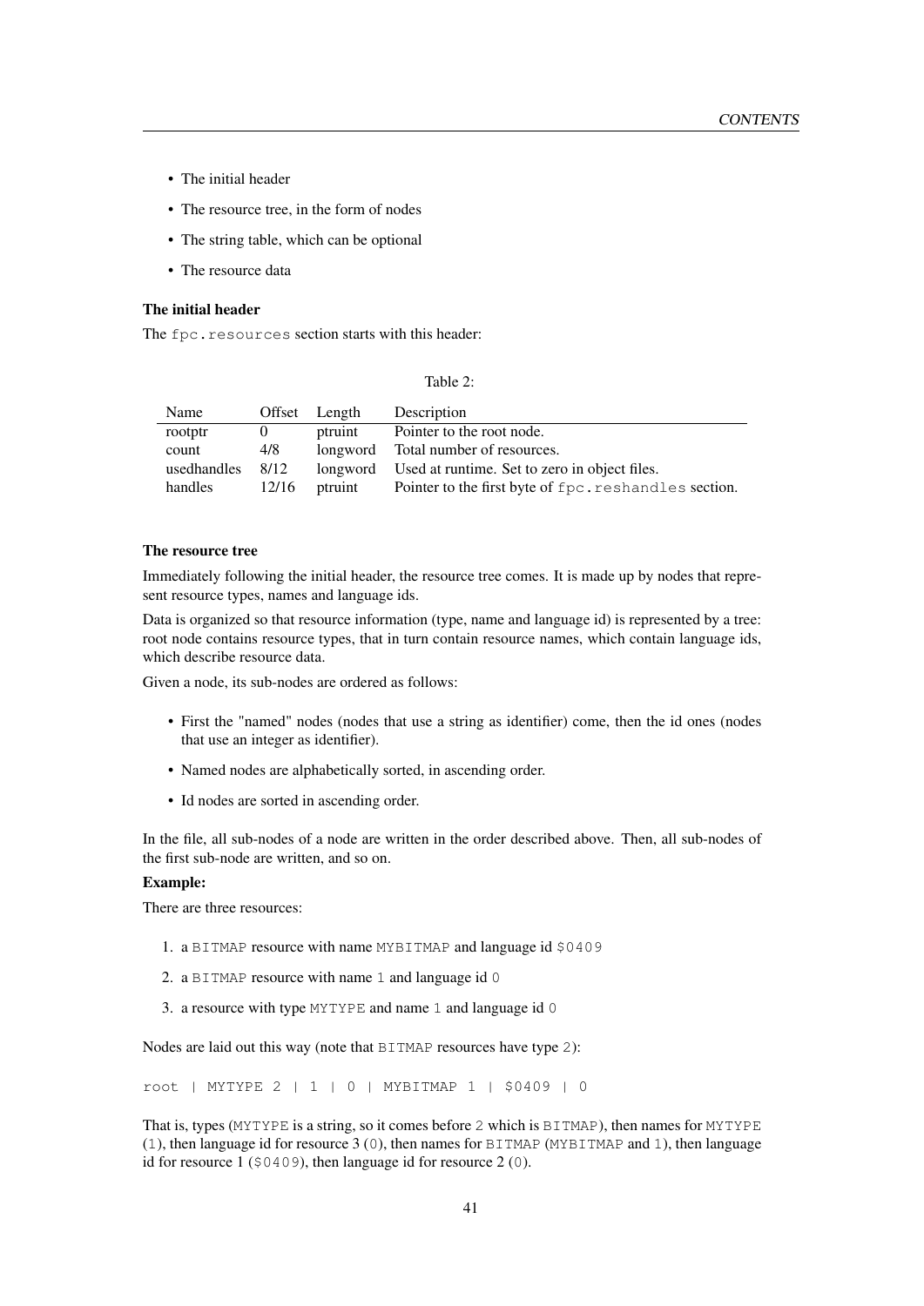- The initial header
- The resource tree, in the form of nodes
- The string table, which can be optional
- The resource data

**The initial header**

The `fpc.resources` section starts with this header:

Table 2:

| Name | Offset | Length | Description |
|---|---|---|---|
| rootptr | 0 | ptruint | Pointer to the root node. |
| count | 4/8 | longword | Total number of resources. |
| usedhandles | 8/12 | longword | Used at runtime. Set to zero in object files. |
| handles | 12/16 | ptruint | Pointer to the first byte of `fpc.reshandles` section. |

**The resource tree**

Immediately following the initial header, the resource tree comes. It is made up by nodes that represent resource types, names and language ids.

Data is organized so that resource information (type, name and language id) is represented by a tree: root node contains resource types, that in turn contain resource names, which contain language ids, which describe resource data.

Given a node, its sub-nodes are ordered as follows:

- First the "named" nodes (nodes that use a string as identifier) come, then the id ones (nodes that use an integer as identifier).
- Named nodes are alphabetically sorted, in ascending order.
- Id nodes are sorted in ascending order.

In the file, all sub-nodes of a node are written in the order described above. Then, all sub-nodes of the first sub-node are written, and so on.

**Example:**

There are three resources:

1. a `BITMAP` resource with name `MYBITMAP` and language id `$0409`
2. a `BITMAP` resource with name `1` and language id `0`
3. a resource with type `MYTYPE` and name `1` and language id `0`

Nodes are laid out this way (note that `BITMAP` resources have type `2`):

```
root | MYTYPE 2 | 1 | 0 | MYBITMAP 1 | $0409 | 0
```

That is, types (`MYTYPE` is a string, so it comes before `2` which is `BITMAP`), then names for `MYTYPE` (`1`), then language id for resource 3 (`0`), then names for `BITMAP` (`MYBITMAP` and `1`), then language id for resource 1 (`$0409`), then language id for resource 2 (`0`).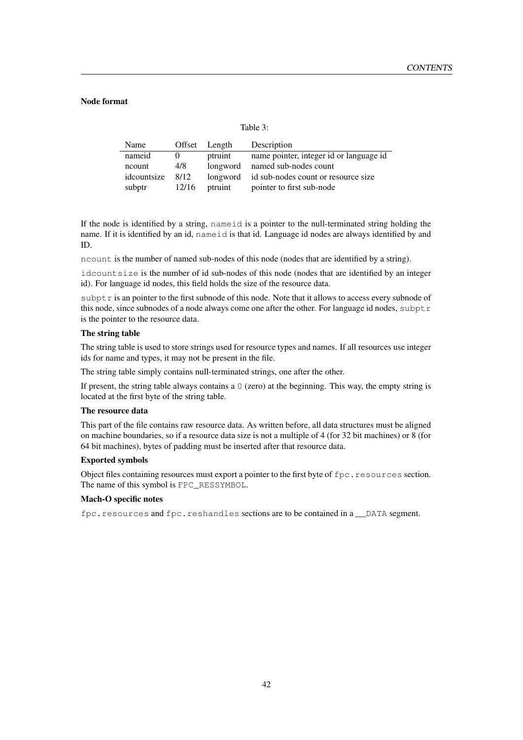#### Node format

Table 3:

| Name | Offset | Length | Description |
|---|---|---|---|
| nameid | 0 | ptruint | name pointer, integer id or language id |
| ncount | 4/8 | longword | named sub-nodes count |
| idcountsize | 8/12 | longword | id sub-nodes count or resource size |
| subptr | 12/16 | ptruint | pointer to first sub-node |

If the node is identified by a string, `nameid` is a pointer to the null-terminated string holding the name. If it is identified by an id, `nameid` is that id. Language id nodes are always identified by and ID.

`ncount` is the number of named sub-nodes of this node (nodes that are identified by a string).

`idcountsize` is the number of id sub-nodes of this node (nodes that are identified by an integer id). For language id nodes, this field holds the size of the resource data.

`subptr` is an pointer to the first subnode of this node. Note that it allows to access every subnode of this node, since subnodes of a node always come one after the other. For language id nodes, `subptr` is the pointer to the resource data.

#### The string table

The string table is used to store strings used for resource types and names. If all resources use integer ids for name and types, it may not be present in the file.

The string table simply contains null-terminated strings, one after the other.

If present, the string table always contains a `0` (zero) at the beginning. This way, the empty string is located at the first byte of the string table.

#### The resource data

This part of the file contains raw resource data. As written before, all data structures must be aligned on machine boundaries, so if a resource data size is not a multiple of 4 (for 32 bit machines) or 8 (for 64 bit machines), bytes of padding must be inserted after that resource data.

#### Exported symbols

Object files containing resources must export a pointer to the first byte of `fpc.resources` section. The name of this symbol is `FPC_RESSYMBOL`.

#### Mach-O specific notes

`fpc.resources` and `fpc.reshandles` sections are to be contained in a `__DATA` segment.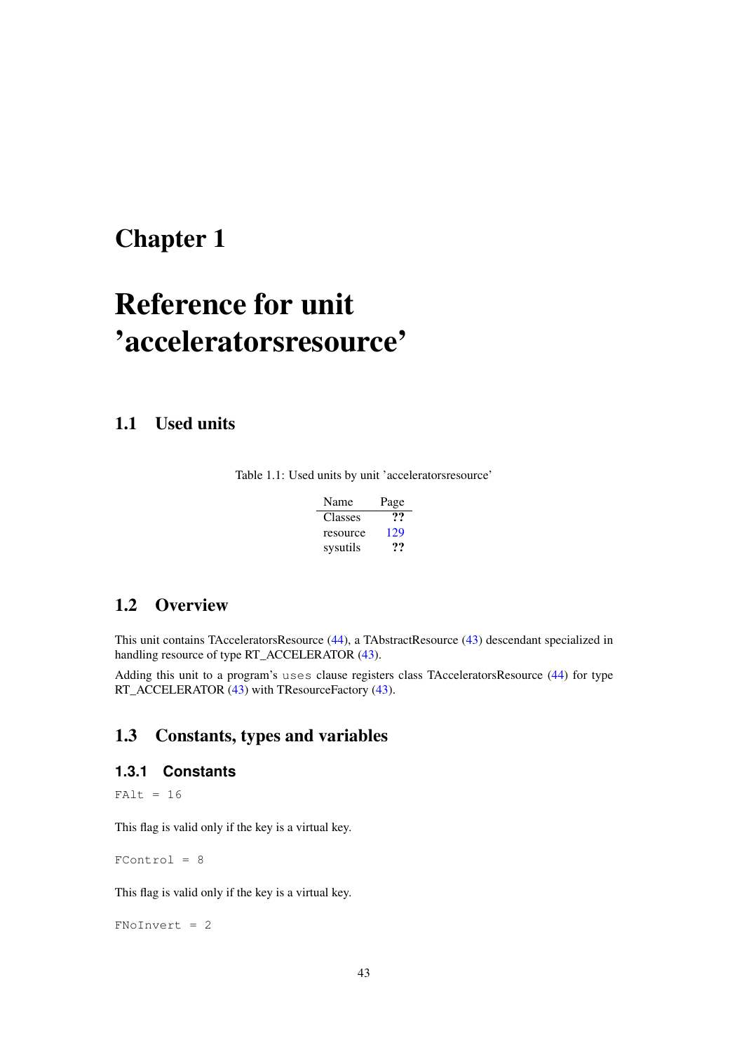# Chapter 1

# Reference for unit 'acceleratorsresource'

## 1.1 Used units

Table 1.1: Used units by unit 'acceleratorsresource'

| Name | Page |
|---|---|
| Classes | ?? |
| resource | 129 |
| sysutils | ?? |

## 1.2 Overview

This unit contains TAcceleratorsResource (44), a TAbstractResource (43) descendant specialized in handling resource of type RT_ACCELERATOR (43).

Adding this unit to a program's `uses` clause registers class TAcceleratorsResource (44) for type RT_ACCELERATOR (43) with TResourceFactory (43).

## 1.3 Constants, types and variables

### 1.3.1 Constants

```
FAlt = 16
```

This flag is valid only if the key is a virtual key.

```
FControl = 8
```

This flag is valid only if the key is a virtual key.

```
FNoInvert = 2
```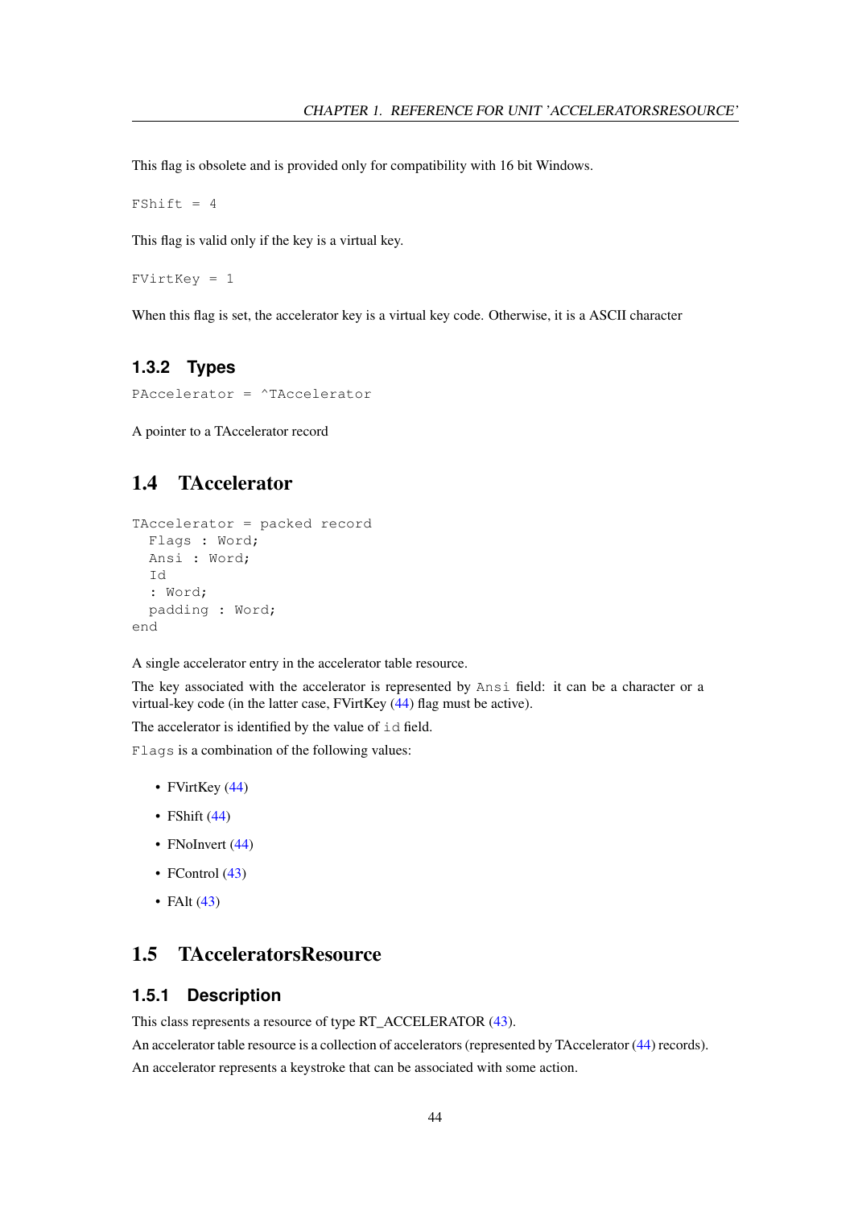This flag is obsolete and is provided only for compatibility with 16 bit Windows.

```
FShift = 4
```

This flag is valid only if the key is a virtual key.

```
FVirtKey = 1
```

When this flag is set, the accelerator key is a virtual key code. Otherwise, it is a ASCII character

### 1.3.2 Types

```
PAccelerator = ^TAccelerator
```

A pointer to a TAccelerator record

## 1.4 TAccelerator

```
TAccelerator = packed record
  Flags : Word;
  Ansi : Word;
  Id
  : Word;
  padding : Word;
end
```

A single accelerator entry in the accelerator table resource.

The key associated with the accelerator is represented by `Ansi` field: it can be a character or a virtual-key code (in the latter case, FVirtKey (44) flag must be active).

The accelerator is identified by the value of `id` field.

`Flags` is a combination of the following values:

- FVirtKey (44)
- FShift (44)
- FNoInvert (44)
- FControl (43)
- FAlt (43)

## 1.5 TAcceleratorsResource

### 1.5.1 Description

This class represents a resource of type RT_ACCELERATOR (43).

An accelerator table resource is a collection of accelerators (represented by TAccelerator (44) records).

An accelerator represents a keystroke that can be associated with some action.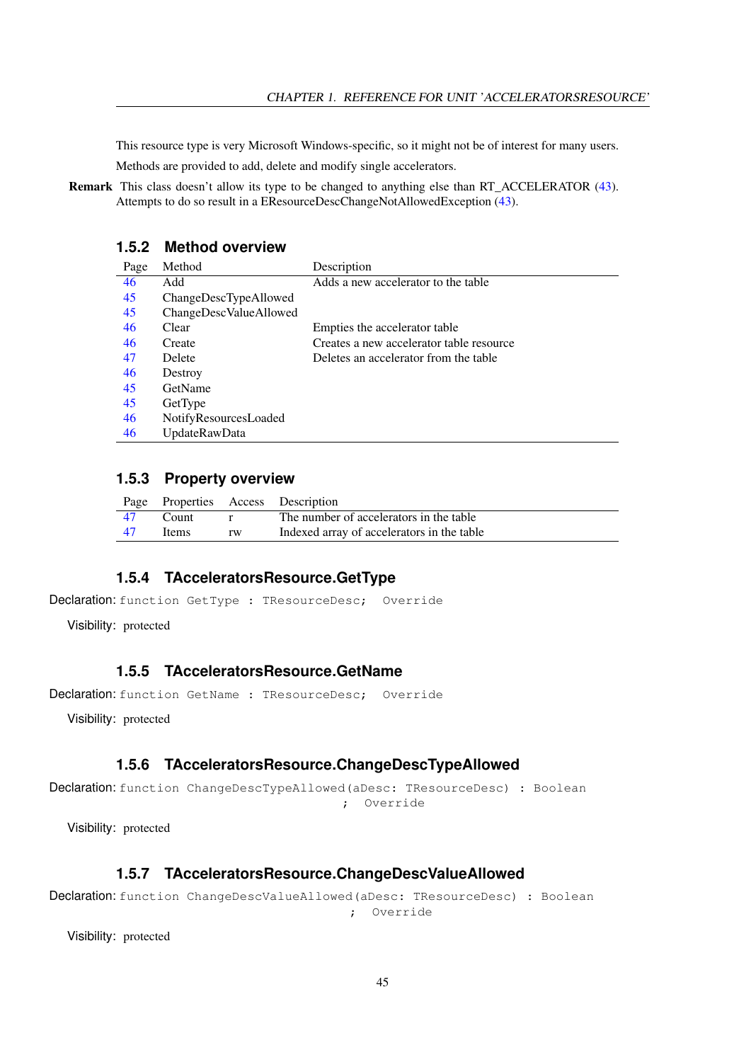This resource type is very Microsoft Windows-specific, so it might not be of interest for many users.

Methods are provided to add, delete and modify single accelerators.

**Remark** This class doesn't allow its type to be changed to anything else than RT_ACCELERATOR (43). Attempts to do so result in a EResourceDescChangeNotAllowedException (43).

### 1.5.2 Method overview

| Page | Method | Description |
|---|---|---|
| 46 | Add | Adds a new accelerator to the table |
| 45 | ChangeDescTypeAllowed | |
| 45 | ChangeDescValueAllowed | |
| 46 | Clear | Empties the accelerator table |
| 46 | Create | Creates a new accelerator table resource |
| 47 | Delete | Deletes an accelerator from the table |
| 46 | Destroy | |
| 45 | GetName | |
| 45 | GetType | |
| 46 | NotifyResourcesLoaded | |
| 46 | UpdateRawData | |

### 1.5.3 Property overview

| Page | Properties | Access | Description |
|---|---|---|---|
| 47 | Count | r | The number of accelerators in the table |
| 47 | Items | rw | Indexed array of accelerators in the table |

### 1.5.4 TAcceleratorsResource.GetType

Declaration:
```
function GetType : TResourceDesc;  Override
```

Visibility: protected

### 1.5.5 TAcceleratorsResource.GetName

Declaration:
```
function GetName : TResourceDesc;  Override
```

Visibility: protected

### 1.5.6 TAcceleratorsResource.ChangeDescTypeAllowed

Declaration:
```
function ChangeDescTypeAllowed(aDesc: TResourceDesc) : Boolean
                                 ;  Override
```

Visibility: protected

### 1.5.7 TAcceleratorsResource.ChangeDescValueAllowed

Declaration:
```
function ChangeDescValueAllowed(aDesc: TResourceDesc) : Boolean
                                 ;  Override
```

Visibility: protected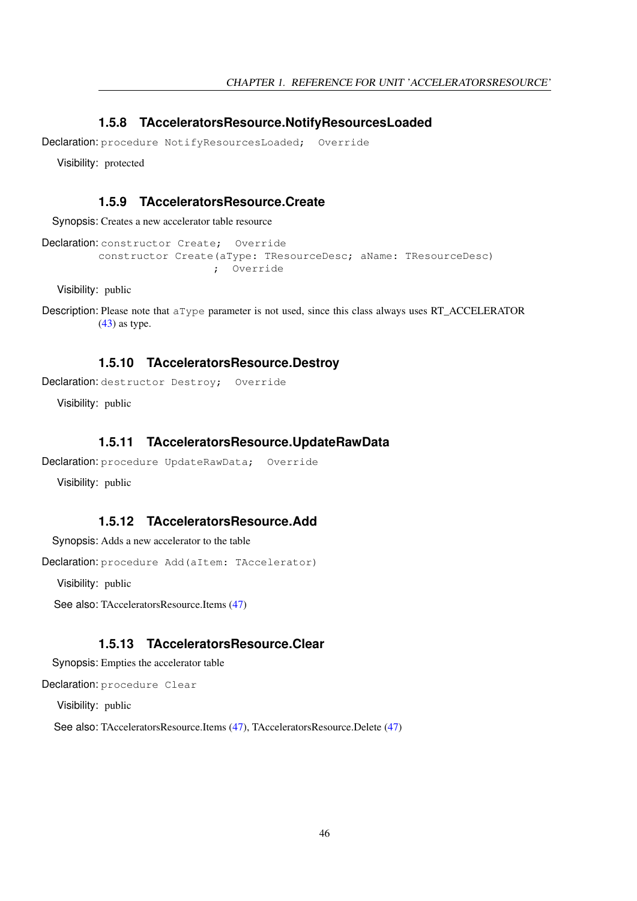### 1.5.8 TAcceleratorsResource.NotifyResourcesLoaded

**Declaration:**
```
procedure NotifyResourcesLoaded;  Override
```

**Visibility:** protected

### 1.5.9 TAcceleratorsResource.Create

**Synopsis:** Creates a new accelerator table resource

**Declaration:**
```
constructor Create;  Override
constructor Create(aType: TResourceDesc; aName: TResourceDesc)
                   ;  Override
```

**Visibility:** public

**Description:** Please note that `aType` parameter is not used, since this class always uses RT_ACCELERATOR (43) as type.

### 1.5.10 TAcceleratorsResource.Destroy

**Declaration:**
```
destructor Destroy;  Override
```

**Visibility:** public

### 1.5.11 TAcceleratorsResource.UpdateRawData

**Declaration:**
```
procedure UpdateRawData;  Override
```

**Visibility:** public

### 1.5.12 TAcceleratorsResource.Add

**Synopsis:** Adds a new accelerator to the table

**Declaration:**
```
procedure Add(aItem: TAccelerator)
```

**Visibility:** public

**See also:** TAcceleratorsResource.Items (47)

### 1.5.13 TAcceleratorsResource.Clear

**Synopsis:** Empties the accelerator table

**Declaration:**
```
procedure Clear
```

**Visibility:** public

**See also:** TAcceleratorsResource.Items (47), TAcceleratorsResource.Delete (47)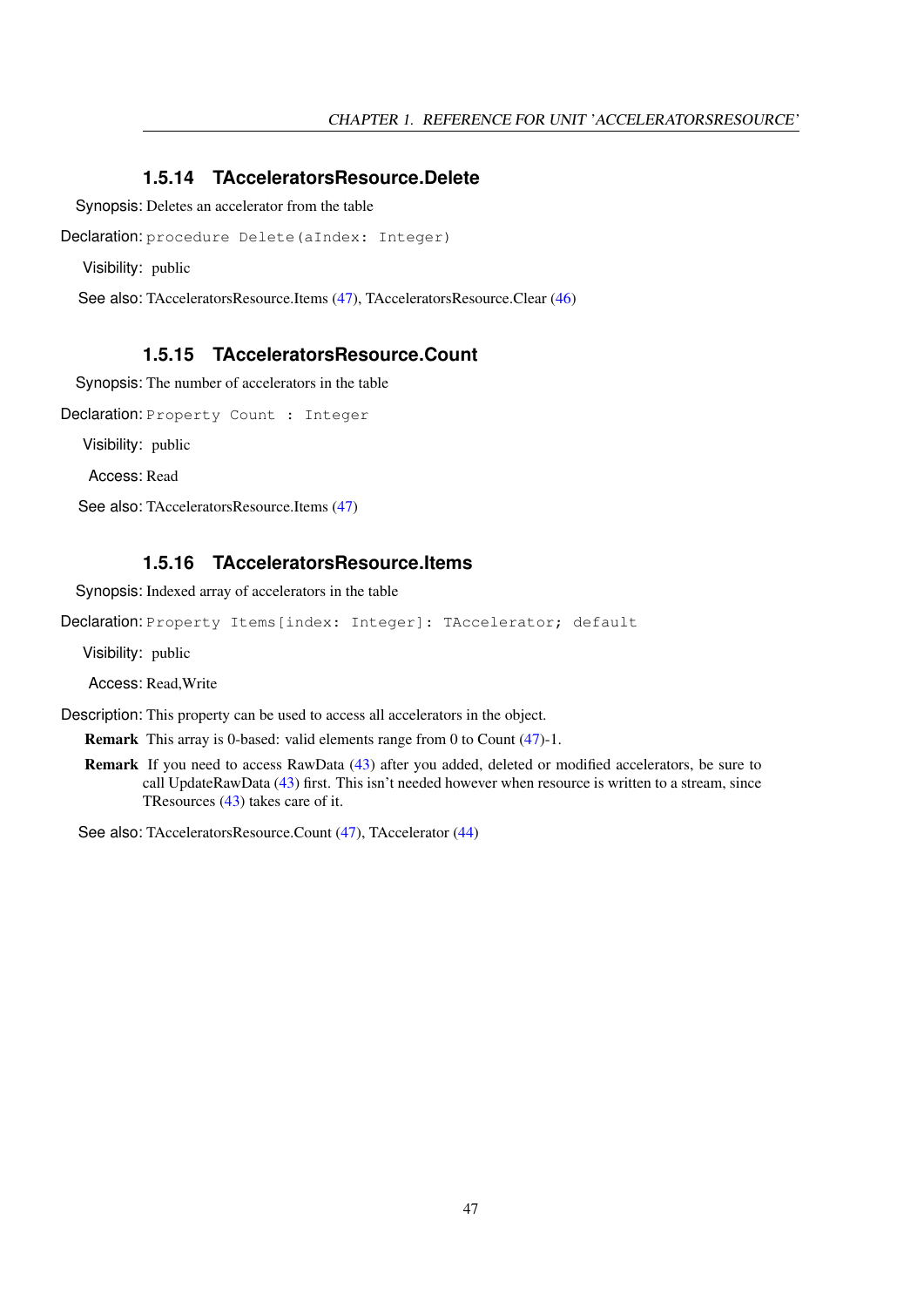### 1.5.14 TAcceleratorsResource.Delete

Synopsis: Deletes an accelerator from the table

Declaration: `procedure Delete(aIndex: Integer)`

Visibility: public

See also: TAcceleratorsResource.Items (47), TAcceleratorsResource.Clear (46)

### 1.5.15 TAcceleratorsResource.Count

Synopsis: The number of accelerators in the table

Declaration: `Property Count : Integer`

Visibility: public

Access: Read

See also: TAcceleratorsResource.Items (47)

### 1.5.16 TAcceleratorsResource.Items

Synopsis: Indexed array of accelerators in the table

Declaration: `Property Items[index: Integer]: TAccelerator; default`

Visibility: public

Access: Read,Write

Description: This property can be used to access all accelerators in the object.

**Remark** This array is 0-based: valid elements range from 0 to Count (47)-1.

**Remark** If you need to access RawData (43) after you added, deleted or modified accelerators, be sure to call UpdateRawData (43) first. This isn't needed however when resource is written to a stream, since TResources (43) takes care of it.

See also: TAcceleratorsResource.Count (47), TAccelerator (44)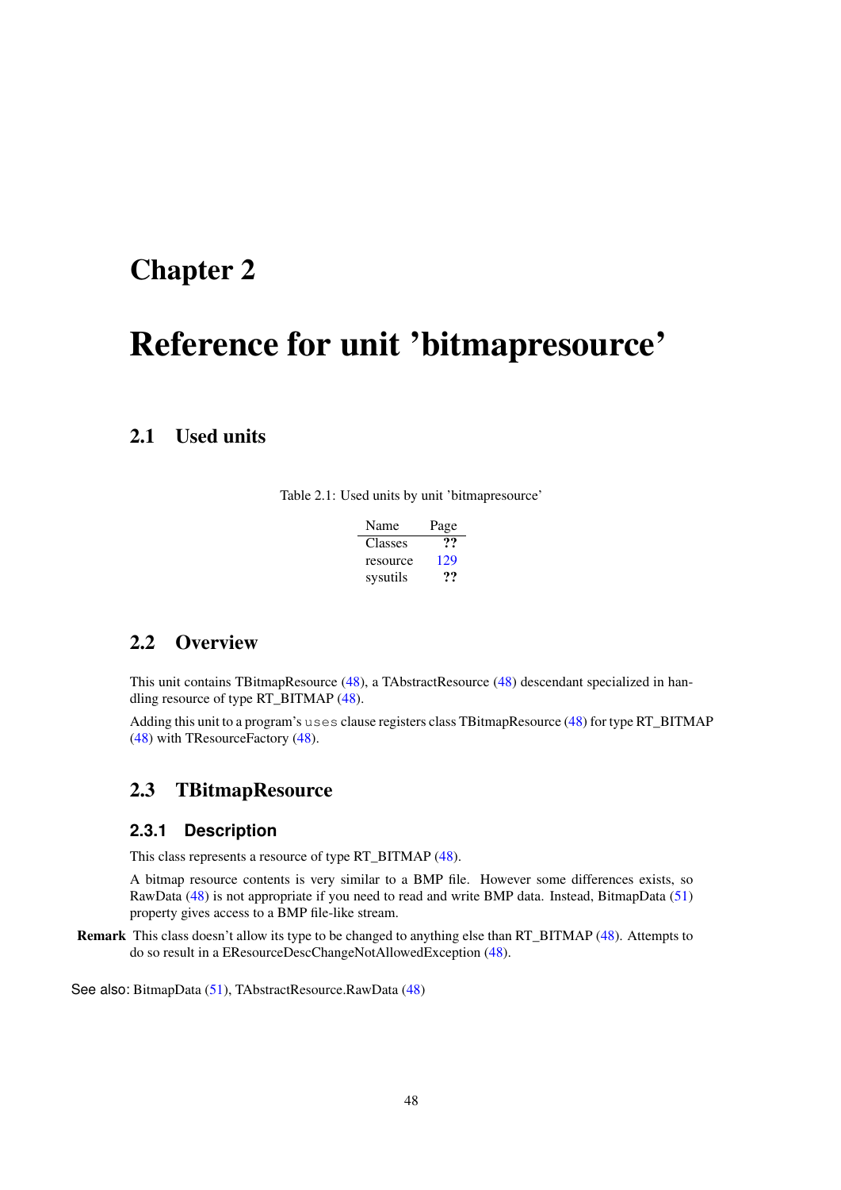# Chapter 2

# Reference for unit 'bitmapresource'

## 2.1 Used units

Table 2.1: Used units by unit 'bitmapresource'

| Name | Page |
|---|---|
| Classes | ?? |
| resource | 129 |
| sysutils | ?? |

## 2.2 Overview

This unit contains TBitmapResource (48), a TAbstractResource (48) descendant specialized in handling resource of type RT_BITMAP (48).

Adding this unit to a program's `uses` clause registers class TBitmapResource (48) for type RT_BITMAP (48) with TResourceFactory (48).

## 2.3 TBitmapResource

### 2.3.1 Description

This class represents a resource of type RT_BITMAP (48).

A bitmap resource contents is very similar to a BMP file. However some differences exists, so RawData (48) is not appropriate if you need to read and write BMP data. Instead, BitmapData (51) property gives access to a BMP file-like stream.

**Remark** This class doesn't allow its type to be changed to anything else than RT_BITMAP (48). Attempts to do so result in a EResourceDescChangeNotAllowedException (48).

See also: BitmapData (51), TAbstractResource.RawData (48)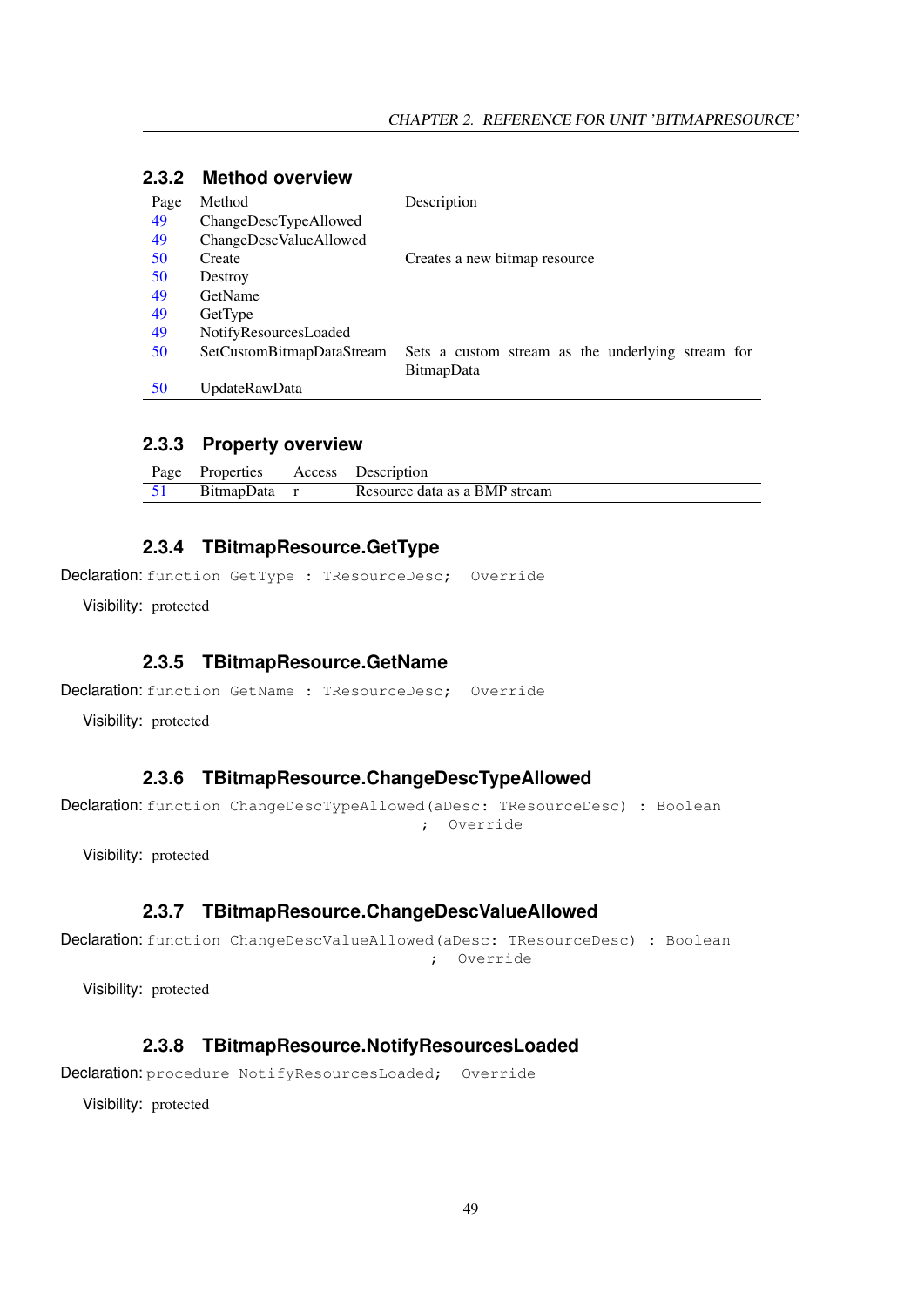### 2.3.2 Method overview

| Page | Method | Description |
|---|---|---|
| 49 | ChangeDescTypeAllowed | |
| 49 | ChangeDescValueAllowed | |
| 50 | Create | Creates a new bitmap resource |
| 50 | Destroy | |
| 49 | GetName | |
| 49 | GetType | |
| 49 | NotifyResourcesLoaded | |
| 50 | SetCustomBitmapDataStream | Sets a custom stream as the underlying stream for BitmapData |
| 50 | UpdateRawData | |

### 2.3.3 Property overview

| Page | Properties | Access | Description |
|---|---|---|---|
| 51 | BitmapData | r | Resource data as a BMP stream |

### 2.3.4 TBitmapResource.GetType

**Declaration:**
```
function GetType : TResourceDesc;  Override
```

**Visibility:** protected

### 2.3.5 TBitmapResource.GetName

**Declaration:**
```
function GetName : TResourceDesc;  Override
```

**Visibility:** protected

### 2.3.6 TBitmapResource.ChangeDescTypeAllowed

**Declaration:**
```
function ChangeDescTypeAllowed(aDesc: TResourceDesc) : Boolean
                                                     ;  Override
```

**Visibility:** protected

### 2.3.7 TBitmapResource.ChangeDescValueAllowed

**Declaration:**
```
function ChangeDescValueAllowed(aDesc: TResourceDesc) : Boolean
                                                      ;  Override
```

**Visibility:** protected

### 2.3.8 TBitmapResource.NotifyResourcesLoaded

**Declaration:**
```
procedure NotifyResourcesLoaded;  Override
```

**Visibility:** protected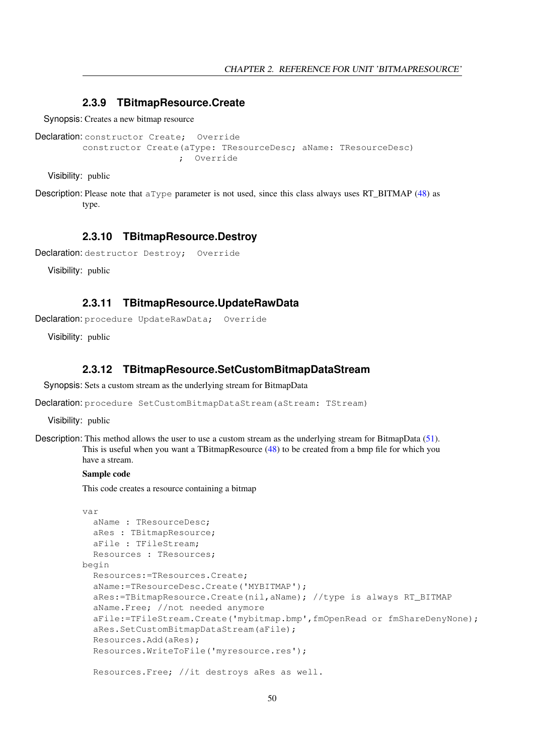### 2.3.9 TBitmapResource.Create

**Synopsis:** Creates a new bitmap resource

**Declaration:**
```
constructor Create;  Override
constructor Create(aType: TResourceDesc; aName: TResourceDesc)
                    ;  Override
```

**Visibility:** public

**Description:** Please note that `aType` parameter is not used, since this class always uses RT_BITMAP (48) as type.

### 2.3.10 TBitmapResource.Destroy

**Declaration:**
```
destructor Destroy;  Override
```

**Visibility:** public

### 2.3.11 TBitmapResource.UpdateRawData

**Declaration:**
```
procedure UpdateRawData;  Override
```

**Visibility:** public

### 2.3.12 TBitmapResource.SetCustomBitmapDataStream

**Synopsis:** Sets a custom stream as the underlying stream for BitmapData

**Declaration:**
```
procedure SetCustomBitmapDataStream(aStream: TStream)
```

**Visibility:** public

**Description:** This method allows the user to use a custom stream as the underlying stream for BitmapData (51). This is useful when you want a TBitmapResource (48) to be created from a bmp file for which you have a stream.

**Sample code**

This code creates a resource containing a bitmap

```
var
  aName : TResourceDesc;
  aRes : TBitmapResource;
  aFile : TFileStream;
  Resources : TResources;
begin
  Resources:=TResources.Create;
  aName:=TResourceDesc.Create('MYBITMAP');
  aRes:=TBitmapResource.Create(nil,aName); //type is always RT_BITMAP
  aName.Free; //not needed anymore
  aFile:=TFileStream.Create('mybitmap.bmp',fmOpenRead or fmShareDenyNone);
  aRes.SetCustomBitmapDataStream(aFile);
  Resources.Add(aRes);
  Resources.WriteToFile('myresource.res');

  Resources.Free; //it destroys aRes as well.
```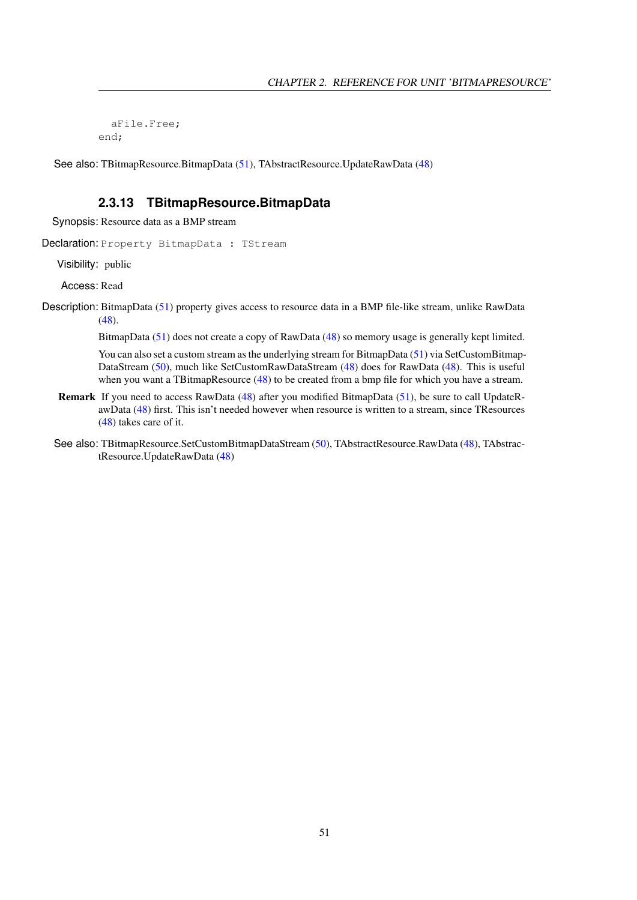```
  aFile.Free;
end;
```

See also: TBitmapResource.BitmapData (51), TAbstractResource.UpdateRawData (48)

### 2.3.13 TBitmapResource.BitmapData

Synopsis: Resource data as a BMP stream

Declaration: `Property BitmapData : TStream`

Visibility: public

Access: Read

Description: BitmapData (51) property gives access to resource data in a BMP file-like stream, unlike RawData (48).

BitmapData (51) does not create a copy of RawData (48) so memory usage is generally kept limited.

You can also set a custom stream as the underlying stream for BitmapData (51) via SetCustomBitmapDataStream (50), much like SetCustomRawDataStream (48) does for RawData (48). This is useful when you want a TBitmapResource (48) to be created from a bmp file for which you have a stream.

**Remark** If you need to access RawData (48) after you modified BitmapData (51), be sure to call UpdateRawData (48) first. This isn't needed however when resource is written to a stream, since TResources (48) takes care of it.

See also: TBitmapResource.SetCustomBitmapDataStream (50), TAbstractResource.RawData (48), TAbstractResource.UpdateRawData (48)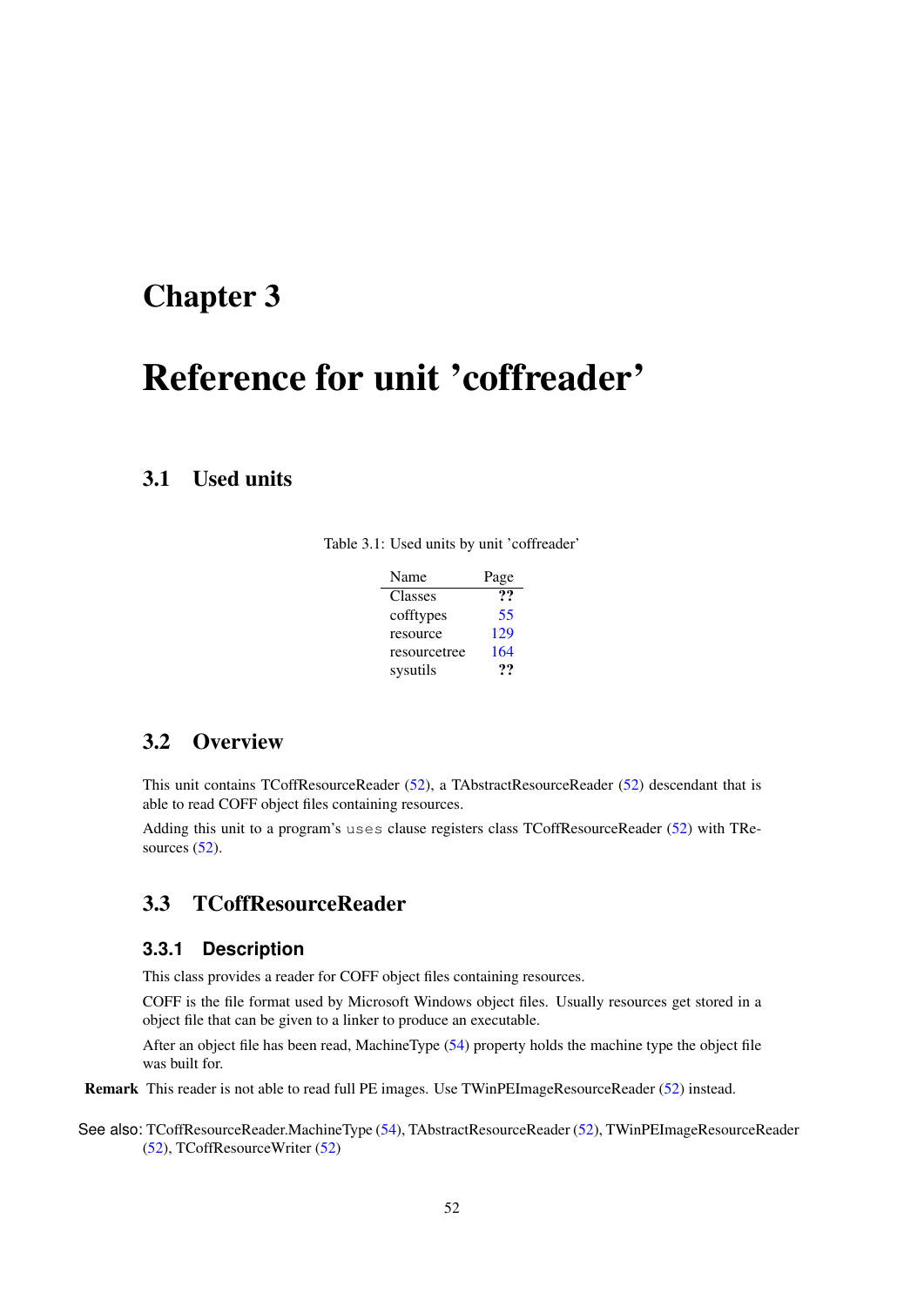# Chapter 3

# Reference for unit 'coffreader'

## 3.1 Used units

Table 3.1: Used units by unit 'coffreader'

| Name | Page |
|---|---|
| Classes | ?? |
| cofftypes | 55 |
| resource | 129 |
| resourcetree | 164 |
| sysutils | ?? |

## 3.2 Overview

This unit contains TCoffResourceReader (52), a TAbstractResourceReader (52) descendant that is able to read COFF object files containing resources.

Adding this unit to a program's `uses` clause registers class TCoffResourceReader (52) with TResources (52).

## 3.3 TCoffResourceReader

### 3.3.1 Description

This class provides a reader for COFF object files containing resources.

COFF is the file format used by Microsoft Windows object files. Usually resources get stored in a object file that can be given to a linker to produce an executable.

After an object file has been read, MachineType (54) property holds the machine type the object file was built for.

**Remark** This reader is not able to read full PE images. Use TWinPEImageResourceReader (52) instead.

See also: TCoffResourceReader.MachineType (54), TAbstractResourceReader (52), TWinPEImageResourceReader (52), TCoffResourceWriter (52)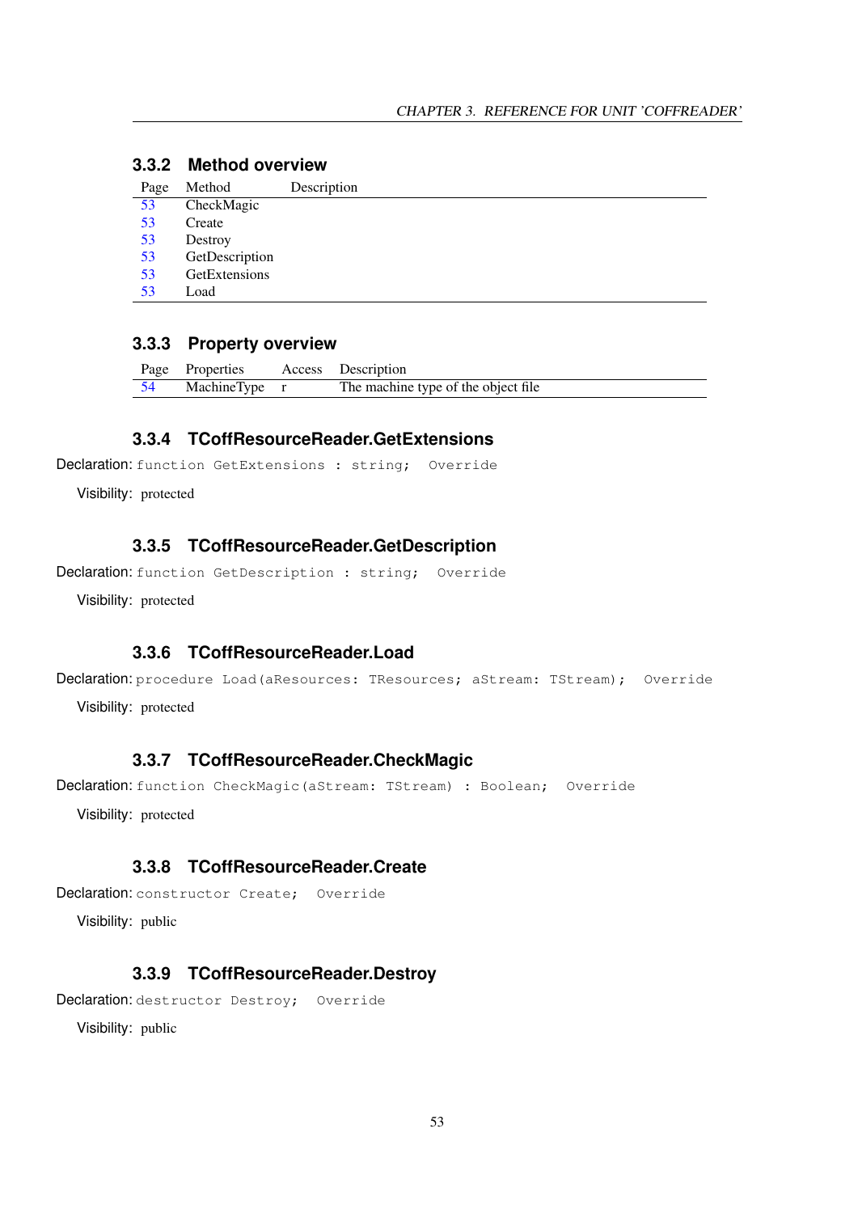### 3.3.2 Method overview

| Page | Method | Description |
| --- | --- | --- |
| 53 | CheckMagic | |
| 53 | Create | |
| 53 | Destroy | |
| 53 | GetDescription | |
| 53 | GetExtensions | |
| 53 | Load | |

### 3.3.3 Property overview

| Page | Properties | Access | Description |
| --- | --- | --- | --- |
| 54 | MachineType | r | The machine type of the object file |

### 3.3.4 TCoffResourceReader.GetExtensions

Declaration: `function GetExtensions : string;  Override`

Visibility: protected

### 3.3.5 TCoffResourceReader.GetDescription

Declaration: `function GetDescription : string;  Override`

Visibility: protected

### 3.3.6 TCoffResourceReader.Load

Declaration: `procedure Load(aResources: TResources; aStream: TStream);  Override`

Visibility: protected

### 3.3.7 TCoffResourceReader.CheckMagic

Declaration: `function CheckMagic(aStream: TStream) : Boolean;  Override`

Visibility: protected

### 3.3.8 TCoffResourceReader.Create

Declaration: `constructor Create;  Override`

Visibility: public

### 3.3.9 TCoffResourceReader.Destroy

Declaration: `destructor Destroy;  Override`

Visibility: public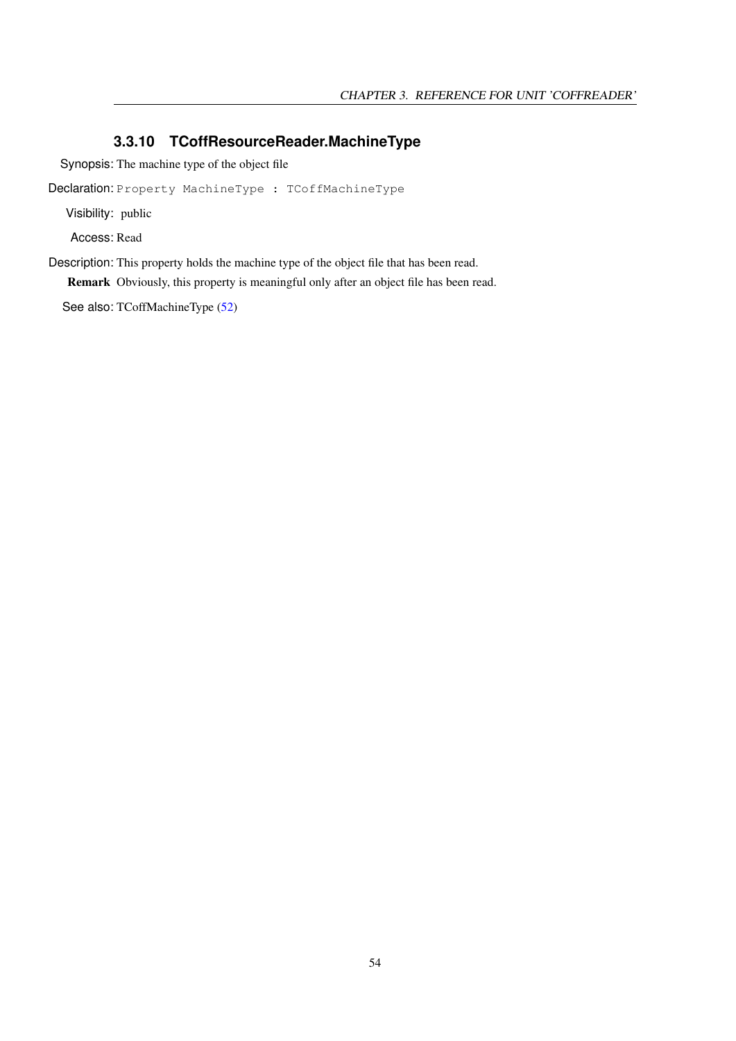### 3.3.10 TCoffResourceReader.MachineType

**Synopsis:** The machine type of the object file

**Declaration:** `Property MachineType : TCoffMachineType`

**Visibility:** public

**Access:** Read

**Description:** This property holds the machine type of the object file that has been read.

**Remark** Obviously, this property is meaningful only after an object file has been read.

**See also:** TCoffMachineType (52)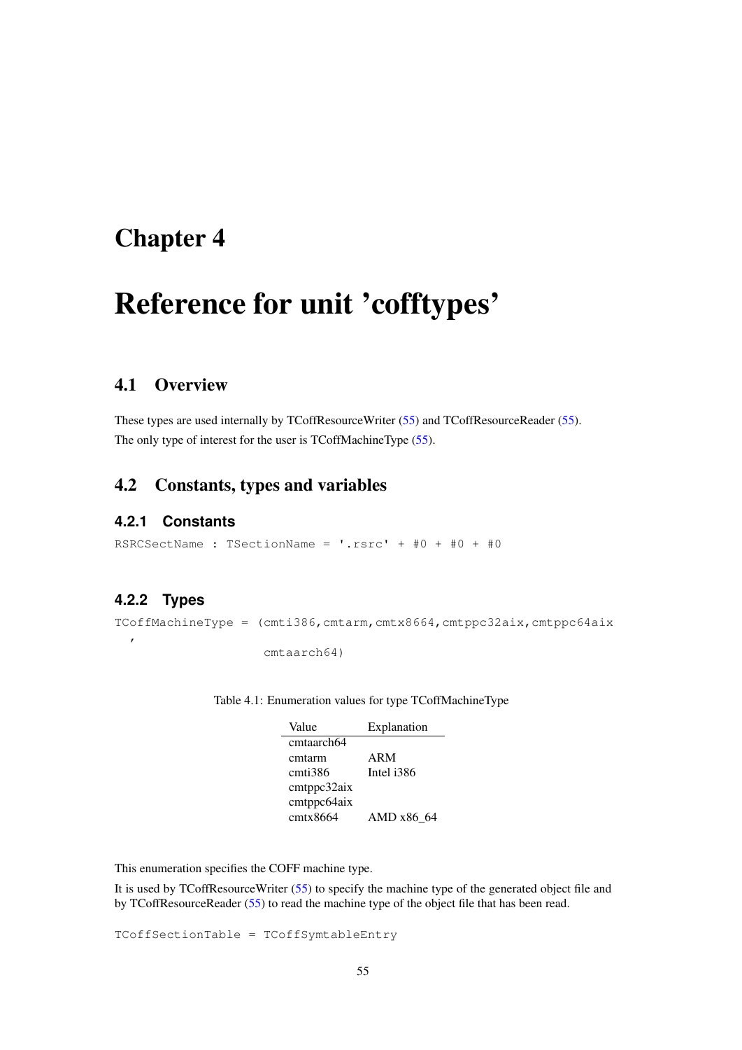# Chapter 4

# Reference for unit 'cofftypes'

## 4.1 Overview

These types are used internally by TCoffResourceWriter (55) and TCoffResourceReader (55). The only type of interest for the user is TCoffMachineType (55).

## 4.2 Constants, types and variables

### 4.2.1 Constants

```
RSRCSectName : TSectionName = '.rsrc' + #0 + #0 + #0
```

### 4.2.2 Types

```
TCoffMachineType = (cmti386,cmtarm,cmtx8664,cmtppc32aix,cmtppc64aix
  ,
                    cmtaarch64)
```

Table 4.1: Enumeration values for type TCoffMachineType

| Value | Explanation |
|---|---|
| cmtaarch64 | |
| cmtarm | ARM |
| cmti386 | Intel i386 |
| cmtppc32aix | |
| cmtppc64aix | |
| cmtx8664 | AMD x86_64 |

This enumeration specifies the COFF machine type.

It is used by TCoffResourceWriter (55) to specify the machine type of the generated object file and by TCoffResourceReader (55) to read the machine type of the object file that has been read.

```
TCoffSectionTable = TCoffSymtableEntry
```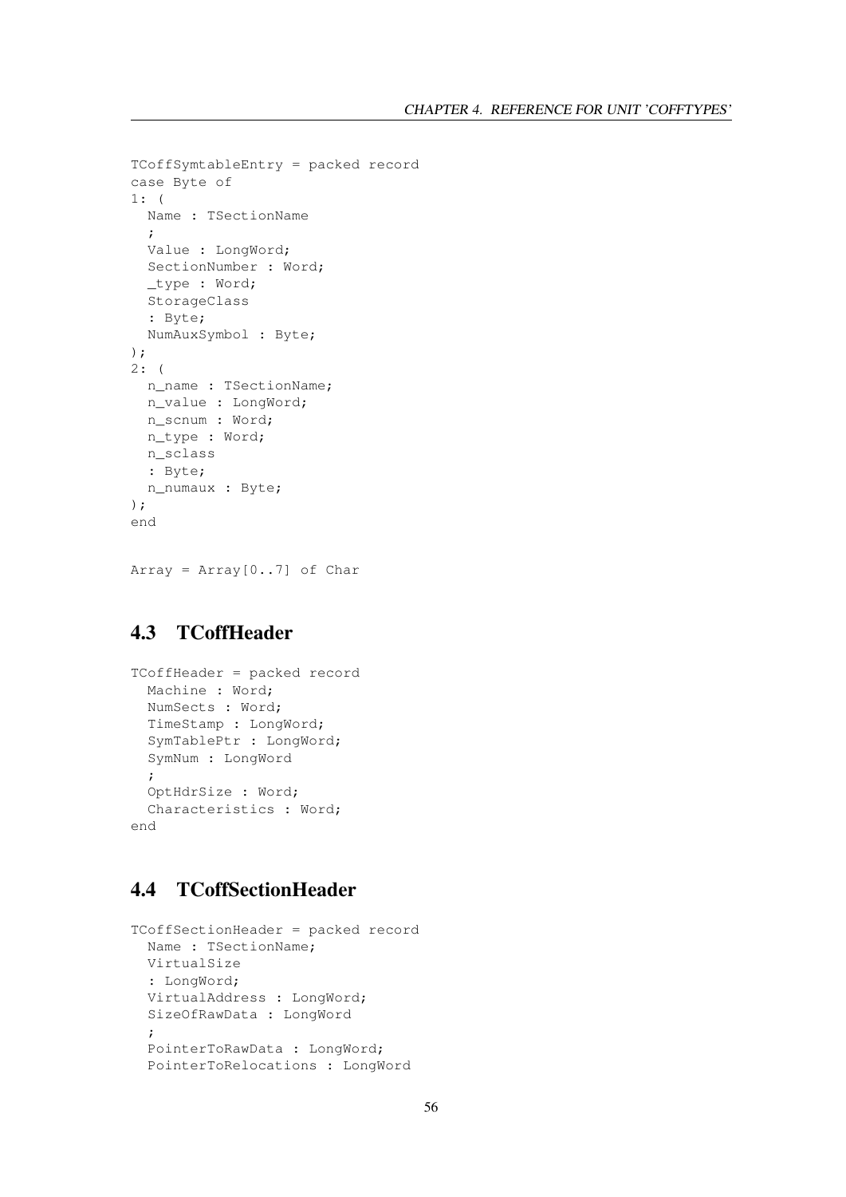```
TCoffSymtableEntry = packed record
case Byte of
1: (
  Name : TSectionName
  ;
  Value : LongWord;
  SectionNumber : Word;
  _type : Word;
  StorageClass
  : Byte;
  NumAuxSymbol : Byte;
);
2: (
  n_name : TSectionName;
  n_value : LongWord;
  n_scnum : Word;
  n_type : Word;
  n_sclass
  : Byte;
  n_numaux : Byte;
);
end
```

```
Array = Array[0..7] of Char
```

## 4.3 TCoffHeader

```
TCoffHeader = packed record
  Machine : Word;
  NumSects : Word;
  TimeStamp : LongWord;
  SymTablePtr : LongWord;
  SymNum : LongWord
  ;
  OptHdrSize : Word;
  Characteristics : Word;
end
```

## 4.4 TCoffSectionHeader

```
TCoffSectionHeader = packed record
  Name : TSectionName;
  VirtualSize
  : LongWord;
  VirtualAddress : LongWord;
  SizeOfRawData : LongWord
  ;
  PointerToRawData : LongWord;
  PointerToRelocations : LongWord
```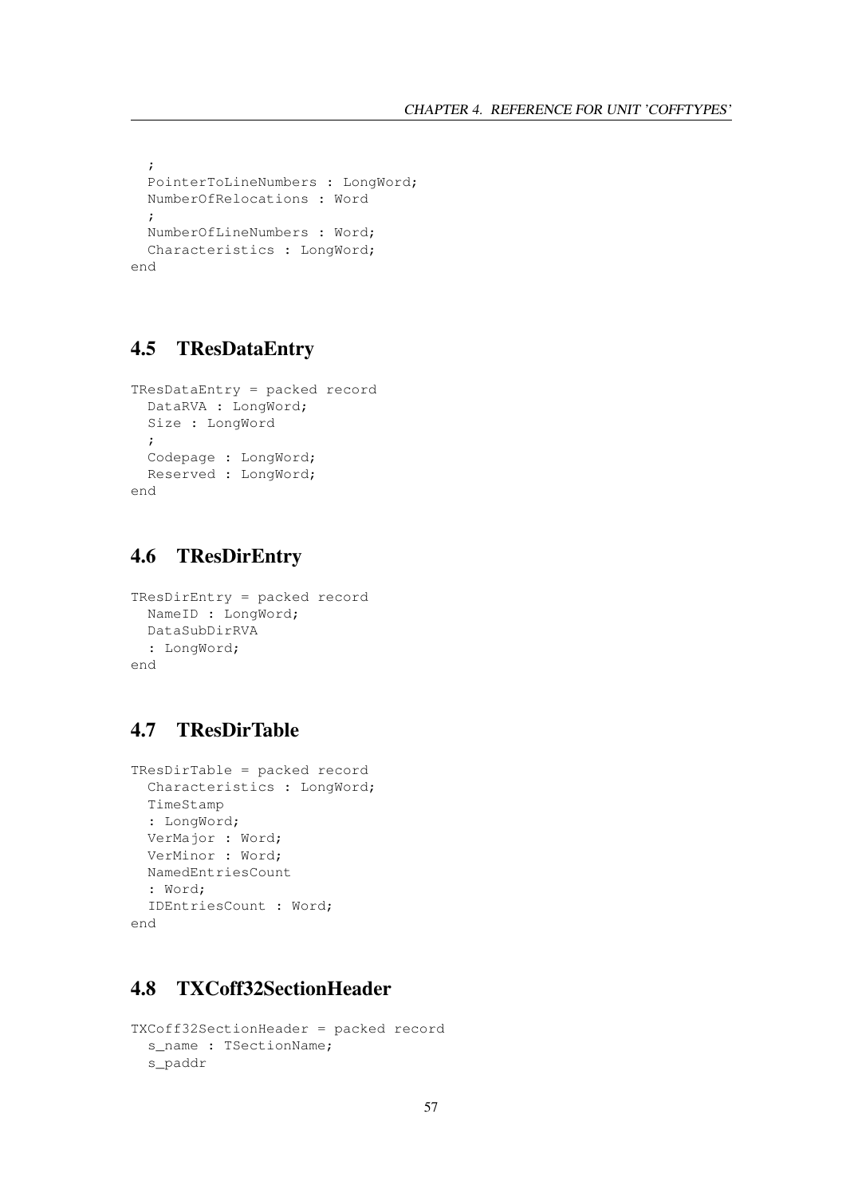```
  ;
  PointerToLineNumbers : LongWord;
  NumberOfRelocations : Word
  ;
  NumberOfLineNumbers : Word;
  Characteristics : LongWord;
end
```

## 4.5 TResDataEntry

```
TResDataEntry = packed record
  DataRVA : LongWord;
  Size : LongWord
  ;
  Codepage : LongWord;
  Reserved : LongWord;
end
```

## 4.6 TResDirEntry

```
TResDirEntry = packed record
  NameID : LongWord;
  DataSubDirRVA
  : LongWord;
end
```

## 4.7 TResDirTable

```
TResDirTable = packed record
  Characteristics : LongWord;
  TimeStamp
  : LongWord;
  VerMajor : Word;
  VerMinor : Word;
  NamedEntriesCount
  : Word;
  IDEntriesCount : Word;
end
```

## 4.8 TXCoff32SectionHeader

```
TXCoff32SectionHeader = packed record
  s_name : TSectionName;
  s_paddr
```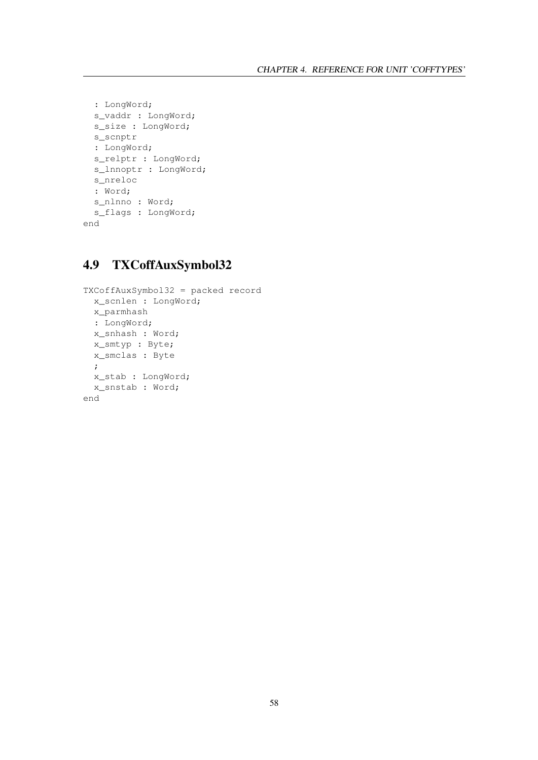```
  : LongWord;
  s_vaddr : LongWord;
  s_size : LongWord;
  s_scnptr
  : LongWord;
  s_relptr : LongWord;
  s_lnnoptr : LongWord;
  s_nreloc
  : Word;
  s_nlnno : Word;
  s_flags : LongWord;
end
```

## 4.9 TXCoffAuxSymbol32

```
TXCoffAuxSymbol32 = packed record
  x_scnlen : LongWord;
  x_parmhash
  : LongWord;
  x_snhash : Word;
  x_smtyp : Byte;
  x_smclas : Byte
  ;
  x_stab : LongWord;
  x_snstab : Word;
end
```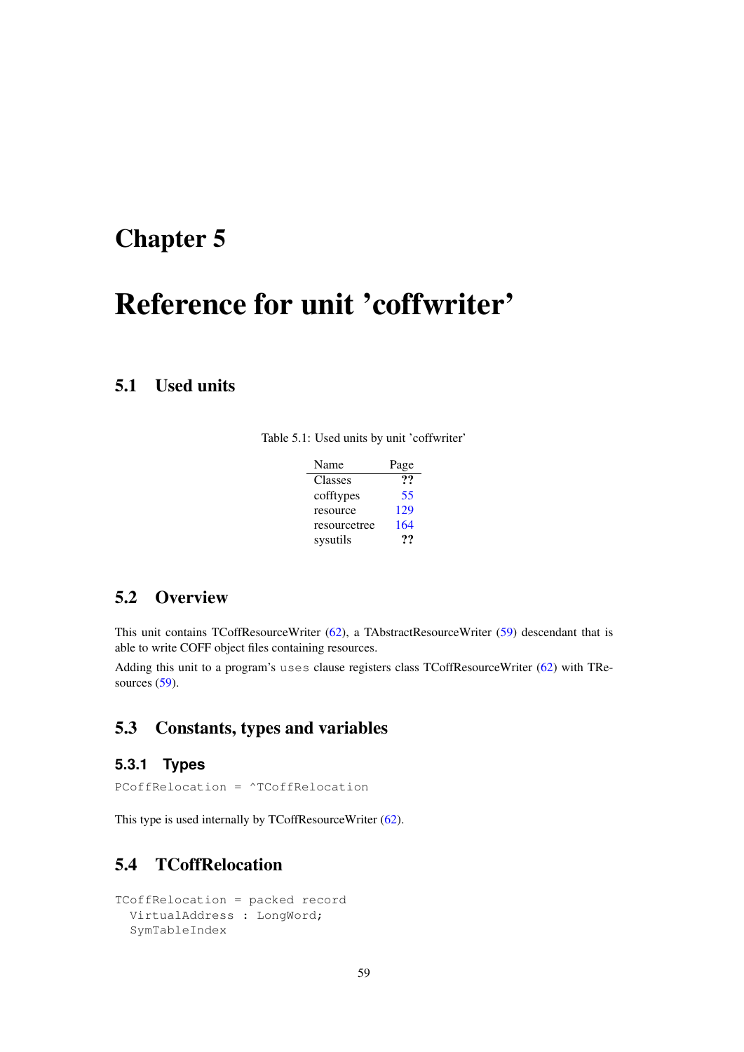# Chapter 5

# Reference for unit 'coffwriter'

## 5.1 Used units

Table 5.1: Used units by unit 'coffwriter'

| Name | Page |
|---|---|
| Classes | ?? |
| cofftypes | 55 |
| resource | 129 |
| resourcetree | 164 |
| sysutils | ?? |

## 5.2 Overview

This unit contains TCoffResourceWriter (62), a TAbstractResourceWriter (59) descendant that is able to write COFF object files containing resources.

Adding this unit to a program's `uses` clause registers class TCoffResourceWriter (62) with TResources (59).

## 5.3 Constants, types and variables

### 5.3.1 Types

```
PCoffRelocation = ^TCoffRelocation
```

This type is used internally by TCoffResourceWriter (62).

## 5.4 TCoffRelocation

```
TCoffRelocation = packed record
  VirtualAddress : LongWord;
  SymTableIndex
```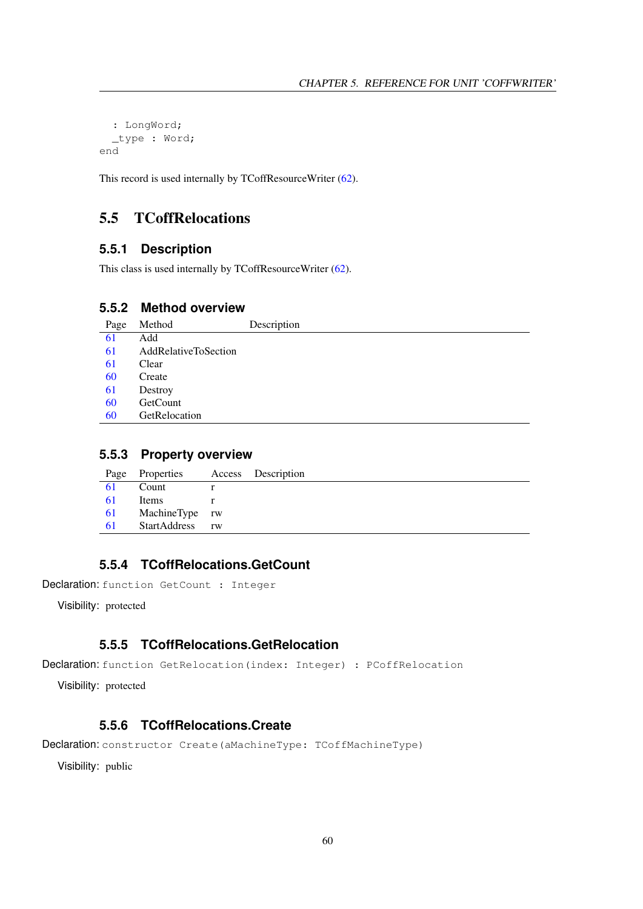```
  : LongWord;
  _type : Word;
end
```

This record is used internally by TCoffResourceWriter (62).

## 5.5 TCoffRelocations

### 5.5.1 Description

This class is used internally by TCoffResourceWriter (62).

### 5.5.2 Method overview

| Page | Method | Description |
|---|---|---|
| 61 | Add | |
| 61 | AddRelativeToSection | |
| 61 | Clear | |
| 60 | Create | |
| 61 | Destroy | |
| 60 | GetCount | |
| 60 | GetRelocation | |

### 5.5.3 Property overview

| Page | Properties | Access | Description |
|---|---|---|---|
| 61 | Count | r | |
| 61 | Items | r | |
| 61 | MachineType | rw | |
| 61 | StartAddress | rw | |

### 5.5.4 TCoffRelocations.GetCount

Declaration: `function GetCount : Integer`

Visibility: protected

### 5.5.5 TCoffRelocations.GetRelocation

Declaration: `function GetRelocation(index: Integer) : PCoffRelocation`

Visibility: protected

### 5.5.6 TCoffRelocations.Create

Declaration: `constructor Create(aMachineType: TCoffMachineType)`

Visibility: public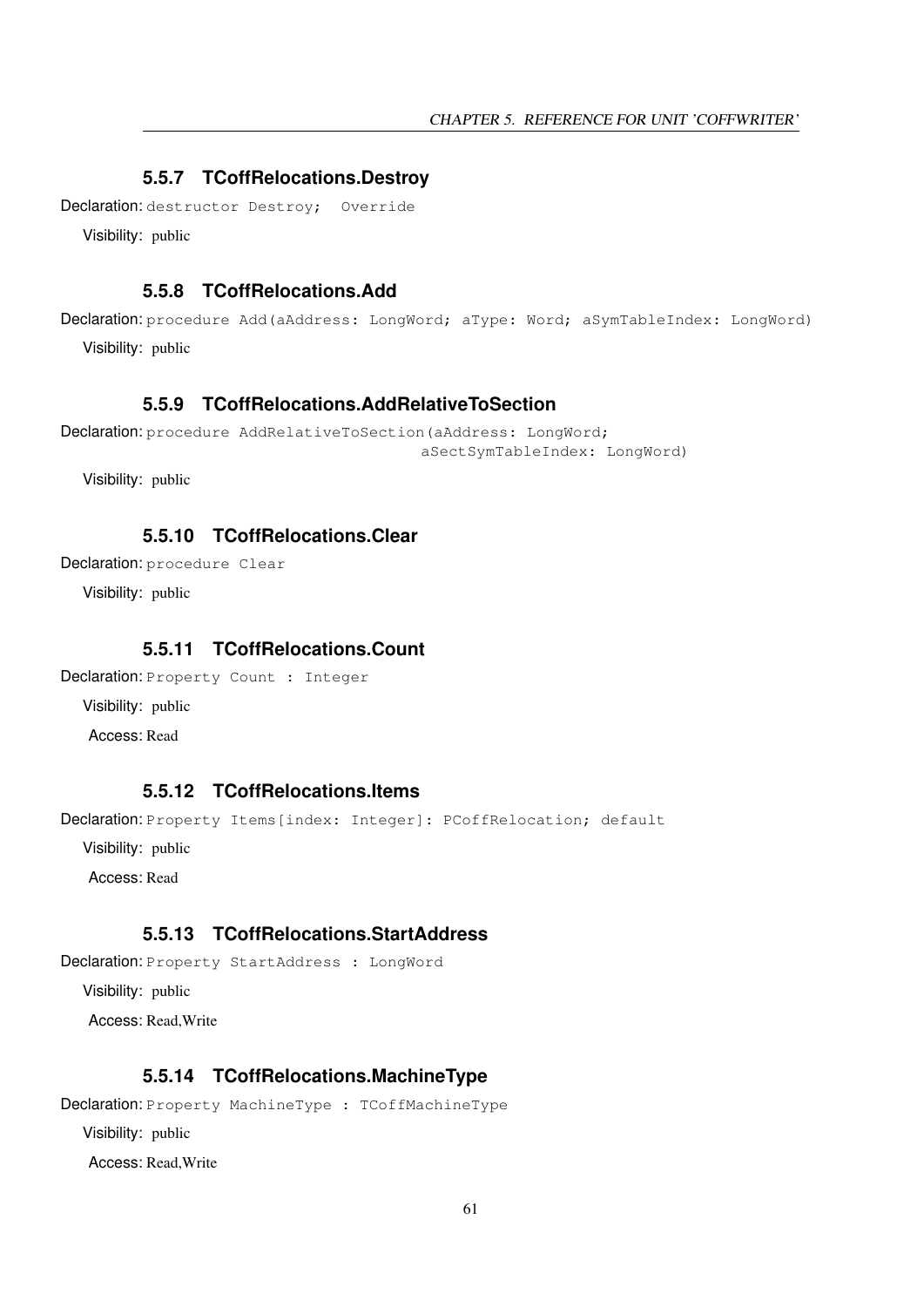### 5.5.7 TCoffRelocations.Destroy

Declaration: `destructor Destroy;  Override`

Visibility: public

### 5.5.8 TCoffRelocations.Add

Declaration: `procedure Add(aAddress: LongWord; aType: Word; aSymTableIndex: LongWord)`

Visibility: public

### 5.5.9 TCoffRelocations.AddRelativeToSection

Declaration:
```
procedure AddRelativeToSection(aAddress: LongWord;
                               aSectSymTableIndex: LongWord)
```

Visibility: public

### 5.5.10 TCoffRelocations.Clear

Declaration: `procedure Clear`

Visibility: public

### 5.5.11 TCoffRelocations.Count

Declaration: `Property Count : Integer`

Visibility: public

Access: Read

### 5.5.12 TCoffRelocations.Items

Declaration: `Property Items[index: Integer]: PCoffRelocation; default`

Visibility: public

Access: Read

### 5.5.13 TCoffRelocations.StartAddress

Declaration: `Property StartAddress : LongWord`

Visibility: public

Access: Read,Write

### 5.5.14 TCoffRelocations.MachineType

Declaration: `Property MachineType : TCoffMachineType`

Visibility: public

Access: Read,Write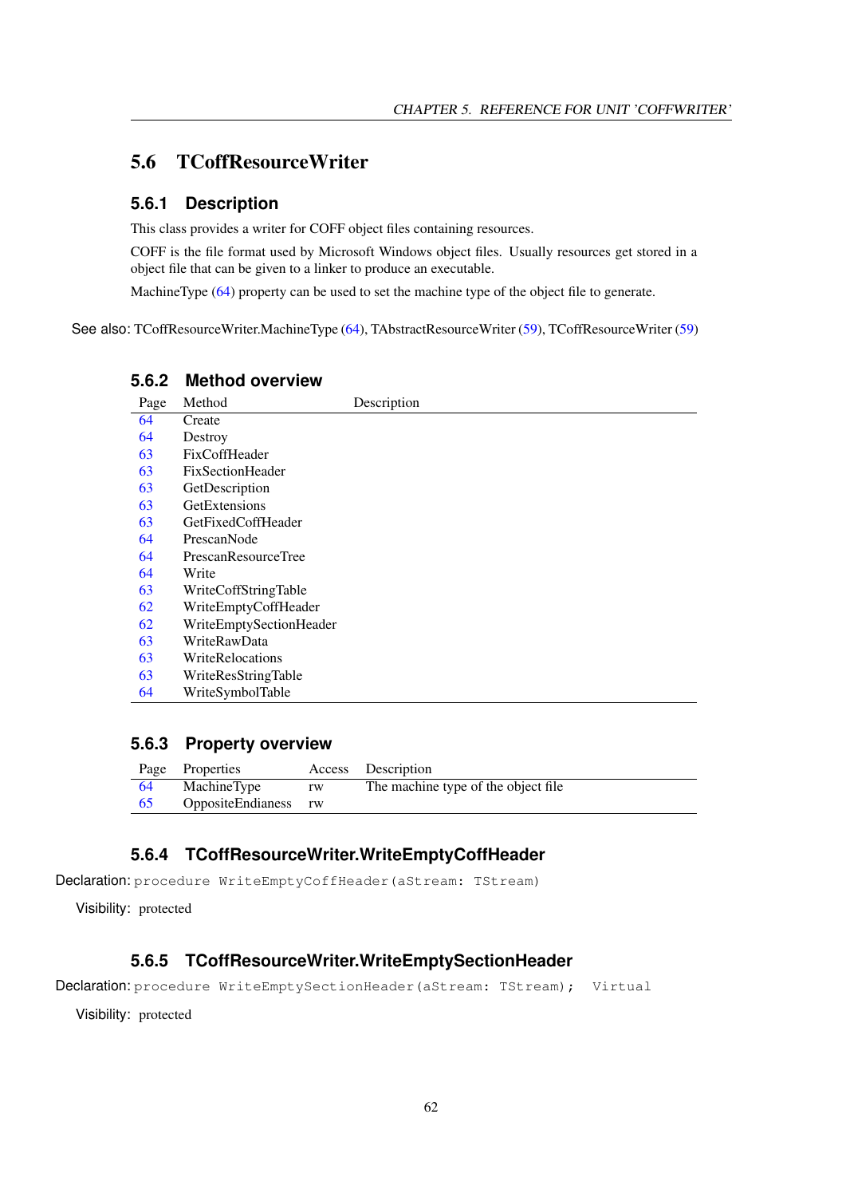## 5.6 TCoffResourceWriter

### 5.6.1 Description

This class provides a writer for COFF object files containing resources.

COFF is the file format used by Microsoft Windows object files. Usually resources get stored in a object file that can be given to a linker to produce an executable.

MachineType (64) property can be used to set the machine type of the object file to generate.

See also: TCoffResourceWriter.MachineType (64), TAbstractResourceWriter (59), TCoffResourceWriter (59)

### 5.6.2 Method overview

| Page | Method | Description |
|---|---|---|
| 64 | Create | |
| 64 | Destroy | |
| 63 | FixCoffHeader | |
| 63 | FixSectionHeader | |
| 63 | GetDescription | |
| 63 | GetExtensions | |
| 63 | GetFixedCoffHeader | |
| 64 | PrescanNode | |
| 64 | PrescanResourceTree | |
| 64 | Write | |
| 63 | WriteCoffStringTable | |
| 62 | WriteEmptyCoffHeader | |
| 62 | WriteEmptySectionHeader | |
| 63 | WriteRawData | |
| 63 | WriteRelocations | |
| 63 | WriteResStringTable | |
| 64 | WriteSymbolTable | |

### 5.6.3 Property overview

| Page | Properties | Access | Description |
|---|---|---|---|
| 64 | MachineType | rw | The machine type of the object file |
| 65 | OppositeEndianess | rw | |

### 5.6.4 TCoffResourceWriter.WriteEmptyCoffHeader

Declaration: `procedure WriteEmptyCoffHeader(aStream: TStream)`

Visibility: protected

### 5.6.5 TCoffResourceWriter.WriteEmptySectionHeader

Declaration: `procedure WriteEmptySectionHeader(aStream: TStream);  Virtual`

Visibility: protected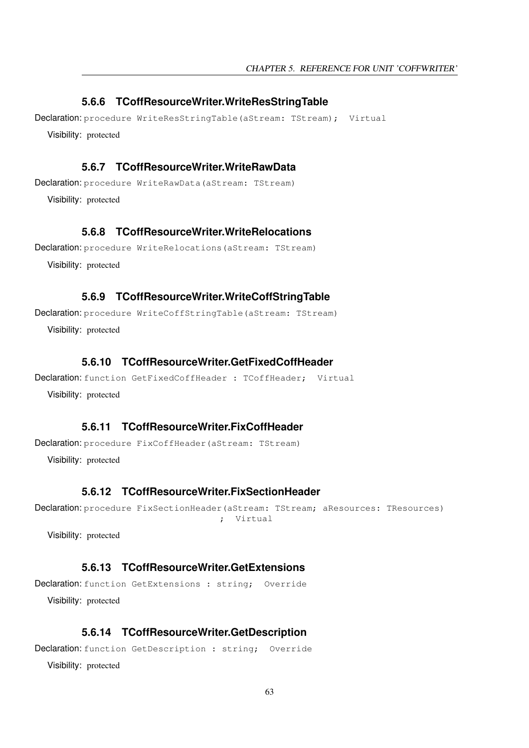### 5.6.6 TCoffResourceWriter.WriteResStringTable

**Declaration:** `procedure WriteResStringTable(aStream: TStream);  Virtual`

**Visibility:** protected

### 5.6.7 TCoffResourceWriter.WriteRawData

**Declaration:** `procedure WriteRawData(aStream: TStream)`

**Visibility:** protected

### 5.6.8 TCoffResourceWriter.WriteRelocations

**Declaration:** `procedure WriteRelocations(aStream: TStream)`

**Visibility:** protected

### 5.6.9 TCoffResourceWriter.WriteCoffStringTable

**Declaration:** `procedure WriteCoffStringTable(aStream: TStream)`

**Visibility:** protected

### 5.6.10 TCoffResourceWriter.GetFixedCoffHeader

**Declaration:** `function GetFixedCoffHeader : TCoffHeader;  Virtual`

**Visibility:** protected

### 5.6.11 TCoffResourceWriter.FixCoffHeader

**Declaration:** `procedure FixCoffHeader(aStream: TStream)`

**Visibility:** protected

### 5.6.12 TCoffResourceWriter.FixSectionHeader

**Declaration:**

```
procedure FixSectionHeader(aStream: TStream; aResources: TResources)
                                 ;  Virtual
```

**Visibility:** protected

### 5.6.13 TCoffResourceWriter.GetExtensions

**Declaration:** `function GetExtensions : string;  Override`

**Visibility:** protected

### 5.6.14 TCoffResourceWriter.GetDescription

**Declaration:** `function GetDescription : string;  Override`

**Visibility:** protected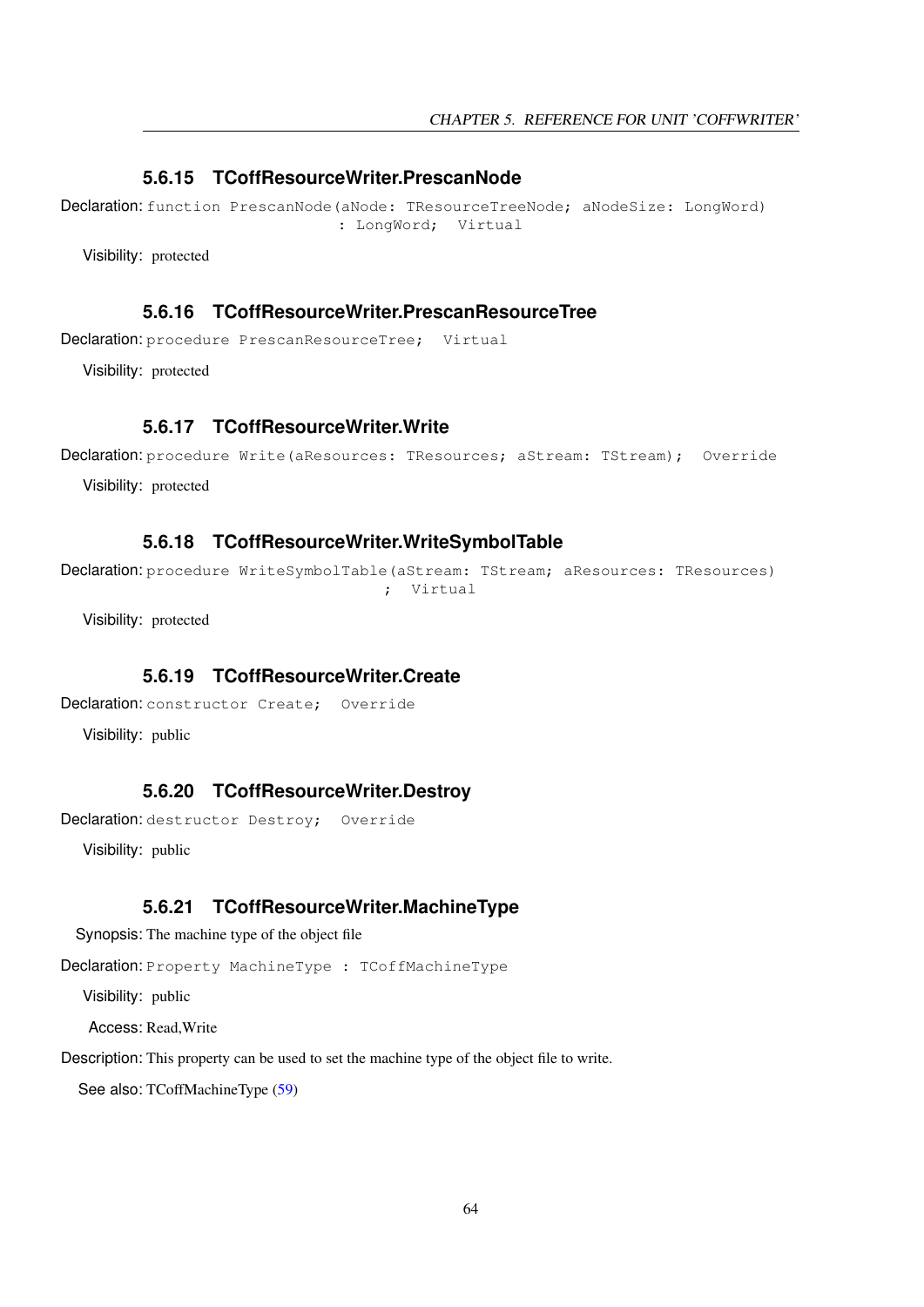### 5.6.15 TCoffResourceWriter.PrescanNode

Declaration:
```
function PrescanNode(aNode: TResourceTreeNode; aNodeSize: LongWord)
                          : LongWord;  Virtual
```

Visibility: protected

### 5.6.16 TCoffResourceWriter.PrescanResourceTree

Declaration:
```
procedure PrescanResourceTree;  Virtual
```

Visibility: protected

### 5.6.17 TCoffResourceWriter.Write

Declaration:
```
procedure Write(aResources: TResources; aStream: TStream);  Override
```

Visibility: protected

### 5.6.18 TCoffResourceWriter.WriteSymbolTable

Declaration:
```
procedure WriteSymbolTable(aStream: TStream; aResources: TResources)
                               ;  Virtual
```

Visibility: protected

### 5.6.19 TCoffResourceWriter.Create

Declaration:
```
constructor Create;  Override
```

Visibility: public

### 5.6.20 TCoffResourceWriter.Destroy

Declaration:
```
destructor Destroy;  Override
```

Visibility: public

### 5.6.21 TCoffResourceWriter.MachineType

Synopsis: The machine type of the object file

Declaration:
```
Property MachineType : TCoffMachineType
```

Visibility: public

Access: Read,Write

Description: This property can be used to set the machine type of the object file to write.

See also: TCoffMachineType (59)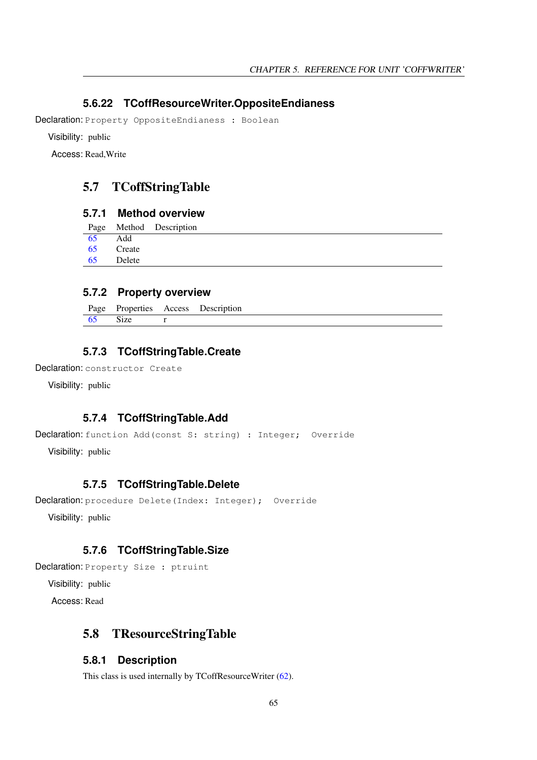### 5.6.22 TCoffResourceWriter.OppositeEndianess

**Declaration:** `Property OppositeEndianess : Boolean`

**Visibility:** public

**Access:** Read,Write

## 5.7 TCoffStringTable

### 5.7.1 Method overview

| Page | Method | Description |
|---|---|---|
| 65 | Add | |
| 65 | Create | |
| 65 | Delete | |

### 5.7.2 Property overview

| Page | Properties | Access | Description |
|---|---|---|---|
| 65 | Size | r | |

### 5.7.3 TCoffStringTable.Create

**Declaration:** `constructor Create`

**Visibility:** public

### 5.7.4 TCoffStringTable.Add

**Declaration:** `function Add(const S: string) : Integer;  Override`

**Visibility:** public

### 5.7.5 TCoffStringTable.Delete

**Declaration:** `procedure Delete(Index: Integer);  Override`

**Visibility:** public

### 5.7.6 TCoffStringTable.Size

**Declaration:** `Property Size : ptruint`

**Visibility:** public

**Access:** Read

## 5.8 TResourceStringTable

### 5.8.1 Description

This class is used internally by TCoffResourceWriter (62).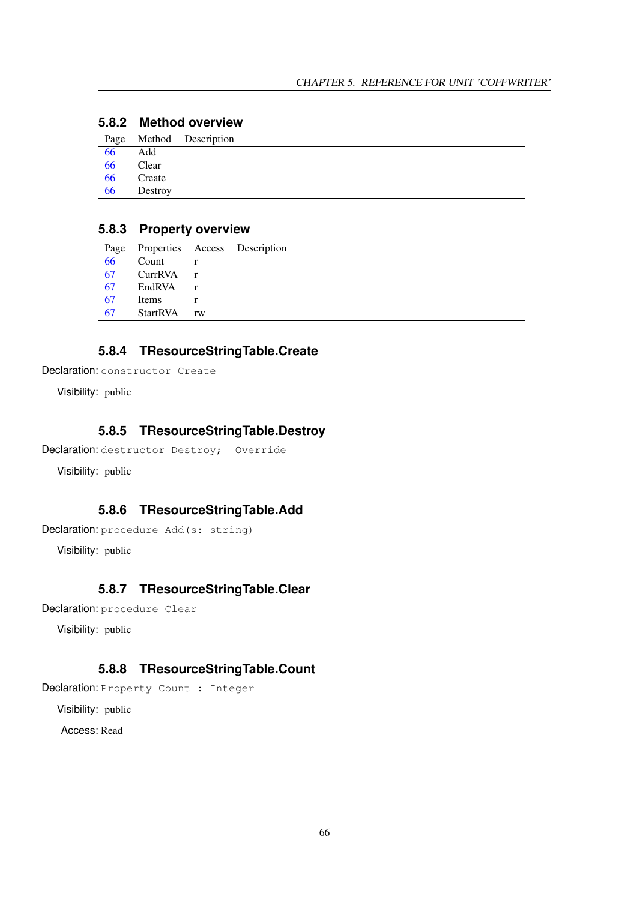### 5.8.2 Method overview

| Page | Method | Description |
| --- | --- | --- |
| 66 | Add | |
| 66 | Clear | |
| 66 | Create | |
| 66 | Destroy | |

### 5.8.3 Property overview

| Page | Properties | Access | Description |
| --- | --- | --- | --- |
| 66 | Count | r | |
| 67 | CurrRVA | r | |
| 67 | EndRVA | r | |
| 67 | Items | r | |
| 67 | StartRVA | rw | |

### 5.8.4 TResourceStringTable.Create

Declaration: `constructor Create`

Visibility: public

### 5.8.5 TResourceStringTable.Destroy

Declaration: `destructor Destroy;  Override`

Visibility: public

### 5.8.6 TResourceStringTable.Add

Declaration: `procedure Add(s: string)`

Visibility: public

### 5.8.7 TResourceStringTable.Clear

Declaration: `procedure Clear`

Visibility: public

### 5.8.8 TResourceStringTable.Count

Declaration: `Property Count : Integer`

Visibility: public

Access: Read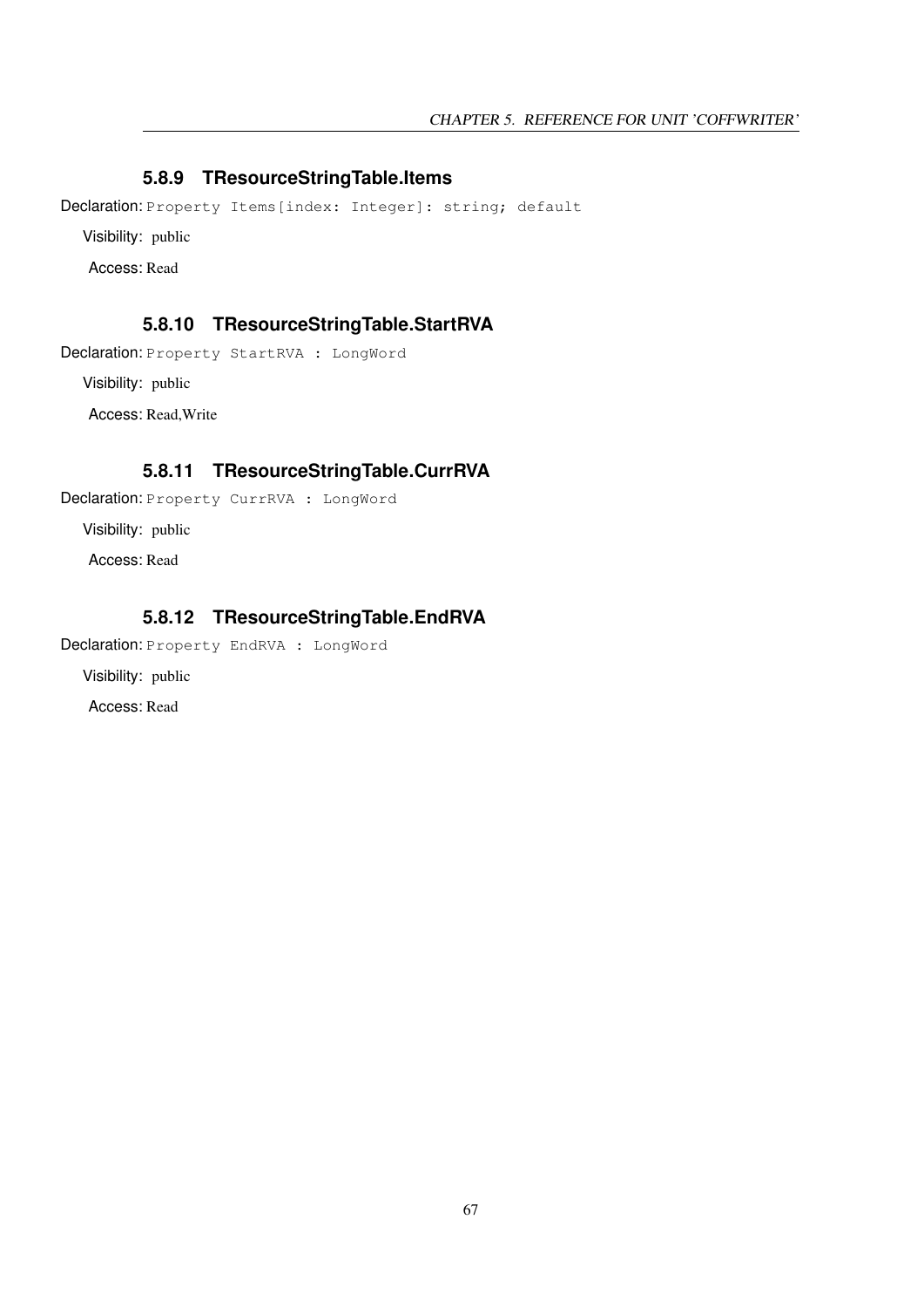### 5.8.9 TResourceStringTable.Items

Declaration: `Property Items[index: Integer]: string; default`

Visibility: public

Access: Read

### 5.8.10 TResourceStringTable.StartRVA

Declaration: `Property StartRVA : LongWord`

Visibility: public

Access: Read,Write

### 5.8.11 TResourceStringTable.CurrRVA

Declaration: `Property CurrRVA : LongWord`

Visibility: public

Access: Read

### 5.8.12 TResourceStringTable.EndRVA

Declaration: `Property EndRVA : LongWord`

Visibility: public

Access: Read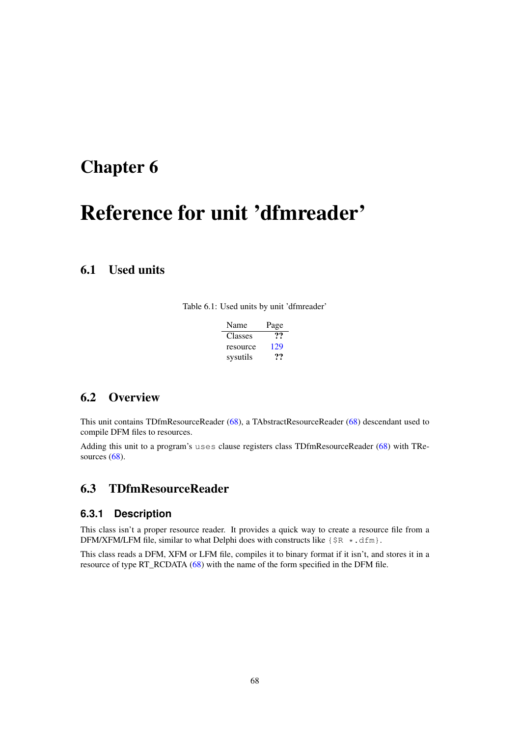# Chapter 6

# Reference for unit 'dfmreader'

## 6.1 Used units

Table 6.1: Used units by unit 'dfmreader'

| Name | Page |
|---|---|
| Classes | ?? |
| resource | 129 |
| sysutils | ?? |

## 6.2 Overview

This unit contains TDfmResourceReader (68), a TAbstractResourceReader (68) descendant used to compile DFM files to resources.

Adding this unit to a program's `uses` clause registers class TDfmResourceReader (68) with TResources (68).

## 6.3 TDfmResourceReader

### 6.3.1 Description

This class isn't a proper resource reader. It provides a quick way to create a resource file from a DFM/XFM/LFM file, similar to what Delphi does with constructs like `{$R *.dfm}`.

This class reads a DFM, XFM or LFM file, compiles it to binary format if it isn't, and stores it in a resource of type RT_RCDATA (68) with the name of the form specified in the DFM file.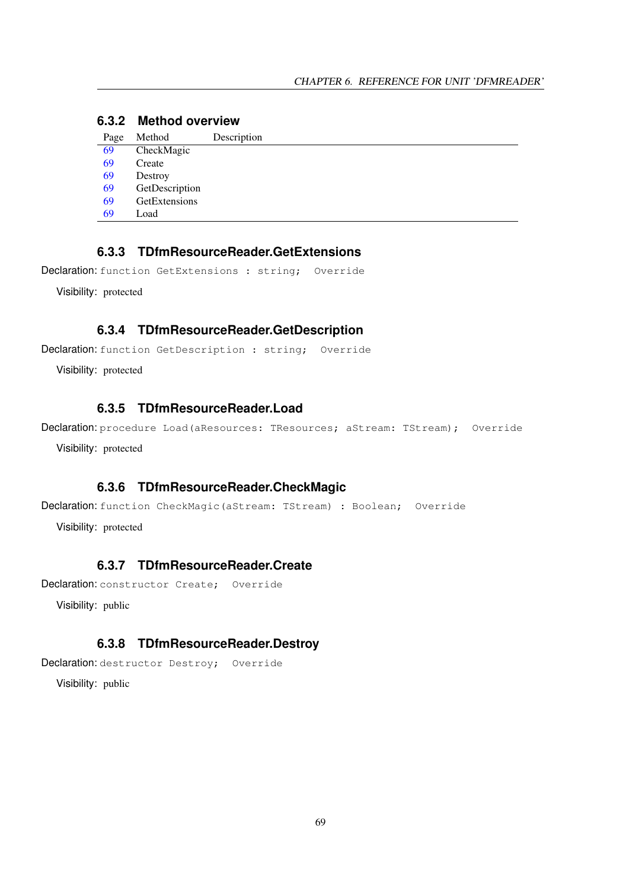### 6.3.2 Method overview

| Page | Method | Description |
| --- | --- | --- |
| 69 | CheckMagic | |
| 69 | Create | |
| 69 | Destroy | |
| 69 | GetDescription | |
| 69 | GetExtensions | |
| 69 | Load | |

### 6.3.3 TDfmResourceReader.GetExtensions

Declaration: `function GetExtensions : string;  Override`

Visibility: protected

### 6.3.4 TDfmResourceReader.GetDescription

Declaration: `function GetDescription : string;  Override`

Visibility: protected

### 6.3.5 TDfmResourceReader.Load

Declaration: `procedure Load(aResources: TResources; aStream: TStream);  Override`

Visibility: protected

### 6.3.6 TDfmResourceReader.CheckMagic

Declaration: `function CheckMagic(aStream: TStream) : Boolean;  Override`

Visibility: protected

### 6.3.7 TDfmResourceReader.Create

Declaration: `constructor Create;  Override`

Visibility: public

### 6.3.8 TDfmResourceReader.Destroy

Declaration: `destructor Destroy;  Override`

Visibility: public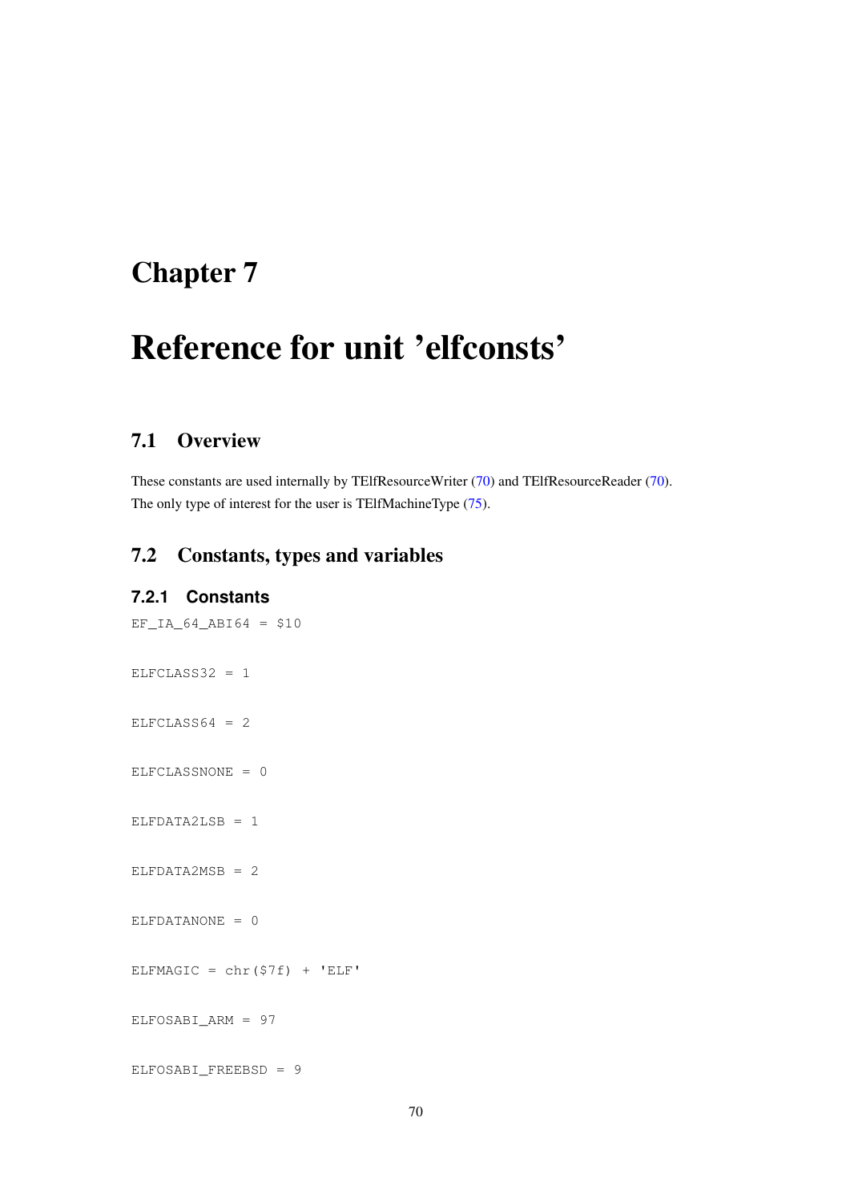# Chapter 7

# Reference for unit 'elfconsts'

## 7.1 Overview

These constants are used internally by TElfResourceWriter (70) and TElfResourceReader (70). The only type of interest for the user is TElfMachineType (75).

## 7.2 Constants, types and variables

### 7.2.1 Constants

```
EF_IA_64_ABI64 = $10
```

```
ELFCLASS32 = 1
```

```
ELFCLASS64 = 2
```

```
ELFCLASSNONE = 0
```

```
ELFDATA2LSB = 1
```

```
ELFDATA2MSB = 2
```

```
ELFDATANONE = 0
```

```
ELFMAGIC = chr($7f) + 'ELF'
```

```
ELFOSABI_ARM = 97
```

```
ELFOSABI_FREEBSD = 9
```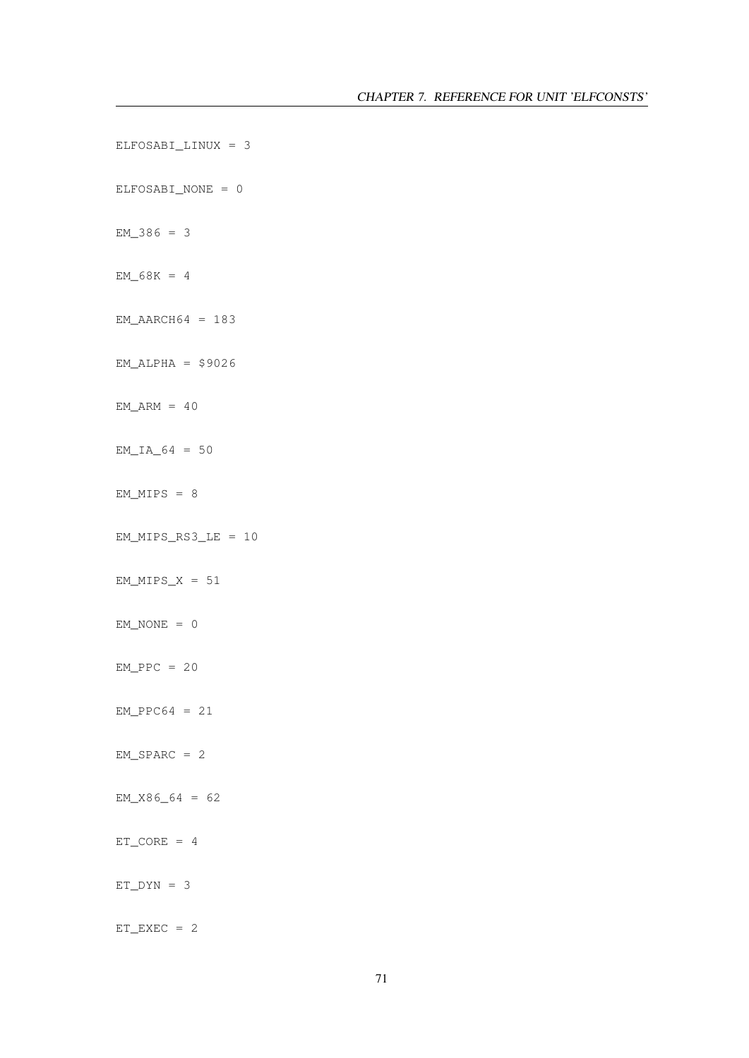ELFOSABI_LINUX = 3

ELFOSABI_NONE = 0

EM_386 = 3

EM_68K = 4

EM_AARCH64 = 183

EM_ALPHA = $9026

EM_ARM = 40

EM_IA_64 = 50

EM_MIPS = 8

EM_MIPS_RS3_LE = 10

EM_MIPS_X = 51

EM_NONE = 0

EM_PPC = 20

EM_PPC64 = 21

EM_SPARC = 2

EM_X86_64 = 62

ET_CORE = 4

ET_DYN = 3

ET_EXEC = 2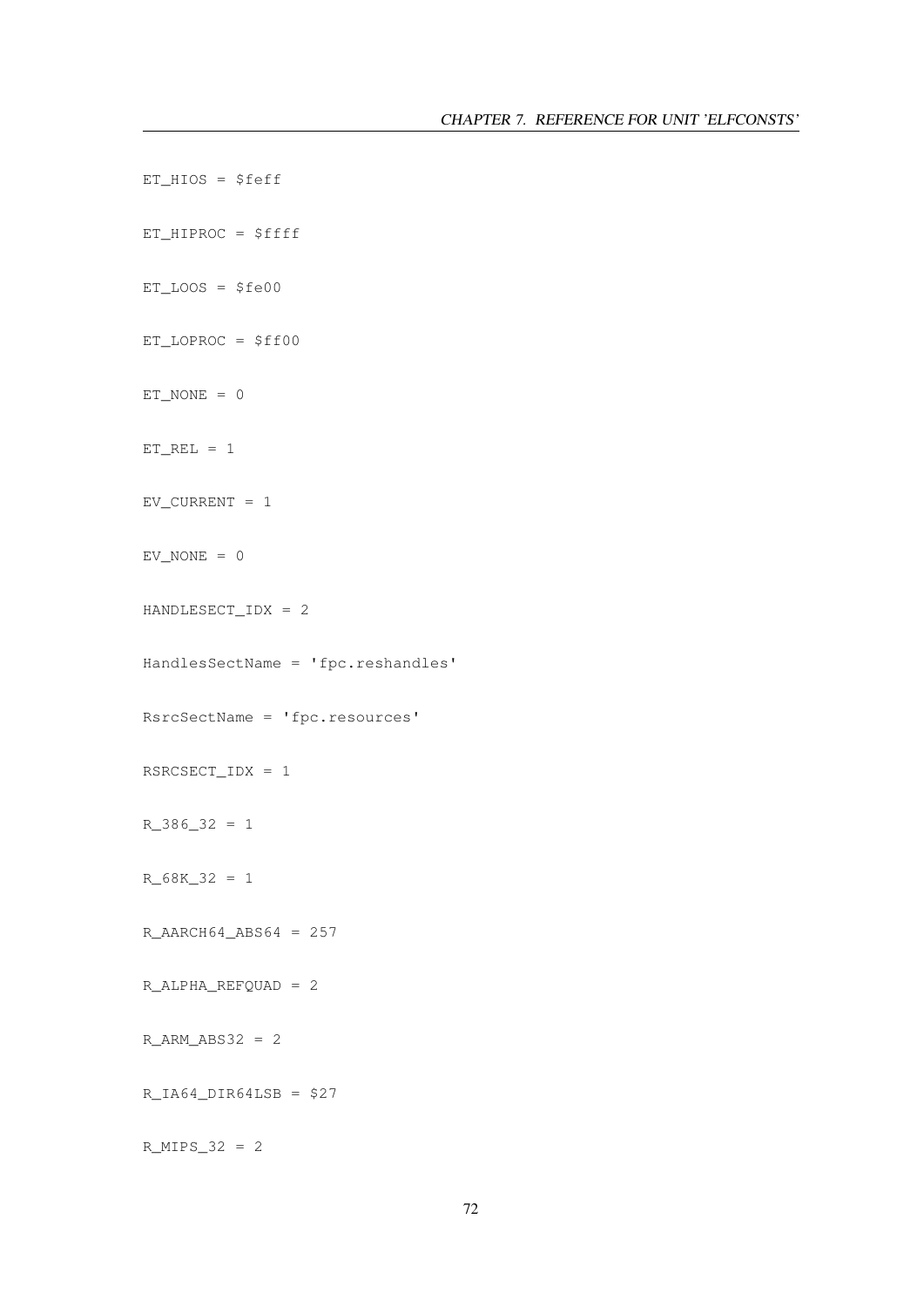ET_HIOS = $feff

ET_HIPROC = $ffff

ET_LOOS = $fe00

ET_LOPROC = $ff00

ET_NONE = 0

ET_REL = 1

EV_CURRENT = 1

EV_NONE = 0

HANDLESECT_IDX = 2

HandlesSectName = 'fpc.reshandles'

RsrcSectName = 'fpc.resources'

RSRCSECT_IDX = 1

R_386_32 = 1

R_68K_32 = 1

R_AARCH64_ABS64 = 257

R_ALPHA_REFQUAD = 2

R_ARM_ABS32 = 2

R_IA64_DIR64LSB = $27

R_MIPS_32 = 2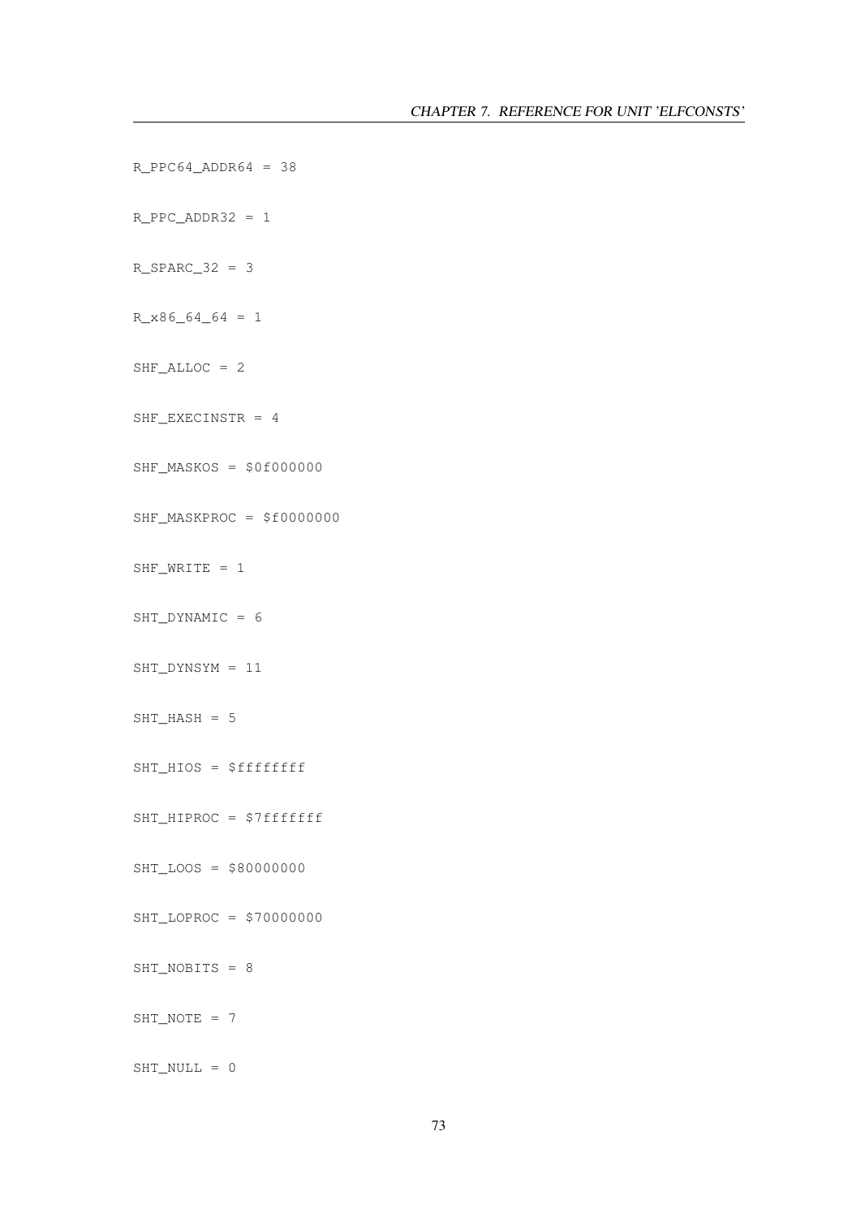R_PPC64_ADDR64 = 38

R_PPC_ADDR32 = 1

R_SPARC_32 = 3

R_x86_64_64 = 1

SHF_ALLOC = 2

SHF_EXECINSTR = 4

SHF_MASKOS = $0f000000

SHF_MASKPROC = $f0000000

SHF_WRITE = 1

SHT_DYNAMIC = 6

SHT_DYNSYM = 11

SHT_HASH = 5

SHT_HIOS = $ffffffff

SHT_HIPROC = $7fffffff

SHT_LOOS = $80000000

SHT_LOPROC = $70000000

SHT_NOBITS = 8

SHT_NOTE = 7

SHT_NULL = 0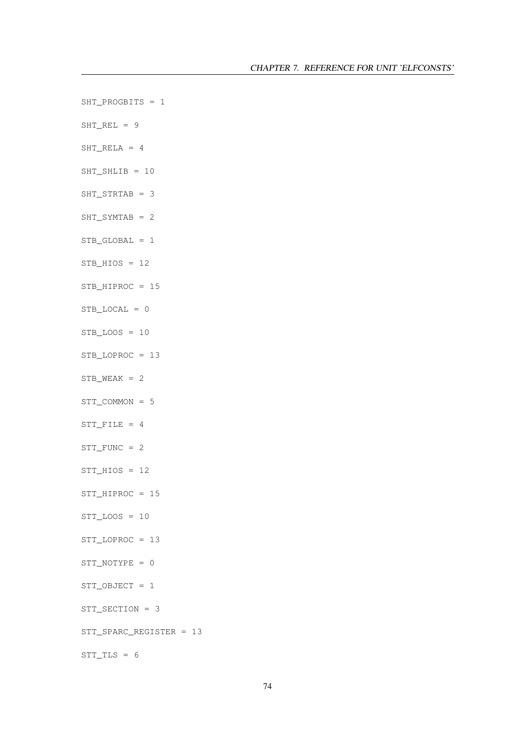SHT_PROGBITS = 1

SHT_REL = 9

SHT_RELA = 4

SHT_SHLIB = 10

SHT_STRTAB = 3

SHT_SYMTAB = 2

STB_GLOBAL = 1

STB_HIOS = 12

STB_HIPROC = 15

STB_LOCAL = 0

STB_LOOS = 10

STB_LOPROC = 13

STB_WEAK = 2

STT_COMMON = 5

STT_FILE = 4

STT_FUNC = 2

STT_HIOS = 12

STT_HIPROC = 15

STT_LOOS = 10

STT_LOPROC = 13

STT_NOTYPE = 0

STT_OBJECT = 1

STT_SECTION = 3

STT_SPARC_REGISTER = 13

STT_TLS = 6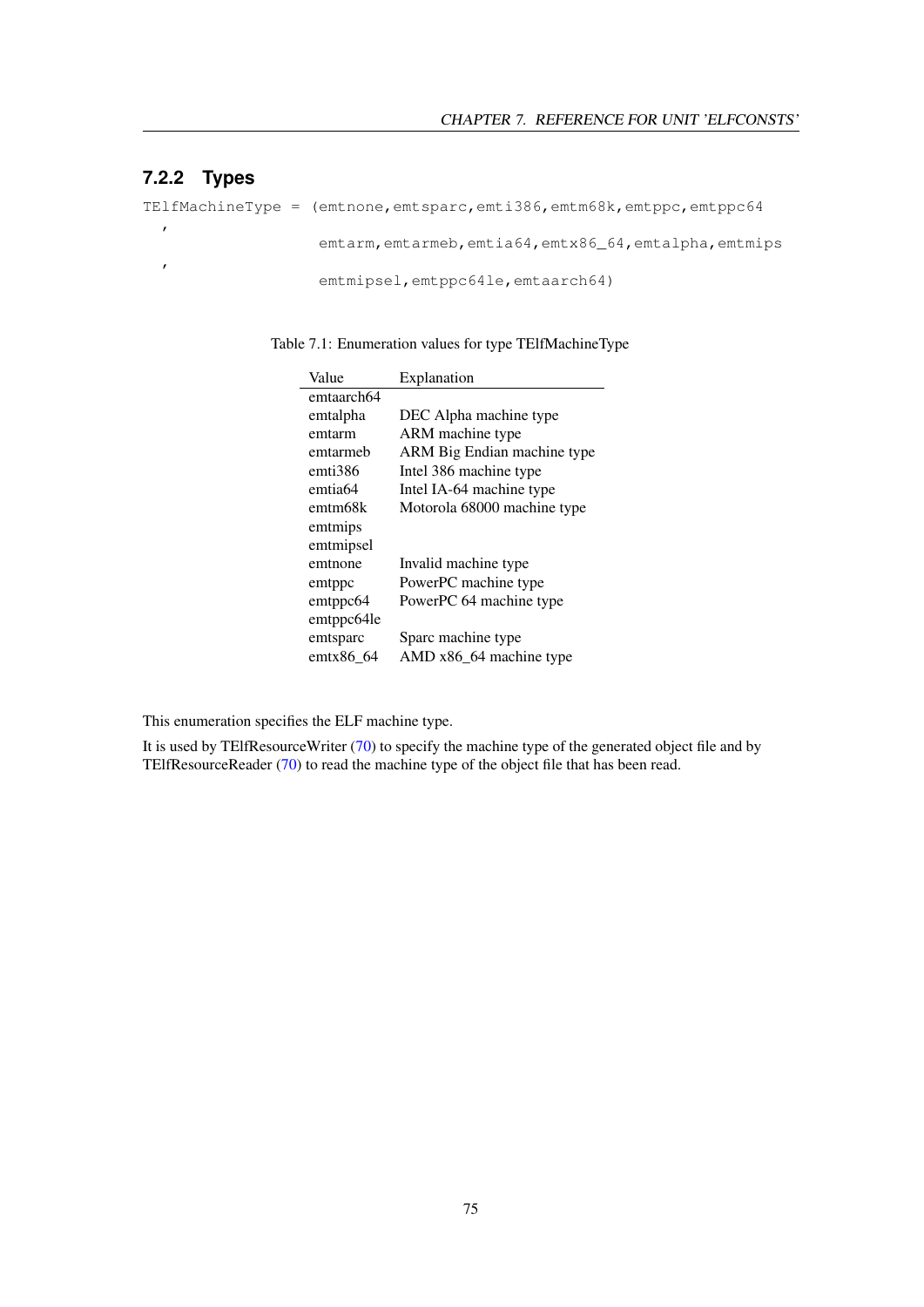### 7.2.2 Types

```
TElfMachineType = (emtnone,emtsparc,emti386,emtm68k,emtppc,emtppc64
  ,
                   emtarm,emtarmeb,emtia64,emtx86_64,emtalpha,emtmips
  ,
                   emtmipsel,emtppc64le,emtaarch64)
```

Table 7.1: Enumeration values for type TElfMachineType

| Value | Explanation |
|---|---|
| emtaarch64 | |
| emtalpha | DEC Alpha machine type |
| emtarm | ARM machine type |
| emtarmeb | ARM Big Endian machine type |
| emti386 | Intel 386 machine type |
| emtia64 | Intel IA-64 machine type |
| emtm68k | Motorola 68000 machine type |
| emtmips | |
| emtmipsel | |
| emtnone | Invalid machine type |
| emtppc | PowerPC machine type |
| emtppc64 | PowerPC 64 machine type |
| emtppc64le | |
| emtsparc | Sparc machine type |
| emtx86_64 | AMD x86_64 machine type |

This enumeration specifies the ELF machine type.

It is used by TElfResourceWriter (70) to specify the machine type of the generated object file and by TElfResourceReader (70) to read the machine type of the object file that has been read.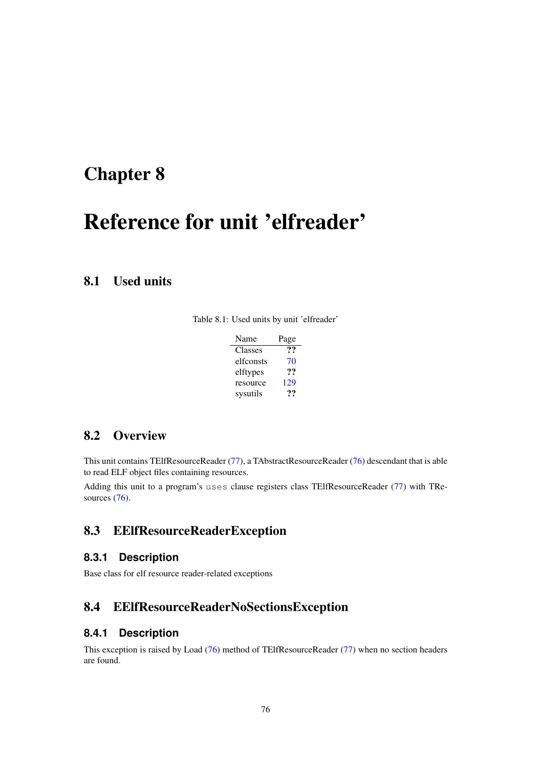# Chapter 8

# Reference for unit 'elfreader'

## 8.1 Used units

Table 8.1: Used units by unit 'elfreader'

| Name | Page |
|---|---|
| Classes | ?? |
| elfconsts | 70 |
| elftypes | ?? |
| resource | 129 |
| sysutils | ?? |

## 8.2 Overview

This unit contains TElfResourceReader (77), a TAbstractResourceReader (76) descendant that is able to read ELF object files containing resources.

Adding this unit to a program's `uses` clause registers class TElfResourceReader (77) with TResources (76).

## 8.3 EElfResourceReaderException

### 8.3.1 Description

Base class for elf resource reader-related exceptions

## 8.4 EElfResourceReaderNoSectionsException

### 8.4.1 Description

This exception is raised by Load (76) method of TElfResourceReader (77) when no section headers are found.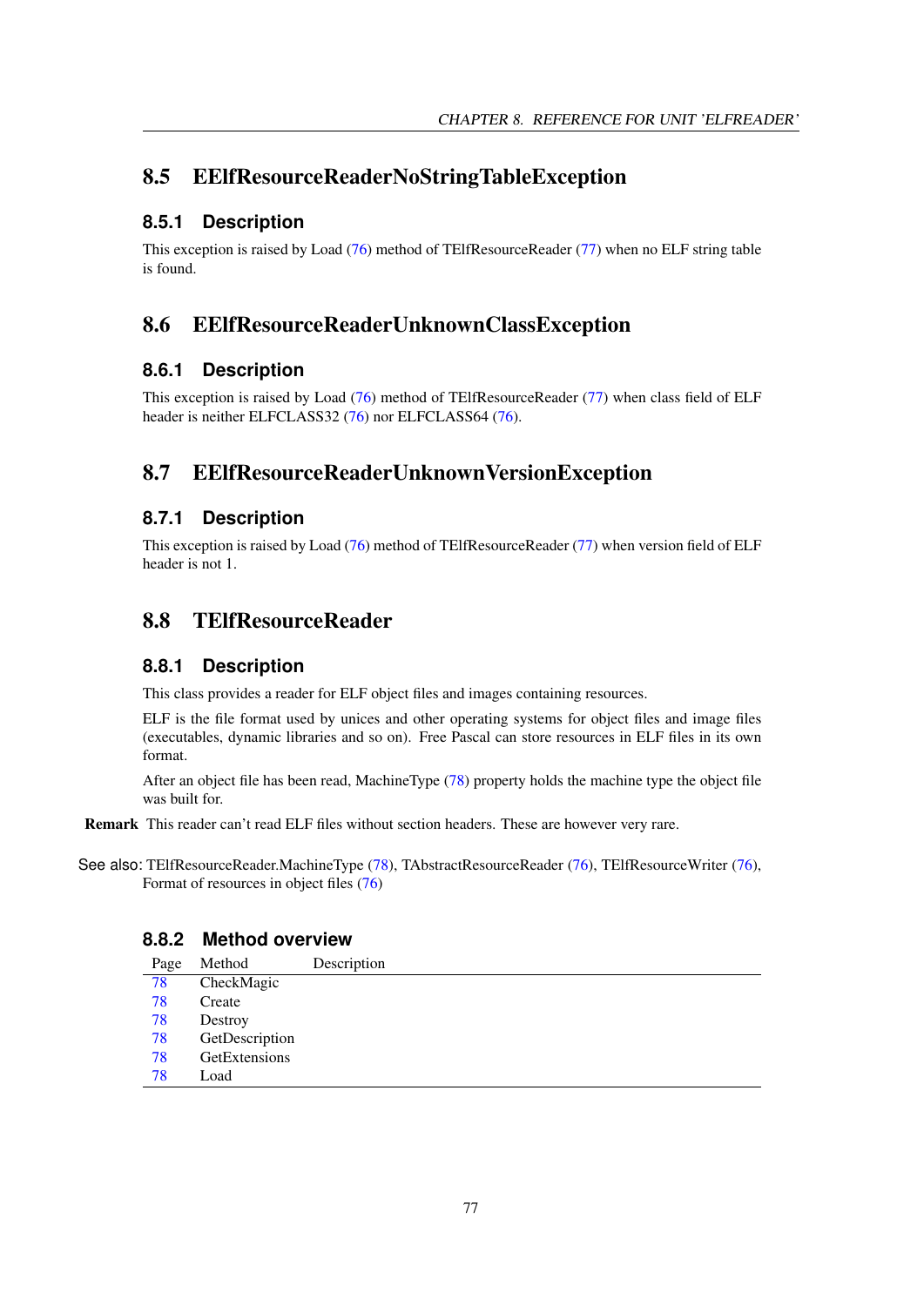## 8.5 EElfResourceReaderNoStringTableException

### 8.5.1 Description

This exception is raised by Load (76) method of TElfResourceReader (77) when no ELF string table is found.

## 8.6 EElfResourceReaderUnknownClassException

### 8.6.1 Description

This exception is raised by Load (76) method of TElfResourceReader (77) when class field of ELF header is neither ELFCLASS32 (76) nor ELFCLASS64 (76).

## 8.7 EElfResourceReaderUnknownVersionException

### 8.7.1 Description

This exception is raised by Load (76) method of TElfResourceReader (77) when version field of ELF header is not 1.

## 8.8 TElfResourceReader

### 8.8.1 Description

This class provides a reader for ELF object files and images containing resources.

ELF is the file format used by unices and other operating systems for object files and image files (executables, dynamic libraries and so on). Free Pascal can store resources in ELF files in its own format.

After an object file has been read, MachineType (78) property holds the machine type the object file was built for.

**Remark** This reader can't read ELF files without section headers. These are however very rare.

See also: TElfResourceReader.MachineType (78), TAbstractResourceReader (76), TElfResourceWriter (76), Format of resources in object files (76)

### 8.8.2 Method overview

| Page | Method | Description |
|---|---|---|
| 78 | CheckMagic | |
| 78 | Create | |
| 78 | Destroy | |
| 78 | GetDescription | |
| 78 | GetExtensions | |
| 78 | Load | |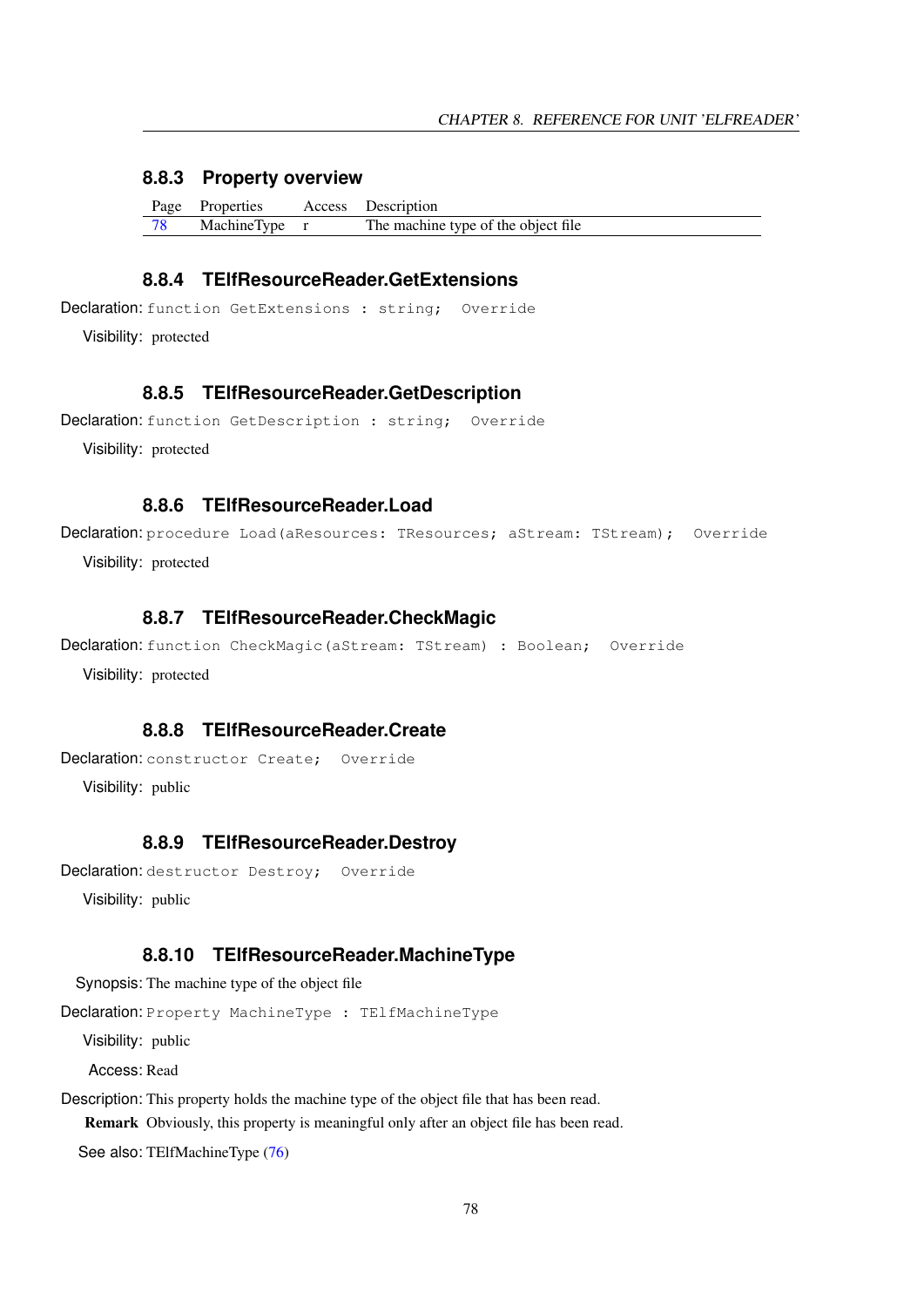### 8.8.3 Property overview

| Page | Properties | Access | Description |
|---|---|---|---|
| 78 | MachineType | r | The machine type of the object file |

### 8.8.4 TElfResourceReader.GetExtensions

**Declaration:** `function GetExtensions : string;  Override`

**Visibility:** protected

### 8.8.5 TElfResourceReader.GetDescription

**Declaration:** `function GetDescription : string;  Override`

**Visibility:** protected

### 8.8.6 TElfResourceReader.Load

**Declaration:** `procedure Load(aResources: TResources; aStream: TStream);  Override`

**Visibility:** protected

### 8.8.7 TElfResourceReader.CheckMagic

**Declaration:** `function CheckMagic(aStream: TStream) : Boolean;  Override`

**Visibility:** protected

### 8.8.8 TElfResourceReader.Create

**Declaration:** `constructor Create;  Override`

**Visibility:** public

### 8.8.9 TElfResourceReader.Destroy

**Declaration:** `destructor Destroy;  Override`

**Visibility:** public

### 8.8.10 TElfResourceReader.MachineType

**Synopsis:** The machine type of the object file

**Declaration:** `Property MachineType : TElfMachineType`

**Visibility:** public

**Access:** Read

**Description:** This property holds the machine type of the object file that has been read.

**Remark** Obviously, this property is meaningful only after an object file has been read.

**See also:** TElfMachineType (76)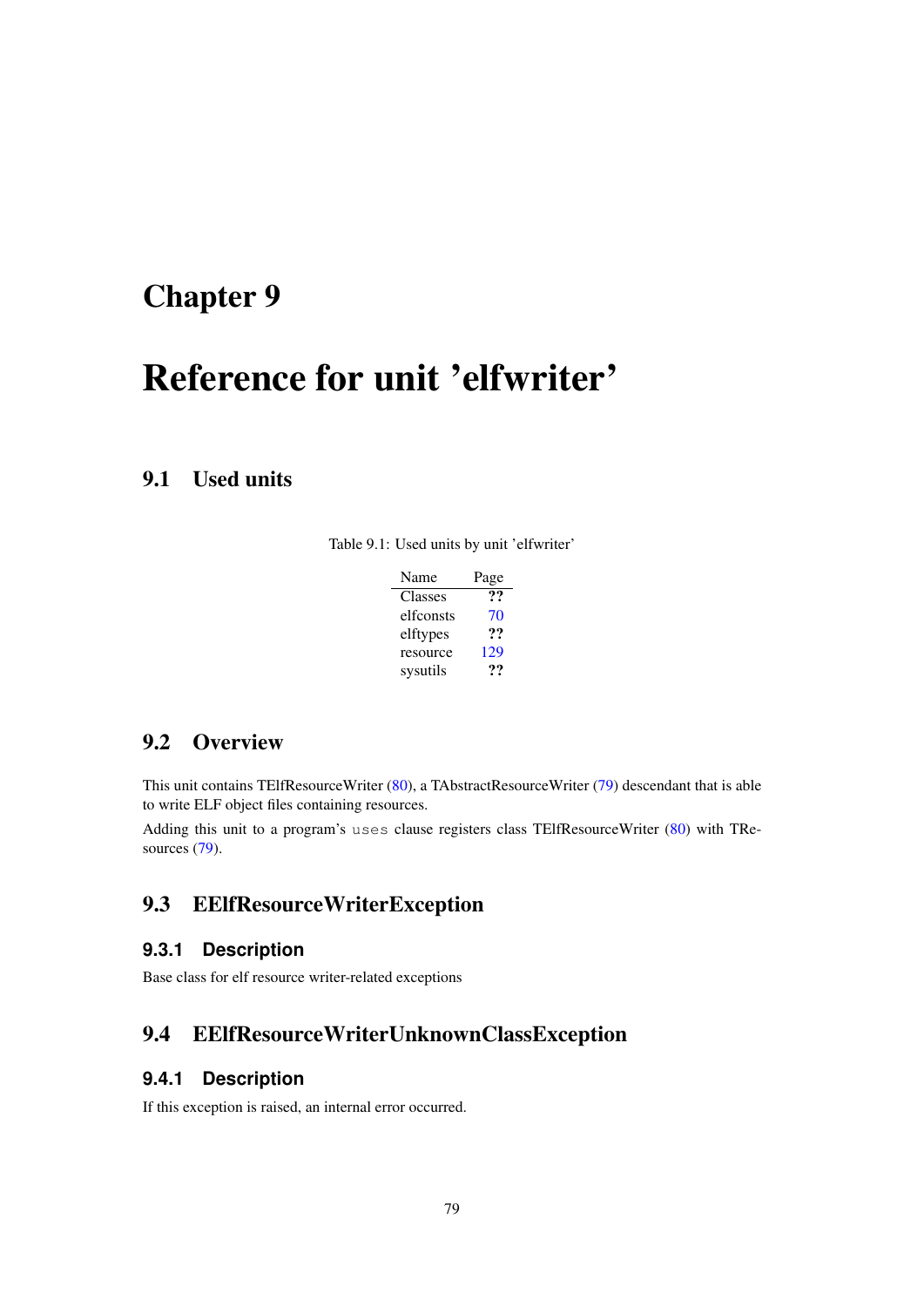# Chapter 9

# Reference for unit 'elfwriter'

## 9.1 Used units

Table 9.1: Used units by unit 'elfwriter'

| Name | Page |
|---|---|
| Classes | ?? |
| elfconsts | 70 |
| elftypes | ?? |
| resource | 129 |
| sysutils | ?? |

## 9.2 Overview

This unit contains TElfResourceWriter (80), a TAbstractResourceWriter (79) descendant that is able to write ELF object files containing resources.

Adding this unit to a program's `uses` clause registers class TElfResourceWriter (80) with TResources (79).

## 9.3 EElfResourceWriterException

### 9.3.1 Description

Base class for elf resource writer-related exceptions

## 9.4 EElfResourceWriterUnknownClassException

### 9.4.1 Description

If this exception is raised, an internal error occurred.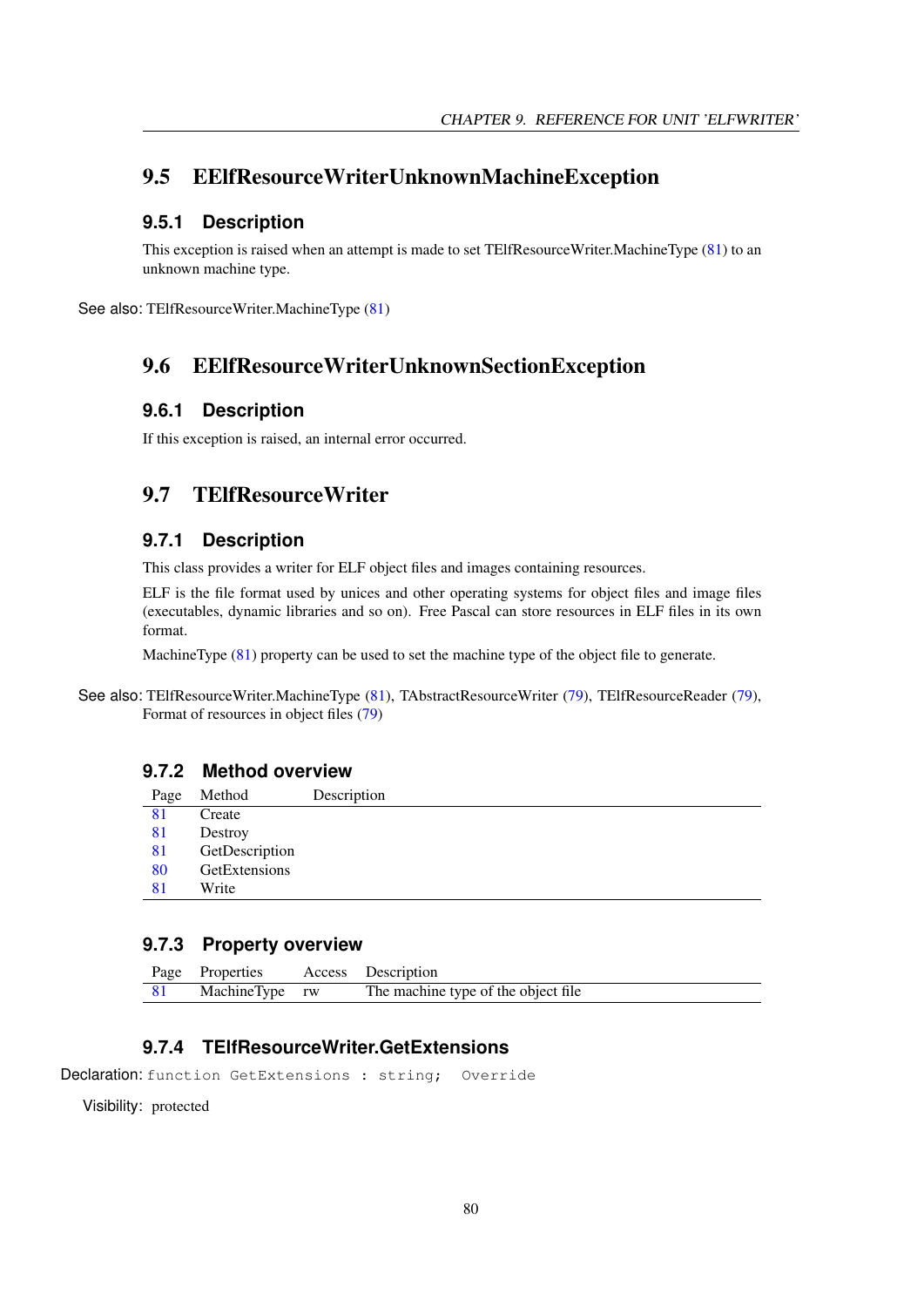## 9.5 EElfResourceWriterUnknownMachineException

### 9.5.1 Description

This exception is raised when an attempt is made to set TElfResourceWriter.MachineType (81) to an unknown machine type.

See also: TElfResourceWriter.MachineType (81)

## 9.6 EElfResourceWriterUnknownSectionException

### 9.6.1 Description

If this exception is raised, an internal error occurred.

## 9.7 TElfResourceWriter

### 9.7.1 Description

This class provides a writer for ELF object files and images containing resources.

ELF is the file format used by unices and other operating systems for object files and image files (executables, dynamic libraries and so on). Free Pascal can store resources in ELF files in its own format.

MachineType (81) property can be used to set the machine type of the object file to generate.

See also: TElfResourceWriter.MachineType (81), TAbstractResourceWriter (79), TElfResourceReader (79), Format of resources in object files (79)

### 9.7.2 Method overview

| Page | Method | Description |
|---|---|---|
| 81 | Create | |
| 81 | Destroy | |
| 81 | GetDescription | |
| 80 | GetExtensions | |
| 81 | Write | |

### 9.7.3 Property overview

| Page | Properties | Access | Description |
|---|---|---|---|
| 81 | MachineType | rw | The machine type of the object file |

### 9.7.4 TElfResourceWriter.GetExtensions

Declaration: `function GetExtensions : string;  Override`

Visibility: protected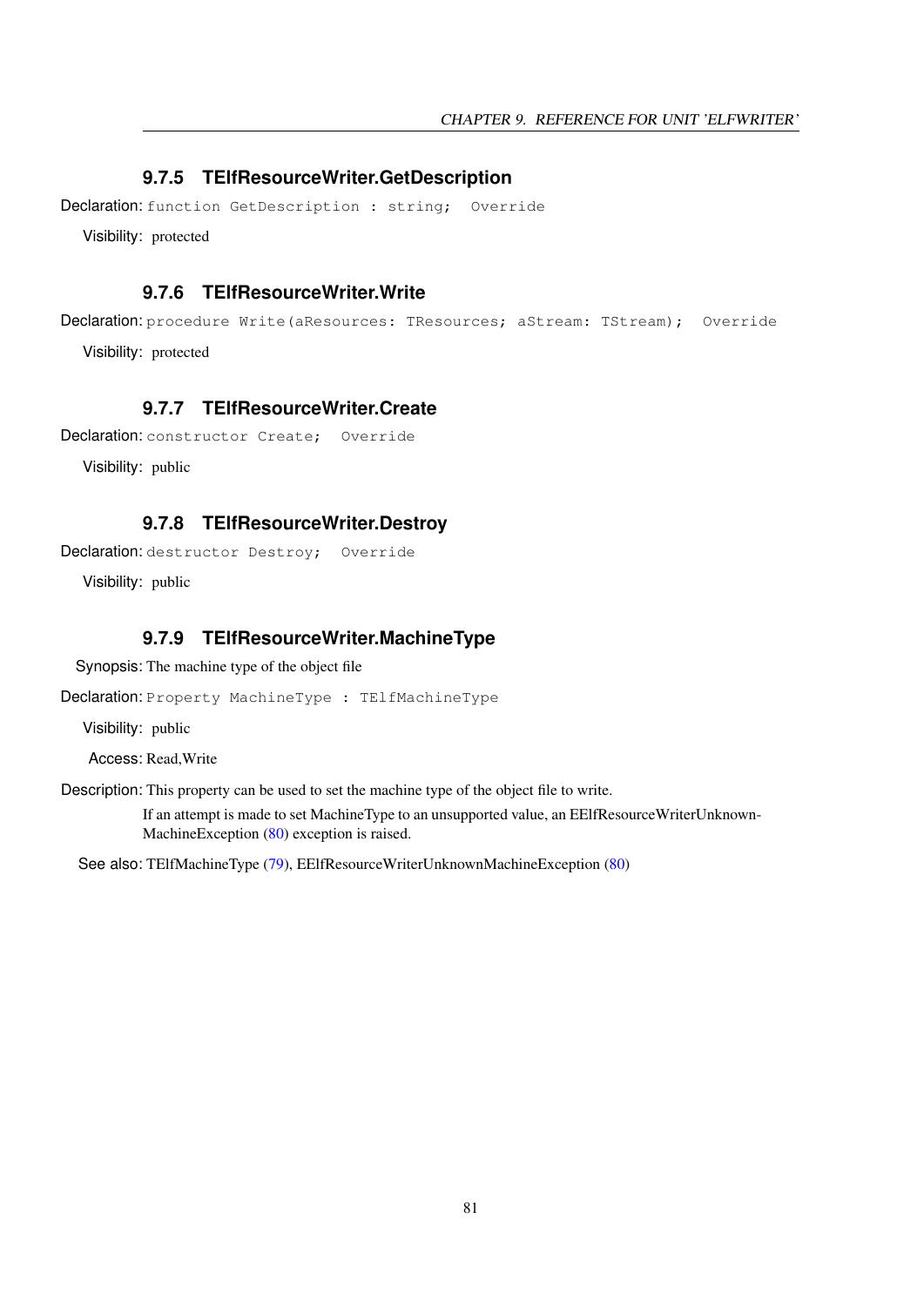### 9.7.5 TElfResourceWriter.GetDescription

**Declaration:** `function GetDescription : string;  Override`

**Visibility:** protected

### 9.7.6 TElfResourceWriter.Write

**Declaration:** `procedure Write(aResources: TResources; aStream: TStream);  Override`

**Visibility:** protected

### 9.7.7 TElfResourceWriter.Create

**Declaration:** `constructor Create;  Override`

**Visibility:** public

### 9.7.8 TElfResourceWriter.Destroy

**Declaration:** `destructor Destroy;  Override`

**Visibility:** public

### 9.7.9 TElfResourceWriter.MachineType

**Synopsis:** The machine type of the object file

**Declaration:** `Property MachineType : TElfMachineType`

**Visibility:** public

**Access:** Read,Write

**Description:** This property can be used to set the machine type of the object file to write.

If an attempt is made to set MachineType to an unsupported value, an EElfResourceWriterUnknownMachineException (80) exception is raised.

**See also:** TElfMachineType (79), EElfResourceWriterUnknownMachineException (80)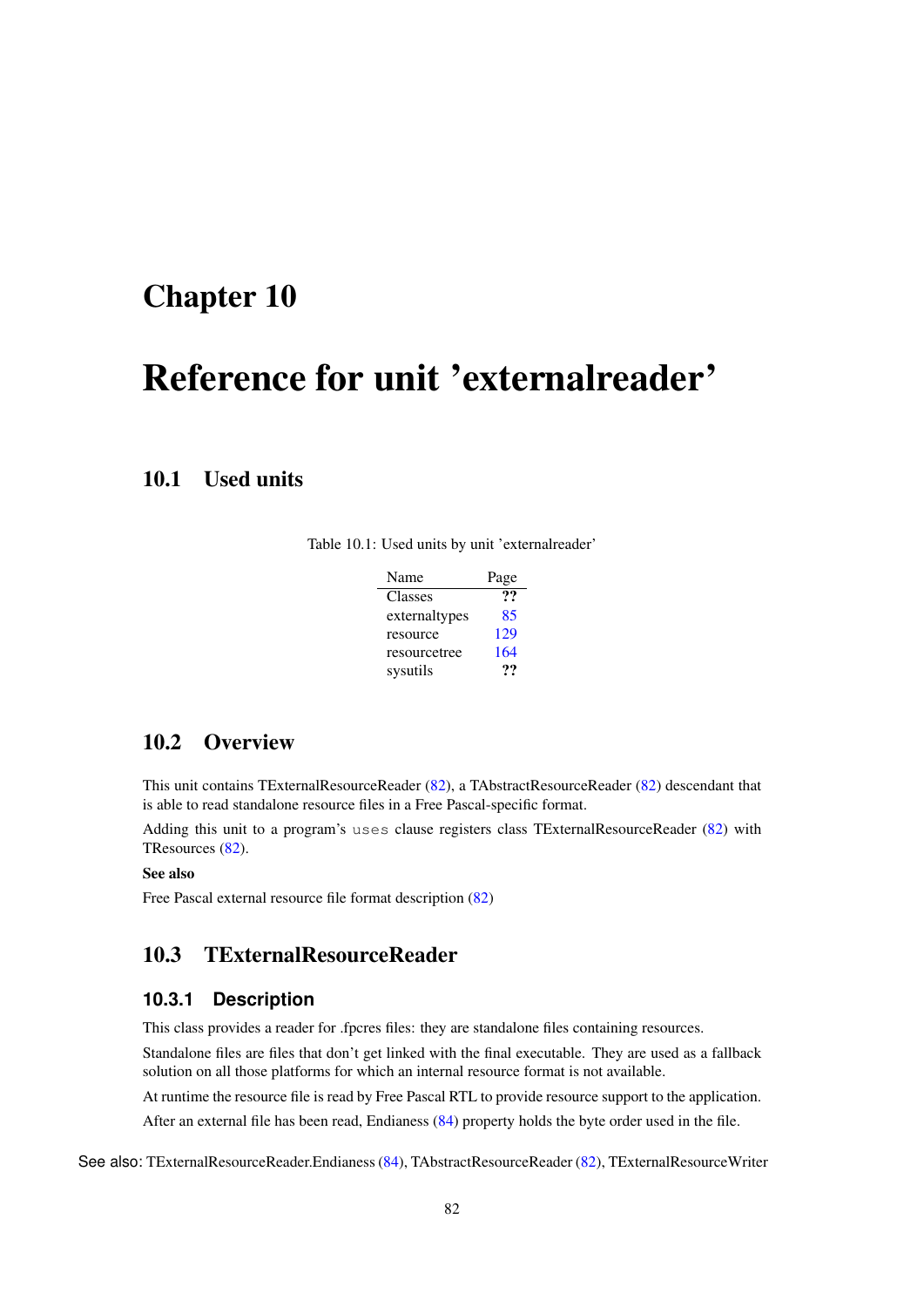# Chapter 10

# Reference for unit 'externalreader'

## 10.1 Used units

Table 10.1: Used units by unit 'externalreader'

| Name | Page |
|---|---|
| Classes | ?? |
| externaltypes | 85 |
| resource | 129 |
| resourcetree | 164 |
| sysutils | ?? |

## 10.2 Overview

This unit contains TExternalResourceReader (82), a TAbstractResourceReader (82) descendant that is able to read standalone resource files in a Free Pascal-specific format.

Adding this unit to a program's `uses` clause registers class TExternalResourceReader (82) with TResources (82).

**See also**

Free Pascal external resource file format description (82)

## 10.3 TExternalResourceReader

### 10.3.1 Description

This class provides a reader for .fpcres files: they are standalone files containing resources.

Standalone files are files that don't get linked with the final executable. They are used as a fallback solution on all those platforms for which an internal resource format is not available.

At runtime the resource file is read by Free Pascal RTL to provide resource support to the application.

After an external file has been read, Endianess (84) property holds the byte order used in the file.

See also: TExternalResourceReader.Endianess (84), TAbstractResourceReader (82), TExternalResourceWriter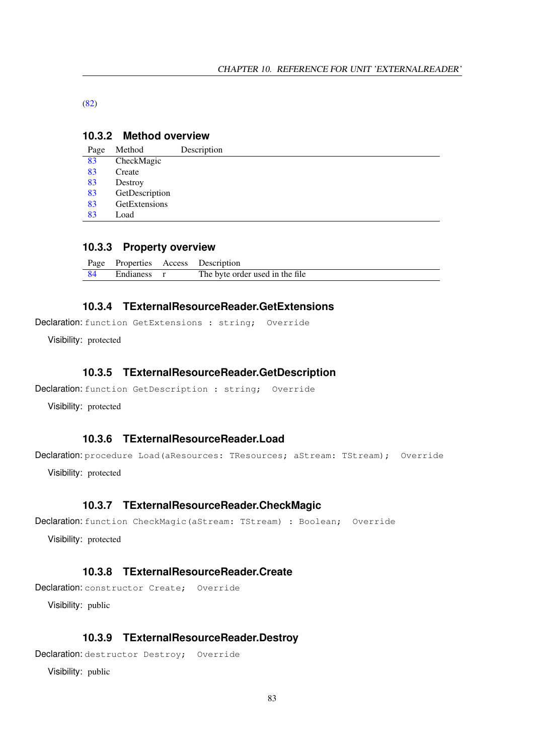(82)

### 10.3.2 Method overview

| Page | Method | Description |
|---|---|---|
| 83 | CheckMagic | |
| 83 | Create | |
| 83 | Destroy | |
| 83 | GetDescription | |
| 83 | GetExtensions | |
| 83 | Load | |

### 10.3.3 Property overview

| Page | Properties | Access | Description |
|---|---|---|---|
| 84 | Endianess | r | The byte order used in the file |

### 10.3.4 TExternalResourceReader.GetExtensions

Declaration: `function GetExtensions : string;  Override`

Visibility: protected

### 10.3.5 TExternalResourceReader.GetDescription

Declaration: `function GetDescription : string;  Override`

Visibility: protected

### 10.3.6 TExternalResourceReader.Load

Declaration: `procedure Load(aResources: TResources; aStream: TStream);  Override`

Visibility: protected

### 10.3.7 TExternalResourceReader.CheckMagic

Declaration: `function CheckMagic(aStream: TStream) : Boolean;  Override`

Visibility: protected

### 10.3.8 TExternalResourceReader.Create

Declaration: `constructor Create;  Override`

Visibility: public

### 10.3.9 TExternalResourceReader.Destroy

Declaration: `destructor Destroy;  Override`

Visibility: public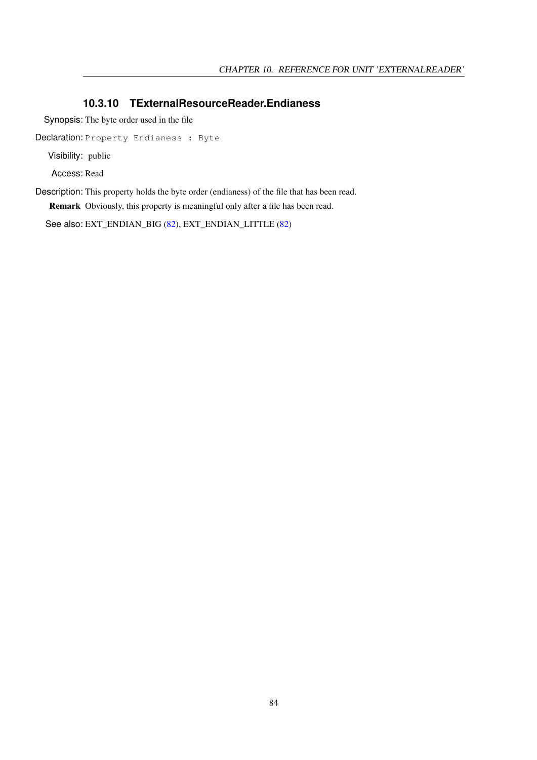### 10.3.10 TExternalResourceReader.Endianess

**Synopsis:** The byte order used in the file

**Declaration:** `Property Endianess : Byte`

**Visibility:** public

**Access:** Read

**Description:** This property holds the byte order (endianess) of the file that has been read.

**Remark** Obviously, this property is meaningful only after a file has been read.

**See also:** EXT_ENDIAN_BIG (82), EXT_ENDIAN_LITTLE (82)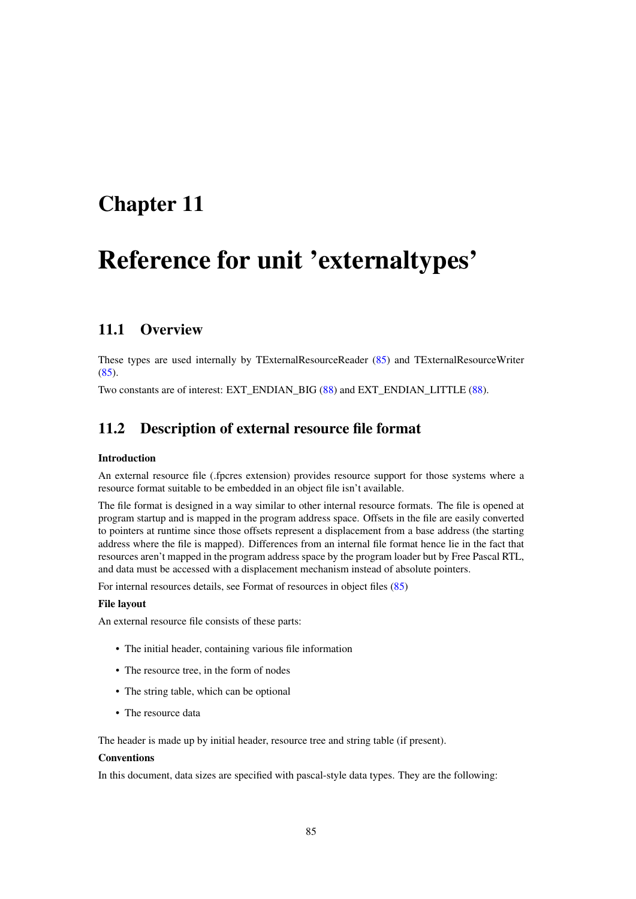# Chapter 11

# Reference for unit 'externaltypes'

## 11.1 Overview

These types are used internally by TExternalResourceReader (85) and TExternalResourceWriter (85).

Two constants are of interest: EXT_ENDIAN_BIG (88) and EXT_ENDIAN_LITTLE (88).

## 11.2 Description of external resource file format

**Introduction**

An external resource file (.fpcres extension) provides resource support for those systems where a resource format suitable to be embedded in an object file isn't available.

The file format is designed in a way similar to other internal resource formats. The file is opened at program startup and is mapped in the program address space. Offsets in the file are easily converted to pointers at runtime since those offsets represent a displacement from a base address (the starting address where the file is mapped). Differences from an internal file format hence lie in the fact that resources aren't mapped in the program address space by the program loader but by Free Pascal RTL, and data must be accessed with a displacement mechanism instead of absolute pointers.

For internal resources details, see Format of resources in object files (85)

**File layout**

An external resource file consists of these parts:

- The initial header, containing various file information
- The resource tree, in the form of nodes
- The string table, which can be optional
- The resource data

The header is made up by initial header, resource tree and string table (if present).

**Conventions**

In this document, data sizes are specified with pascal-style data types. They are the following: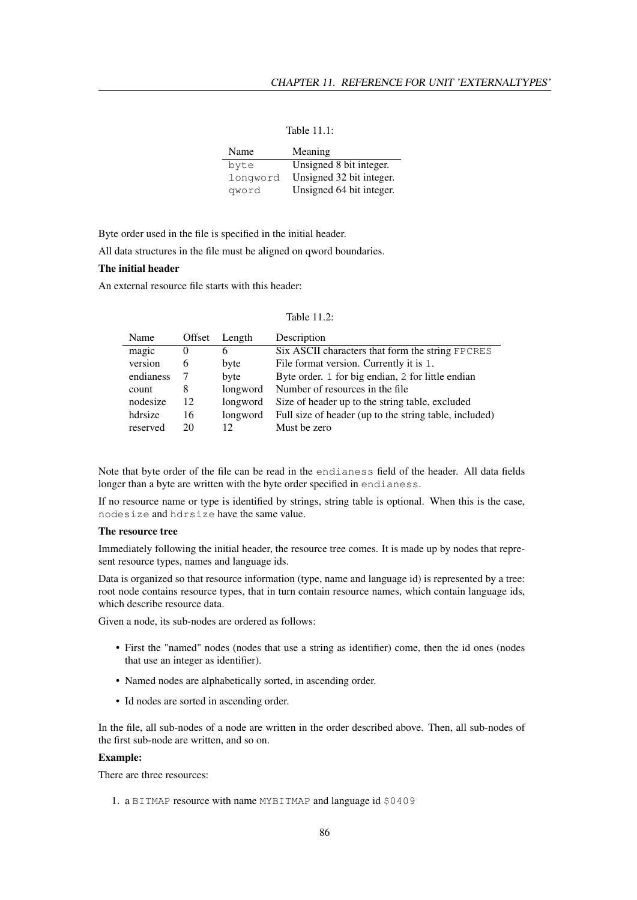Table 11.1:

| Name | Meaning |
| --- | --- |
| `byte` | Unsigned 8 bit integer. |
| `longword` | Unsigned 32 bit integer. |
| `qword` | Unsigned 64 bit integer. |

Byte order used in the file is specified in the initial header.

All data structures in the file must be aligned on qword boundaries.

**The initial header**

An external resource file starts with this header:

Table 11.2:

| Name | Offset | Length | Description |
| --- | --- | --- | --- |
| magic | 0 | 6 | Six ASCII characters that form the string `FPCRES` |
| version | 6 | byte | File format version. Currently it is `1`. |
| endianess | 7 | byte | Byte order. `1` for big endian, `2` for little endian |
| count | 8 | longword | Number of resources in the file |
| nodesize | 12 | longword | Size of header up to the string table, excluded |
| hdrsize | 16 | longword | Full size of header (up to the string table, included) |
| reserved | 20 | 12 | Must be zero |

Note that byte order of the file can be read in the `endianess` field of the header. All data fields longer than a byte are written with the byte order specified in `endianess`.

If no resource name or type is identified by strings, string table is optional. When this is the case, `nodesize` and `hdrsize` have the same value.

**The resource tree**

Immediately following the initial header, the resource tree comes. It is made up by nodes that represent resource types, names and language ids.

Data is organized so that resource information (type, name and language id) is represented by a tree: root node contains resource types, that in turn contain resource names, which contain language ids, which describe resource data.

Given a node, its sub-nodes are ordered as follows:

- First the "named" nodes (nodes that use a string as identifier) come, then the id ones (nodes that use an integer as identifier).
- Named nodes are alphabetically sorted, in ascending order.
- Id nodes are sorted in ascending order.

In the file, all sub-nodes of a node are written in the order described above. Then, all sub-nodes of the first sub-node are written, and so on.

**Example:**

There are three resources:

1. a `BITMAP` resource with name `MYBITMAP` and language id `$0409`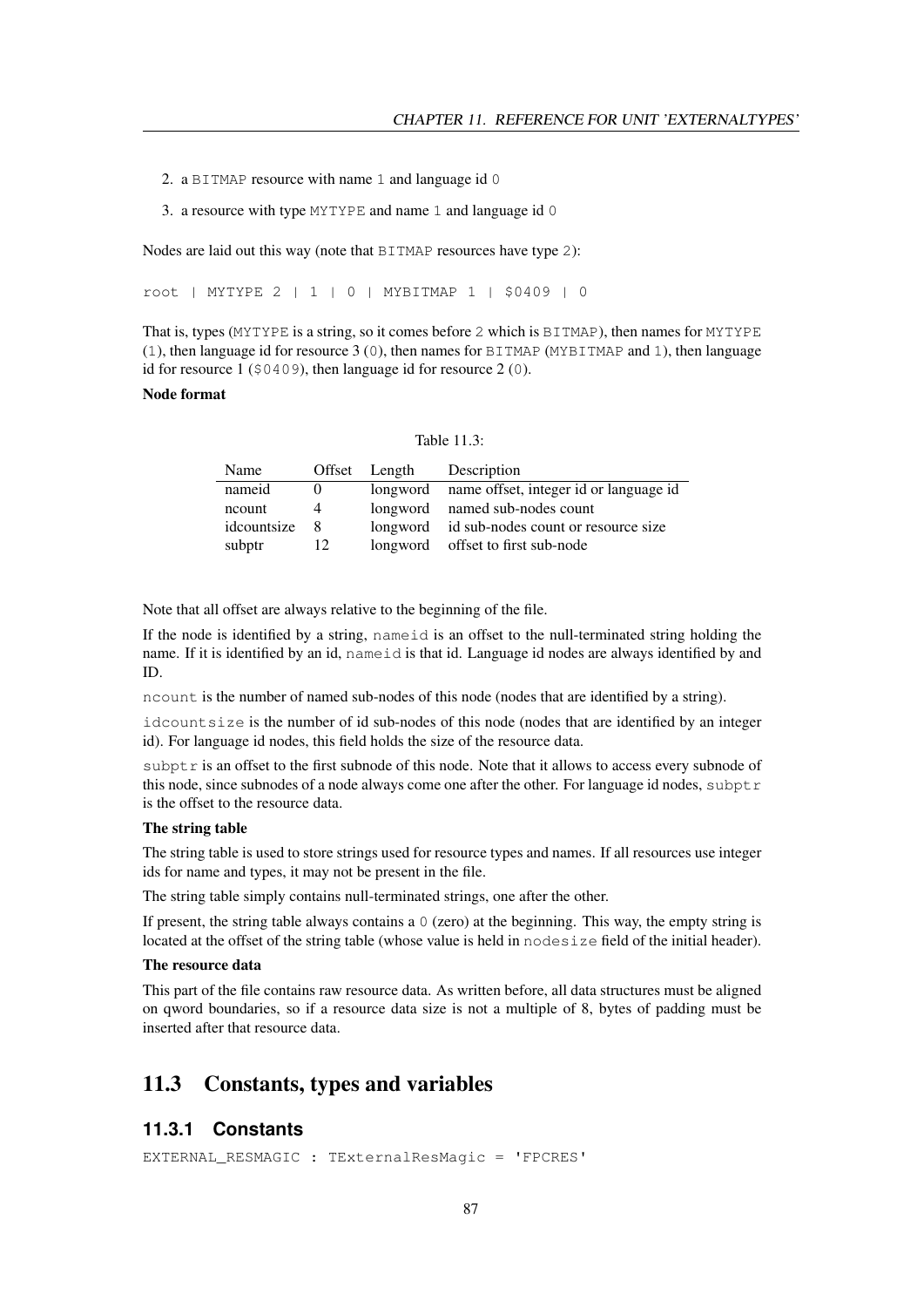2. a BITMAP resource with name 1 and language id 0
3. a resource with type MYTYPE and name 1 and language id 0

Nodes are laid out this way (note that BITMAP resources have type 2):

```
root | MYTYPE 2 | 1 | 0 | MYBITMAP 1 | $0409 | 0
```

That is, types (MYTYPE is a string, so it comes before 2 which is BITMAP), then names for MYTYPE (1), then language id for resource 3 (0), then names for BITMAP (MYBITMAP and 1), then language id for resource 1 ($0409), then language id for resource 2 (0).

**Node format**

Table 11.3:

| Name | Offset | Length | Description |
|---|---|---|---|
| nameid | 0 | longword | name offset, integer id or language id |
| ncount | 4 | longword | named sub-nodes count |
| idcountsize | 8 | longword | id sub-nodes count or resource size |
| subptr | 12 | longword | offset to first sub-node |

Note that all offset are always relative to the beginning of the file.

If the node is identified by a string, nameid is an offset to the null-terminated string holding the name. If it is identified by an id, nameid is that id. Language id nodes are always identified by and ID.

ncount is the number of named sub-nodes of this node (nodes that are identified by a string).

idcountsize is the number of id sub-nodes of this node (nodes that are identified by an integer id). For language id nodes, this field holds the size of the resource data.

subptr is an offset to the first subnode of this node. Note that it allows to access every subnode of this node, since subnodes of a node always come one after the other. For language id nodes, subptr is the offset to the resource data.

**The string table**

The string table is used to store strings used for resource types and names. If all resources use integer ids for name and types, it may not be present in the file.

The string table simply contains null-terminated strings, one after the other.

If present, the string table always contains a 0 (zero) at the beginning. This way, the empty string is located at the offset of the string table (whose value is held in nodesize field of the initial header).

**The resource data**

This part of the file contains raw resource data. As written before, all data structures must be aligned on qword boundaries, so if a resource data size is not a multiple of 8, bytes of padding must be inserted after that resource data.

## 11.3 Constants, types and variables

### 11.3.1 Constants

```
EXTERNAL_RESMAGIC : TExternalResMagic = 'FPCRES'
```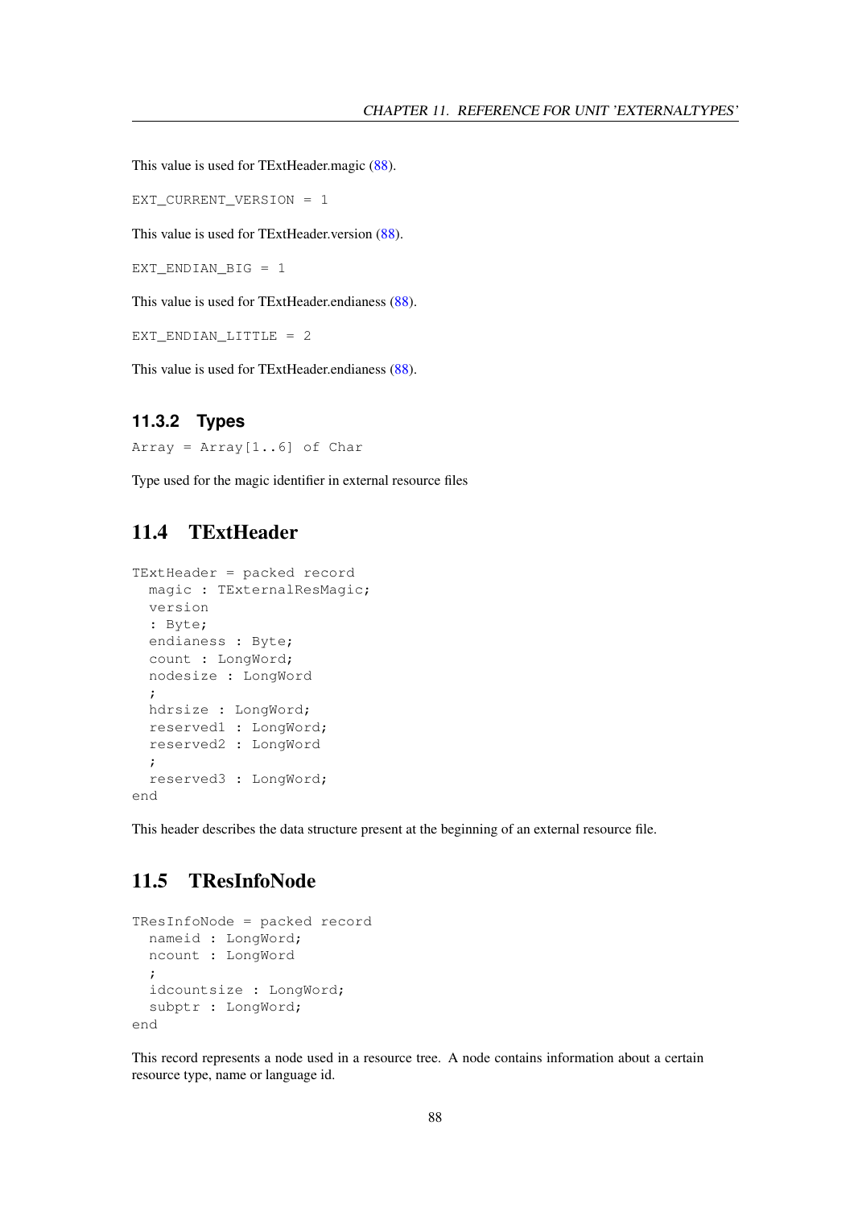This value is used for TExtHeader.magic (88).

```
EXT_CURRENT_VERSION = 1
```

This value is used for TExtHeader.version (88).

```
EXT_ENDIAN_BIG = 1
```

This value is used for TExtHeader.endianess (88).

```
EXT_ENDIAN_LITTLE = 2
```

This value is used for TExtHeader.endianess (88).

### 11.3.2 Types

```
Array = Array[1..6] of Char
```

Type used for the magic identifier in external resource files

## 11.4 TExtHeader

```
TExtHeader = packed record
  magic : TExternalResMagic;
  version
  : Byte;
  endianess : Byte;
  count : LongWord;
  nodesize : LongWord
  ;
  hdrsize : LongWord;
  reserved1 : LongWord;
  reserved2 : LongWord
  ;
  reserved3 : LongWord;
end
```

This header describes the data structure present at the beginning of an external resource file.

## 11.5 TResInfoNode

```
TResInfoNode = packed record
  nameid : LongWord;
  ncount : LongWord
  ;
  idcountsize : LongWord;
  subptr : LongWord;
end
```

This record represents a node used in a resource tree. A node contains information about a certain resource type, name or language id.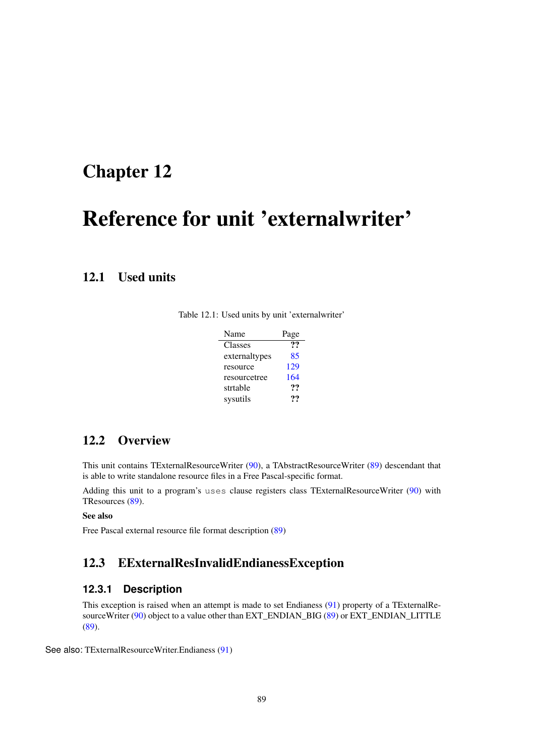# Chapter 12

# Reference for unit 'externalwriter'

## 12.1 Used units

Table 12.1: Used units by unit 'externalwriter'

| Name | Page |
|---|---|
| Classes | ?? |
| externaltypes | 85 |
| resource | 129 |
| resourcetree | 164 |
| strtable | ?? |
| sysutils | ?? |

## 12.2 Overview

This unit contains TExternalResourceWriter (90), a TAbstractResourceWriter (89) descendant that is able to write standalone resource files in a Free Pascal-specific format.

Adding this unit to a program's `uses` clause registers class TExternalResourceWriter (90) with TResources (89).

**See also**

Free Pascal external resource file format description (89)

## 12.3 EExternalResInvalidEndianessException

### 12.3.1 Description

This exception is raised when an attempt is made to set Endianess (91) property of a TExternalResourceWriter (90) object to a value other than EXT_ENDIAN_BIG (89) or EXT_ENDIAN_LITTLE (89).

See also: TExternalResourceWriter.Endianess (91)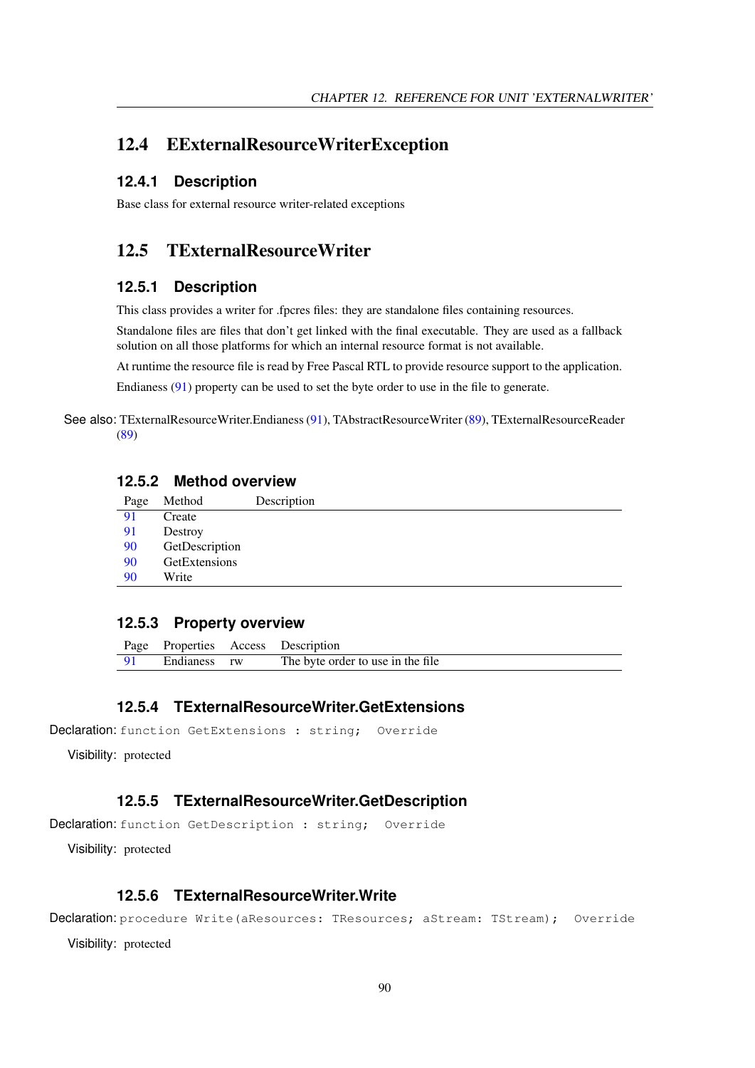## 12.4 EExternalResourceWriterException

### 12.4.1 Description

Base class for external resource writer-related exceptions

## 12.5 TExternalResourceWriter

### 12.5.1 Description

This class provides a writer for .fpcres files: they are standalone files containing resources.

Standalone files are files that don't get linked with the final executable. They are used as a fallback solution on all those platforms for which an internal resource format is not available.

At runtime the resource file is read by Free Pascal RTL to provide resource support to the application.

Endianess (91) property can be used to set the byte order to use in the file to generate.

See also: TExternalResourceWriter.Endianess (91), TAbstractResourceWriter (89), TExternalResourceReader (89)

### 12.5.2 Method overview

| Page | Method | Description |
|---|---|---|
| 91 | Create | |
| 91 | Destroy | |
| 90 | GetDescription | |
| 90 | GetExtensions | |
| 90 | Write | |

### 12.5.3 Property overview

| Page | Properties | Access | Description |
|---|---|---|---|
| 91 | Endianess | rw | The byte order to use in the file |

### 12.5.4 TExternalResourceWriter.GetExtensions

Declaration:
```
function GetExtensions : string;  Override
```

Visibility: protected

### 12.5.5 TExternalResourceWriter.GetDescription

Declaration:
```
function GetDescription : string;  Override
```

Visibility: protected

### 12.5.6 TExternalResourceWriter.Write

Declaration:
```
procedure Write(aResources: TResources; aStream: TStream);  Override
```

Visibility: protected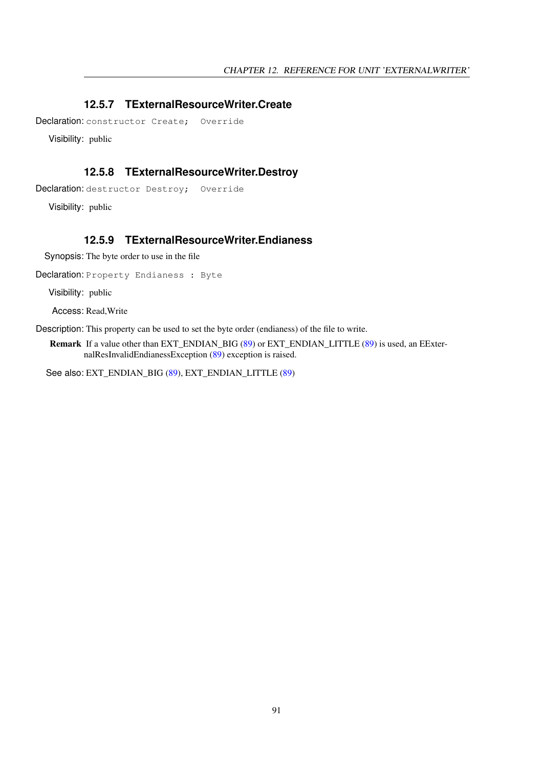### 12.5.7 TExternalResourceWriter.Create

Declaration: `constructor Create;  Override`

Visibility: public

### 12.5.8 TExternalResourceWriter.Destroy

Declaration: `destructor Destroy;  Override`

Visibility: public

### 12.5.9 TExternalResourceWriter.Endianess

Synopsis: The byte order to use in the file

Declaration: `Property Endianess : Byte`

Visibility: public

Access: Read,Write

Description: This property can be used to set the byte order (endianess) of the file to write.

**Remark** If a value other than EXT_ENDIAN_BIG (89) or EXT_ENDIAN_LITTLE (89) is used, an EExternalResInvalidEndianessException (89) exception is raised.

See also: EXT_ENDIAN_BIG (89), EXT_ENDIAN_LITTLE (89)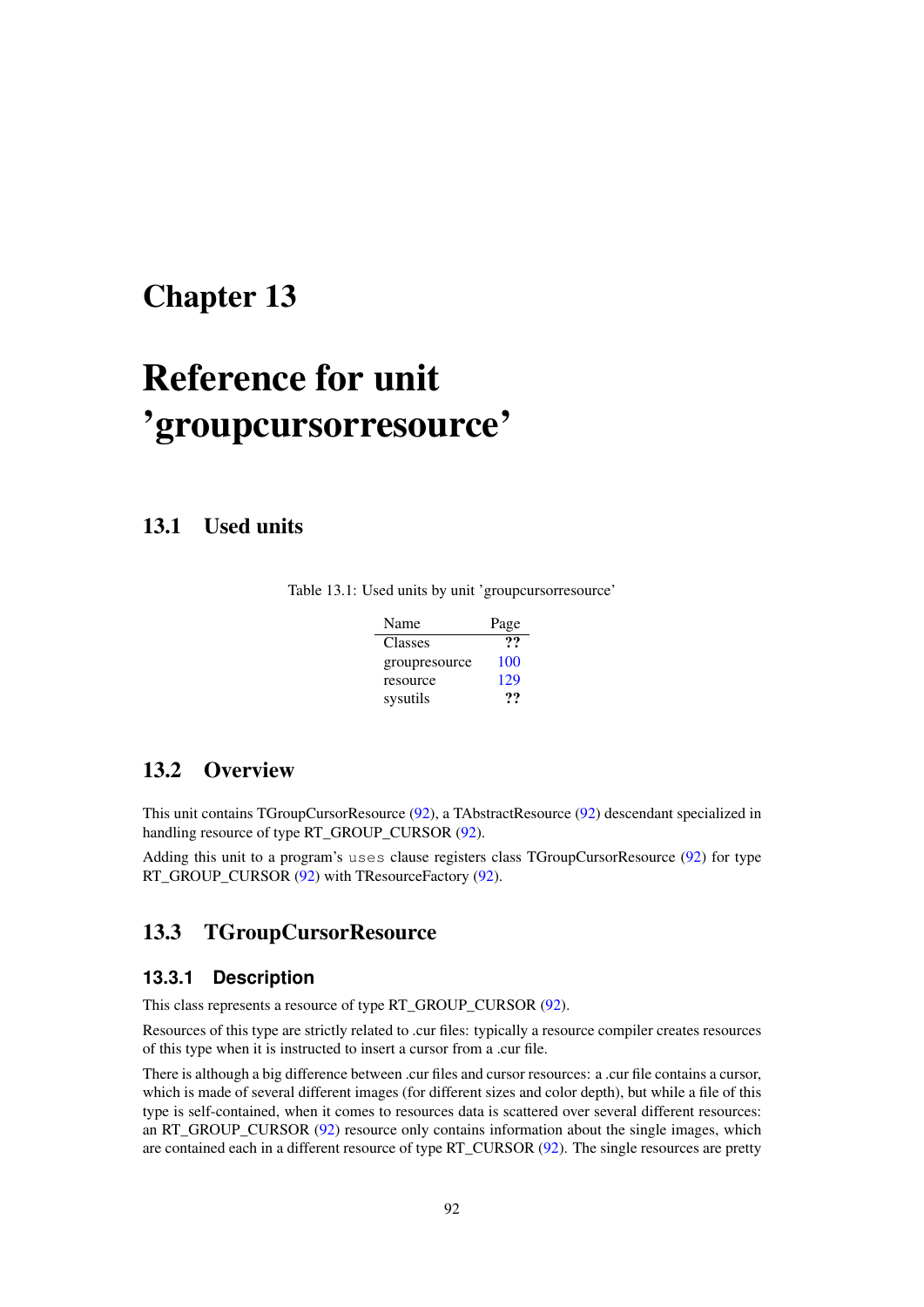# Chapter 13

# Reference for unit 'groupcursorresource'

## 13.1 Used units

Table 13.1: Used units by unit 'groupcursorresource'

| Name | Page |
|---|---|
| Classes | ?? |
| groupresource | 100 |
| resource | 129 |
| sysutils | ?? |

## 13.2 Overview

This unit contains TGroupCursorResource (92), a TAbstractResource (92) descendant specialized in handling resource of type RT_GROUP_CURSOR (92).

Adding this unit to a program's `uses` clause registers class TGroupCursorResource (92) for type RT_GROUP_CURSOR (92) with TResourceFactory (92).

## 13.3 TGroupCursorResource

### 13.3.1 Description

This class represents a resource of type RT_GROUP_CURSOR (92).

Resources of this type are strictly related to .cur files: typically a resource compiler creates resources of this type when it is instructed to insert a cursor from a .cur file.

There is although a big difference between .cur files and cursor resources: a .cur file contains a cursor, which is made of several different images (for different sizes and color depth), but while a file of this type is self-contained, when it comes to resources data is scattered over several different resources: an RT_GROUP_CURSOR (92) resource only contains information about the single images, which are contained each in a different resource of type RT_CURSOR (92). The single resources are pretty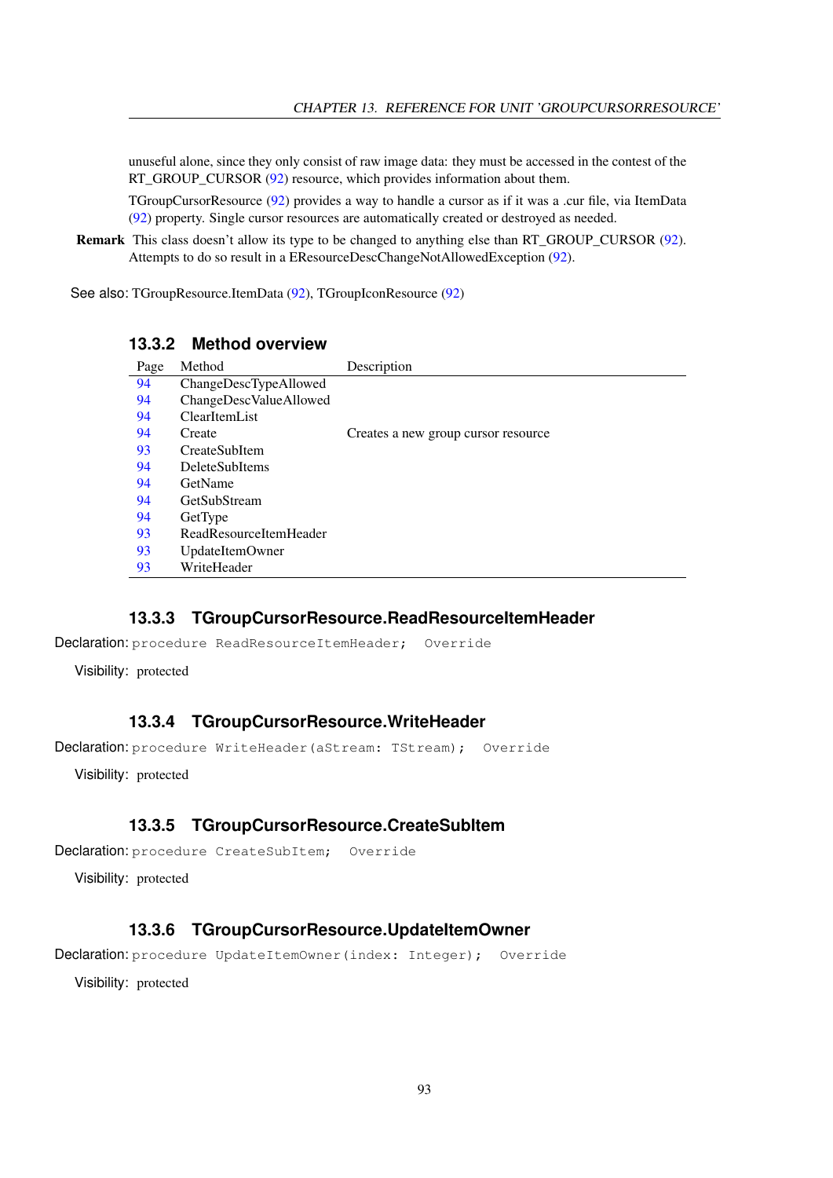unuseful alone, since they only consist of raw image data: they must be accessed in the contest of the RT_GROUP_CURSOR (92) resource, which provides information about them.

TGroupCursorResource (92) provides a way to handle a cursor as if it was a .cur file, via ItemData (92) property. Single cursor resources are automatically created or destroyed as needed.

**Remark** This class doesn't allow its type to be changed to anything else than RT_GROUP_CURSOR (92). Attempts to do so result in a EResourceDescChangeNotAllowedException (92).

See also: TGroupResource.ItemData (92), TGroupIconResource (92)

### 13.3.2 Method overview

| Page | Method | Description |
|---|---|---|
| 94 | ChangeDescTypeAllowed | |
| 94 | ChangeDescValueAllowed | |
| 94 | ClearItemList | |
| 94 | Create | Creates a new group cursor resource |
| 93 | CreateSubItem | |
| 94 | DeleteSubItems | |
| 94 | GetName | |
| 94 | GetSubStream | |
| 94 | GetType | |
| 93 | ReadResourceItemHeader | |
| 93 | UpdateItemOwner | |
| 93 | WriteHeader | |

### 13.3.3 TGroupCursorResource.ReadResourceItemHeader

Declaration: `procedure ReadResourceItemHeader;  Override`

Visibility: protected

### 13.3.4 TGroupCursorResource.WriteHeader

Declaration: `procedure WriteHeader(aStream: TStream);  Override`

Visibility: protected

### 13.3.5 TGroupCursorResource.CreateSubItem

Declaration: `procedure CreateSubItem;  Override`

Visibility: protected

### 13.3.6 TGroupCursorResource.UpdateItemOwner

Declaration: `procedure UpdateItemOwner(index: Integer);  Override`

Visibility: protected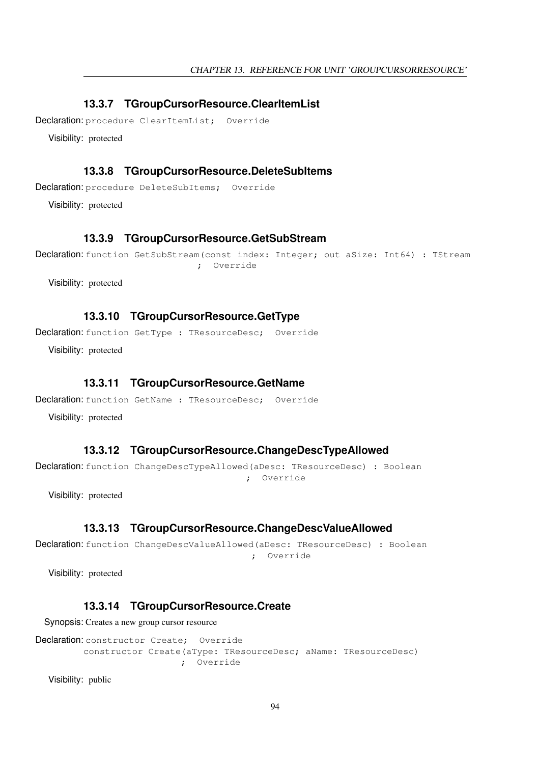### 13.3.7 TGroupCursorResource.ClearItemList

**Declaration:**
```
procedure ClearItemList;  Override
```

**Visibility:** protected

### 13.3.8 TGroupCursorResource.DeleteSubItems

**Declaration:**
```
procedure DeleteSubItems;  Override
```

**Visibility:** protected

### 13.3.9 TGroupCursorResource.GetSubStream

**Declaration:**
```
function GetSubStream(const index: Integer; out aSize: Int64) : TStream
                      ;  Override
```

**Visibility:** protected

### 13.3.10 TGroupCursorResource.GetType

**Declaration:**
```
function GetType : TResourceDesc;  Override
```

**Visibility:** protected

### 13.3.11 TGroupCursorResource.GetName

**Declaration:**
```
function GetName : TResourceDesc;  Override
```

**Visibility:** protected

### 13.3.12 TGroupCursorResource.ChangeDescTypeAllowed

**Declaration:**
```
function ChangeDescTypeAllowed(aDesc: TResourceDesc) : Boolean
                               ;  Override
```

**Visibility:** protected

### 13.3.13 TGroupCursorResource.ChangeDescValueAllowed

**Declaration:**
```
function ChangeDescValueAllowed(aDesc: TResourceDesc) : Boolean
                                ;  Override
```

**Visibility:** protected

### 13.3.14 TGroupCursorResource.Create

**Synopsis:** Creates a new group cursor resource

**Declaration:**
```
constructor Create;  Override
constructor Create(aType: TResourceDesc; aName: TResourceDesc)
                   ;  Override
```

**Visibility:** public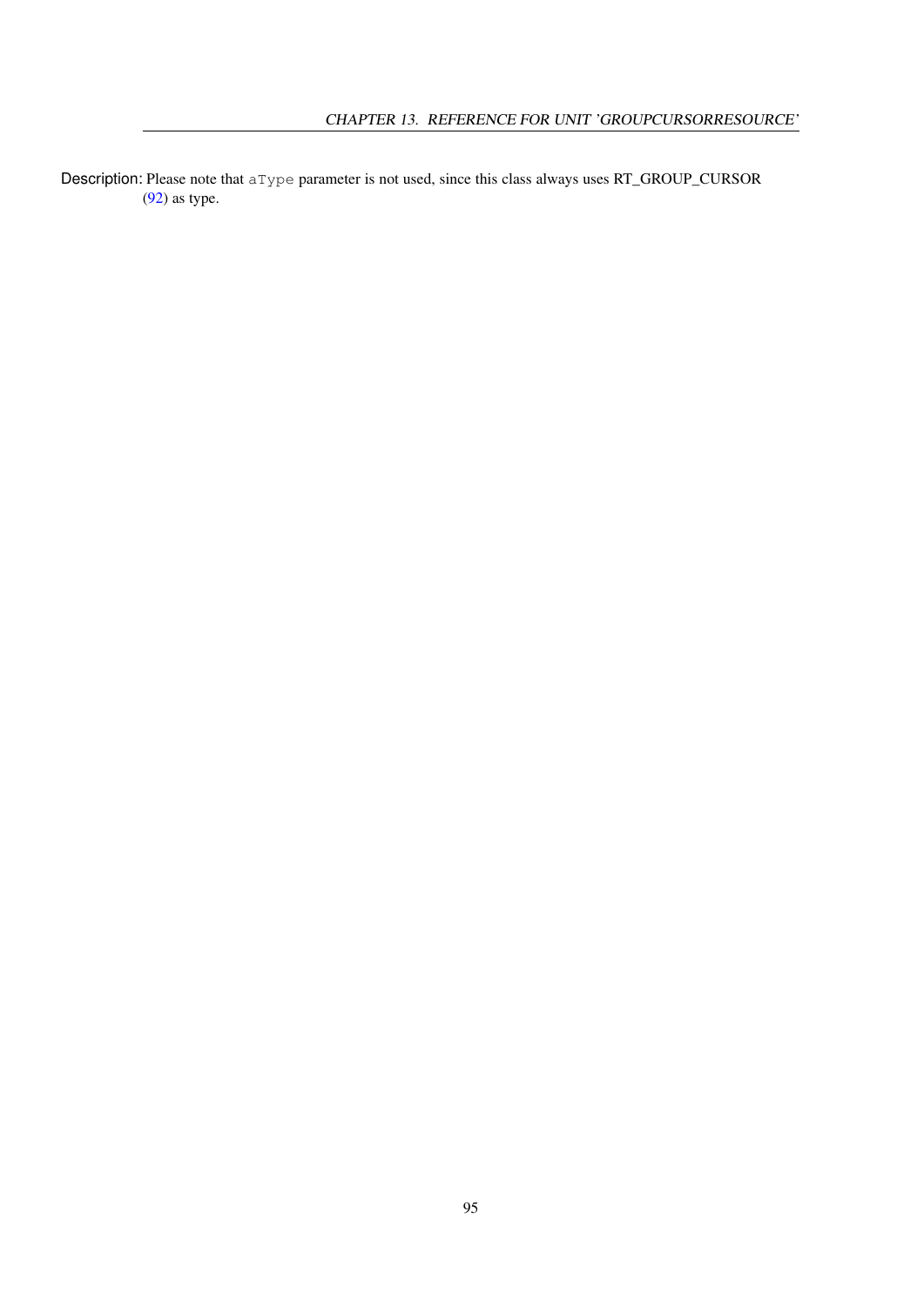Description: Please note that `aType` parameter is not used, since this class always uses RT_GROUP_CURSOR (92) as type.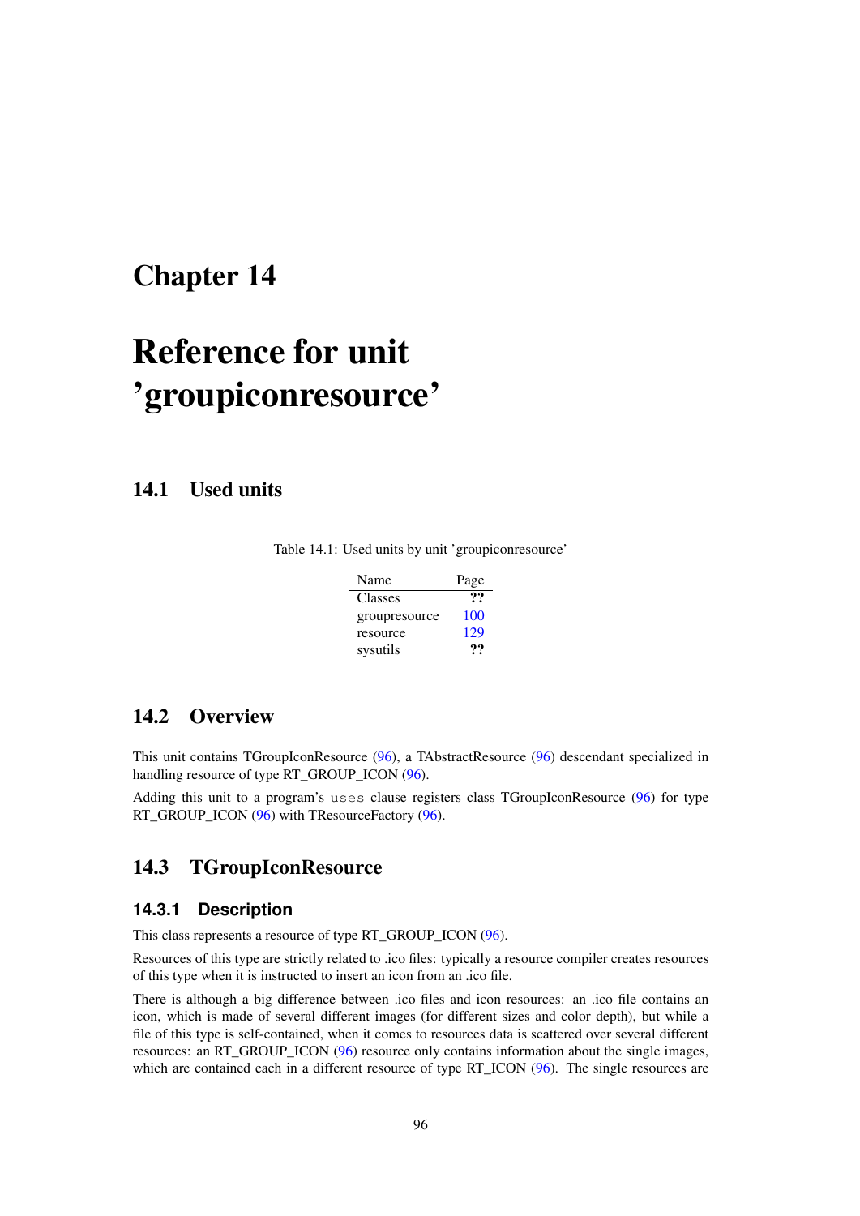# Chapter 14

# Reference for unit 'groupiconresource'

## 14.1 Used units

Table 14.1: Used units by unit 'groupiconresource'

| Name | Page |
|---|---|
| Classes | ?? |
| groupresource | 100 |
| resource | 129 |
| sysutils | ?? |

## 14.2 Overview

This unit contains TGroupIconResource (96), a TAbstractResource (96) descendant specialized in handling resource of type RT_GROUP_ICON (96).

Adding this unit to a program's `uses` clause registers class TGroupIconResource (96) for type RT_GROUP_ICON (96) with TResourceFactory (96).

## 14.3 TGroupIconResource

### 14.3.1 Description

This class represents a resource of type RT_GROUP_ICON (96).

Resources of this type are strictly related to .ico files: typically a resource compiler creates resources of this type when it is instructed to insert an icon from an .ico file.

There is although a big difference between .ico files and icon resources: an .ico file contains an icon, which is made of several different images (for different sizes and color depth), but while a file of this type is self-contained, when it comes to resources data is scattered over several different resources: an RT_GROUP_ICON (96) resource only contains information about the single images, which are contained each in a different resource of type RT_ICON (96). The single resources are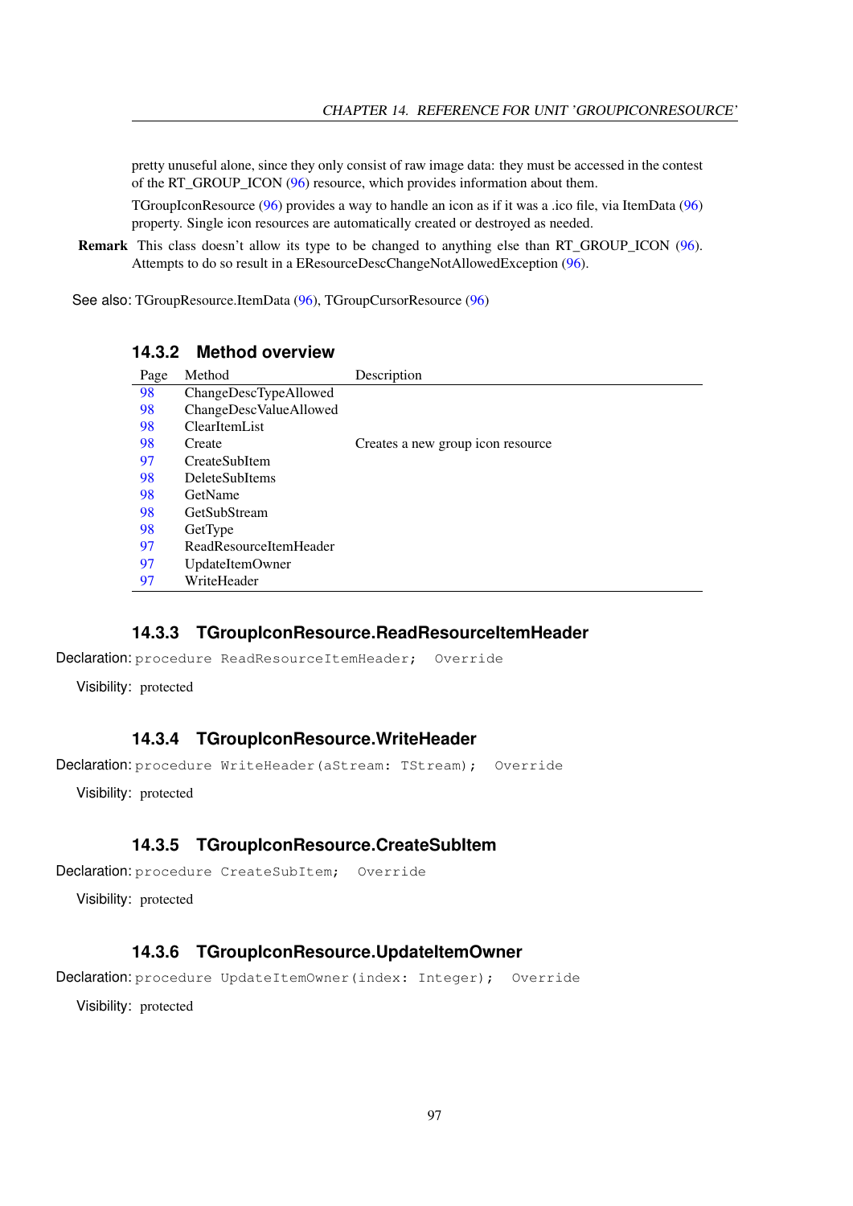pretty unuseful alone, since they only consist of raw image data: they must be accessed in the contest of the RT_GROUP_ICON (96) resource, which provides information about them.

TGroupIconResource (96) provides a way to handle an icon as if it was a .ico file, via ItemData (96) property. Single icon resources are automatically created or destroyed as needed.

**Remark** This class doesn't allow its type to be changed to anything else than RT_GROUP_ICON (96). Attempts to do so result in a EResourceDescChangeNotAllowedException (96).

See also: TGroupResource.ItemData (96), TGroupCursorResource (96)

### 14.3.2 Method overview

| Page | Method | Description |
|---|---|---|
| 98 | ChangeDescTypeAllowed | |
| 98 | ChangeDescValueAllowed | |
| 98 | ClearItemList | |
| 98 | Create | Creates a new group icon resource |
| 97 | CreateSubItem | |
| 98 | DeleteSubItems | |
| 98 | GetName | |
| 98 | GetSubStream | |
| 98 | GetType | |
| 97 | ReadResourceItemHeader | |
| 97 | UpdateItemOwner | |
| 97 | WriteHeader | |

### 14.3.3 TGroupIconResource.ReadResourceItemHeader

Declaration:
```
procedure ReadResourceItemHeader;  Override
```

Visibility: protected

### 14.3.4 TGroupIconResource.WriteHeader

Declaration:
```
procedure WriteHeader(aStream: TStream);  Override
```

Visibility: protected

### 14.3.5 TGroupIconResource.CreateSubItem

Declaration:
```
procedure CreateSubItem;  Override
```

Visibility: protected

### 14.3.6 TGroupIconResource.UpdateItemOwner

Declaration:
```
procedure UpdateItemOwner(index: Integer);  Override
```

Visibility: protected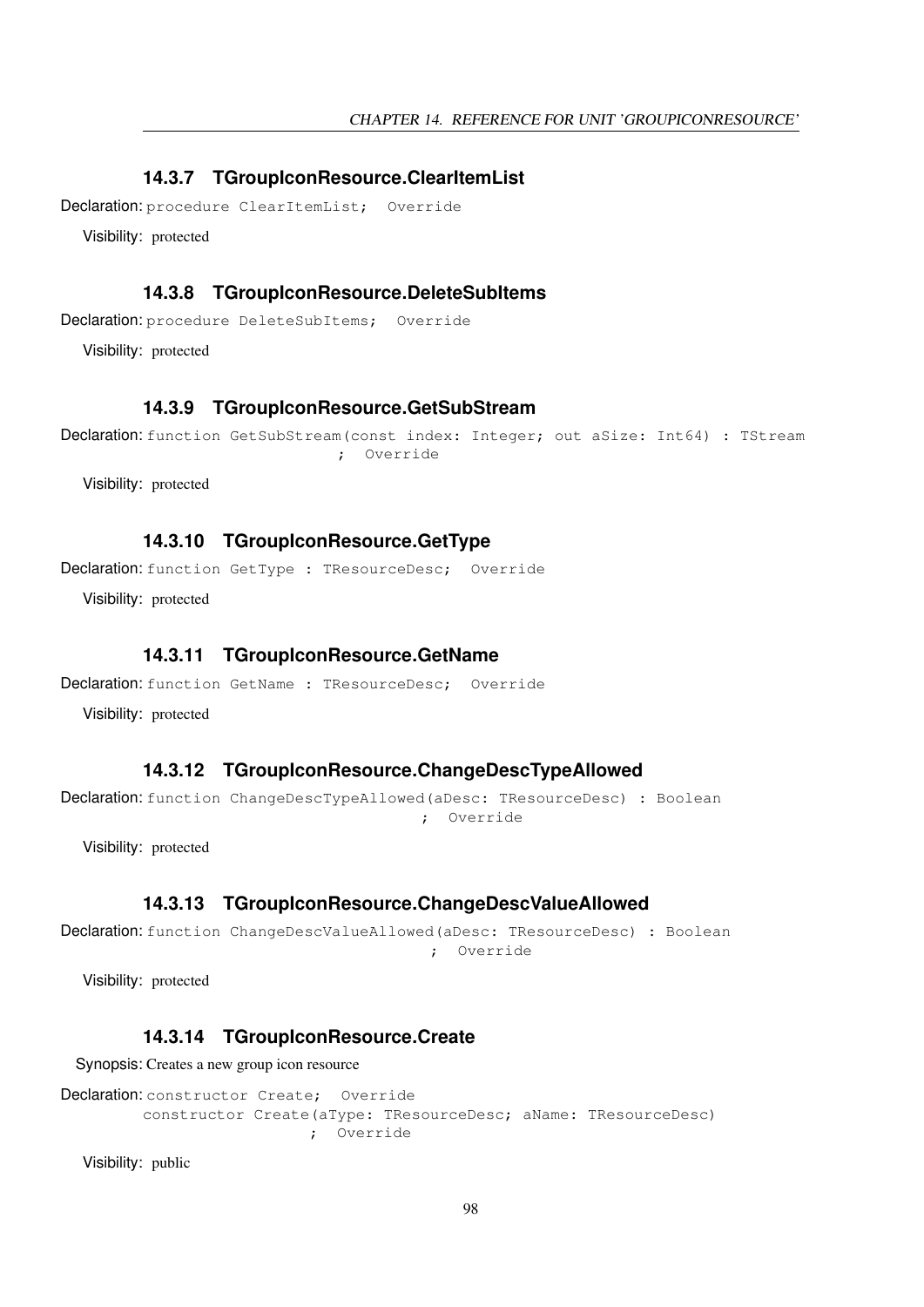### 14.3.7 TGroupIconResource.ClearItemList

**Declaration:** `procedure ClearItemList;  Override`

**Visibility:** protected

### 14.3.8 TGroupIconResource.DeleteSubItems

**Declaration:** `procedure DeleteSubItems;  Override`

**Visibility:** protected

### 14.3.9 TGroupIconResource.GetSubStream

**Declaration:**
```
function GetSubStream(const index: Integer; out aSize: Int64) : TStream
                    ;  Override
```

**Visibility:** protected

### 14.3.10 TGroupIconResource.GetType

**Declaration:** `function GetType : TResourceDesc;  Override`

**Visibility:** protected

### 14.3.11 TGroupIconResource.GetName

**Declaration:** `function GetName : TResourceDesc;  Override`

**Visibility:** protected

### 14.3.12 TGroupIconResource.ChangeDescTypeAllowed

**Declaration:**
```
function ChangeDescTypeAllowed(aDesc: TResourceDesc) : Boolean
                                    ;  Override
```

**Visibility:** protected

### 14.3.13 TGroupIconResource.ChangeDescValueAllowed

**Declaration:**
```
function ChangeDescValueAllowed(aDesc: TResourceDesc) : Boolean
                                     ;  Override
```

**Visibility:** protected

### 14.3.14 TGroupIconResource.Create

**Synopsis:** Creates a new group icon resource

**Declaration:**
```
constructor Create;  Override
constructor Create(aType: TResourceDesc; aName: TResourceDesc)
                  ;  Override
```

**Visibility:** public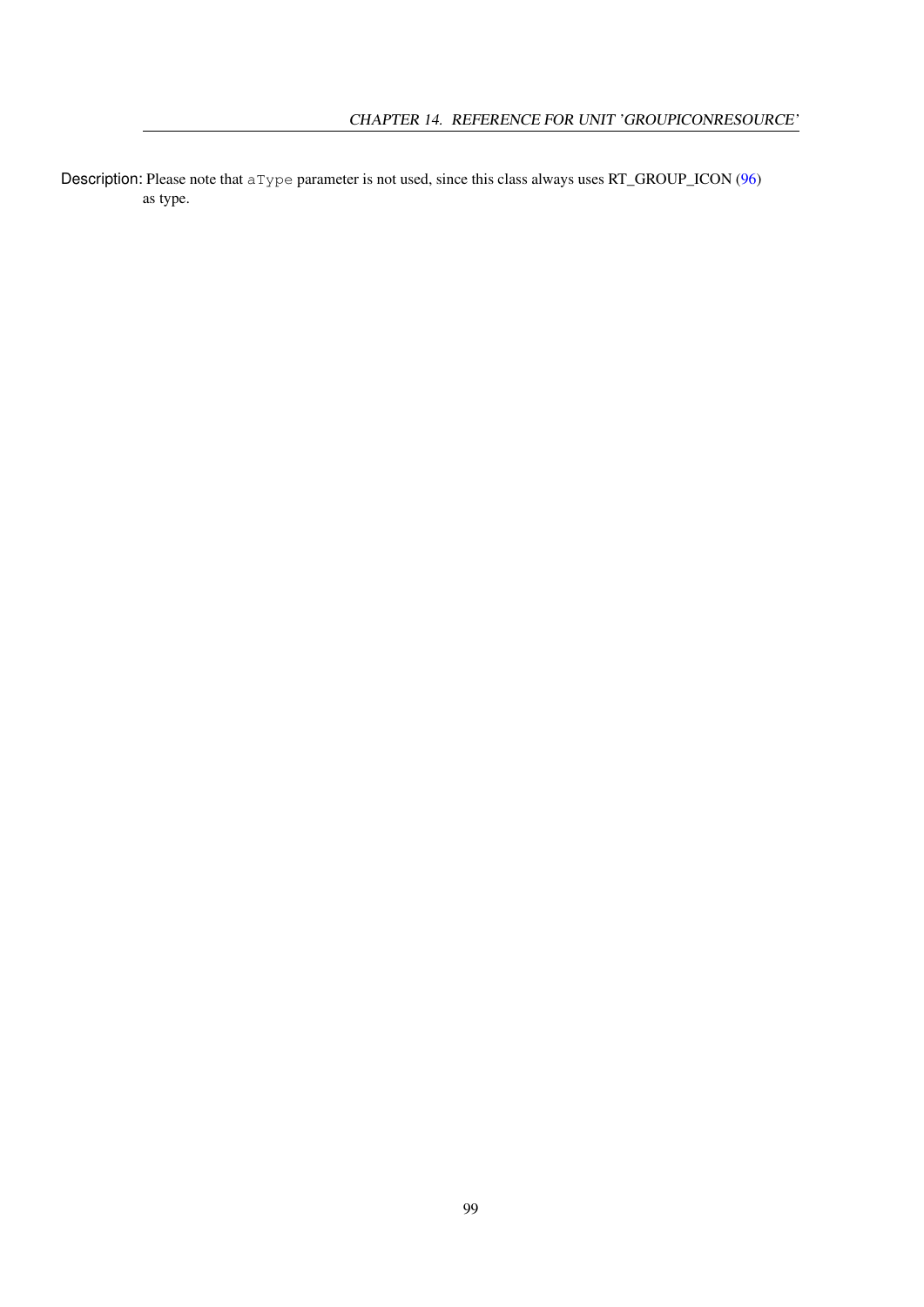**Description:** Please note that `aType` parameter is not used, since this class always uses RT_GROUP_ICON (96) as type.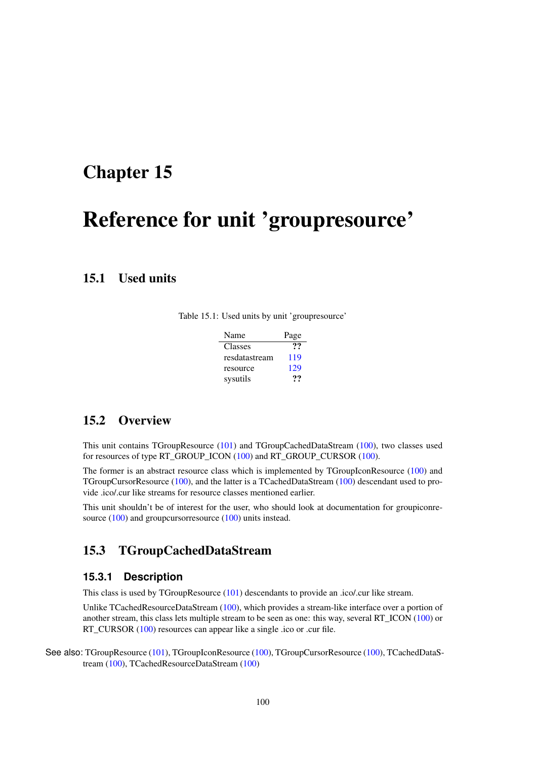# Chapter 15

# Reference for unit 'groupresource'

## 15.1 Used units

Table 15.1: Used units by unit 'groupresource'

| Name | Page |
|---|---|
| Classes | ?? |
| resdatastream | 119 |
| resource | 129 |
| sysutils | ?? |

## 15.2 Overview

This unit contains TGroupResource (101) and TGroupCachedDataStream (100), two classes used for resources of type RT_GROUP_ICON (100) and RT_GROUP_CURSOR (100).

The former is an abstract resource class which is implemented by TGroupIconResource (100) and TGroupCursorResource (100), and the latter is a TCachedDataStream (100) descendant used to provide .ico/.cur like streams for resource classes mentioned earlier.

This unit shouldn't be of interest for the user, who should look at documentation for groupiconresource (100) and groupcursorresource (100) units instead.

## 15.3 TGroupCachedDataStream

### 15.3.1 Description

This class is used by TGroupResource (101) descendants to provide an .ico/.cur like stream.

Unlike TCachedResourceDataStream (100), which provides a stream-like interface over a portion of another stream, this class lets multiple stream to be seen as one: this way, several RT_ICON (100) or RT_CURSOR (100) resources can appear like a single .ico or .cur file.

See also: TGroupResource (101), TGroupIconResource (100), TGroupCursorResource (100), TCachedDataStream (100), TCachedResourceDataStream (100)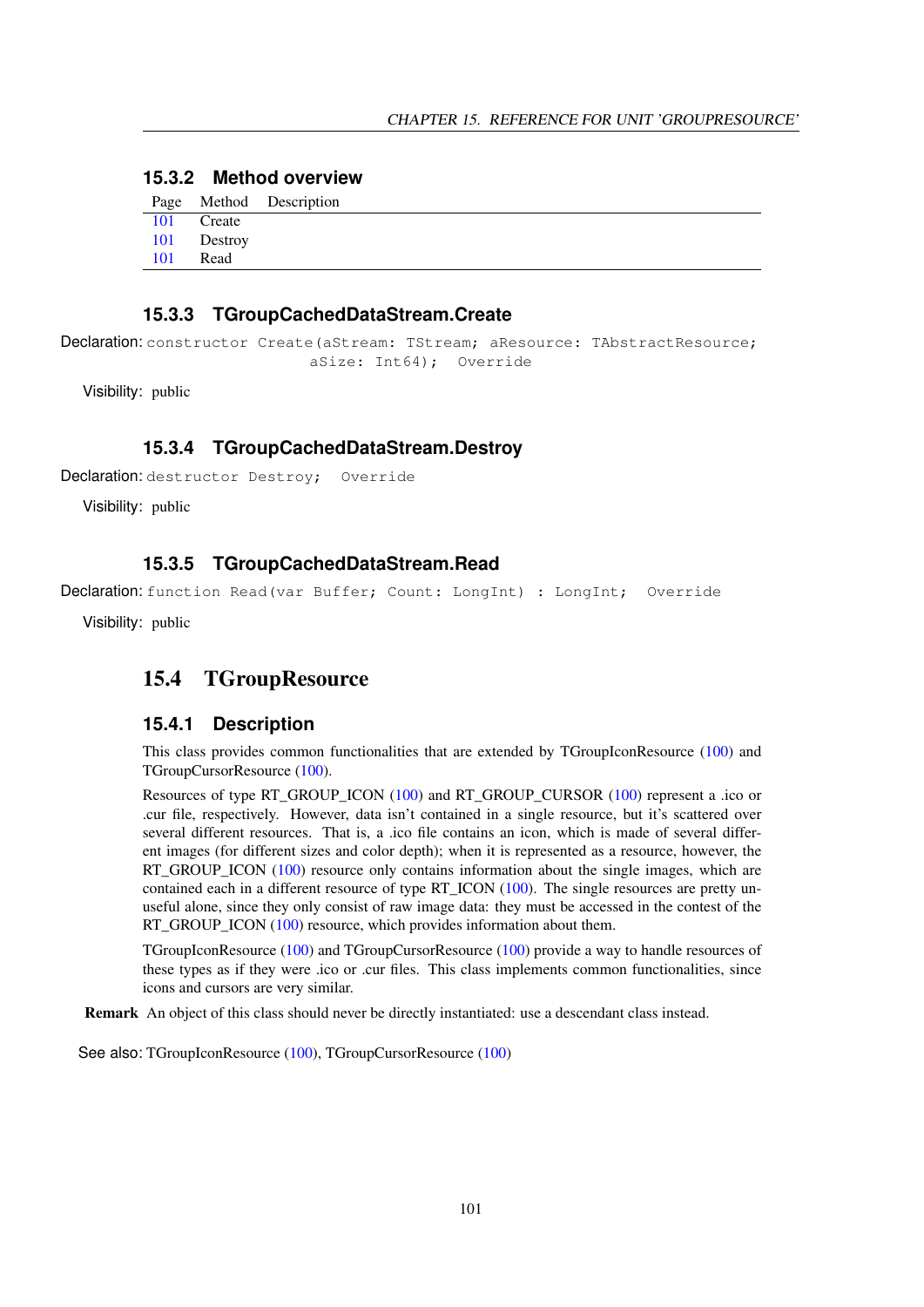### 15.3.2 Method overview

| Page | Method | Description |
| --- | --- | --- |
| 101 | Create | |
| 101 | Destroy | |
| 101 | Read | |

### 15.3.3 TGroupCachedDataStream.Create

**Declaration:**
```
constructor Create(aStream: TStream; aResource: TAbstractResource;
                   aSize: Int64);  Override
```

**Visibility:** public

### 15.3.4 TGroupCachedDataStream.Destroy

**Declaration:**
```
destructor Destroy;  Override
```

**Visibility:** public

### 15.3.5 TGroupCachedDataStream.Read

**Declaration:**
```
function Read(var Buffer; Count: LongInt) : LongInt;  Override
```

**Visibility:** public

## 15.4 TGroupResource

### 15.4.1 Description

This class provides common functionalities that are extended by TGroupIconResource (100) and TGroupCursorResource (100).

Resources of type RT_GROUP_ICON (100) and RT_GROUP_CURSOR (100) represent a .ico or .cur file, respectively. However, data isn't contained in a single resource, but it's scattered over several different resources. That is, a .ico file contains an icon, which is made of several different images (for different sizes and color depth); when it is represented as a resource, however, the RT_GROUP_ICON (100) resource only contains information about the single images, which are contained each in a different resource of type RT_ICON (100). The single resources are pretty unuseful alone, since they only consist of raw image data: they must be accessed in the contest of the RT_GROUP_ICON (100) resource, which provides information about them.

TGroupIconResource (100) and TGroupCursorResource (100) provide a way to handle resources of these types as if they were .ico or .cur files. This class implements common functionalities, since icons and cursors are very similar.

**Remark** An object of this class should never be directly instantiated: use a descendant class instead.

**See also:** TGroupIconResource (100), TGroupCursorResource (100)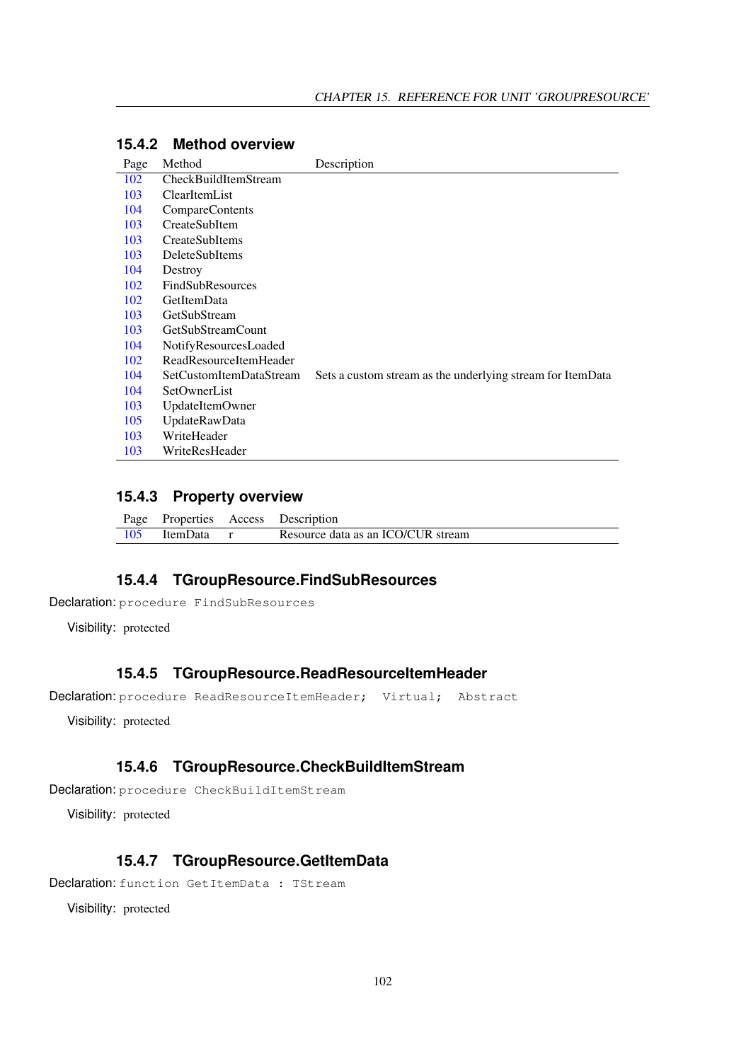### 15.4.2 Method overview

| Page | Method | Description |
|---|---|---|
| 102 | CheckBuildItemStream | |
| 103 | ClearItemList | |
| 104 | CompareContents | |
| 103 | CreateSubItem | |
| 103 | CreateSubItems | |
| 103 | DeleteSubItems | |
| 104 | Destroy | |
| 102 | FindSubResources | |
| 102 | GetItemData | |
| 103 | GetSubStream | |
| 103 | GetSubStreamCount | |
| 104 | NotifyResourcesLoaded | |
| 102 | ReadResourceItemHeader | |
| 104 | SetCustomItemDataStream | Sets a custom stream as the underlying stream for ItemData |
| 104 | SetOwnerList | |
| 103 | UpdateItemOwner | |
| 105 | UpdateRawData | |
| 103 | WriteHeader | |
| 103 | WriteResHeader | |

### 15.4.3 Property overview

| Page | Properties | Access | Description |
|---|---|---|---|
| 105 | ItemData | r | Resource data as an ICO/CUR stream |

### 15.4.4 TGroupResource.FindSubResources

Declaration: `procedure FindSubResources`

Visibility: protected

### 15.4.5 TGroupResource.ReadResourceItemHeader

Declaration: `procedure ReadResourceItemHeader;  Virtual;  Abstract`

Visibility: protected

### 15.4.6 TGroupResource.CheckBuildItemStream

Declaration: `procedure CheckBuildItemStream`

Visibility: protected

### 15.4.7 TGroupResource.GetItemData

Declaration: `function GetItemData : TStream`

Visibility: protected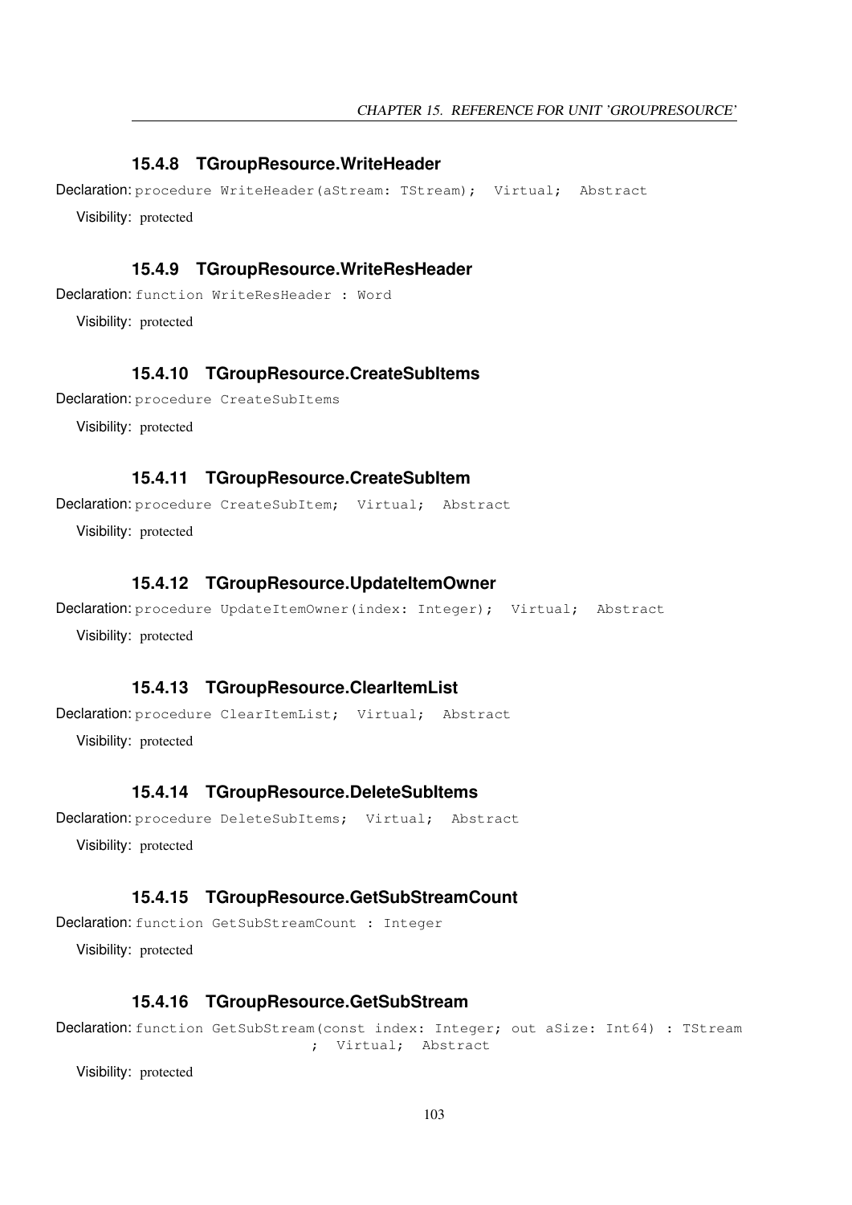### 15.4.8 TGroupResource.WriteHeader

**Declaration:** `procedure WriteHeader(aStream: TStream);  Virtual;  Abstract`

**Visibility:** protected

### 15.4.9 TGroupResource.WriteResHeader

**Declaration:** `function WriteResHeader : Word`

**Visibility:** protected

### 15.4.10 TGroupResource.CreateSubItems

**Declaration:** `procedure CreateSubItems`

**Visibility:** protected

### 15.4.11 TGroupResource.CreateSubItem

**Declaration:** `procedure CreateSubItem;  Virtual;  Abstract`

**Visibility:** protected

### 15.4.12 TGroupResource.UpdateItemOwner

**Declaration:** `procedure UpdateItemOwner(index: Integer);  Virtual;  Abstract`

**Visibility:** protected

### 15.4.13 TGroupResource.ClearItemList

**Declaration:** `procedure ClearItemList;  Virtual;  Abstract`

**Visibility:** protected

### 15.4.14 TGroupResource.DeleteSubItems

**Declaration:** `procedure DeleteSubItems;  Virtual;  Abstract`

**Visibility:** protected

### 15.4.15 TGroupResource.GetSubStreamCount

**Declaration:** `function GetSubStreamCount : Integer`

**Visibility:** protected

### 15.4.16 TGroupResource.GetSubStream

**Declaration:**
```
function GetSubStream(const index: Integer; out aSize: Int64) : TStream
                    ;  Virtual;  Abstract
```

**Visibility:** protected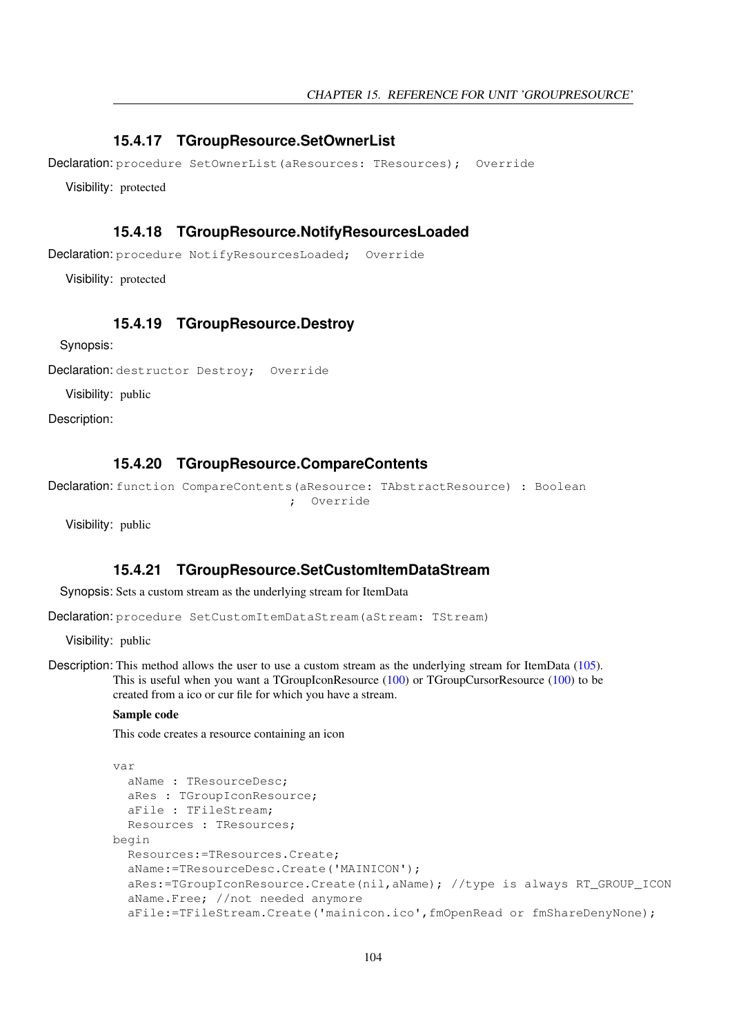### 15.4.17 TGroupResource.SetOwnerList

Declaration: `procedure SetOwnerList(aResources: TResources);  Override`

Visibility: protected

### 15.4.18 TGroupResource.NotifyResourcesLoaded

Declaration: `procedure NotifyResourcesLoaded;  Override`

Visibility: protected

### 15.4.19 TGroupResource.Destroy

Synopsis:

Declaration: `destructor Destroy;  Override`

Visibility: public

Description:

### 15.4.20 TGroupResource.CompareContents

Declaration: `function CompareContents(aResource: TAbstractResource) : Boolean ;  Override`

Visibility: public

### 15.4.21 TGroupResource.SetCustomItemDataStream

Synopsis: Sets a custom stream as the underlying stream for ItemData

Declaration: `procedure SetCustomItemDataStream(aStream: TStream)`

Visibility: public

Description: This method allows the user to use a custom stream as the underlying stream for ItemData (105). This is useful when you want a TGroupIconResource (100) or TGroupCursorResource (100) to be created from a ico or cur file for which you have a stream.

**Sample code**

This code creates a resource containing an icon

```
var
  aName : TResourceDesc;
  aRes : TGroupIconResource;
  aFile : TFileStream;
  Resources : TResources;
begin
  Resources:=TResources.Create;
  aName:=TResourceDesc.Create('MAINICON');
  aRes:=TGroupIconResource.Create(nil,aName); //type is always RT_GROUP_ICON
  aName.Free; //not needed anymore
  aFile:=TFileStream.Create('mainicon.ico',fmOpenRead or fmShareDenyNone);
```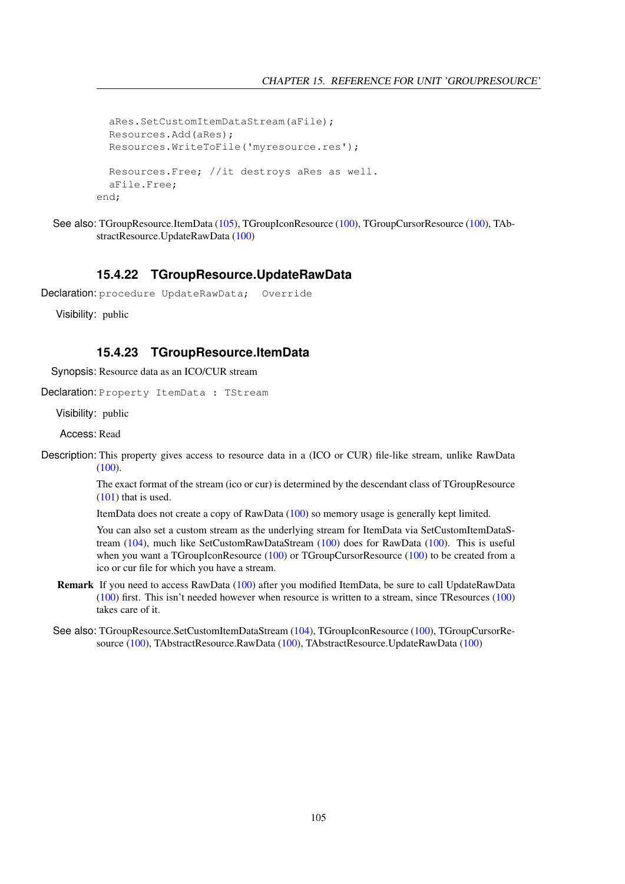```
  aRes.SetCustomItemDataStream(aFile);
  Resources.Add(aRes);
  Resources.WriteToFile('myresource.res');

  Resources.Free; //it destroys aRes as well.
  aFile.Free;
end;
```

**See also:** TGroupResource.ItemData (105), TGroupIconResource (100), TGroupCursorResource (100), TAbstractResource.UpdateRawData (100)

### 15.4.22 TGroupResource.UpdateRawData

**Declaration:** `procedure UpdateRawData;  Override`

**Visibility:** public

### 15.4.23 TGroupResource.ItemData

**Synopsis:** Resource data as an ICO/CUR stream

**Declaration:** `Property ItemData : TStream`

**Visibility:** public

**Access:** Read

**Description:** This property gives access to resource data in a (ICO or CUR) file-like stream, unlike RawData (100).

The exact format of the stream (ico or cur) is determined by the descendant class of TGroupResource (101) that is used.

ItemData does not create a copy of RawData (100) so memory usage is generally kept limited.

You can also set a custom stream as the underlying stream for ItemData via SetCustomItemDataStream (104), much like SetCustomRawDataStream (100) does for RawData (100). This is useful when you want a TGroupIconResource (100) or TGroupCursorResource (100) to be created from a ico or cur file for which you have a stream.

**Remark** If you need to access RawData (100) after you modified ItemData, be sure to call UpdateRawData (100) first. This isn't needed however when resource is written to a stream, since TResources (100) takes care of it.

**See also:** TGroupResource.SetCustomItemDataStream (104), TGroupIconResource (100), TGroupCursorResource (100), TAbstractResource.RawData (100), TAbstractResource.UpdateRawData (100)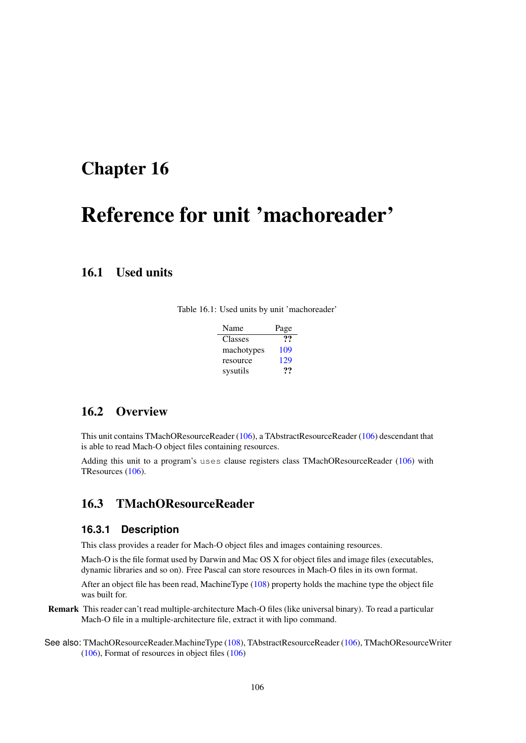# Chapter 16

# Reference for unit 'machoreader'

## 16.1 Used units

Table 16.1: Used units by unit 'machoreader'

| Name | Page |
|---|---|
| Classes | ?? |
| machotypes | 109 |
| resource | 129 |
| sysutils | ?? |

## 16.2 Overview

This unit contains TMachOResourceReader (106), a TAbstractResourceReader (106) descendant that is able to read Mach-O object files containing resources.

Adding this unit to a program's `uses` clause registers class TMachOResourceReader (106) with TResources (106).

## 16.3 TMachOResourceReader

### 16.3.1 Description

This class provides a reader for Mach-O object files and images containing resources.

Mach-O is the file format used by Darwin and Mac OS X for object files and image files (executables, dynamic libraries and so on). Free Pascal can store resources in Mach-O files in its own format.

After an object file has been read, MachineType (108) property holds the machine type the object file was built for.

**Remark** This reader can't read multiple-architecture Mach-O files (like universal binary). To read a particular Mach-O file in a multiple-architecture file, extract it with lipo command.

See also: TMachOResourceReader.MachineType (108), TAbstractResourceReader (106), TMachOResourceWriter (106), Format of resources in object files (106)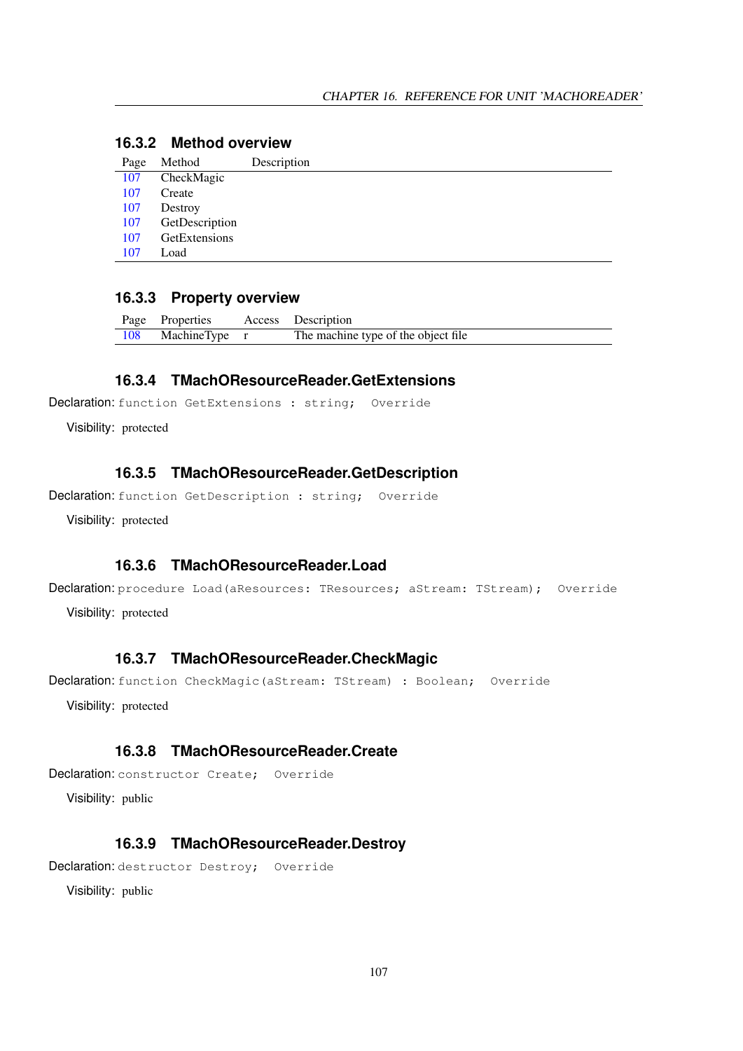### 16.3.2 Method overview

| Page | Method | Description |
|---|---|---|
| 107 | CheckMagic | |
| 107 | Create | |
| 107 | Destroy | |
| 107 | GetDescription | |
| 107 | GetExtensions | |
| 107 | Load | |

### 16.3.3 Property overview

| Page | Properties | Access | Description |
|---|---|---|---|
| 108 | MachineType | r | The machine type of the object file |

### 16.3.4 TMachOResourceReader.GetExtensions

Declaration: `function GetExtensions : string;  Override`

Visibility: protected

### 16.3.5 TMachOResourceReader.GetDescription

Declaration: `function GetDescription : string;  Override`

Visibility: protected

### 16.3.6 TMachOResourceReader.Load

Declaration: `procedure Load(aResources: TResources; aStream: TStream);  Override`

Visibility: protected

### 16.3.7 TMachOResourceReader.CheckMagic

Declaration: `function CheckMagic(aStream: TStream) : Boolean;  Override`

Visibility: protected

### 16.3.8 TMachOResourceReader.Create

Declaration: `constructor Create;  Override`

Visibility: public

### 16.3.9 TMachOResourceReader.Destroy

Declaration: `destructor Destroy;  Override`

Visibility: public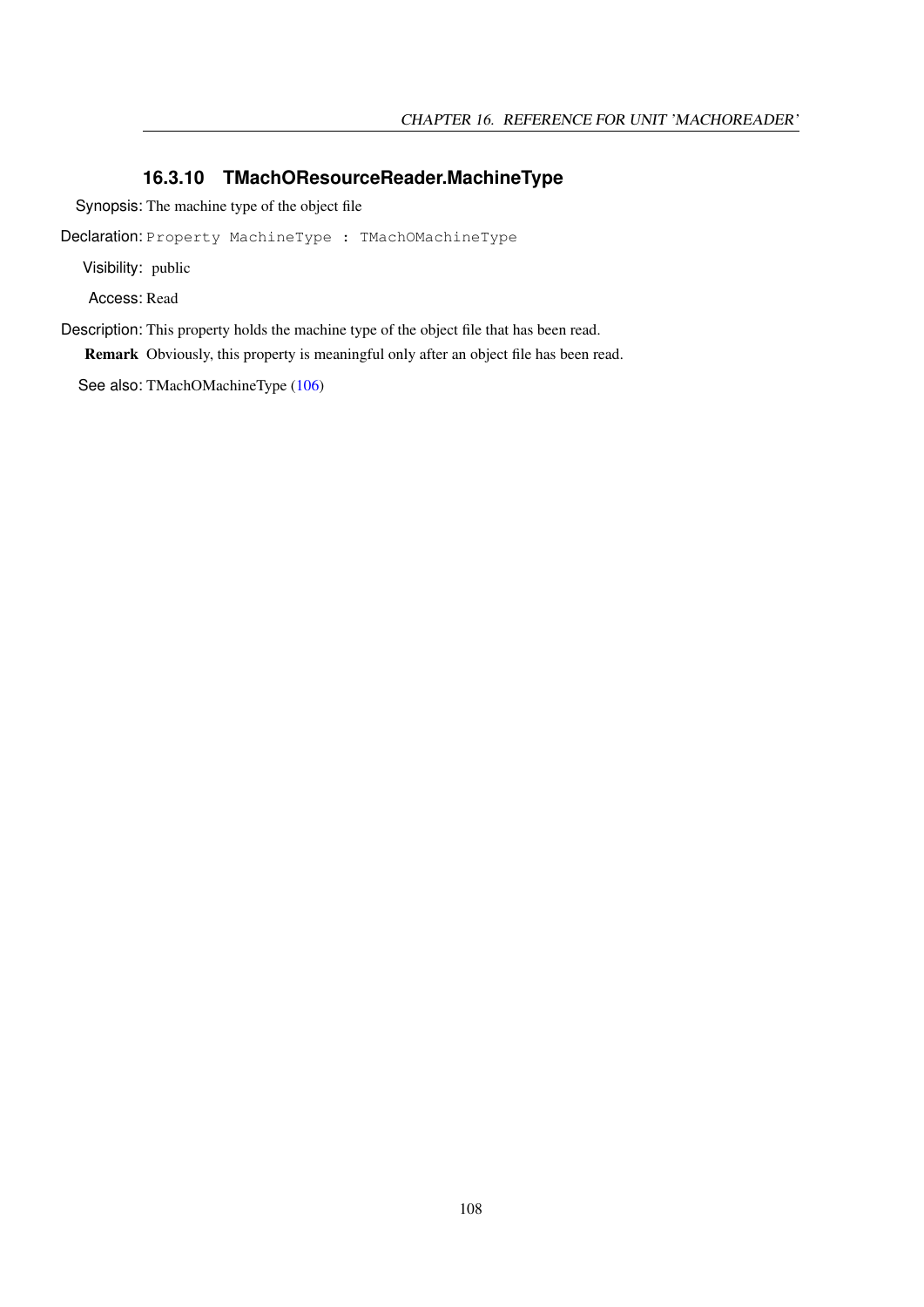### 16.3.10 TMachOResourceReader.MachineType

Synopsis: The machine type of the object file

Declaration: `Property MachineType : TMachOMachineType`

Visibility: public

Access: Read

Description: This property holds the machine type of the object file that has been read.

**Remark** Obviously, this property is meaningful only after an object file has been read.

See also: TMachOMachineType (106)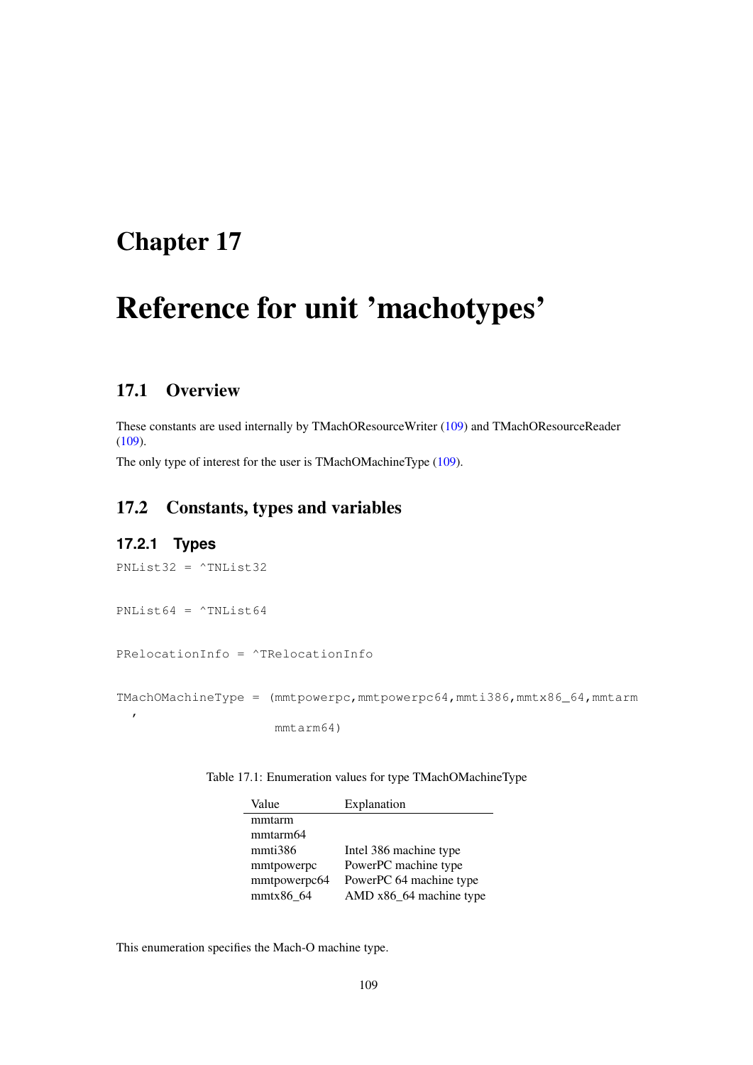# Chapter 17

# Reference for unit 'machotypes'

## 17.1 Overview

These constants are used internally by TMachOResourceWriter (109) and TMachOResourceReader (109).

The only type of interest for the user is TMachOMachineType (109).

## 17.2 Constants, types and variables

### 17.2.1 Types

```
PNList32 = ^TNList32
```

```
PNList64 = ^TNList64
```

```
PRelocationInfo = ^TRelocationInfo
```

```
TMachOMachineType = (mmtpowerpc,mmtpowerpc64,mmti386,mmtx86_64,mmtarm
  ,
                     mmtarm64)
```

Table 17.1: Enumeration values for type TMachOMachineType

| Value | Explanation |
| --- | --- |
| mmtarm | |
| mmtarm64 | |
| mmti386 | Intel 386 machine type |
| mmtpowerpc | PowerPC machine type |
| mmtpowerpc64 | PowerPC 64 machine type |
| mmtx86_64 | AMD x86_64 machine type |

This enumeration specifies the Mach-O machine type.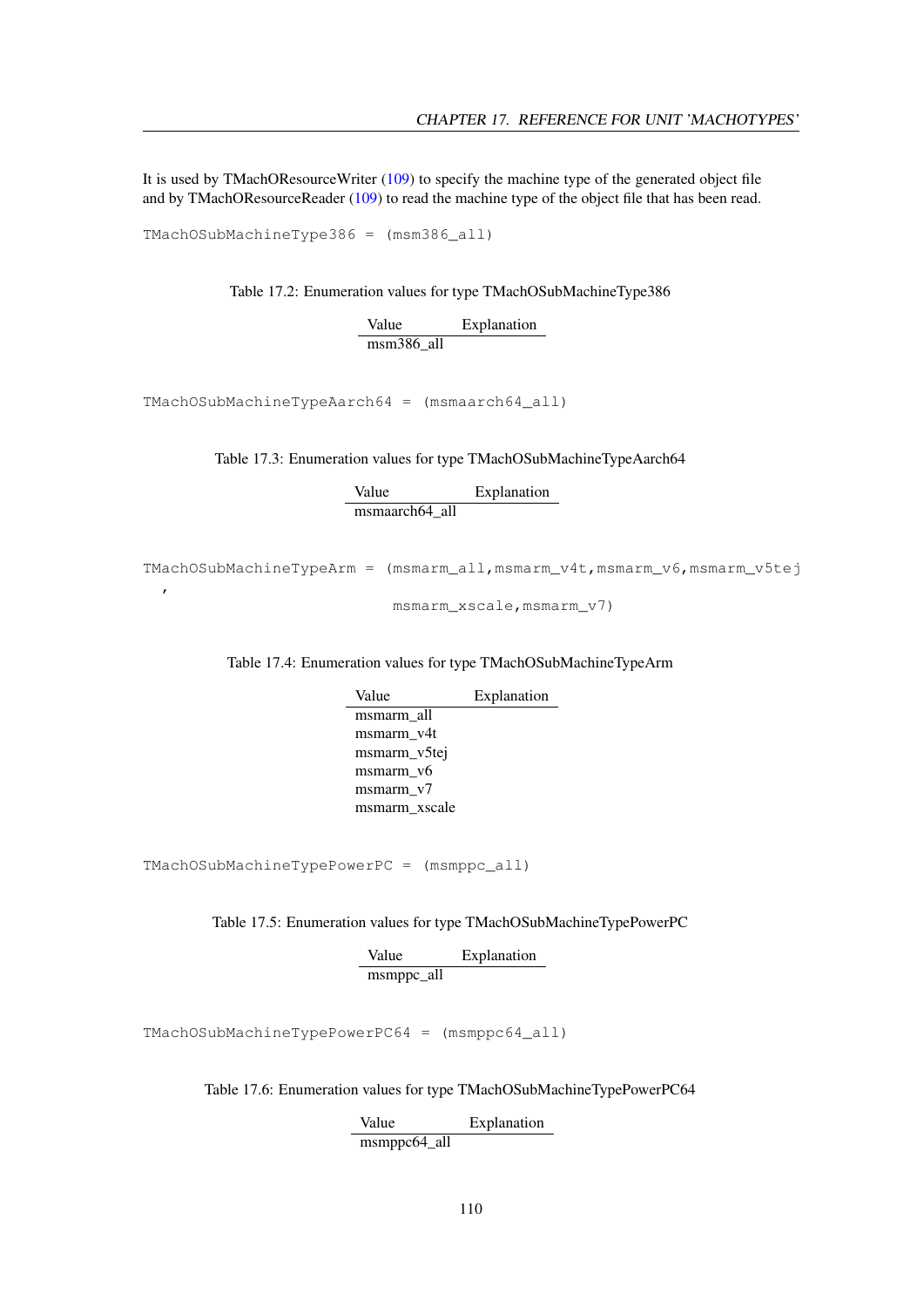It is used by TMachOResourceWriter (109) to specify the machine type of the generated object file and by TMachOResourceReader (109) to read the machine type of the object file that has been read.

```
TMachOSubMachineType386 = (msm386_all)
```

Table 17.2: Enumeration values for type TMachOSubMachineType386

| Value | Explanation |
| --- | --- |
| msm386_all | |

```
TMachOSubMachineTypeAarch64 = (msmaarch64_all)
```

Table 17.3: Enumeration values for type TMachOSubMachineTypeAarch64

| Value | Explanation |
| --- | --- |
| msmaarch64_all | |

```
TMachOSubMachineTypeArm = (msmarm_all,msmarm_v4t,msmarm_v6,msmarm_v5tej
  ,
                           msmarm_xscale,msmarm_v7)
```

Table 17.4: Enumeration values for type TMachOSubMachineTypeArm

| Value | Explanation |
| --- | --- |
| msmarm_all | |
| msmarm_v4t | |
| msmarm_v5tej | |
| msmarm_v6 | |
| msmarm_v7 | |
| msmarm_xscale | |

```
TMachOSubMachineTypePowerPC = (msmppc_all)
```

Table 17.5: Enumeration values for type TMachOSubMachineTypePowerPC

| Value | Explanation |
| --- | --- |
| msmppc_all | |

```
TMachOSubMachineTypePowerPC64 = (msmppc64_all)
```

Table 17.6: Enumeration values for type TMachOSubMachineTypePowerPC64

| Value | Explanation |
| --- | --- |
| msmppc64_all | |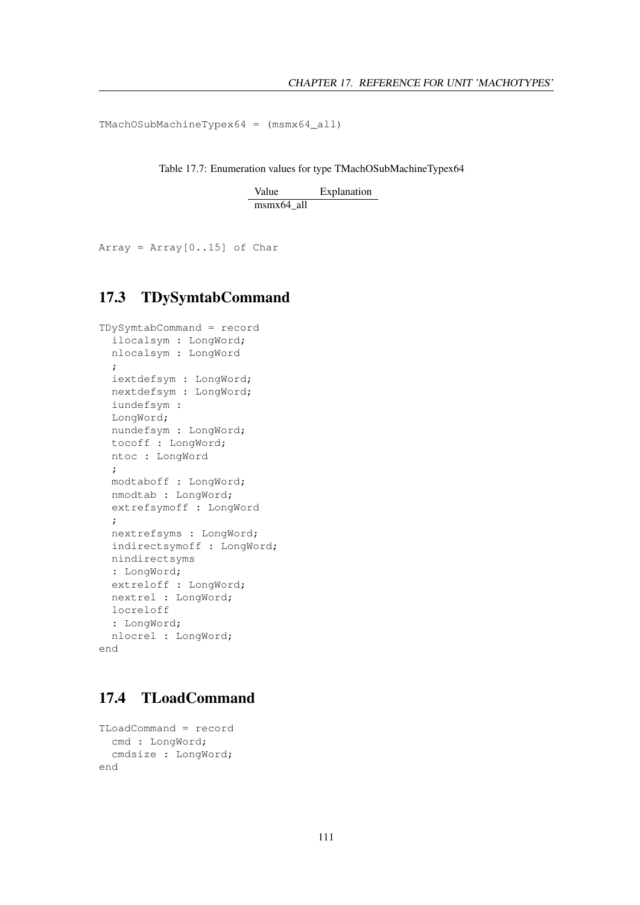```
TMachOSubMachineTypex64 = (msmx64_all)
```

Table 17.7: Enumeration values for type TMachOSubMachineTypex64

| Value | Explanation |
|---|---|
| msmx64_all | |

```
Array = Array[0..15] of Char
```

## 17.3 TDySymtabCommand

```
TDySymtabCommand = record
  ilocalsym : LongWord;
  nlocalsym : LongWord
  ;
  iextdefsym : LongWord;
  nextdefsym : LongWord;
  iundefsym :
  LongWord;
  nundefsym : LongWord;
  tocoff : LongWord;
  ntoc : LongWord
  ;
  modtaboff : LongWord;
  nmodtab : LongWord;
  extrefsymoff : LongWord
  ;
  nextrefsyms : LongWord;
  indirectsymoff : LongWord;
  nindirectsyms
  : LongWord;
  extreloff : LongWord;
  nextrel : LongWord;
  locreloff
  : LongWord;
  nlocrel : LongWord;
end
```

## 17.4 TLoadCommand

```
TLoadCommand = record
  cmd : LongWord;
  cmdsize : LongWord;
end
```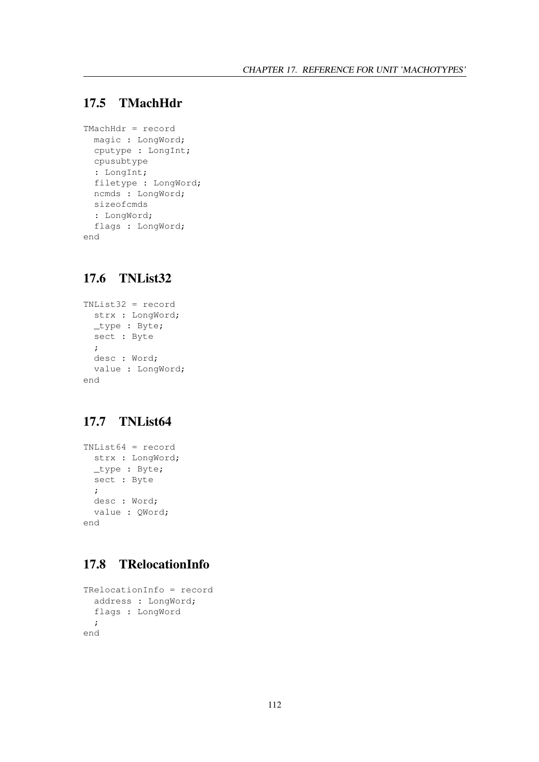## 17.5 TMachHdr

```
TMachHdr = record
  magic : LongWord;
  cputype : LongInt;
  cpusubtype
  : LongInt;
  filetype : LongWord;
  ncmds : LongWord;
  sizeofcmds
  : LongWord;
  flags : LongWord;
end
```

## 17.6 TNList32

```
TNList32 = record
  strx : LongWord;
  _type : Byte;
  sect : Byte
  ;
  desc : Word;
  value : LongWord;
end
```

## 17.7 TNList64

```
TNList64 = record
  strx : LongWord;
  _type : Byte;
  sect : Byte
  ;
  desc : Word;
  value : QWord;
end
```

## 17.8 TRelocationInfo

```
TRelocationInfo = record
  address : LongWord;
  flags : LongWord
  ;
end
```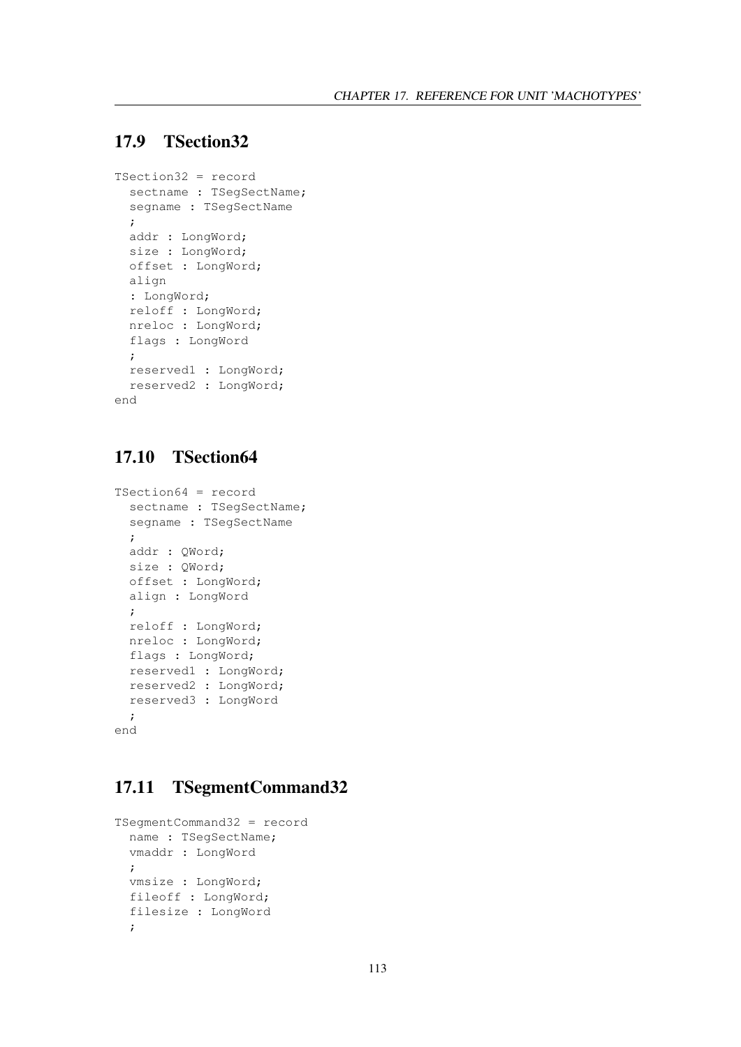## 17.9 TSection32

```
TSection32 = record
  sectname : TSegSectName;
  segname : TSegSectName
  ;
  addr : LongWord;
  size : LongWord;
  offset : LongWord;
  align
  : LongWord;
  reloff : LongWord;
  nreloc : LongWord;
  flags : LongWord
  ;
  reserved1 : LongWord;
  reserved2 : LongWord;
end
```

## 17.10 TSection64

```
TSection64 = record
  sectname : TSegSectName;
  segname : TSegSectName
  ;
  addr : QWord;
  size : QWord;
  offset : LongWord;
  align : LongWord
  ;
  reloff : LongWord;
  nreloc : LongWord;
  flags : LongWord;
  reserved1 : LongWord;
  reserved2 : LongWord;
  reserved3 : LongWord
  ;
end
```

## 17.11 TSegmentCommand32

```
TSegmentCommand32 = record
  name : TSegSectName;
  vmaddr : LongWord
  ;
  vmsize : LongWord;
  fileoff : LongWord;
  filesize : LongWord
  ;
```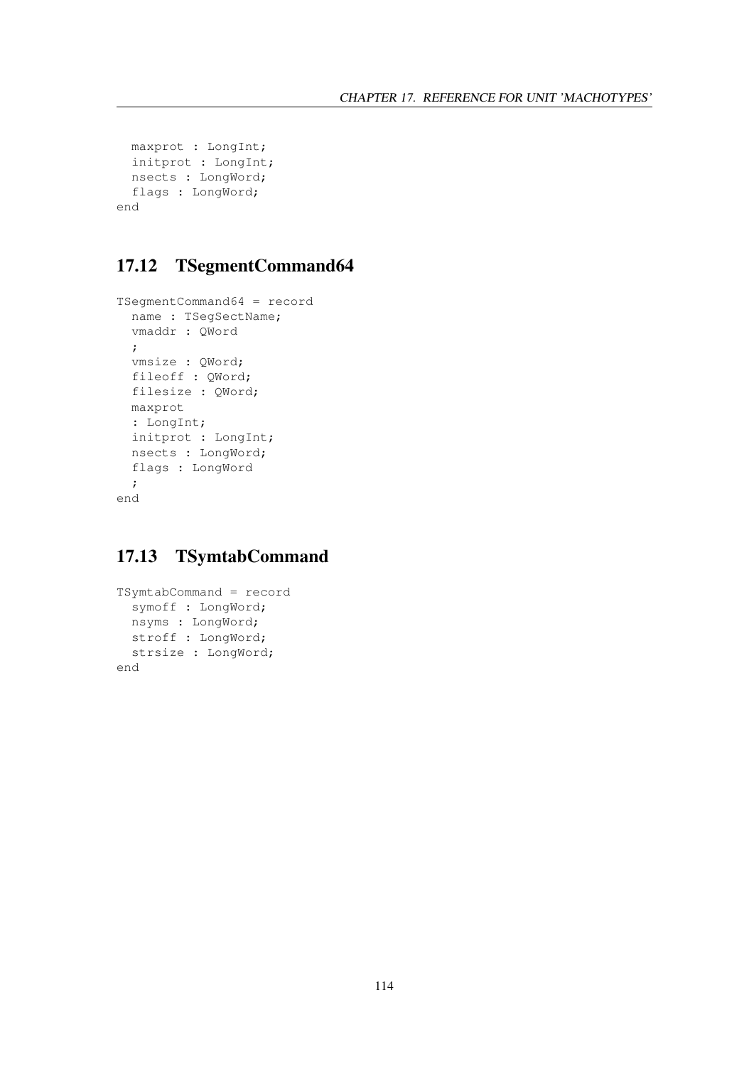```
  maxprot : LongInt;
  initprot : LongInt;
  nsects : LongWord;
  flags : LongWord;
end
```

## 17.12 TSegmentCommand64

```
TSegmentCommand64 = record
  name : TSegSectName;
  vmaddr : QWord
  ;
  vmsize : QWord;
  fileoff : QWord;
  filesize : QWord;
  maxprot
  : LongInt;
  initprot : LongInt;
  nsects : LongWord;
  flags : LongWord
  ;
end
```

## 17.13 TSymtabCommand

```
TSymtabCommand = record
  symoff : LongWord;
  nsyms : LongWord;
  stroff : LongWord;
  strsize : LongWord;
end
```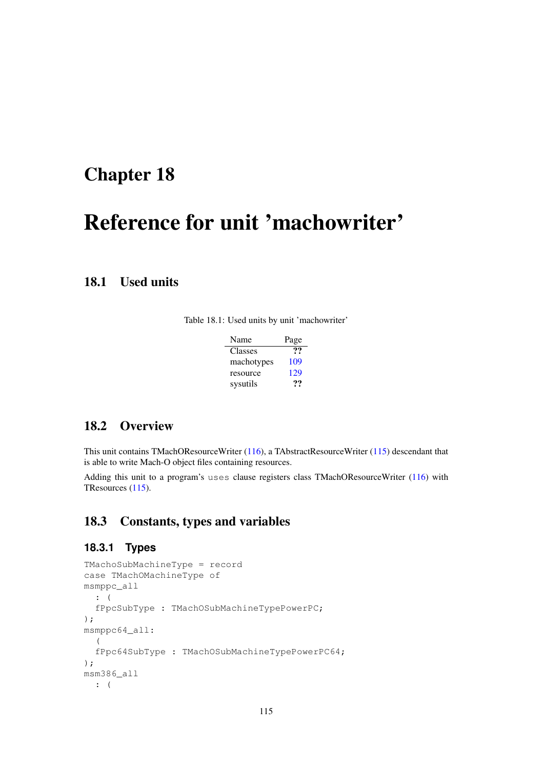# Chapter 18

# Reference for unit 'machowriter'

## 18.1 Used units

Table 18.1: Used units by unit 'machowriter'

| Name | Page |
|---|---|
| Classes | ?? |
| machotypes | 109 |
| resource | 129 |
| sysutils | ?? |

## 18.2 Overview

This unit contains TMachOResourceWriter (116), a TAbstractResourceWriter (115) descendant that is able to write Mach-O object files containing resources.

Adding this unit to a program's `uses` clause registers class TMachOResourceWriter (116) with TResources (115).

## 18.3 Constants, types and variables

### 18.3.1 Types

```
TMachoSubMachineType = record
case TMachOMachineType of
msmppc_all
  : (
  fPpcSubType : TMachOSubMachineTypePowerPC;
);
msmppc64_all:
  (
  fPpc64SubType : TMachOSubMachineTypePowerPC64;
);
msm386_all
  : (
```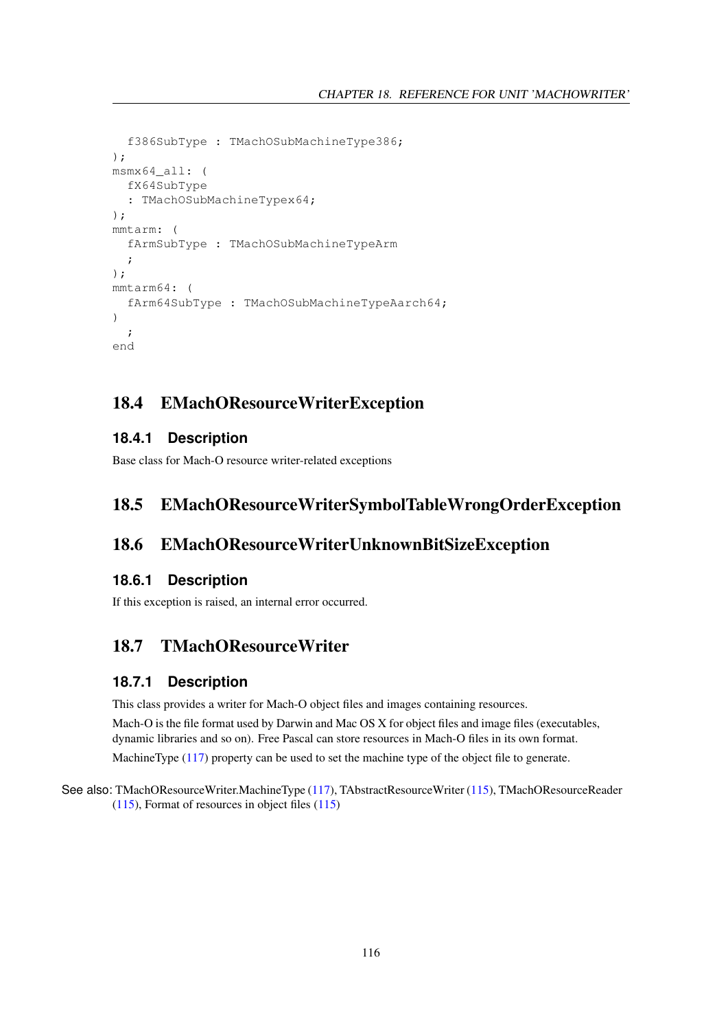```
  f386SubType : TMachOSubMachineType386;
);
msmx64_all: (
  fX64SubType
  : TMachOSubMachineTypex64;
);
mmtarm: (
  fArmSubType : TMachOSubMachineTypeArm
  ;
);
mmtarm64: (
  fArm64SubType : TMachOSubMachineTypeAarch64;
)
  ;
end
```

## 18.4 EMachOResourceWriterException

### 18.4.1 Description

Base class for Mach-O resource writer-related exceptions

## 18.5 EMachOResourceWriterSymbolTableWrongOrderException

## 18.6 EMachOResourceWriterUnknownBitSizeException

### 18.6.1 Description

If this exception is raised, an internal error occurred.

## 18.7 TMachOResourceWriter

### 18.7.1 Description

This class provides a writer for Mach-O object files and images containing resources.

Mach-O is the file format used by Darwin and Mac OS X for object files and image files (executables, dynamic libraries and so on). Free Pascal can store resources in Mach-O files in its own format.

MachineType (117) property can be used to set the machine type of the object file to generate.

See also: TMachOResourceWriter.MachineType (117), TAbstractResourceWriter (115), TMachOResourceReader (115), Format of resources in object files (115)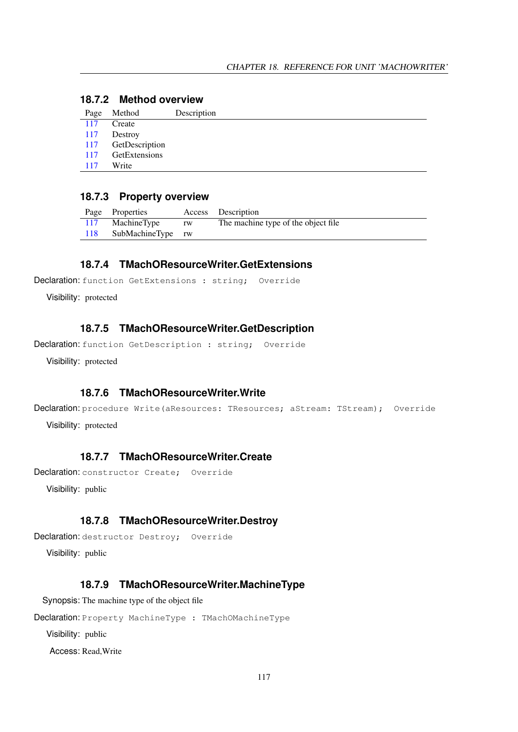### 18.7.2 Method overview

| Page | Method | Description |
| --- | --- | --- |
| 117 | Create | |
| 117 | Destroy | |
| 117 | GetDescription | |
| 117 | GetExtensions | |
| 117 | Write | |

### 18.7.3 Property overview

| Page | Properties | Access | Description |
| --- | --- | --- | --- |
| 117 | MachineType | rw | The machine type of the object file |
| 118 | SubMachineType | rw | |

### 18.7.4 TMachOResourceWriter.GetExtensions

Declaration: `function GetExtensions : string;  Override`

Visibility: protected

### 18.7.5 TMachOResourceWriter.GetDescription

Declaration: `function GetDescription : string;  Override`

Visibility: protected

### 18.7.6 TMachOResourceWriter.Write

Declaration: `procedure Write(aResources: TResources; aStream: TStream);  Override`

Visibility: protected

### 18.7.7 TMachOResourceWriter.Create

Declaration: `constructor Create;  Override`

Visibility: public

### 18.7.8 TMachOResourceWriter.Destroy

Declaration: `destructor Destroy;  Override`

Visibility: public

### 18.7.9 TMachOResourceWriter.MachineType

Synopsis: The machine type of the object file

Declaration: `Property MachineType : TMachOMachineType`

Visibility: public

Access: Read,Write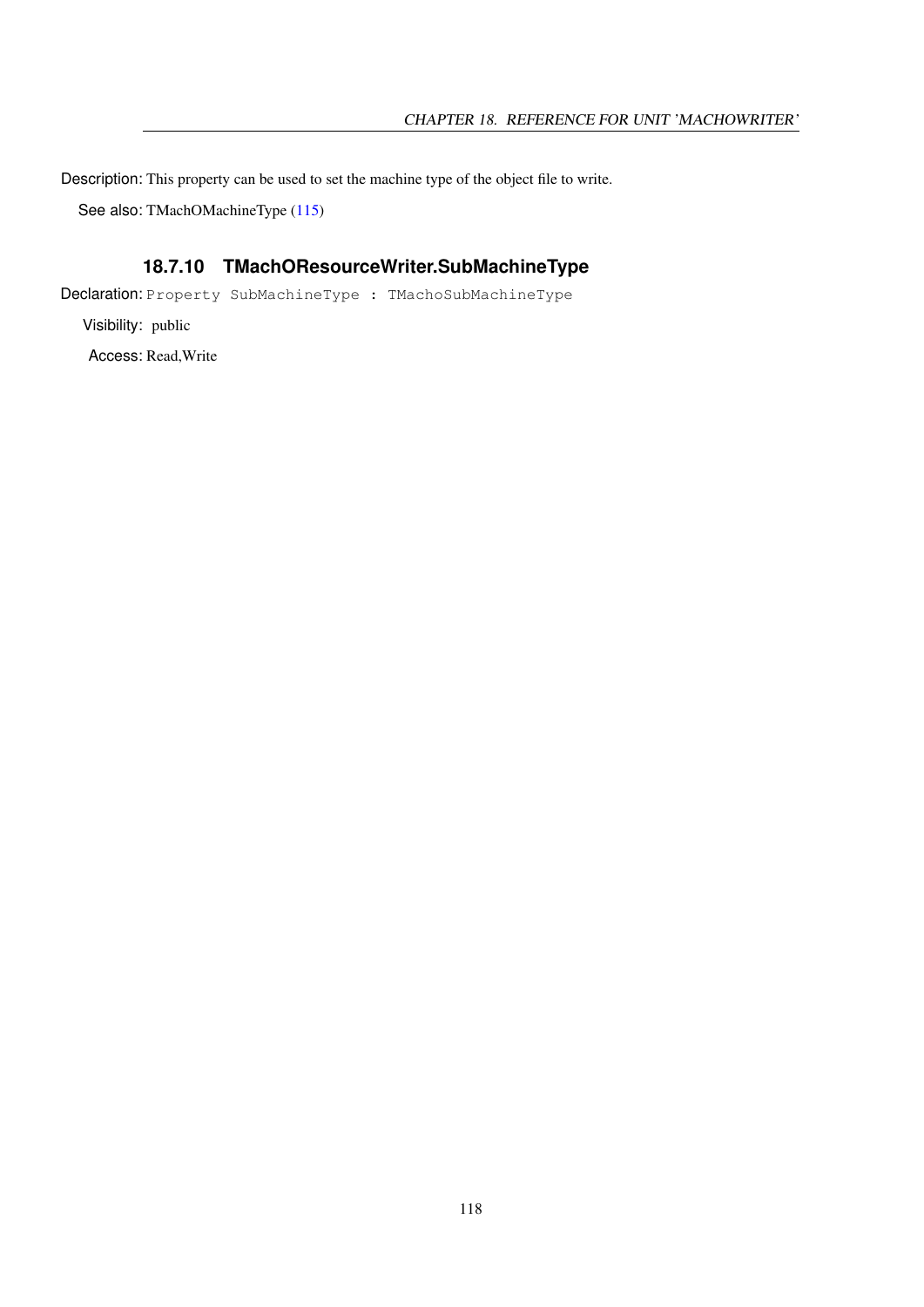Description: This property can be used to set the machine type of the object file to write.

See also: TMachOMachineType (115)

### 18.7.10 TMachOResourceWriter.SubMachineType

Declaration: `Property SubMachineType : TMachoSubMachineType`

Visibility: public

Access: Read,Write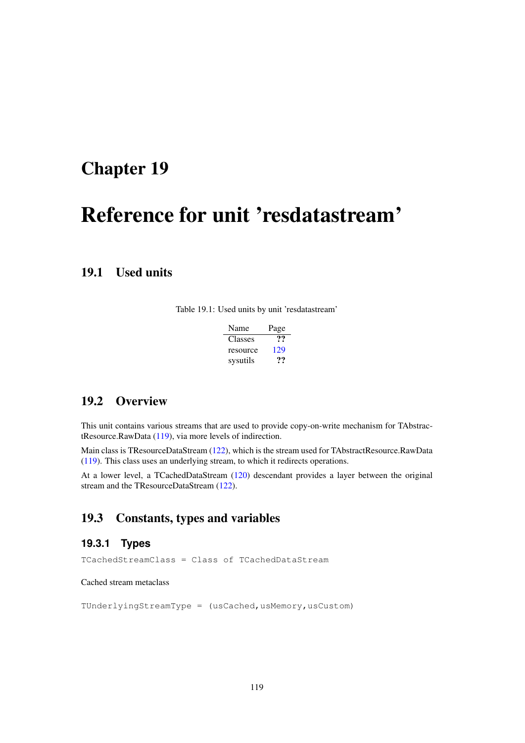# Chapter 19

# Reference for unit 'resdatastream'

## 19.1 Used units

Table 19.1: Used units by unit 'resdatastream'

| Name | Page |
|---|---|
| Classes | ?? |
| resource | 129 |
| sysutils | ?? |

## 19.2 Overview

This unit contains various streams that are used to provide copy-on-write mechanism for TAbstractResource.RawData (119), via more levels of indirection.

Main class is TResourceDataStream (122), which is the stream used for TAbstractResource.RawData (119). This class uses an underlying stream, to which it redirects operations.

At a lower level, a TCachedDataStream (120) descendant provides a layer between the original stream and the TResourceDataStream (122).

## 19.3 Constants, types and variables

### 19.3.1 Types

```
TCachedStreamClass = Class of TCachedDataStream
```

Cached stream metaclass

```
TUnderlyingStreamType = (usCached,usMemory,usCustom)
```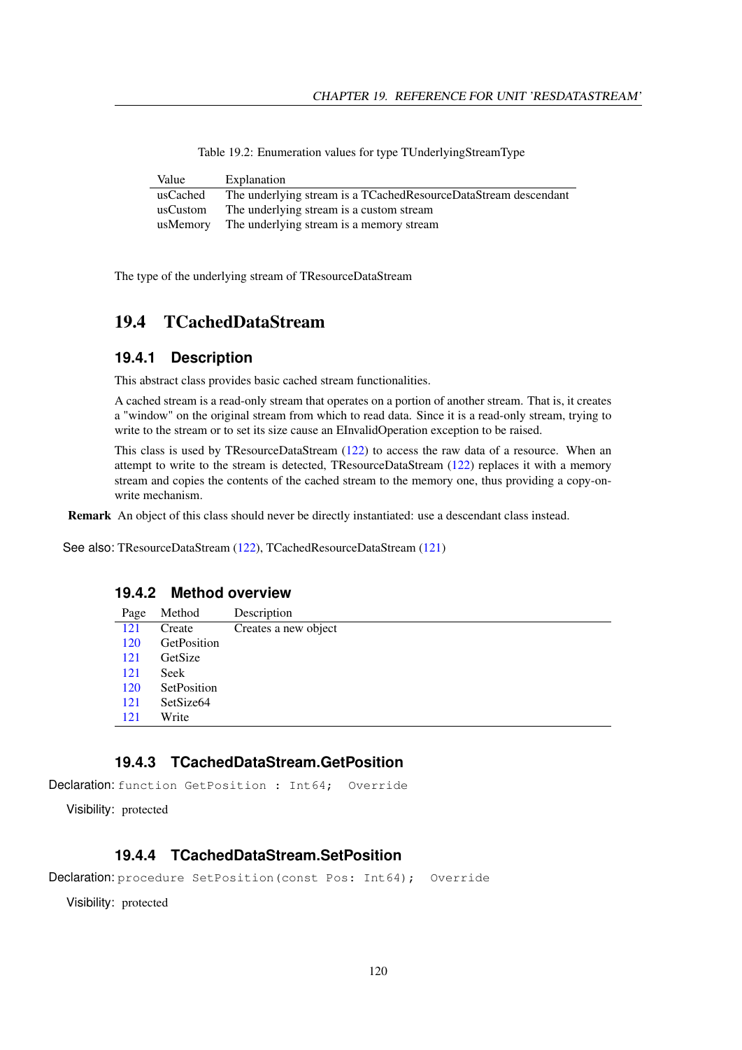Table 19.2: Enumeration values for type TUnderlyingStreamType

| Value | Explanation |
|---|---|
| usCached | The underlying stream is a TCachedResourceDataStream descendant |
| usCustom | The underlying stream is a custom stream |
| usMemory | The underlying stream is a memory stream |

The type of the underlying stream of TResourceDataStream

## 19.4 TCachedDataStream

### 19.4.1 Description

This abstract class provides basic cached stream functionalities.

A cached stream is a read-only stream that operates on a portion of another stream. That is, it creates a "window" on the original stream from which to read data. Since it is a read-only stream, trying to write to the stream or to set its size cause an EInvalidOperation exception to be raised.

This class is used by TResourceDataStream (122) to access the raw data of a resource. When an attempt to write to the stream is detected, TResourceDataStream (122) replaces it with a memory stream and copies the contents of the cached stream to the memory one, thus providing a copy-on-write mechanism.

**Remark** An object of this class should never be directly instantiated: use a descendant class instead.

See also: TResourceDataStream (122), TCachedResourceDataStream (121)

### 19.4.2 Method overview

| Page | Method | Description |
|---|---|---|
| 121 | Create | Creates a new object |
| 120 | GetPosition | |
| 121 | GetSize | |
| 121 | Seek | |
| 120 | SetPosition | |
| 121 | SetSize64 | |
| 121 | Write | |

### 19.4.3 TCachedDataStream.GetPosition

Declaration: `function GetPosition : Int64;  Override`

Visibility: protected

### 19.4.4 TCachedDataStream.SetPosition

Declaration: `procedure SetPosition(const Pos: Int64);  Override`

Visibility: protected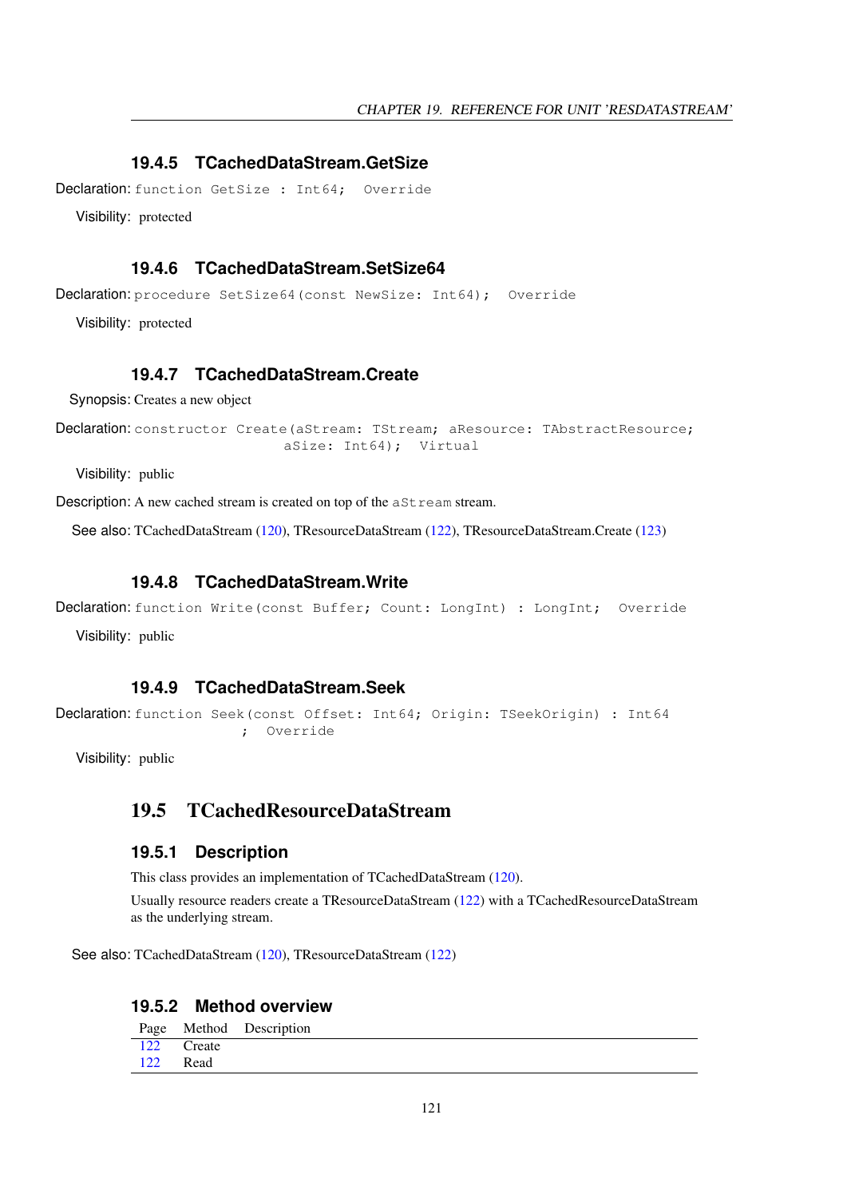### 19.4.5 TCachedDataStream.GetSize

**Declaration:** `function GetSize : Int64;  Override`

**Visibility:** protected

### 19.4.6 TCachedDataStream.SetSize64

**Declaration:** `procedure SetSize64(const NewSize: Int64);  Override`

**Visibility:** protected

### 19.4.7 TCachedDataStream.Create

**Synopsis:** Creates a new object

**Declaration:**
```
constructor Create(aStream: TStream; aResource: TAbstractResource;
                   aSize: Int64);  Virtual
```

**Visibility:** public

**Description:** A new cached stream is created on top of the `aStream` stream.

**See also:** TCachedDataStream (120), TResourceDataStream (122), TResourceDataStream.Create (123)

### 19.4.8 TCachedDataStream.Write

**Declaration:** `function Write(const Buffer; Count: LongInt) : LongInt;  Override`

**Visibility:** public

### 19.4.9 TCachedDataStream.Seek

**Declaration:**
```
function Seek(const Offset: Int64; Origin: TSeekOrigin) : Int64
          ;  Override
```

**Visibility:** public

## 19.5 TCachedResourceDataStream

### 19.5.1 Description

This class provides an implementation of TCachedDataStream (120).

Usually resource readers create a TResourceDataStream (122) with a TCachedResourceDataStream as the underlying stream.

**See also:** TCachedDataStream (120), TResourceDataStream (122)

### 19.5.2 Method overview

| Page | Method | Description |
|---|---|---|
| 122 | Create | |
| 122 | Read | |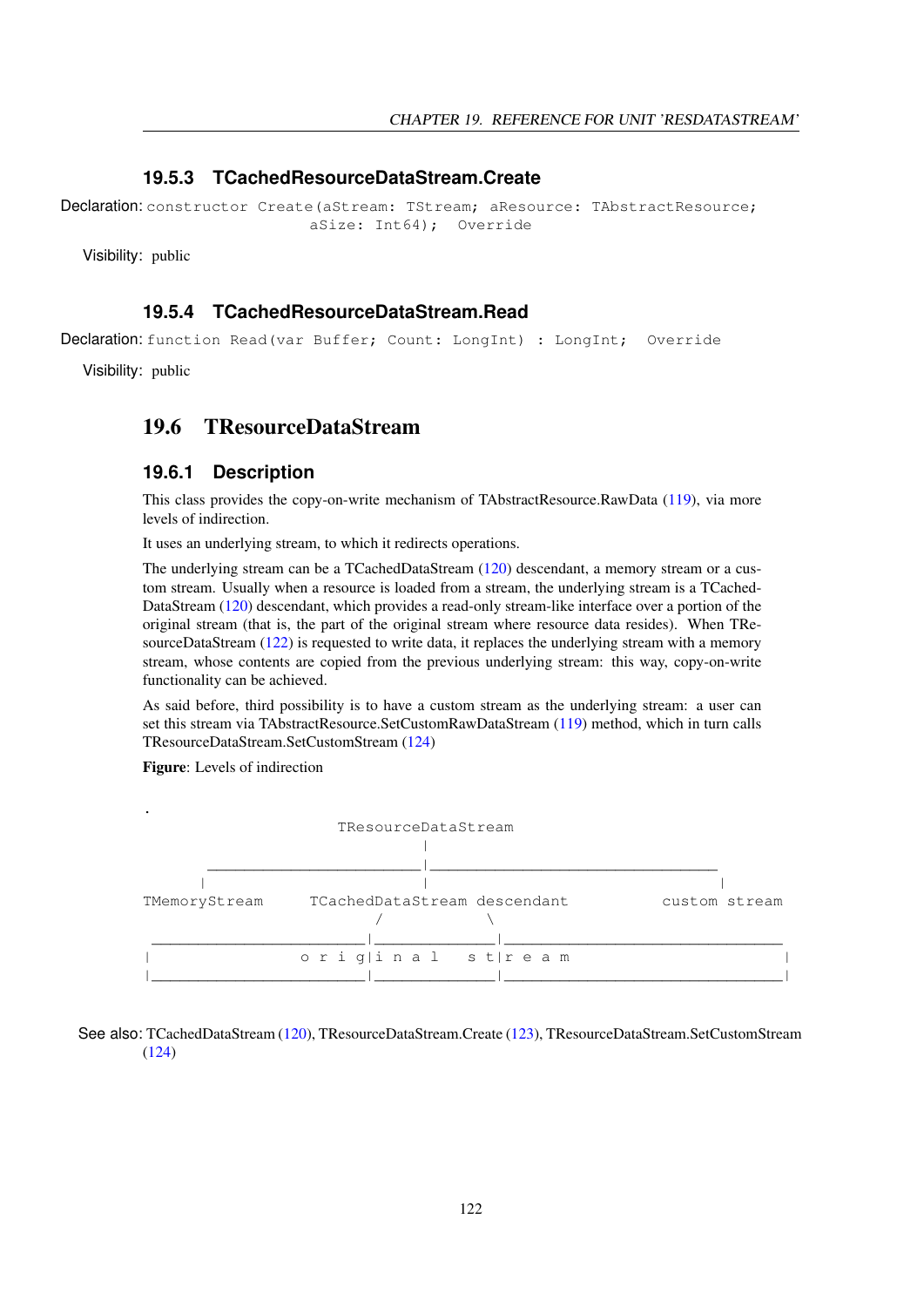### 19.5.3 TCachedResourceDataStream.Create

Declaration:
```
constructor Create(aStream: TStream; aResource: TAbstractResource;
                   aSize: Int64);  Override
```

Visibility: public

### 19.5.4 TCachedResourceDataStream.Read

Declaration:
```
function Read(var Buffer; Count: LongInt) : LongInt;  Override
```

Visibility: public

## 19.6 TResourceDataStream

### 19.6.1 Description

This class provides the copy-on-write mechanism of TAbstractResource.RawData (119), via more levels of indirection.

It uses an underlying stream, to which it redirects operations.

The underlying stream can be a TCachedDataStream (120) descendant, a memory stream or a custom stream. Usually when a resource is loaded from a stream, the underlying stream is a TCachedDataStream (120) descendant, which provides a read-only stream-like interface over a portion of the original stream (that is, the part of the original stream where resource data resides). When TResourceDataStream (122) is requested to write data, it replaces the underlying stream with a memory stream, whose contents are copied from the previous underlying stream: this way, copy-on-write functionality can be achieved.

As said before, third possibility is to have a custom stream as the underlying stream: a user can set this stream via TAbstractResource.SetCustomRawDataStream (119) method, which in turn calls TResourceDataStream.SetCustomStream (124)

**Figure**: Levels of indirection

```
.
                             TResourceDataStream
                                     |
      _______________________________|_________________________________________
      |                              |                                         |
TMemoryStream           TCachedDataStream descendant                   custom stream
                                 /          \
 _______________________________|____________|________________________________
|                   o r i g|i n a l    s t|r e a m                              |
|______________________________|____________|__________________________________|
```

See also: TCachedDataStream (120), TResourceDataStream.Create (123), TResourceDataStream.SetCustomStream (124)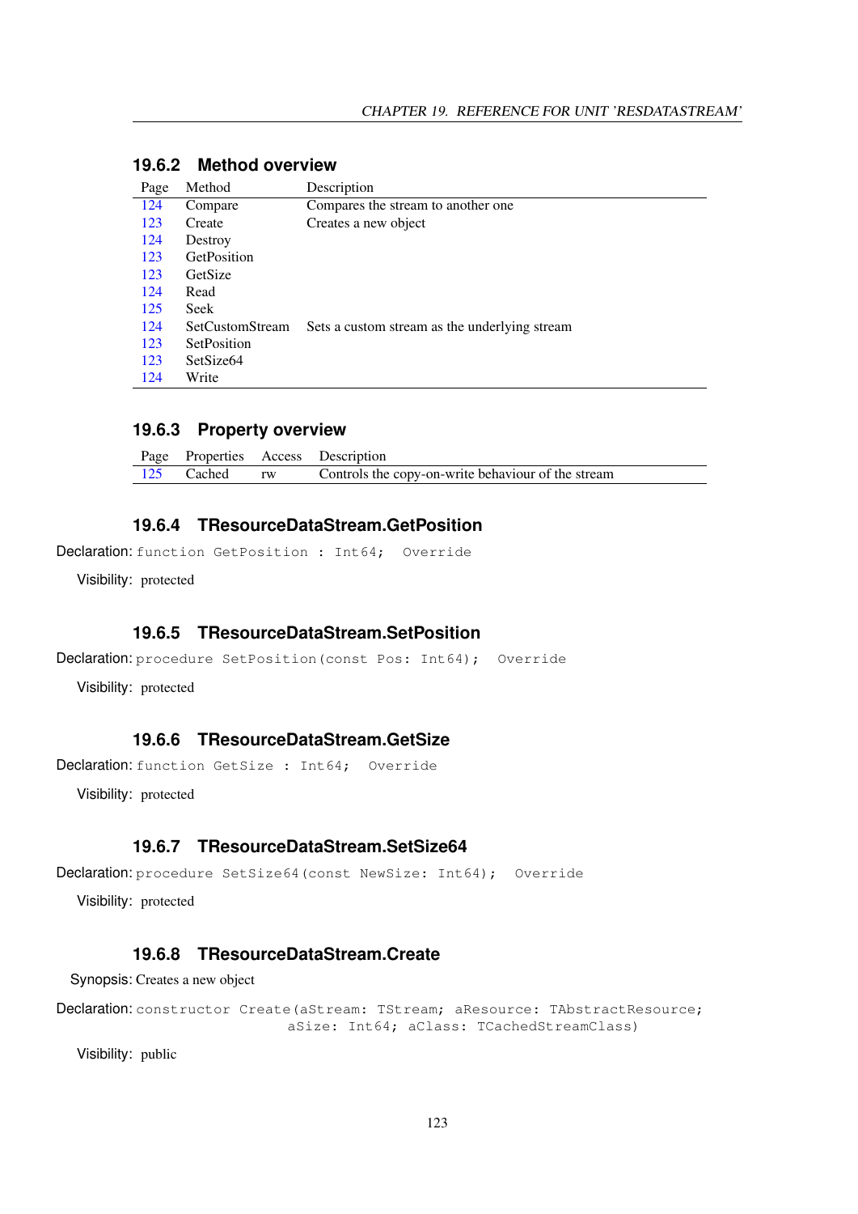### 19.6.2 Method overview

| Page | Method | Description |
|---|---|---|
| 124 | Compare | Compares the stream to another one |
| 123 | Create | Creates a new object |
| 124 | Destroy | |
| 123 | GetPosition | |
| 123 | GetSize | |
| 124 | Read | |
| 125 | Seek | |
| 124 | SetCustomStream | Sets a custom stream as the underlying stream |
| 123 | SetPosition | |
| 123 | SetSize64 | |
| 124 | Write | |

### 19.6.3 Property overview

| Page | Properties | Access | Description |
|---|---|---|---|
| 125 | Cached | rw | Controls the copy-on-write behaviour of the stream |

### 19.6.4 TResourceDataStream.GetPosition

**Declaration:**
```
function GetPosition : Int64;  Override
```

**Visibility:** protected

### 19.6.5 TResourceDataStream.SetPosition

**Declaration:**
```
procedure SetPosition(const Pos: Int64);  Override
```

**Visibility:** protected

### 19.6.6 TResourceDataStream.GetSize

**Declaration:**
```
function GetSize : Int64;  Override
```

**Visibility:** protected

### 19.6.7 TResourceDataStream.SetSize64

**Declaration:**
```
procedure SetSize64(const NewSize: Int64);  Override
```

**Visibility:** protected

### 19.6.8 TResourceDataStream.Create

**Synopsis:** Creates a new object

**Declaration:**
```
constructor Create(aStream: TStream; aResource: TAbstractResource;
                   aSize: Int64; aClass: TCachedStreamClass)
```

**Visibility:** public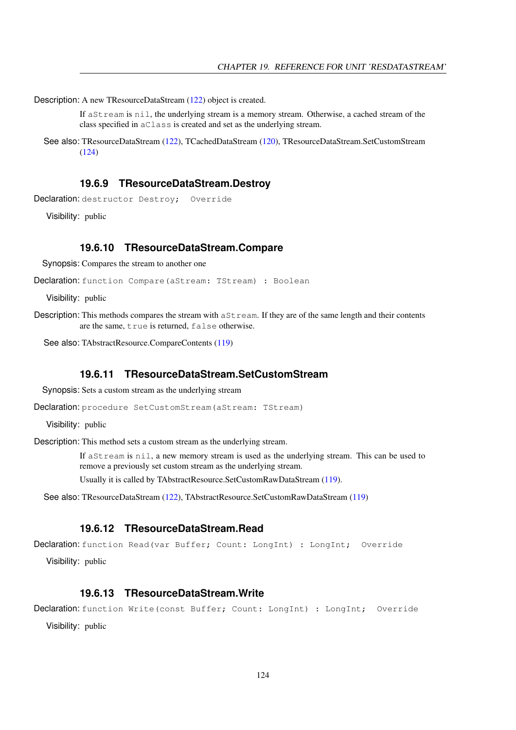**Description:** A new TResourceDataStream (122) object is created.

If `aStream` is `nil`, the underlying stream is a memory stream. Otherwise, a cached stream of the class specified in `aClass` is created and set as the underlying stream.

**See also:** TResourceDataStream (122), TCachedDataStream (120), TResourceDataStream.SetCustomStream (124)

### 19.6.9 TResourceDataStream.Destroy

**Declaration:** `destructor Destroy;  Override`

**Visibility:** public

### 19.6.10 TResourceDataStream.Compare

**Synopsis:** Compares the stream to another one

**Declaration:** `function Compare(aStream: TStream) : Boolean`

**Visibility:** public

**Description:** This methods compares the stream with `aStream`. If they are of the same length and their contents are the same, `true` is returned, `false` otherwise.

**See also:** TAbstractResource.CompareContents (119)

### 19.6.11 TResourceDataStream.SetCustomStream

**Synopsis:** Sets a custom stream as the underlying stream

**Declaration:** `procedure SetCustomStream(aStream: TStream)`

**Visibility:** public

**Description:** This method sets a custom stream as the underlying stream.

If `aStream` is `nil`, a new memory stream is used as the underlying stream. This can be used to remove a previously set custom stream as the underlying stream.

Usually it is called by TAbstractResource.SetCustomRawDataStream (119).

**See also:** TResourceDataStream (122), TAbstractResource.SetCustomRawDataStream (119)

### 19.6.12 TResourceDataStream.Read

**Declaration:** `function Read(var Buffer; Count: LongInt) : LongInt;  Override`

**Visibility:** public

### 19.6.13 TResourceDataStream.Write

**Declaration:** `function Write(const Buffer; Count: LongInt) : LongInt;  Override`

**Visibility:** public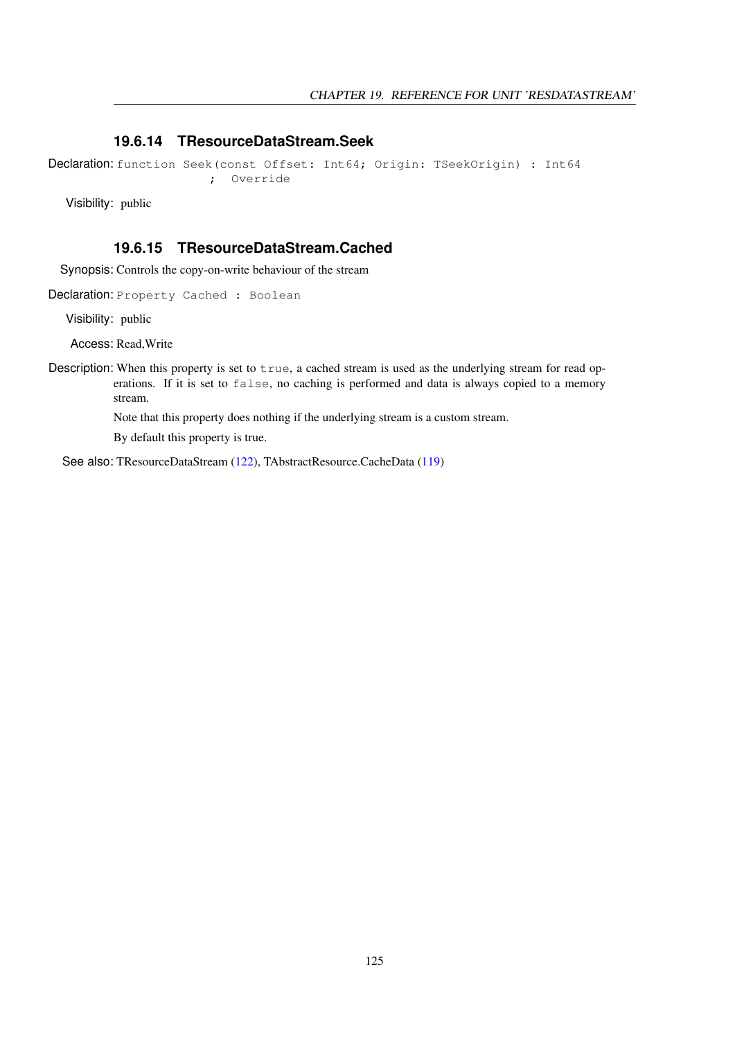### 19.6.14 TResourceDataStream.Seek

**Declaration:**
```
function Seek(const Offset: Int64; Origin: TSeekOrigin) : Int64
                ;  Override
```

**Visibility:** public

### 19.6.15 TResourceDataStream.Cached

**Synopsis:** Controls the copy-on-write behaviour of the stream

**Declaration:**
```
Property Cached : Boolean
```

**Visibility:** public

**Access:** Read,Write

**Description:** When this property is set to `true`, a cached stream is used as the underlying stream for read operations. If it is set to `false`, no caching is performed and data is always copied to a memory stream.

Note that this property does nothing if the underlying stream is a custom stream.

By default this property is true.

**See also:** TResourceDataStream (122), TAbstractResource.CacheData (119)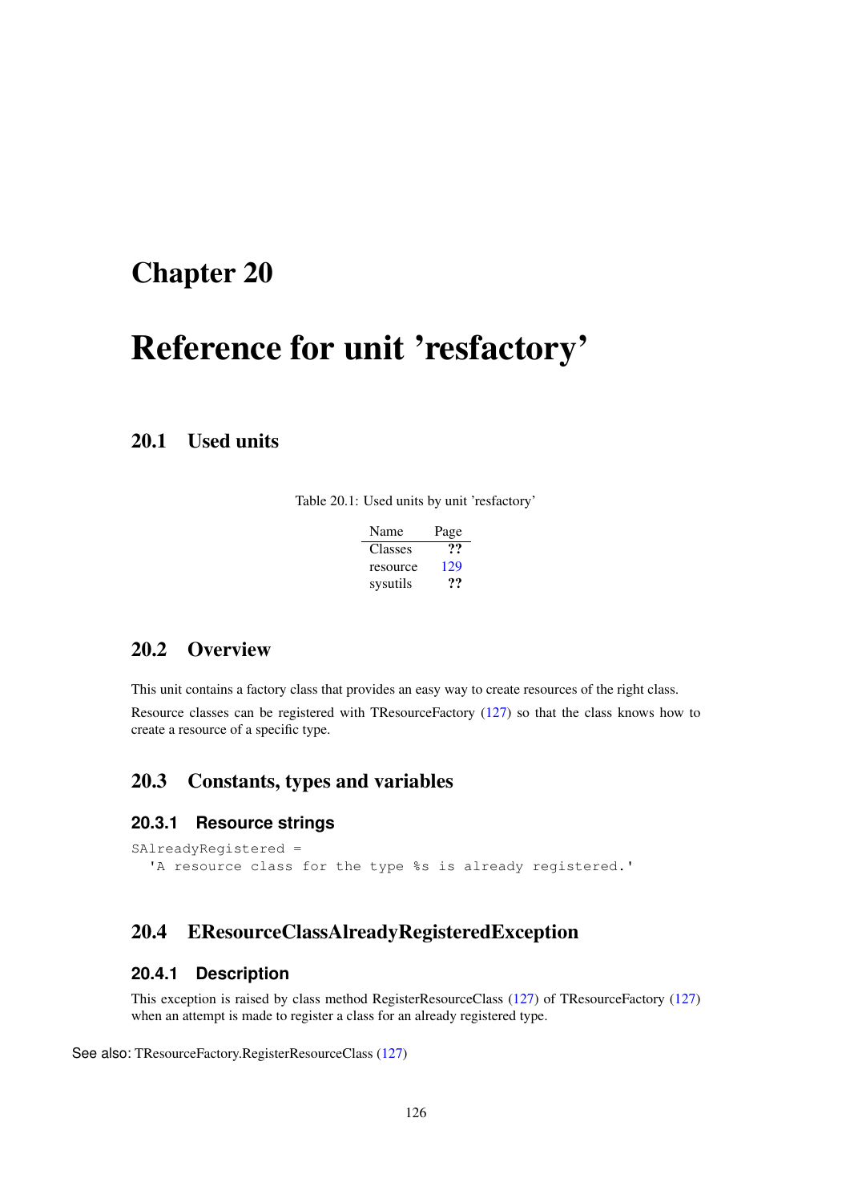# Chapter 20

# Reference for unit 'resfactory'

## 20.1 Used units

Table 20.1: Used units by unit 'resfactory'

| Name | Page |
|---|---|
| Classes | ?? |
| resource | 129 |
| sysutils | ?? |

## 20.2 Overview

This unit contains a factory class that provides an easy way to create resources of the right class.

Resource classes can be registered with TResourceFactory (127) so that the class knows how to create a resource of a specific type.

## 20.3 Constants, types and variables

### 20.3.1 Resource strings

```
SAlreadyRegistered =
  'A resource class for the type %s is already registered.'
```

## 20.4 EResourceClassAlreadyRegisteredException

### 20.4.1 Description

This exception is raised by class method RegisterResourceClass (127) of TResourceFactory (127) when an attempt is made to register a class for an already registered type.

See also: TResourceFactory.RegisterResourceClass (127)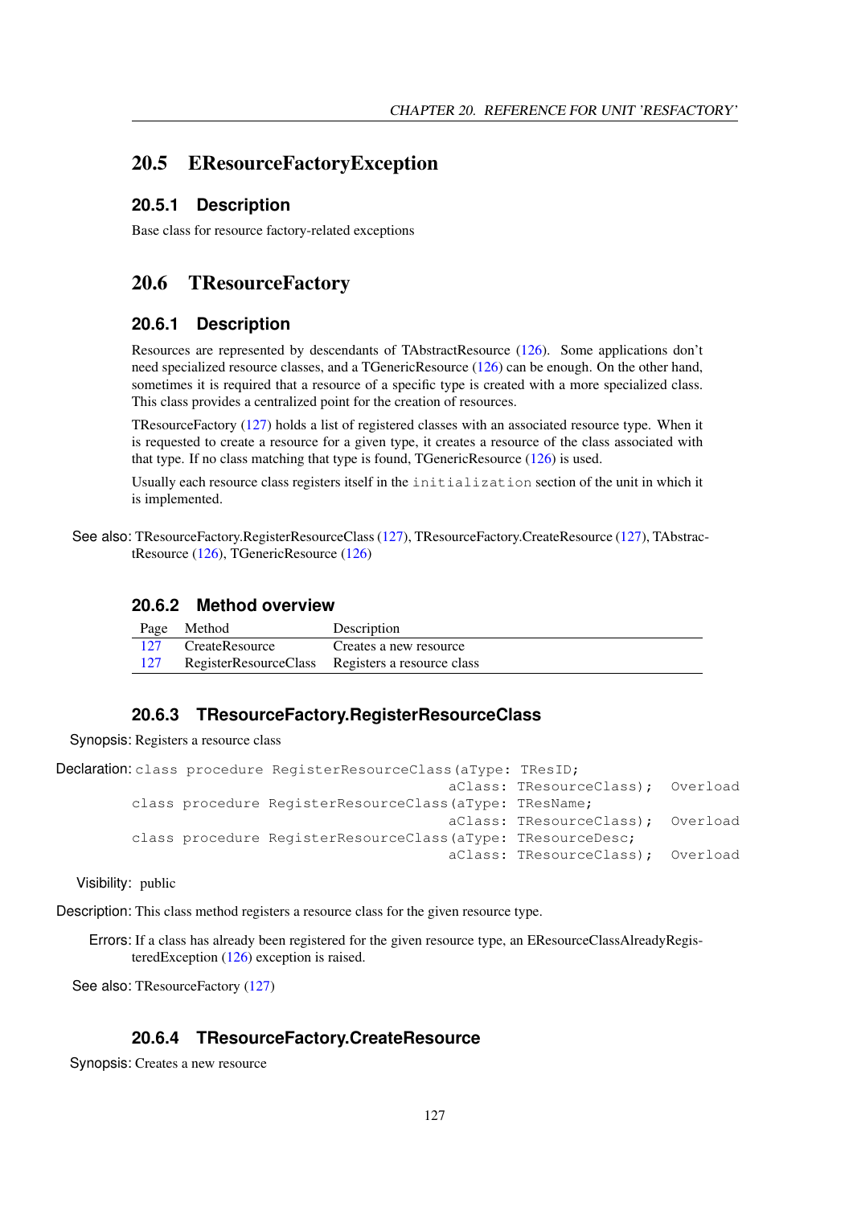## 20.5 EResourceFactoryException

### 20.5.1 Description

Base class for resource factory-related exceptions

## 20.6 TResourceFactory

### 20.6.1 Description

Resources are represented by descendants of TAbstractResource (126). Some applications don't need specialized resource classes, and a TGenericResource (126) can be enough. On the other hand, sometimes it is required that a resource of a specific type is created with a more specialized class. This class provides a centralized point for the creation of resources.

TResourceFactory (127) holds a list of registered classes with an associated resource type. When it is requested to create a resource for a given type, it creates a resource of the class associated with that type. If no class matching that type is found, TGenericResource (126) is used.

Usually each resource class registers itself in the `initialization` section of the unit in which it is implemented.

See also: TResourceFactory.RegisterResourceClass (127), TResourceFactory.CreateResource (127), TAbstractResource (126), TGenericResource (126)

### 20.6.2 Method overview

| Page | Method | Description |
|---|---|---|
| 127 | CreateResource | Creates a new resource |
| 127 | RegisterResourceClass | Registers a resource class |

### 20.6.3 TResourceFactory.RegisterResourceClass

Synopsis: Registers a resource class

Declaration:
```
class procedure RegisterResourceClass(aType: TResID;
                                      aClass: TResourceClass);  Overload
class procedure RegisterResourceClass(aType: TResName;
                                      aClass: TResourceClass);  Overload
class procedure RegisterResourceClass(aType: TResourceDesc;
                                      aClass: TResourceClass);  Overload
```

Visibility: public

Description: This class method registers a resource class for the given resource type.

Errors: If a class has already been registered for the given resource type, an EResourceClassAlreadyRegisteredException (126) exception is raised.

See also: TResourceFactory (127)

### 20.6.4 TResourceFactory.CreateResource

Synopsis: Creates a new resource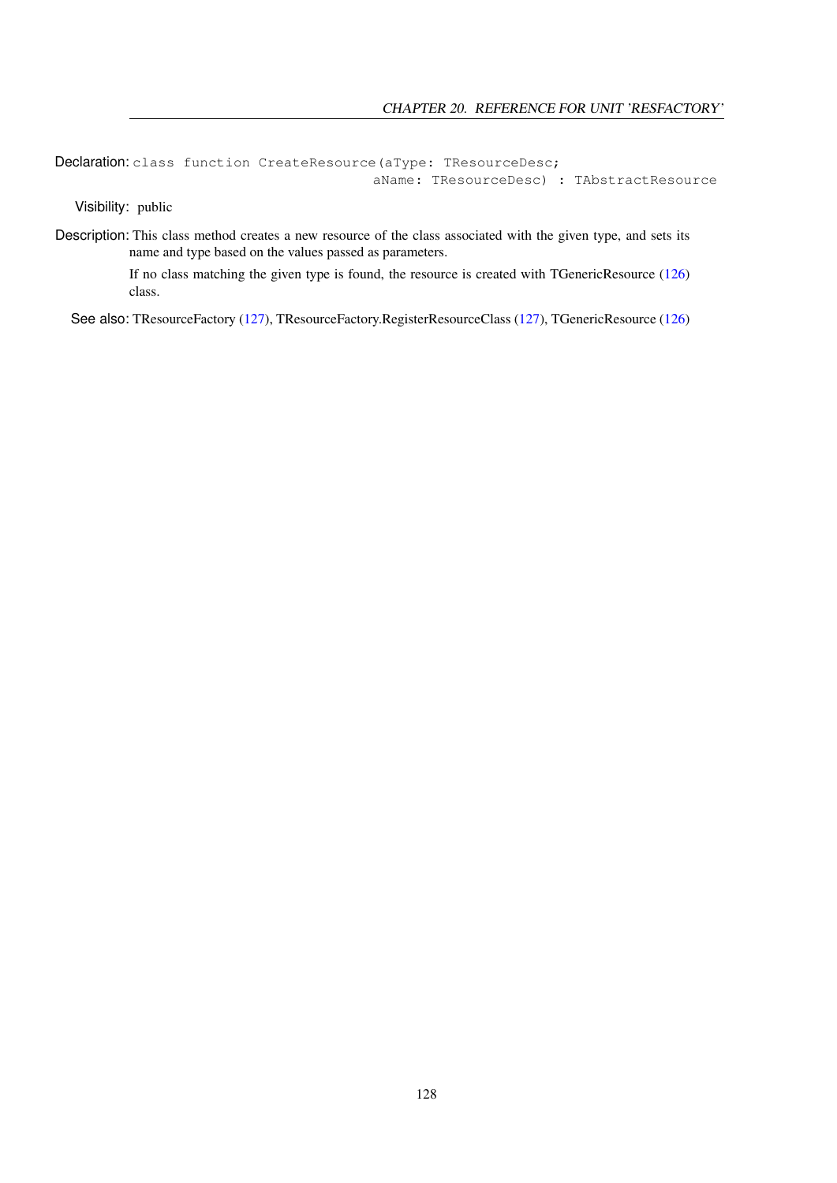**Declaration:**

```
class function CreateResource(aType: TResourceDesc;
                              aName: TResourceDesc) : TAbstractResource
```

**Visibility:** public

**Description:** This class method creates a new resource of the class associated with the given type, and sets its name and type based on the values passed as parameters.

If no class matching the given type is found, the resource is created with TGenericResource (126) class.

**See also:** TResourceFactory (127), TResourceFactory.RegisterResourceClass (127), TGenericResource (126)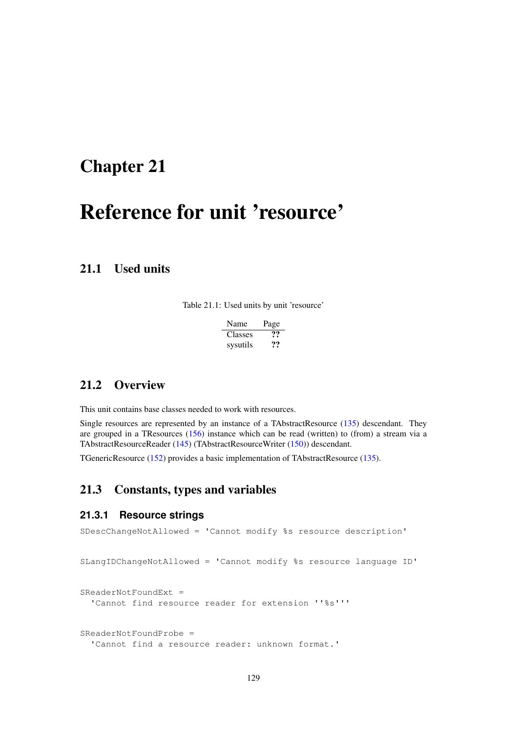# Chapter 21

# Reference for unit 'resource'

## 21.1 Used units

Table 21.1: Used units by unit 'resource'

| Name | Page |
| --- | --- |
| Classes | ?? |
| sysutils | ?? |

## 21.2 Overview

This unit contains base classes needed to work with resources.

Single resources are represented by an instance of a TAbstractResource (135) descendant. They are grouped in a TResources (156) instance which can be read (written) to (from) a stream via a TAbstractResourceReader (145) (TAbstractResourceWriter (150)) descendant.

TGenericResource (152) provides a basic implementation of TAbstractResource (135).

## 21.3 Constants, types and variables

### 21.3.1 Resource strings

```
SDescChangeNotAllowed = 'Cannot modify %s resource description'
```

```
SLangIDChangeNotAllowed = 'Cannot modify %s resource language ID'
```

```
SReaderNotFoundExt =
  'Cannot find resource reader for extension ''%s'''
```

```
SReaderNotFoundProbe =
  'Cannot find a resource reader: unknown format.'
```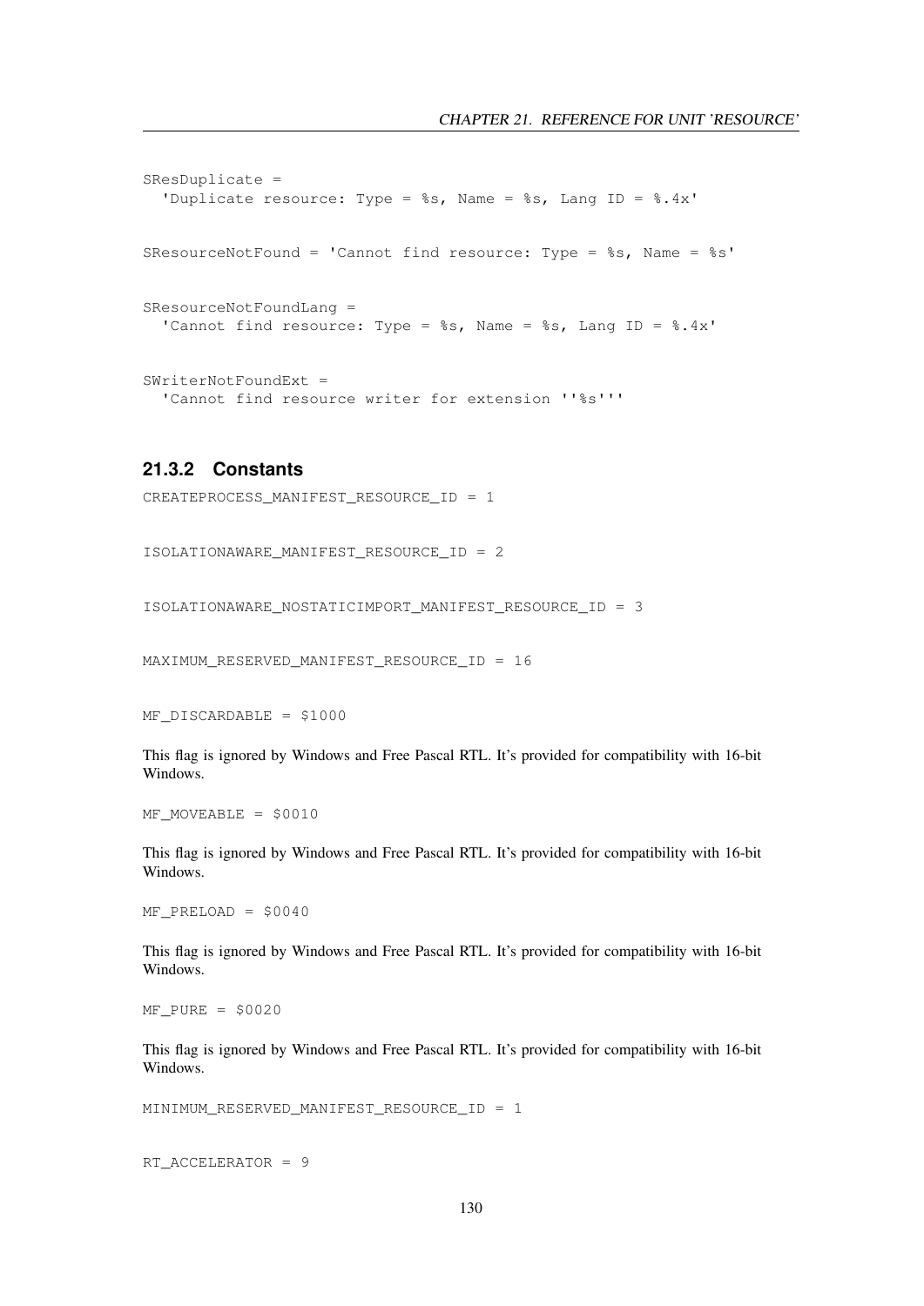```
SResDuplicate =
  'Duplicate resource: Type = %s, Name = %s, Lang ID = %.4x'
```

```
SResourceNotFound = 'Cannot find resource: Type = %s, Name = %s'
```

```
SResourceNotFoundLang =
  'Cannot find resource: Type = %s, Name = %s, Lang ID = %.4x'
```

```
SWriterNotFoundExt =
  'Cannot find resource writer for extension ''%s'''
```

### 21.3.2 Constants

```
CREATEPROCESS_MANIFEST_RESOURCE_ID = 1
```

```
ISOLATIONAWARE_MANIFEST_RESOURCE_ID = 2
```

```
ISOLATIONAWARE_NOSTATICIMPORT_MANIFEST_RESOURCE_ID = 3
```

```
MAXIMUM_RESERVED_MANIFEST_RESOURCE_ID = 16
```

```
MF_DISCARDABLE = $1000
```

This flag is ignored by Windows and Free Pascal RTL. It's provided for compatibility with 16-bit Windows.

```
MF_MOVEABLE = $0010
```

This flag is ignored by Windows and Free Pascal RTL. It's provided for compatibility with 16-bit Windows.

```
MF_PRELOAD = $0040
```

This flag is ignored by Windows and Free Pascal RTL. It's provided for compatibility with 16-bit Windows.

```
MF_PURE = $0020
```

This flag is ignored by Windows and Free Pascal RTL. It's provided for compatibility with 16-bit Windows.

```
MINIMUM_RESERVED_MANIFEST_RESOURCE_ID = 1
```

```
RT_ACCELERATOR = 9
```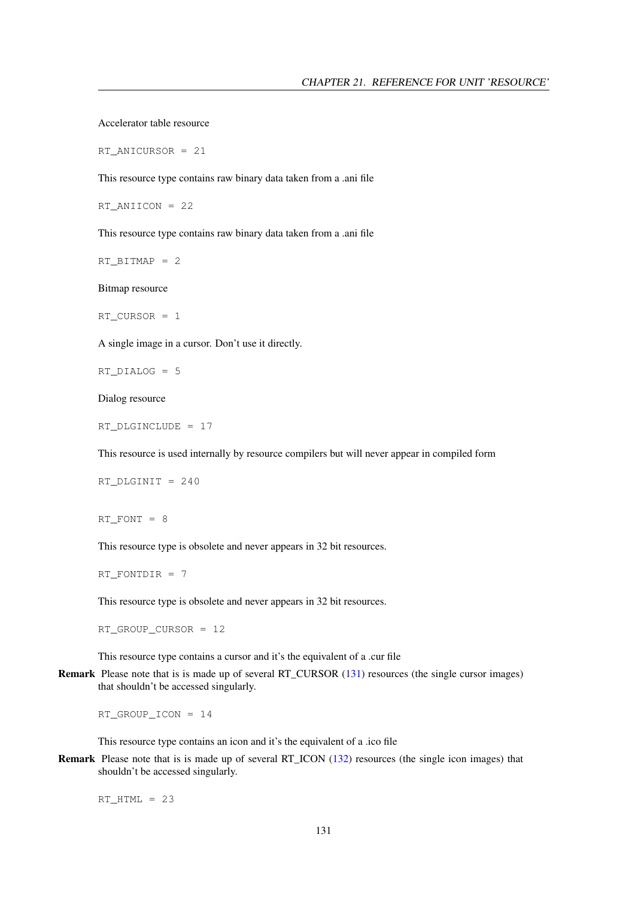Accelerator table resource

```
RT_ANICURSOR = 21
```

This resource type contains raw binary data taken from a .ani file

```
RT_ANIICON = 22
```

This resource type contains raw binary data taken from a .ani file

```
RT_BITMAP = 2
```

Bitmap resource

```
RT_CURSOR = 1
```

A single image in a cursor. Don't use it directly.

```
RT_DIALOG = 5
```

Dialog resource

```
RT_DLGINCLUDE = 17
```

This resource is used internally by resource compilers but will never appear in compiled form

```
RT_DLGINIT = 240
```

```
RT_FONT = 8
```

This resource type is obsolete and never appears in 32 bit resources.

```
RT_FONTDIR = 7
```

This resource type is obsolete and never appears in 32 bit resources.

```
RT_GROUP_CURSOR = 12
```

This resource type contains a cursor and it's the equivalent of a .cur file

**Remark** Please note that is is made up of several RT_CURSOR (131) resources (the single cursor images) that shouldn't be accessed singularly.

```
RT_GROUP_ICON = 14
```

This resource type contains an icon and it's the equivalent of a .ico file

**Remark** Please note that is is made up of several RT_ICON (132) resources (the single icon images) that shouldn't be accessed singularly.

```
RT_HTML = 23
```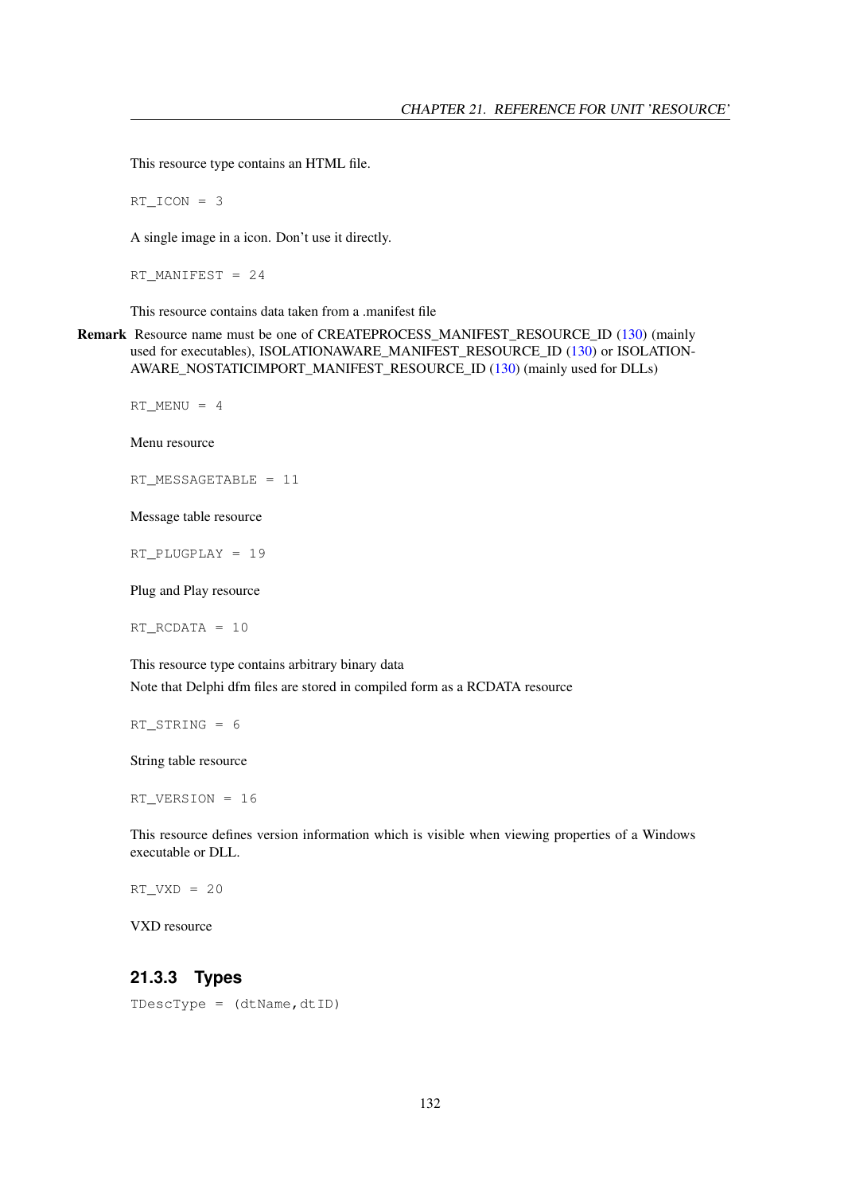This resource type contains an HTML file.

```
RT_ICON = 3
```

A single image in a icon. Don't use it directly.

```
RT_MANIFEST = 24
```

This resource contains data taken from a .manifest file

**Remark** Resource name must be one of CREATEPROCESS_MANIFEST_RESOURCE_ID (130) (mainly used for executables), ISOLATIONAWARE_MANIFEST_RESOURCE_ID (130) or ISOLATION-AWARE_NOSTATICIMPORT_MANIFEST_RESOURCE_ID (130) (mainly used for DLLs)

```
RT_MENU = 4
```

Menu resource

```
RT_MESSAGETABLE = 11
```

Message table resource

```
RT_PLUGPLAY = 19
```

Plug and Play resource

```
RT_RCDATA = 10
```

This resource type contains arbitrary binary data

Note that Delphi dfm files are stored in compiled form as a RCDATA resource

```
RT_STRING = 6
```

String table resource

```
RT_VERSION = 16
```

This resource defines version information which is visible when viewing properties of a Windows executable or DLL.

```
RT_VXD = 20
```

VXD resource

### 21.3.3 Types

```
TDescType = (dtName,dtID)
```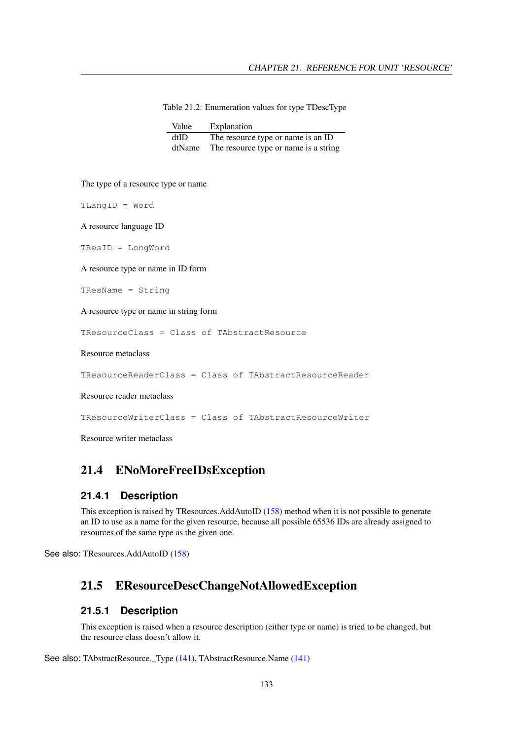Table 21.2: Enumeration values for type TDescType

| Value | Explanation |
|---|---|
| dtID | The resource type or name is an ID |
| dtName | The resource type or name is a string |

The type of a resource type or name

```
TLangID = Word
```

A resource language ID

```
TResID = LongWord
```

A resource type or name in ID form

```
TResName = String
```

A resource type or name in string form

```
TResourceClass = Class of TAbstractResource
```

Resource metaclass

```
TResourceReaderClass = Class of TAbstractResourceReader
```

Resource reader metaclass

```
TResourceWriterClass = Class of TAbstractResourceWriter
```

Resource writer metaclass

## 21.4 ENoMoreFreeIDsException

### 21.4.1 Description

This exception is raised by TResources.AddAutoID (158) method when it is not possible to generate an ID to use as a name for the given resource, because all possible 65536 IDs are already assigned to resources of the same type as the given one.

See also: TResources.AddAutoID (158)

## 21.5 EResourceDescChangeNotAllowedException

### 21.5.1 Description

This exception is raised when a resource description (either type or name) is tried to be changed, but the resource class doesn't allow it.

See also: TAbstractResource._Type (141), TAbstractResource.Name (141)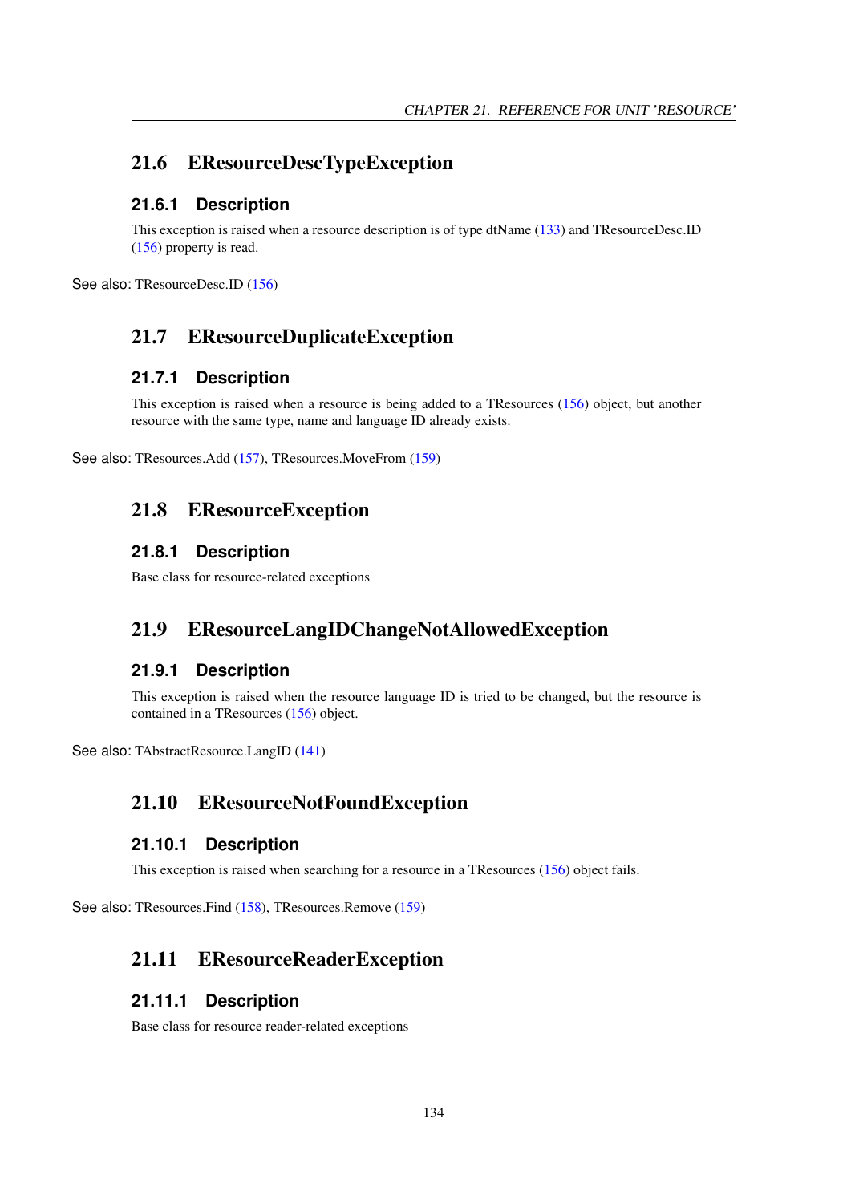## 21.6 EResourceDescTypeException

### 21.6.1 Description

This exception is raised when a resource description is of type dtName (133) and TResourceDesc.ID (156) property is read.

See also: TResourceDesc.ID (156)

## 21.7 EResourceDuplicateException

### 21.7.1 Description

This exception is raised when a resource is being added to a TResources (156) object, but another resource with the same type, name and language ID already exists.

See also: TResources.Add (157), TResources.MoveFrom (159)

## 21.8 EResourceException

### 21.8.1 Description

Base class for resource-related exceptions

## 21.9 EResourceLangIDChangeNotAllowedException

### 21.9.1 Description

This exception is raised when the resource language ID is tried to be changed, but the resource is contained in a TResources (156) object.

See also: TAbstractResource.LangID (141)

## 21.10 EResourceNotFoundException

### 21.10.1 Description

This exception is raised when searching for a resource in a TResources (156) object fails.

See also: TResources.Find (158), TResources.Remove (159)

## 21.11 EResourceReaderException

### 21.11.1 Description

Base class for resource reader-related exceptions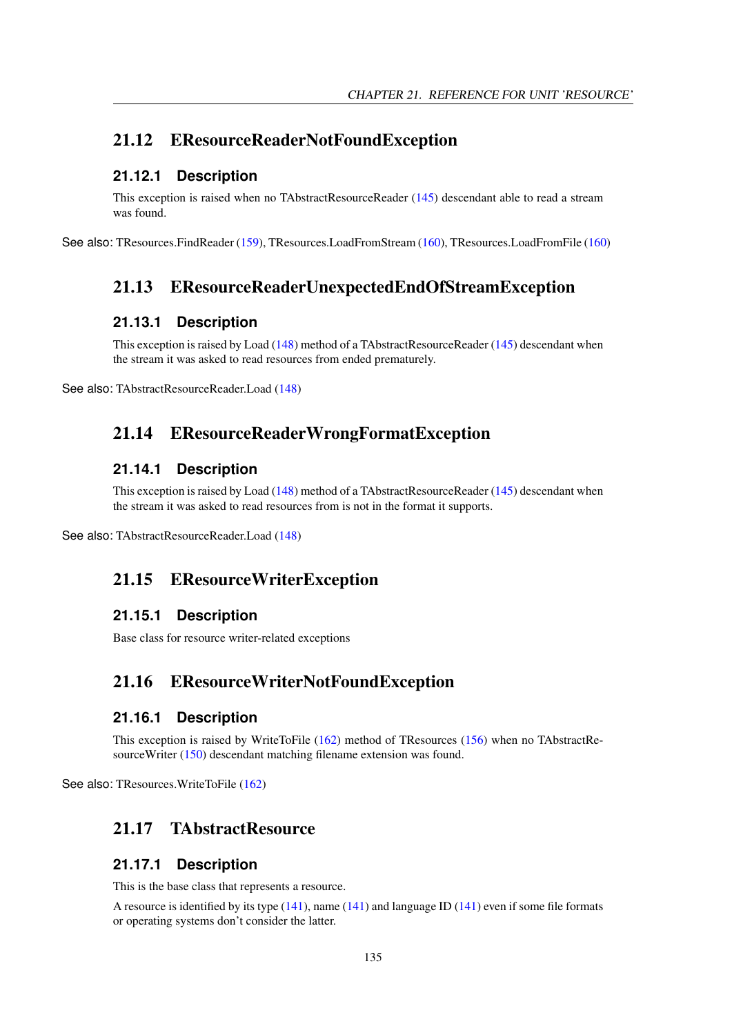## 21.12 EResourceReaderNotFoundException

### 21.12.1 Description

This exception is raised when no TAbstractResourceReader (145) descendant able to read a stream was found.

See also: TResources.FindReader (159), TResources.LoadFromStream (160), TResources.LoadFromFile (160)

## 21.13 EResourceReaderUnexpectedEndOfStreamException

### 21.13.1 Description

This exception is raised by Load (148) method of a TAbstractResourceReader (145) descendant when the stream it was asked to read resources from ended prematurely.

See also: TAbstractResourceReader.Load (148)

## 21.14 EResourceReaderWrongFormatException

### 21.14.1 Description

This exception is raised by Load (148) method of a TAbstractResourceReader (145) descendant when the stream it was asked to read resources from is not in the format it supports.

See also: TAbstractResourceReader.Load (148)

## 21.15 EResourceWriterException

### 21.15.1 Description

Base class for resource writer-related exceptions

## 21.16 EResourceWriterNotFoundException

### 21.16.1 Description

This exception is raised by WriteToFile (162) method of TResources (156) when no TAbstractResourceWriter (150) descendant matching filename extension was found.

See also: TResources.WriteToFile (162)

## 21.17 TAbstractResource

### 21.17.1 Description

This is the base class that represents a resource.

A resource is identified by its type (141), name (141) and language ID (141) even if some file formats or operating systems don't consider the latter.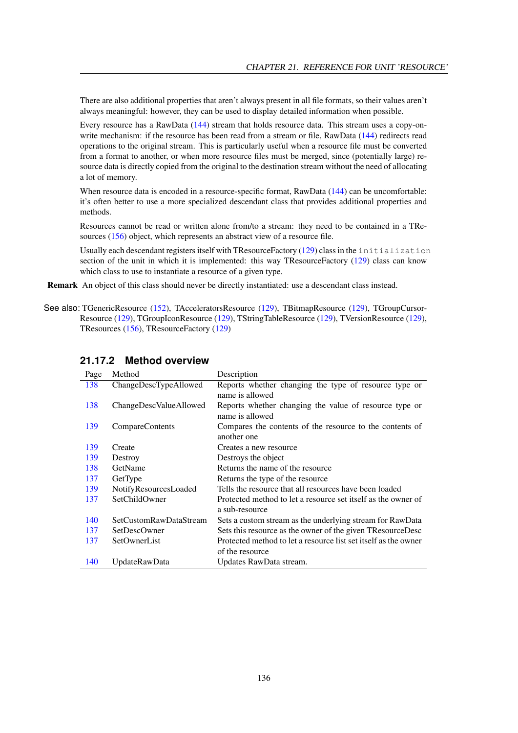There are also additional properties that aren't always present in all file formats, so their values aren't always meaningful: however, they can be used to display detailed information when possible.

Every resource has a RawData (144) stream that holds resource data. This stream uses a copy-on-write mechanism: if the resource has been read from a stream or file, RawData (144) redirects read operations to the original stream. This is particularly useful when a resource file must be converted from a format to another, or when more resource files must be merged, since (potentially large) resource data is directly copied from the original to the destination stream without the need of allocating a lot of memory.

When resource data is encoded in a resource-specific format, RawData (144) can be uncomfortable: it's often better to use a more specialized descendant class that provides additional properties and methods.

Resources cannot be read or written alone from/to a stream: they need to be contained in a TResources (156) object, which represents an abstract view of a resource file.

Usually each descendant registers itself with TResourceFactory (129) class in the `initialization` section of the unit in which it is implemented: this way TResourceFactory (129) class can know which class to use to instantiate a resource of a given type.

**Remark** An object of this class should never be directly instantiated: use a descendant class instead.

See also: TGenericResource (152), TAcceleratorsResource (129), TBitmapResource (129), TGroupCursorResource (129), TGroupIconResource (129), TStringTableResource (129), TVersionResource (129), TResources (156), TResourceFactory (129)

### 21.17.2 Method overview

| Page | Method | Description |
|---|---|---|
| 138 | ChangeDescTypeAllowed | Reports whether changing the type of resource type or name is allowed |
| 138 | ChangeDescValueAllowed | Reports whether changing the value of resource type or name is allowed |
| 139 | CompareContents | Compares the contents of the resource to the contents of another one |
| 139 | Create | Creates a new resource |
| 139 | Destroy | Destroys the object |
| 138 | GetName | Returns the name of the resource |
| 137 | GetType | Returns the type of the resource |
| 139 | NotifyResourcesLoaded | Tells the resource that all resources have been loaded |
| 137 | SetChildOwner | Protected method to let a resource set itself as the owner of a sub-resource |
| 140 | SetCustomRawDataStream | Sets a custom stream as the underlying stream for RawData |
| 137 | SetDescOwner | Sets this resource as the owner of the given TResourceDesc |
| 137 | SetOwnerList | Protected method to let a resource list set itself as the owner of the resource |
| 140 | UpdateRawData | Updates RawData stream. |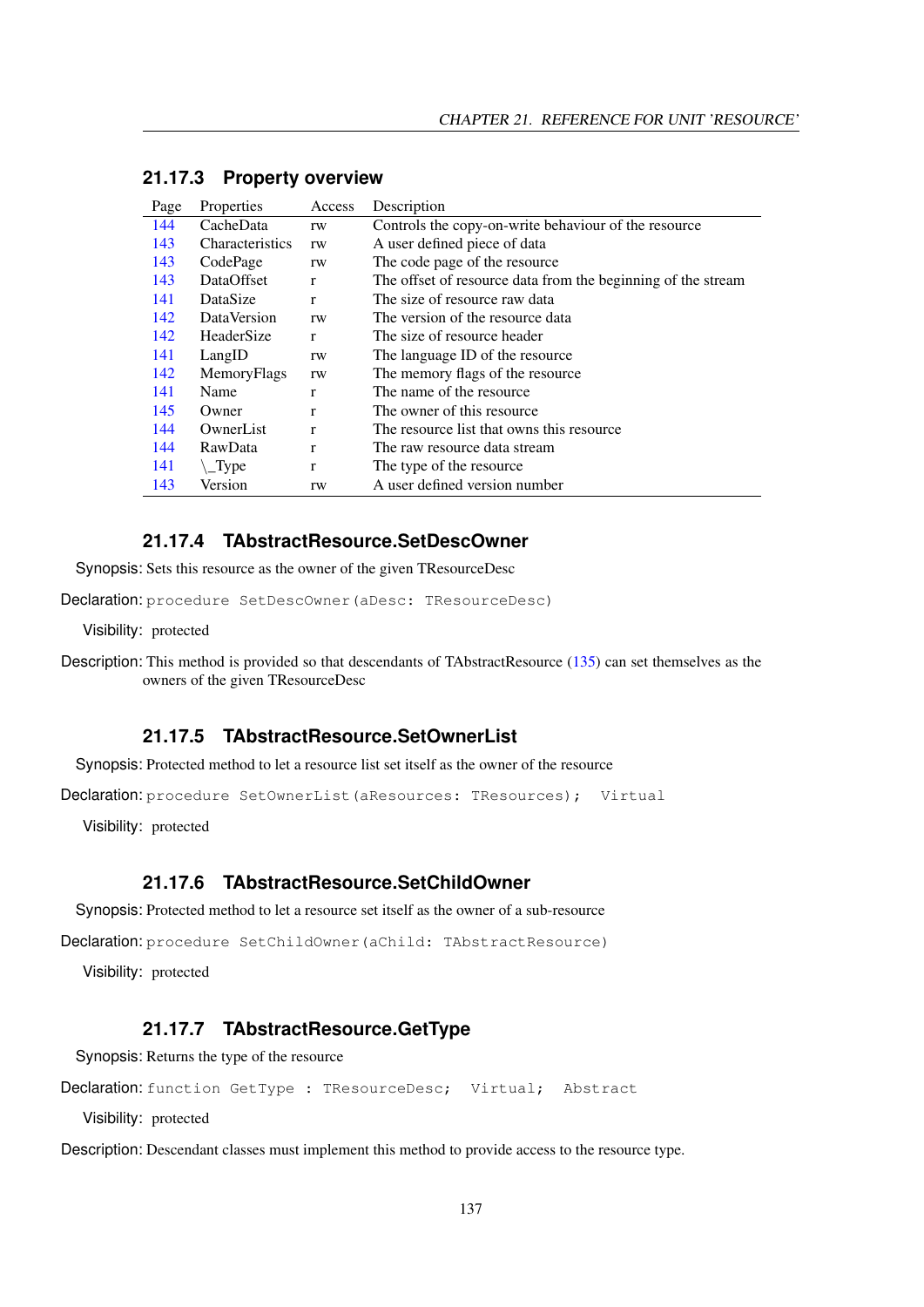### 21.17.3 Property overview

| Page | Properties | Access | Description |
|---|---|---|---|
| 144 | CacheData | rw | Controls the copy-on-write behaviour of the resource |
| 143 | Characteristics | rw | A user defined piece of data |
| 143 | CodePage | rw | The code page of the resource |
| 143 | DataOffset | r | The offset of resource data from the beginning of the stream |
| 141 | DataSize | r | The size of resource raw data |
| 142 | DataVersion | rw | The version of the resource data |
| 142 | HeaderSize | r | The size of resource header |
| 141 | LangID | rw | The language ID of the resource |
| 142 | MemoryFlags | rw | The memory flags of the resource |
| 141 | Name | r | The name of the resource |
| 145 | Owner | r | The owner of this resource |
| 144 | OwnerList | r | The resource list that owns this resource |
| 144 | RawData | r | The raw resource data stream |
| 141 | \_Type | r | The type of the resource |
| 143 | Version | rw | A user defined version number |

### 21.17.4 TAbstractResource.SetDescOwner

**Synopsis:** Sets this resource as the owner of the given TResourceDesc

**Declaration:**
```
procedure SetDescOwner(aDesc: TResourceDesc)
```

**Visibility:** protected

**Description:** This method is provided so that descendants of TAbstractResource (135) can set themselves as the owners of the given TResourceDesc

### 21.17.5 TAbstractResource.SetOwnerList

**Synopsis:** Protected method to let a resource list set itself as the owner of the resource

**Declaration:**
```
procedure SetOwnerList(aResources: TResources);  Virtual
```

**Visibility:** protected

### 21.17.6 TAbstractResource.SetChildOwner

**Synopsis:** Protected method to let a resource set itself as the owner of a sub-resource

**Declaration:**
```
procedure SetChildOwner(aChild: TAbstractResource)
```

**Visibility:** protected

### 21.17.7 TAbstractResource.GetType

**Synopsis:** Returns the type of the resource

**Declaration:**
```
function GetType : TResourceDesc;  Virtual;  Abstract
```

**Visibility:** protected

**Description:** Descendant classes must implement this method to provide access to the resource type.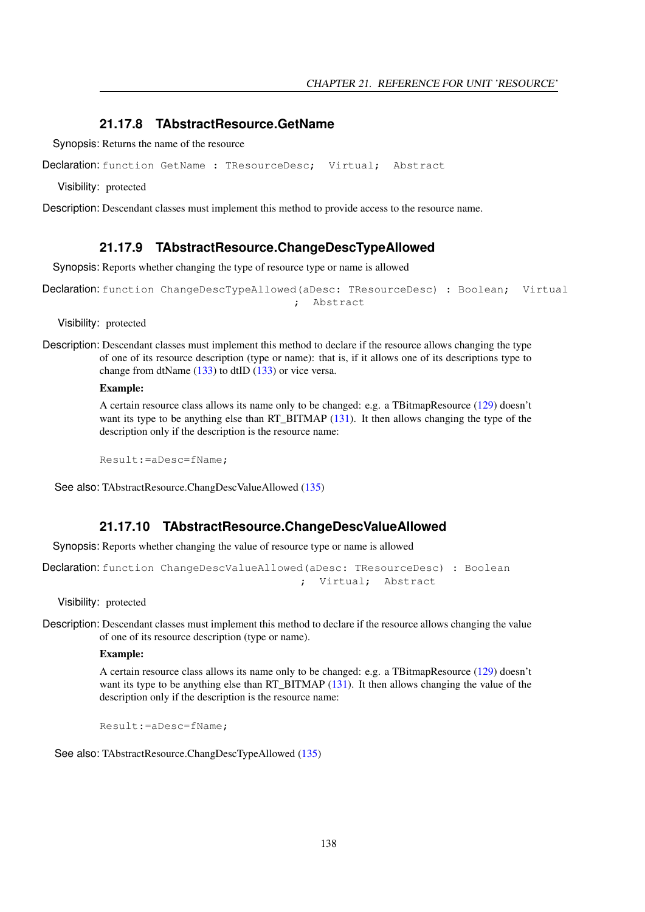### 21.17.8 TAbstractResource.GetName

**Synopsis:** Returns the name of the resource

**Declaration:**
```
function GetName : TResourceDesc;  Virtual;  Abstract
```

**Visibility:** protected

**Description:** Descendant classes must implement this method to provide access to the resource name.

### 21.17.9 TAbstractResource.ChangeDescTypeAllowed

**Synopsis:** Reports whether changing the type of resource type or name is allowed

**Declaration:**
```
function ChangeDescTypeAllowed(aDesc: TResourceDesc) : Boolean;  Virtual
                                    ;  Abstract
```

**Visibility:** protected

**Description:** Descendant classes must implement this method to declare if the resource allows changing the type of one of its resource description (type or name): that is, if it allows one of its descriptions type to change from dtName (133) to dtID (133) or vice versa.

**Example:**

A certain resource class allows its name only to be changed: e.g. a TBitmapResource (129) doesn't want its type to be anything else than RT_BITMAP (131). It then allows changing the type of the description only if the description is the resource name:

```
Result:=aDesc=fName;
```

**See also:** TAbstractResource.ChangDescValueAllowed (135)

### 21.17.10 TAbstractResource.ChangeDescValueAllowed

**Synopsis:** Reports whether changing the value of resource type or name is allowed

**Declaration:**
```
function ChangeDescValueAllowed(aDesc: TResourceDesc) : Boolean
                                     ;  Virtual;  Abstract
```

**Visibility:** protected

**Description:** Descendant classes must implement this method to declare if the resource allows changing the value of one of its resource description (type or name).

**Example:**

A certain resource class allows its name only to be changed: e.g. a TBitmapResource (129) doesn't want its type to be anything else than RT_BITMAP (131). It then allows changing the value of the description only if the description is the resource name:

```
Result:=aDesc=fName;
```

**See also:** TAbstractResource.ChangDescTypeAllowed (135)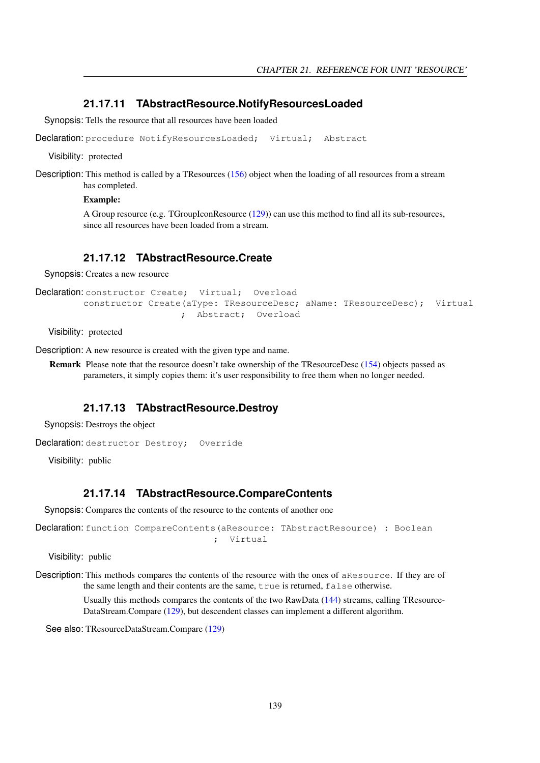### 21.17.11 TAbstractResource.NotifyResourcesLoaded

**Synopsis:** Tells the resource that all resources have been loaded

**Declaration:**
```
procedure NotifyResourcesLoaded;  Virtual;  Abstract
```

**Visibility:** protected

**Description:** This method is called by a TResources (156) object when the loading of all resources from a stream has completed.

**Example:**

A Group resource (e.g. TGroupIconResource (129)) can use this method to find all its sub-resources, since all resources have been loaded from a stream.

### 21.17.12 TAbstractResource.Create

**Synopsis:** Creates a new resource

**Declaration:**
```
constructor Create;  Virtual;  Overload
constructor Create(aType: TResourceDesc; aName: TResourceDesc);  Virtual
                   ;  Abstract;  Overload
```

**Visibility:** protected

**Description:** A new resource is created with the given type and name.

**Remark** Please note that the resource doesn't take ownership of the TResourceDesc (154) objects passed as parameters, it simply copies them: it's user responsibility to free them when no longer needed.

### 21.17.13 TAbstractResource.Destroy

**Synopsis:** Destroys the object

**Declaration:**
```
destructor Destroy;  Override
```

**Visibility:** public

### 21.17.14 TAbstractResource.CompareContents

**Synopsis:** Compares the contents of the resource to the contents of another one

**Declaration:**
```
function CompareContents(aResource: TAbstractResource) : Boolean
                         ;  Virtual
```

**Visibility:** public

**Description:** This methods compares the contents of the resource with the ones of `aResource`. If they are of the same length and their contents are the same, `true` is returned, `false` otherwise.

Usually this methods compares the contents of the two RawData (144) streams, calling TResourceDataStream.Compare (129), but descendent classes can implement a different algorithm.

**See also:** TResourceDataStream.Compare (129)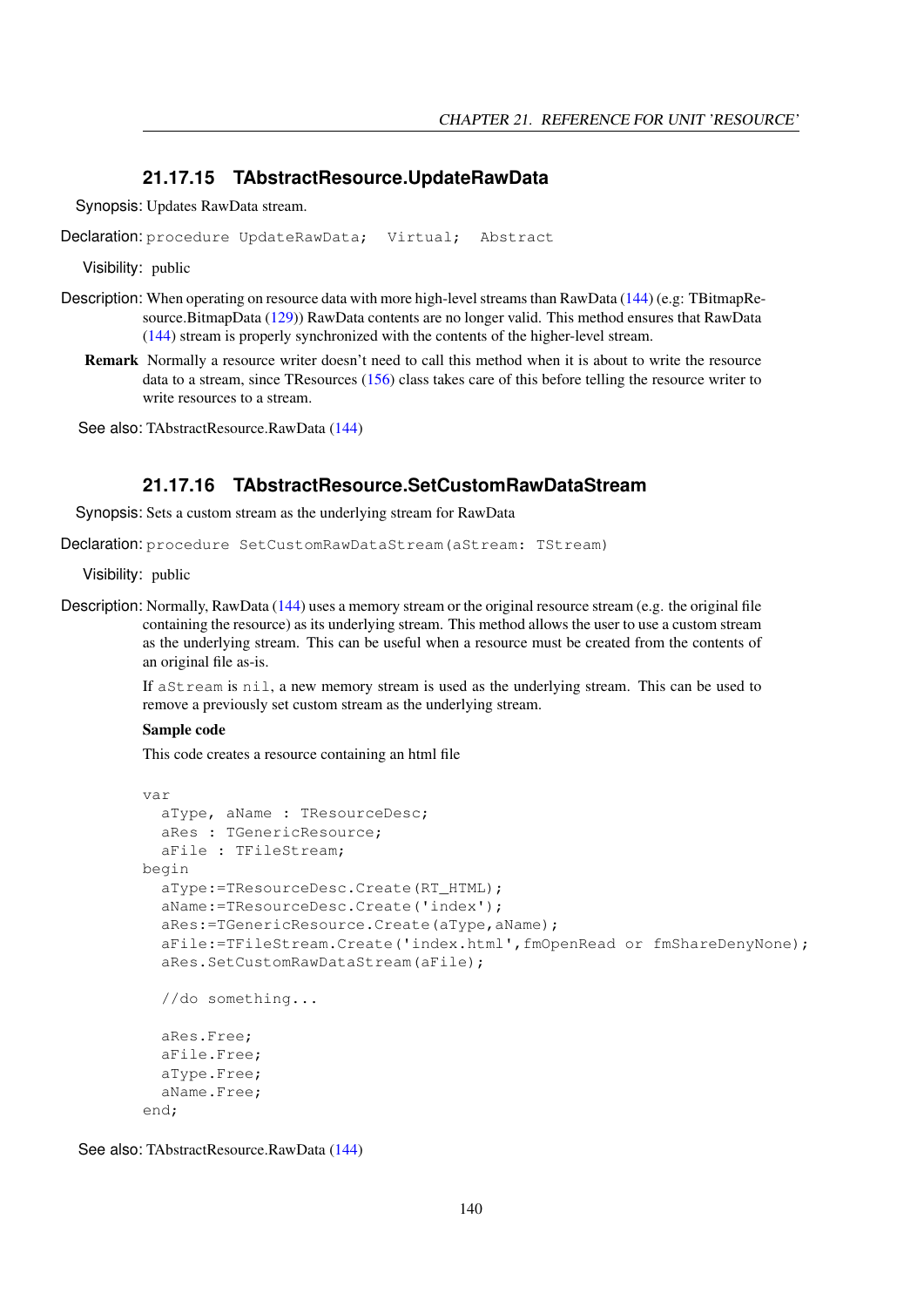### 21.17.15 TAbstractResource.UpdateRawData

**Synopsis:** Updates RawData stream.

**Declaration:** `procedure UpdateRawData;  Virtual;  Abstract`

**Visibility:** public

**Description:** When operating on resource data with more high-level streams than RawData (144) (e.g: TBitmapResource.BitmapData (129)) RawData contents are no longer valid. This method ensures that RawData (144) stream is properly synchronized with the contents of the higher-level stream.

**Remark** Normally a resource writer doesn't need to call this method when it is about to write the resource data to a stream, since TResources (156) class takes care of this before telling the resource writer to write resources to a stream.

**See also:** TAbstractResource.RawData (144)

### 21.17.16 TAbstractResource.SetCustomRawDataStream

**Synopsis:** Sets a custom stream as the underlying stream for RawData

**Declaration:** `procedure SetCustomRawDataStream(aStream: TStream)`

**Visibility:** public

**Description:** Normally, RawData (144) uses a memory stream or the original resource stream (e.g. the original file containing the resource) as its underlying stream. This method allows the user to use a custom stream as the underlying stream. This can be useful when a resource must be created from the contents of an original file as-is.

If `aStream` is `nil`, a new memory stream is used as the underlying stream. This can be used to remove a previously set custom stream as the underlying stream.

**Sample code**

This code creates a resource containing an html file

```
var
  aType, aName : TResourceDesc;
  aRes : TGenericResource;
  aFile : TFileStream;
begin
  aType:=TResourceDesc.Create(RT_HTML);
  aName:=TResourceDesc.Create('index');
  aRes:=TGenericResource.Create(aType,aName);
  aFile:=TFileStream.Create('index.html',fmOpenRead or fmShareDenyNone);
  aRes.SetCustomRawDataStream(aFile);

  //do something...

  aRes.Free;
  aFile.Free;
  aType.Free;
  aName.Free;
end;
```

**See also:** TAbstractResource.RawData (144)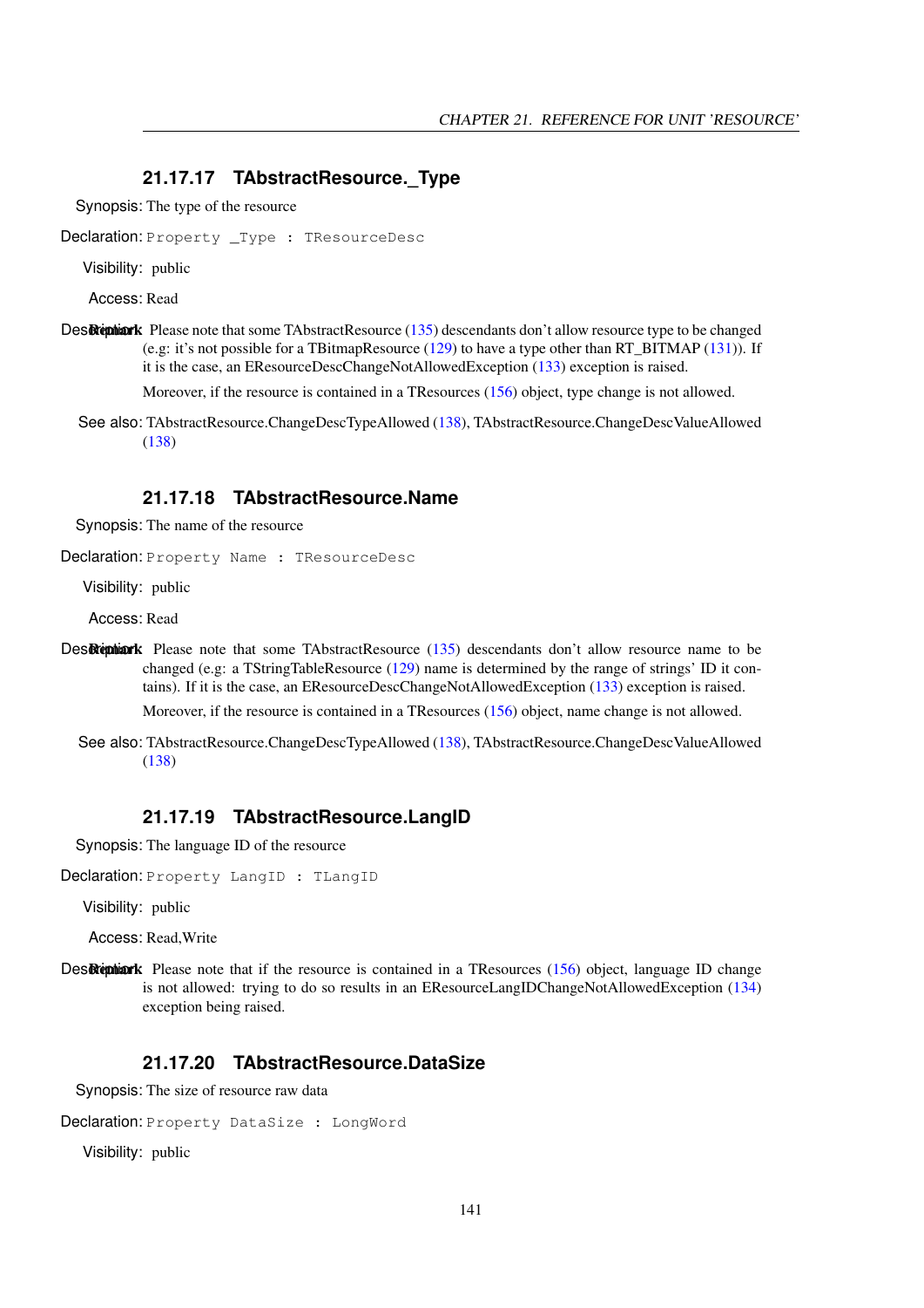### 21.17.17 TAbstractResource._Type

Synopsis: The type of the resource

Declaration: `Property _Type : TResourceDesc`

Visibility: public

Access: Read

Description: Remark Please note that some TAbstractResource (135) descendants don't allow resource type to be changed (e.g: it's not possible for a TBitmapResource (129) to have a type other than RT_BITMAP (131)). If it is the case, an EResourceDescChangeNotAllowedException (133) exception is raised.

Moreover, if the resource is contained in a TResources (156) object, type change is not allowed.

See also: TAbstractResource.ChangeDescTypeAllowed (138), TAbstractResource.ChangeDescValueAllowed (138)

### 21.17.18 TAbstractResource.Name

Synopsis: The name of the resource

Declaration: `Property Name : TResourceDesc`

Visibility: public

Access: Read

Description: Remark Please note that some TAbstractResource (135) descendants don't allow resource name to be changed (e.g: a TStringTableResource (129) name is determined by the range of strings' ID it contains). If it is the case, an EResourceDescChangeNotAllowedException (133) exception is raised.

Moreover, if the resource is contained in a TResources (156) object, name change is not allowed.

See also: TAbstractResource.ChangeDescTypeAllowed (138), TAbstractResource.ChangeDescValueAllowed (138)

### 21.17.19 TAbstractResource.LangID

Synopsis: The language ID of the resource

Declaration: `Property LangID : TLangID`

Visibility: public

Access: Read,Write

Description: Remark Please note that if the resource is contained in a TResources (156) object, language ID change is not allowed: trying to do so results in an EResourceLangIDChangeNotAllowedException (134) exception being raised.

### 21.17.20 TAbstractResource.DataSize

Synopsis: The size of resource raw data

Declaration: `Property DataSize : LongWord`

Visibility: public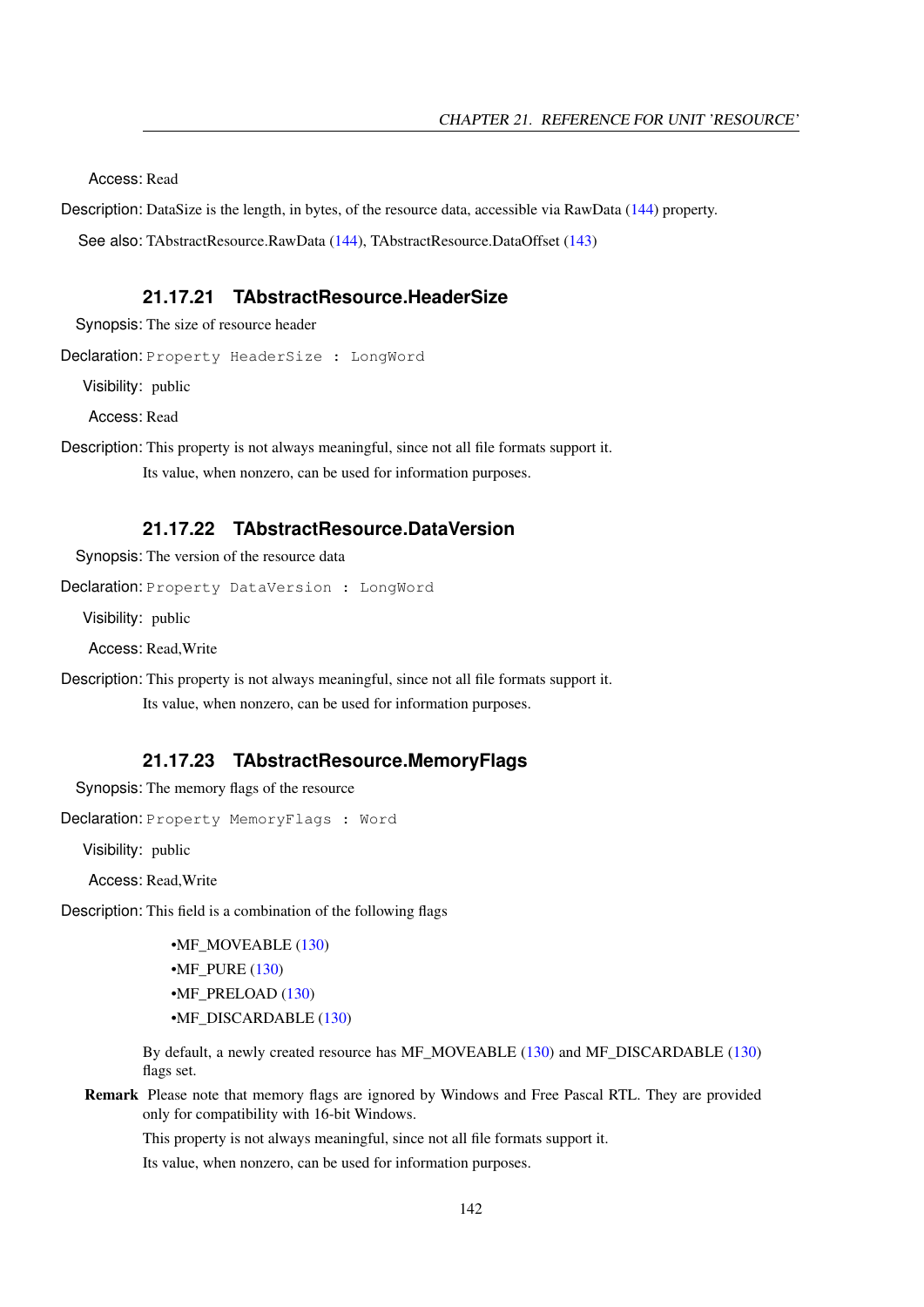**Access:** Read

**Description:** DataSize is the length, in bytes, of the resource data, accessible via RawData (144) property.

**See also:** TAbstractResource.RawData (144), TAbstractResource.DataOffset (143)

### 21.17.21 TAbstractResource.HeaderSize

**Synopsis:** The size of resource header

**Declaration:** `Property HeaderSize : LongWord`

**Visibility:** public

**Access:** Read

**Description:** This property is not always meaningful, since not all file formats support it.

Its value, when nonzero, can be used for information purposes.

### 21.17.22 TAbstractResource.DataVersion

**Synopsis:** The version of the resource data

**Declaration:** `Property DataVersion : LongWord`

**Visibility:** public

**Access:** Read,Write

**Description:** This property is not always meaningful, since not all file formats support it.

Its value, when nonzero, can be used for information purposes.

### 21.17.23 TAbstractResource.MemoryFlags

**Synopsis:** The memory flags of the resource

**Declaration:** `Property MemoryFlags : Word`

**Visibility:** public

**Access:** Read,Write

**Description:** This field is a combination of the following flags

- MF_MOVEABLE (130)
- MF_PURE (130)
- MF_PRELOAD (130)
- MF_DISCARDABLE (130)

By default, a newly created resource has MF_MOVEABLE (130) and MF_DISCARDABLE (130) flags set.

**Remark** Please note that memory flags are ignored by Windows and Free Pascal RTL. They are provided only for compatibility with 16-bit Windows.

This property is not always meaningful, since not all file formats support it.

Its value, when nonzero, can be used for information purposes.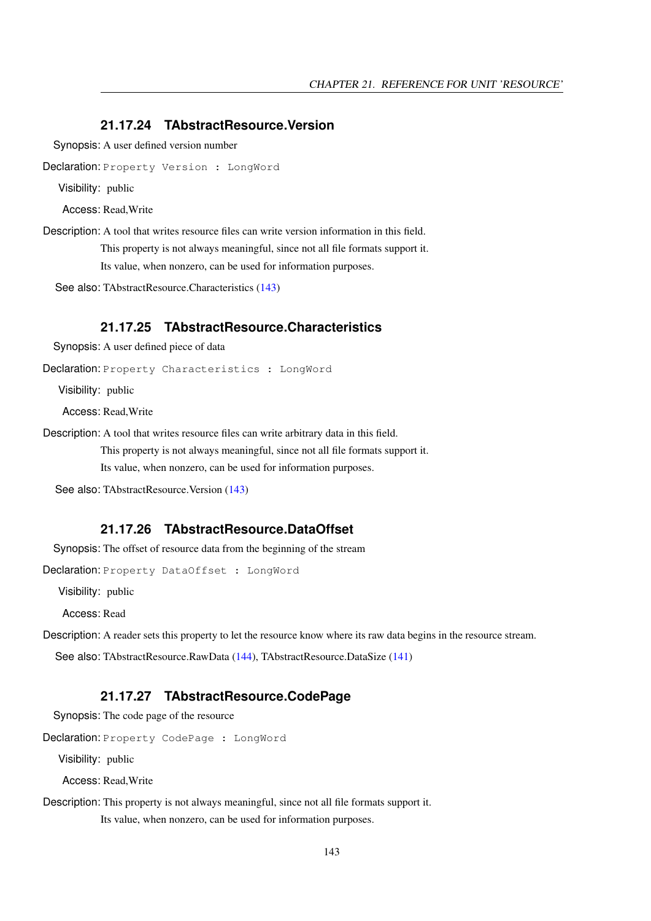### 21.17.24 TAbstractResource.Version

**Synopsis:** A user defined version number

**Declaration:** `Property Version : LongWord`

**Visibility:** public

**Access:** Read,Write

**Description:** A tool that writes resource files can write version information in this field.

This property is not always meaningful, since not all file formats support it.

Its value, when nonzero, can be used for information purposes.

**See also:** TAbstractResource.Characteristics (143)

### 21.17.25 TAbstractResource.Characteristics

**Synopsis:** A user defined piece of data

**Declaration:** `Property Characteristics : LongWord`

**Visibility:** public

**Access:** Read,Write

**Description:** A tool that writes resource files can write arbitrary data in this field.

This property is not always meaningful, since not all file formats support it.

Its value, when nonzero, can be used for information purposes.

**See also:** TAbstractResource.Version (143)

### 21.17.26 TAbstractResource.DataOffset

**Synopsis:** The offset of resource data from the beginning of the stream

**Declaration:** `Property DataOffset : LongWord`

**Visibility:** public

**Access:** Read

**Description:** A reader sets this property to let the resource know where its raw data begins in the resource stream.

**See also:** TAbstractResource.RawData (144), TAbstractResource.DataSize (141)

### 21.17.27 TAbstractResource.CodePage

**Synopsis:** The code page of the resource

**Declaration:** `Property CodePage : LongWord`

**Visibility:** public

**Access:** Read,Write

**Description:** This property is not always meaningful, since not all file formats support it.

Its value, when nonzero, can be used for information purposes.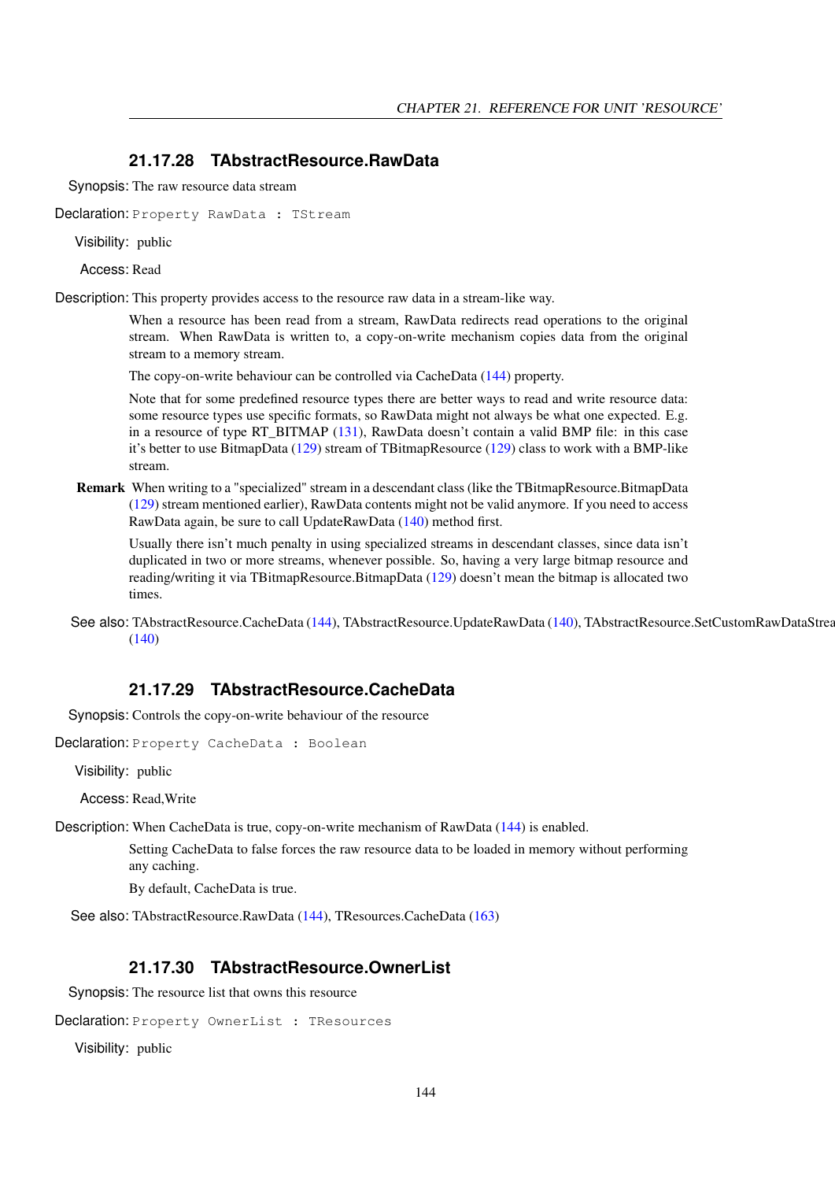### 21.17.28 TAbstractResource.RawData

Synopsis: The raw resource data stream

Declaration: `Property RawData : TStream`

Visibility: public

Access: Read

Description: This property provides access to the resource raw data in a stream-like way.

When a resource has been read from a stream, RawData redirects read operations to the original stream. When RawData is written to, a copy-on-write mechanism copies data from the original stream to a memory stream.

The copy-on-write behaviour can be controlled via CacheData (144) property.

Note that for some predefined resource types there are better ways to read and write resource data: some resource types use specific formats, so RawData might not always be what one expected. E.g. in a resource of type RT_BITMAP (131), RawData doesn't contain a valid BMP file: in this case it's better to use BitmapData (129) stream of TBitmapResource (129) class to work with a BMP-like stream.

**Remark** When writing to a "specialized" stream in a descendant class (like the TBitmapResource.BitmapData (129) stream mentioned earlier), RawData contents might not be valid anymore. If you need to access RawData again, be sure to call UpdateRawData (140) method first.

Usually there isn't much penalty in using specialized streams in descendant classes, since data isn't duplicated in two or more streams, whenever possible. So, having a very large bitmap resource and reading/writing it via TBitmapResource.BitmapData (129) doesn't mean the bitmap is allocated two times.

See also: TAbstractResource.CacheData (144), TAbstractResource.UpdateRawData (140), TAbstractResource.SetCustomRawDataStrea (140)

### 21.17.29 TAbstractResource.CacheData

Synopsis: Controls the copy-on-write behaviour of the resource

Declaration: `Property CacheData : Boolean`

Visibility: public

Access: Read,Write

Description: When CacheData is true, copy-on-write mechanism of RawData (144) is enabled.

Setting CacheData to false forces the raw resource data to be loaded in memory without performing any caching.

By default, CacheData is true.

See also: TAbstractResource.RawData (144), TResources.CacheData (163)

### 21.17.30 TAbstractResource.OwnerList

Synopsis: The resource list that owns this resource

Declaration: `Property OwnerList : TResources`

Visibility: public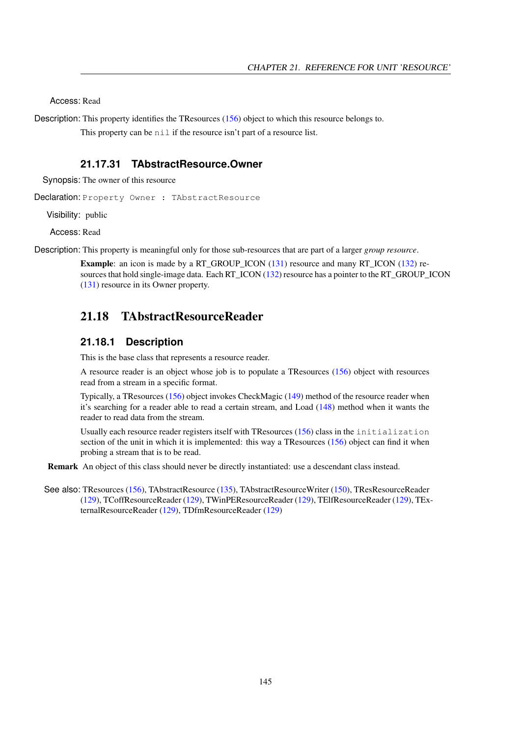Access: Read

Description: This property identifies the TResources (156) object to which this resource belongs to.

This property can be `nil` if the resource isn't part of a resource list.

### 21.17.31 TAbstractResource.Owner

Synopsis: The owner of this resource

Declaration: `Property Owner : TAbstractResource`

Visibility: public

Access: Read

Description: This property is meaningful only for those sub-resources that are part of a larger *group resource*.

**Example**: an icon is made by a RT_GROUP_ICON (131) resource and many RT_ICON (132) resources that hold single-image data. Each RT_ICON (132) resource has a pointer to the RT_GROUP_ICON (131) resource in its Owner property.

## 21.18 TAbstractResourceReader

### 21.18.1 Description

This is the base class that represents a resource reader.

A resource reader is an object whose job is to populate a TResources (156) object with resources read from a stream in a specific format.

Typically, a TResources (156) object invokes CheckMagic (149) method of the resource reader when it's searching for a reader able to read a certain stream, and Load (148) method when it wants the reader to read data from the stream.

Usually each resource reader registers itself with TResources (156) class in the `initialization` section of the unit in which it is implemented: this way a TResources (156) object can find it when probing a stream that is to be read.

**Remark** An object of this class should never be directly instantiated: use a descendant class instead.

See also: TResources (156), TAbstractResource (135), TAbstractResourceWriter (150), TResResourceReader (129), TCoffResourceReader (129), TWinPEResourceReader (129), TElfResourceReader (129), TExternalResourceReader (129), TDfmResourceReader (129)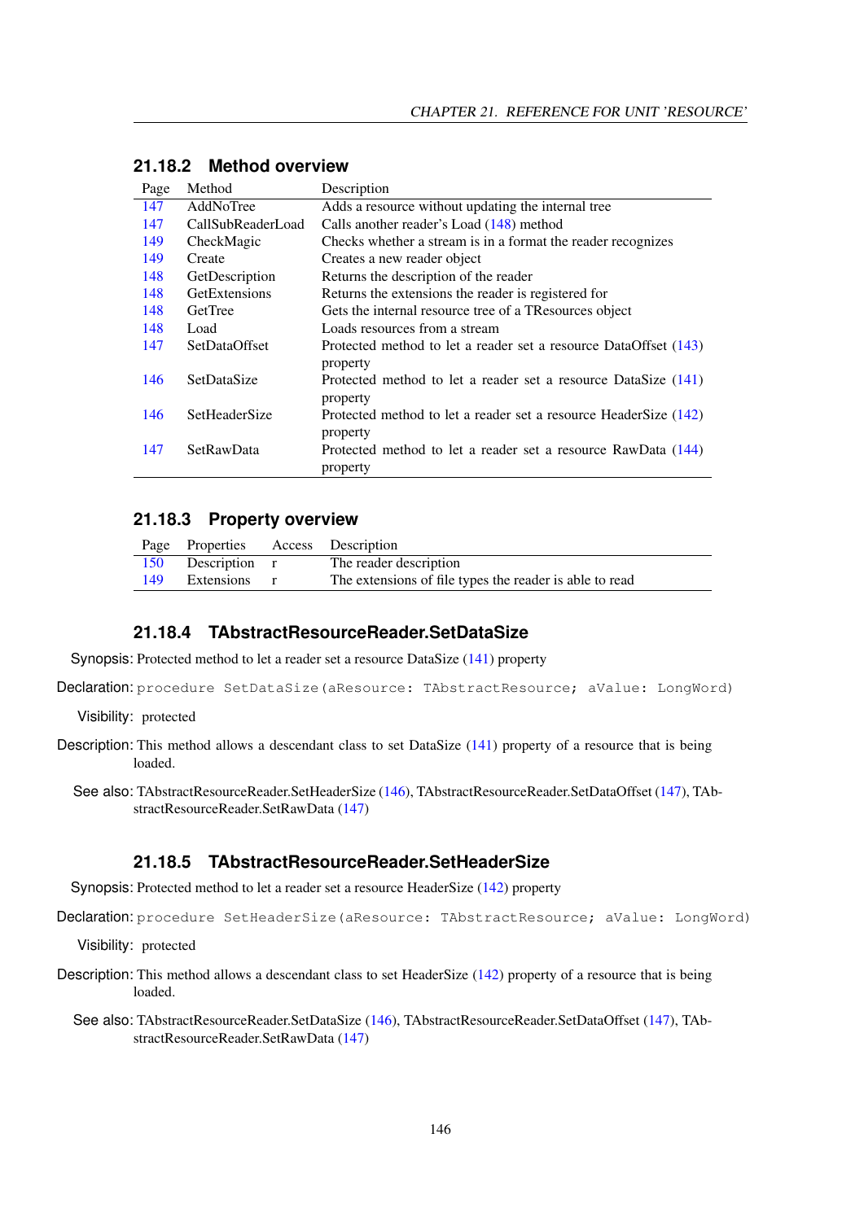### 21.18.2 Method overview

| Page | Method | Description |
|---|---|---|
| 147 | AddNoTree | Adds a resource without updating the internal tree |
| 147 | CallSubReaderLoad | Calls another reader's Load (148) method |
| 149 | CheckMagic | Checks whether a stream is in a format the reader recognizes |
| 149 | Create | Creates a new reader object |
| 148 | GetDescription | Returns the description of the reader |
| 148 | GetExtensions | Returns the extensions the reader is registered for |
| 148 | GetTree | Gets the internal resource tree of a TResources object |
| 148 | Load | Loads resources from a stream |
| 147 | SetDataOffset | Protected method to let a reader set a resource DataOffset (143) property |
| 146 | SetDataSize | Protected method to let a reader set a resource DataSize (141) property |
| 146 | SetHeaderSize | Protected method to let a reader set a resource HeaderSize (142) property |
| 147 | SetRawData | Protected method to let a reader set a resource RawData (144) property |

### 21.18.3 Property overview

| Page | Properties | Access | Description |
|---|---|---|---|
| 150 | Description | r | The reader description |
| 149 | Extensions | r | The extensions of file types the reader is able to read |

### 21.18.4 TAbstractResourceReader.SetDataSize

**Synopsis:** Protected method to let a reader set a resource DataSize (141) property

**Declaration:**
```
procedure SetDataSize(aResource: TAbstractResource; aValue: LongWord)
```

**Visibility:** protected

**Description:** This method allows a descendant class to set DataSize (141) property of a resource that is being loaded.

**See also:** TAbstractResourceReader.SetHeaderSize (146), TAbstractResourceReader.SetDataOffset (147), TAbstractResourceReader.SetRawData (147)

### 21.18.5 TAbstractResourceReader.SetHeaderSize

**Synopsis:** Protected method to let a reader set a resource HeaderSize (142) property

**Declaration:**
```
procedure SetHeaderSize(aResource: TAbstractResource; aValue: LongWord)
```

**Visibility:** protected

**Description:** This method allows a descendant class to set HeaderSize (142) property of a resource that is being loaded.

**See also:** TAbstractResourceReader.SetDataSize (146), TAbstractResourceReader.SetDataOffset (147), TAbstractResourceReader.SetRawData (147)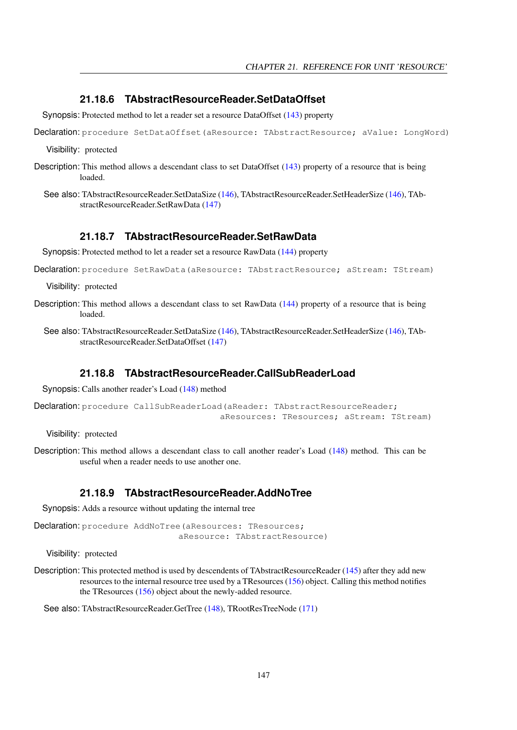### 21.18.6 TAbstractResourceReader.SetDataOffset

**Synopsis:** Protected method to let a reader set a resource DataOffset (143) property

**Declaration:**
```
procedure SetDataOffset(aResource: TAbstractResource; aValue: LongWord)
```

**Visibility:** protected

**Description:** This method allows a descendant class to set DataOffset (143) property of a resource that is being loaded.

**See also:** TAbstractResourceReader.SetDataSize (146), TAbstractResourceReader.SetHeaderSize (146), TAbstractResourceReader.SetRawData (147)

### 21.18.7 TAbstractResourceReader.SetRawData

**Synopsis:** Protected method to let a reader set a resource RawData (144) property

**Declaration:**
```
procedure SetRawData(aResource: TAbstractResource; aStream: TStream)
```

**Visibility:** protected

**Description:** This method allows a descendant class to set RawData (144) property of a resource that is being loaded.

**See also:** TAbstractResourceReader.SetDataSize (146), TAbstractResourceReader.SetHeaderSize (146), TAbstractResourceReader.SetDataOffset (147)

### 21.18.8 TAbstractResourceReader.CallSubReaderLoad

**Synopsis:** Calls another reader's Load (148) method

**Declaration:**
```
procedure CallSubReaderLoad(aReader: TAbstractResourceReader;
                            aResources: TResources; aStream: TStream)
```

**Visibility:** protected

**Description:** This method allows a descendant class to call another reader's Load (148) method. This can be useful when a reader needs to use another one.

### 21.18.9 TAbstractResourceReader.AddNoTree

**Synopsis:** Adds a resource without updating the internal tree

**Declaration:**
```
procedure AddNoTree(aResources: TResources;
                    aResource: TAbstractResource)
```

**Visibility:** protected

**Description:** This protected method is used by descendents of TAbstractResourceReader (145) after they add new resources to the internal resource tree used by a TResources (156) object. Calling this method notifies the TResources (156) object about the newly-added resource.

**See also:** TAbstractResourceReader.GetTree (148), TRootResTreeNode (171)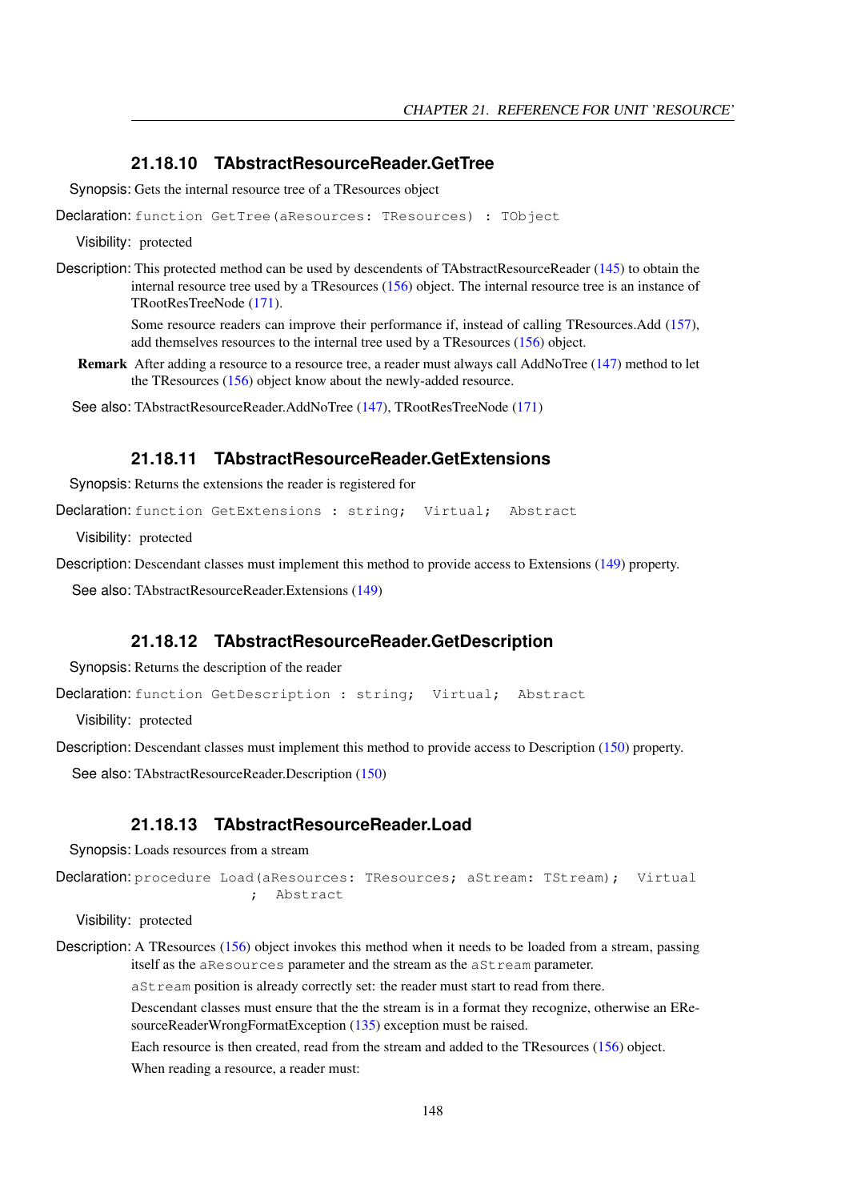### 21.18.10 TAbstractResourceReader.GetTree

**Synopsis:** Gets the internal resource tree of a TResources object

**Declaration:**
```
function GetTree(aResources: TResources) : TObject
```

**Visibility:** protected

**Description:** This protected method can be used by descendents of TAbstractResourceReader (145) to obtain the internal resource tree used by a TResources (156) object. The internal resource tree is an instance of TRootResTreeNode (171).

Some resource readers can improve their performance if, instead of calling TResources.Add (157), add themselves resources to the internal tree used by a TResources (156) object.

**Remark** After adding a resource to a resource tree, a reader must always call AddNoTree (147) method to let the TResources (156) object know about the newly-added resource.

**See also:** TAbstractResourceReader.AddNoTree (147), TRootResTreeNode (171)

### 21.18.11 TAbstractResourceReader.GetExtensions

**Synopsis:** Returns the extensions the reader is registered for

**Declaration:**
```
function GetExtensions : string;  Virtual;  Abstract
```

**Visibility:** protected

**Description:** Descendant classes must implement this method to provide access to Extensions (149) property.

**See also:** TAbstractResourceReader.Extensions (149)

### 21.18.12 TAbstractResourceReader.GetDescription

**Synopsis:** Returns the description of the reader

**Declaration:**
```
function GetDescription : string;  Virtual;  Abstract
```

**Visibility:** protected

**Description:** Descendant classes must implement this method to provide access to Description (150) property.

**See also:** TAbstractResourceReader.Description (150)

### 21.18.13 TAbstractResourceReader.Load

**Synopsis:** Loads resources from a stream

**Declaration:**
```
procedure Load(aResources: TResources; aStream: TStream);  Virtual
                ;  Abstract
```

**Visibility:** protected

**Description:** A TResources (156) object invokes this method when it needs to be loaded from a stream, passing itself as the `aResources` parameter and the stream as the `aStream` parameter.

`aStream` position is already correctly set: the reader must start to read from there.

Descendant classes must ensure that the the stream is in a format they recognize, otherwise an EResourceReaderWrongFormatException (135) exception must be raised.

Each resource is then created, read from the stream and added to the TResources (156) object.

When reading a resource, a reader must: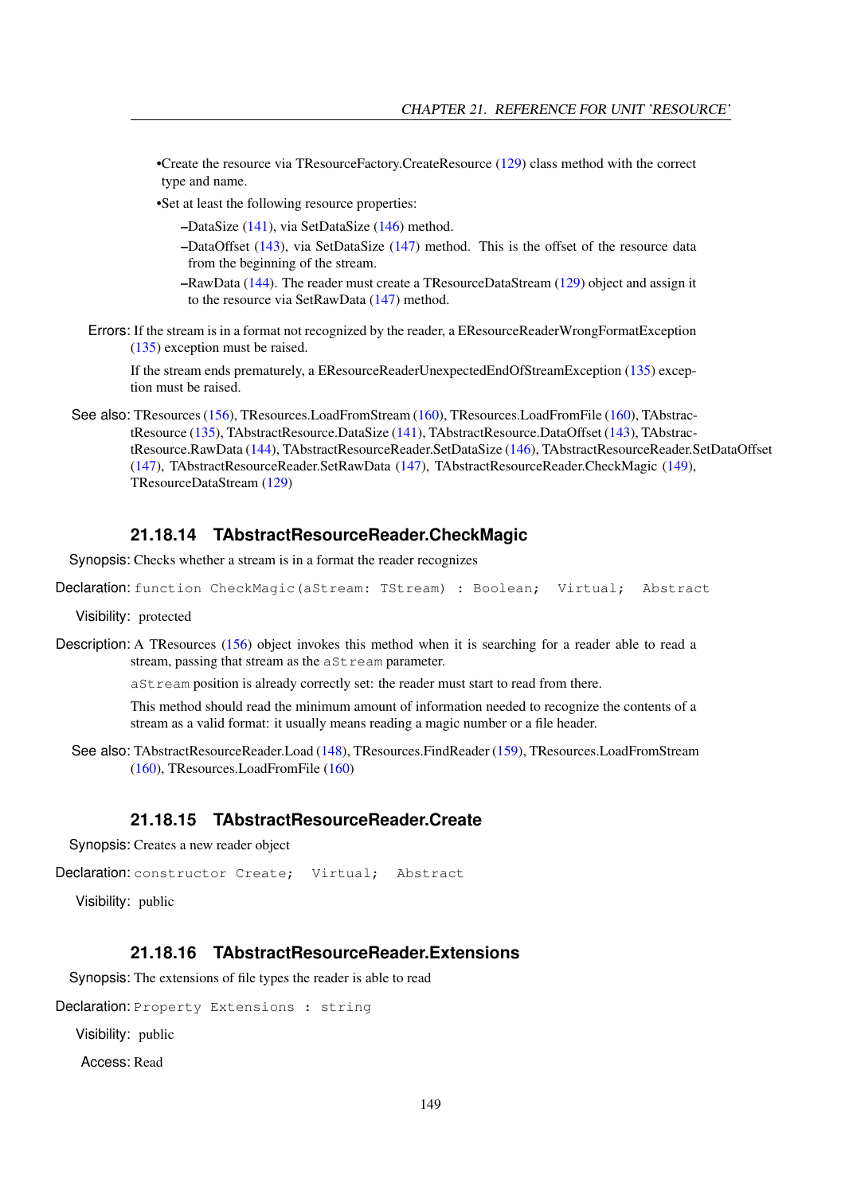- Create the resource via TResourceFactory.CreateResource (129) class method with the correct type and name.
- Set at least the following resource properties:
  - DataSize (141), via SetDataSize (146) method.
  - DataOffset (143), via SetDataSize (147) method. This is the offset of the resource data from the beginning of the stream.
  - RawData (144). The reader must create a TResourceDataStream (129) object and assign it to the resource via SetRawData (147) method.

**Errors:** If the stream is in a format not recognized by the reader, a EResourceReaderWrongFormatException (135) exception must be raised.

If the stream ends prematurely, a EResourceReaderUnexpectedEndOfStreamException (135) exception must be raised.

**See also:** TResources (156), TResources.LoadFromStream (160), TResources.LoadFromFile (160), TAbstractResource (135), TAbstractResource.DataSize (141), TAbstractResource.DataOffset (143), TAbstractResource.RawData (144), TAbstractResourceReader.SetDataSize (146), TAbstractResourceReader.SetDataOffset (147), TAbstractResourceReader.SetRawData (147), TAbstractResourceReader.CheckMagic (149), TResourceDataStream (129)

### 21.18.14 TAbstractResourceReader.CheckMagic

**Synopsis:** Checks whether a stream is in a format the reader recognizes

**Declaration:**
```
function CheckMagic(aStream: TStream) : Boolean;  Virtual;  Abstract
```

**Visibility:** protected

**Description:** A TResources (156) object invokes this method when it is searching for a reader able to read a stream, passing that stream as the `aStream` parameter.

`aStream` position is already correctly set: the reader must start to read from there.

This method should read the minimum amount of information needed to recognize the contents of a stream as a valid format: it usually means reading a magic number or a file header.

**See also:** TAbstractResourceReader.Load (148), TResources.FindReader (159), TResources.LoadFromStream (160), TResources.LoadFromFile (160)

### 21.18.15 TAbstractResourceReader.Create

**Synopsis:** Creates a new reader object

**Declaration:**
```
constructor Create;  Virtual;  Abstract
```

**Visibility:** public

### 21.18.16 TAbstractResourceReader.Extensions

**Synopsis:** The extensions of file types the reader is able to read

**Declaration:**
```
Property Extensions : string
```

**Visibility:** public

**Access:** Read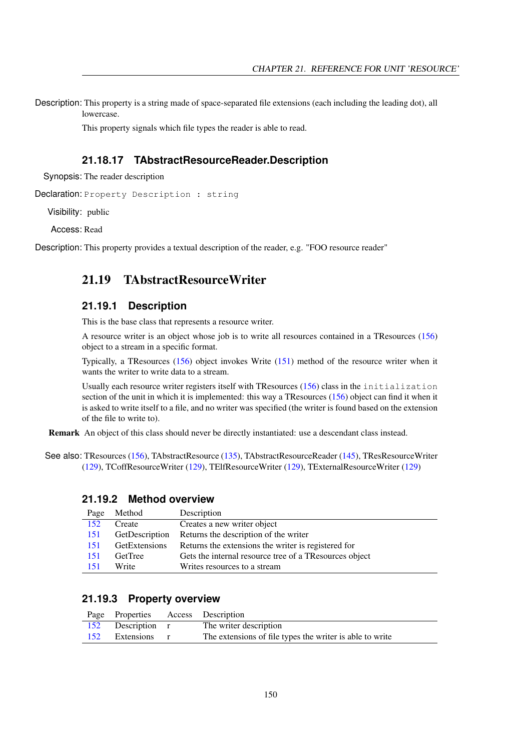Description: This property is a string made of space-separated file extensions (each including the leading dot), all lowercase.

This property signals which file types the reader is able to read.

### 21.18.17 TAbstractResourceReader.Description

Synopsis: The reader description

Declaration: `Property Description : string`

Visibility: public

Access: Read

Description: This property provides a textual description of the reader, e.g. "FOO resource reader"

## 21.19 TAbstractResourceWriter

### 21.19.1 Description

This is the base class that represents a resource writer.

A resource writer is an object whose job is to write all resources contained in a TResources (156) object to a stream in a specific format.

Typically, a TResources (156) object invokes Write (151) method of the resource writer when it wants the writer to write data to a stream.

Usually each resource writer registers itself with TResources (156) class in the `initialization` section of the unit in which it is implemented: this way a TResources (156) object can find it when it is asked to write itself to a file, and no writer was specified (the writer is found based on the extension of the file to write to).

**Remark** An object of this class should never be directly instantiated: use a descendant class instead.

See also: TResources (156), TAbstractResource (135), TAbstractResourceReader (145), TResResourceWriter (129), TCoffResourceWriter (129), TElfResourceWriter (129), TExternalResourceWriter (129)

### 21.19.2 Method overview

| Page | Method | Description |
|---|---|---|
| 152 | Create | Creates a new writer object |
| 151 | GetDescription | Returns the description of the writer |
| 151 | GetExtensions | Returns the extensions the writer is registered for |
| 151 | GetTree | Gets the internal resource tree of a TResources object |
| 151 | Write | Writes resources to a stream |

### 21.19.3 Property overview

| Page | Properties | Access | Description |
|---|---|---|---|
| 152 | Description | r | The writer description |
| 152 | Extensions | r | The extensions of file types the writer is able to write |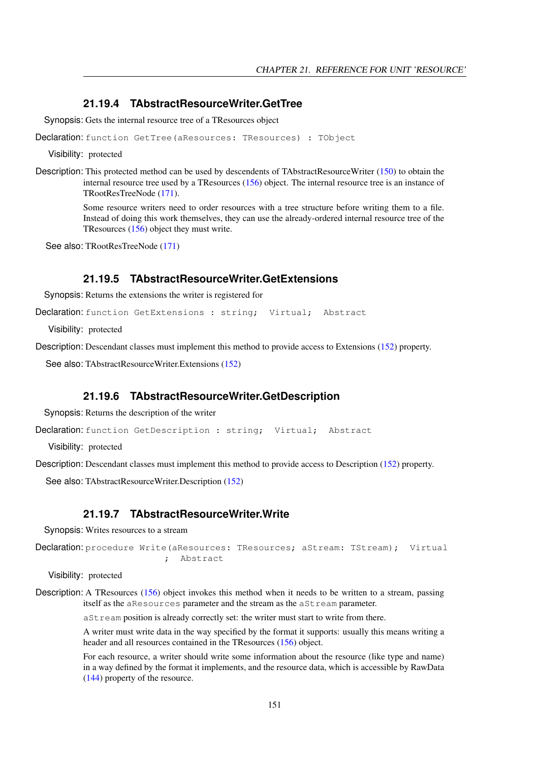### 21.19.4 TAbstractResourceWriter.GetTree

**Synopsis:** Gets the internal resource tree of a TResources object

**Declaration:** `function GetTree(aResources: TResources) : TObject`

**Visibility:** protected

**Description:** This protected method can be used by descendents of TAbstractResourceWriter (150) to obtain the internal resource tree used by a TResources (156) object. The internal resource tree is an instance of TRootResTreeNode (171).

Some resource writers need to order resources with a tree structure before writing them to a file. Instead of doing this work themselves, they can use the already-ordered internal resource tree of the TResources (156) object they must write.

**See also:** TRootResTreeNode (171)

### 21.19.5 TAbstractResourceWriter.GetExtensions

**Synopsis:** Returns the extensions the writer is registered for

**Declaration:** `function GetExtensions : string;  Virtual;  Abstract`

**Visibility:** protected

**Description:** Descendant classes must implement this method to provide access to Extensions (152) property.

**See also:** TAbstractResourceWriter.Extensions (152)

### 21.19.6 TAbstractResourceWriter.GetDescription

**Synopsis:** Returns the description of the writer

**Declaration:** `function GetDescription : string;  Virtual;  Abstract`

**Visibility:** protected

**Description:** Descendant classes must implement this method to provide access to Description (152) property.

**See also:** TAbstractResourceWriter.Description (152)

### 21.19.7 TAbstractResourceWriter.Write

**Synopsis:** Writes resources to a stream

**Declaration:**
```
procedure Write(aResources: TResources; aStream: TStream);  Virtual
                ;  Abstract
```

**Visibility:** protected

**Description:** A TResources (156) object invokes this method when it needs to be written to a stream, passing itself as the `aResources` parameter and the stream as the `aStream` parameter.

`aStream` position is already correctly set: the writer must start to write from there.

A writer must write data in the way specified by the format it supports: usually this means writing a header and all resources contained in the TResources (156) object.

For each resource, a writer should write some information about the resource (like type and name) in a way defined by the format it implements, and the resource data, which is accessible by RawData (144) property of the resource.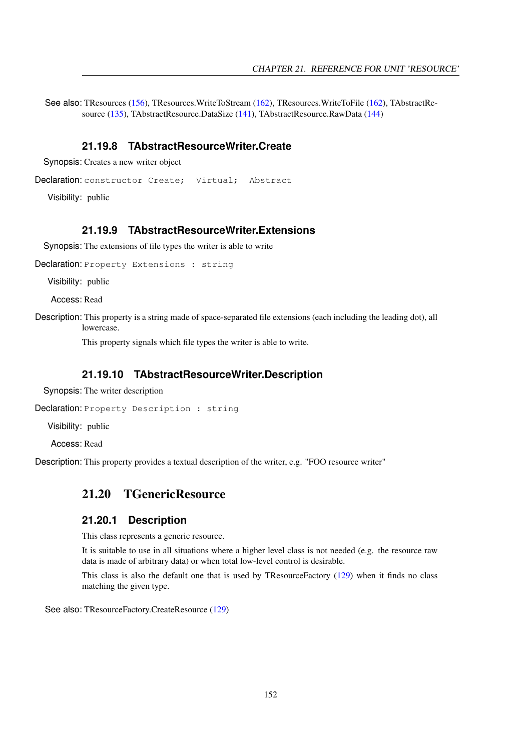See also: TResources (156), TResources.WriteToStream (162), TResources.WriteToFile (162), TAbstractResource (135), TAbstractResource.DataSize (141), TAbstractResource.RawData (144)

### 21.19.8 TAbstractResourceWriter.Create

Synopsis: Creates a new writer object

Declaration:
```
constructor Create;  Virtual;  Abstract
```

Visibility: public

### 21.19.9 TAbstractResourceWriter.Extensions

Synopsis: The extensions of file types the writer is able to write

Declaration:
```
Property Extensions : string
```

Visibility: public

Access: Read

Description: This property is a string made of space-separated file extensions (each including the leading dot), all lowercase.

This property signals which file types the writer is able to write.

### 21.19.10 TAbstractResourceWriter.Description

Synopsis: The writer description

Declaration:
```
Property Description : string
```

Visibility: public

Access: Read

Description: This property provides a textual description of the writer, e.g. "FOO resource writer"

## 21.20 TGenericResource

### 21.20.1 Description

This class represents a generic resource.

It is suitable to use in all situations where a higher level class is not needed (e.g. the resource raw data is made of arbitrary data) or when total low-level control is desirable.

This class is also the default one that is used by TResourceFactory (129) when it finds no class matching the given type.

See also: TResourceFactory.CreateResource (129)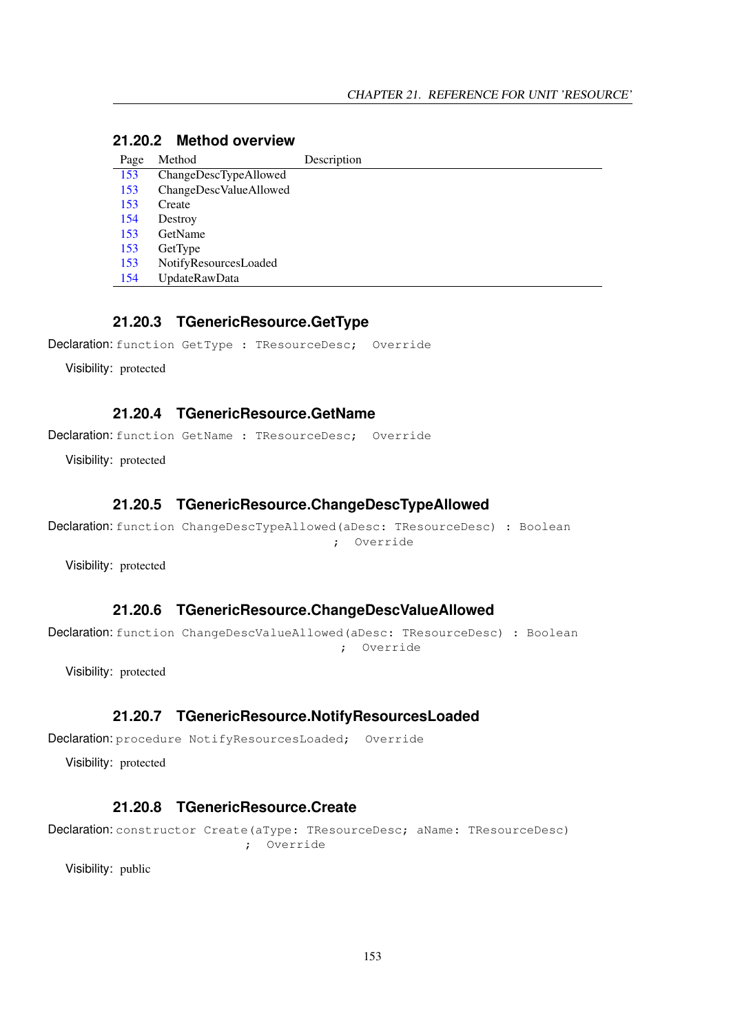### 21.20.2 Method overview

| Page | Method | Description |
|---|---|---|
| 153 | ChangeDescTypeAllowed | |
| 153 | ChangeDescValueAllowed | |
| 153 | Create | |
| 154 | Destroy | |
| 153 | GetName | |
| 153 | GetType | |
| 153 | NotifyResourcesLoaded | |
| 154 | UpdateRawData | |

### 21.20.3 TGenericResource.GetType

Declaration: `function GetType : TResourceDesc;  Override`

Visibility: protected

### 21.20.4 TGenericResource.GetName

Declaration: `function GetName : TResourceDesc;  Override`

Visibility: protected

### 21.20.5 TGenericResource.ChangeDescTypeAllowed

Declaration:
```
function ChangeDescTypeAllowed(aDesc: TResourceDesc) : Boolean
                                   ;  Override
```

Visibility: protected

### 21.20.6 TGenericResource.ChangeDescValueAllowed

Declaration:
```
function ChangeDescValueAllowed(aDesc: TResourceDesc) : Boolean
                                    ;  Override
```

Visibility: protected

### 21.20.7 TGenericResource.NotifyResourcesLoaded

Declaration: `procedure NotifyResourcesLoaded;  Override`

Visibility: protected

### 21.20.8 TGenericResource.Create

Declaration:
```
constructor Create(aType: TResourceDesc; aName: TResourceDesc)
                 ;  Override
```

Visibility: public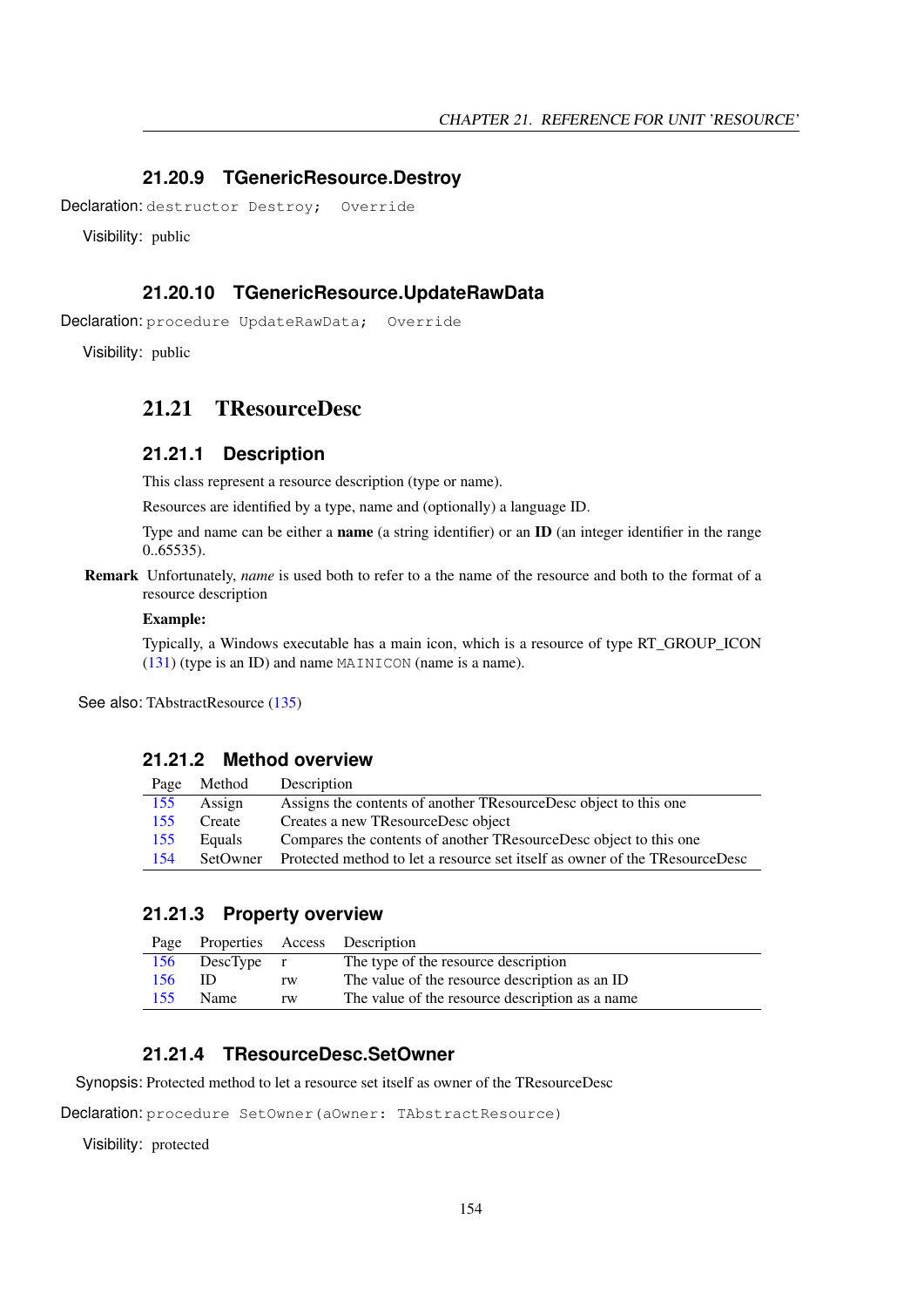### 21.20.9 TGenericResource.Destroy

**Declaration:** `destructor Destroy;  Override`

**Visibility:** public

### 21.20.10 TGenericResource.UpdateRawData

**Declaration:** `procedure UpdateRawData;  Override`

**Visibility:** public

## 21.21 TResourceDesc

### 21.21.1 Description

This class represent a resource description (type or name).

Resources are identified by a type, name and (optionally) a language ID.

Type and name can be either a **name** (a string identifier) or an **ID** (an integer identifier in the range 0..65535).

**Remark** Unfortunately, *name* is used both to refer to a the name of the resource and both to the format of a resource description

**Example:**

Typically, a Windows executable has a main icon, which is a resource of type RT_GROUP_ICON (131) (type is an ID) and name `MAINICON` (name is a name).

**See also:** TAbstractResource (135)

### 21.21.2 Method overview

| Page | Method | Description |
|---|---|---|
| 155 | Assign | Assigns the contents of another TResourceDesc object to this one |
| 155 | Create | Creates a new TResourceDesc object |
| 155 | Equals | Compares the contents of another TResourceDesc object to this one |
| 154 | SetOwner | Protected method to let a resource set itself as owner of the TResourceDesc |

### 21.21.3 Property overview

| Page | Properties | Access | Description |
|---|---|---|---|
| 156 | DescType | r | The type of the resource description |
| 156 | ID | rw | The value of the resource description as an ID |
| 155 | Name | rw | The value of the resource description as a name |

### 21.21.4 TResourceDesc.SetOwner

**Synopsis:** Protected method to let a resource set itself as owner of the TResourceDesc

**Declaration:** `procedure SetOwner(aOwner: TAbstractResource)`

**Visibility:** protected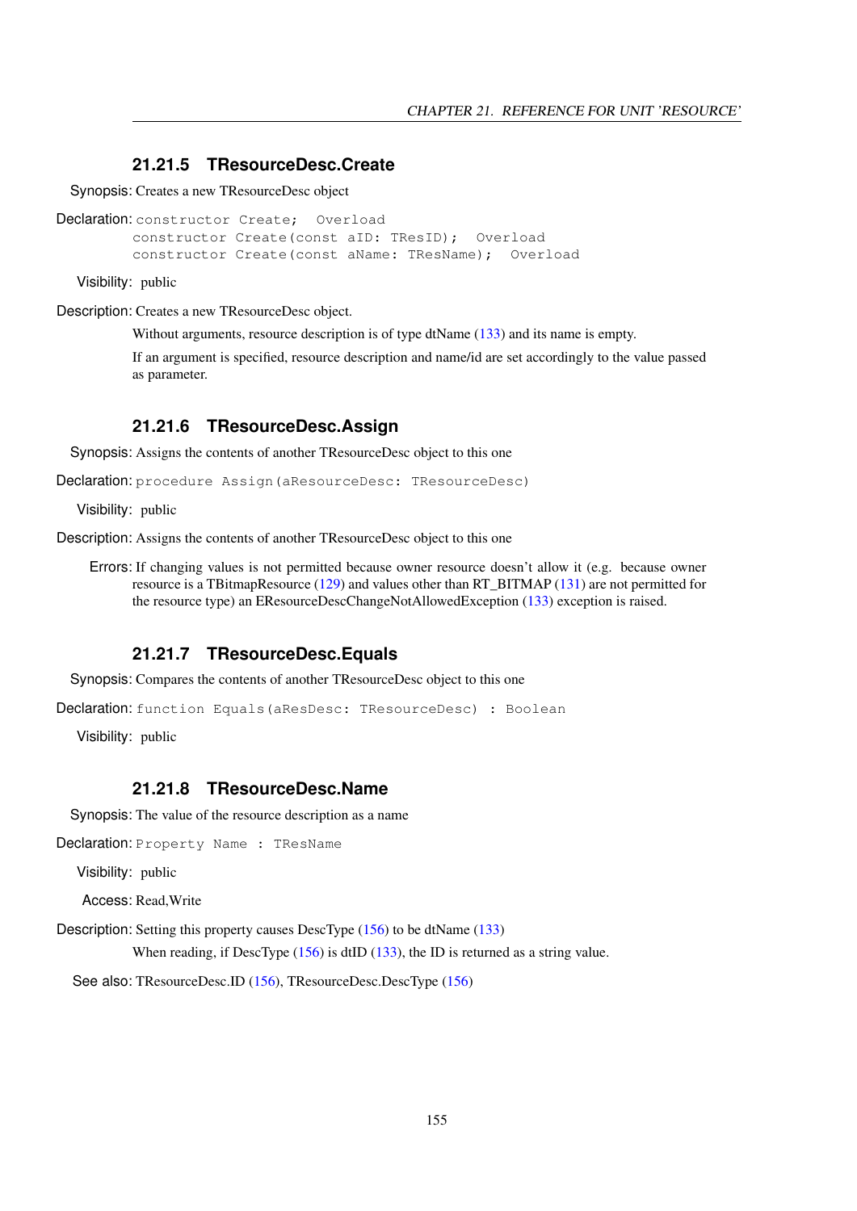### 21.21.5 TResourceDesc.Create

**Synopsis:** Creates a new TResourceDesc object

**Declaration:**
```
constructor Create;  Overload
constructor Create(const aID: TResID);  Overload
constructor Create(const aName: TResName);  Overload
```

**Visibility:** public

**Description:** Creates a new TResourceDesc object.

Without arguments, resource description is of type dtName (133) and its name is empty.

If an argument is specified, resource description and name/id are set accordingly to the value passed as parameter.

### 21.21.6 TResourceDesc.Assign

**Synopsis:** Assigns the contents of another TResourceDesc object to this one

**Declaration:**
```
procedure Assign(aResourceDesc: TResourceDesc)
```

**Visibility:** public

**Description:** Assigns the contents of another TResourceDesc object to this one

**Errors:** If changing values is not permitted because owner resource doesn't allow it (e.g. because owner resource is a TBitmapResource (129) and values other than RT_BITMAP (131) are not permitted for the resource type) an EResourceDescChangeNotAllowedException (133) exception is raised.

### 21.21.7 TResourceDesc.Equals

**Synopsis:** Compares the contents of another TResourceDesc object to this one

**Declaration:**
```
function Equals(aResDesc: TResourceDesc) : Boolean
```

**Visibility:** public

### 21.21.8 TResourceDesc.Name

**Synopsis:** The value of the resource description as a name

**Declaration:**
```
Property Name : TResName
```

**Visibility:** public

**Access:** Read,Write

**Description:** Setting this property causes DescType (156) to be dtName (133)

When reading, if DescType (156) is dtID (133), the ID is returned as a string value.

**See also:** TResourceDesc.ID (156), TResourceDesc.DescType (156)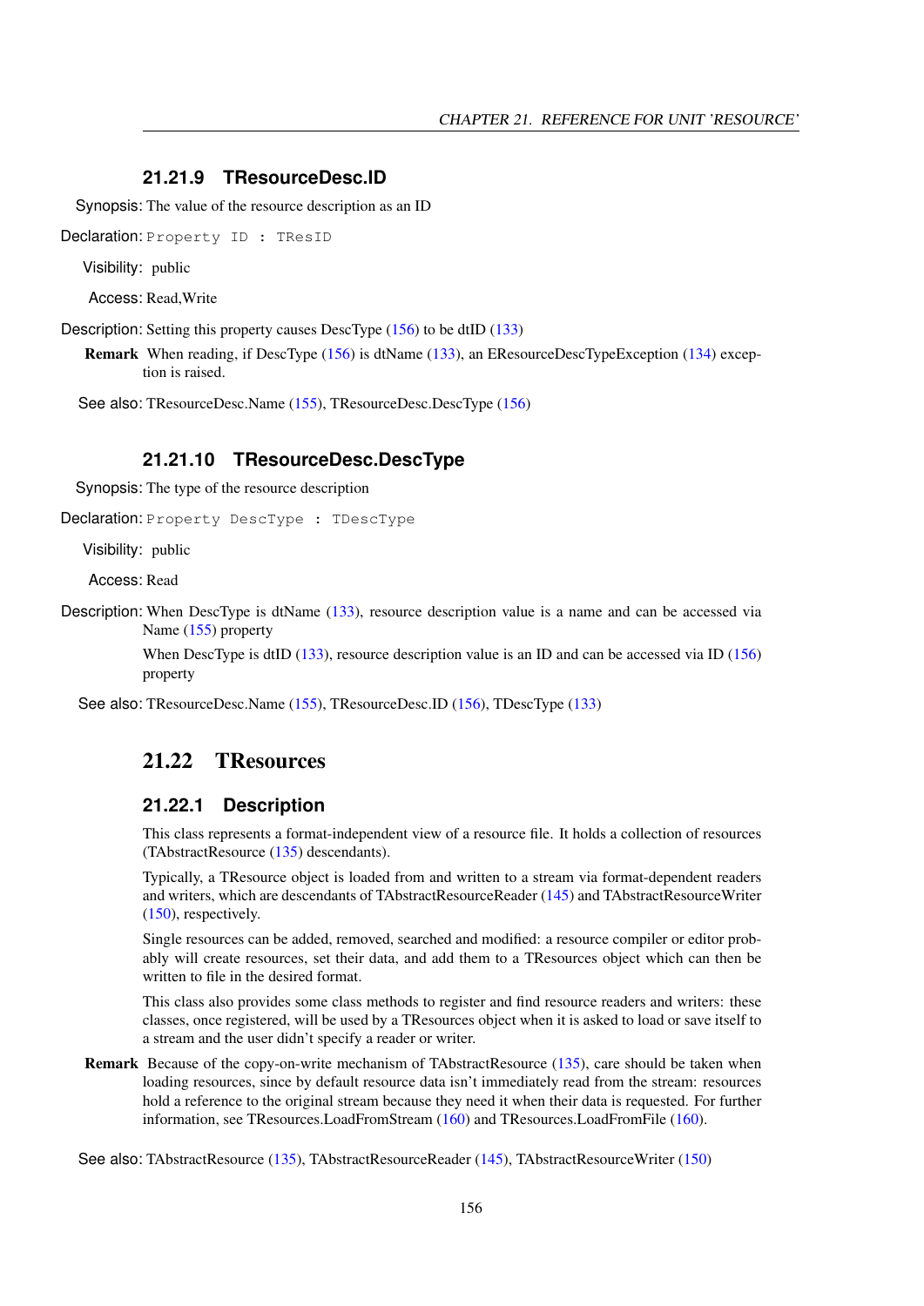### 21.21.9 TResourceDesc.ID

Synopsis: The value of the resource description as an ID

Declaration: `Property ID : TResID`

Visibility: public

Access: Read,Write

Description: Setting this property causes DescType (156) to be dtID (133)

**Remark** When reading, if DescType (156) is dtName (133), an EResourceDescTypeException (134) exception is raised.

See also: TResourceDesc.Name (155), TResourceDesc.DescType (156)

### 21.21.10 TResourceDesc.DescType

Synopsis: The type of the resource description

Declaration: `Property DescType : TDescType`

Visibility: public

Access: Read

Description: When DescType is dtName (133), resource description value is a name and can be accessed via Name (155) property

When DescType is dtID (133), resource description value is an ID and can be accessed via ID (156) property

See also: TResourceDesc.Name (155), TResourceDesc.ID (156), TDescType (133)

## 21.22 TResources

### 21.22.1 Description

This class represents a format-independent view of a resource file. It holds a collection of resources (TAbstractResource (135) descendants).

Typically, a TResource object is loaded from and written to a stream via format-dependent readers and writers, which are descendants of TAbstractResourceReader (145) and TAbstractResourceWriter (150), respectively.

Single resources can be added, removed, searched and modified: a resource compiler or editor probably will create resources, set their data, and add them to a TResources object which can then be written to file in the desired format.

This class also provides some class methods to register and find resource readers and writers: these classes, once registered, will be used by a TResources object when it is asked to load or save itself to a stream and the user didn't specify a reader or writer.

**Remark** Because of the copy-on-write mechanism of TAbstractResource (135), care should be taken when loading resources, since by default resource data isn't immediately read from the stream: resources hold a reference to the original stream because they need it when their data is requested. For further information, see TResources.LoadFromStream (160) and TResources.LoadFromFile (160).

See also: TAbstractResource (135), TAbstractResourceReader (145), TAbstractResourceWriter (150)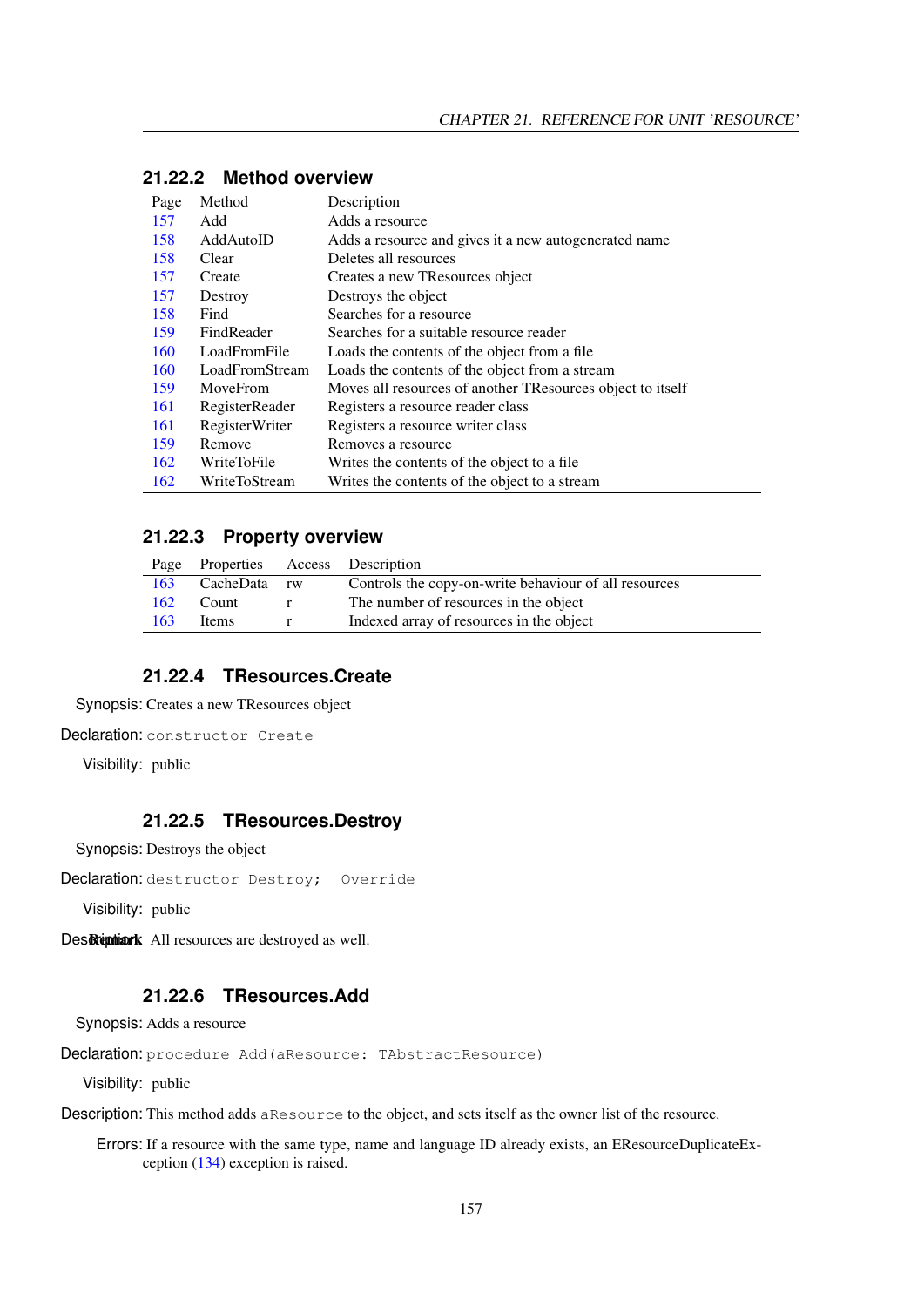### 21.22.2 Method overview

| Page | Method | Description |
|---|---|---|
| 157 | Add | Adds a resource |
| 158 | AddAutoID | Adds a resource and gives it a new autogenerated name |
| 158 | Clear | Deletes all resources |
| 157 | Create | Creates a new TResources object |
| 157 | Destroy | Destroys the object |
| 158 | Find | Searches for a resource |
| 159 | FindReader | Searches for a suitable resource reader |
| 160 | LoadFromFile | Loads the contents of the object from a file |
| 160 | LoadFromStream | Loads the contents of the object from a stream |
| 159 | MoveFrom | Moves all resources of another TResources object to itself |
| 161 | RegisterReader | Registers a resource reader class |
| 161 | RegisterWriter | Registers a resource writer class |
| 159 | Remove | Removes a resource |
| 162 | WriteToFile | Writes the contents of the object to a file |
| 162 | WriteToStream | Writes the contents of the object to a stream |

### 21.22.3 Property overview

| Page | Properties | Access | Description |
|---|---|---|---|
| 163 | CacheData | rw | Controls the copy-on-write behaviour of all resources |
| 162 | Count | r | The number of resources in the object |
| 163 | Items | r | Indexed array of resources in the object |

### 21.22.4 TResources.Create

Synopsis: Creates a new TResources object

Declaration: `constructor Create`

Visibility: public

### 21.22.5 TResources.Destroy

Synopsis: Destroys the object

Declaration: `destructor Destroy;  Override`

Visibility: public

Description: All resources are destroyed as well.

### 21.22.6 TResources.Add

Synopsis: Adds a resource

Declaration: `procedure Add(aResource: TAbstractResource)`

Visibility: public

Description: This method adds `aResource` to the object, and sets itself as the owner list of the resource.

Errors: If a resource with the same type, name and language ID already exists, an EResourceDuplicateException (134) exception is raised.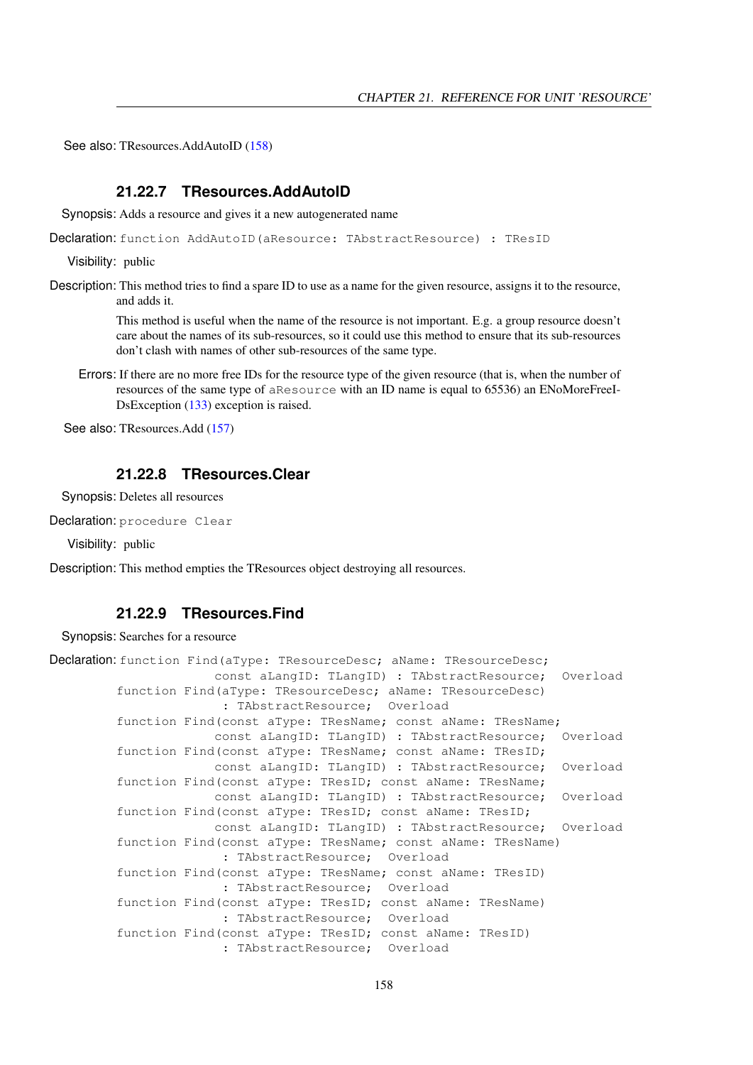See also: TResources.AddAutoID (158)

### 21.22.7 TResources.AddAutoID

Synopsis: Adds a resource and gives it a new autogenerated name

Declaration:
```
function AddAutoID(aResource: TAbstractResource) : TResID
```

Visibility: public

Description: This method tries to find a spare ID to use as a name for the given resource, assigns it to the resource, and adds it.

This method is useful when the name of the resource is not important. E.g. a group resource doesn't care about the names of its sub-resources, so it could use this method to ensure that its sub-resources don't clash with names of other sub-resources of the same type.

Errors: If there are no more free IDs for the resource type of the given resource (that is, when the number of resources of the same type of `aResource` with an ID name is equal to 65536) an ENoMoreFreeIDsException (133) exception is raised.

See also: TResources.Add (157)

### 21.22.8 TResources.Clear

Synopsis: Deletes all resources

Declaration:
```
procedure Clear
```

Visibility: public

Description: This method empties the TResources object destroying all resources.

### 21.22.9 TResources.Find

Synopsis: Searches for a resource

Declaration:
```
function Find(aType: TResourceDesc; aName: TResourceDesc;
              const aLangID: TLangID) : TAbstractResource;  Overload
function Find(aType: TResourceDesc; aName: TResourceDesc)
               : TAbstractResource;  Overload
function Find(const aType: TResName; const aName: TResName;
              const aLangID: TLangID) : TAbstractResource;  Overload
function Find(const aType: TResName; const aName: TResID;
              const aLangID: TLangID) : TAbstractResource;  Overload
function Find(const aType: TResID; const aName: TResName;
              const aLangID: TLangID) : TAbstractResource;  Overload
function Find(const aType: TResID; const aName: TResID;
              const aLangID: TLangID) : TAbstractResource;  Overload
function Find(const aType: TResName; const aName: TResName)
               : TAbstractResource;  Overload
function Find(const aType: TResName; const aName: TResID)
               : TAbstractResource;  Overload
function Find(const aType: TResID; const aName: TResName)
               : TAbstractResource;  Overload
function Find(const aType: TResID; const aName: TResID)
               : TAbstractResource;  Overload
```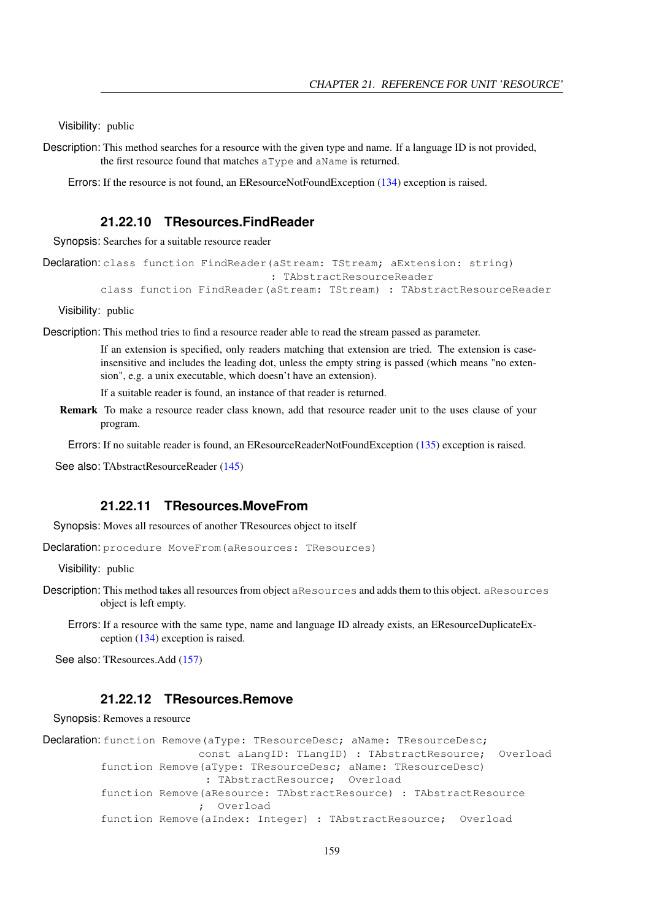Visibility: public

Description: This method searches for a resource with the given type and name. If a language ID is not provided, the first resource found that matches `aType` and `aName` is returned.

Errors: If the resource is not found, an EResourceNotFoundException (134) exception is raised.

### 21.22.10 TResources.FindReader

Synopsis: Searches for a suitable resource reader

Declaration:
```
class function FindReader(aStream: TStream; aExtension: string)
                         : TAbstractResourceReader
class function FindReader(aStream: TStream) : TAbstractResourceReader
```

Visibility: public

Description: This method tries to find a resource reader able to read the stream passed as parameter.

If an extension is specified, only readers matching that extension are tried. The extension is case-insensitive and includes the leading dot, unless the empty string is passed (which means "no extension", e.g. a unix executable, which doesn't have an extension).

If a suitable reader is found, an instance of that reader is returned.

**Remark** To make a resource reader class known, add that resource reader unit to the uses clause of your program.

Errors: If no suitable reader is found, an EResourceReaderNotFoundException (135) exception is raised.

See also: TAbstractResourceReader (145)

### 21.22.11 TResources.MoveFrom

Synopsis: Moves all resources of another TResources object to itself

Declaration:
```
procedure MoveFrom(aResources: TResources)
```

Visibility: public

Description: This method takes all resources from object `aResources` and adds them to this object. `aResources` object is left empty.

Errors: If a resource with the same type, name and language ID already exists, an EResourceDuplicateException (134) exception is raised.

See also: TResources.Add (157)

### 21.22.12 TResources.Remove

Synopsis: Removes a resource

Declaration:
```
function Remove(aType: TResourceDesc; aName: TResourceDesc;
                const aLangID: TLangID) : TAbstractResource;  Overload
function Remove(aType: TResourceDesc; aName: TResourceDesc)
                 : TAbstractResource;  Overload
function Remove(aResource: TAbstractResource) : TAbstractResource
                ;  Overload
function Remove(aIndex: Integer) : TAbstractResource;  Overload
```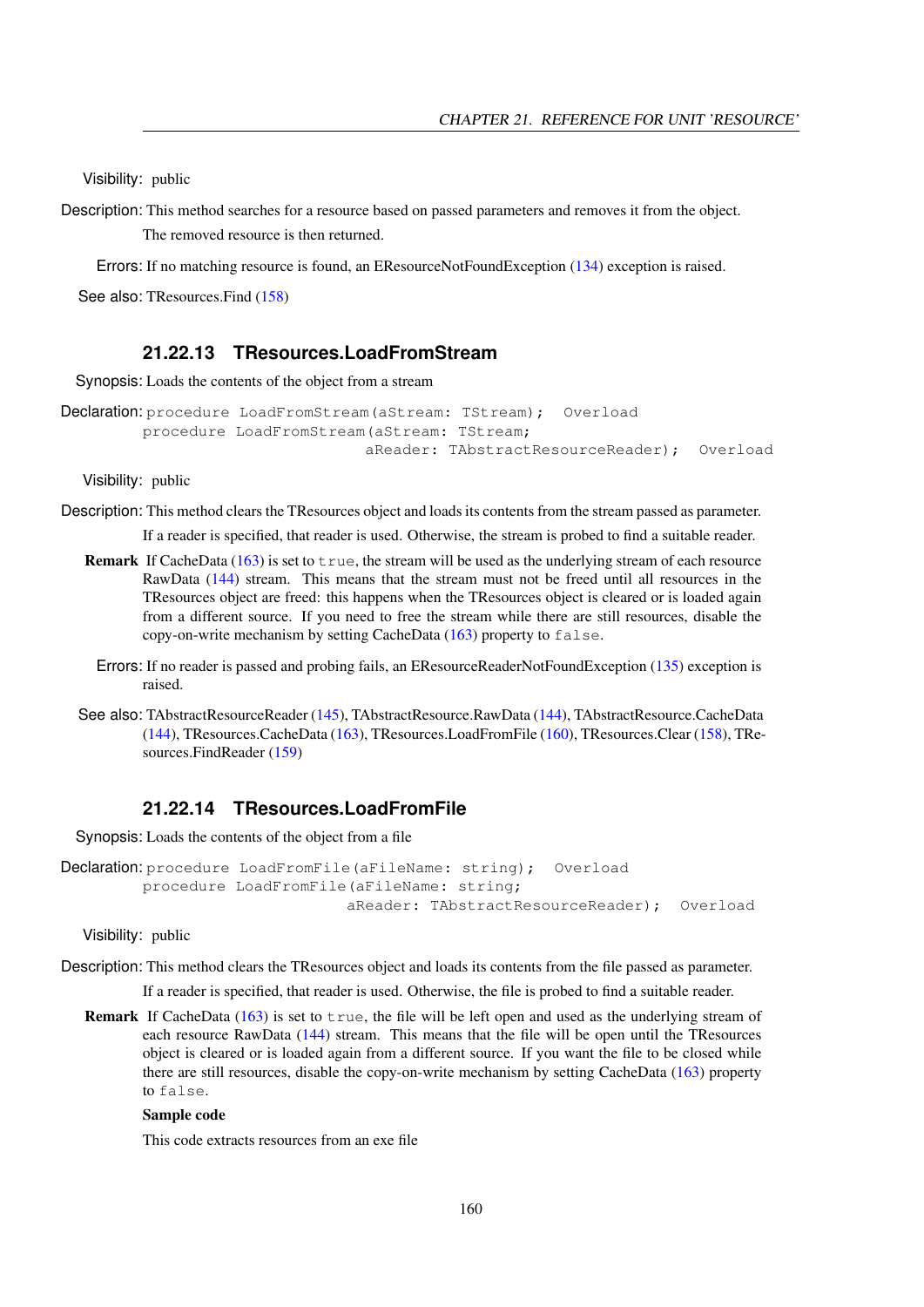Visibility: public

Description: This method searches for a resource based on passed parameters and removes it from the object.

The removed resource is then returned.

Errors: If no matching resource is found, an EResourceNotFoundException (134) exception is raised.

See also: TResources.Find (158)

### 21.22.13 TResources.LoadFromStream

Synopsis: Loads the contents of the object from a stream

Declaration:
```
procedure LoadFromStream(aStream: TStream);  Overload
procedure LoadFromStream(aStream: TStream;
                         aReader: TAbstractResourceReader);  Overload
```

Visibility: public

Description: This method clears the TResources object and loads its contents from the stream passed as parameter.

If a reader is specified, that reader is used. Otherwise, the stream is probed to find a suitable reader.

**Remark** If CacheData (163) is set to `true`, the stream will be used as the underlying stream of each resource RawData (144) stream. This means that the stream must not be freed until all resources in the TResources object are freed: this happens when the TResources object is cleared or is loaded again from a different source. If you need to free the stream while there are still resources, disable the copy-on-write mechanism by setting CacheData (163) property to `false`.

Errors: If no reader is passed and probing fails, an EResourceReaderNotFoundException (135) exception is raised.

See also: TAbstractResourceReader (145), TAbstractResource.RawData (144), TAbstractResource.CacheData (144), TResources.CacheData (163), TResources.LoadFromFile (160), TResources.Clear (158), TResources.FindReader (159)

### 21.22.14 TResources.LoadFromFile

Synopsis: Loads the contents of the object from a file

Declaration:
```
procedure LoadFromFile(aFileName: string);  Overload
procedure LoadFromFile(aFileName: string;
                       aReader: TAbstractResourceReader);  Overload
```

Visibility: public

Description: This method clears the TResources object and loads its contents from the file passed as parameter.

If a reader is specified, that reader is used. Otherwise, the file is probed to find a suitable reader.

**Remark** If CacheData (163) is set to `true`, the file will be left open and used as the underlying stream of each resource RawData (144) stream. This means that the file will be open until the TResources object is cleared or is loaded again from a different source. If you want the file to be closed while there are still resources, disable the copy-on-write mechanism by setting CacheData (163) property to `false`.

**Sample code**

This code extracts resources from an exe file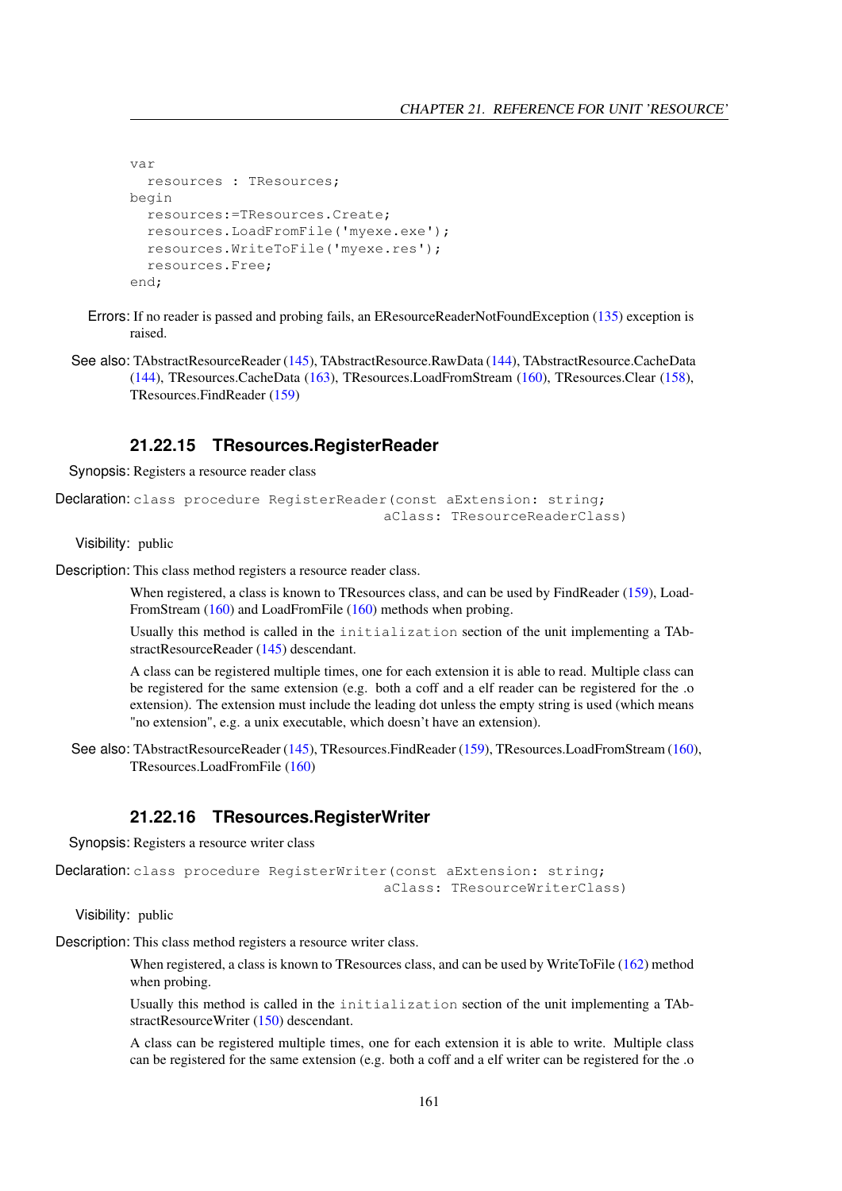```
var
  resources : TResources;
begin
  resources:=TResources.Create;
  resources.LoadFromFile('myexe.exe');
  resources.WriteToFile('myexe.res');
  resources.Free;
end;
```

**Errors:** If no reader is passed and probing fails, an EResourceReaderNotFoundException (135) exception is raised.

**See also:** TAbstractResourceReader (145), TAbstractResource.RawData (144), TAbstractResource.CacheData (144), TResources.CacheData (163), TResources.LoadFromStream (160), TResources.Clear (158), TResources.FindReader (159)

### 21.22.15 TResources.RegisterReader

**Synopsis:** Registers a resource reader class

**Declaration:**
```
class procedure RegisterReader(const aExtension: string;
                               aClass: TResourceReaderClass)
```

**Visibility:** public

**Description:** This class method registers a resource reader class.

When registered, a class is known to TResources class, and can be used by FindReader (159), LoadFromStream (160) and LoadFromFile (160) methods when probing.

Usually this method is called in the `initialization` section of the unit implementing a TAbstractResourceReader (145) descendant.

A class can be registered multiple times, one for each extension it is able to read. Multiple class can be registered for the same extension (e.g. both a coff and a elf reader can be registered for the .o extension). The extension must include the leading dot unless the empty string is used (which means "no extension", e.g. a unix executable, which doesn't have an extension).

**See also:** TAbstractResourceReader (145), TResources.FindReader (159), TResources.LoadFromStream (160), TResources.LoadFromFile (160)

### 21.22.16 TResources.RegisterWriter

**Synopsis:** Registers a resource writer class

**Declaration:**
```
class procedure RegisterWriter(const aExtension: string;
                               aClass: TResourceWriterClass)
```

**Visibility:** public

**Description:** This class method registers a resource writer class.

When registered, a class is known to TResources class, and can be used by WriteToFile (162) method when probing.

Usually this method is called in the `initialization` section of the unit implementing a TAbstractResourceWriter (150) descendant.

A class can be registered multiple times, one for each extension it is able to write. Multiple class can be registered for the same extension (e.g. both a coff and a elf writer can be registered for the .o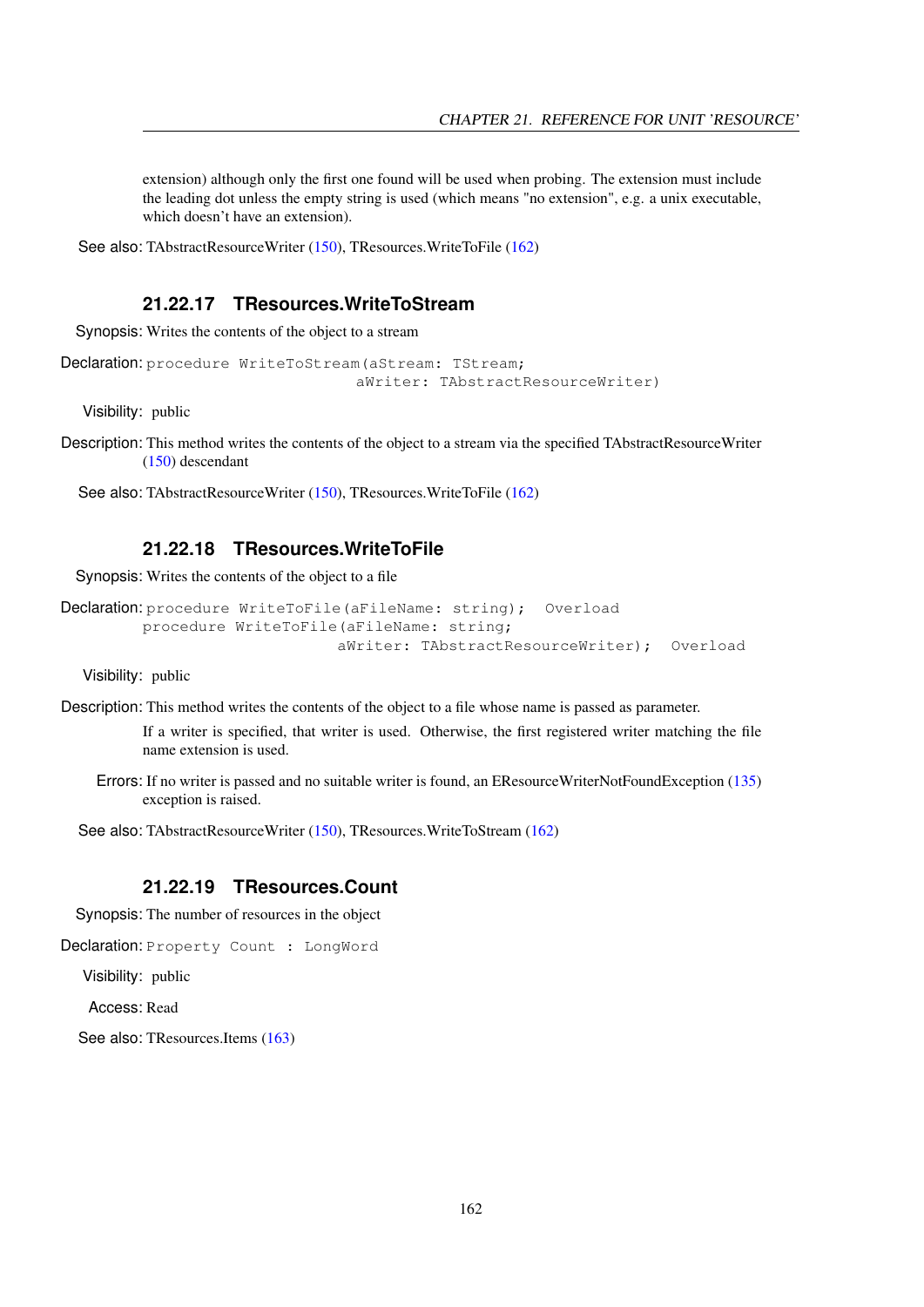extension) although only the first one found will be used when probing. The extension must include the leading dot unless the empty string is used (which means "no extension", e.g. a unix executable, which doesn't have an extension).

**See also:** TAbstractResourceWriter (150), TResources.WriteToFile (162)

### 21.22.17 TResources.WriteToStream

**Synopsis:** Writes the contents of the object to a stream

**Declaration:**

```
procedure WriteToStream(aStream: TStream;
                        aWriter: TAbstractResourceWriter)
```

**Visibility:** public

**Description:** This method writes the contents of the object to a stream via the specified TAbstractResourceWriter (150) descendant

**See also:** TAbstractResourceWriter (150), TResources.WriteToFile (162)

### 21.22.18 TResources.WriteToFile

**Synopsis:** Writes the contents of the object to a file

**Declaration:**

```
procedure WriteToFile(aFileName: string);  Overload
procedure WriteToFile(aFileName: string;
                      aWriter: TAbstractResourceWriter);  Overload
```

**Visibility:** public

**Description:** This method writes the contents of the object to a file whose name is passed as parameter.

If a writer is specified, that writer is used. Otherwise, the first registered writer matching the file name extension is used.

**Errors:** If no writer is passed and no suitable writer is found, an EResourceWriterNotFoundException (135) exception is raised.

**See also:** TAbstractResourceWriter (150), TResources.WriteToStream (162)

### 21.22.19 TResources.Count

**Synopsis:** The number of resources in the object

**Declaration:**

```
Property Count : LongWord
```

**Visibility:** public

**Access:** Read

**See also:** TResources.Items (163)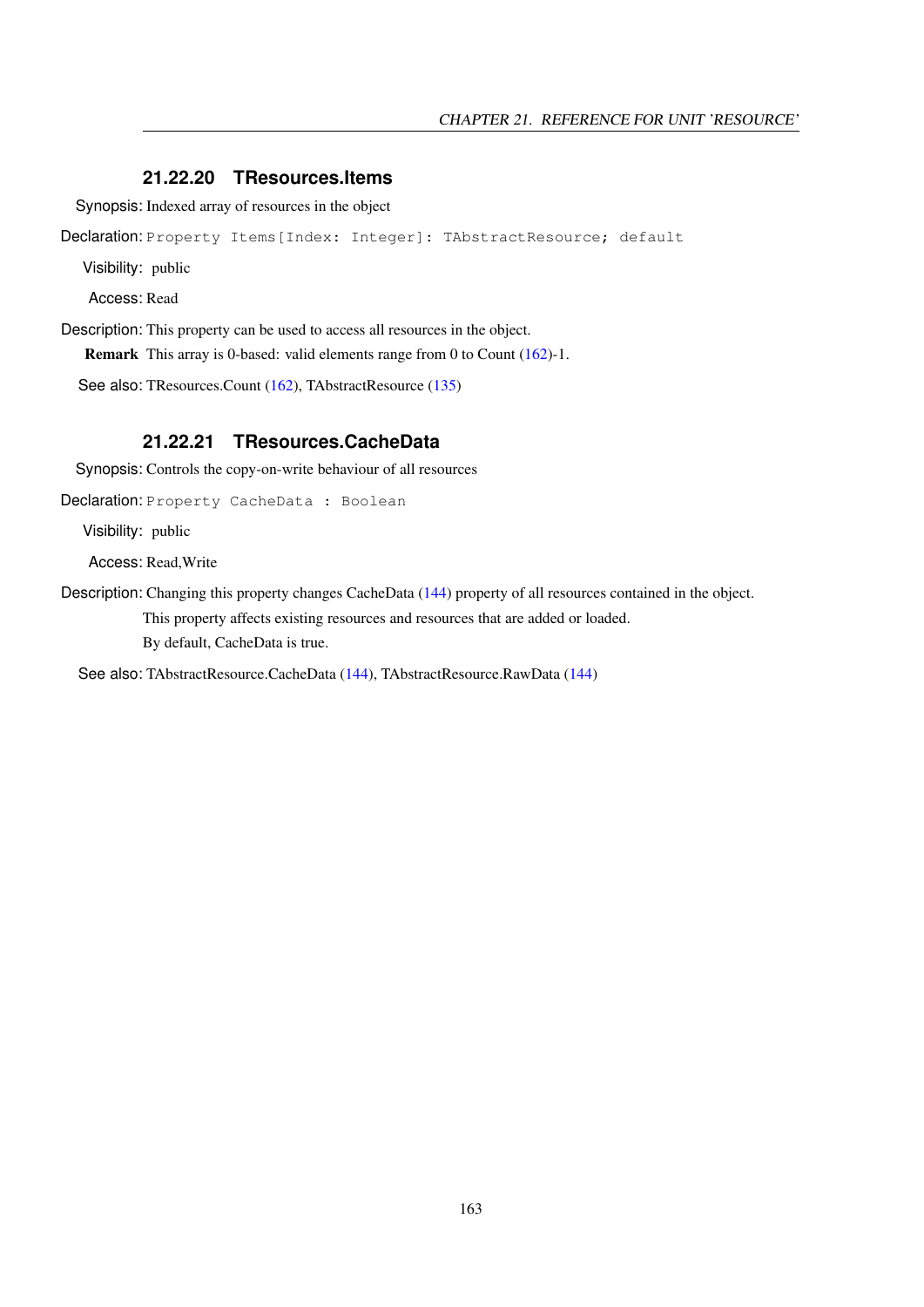### 21.22.20 TResources.Items

**Synopsis:** Indexed array of resources in the object

**Declaration:** `Property Items[Index: Integer]: TAbstractResource; default`

**Visibility:** public

**Access:** Read

**Description:** This property can be used to access all resources in the object.

**Remark** This array is 0-based: valid elements range from 0 to Count (162)-1.

**See also:** TResources.Count (162), TAbstractResource (135)

### 21.22.21 TResources.CacheData

**Synopsis:** Controls the copy-on-write behaviour of all resources

**Declaration:** `Property CacheData : Boolean`

**Visibility:** public

**Access:** Read,Write

**Description:** Changing this property changes CacheData (144) property of all resources contained in the object.

This property affects existing resources and resources that are added or loaded.

By default, CacheData is true.

**See also:** TAbstractResource.CacheData (144), TAbstractResource.RawData (144)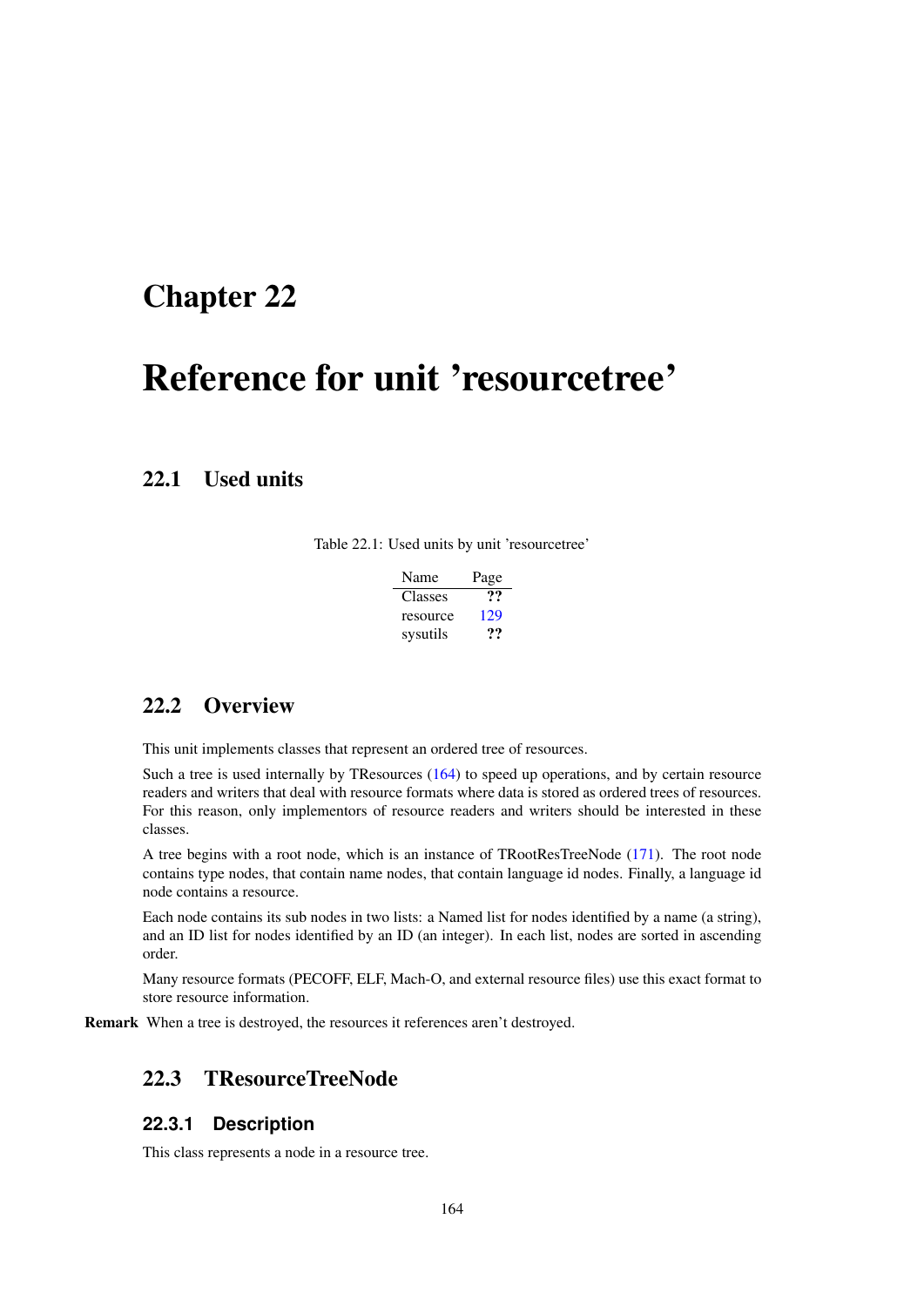# Chapter 22

# Reference for unit 'resourcetree'

## 22.1 Used units

Table 22.1: Used units by unit 'resourcetree'

| Name | Page |
| --- | --- |
| Classes | ?? |
| resource | 129 |
| sysutils | ?? |

## 22.2 Overview

This unit implements classes that represent an ordered tree of resources.

Such a tree is used internally by TResources (164) to speed up operations, and by certain resource readers and writers that deal with resource formats where data is stored as ordered trees of resources. For this reason, only implementors of resource readers and writers should be interested in these classes.

A tree begins with a root node, which is an instance of TRootResTreeNode (171). The root node contains type nodes, that contain name nodes, that contain language id nodes. Finally, a language id node contains a resource.

Each node contains its sub nodes in two lists: a Named list for nodes identified by a name (a string), and an ID list for nodes identified by an ID (an integer). In each list, nodes are sorted in ascending order.

Many resource formats (PECOFF, ELF, Mach-O, and external resource files) use this exact format to store resource information.

**Remark** When a tree is destroyed, the resources it references aren't destroyed.

## 22.3 TResourceTreeNode

### 22.3.1 Description

This class represents a node in a resource tree.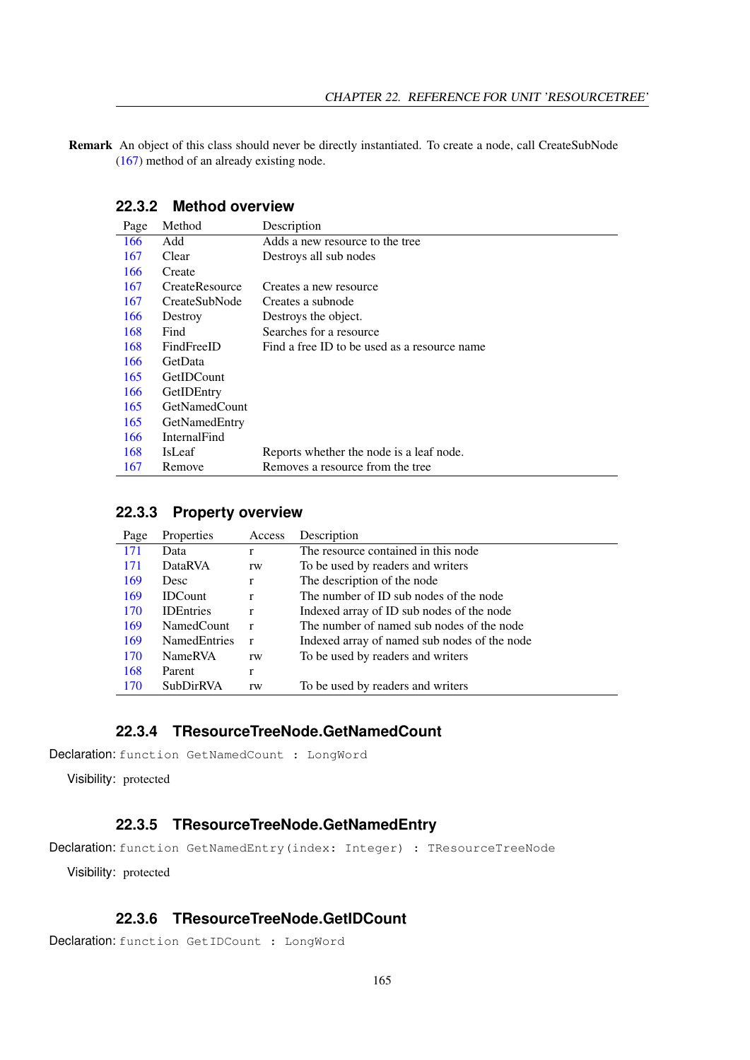**Remark** An object of this class should never be directly instantiated. To create a node, call CreateSubNode (167) method of an already existing node.

### 22.3.2 Method overview

| Page | Method | Description |
|---|---|---|
| 166 | Add | Adds a new resource to the tree |
| 167 | Clear | Destroys all sub nodes |
| 166 | Create | |
| 167 | CreateResource | Creates a new resource |
| 167 | CreateSubNode | Creates a subnode |
| 166 | Destroy | Destroys the object. |
| 168 | Find | Searches for a resource |
| 168 | FindFreeID | Find a free ID to be used as a resource name |
| 166 | GetData | |
| 165 | GetIDCount | |
| 166 | GetIDEntry | |
| 165 | GetNamedCount | |
| 165 | GetNamedEntry | |
| 166 | InternalFind | |
| 168 | IsLeaf | Reports whether the node is a leaf node. |
| 167 | Remove | Removes a resource from the tree |

### 22.3.3 Property overview

| Page | Properties | Access | Description |
|---|---|---|---|
| 171 | Data | r | The resource contained in this node |
| 171 | DataRVA | rw | To be used by readers and writers |
| 169 | Desc | r | The description of the node |
| 169 | IDCount | r | The number of ID sub nodes of the node |
| 170 | IDEntries | r | Indexed array of ID sub nodes of the node |
| 169 | NamedCount | r | The number of named sub nodes of the node |
| 169 | NamedEntries | r | Indexed array of named sub nodes of the node |
| 170 | NameRVA | rw | To be used by readers and writers |
| 168 | Parent | r | |
| 170 | SubDirRVA | rw | To be used by readers and writers |

### 22.3.4 TResourceTreeNode.GetNamedCount

Declaration: `function GetNamedCount : LongWord`

Visibility: protected

### 22.3.5 TResourceTreeNode.GetNamedEntry

Declaration: `function GetNamedEntry(index: Integer) : TResourceTreeNode`

Visibility: protected

### 22.3.6 TResourceTreeNode.GetIDCount

Declaration: `function GetIDCount : LongWord`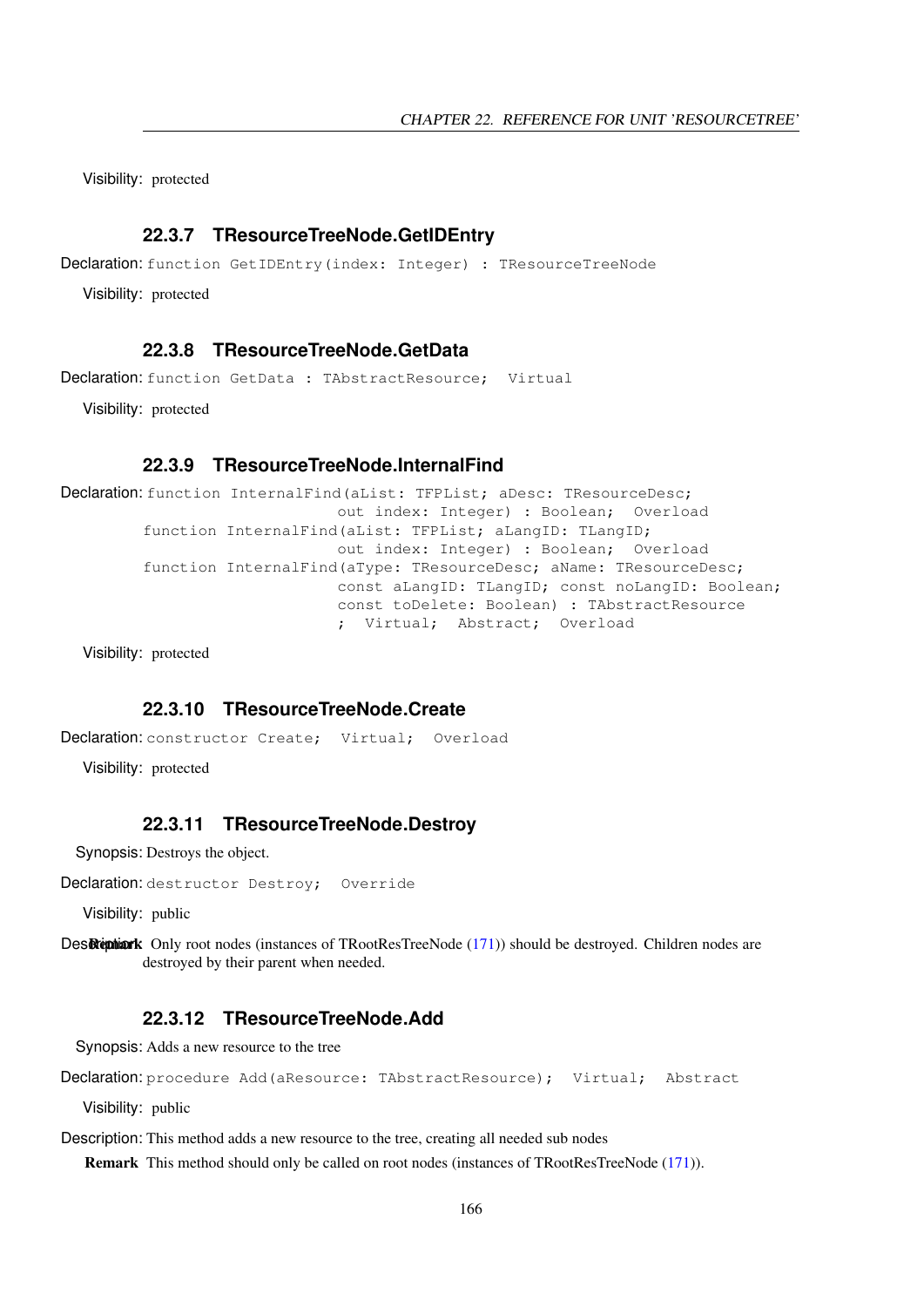Visibility: protected

### 22.3.7 TResourceTreeNode.GetIDEntry

Declaration:
```
function GetIDEntry(index: Integer) : TResourceTreeNode
```

Visibility: protected

### 22.3.8 TResourceTreeNode.GetData

Declaration:
```
function GetData : TAbstractResource;  Virtual
```

Visibility: protected

### 22.3.9 TResourceTreeNode.InternalFind

Declaration:
```
function InternalFind(aList: TFPList; aDesc: TResourceDesc;
                      out index: Integer) : Boolean;  Overload
function InternalFind(aList: TFPList; aLangID: TLangID;
                      out index: Integer) : Boolean;  Overload
function InternalFind(aType: TResourceDesc; aName: TResourceDesc;
                      const aLangID: TLangID; const noLangID: Boolean;
                      const toDelete: Boolean) : TAbstractResource
                      ;  Virtual;  Abstract;  Overload
```

Visibility: protected

### 22.3.10 TResourceTreeNode.Create

Declaration:
```
constructor Create;  Virtual;  Overload
```

Visibility: protected

### 22.3.11 TResourceTreeNode.Destroy

Synopsis: Destroys the object.

Declaration:
```
destructor Destroy;  Override
```

Visibility: public

Description:

**Remark** Only root nodes (instances of TRootResTreeNode (171)) should be destroyed. Children nodes are destroyed by their parent when needed.

### 22.3.12 TResourceTreeNode.Add

Synopsis: Adds a new resource to the tree

Declaration:
```
procedure Add(aResource: TAbstractResource);  Virtual;  Abstract
```

Visibility: public

Description: This method adds a new resource to the tree, creating all needed sub nodes

**Remark** This method should only be called on root nodes (instances of TRootResTreeNode (171)).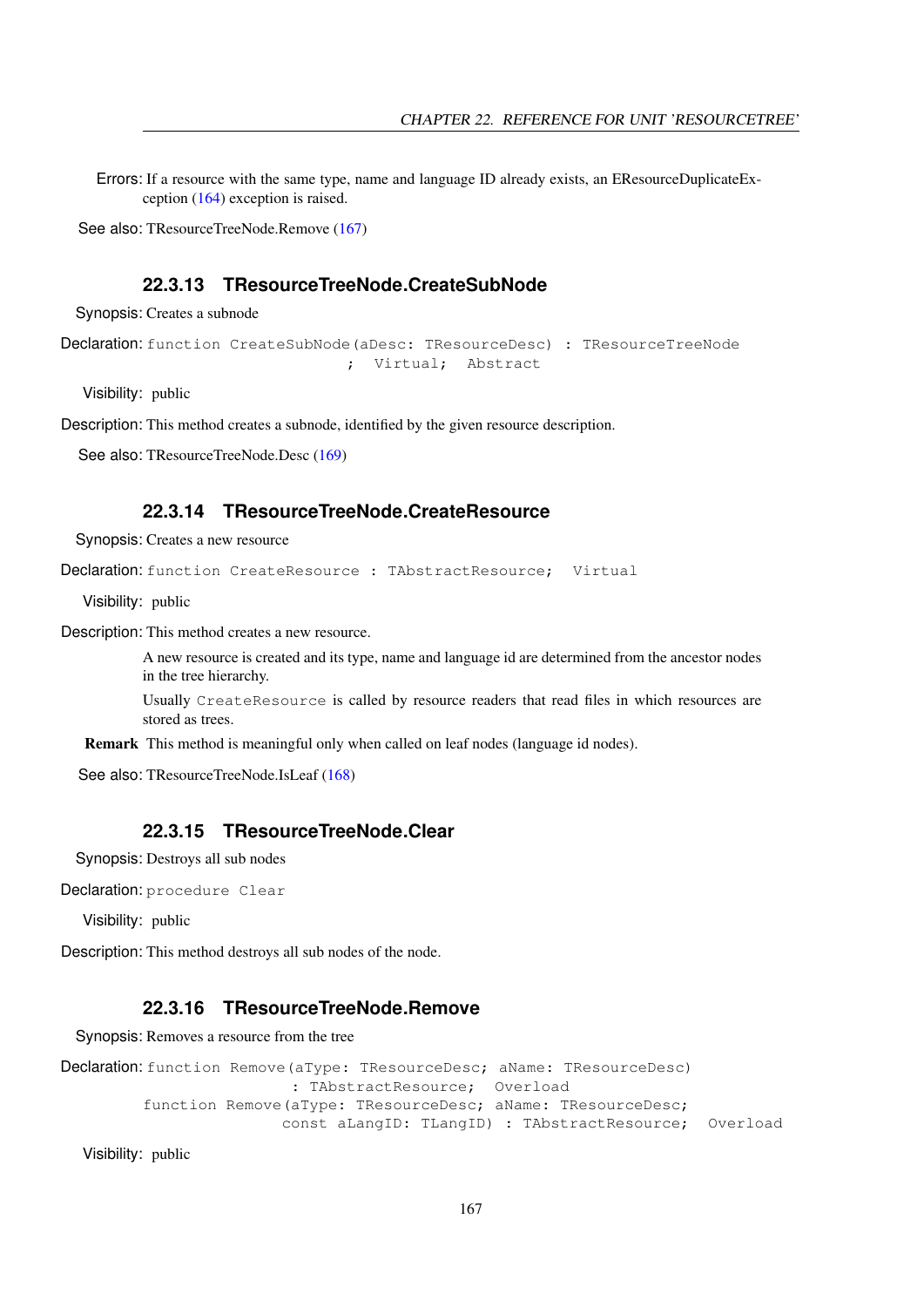**Errors:** If a resource with the same type, name and language ID already exists, an EResourceDuplicateException (164) exception is raised.

**See also:** TResourceTreeNode.Remove (167)

### 22.3.13 TResourceTreeNode.CreateSubNode

**Synopsis:** Creates a subnode

**Declaration:**
```
function CreateSubNode(aDesc: TResourceDesc) : TResourceTreeNode
                            ;  Virtual;  Abstract
```

**Visibility:** public

**Description:** This method creates a subnode, identified by the given resource description.

**See also:** TResourceTreeNode.Desc (169)

### 22.3.14 TResourceTreeNode.CreateResource

**Synopsis:** Creates a new resource

**Declaration:**
```
function CreateResource : TAbstractResource;  Virtual
```

**Visibility:** public

**Description:** This method creates a new resource.

A new resource is created and its type, name and language id are determined from the ancestor nodes in the tree hierarchy.

Usually `CreateResource` is called by resource readers that read files in which resources are stored as trees.

**Remark** This method is meaningful only when called on leaf nodes (language id nodes).

**See also:** TResourceTreeNode.IsLeaf (168)

### 22.3.15 TResourceTreeNode.Clear

**Synopsis:** Destroys all sub nodes

**Declaration:**
```
procedure Clear
```

**Visibility:** public

**Description:** This method destroys all sub nodes of the node.

### 22.3.16 TResourceTreeNode.Remove

**Synopsis:** Removes a resource from the tree

**Declaration:**
```
function Remove(aType: TResourceDesc; aName: TResourceDesc)
                    : TAbstractResource;  Overload
function Remove(aType: TResourceDesc; aName: TResourceDesc;
                const aLangID: TLangID) : TAbstractResource;  Overload
```

**Visibility:** public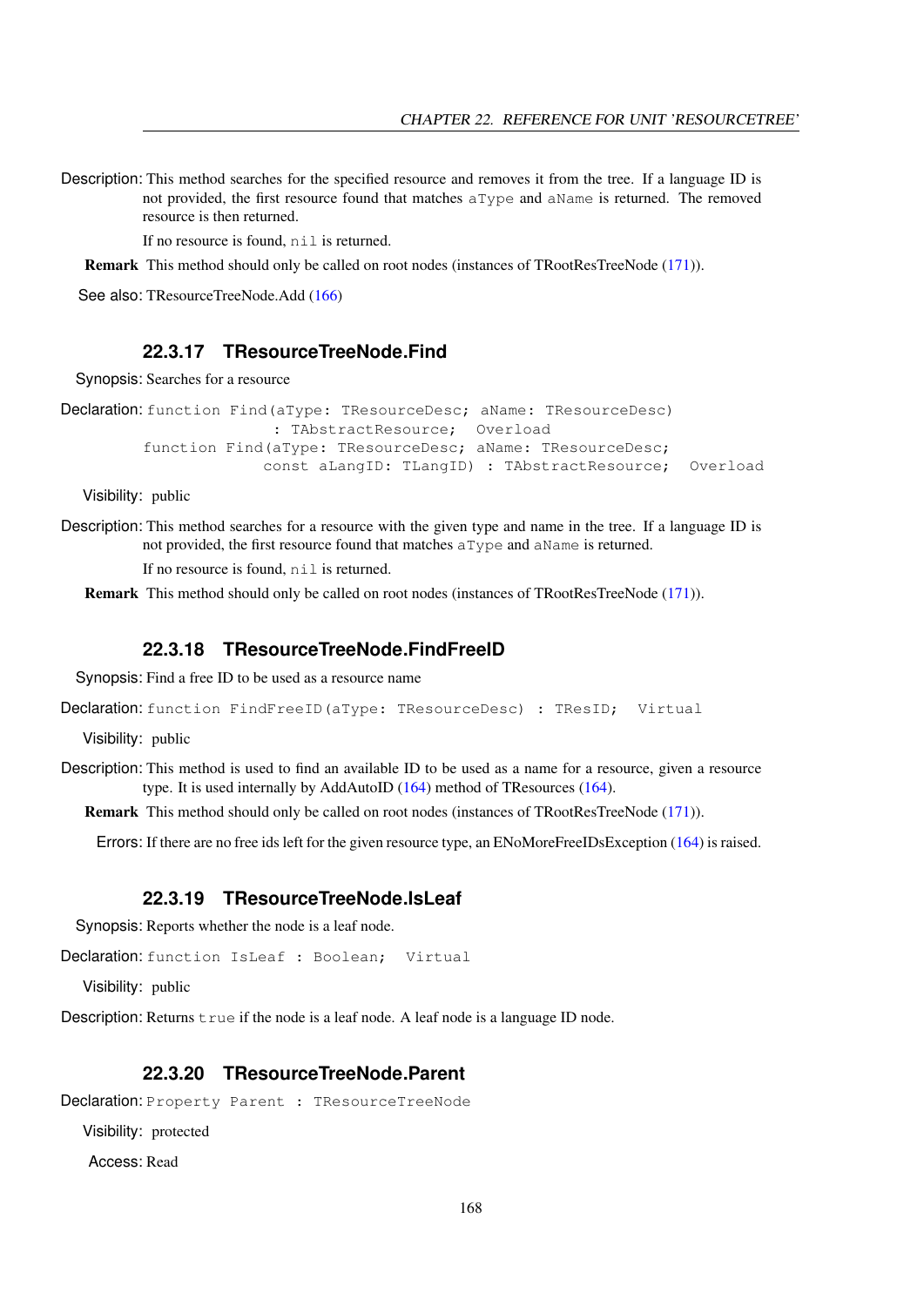**Description:** This method searches for the specified resource and removes it from the tree. If a language ID is not provided, the first resource found that matches `aType` and `aName` is returned. The removed resource is then returned.

If no resource is found, `nil` is returned.

**Remark** This method should only be called on root nodes (instances of TRootResTreeNode (171)).

**See also:** TResourceTreeNode.Add (166)

### 22.3.17 TResourceTreeNode.Find

**Synopsis:** Searches for a resource

**Declaration:**
```
function Find(aType: TResourceDesc; aName: TResourceDesc)
                   : TAbstractResource;  Overload
function Find(aType: TResourceDesc; aName: TResourceDesc;
                 const aLangID: TLangID) : TAbstractResource;  Overload
```

**Visibility:** public

**Description:** This method searches for a resource with the given type and name in the tree. If a language ID is not provided, the first resource found that matches `aType` and `aName` is returned.

If no resource is found, `nil` is returned.

**Remark** This method should only be called on root nodes (instances of TRootResTreeNode (171)).

### 22.3.18 TResourceTreeNode.FindFreeID

**Synopsis:** Find a free ID to be used as a resource name

**Declaration:**
```
function FindFreeID(aType: TResourceDesc) : TResID;  Virtual
```

**Visibility:** public

**Description:** This method is used to find an available ID to be used as a name for a resource, given a resource type. It is used internally by AddAutoID (164) method of TResources (164).

**Remark** This method should only be called on root nodes (instances of TRootResTreeNode (171)).

**Errors:** If there are no free ids left for the given resource type, an ENoMoreFreeIDsException (164) is raised.

### 22.3.19 TResourceTreeNode.IsLeaf

**Synopsis:** Reports whether the node is a leaf node.

**Declaration:**
```
function IsLeaf : Boolean;  Virtual
```

**Visibility:** public

**Description:** Returns `true` if the node is a leaf node. A leaf node is a language ID node.

### 22.3.20 TResourceTreeNode.Parent

**Declaration:**
```
Property Parent : TResourceTreeNode
```

**Visibility:** protected

**Access:** Read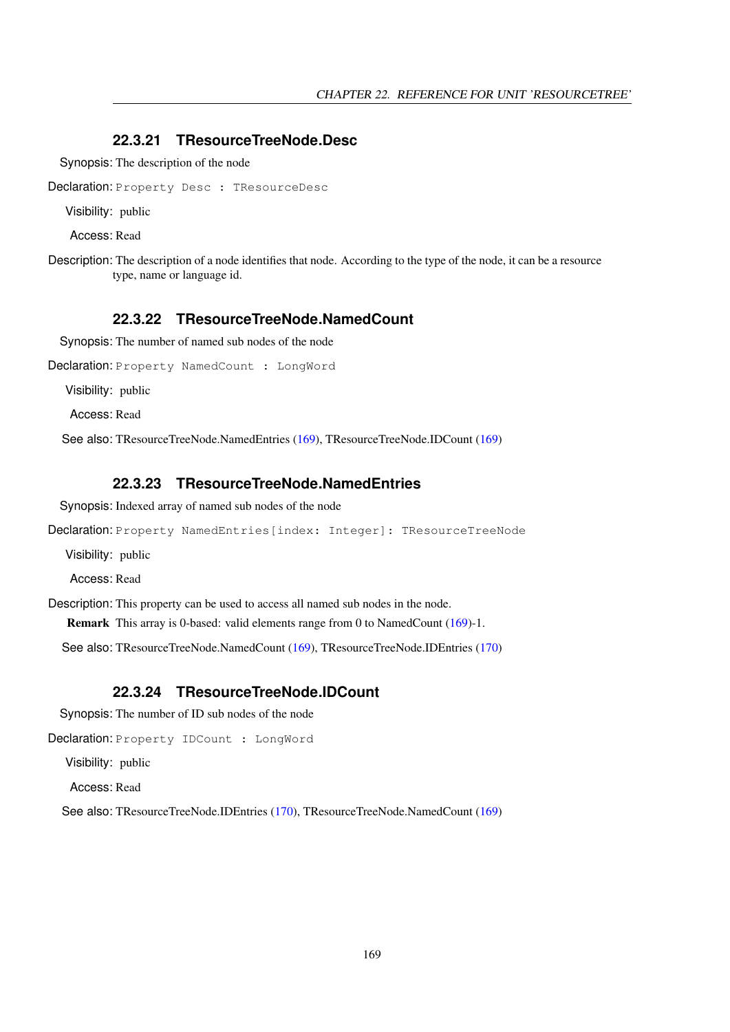### 22.3.21 TResourceTreeNode.Desc

**Synopsis:** The description of the node

**Declaration:** `Property Desc : TResourceDesc`

**Visibility:** public

**Access:** Read

**Description:** The description of a node identifies that node. According to the type of the node, it can be a resource type, name or language id.

### 22.3.22 TResourceTreeNode.NamedCount

**Synopsis:** The number of named sub nodes of the node

**Declaration:** `Property NamedCount : LongWord`

**Visibility:** public

**Access:** Read

**See also:** TResourceTreeNode.NamedEntries (169), TResourceTreeNode.IDCount (169)

### 22.3.23 TResourceTreeNode.NamedEntries

**Synopsis:** Indexed array of named sub nodes of the node

**Declaration:** `Property NamedEntries[index: Integer]: TResourceTreeNode`

**Visibility:** public

**Access:** Read

**Description:** This property can be used to access all named sub nodes in the node.

**Remark** This array is 0-based: valid elements range from 0 to NamedCount (169)-1.

**See also:** TResourceTreeNode.NamedCount (169), TResourceTreeNode.IDEntries (170)

### 22.3.24 TResourceTreeNode.IDCount

**Synopsis:** The number of ID sub nodes of the node

**Declaration:** `Property IDCount : LongWord`

**Visibility:** public

**Access:** Read

**See also:** TResourceTreeNode.IDEntries (170), TResourceTreeNode.NamedCount (169)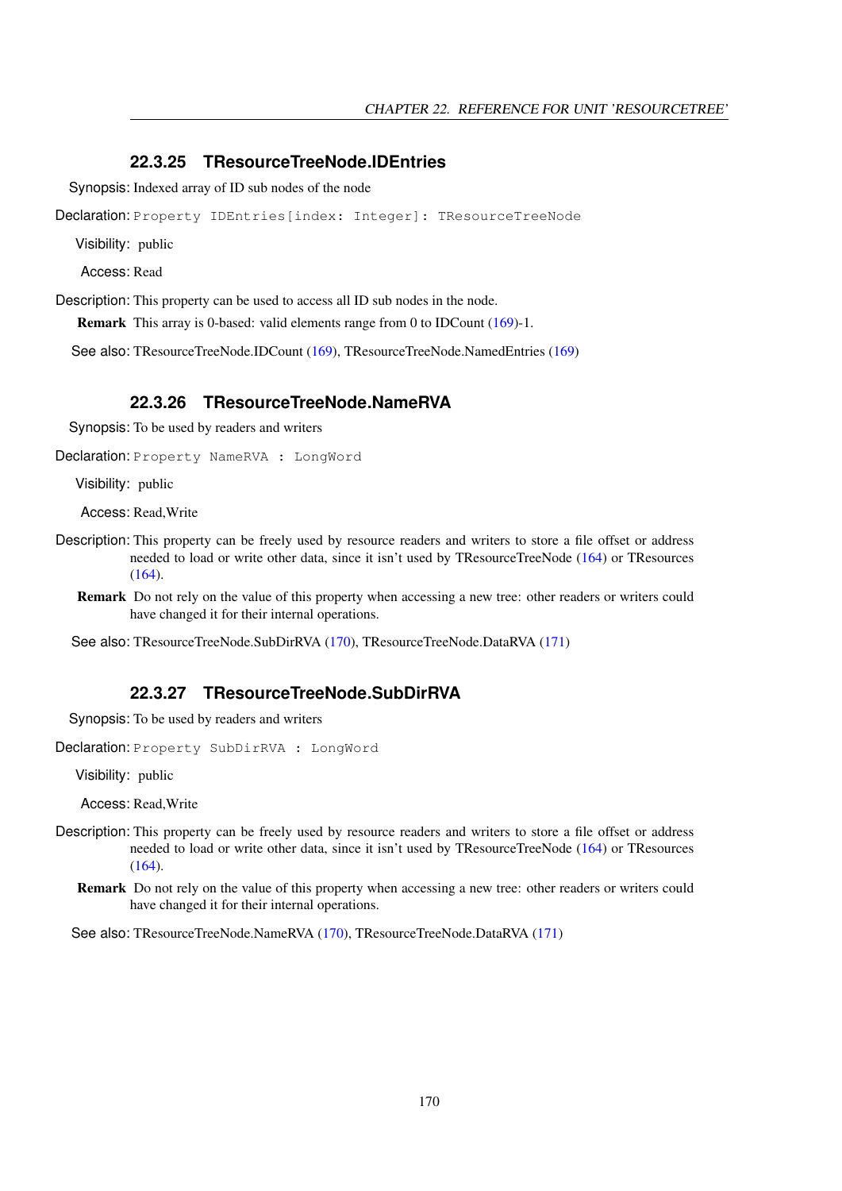### 22.3.25 TResourceTreeNode.IDEntries

**Synopsis:** Indexed array of ID sub nodes of the node

**Declaration:** `Property IDEntries[index: Integer]: TResourceTreeNode`

**Visibility:** public

**Access:** Read

**Description:** This property can be used to access all ID sub nodes in the node.

**Remark** This array is 0-based: valid elements range from 0 to IDCount (169)-1.

**See also:** TResourceTreeNode.IDCount (169), TResourceTreeNode.NamedEntries (169)

### 22.3.26 TResourceTreeNode.NameRVA

**Synopsis:** To be used by readers and writers

**Declaration:** `Property NameRVA : LongWord`

**Visibility:** public

**Access:** Read,Write

**Description:** This property can be freely used by resource readers and writers to store a file offset or address needed to load or write other data, since it isn't used by TResourceTreeNode (164) or TResources (164).

**Remark** Do not rely on the value of this property when accessing a new tree: other readers or writers could have changed it for their internal operations.

**See also:** TResourceTreeNode.SubDirRVA (170), TResourceTreeNode.DataRVA (171)

### 22.3.27 TResourceTreeNode.SubDirRVA

**Synopsis:** To be used by readers and writers

**Declaration:** `Property SubDirRVA : LongWord`

**Visibility:** public

**Access:** Read,Write

**Description:** This property can be freely used by resource readers and writers to store a file offset or address needed to load or write other data, since it isn't used by TResourceTreeNode (164) or TResources (164).

**Remark** Do not rely on the value of this property when accessing a new tree: other readers or writers could have changed it for their internal operations.

**See also:** TResourceTreeNode.NameRVA (170), TResourceTreeNode.DataRVA (171)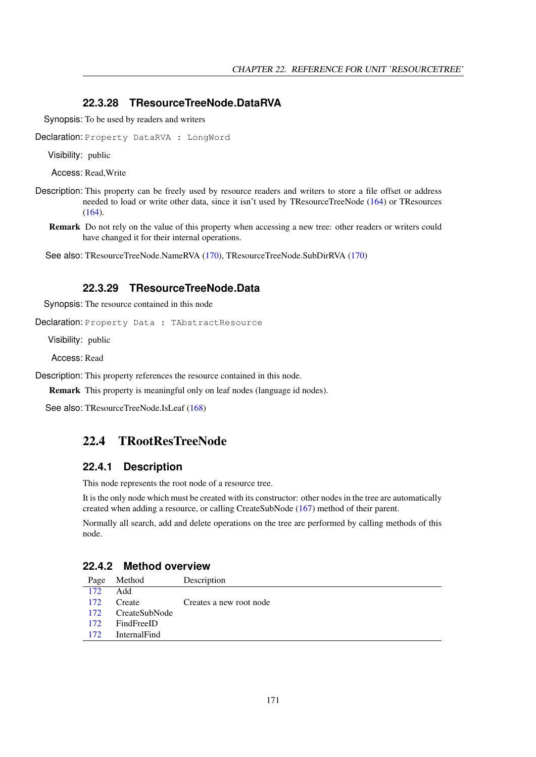### 22.3.28 TResourceTreeNode.DataRVA

**Synopsis:** To be used by readers and writers

**Declaration:** `Property DataRVA : LongWord`

**Visibility:** public

**Access:** Read,Write

**Description:** This property can be freely used by resource readers and writers to store a file offset or address needed to load or write other data, since it isn't used by TResourceTreeNode (164) or TResources (164).

**Remark** Do not rely on the value of this property when accessing a new tree: other readers or writers could have changed it for their internal operations.

**See also:** TResourceTreeNode.NameRVA (170), TResourceTreeNode.SubDirRVA (170)

### 22.3.29 TResourceTreeNode.Data

**Synopsis:** The resource contained in this node

**Declaration:** `Property Data : TAbstractResource`

**Visibility:** public

**Access:** Read

**Description:** This property references the resource contained in this node.

**Remark** This property is meaningful only on leaf nodes (language id nodes).

**See also:** TResourceTreeNode.IsLeaf (168)

## 22.4 TRootResTreeNode

### 22.4.1 Description

This node represents the root node of a resource tree.

It is the only node which must be created with its constructor: other nodes in the tree are automatically created when adding a resource, or calling CreateSubNode (167) method of their parent.

Normally all search, add and delete operations on the tree are performed by calling methods of this node.

### 22.4.2 Method overview

| Page | Method | Description |
|---|---|---|
| 172 | Add | |
| 172 | Create | Creates a new root node |
| 172 | CreateSubNode | |
| 172 | FindFreeID | |
| 172 | InternalFind | |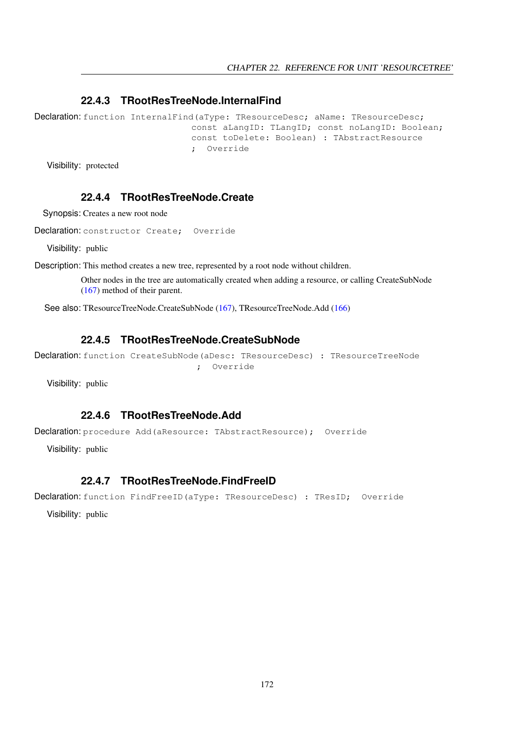### 22.4.3 TRootResTreeNode.InternalFind

**Declaration:**
```
function InternalFind(aType: TResourceDesc; aName: TResourceDesc;
                      const aLangID: TLangID; const noLangID: Boolean;
                      const toDelete: Boolean) : TAbstractResource
                      ;  Override
```

**Visibility:** protected

### 22.4.4 TRootResTreeNode.Create

**Synopsis:** Creates a new root node

**Declaration:**
```
constructor Create;  Override
```

**Visibility:** public

**Description:** This method creates a new tree, represented by a root node without children.

Other nodes in the tree are automatically created when adding a resource, or calling CreateSubNode (167) method of their parent.

**See also:** TResourceTreeNode.CreateSubNode (167), TResourceTreeNode.Add (166)

### 22.4.5 TRootResTreeNode.CreateSubNode

**Declaration:**
```
function CreateSubNode(aDesc: TResourceDesc) : TResourceTreeNode
                       ;  Override
```

**Visibility:** public

### 22.4.6 TRootResTreeNode.Add

**Declaration:**
```
procedure Add(aResource: TAbstractResource);  Override
```

**Visibility:** public

### 22.4.7 TRootResTreeNode.FindFreeID

**Declaration:**
```
function FindFreeID(aType: TResourceDesc) : TResID;  Override
```

**Visibility:** public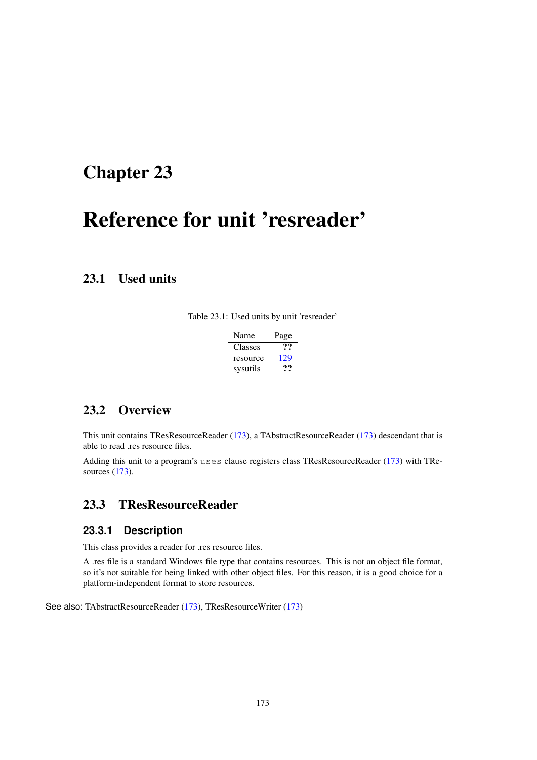# Chapter 23

# Reference for unit 'resreader'

## 23.1 Used units

Table 23.1: Used units by unit 'resreader'

| Name | Page |
|---|---|
| Classes | ?? |
| resource | 129 |
| sysutils | ?? |

## 23.2 Overview

This unit contains TResResourceReader (173), a TAbstractResourceReader (173) descendant that is able to read .res resource files.

Adding this unit to a program's `uses` clause registers class TResResourceReader (173) with TResources (173).

## 23.3 TResResourceReader

### 23.3.1 Description

This class provides a reader for .res resource files.

A .res file is a standard Windows file type that contains resources. This is not an object file format, so it's not suitable for being linked with other object files. For this reason, it is a good choice for a platform-independent format to store resources.

See also: TAbstractResourceReader (173), TResResourceWriter (173)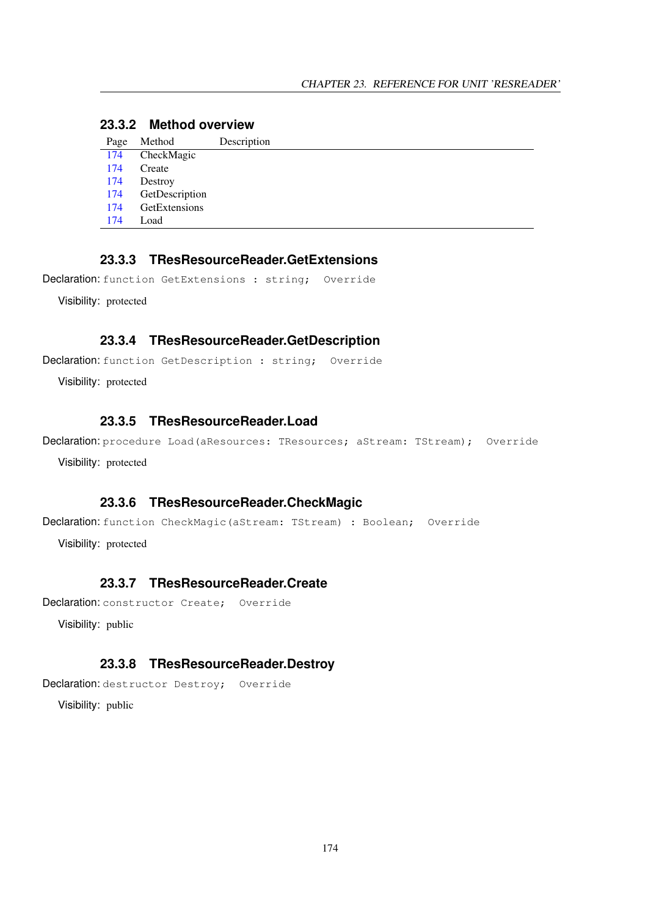### 23.3.2 Method overview

| Page | Method | Description |
| --- | --- | --- |
| 174 | CheckMagic | |
| 174 | Create | |
| 174 | Destroy | |
| 174 | GetDescription | |
| 174 | GetExtensions | |
| 174 | Load | |

### 23.3.3 TResResourceReader.GetExtensions

Declaration: `function GetExtensions : string;  Override`

Visibility: protected

### 23.3.4 TResResourceReader.GetDescription

Declaration: `function GetDescription : string;  Override`

Visibility: protected

### 23.3.5 TResResourceReader.Load

Declaration: `procedure Load(aResources: TResources; aStream: TStream);  Override`

Visibility: protected

### 23.3.6 TResResourceReader.CheckMagic

Declaration: `function CheckMagic(aStream: TStream) : Boolean;  Override`

Visibility: protected

### 23.3.7 TResResourceReader.Create

Declaration: `constructor Create;  Override`

Visibility: public

### 23.3.8 TResResourceReader.Destroy

Declaration: `destructor Destroy;  Override`

Visibility: public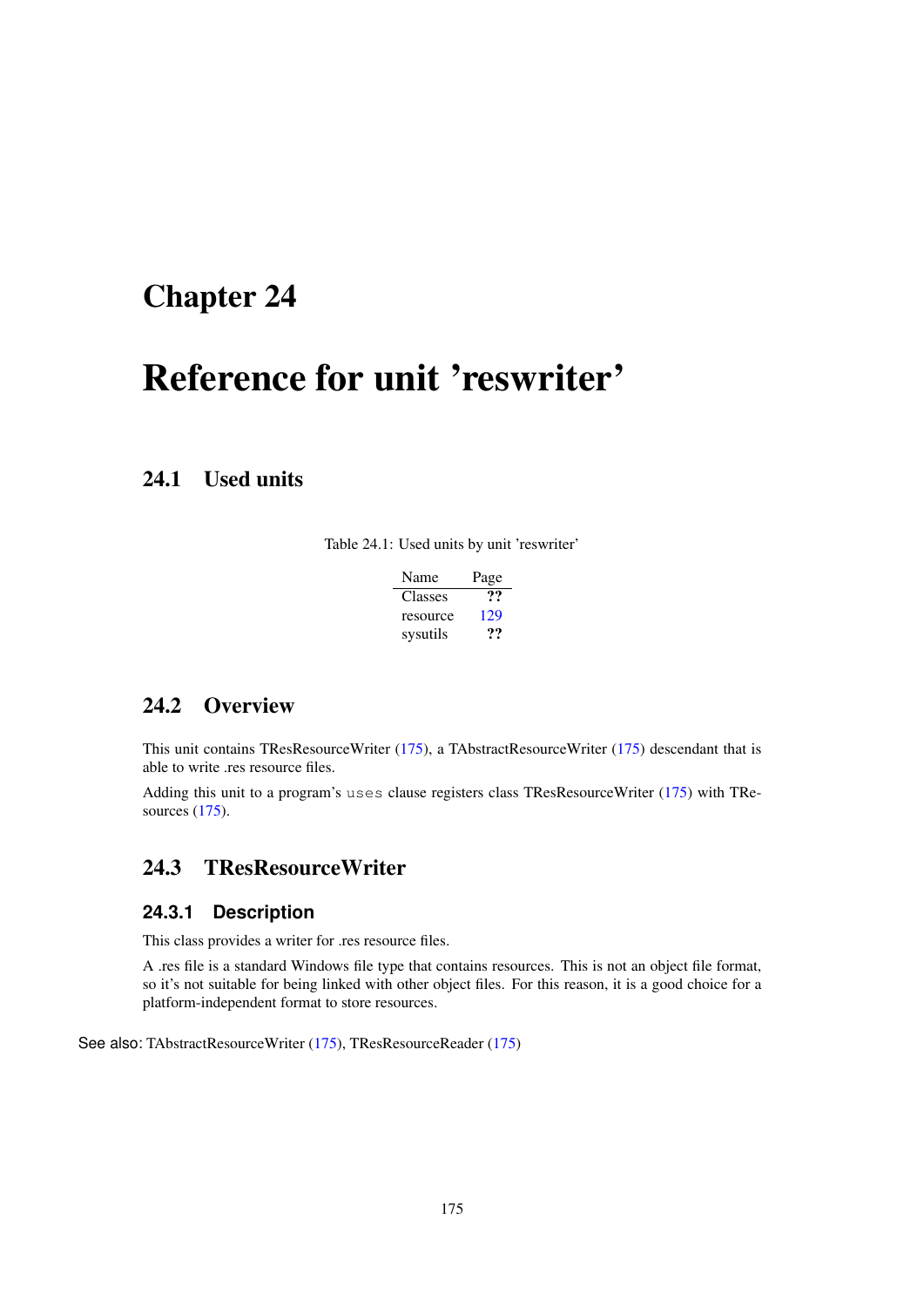# Chapter 24

# Reference for unit 'reswriter'

## 24.1 Used units

Table 24.1: Used units by unit 'reswriter'

| Name | Page |
|---|---|
| Classes | ?? |
| resource | 129 |
| sysutils | ?? |

## 24.2 Overview

This unit contains TResResourceWriter (175), a TAbstractResourceWriter (175) descendant that is able to write .res resource files.

Adding this unit to a program's `uses` clause registers class TResResourceWriter (175) with TResources (175).

## 24.3 TResResourceWriter

### 24.3.1 Description

This class provides a writer for .res resource files.

A .res file is a standard Windows file type that contains resources. This is not an object file format, so it's not suitable for being linked with other object files. For this reason, it is a good choice for a platform-independent format to store resources.

See also: TAbstractResourceWriter (175), TResResourceReader (175)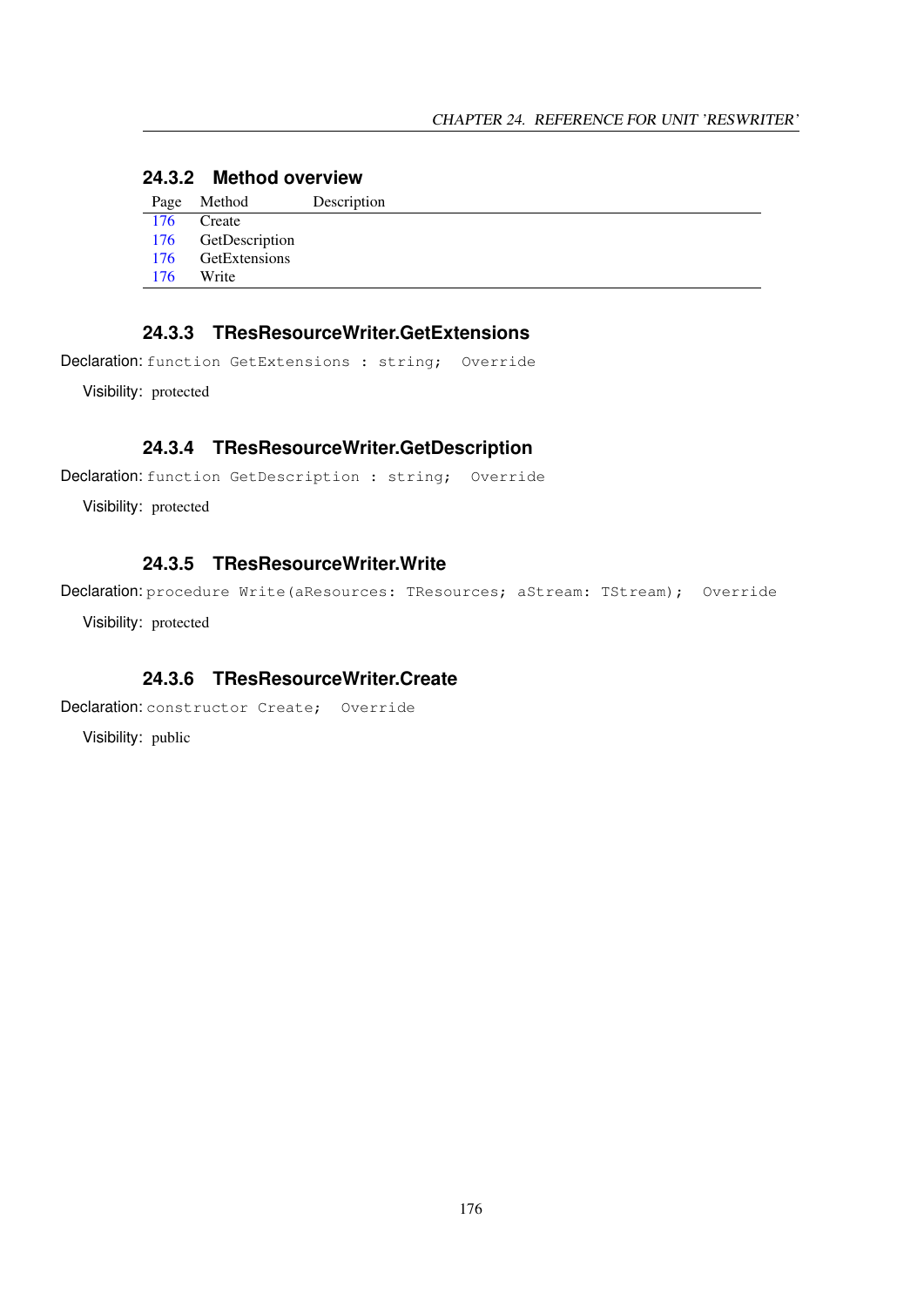### 24.3.2 Method overview

| Page | Method | Description |
|---|---|---|
| 176 | Create | |
| 176 | GetDescription | |
| 176 | GetExtensions | |
| 176 | Write | |

### 24.3.3 TResResourceWriter.GetExtensions

Declaration: `function GetExtensions : string;  Override`

Visibility: protected

### 24.3.4 TResResourceWriter.GetDescription

Declaration: `function GetDescription : string;  Override`

Visibility: protected

### 24.3.5 TResResourceWriter.Write

Declaration: `procedure Write(aResources: TResources; aStream: TStream);  Override`

Visibility: protected

### 24.3.6 TResResourceWriter.Create

Declaration: `constructor Create;  Override`

Visibility: public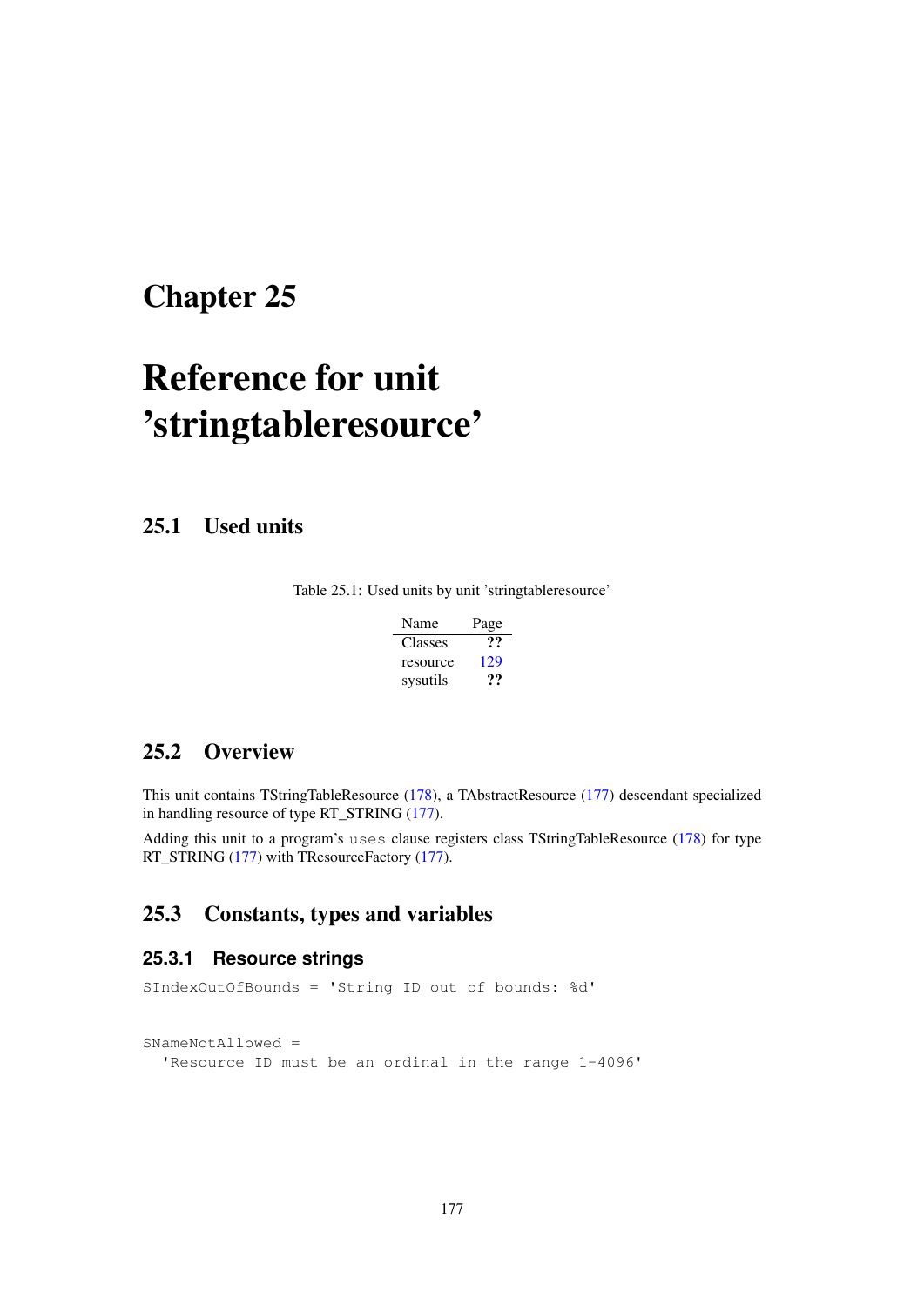# Chapter 25

# Reference for unit 'stringtableresource'

## 25.1 Used units

Table 25.1: Used units by unit 'stringtableresource'

| Name | Page |
| --- | --- |
| Classes | ?? |
| resource | 129 |
| sysutils | ?? |

## 25.2 Overview

This unit contains TStringTableResource (178), a TAbstractResource (177) descendant specialized in handling resource of type RT_STRING (177).

Adding this unit to a program's `uses` clause registers class TStringTableResource (178) for type RT_STRING (177) with TResourceFactory (177).

## 25.3 Constants, types and variables

### 25.3.1 Resource strings

```
SIndexOutOfBounds = 'String ID out of bounds: %d'
```

```
SNameNotAllowed =
  'Resource ID must be an ordinal in the range 1-4096'
```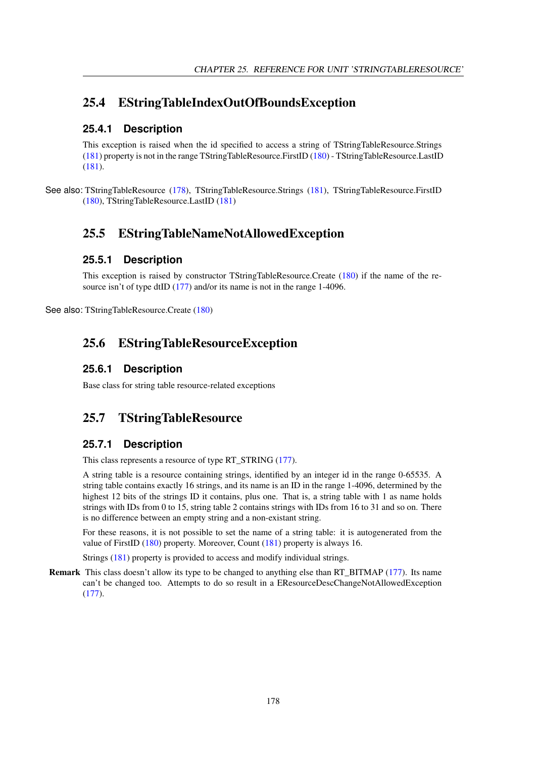## 25.4 EStringTableIndexOutOfBoundsException

### 25.4.1 Description

This exception is raised when the id specified to access a string of TStringTableResource.Strings (181) property is not in the range TStringTableResource.FirstID (180) - TStringTableResource.LastID (181).

See also: TStringTableResource (178), TStringTableResource.Strings (181), TStringTableResource.FirstID (180), TStringTableResource.LastID (181)

## 25.5 EStringTableNameNotAllowedException

### 25.5.1 Description

This exception is raised by constructor TStringTableResource.Create (180) if the name of the resource isn't of type dtID (177) and/or its name is not in the range 1-4096.

See also: TStringTableResource.Create (180)

## 25.6 EStringTableResourceException

### 25.6.1 Description

Base class for string table resource-related exceptions

## 25.7 TStringTableResource

### 25.7.1 Description

This class represents a resource of type RT_STRING (177).

A string table is a resource containing strings, identified by an integer id in the range 0-65535. A string table contains exactly 16 strings, and its name is an ID in the range 1-4096, determined by the highest 12 bits of the strings ID it contains, plus one. That is, a string table with 1 as name holds strings with IDs from 0 to 15, string table 2 contains strings with IDs from 16 to 31 and so on. There is no difference between an empty string and a non-existant string.

For these reasons, it is not possible to set the name of a string table: it is autogenerated from the value of FirstID (180) property. Moreover, Count (181) property is always 16.

Strings (181) property is provided to access and modify individual strings.

**Remark** This class doesn't allow its type to be changed to anything else than RT_BITMAP (177). Its name can't be changed too. Attempts to do so result in a EResourceDescChangeNotAllowedException (177).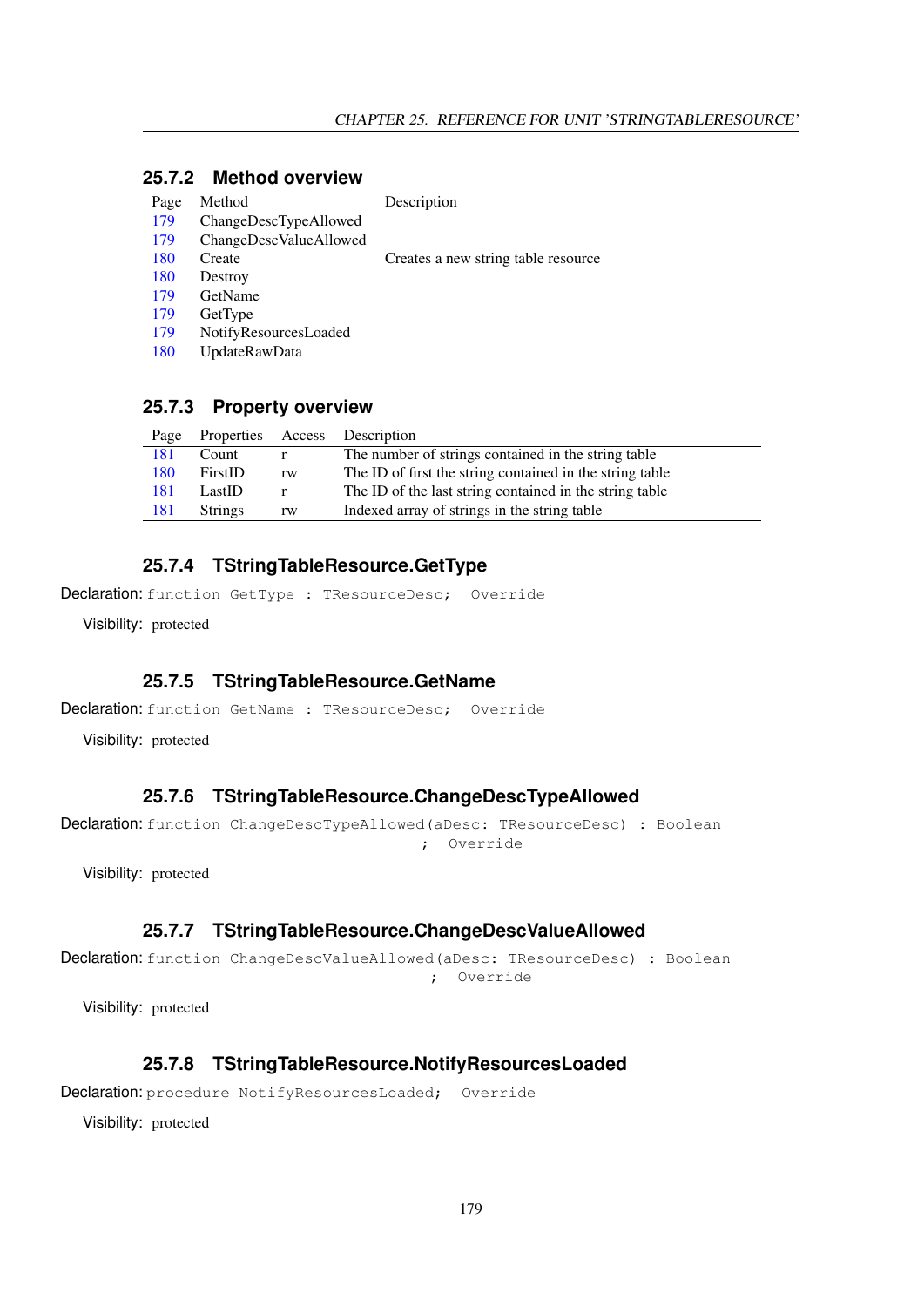### 25.7.2 Method overview

| Page | Method | Description |
|---|---|---|
| 179 | ChangeDescTypeAllowed | |
| 179 | ChangeDescValueAllowed | |
| 180 | Create | Creates a new string table resource |
| 180 | Destroy | |
| 179 | GetName | |
| 179 | GetType | |
| 179 | NotifyResourcesLoaded | |
| 180 | UpdateRawData | |

### 25.7.3 Property overview

| Page | Properties | Access | Description |
|---|---|---|---|
| 181 | Count | r | The number of strings contained in the string table |
| 180 | FirstID | rw | The ID of first the string contained in the string table |
| 181 | LastID | r | The ID of the last string contained in the string table |
| 181 | Strings | rw | Indexed array of strings in the string table |

### 25.7.4 TStringTableResource.GetType

Declaration:
```
function GetType : TResourceDesc;  Override
```

Visibility: protected

### 25.7.5 TStringTableResource.GetName

Declaration:
```
function GetName : TResourceDesc;  Override
```

Visibility: protected

### 25.7.6 TStringTableResource.ChangeDescTypeAllowed

Declaration:
```
function ChangeDescTypeAllowed(aDesc: TResourceDesc) : Boolean
                                         ;  Override
```

Visibility: protected

### 25.7.7 TStringTableResource.ChangeDescValueAllowed

Declaration:
```
function ChangeDescValueAllowed(aDesc: TResourceDesc) : Boolean
                                          ;  Override
```

Visibility: protected

### 25.7.8 TStringTableResource.NotifyResourcesLoaded

Declaration:
```
procedure NotifyResourcesLoaded;  Override
```

Visibility: protected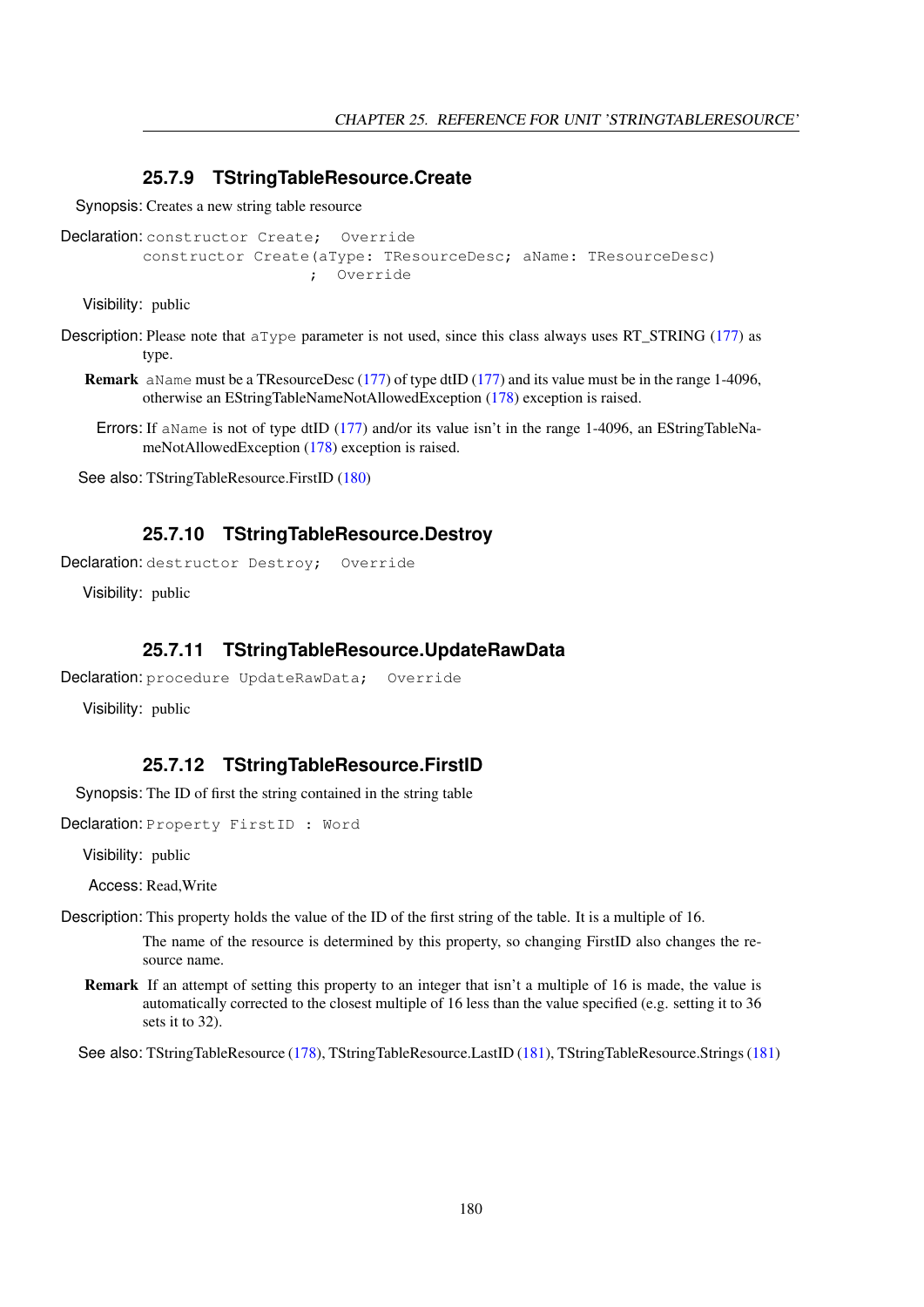### 25.7.9 TStringTableResource.Create

**Synopsis:** Creates a new string table resource

**Declaration:**

```
constructor Create;  Override
constructor Create(aType: TResourceDesc; aName: TResourceDesc)
                    ;  Override
```

**Visibility:** public

**Description:** Please note that `aType` parameter is not used, since this class always uses RT_STRING (177) as type.

**Remark** `aName` must be a TResourceDesc (177) of type dtID (177) and its value must be in the range 1-4096, otherwise an EStringTableNameNotAllowedException (178) exception is raised.

**Errors:** If `aName` is not of type dtID (177) and/or its value isn't in the range 1-4096, an EStringTableNameNotAllowedException (178) exception is raised.

**See also:** TStringTableResource.FirstID (180)

### 25.7.10 TStringTableResource.Destroy

**Declaration:**

```
destructor Destroy;  Override
```

**Visibility:** public

### 25.7.11 TStringTableResource.UpdateRawData

**Declaration:**

```
procedure UpdateRawData;  Override
```

**Visibility:** public

### 25.7.12 TStringTableResource.FirstID

**Synopsis:** The ID of first the string contained in the string table

**Declaration:**

```
Property FirstID : Word
```

**Visibility:** public

**Access:** Read,Write

**Description:** This property holds the value of the ID of the first string of the table. It is a multiple of 16.

The name of the resource is determined by this property, so changing FirstID also changes the resource name.

**Remark** If an attempt of setting this property to an integer that isn't a multiple of 16 is made, the value is automatically corrected to the closest multiple of 16 less than the value specified (e.g. setting it to 36 sets it to 32).

**See also:** TStringTableResource (178), TStringTableResource.LastID (181), TStringTableResource.Strings (181)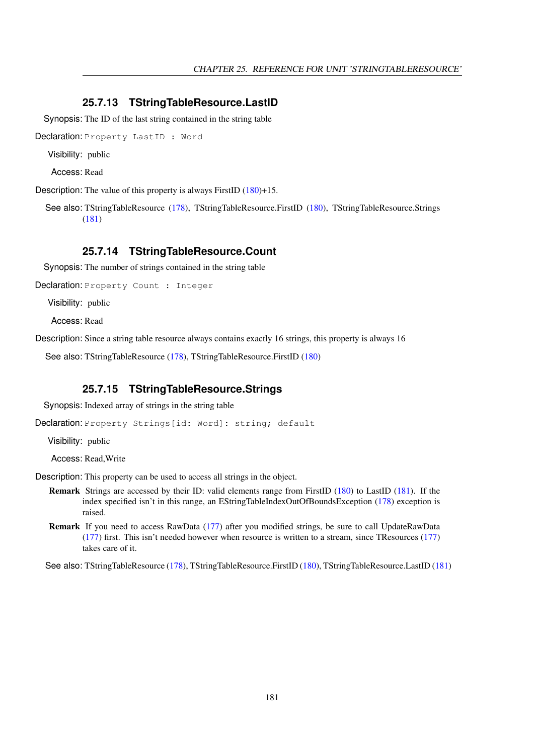### 25.7.13 TStringTableResource.LastID

**Synopsis:** The ID of the last string contained in the string table

**Declaration:**
```
Property LastID : Word
```

**Visibility:** public

**Access:** Read

**Description:** The value of this property is always FirstID (180)+15.

**See also:** TStringTableResource (178), TStringTableResource.FirstID (180), TStringTableResource.Strings (181)

### 25.7.14 TStringTableResource.Count

**Synopsis:** The number of strings contained in the string table

**Declaration:**
```
Property Count : Integer
```

**Visibility:** public

**Access:** Read

**Description:** Since a string table resource always contains exactly 16 strings, this property is always 16

**See also:** TStringTableResource (178), TStringTableResource.FirstID (180)

### 25.7.15 TStringTableResource.Strings

**Synopsis:** Indexed array of strings in the string table

**Declaration:**
```
Property Strings[id: Word]: string; default
```

**Visibility:** public

**Access:** Read,Write

**Description:** This property can be used to access all strings in the object.

**Remark** Strings are accessed by their ID: valid elements range from FirstID (180) to LastID (181). If the index specified isn't in this range, an EStringTableIndexOutOfBoundsException (178) exception is raised.

**Remark** If you need to access RawData (177) after you modified strings, be sure to call UpdateRawData (177) first. This isn't needed however when resource is written to a stream, since TResources (177) takes care of it.

**See also:** TStringTableResource (178), TStringTableResource.FirstID (180), TStringTableResource.LastID (181)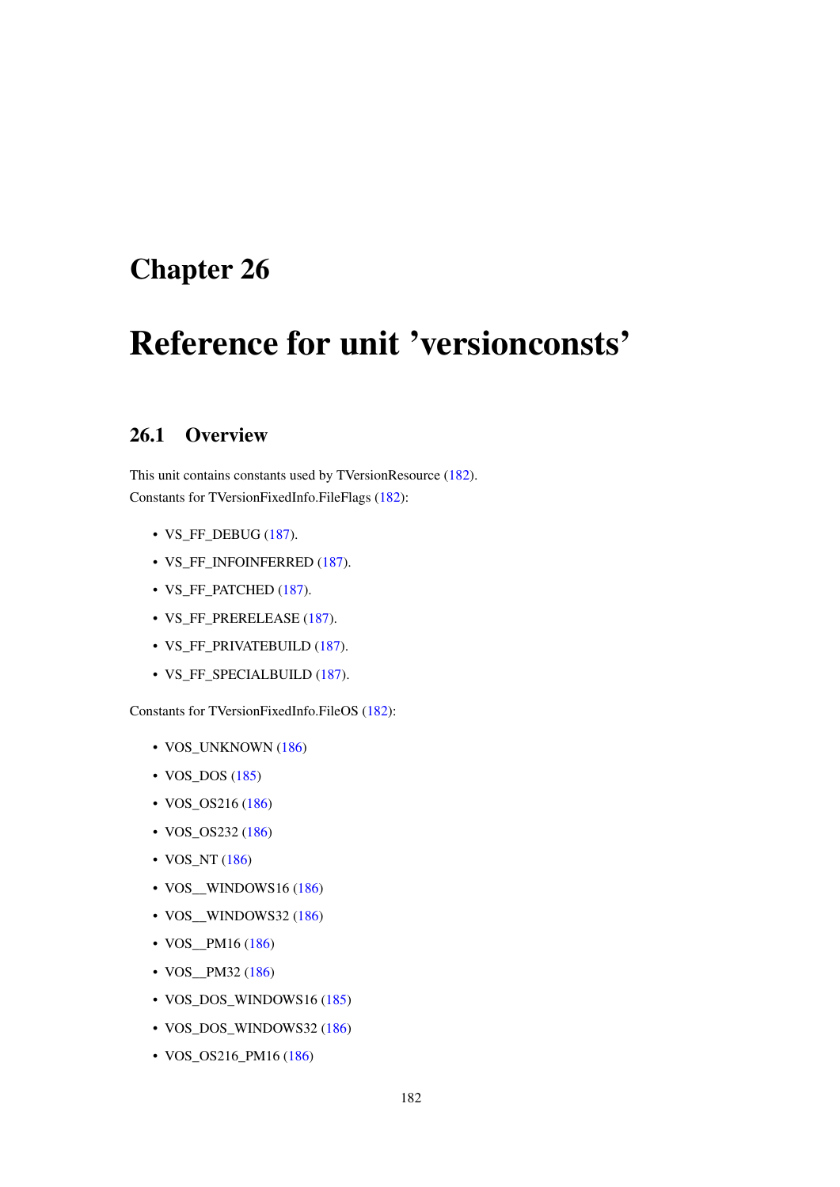# Chapter 26

# Reference for unit 'versionconsts'

## 26.1 Overview

This unit contains constants used by TVersionResource (182).

Constants for TVersionFixedInfo.FileFlags (182):

- VS_FF_DEBUG (187).
- VS_FF_INFOINFERRED (187).
- VS_FF_PATCHED (187).
- VS_FF_PRERELEASE (187).
- VS_FF_PRIVATEBUILD (187).
- VS_FF_SPECIALBUILD (187).

Constants for TVersionFixedInfo.FileOS (182):

- VOS_UNKNOWN (186)
- VOS_DOS (185)
- VOS_OS216 (186)
- VOS_OS232 (186)
- VOS_NT (186)
- VOS__WINDOWS16 (186)
- VOS__WINDOWS32 (186)
- VOS__PM16 (186)
- VOS__PM32 (186)
- VOS_DOS_WINDOWS16 (185)
- VOS_DOS_WINDOWS32 (186)
- VOS_OS216_PM16 (186)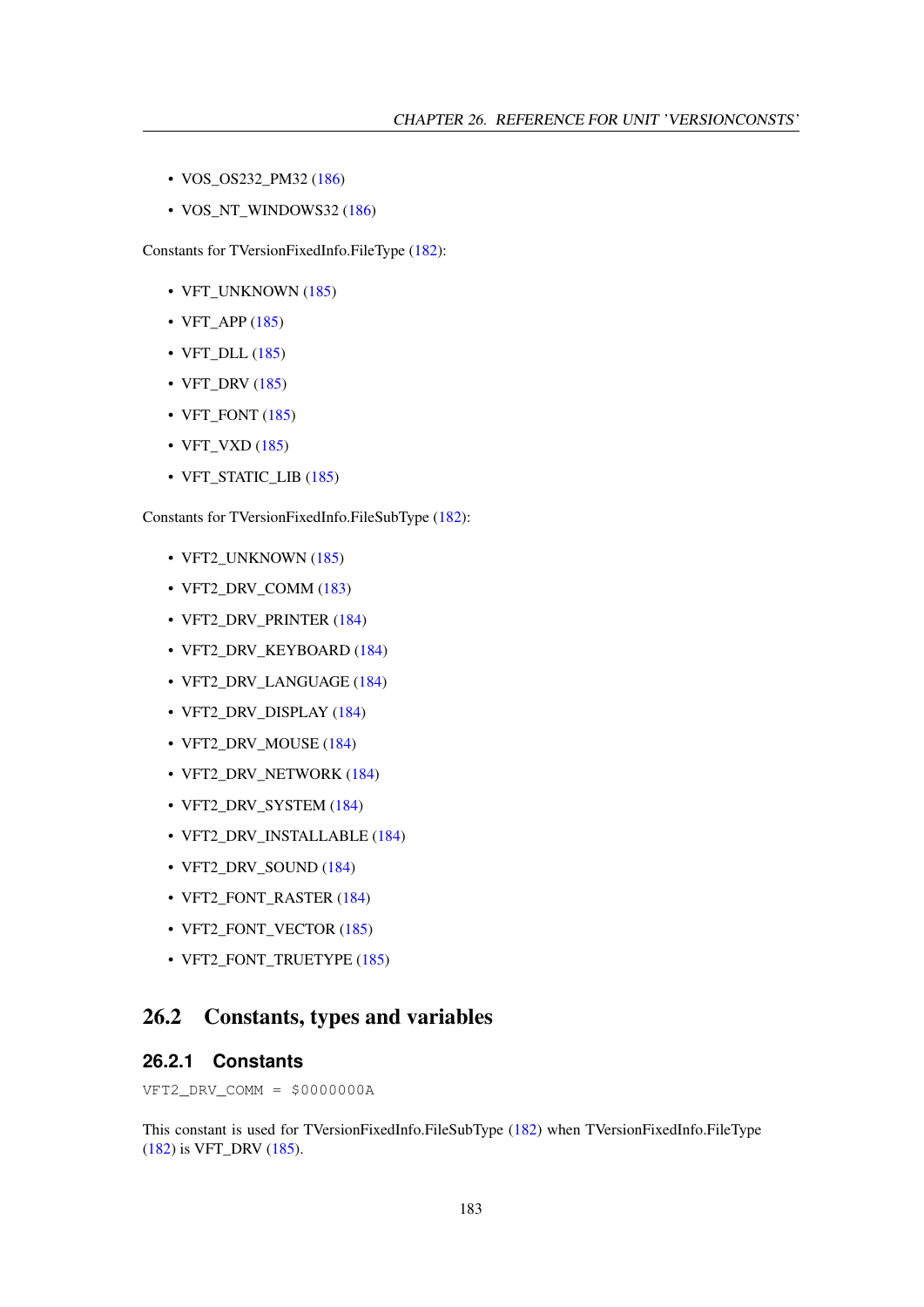- VOS_OS232_PM32 (186)
- VOS_NT_WINDOWS32 (186)

Constants for TVersionFixedInfo.FileType (182):

- VFT_UNKNOWN (185)
- VFT_APP (185)
- VFT_DLL (185)
- VFT_DRV (185)
- VFT_FONT (185)
- VFT_VXD (185)
- VFT_STATIC_LIB (185)

Constants for TVersionFixedInfo.FileSubType (182):

- VFT2_UNKNOWN (185)
- VFT2_DRV_COMM (183)
- VFT2_DRV_PRINTER (184)
- VFT2_DRV_KEYBOARD (184)
- VFT2_DRV_LANGUAGE (184)
- VFT2_DRV_DISPLAY (184)
- VFT2_DRV_MOUSE (184)
- VFT2_DRV_NETWORK (184)
- VFT2_DRV_SYSTEM (184)
- VFT2_DRV_INSTALLABLE (184)
- VFT2_DRV_SOUND (184)
- VFT2_FONT_RASTER (184)
- VFT2_FONT_VECTOR (185)
- VFT2_FONT_TRUETYPE (185)

## 26.2 Constants, types and variables

### 26.2.1 Constants

```
VFT2_DRV_COMM = $0000000A
```

This constant is used for TVersionFixedInfo.FileSubType (182) when TVersionFixedInfo.FileType (182) is VFT_DRV (185).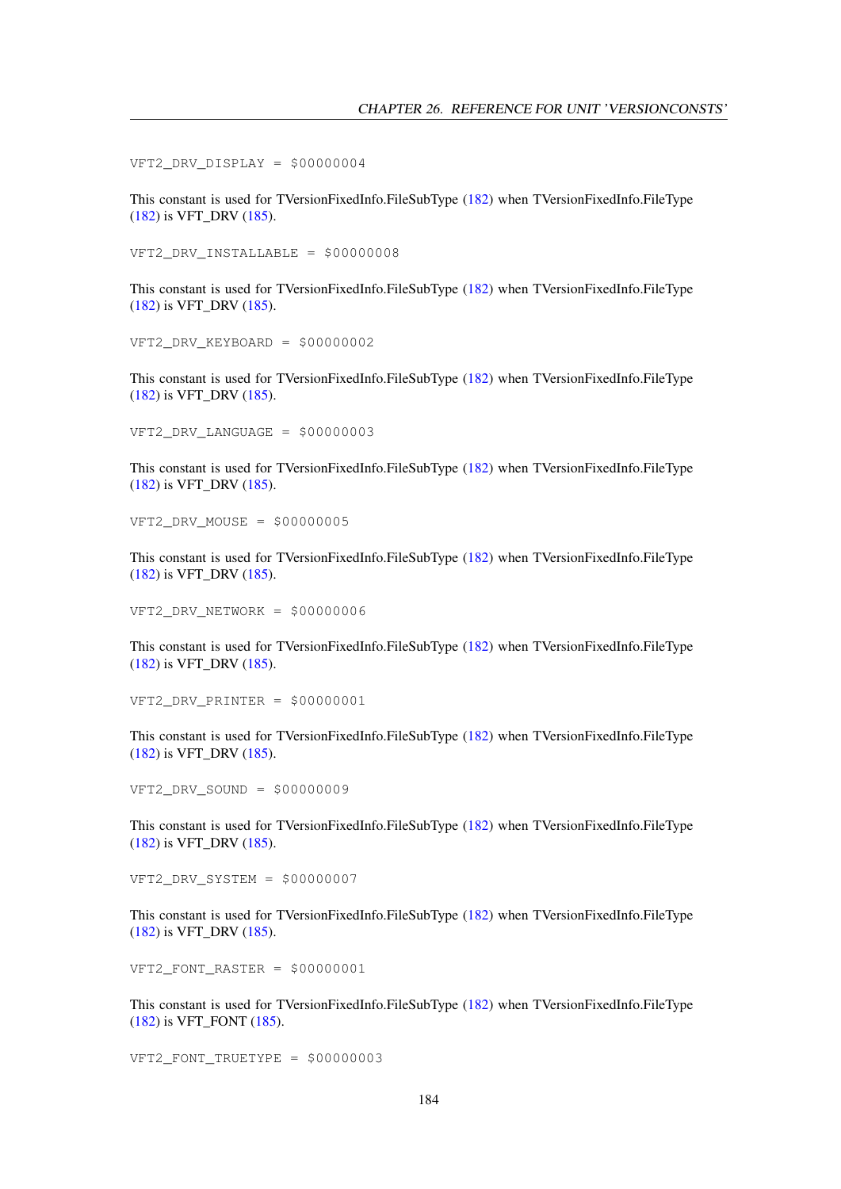```
VFT2_DRV_DISPLAY = $00000004
```

This constant is used for TVersionFixedInfo.FileSubType (182) when TVersionFixedInfo.FileType (182) is VFT_DRV (185).

```
VFT2_DRV_INSTALLABLE = $00000008
```

This constant is used for TVersionFixedInfo.FileSubType (182) when TVersionFixedInfo.FileType (182) is VFT_DRV (185).

```
VFT2_DRV_KEYBOARD = $00000002
```

This constant is used for TVersionFixedInfo.FileSubType (182) when TVersionFixedInfo.FileType (182) is VFT_DRV (185).

```
VFT2_DRV_LANGUAGE = $00000003
```

This constant is used for TVersionFixedInfo.FileSubType (182) when TVersionFixedInfo.FileType (182) is VFT_DRV (185).

```
VFT2_DRV_MOUSE = $00000005
```

This constant is used for TVersionFixedInfo.FileSubType (182) when TVersionFixedInfo.FileType (182) is VFT_DRV (185).

```
VFT2_DRV_NETWORK = $00000006
```

This constant is used for TVersionFixedInfo.FileSubType (182) when TVersionFixedInfo.FileType (182) is VFT_DRV (185).

```
VFT2_DRV_PRINTER = $00000001
```

This constant is used for TVersionFixedInfo.FileSubType (182) when TVersionFixedInfo.FileType (182) is VFT_DRV (185).

```
VFT2_DRV_SOUND = $00000009
```

This constant is used for TVersionFixedInfo.FileSubType (182) when TVersionFixedInfo.FileType (182) is VFT_DRV (185).

```
VFT2_DRV_SYSTEM = $00000007
```

This constant is used for TVersionFixedInfo.FileSubType (182) when TVersionFixedInfo.FileType (182) is VFT_DRV (185).

```
VFT2_FONT_RASTER = $00000001
```

This constant is used for TVersionFixedInfo.FileSubType (182) when TVersionFixedInfo.FileType (182) is VFT_FONT (185).

```
VFT2_FONT_TRUETYPE = $00000003
```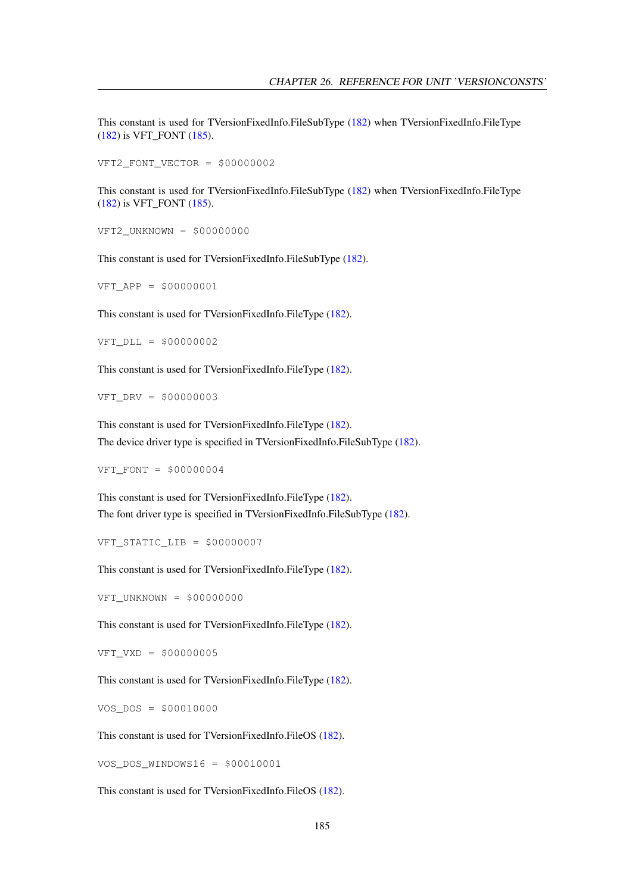This constant is used for TVersionFixedInfo.FileSubType (182) when TVersionFixedInfo.FileType (182) is VFT_FONT (185).

```
VFT2_FONT_VECTOR = $00000002
```

This constant is used for TVersionFixedInfo.FileSubType (182) when TVersionFixedInfo.FileType (182) is VFT_FONT (185).

```
VFT2_UNKNOWN = $00000000
```

This constant is used for TVersionFixedInfo.FileSubType (182).

```
VFT_APP = $00000001
```

This constant is used for TVersionFixedInfo.FileType (182).

```
VFT_DLL = $00000002
```

This constant is used for TVersionFixedInfo.FileType (182).

```
VFT_DRV = $00000003
```

This constant is used for TVersionFixedInfo.FileType (182).

The device driver type is specified in TVersionFixedInfo.FileSubType (182).

```
VFT_FONT = $00000004
```

This constant is used for TVersionFixedInfo.FileType (182).

The font driver type is specified in TVersionFixedInfo.FileSubType (182).

```
VFT_STATIC_LIB = $00000007
```

This constant is used for TVersionFixedInfo.FileType (182).

```
VFT_UNKNOWN = $00000000
```

This constant is used for TVersionFixedInfo.FileType (182).

```
VFT_VXD = $00000005
```

This constant is used for TVersionFixedInfo.FileType (182).

```
VOS_DOS = $00010000
```

This constant is used for TVersionFixedInfo.FileOS (182).

```
VOS_DOS_WINDOWS16 = $00010001
```

This constant is used for TVersionFixedInfo.FileOS (182).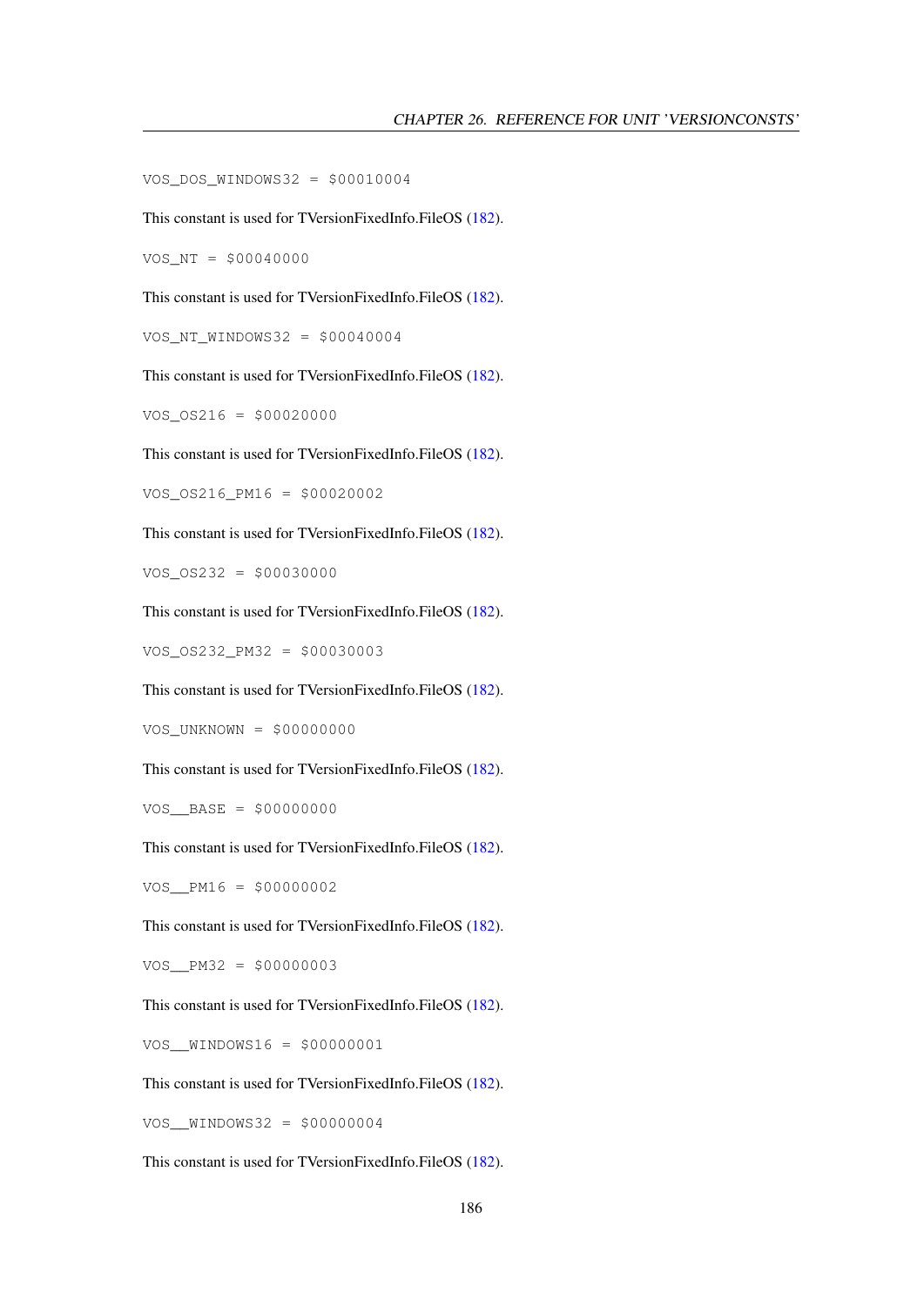```
VOS_DOS_WINDOWS32 = $00010004
```

This constant is used for TVersionFixedInfo.FileOS (182).

```
VOS_NT = $00040000
```

This constant is used for TVersionFixedInfo.FileOS (182).

```
VOS_NT_WINDOWS32 = $00040004
```

This constant is used for TVersionFixedInfo.FileOS (182).

```
VOS_OS216 = $00020000
```

This constant is used for TVersionFixedInfo.FileOS (182).

```
VOS_OS216_PM16 = $00020002
```

This constant is used for TVersionFixedInfo.FileOS (182).

```
VOS_OS232 = $00030000
```

This constant is used for TVersionFixedInfo.FileOS (182).

```
VOS_OS232_PM32 = $00030003
```

This constant is used for TVersionFixedInfo.FileOS (182).

```
VOS_UNKNOWN = $00000000
```

This constant is used for TVersionFixedInfo.FileOS (182).

```
VOS__BASE = $00000000
```

This constant is used for TVersionFixedInfo.FileOS (182).

```
VOS__PM16 = $00000002
```

This constant is used for TVersionFixedInfo.FileOS (182).

```
VOS__PM32 = $00000003
```

This constant is used for TVersionFixedInfo.FileOS (182).

```
VOS__WINDOWS16 = $00000001
```

This constant is used for TVersionFixedInfo.FileOS (182).

```
VOS__WINDOWS32 = $00000004
```

This constant is used for TVersionFixedInfo.FileOS (182).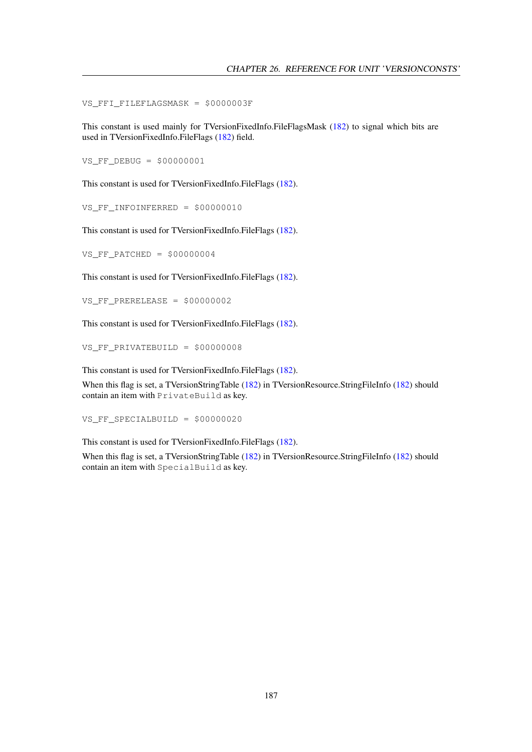```
VS_FFI_FILEFLAGSMASK = $0000003F
```

This constant is used mainly for TVersionFixedInfo.FileFlagsMask (182) to signal which bits are used in TVersionFixedInfo.FileFlags (182) field.

```
VS_FF_DEBUG = $00000001
```

This constant is used for TVersionFixedInfo.FileFlags (182).

```
VS_FF_INFOINFERRED = $00000010
```

This constant is used for TVersionFixedInfo.FileFlags (182).

```
VS_FF_PATCHED = $00000004
```

This constant is used for TVersionFixedInfo.FileFlags (182).

```
VS_FF_PRERELEASE = $00000002
```

This constant is used for TVersionFixedInfo.FileFlags (182).

```
VS_FF_PRIVATEBUILD = $00000008
```

This constant is used for TVersionFixedInfo.FileFlags (182).

When this flag is set, a TVersionStringTable (182) in TVersionResource.StringFileInfo (182) should contain an item with `PrivateBuild` as key.

```
VS_FF_SPECIALBUILD = $00000020
```

This constant is used for TVersionFixedInfo.FileFlags (182).

When this flag is set, a TVersionStringTable (182) in TVersionResource.StringFileInfo (182) should contain an item with `SpecialBuild` as key.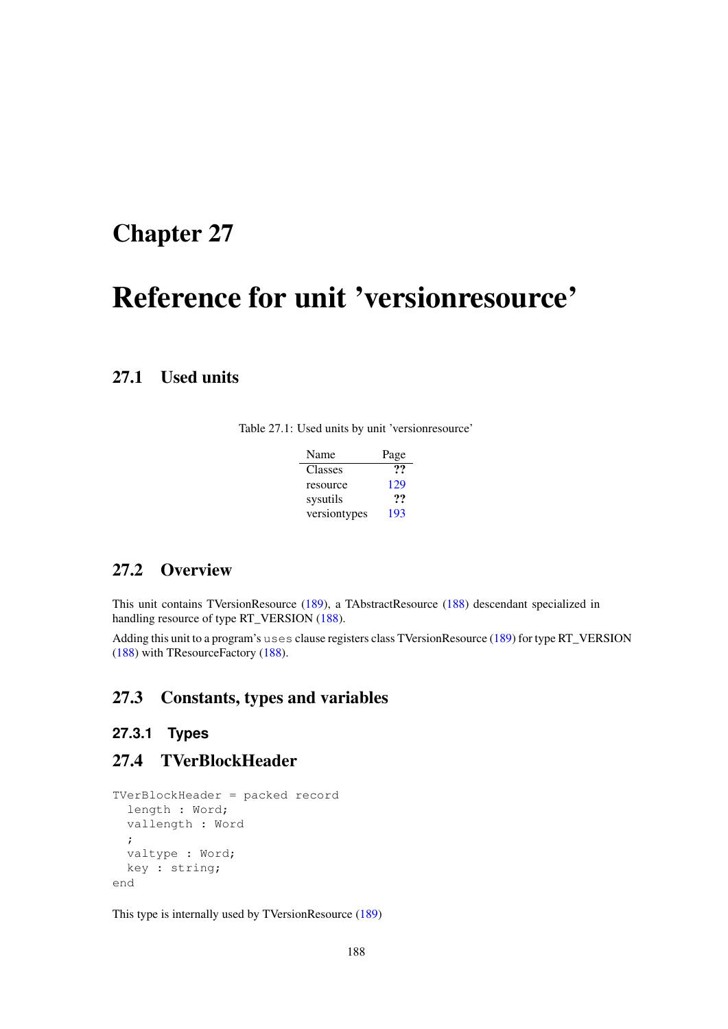# Chapter 27

# Reference for unit 'versionresource'

## 27.1 Used units

Table 27.1: Used units by unit 'versionresource'

| Name | Page |
|---|---|
| Classes | ?? |
| resource | 129 |
| sysutils | ?? |
| versiontypes | 193 |

## 27.2 Overview

This unit contains TVersionResource (189), a TAbstractResource (188) descendant specialized in handling resource of type RT_VERSION (188).

Adding this unit to a program's `uses` clause registers class TVersionResource (189) for type RT_VERSION (188) with TResourceFactory (188).

## 27.3 Constants, types and variables

### 27.3.1 Types

## 27.4 TVerBlockHeader

```
TVerBlockHeader = packed record
  length : Word;
  vallength : Word
  ;
  valtype : Word;
  key : string;
end
```

This type is internally used by TVersionResource (189)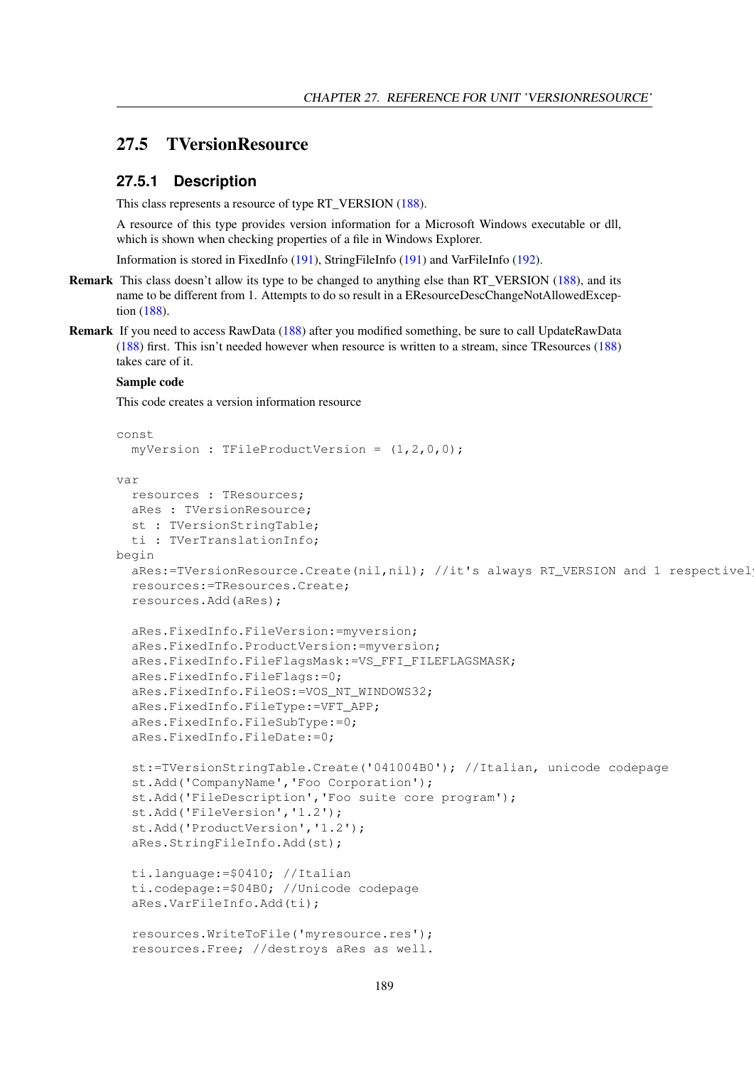## 27.5 TVersionResource

### 27.5.1 Description

This class represents a resource of type RT_VERSION (188).

A resource of this type provides version information for a Microsoft Windows executable or dll, which is shown when checking properties of a file in Windows Explorer.

Information is stored in FixedInfo (191), StringFileInfo (191) and VarFileInfo (192).

**Remark** This class doesn't allow its type to be changed to anything else than RT_VERSION (188), and its name to be different from 1. Attempts to do so result in a EResourceDescChangeNotAllowedException (188).

**Remark** If you need to access RawData (188) after you modified something, be sure to call UpdateRawData (188) first. This isn't needed however when resource is written to a stream, since TResources (188) takes care of it.

**Sample code**

This code creates a version information resource

```
const
  myVersion : TFileProductVersion = (1,2,0,0);

var
  resources : TResources;
  aRes : TVersionResource;
  st : TVersionStringTable;
  ti : TVerTranslationInfo;
begin
  aRes:=TVersionResource.Create(nil,nil); //it's always RT_VERSION and 1 respectively
  resources:=TResources.Create;
  resources.Add(aRes);

  aRes.FixedInfo.FileVersion:=myversion;
  aRes.FixedInfo.ProductVersion:=myversion;
  aRes.FixedInfo.FileFlagsMask:=VS_FFI_FILEFLAGSMASK;
  aRes.FixedInfo.FileFlags:=0;
  aRes.FixedInfo.FileOS:=VOS_NT_WINDOWS32;
  aRes.FixedInfo.FileType:=VFT_APP;
  aRes.FixedInfo.FileSubType:=0;
  aRes.FixedInfo.FileDate:=0;

  st:=TVersionStringTable.Create('041004B0'); //Italian, unicode codepage
  st.Add('CompanyName','Foo Corporation');
  st.Add('FileDescription','Foo suite core program');
  st.Add('FileVersion','1.2');
  st.Add('ProductVersion','1.2');
  aRes.StringFileInfo.Add(st);

  ti.language:=$0410; //Italian
  ti.codepage:=$04B0; //Unicode codepage
  aRes.VarFileInfo.Add(ti);

  resources.WriteToFile('myresource.res');
  resources.Free; //destroys aRes as well.
```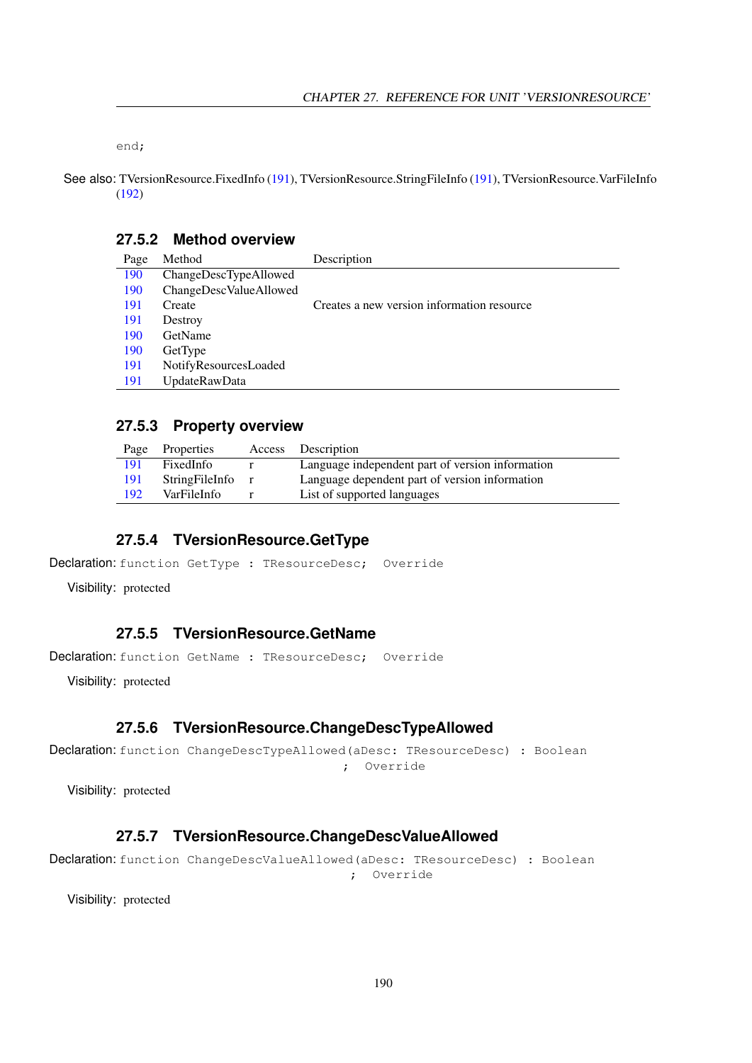```
end;
```

See also: TVersionResource.FixedInfo (191), TVersionResource.StringFileInfo (191), TVersionResource.VarFileInfo (192)

### 27.5.2 Method overview

| Page | Method | Description |
|---|---|---|
| 190 | ChangeDescTypeAllowed | |
| 190 | ChangeDescValueAllowed | |
| 191 | Create | Creates a new version information resource |
| 191 | Destroy | |
| 190 | GetName | |
| 190 | GetType | |
| 191 | NotifyResourcesLoaded | |
| 191 | UpdateRawData | |

### 27.5.3 Property overview

| Page | Properties | Access | Description |
|---|---|---|---|
| 191 | FixedInfo | r | Language independent part of version information |
| 191 | StringFileInfo | r | Language dependent part of version information |
| 192 | VarFileInfo | r | List of supported languages |

### 27.5.4 TVersionResource.GetType

Declaration: `function GetType : TResourceDesc;  Override`

Visibility: protected

### 27.5.5 TVersionResource.GetName

Declaration: `function GetName : TResourceDesc;  Override`

Visibility: protected

### 27.5.6 TVersionResource.ChangeDescTypeAllowed

Declaration:
```
function ChangeDescTypeAllowed(aDesc: TResourceDesc) : Boolean
                                      ;  Override
```

Visibility: protected

### 27.5.7 TVersionResource.ChangeDescValueAllowed

Declaration:
```
function ChangeDescValueAllowed(aDesc: TResourceDesc) : Boolean
                                       ;  Override
```

Visibility: protected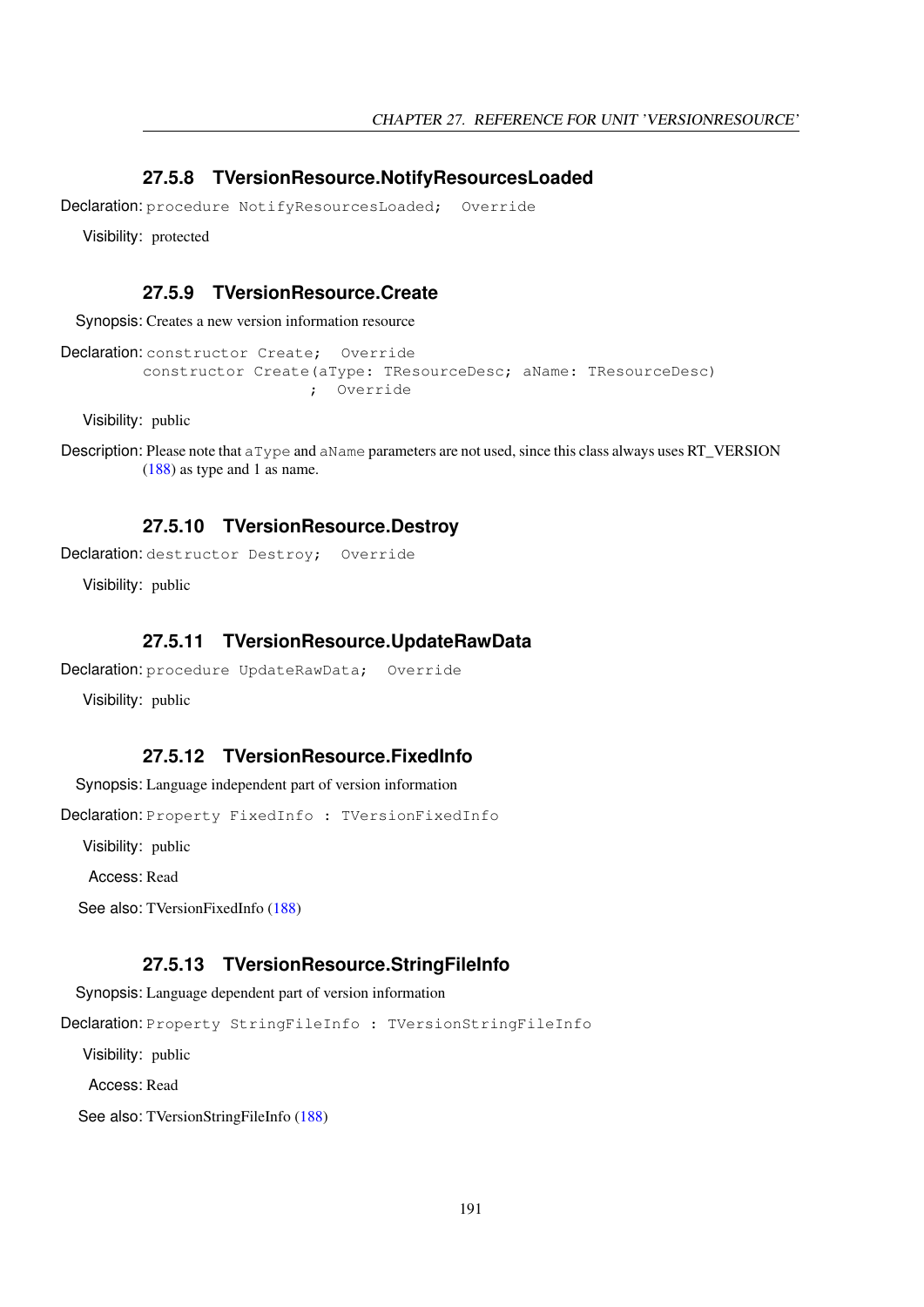### 27.5.8 TVersionResource.NotifyResourcesLoaded

**Declaration:**
```
procedure NotifyResourcesLoaded;  Override
```

**Visibility:** protected

### 27.5.9 TVersionResource.Create

**Synopsis:** Creates a new version information resource

**Declaration:**
```
constructor Create;  Override
constructor Create(aType: TResourceDesc; aName: TResourceDesc)
                  ;  Override
```

**Visibility:** public

**Description:** Please note that `aType` and `aName` parameters are not used, since this class always uses RT_VERSION (188) as type and 1 as name.

### 27.5.10 TVersionResource.Destroy

**Declaration:**
```
destructor Destroy;  Override
```

**Visibility:** public

### 27.5.11 TVersionResource.UpdateRawData

**Declaration:**
```
procedure UpdateRawData;  Override
```

**Visibility:** public

### 27.5.12 TVersionResource.FixedInfo

**Synopsis:** Language independent part of version information

**Declaration:**
```
Property FixedInfo : TVersionFixedInfo
```

**Visibility:** public

**Access:** Read

**See also:** TVersionFixedInfo (188)

### 27.5.13 TVersionResource.StringFileInfo

**Synopsis:** Language dependent part of version information

**Declaration:**
```
Property StringFileInfo : TVersionStringFileInfo
```

**Visibility:** public

**Access:** Read

**See also:** TVersionStringFileInfo (188)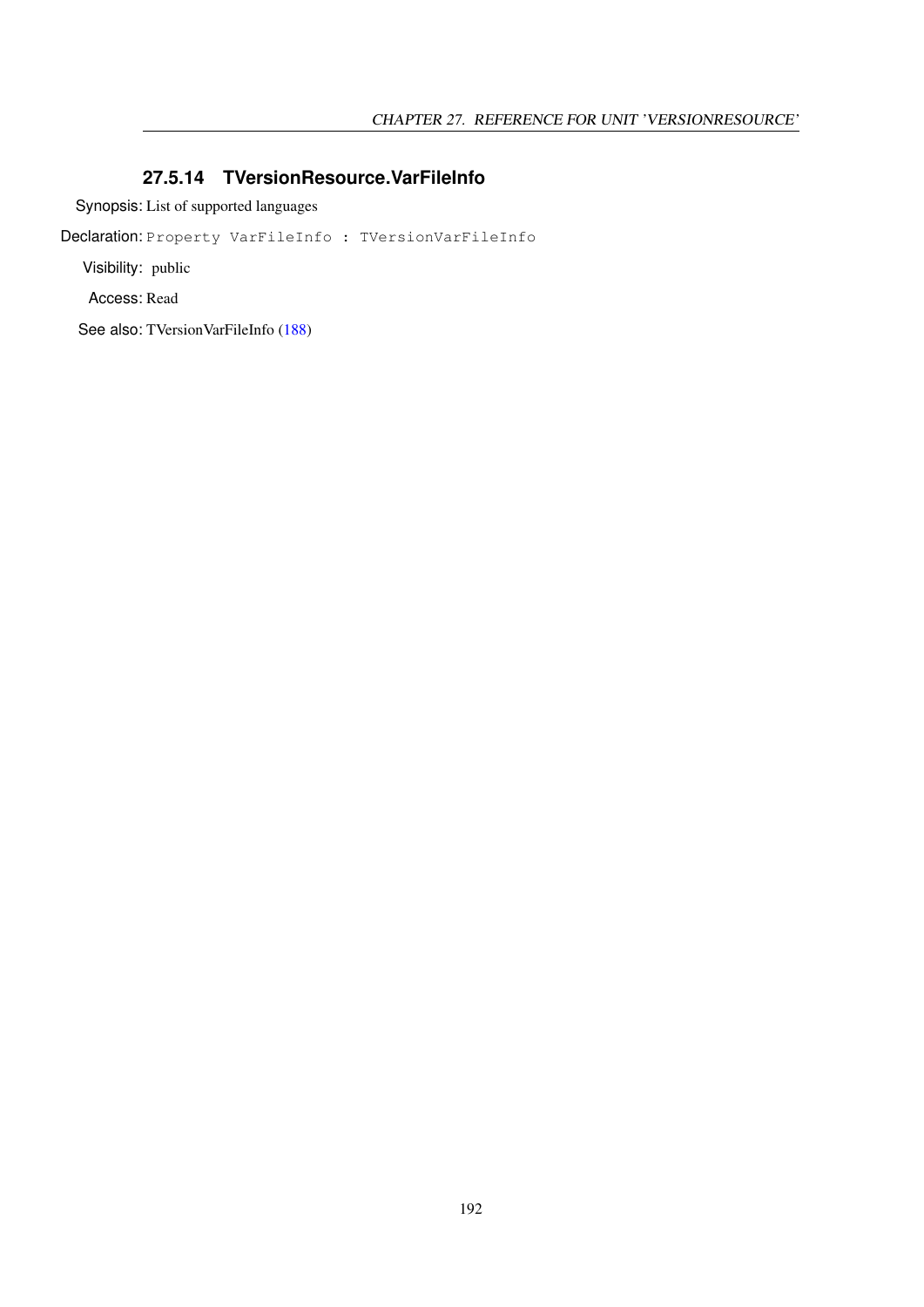### 27.5.14 TVersionResource.VarFileInfo

Synopsis: List of supported languages

Declaration: `Property VarFileInfo : TVersionVarFileInfo`

Visibility: public

Access: Read

See also: TVersionVarFileInfo (188)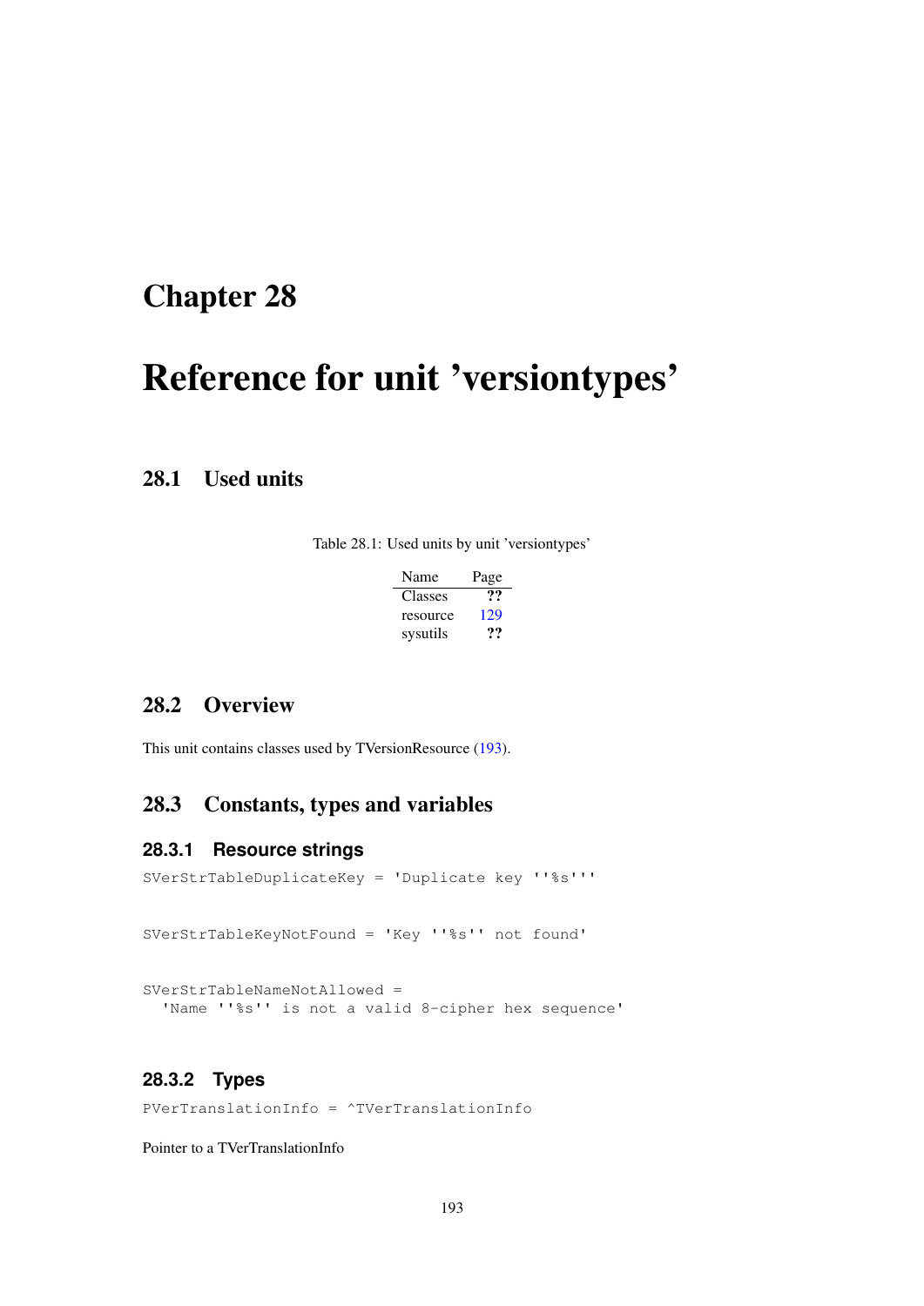# Chapter 28

# Reference for unit 'versiontypes'

## 28.1 Used units

Table 28.1: Used units by unit 'versiontypes'

| Name | Page |
|---|---|
| Classes | ?? |
| resource | 129 |
| sysutils | ?? |

## 28.2 Overview

This unit contains classes used by TVersionResource (193).

## 28.3 Constants, types and variables

### 28.3.1 Resource strings

```
SVerStrTableDuplicateKey = 'Duplicate key ''%s'''
```

```
SVerStrTableKeyNotFound = 'Key ''%s'' not found'
```

```
SVerStrTableNameNotAllowed =
  'Name ''%s'' is not a valid 8-cipher hex sequence'
```

### 28.3.2 Types

```
PVerTranslationInfo = ^TVerTranslationInfo
```

Pointer to a TVerTranslationInfo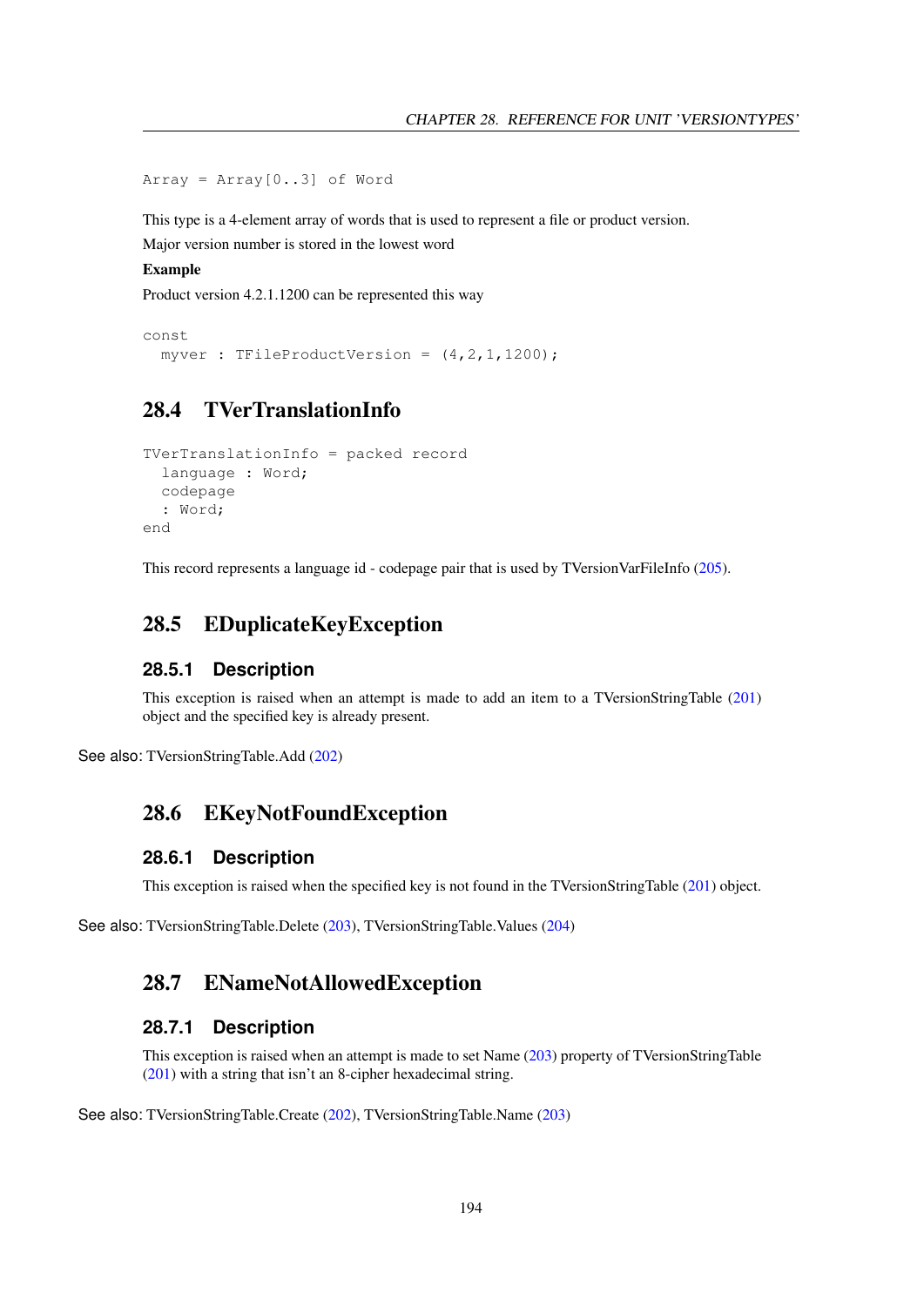```
Array = Array[0..3] of Word
```

This type is a 4-element array of words that is used to represent a file or product version.

Major version number is stored in the lowest word

**Example**

Product version 4.2.1.1200 can be represented this way

```
const
  myver : TFileProductVersion = (4,2,1,1200);
```

## 28.4 TVerTranslationInfo

```
TVerTranslationInfo = packed record
  language : Word;
  codepage
  : Word;
end
```

This record represents a language id - codepage pair that is used by TVersionVarFileInfo (205).

## 28.5 EDuplicateKeyException

### 28.5.1 Description

This exception is raised when an attempt is made to add an item to a TVersionStringTable (201) object and the specified key is already present.

See also: TVersionStringTable.Add (202)

## 28.6 EKeyNotFoundException

### 28.6.1 Description

This exception is raised when the specified key is not found in the TVersionStringTable (201) object.

See also: TVersionStringTable.Delete (203), TVersionStringTable.Values (204)

## 28.7 ENameNotAllowedException

### 28.7.1 Description

This exception is raised when an attempt is made to set Name (203) property of TVersionStringTable (201) with a string that isn't an 8-cipher hexadecimal string.

See also: TVersionStringTable.Create (202), TVersionStringTable.Name (203)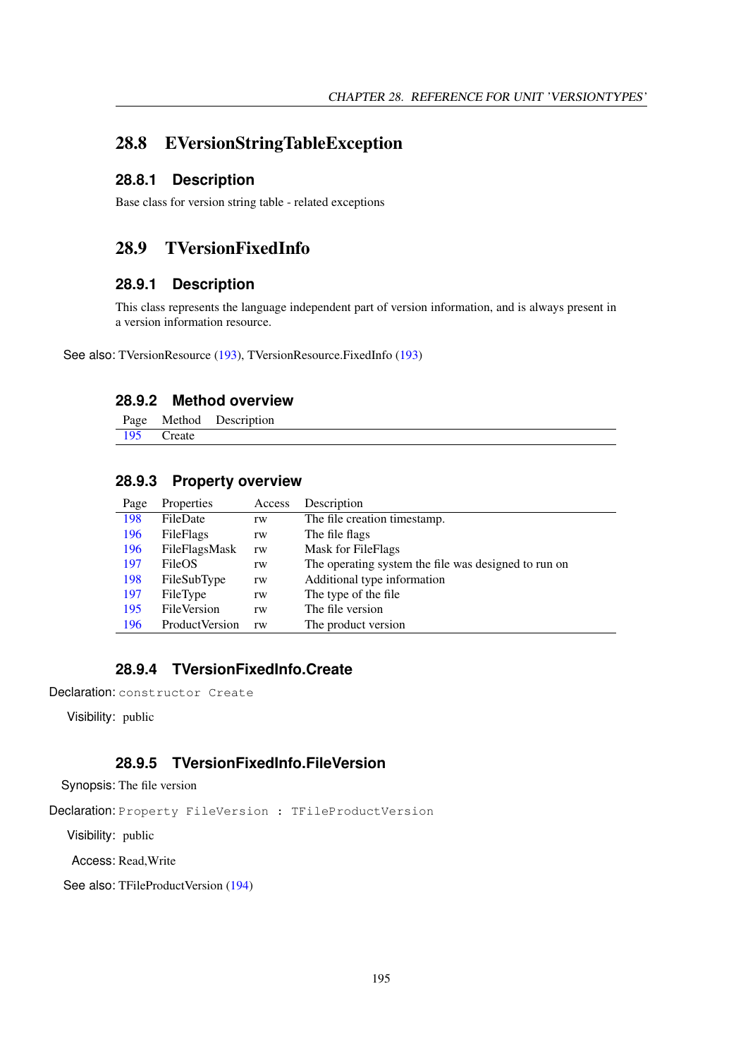## 28.8 EVersionStringTableException

### 28.8.1 Description

Base class for version string table - related exceptions

## 28.9 TVersionFixedInfo

### 28.9.1 Description

This class represents the language independent part of version information, and is always present in a version information resource.

See also: TVersionResource (193), TVersionResource.FixedInfo (193)

### 28.9.2 Method overview

| Page | Method | Description |
|---|---|---|
| 195 | Create | |

### 28.9.3 Property overview

| Page | Properties | Access | Description |
|---|---|---|---|
| 198 | FileDate | rw | The file creation timestamp. |
| 196 | FileFlags | rw | The file flags |
| 196 | FileFlagsMask | rw | Mask for FileFlags |
| 197 | FileOS | rw | The operating system the file was designed to run on |
| 198 | FileSubType | rw | Additional type information |
| 197 | FileType | rw | The type of the file |
| 195 | FileVersion | rw | The file version |
| 196 | ProductVersion | rw | The product version |

### 28.9.4 TVersionFixedInfo.Create

Declaration: `constructor Create`

Visibility: public

### 28.9.5 TVersionFixedInfo.FileVersion

Synopsis: The file version

Declaration: `Property FileVersion : TFileProductVersion`

Visibility: public

Access: Read,Write

See also: TFileProductVersion (194)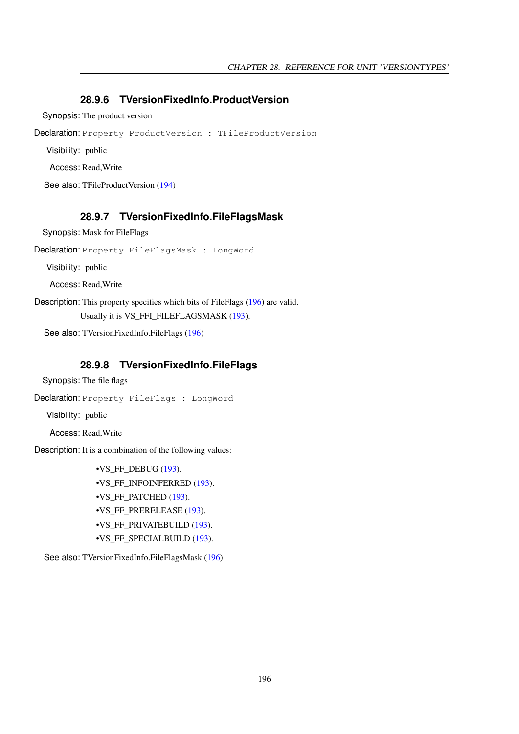### 28.9.6 TVersionFixedInfo.ProductVersion

**Synopsis:** The product version

**Declaration:** `Property ProductVersion : TFileProductVersion`

**Visibility:** public

**Access:** Read,Write

**See also:** TFileProductVersion (194)

### 28.9.7 TVersionFixedInfo.FileFlagsMask

**Synopsis:** Mask for FileFlags

**Declaration:** `Property FileFlagsMask : LongWord`

**Visibility:** public

**Access:** Read,Write

**Description:** This property specifies which bits of FileFlags (196) are valid.

Usually it is VS_FFI_FILEFLAGSMASK (193).

**See also:** TVersionFixedInfo.FileFlags (196)

### 28.9.8 TVersionFixedInfo.FileFlags

**Synopsis:** The file flags

**Declaration:** `Property FileFlags : LongWord`

**Visibility:** public

**Access:** Read,Write

**Description:** It is a combination of the following values:

- VS_FF_DEBUG (193).
- VS_FF_INFOINFERRED (193).
- VS_FF_PATCHED (193).
- VS_FF_PRERELEASE (193).
- VS_FF_PRIVATEBUILD (193).
- VS_FF_SPECIALBUILD (193).

**See also:** TVersionFixedInfo.FileFlagsMask (196)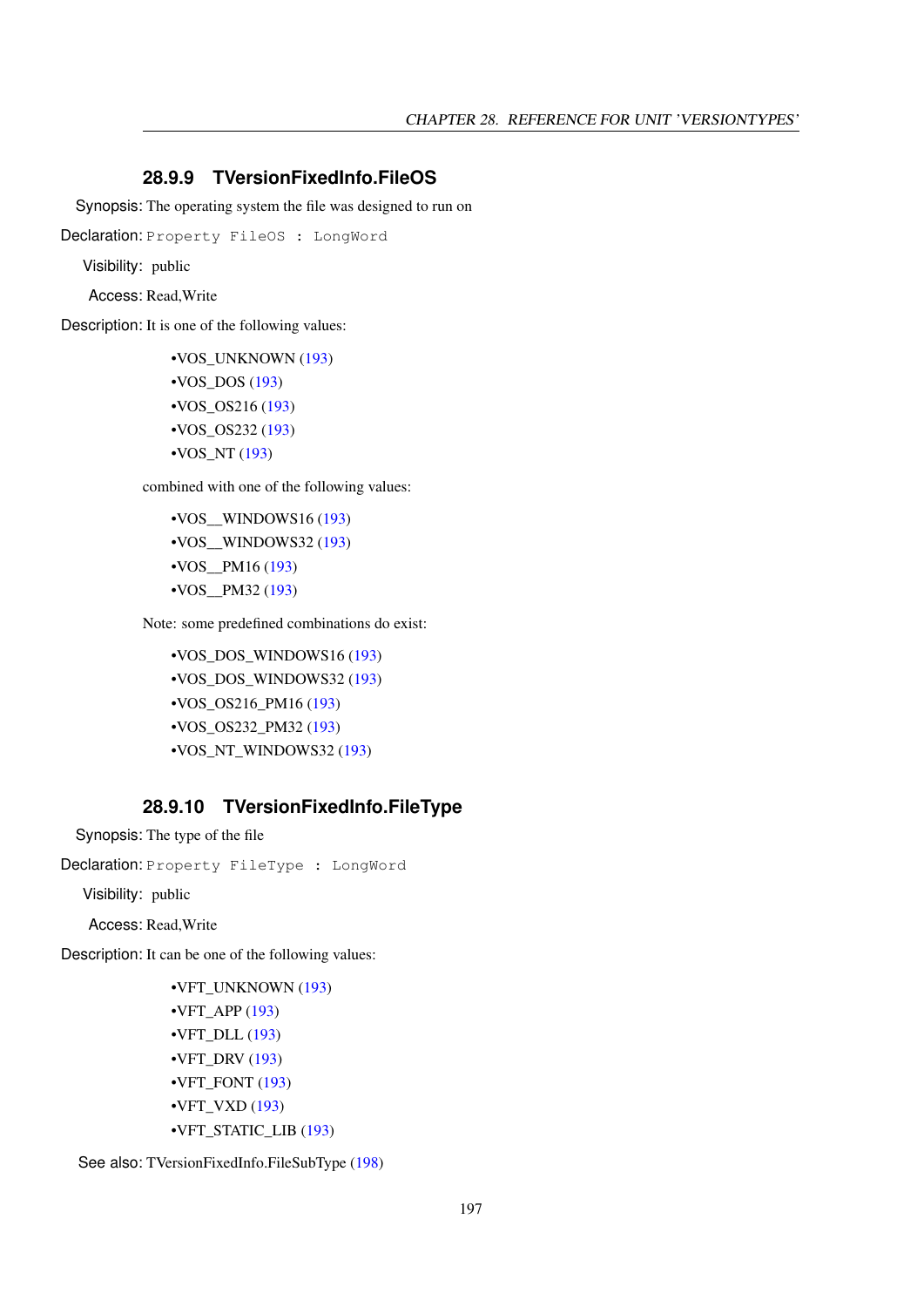### 28.9.9 TVersionFixedInfo.FileOS

Synopsis: The operating system the file was designed to run on

Declaration: `Property FileOS : LongWord`

Visibility: public

Access: Read,Write

Description: It is one of the following values:

- VOS_UNKNOWN (193)
- VOS_DOS (193)
- VOS_OS216 (193)
- VOS_OS232 (193)
- VOS_NT (193)

combined with one of the following values:

- VOS__WINDOWS16 (193)
- VOS__WINDOWS32 (193)
- VOS__PM16 (193)
- VOS__PM32 (193)

Note: some predefined combinations do exist:

- VOS_DOS_WINDOWS16 (193)
- VOS_DOS_WINDOWS32 (193)
- VOS_OS216_PM16 (193)
- VOS_OS232_PM32 (193)
- VOS_NT_WINDOWS32 (193)

### 28.9.10 TVersionFixedInfo.FileType

Synopsis: The type of the file

Declaration: `Property FileType : LongWord`

Visibility: public

Access: Read,Write

Description: It can be one of the following values:

- VFT_UNKNOWN (193)
- VFT_APP (193)
- VFT_DLL (193)
- VFT_DRV (193)
- VFT_FONT (193)
- VFT_VXD (193)
- VFT_STATIC_LIB (193)

See also: TVersionFixedInfo.FileSubType (198)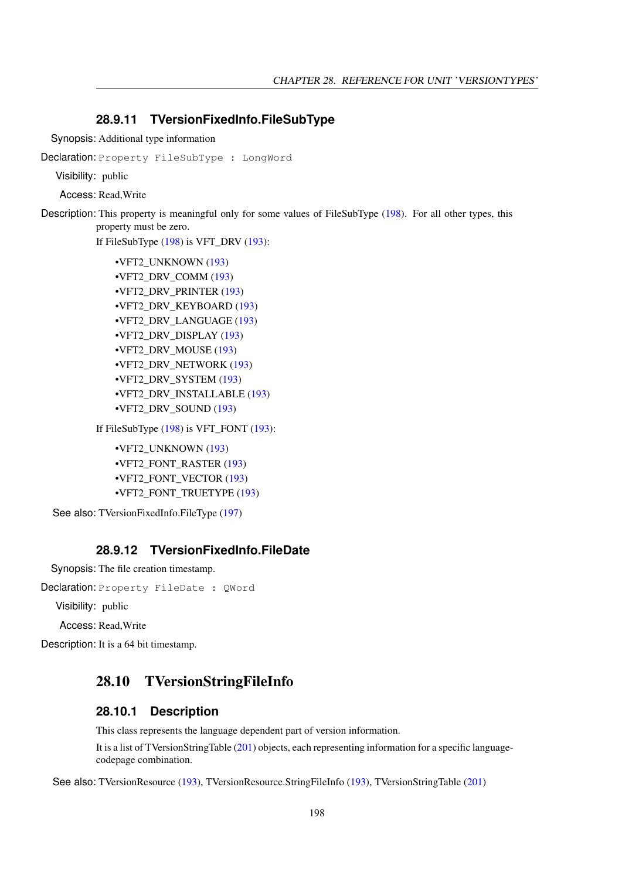### 28.9.11 TVersionFixedInfo.FileSubType

Synopsis: Additional type information

Declaration: `Property FileSubType : LongWord`

Visibility: public

Access: Read,Write

Description: This property is meaningful only for some values of FileSubType (198). For all other types, this property must be zero.

If FileSubType (198) is VFT_DRV (193):

- VFT2_UNKNOWN (193)
- VFT2_DRV_COMM (193)
- VFT2_DRV_PRINTER (193)
- VFT2_DRV_KEYBOARD (193)
- VFT2_DRV_LANGUAGE (193)
- VFT2_DRV_DISPLAY (193)
- VFT2_DRV_MOUSE (193)
- VFT2_DRV_NETWORK (193)
- VFT2_DRV_SYSTEM (193)
- VFT2_DRV_INSTALLABLE (193)
- VFT2_DRV_SOUND (193)

If FileSubType (198) is VFT_FONT (193):

- VFT2_UNKNOWN (193)
- VFT2_FONT_RASTER (193)
- VFT2_FONT_VECTOR (193)
- VFT2_FONT_TRUETYPE (193)

See also: TVersionFixedInfo.FileType (197)

### 28.9.12 TVersionFixedInfo.FileDate

Synopsis: The file creation timestamp.

Declaration: `Property FileDate : QWord`

Visibility: public

Access: Read,Write

Description: It is a 64 bit timestamp.

## 28.10 TVersionStringFileInfo

### 28.10.1 Description

This class represents the language dependent part of version information.

It is a list of TVersionStringTable (201) objects, each representing information for a specific language-codepage combination.

See also: TVersionResource (193), TVersionResource.StringFileInfo (193), TVersionStringTable (201)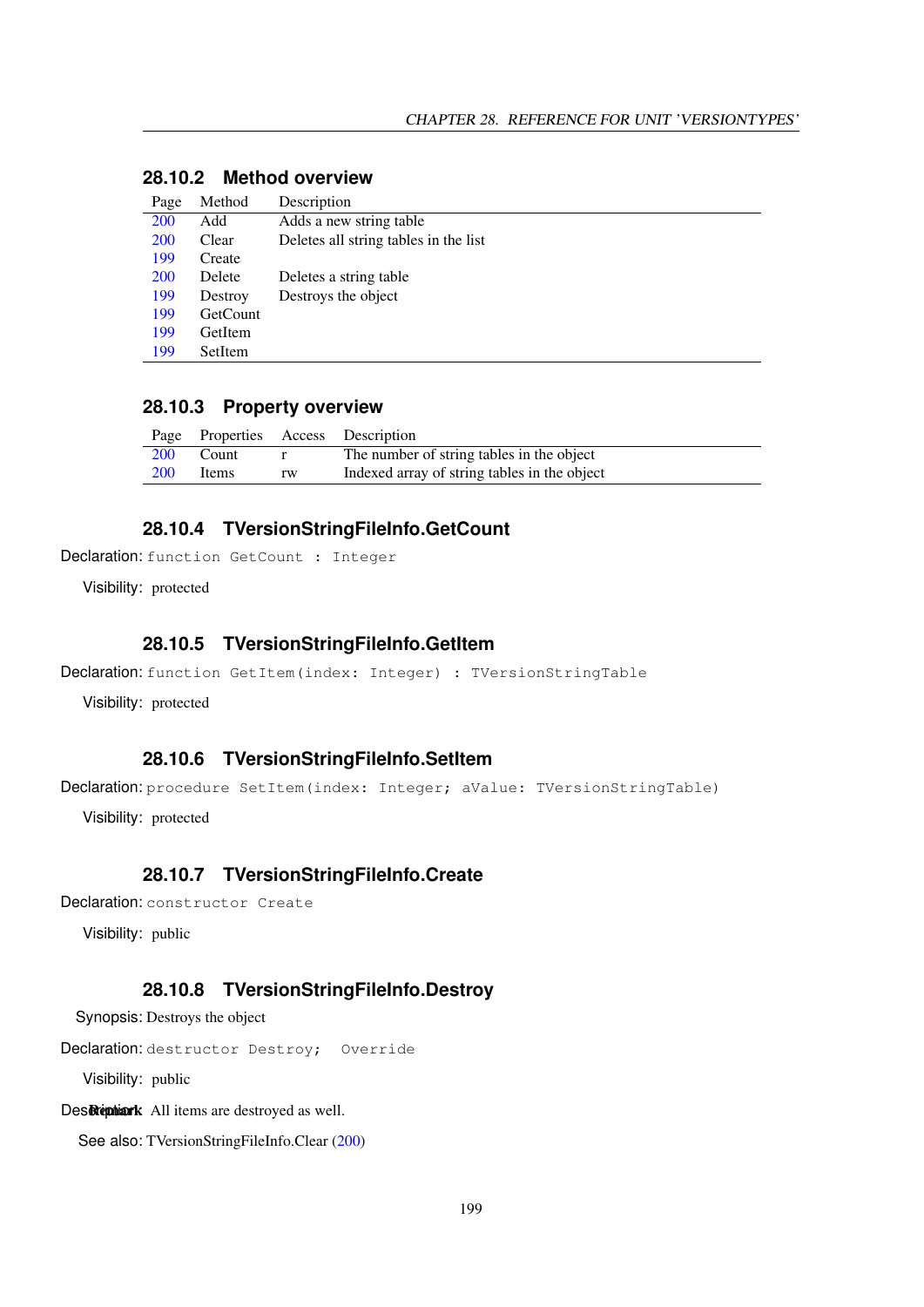### 28.10.2 Method overview

| Page | Method | Description |
|---|---|---|
| 200 | Add | Adds a new string table |
| 200 | Clear | Deletes all string tables in the list |
| 199 | Create | |
| 200 | Delete | Deletes a string table |
| 199 | Destroy | Destroys the object |
| 199 | GetCount | |
| 199 | GetItem | |
| 199 | SetItem | |

### 28.10.3 Property overview

| Page | Properties | Access | Description |
|---|---|---|---|
| 200 | Count | r | The number of string tables in the object |
| 200 | Items | rw | Indexed array of string tables in the object |

### 28.10.4 TVersionStringFileInfo.GetCount

Declaration: `function GetCount : Integer`

Visibility: protected

### 28.10.5 TVersionStringFileInfo.GetItem

Declaration: `function GetItem(index: Integer) : TVersionStringTable`

Visibility: protected

### 28.10.6 TVersionStringFileInfo.SetItem

Declaration: `procedure SetItem(index: Integer; aValue: TVersionStringTable)`

Visibility: protected

### 28.10.7 TVersionStringFileInfo.Create

Declaration: `constructor Create`

Visibility: public

### 28.10.8 TVersionStringFileInfo.Destroy

Synopsis: Destroys the object

Declaration: `destructor Destroy;  Override`

Visibility: public

Description: All items are destroyed as well.

See also: TVersionStringFileInfo.Clear (200)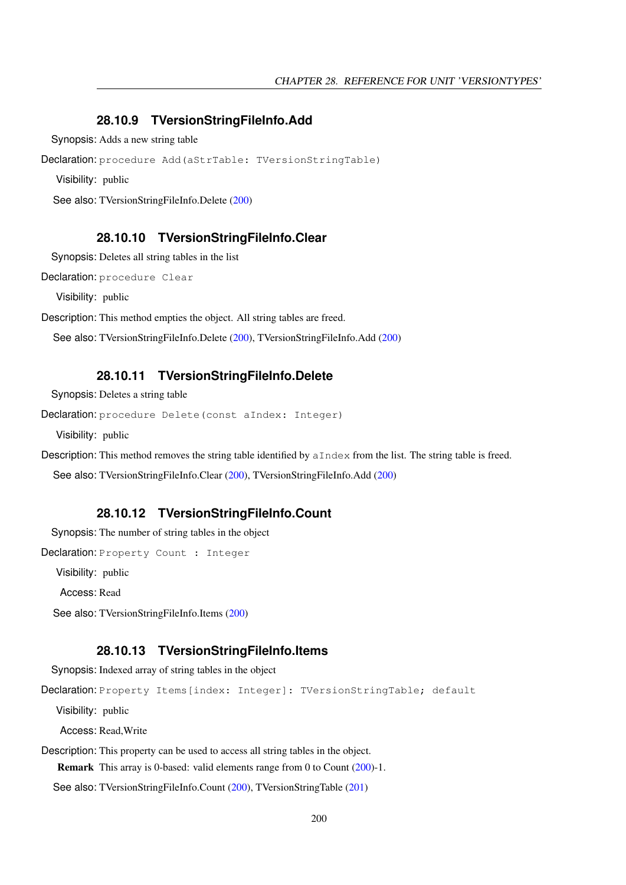### 28.10.9 TVersionStringFileInfo.Add

Synopsis: Adds a new string table

Declaration: `procedure Add(aStrTable: TVersionStringTable)`

Visibility: public

See also: TVersionStringFileInfo.Delete (200)

### 28.10.10 TVersionStringFileInfo.Clear

Synopsis: Deletes all string tables in the list

Declaration: `procedure Clear`

Visibility: public

Description: This method empties the object. All string tables are freed.

See also: TVersionStringFileInfo.Delete (200), TVersionStringFileInfo.Add (200)

### 28.10.11 TVersionStringFileInfo.Delete

Synopsis: Deletes a string table

Declaration: `procedure Delete(const aIndex: Integer)`

Visibility: public

Description: This method removes the string table identified by `aIndex` from the list. The string table is freed.

See also: TVersionStringFileInfo.Clear (200), TVersionStringFileInfo.Add (200)

### 28.10.12 TVersionStringFileInfo.Count

Synopsis: The number of string tables in the object

Declaration: `Property Count : Integer`

Visibility: public

Access: Read

See also: TVersionStringFileInfo.Items (200)

### 28.10.13 TVersionStringFileInfo.Items

Synopsis: Indexed array of string tables in the object

Declaration: `Property Items[index: Integer]: TVersionStringTable; default`

Visibility: public

Access: Read,Write

Description: This property can be used to access all string tables in the object.

**Remark** This array is 0-based: valid elements range from 0 to Count (200)-1.

See also: TVersionStringFileInfo.Count (200), TVersionStringTable (201)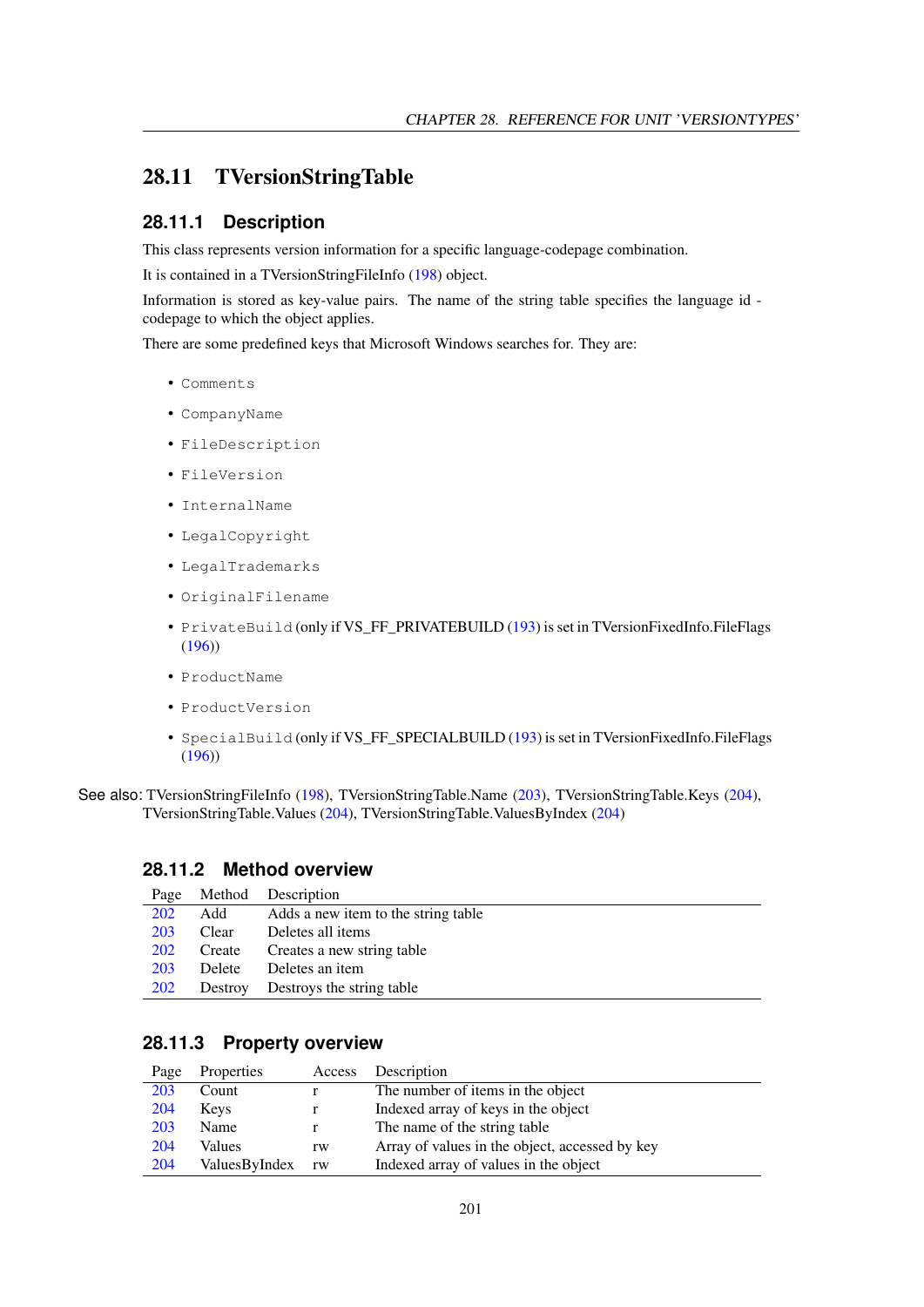## 28.11 TVersionStringTable

### 28.11.1 Description

This class represents version information for a specific language-codepage combination.

It is contained in a TVersionStringFileInfo (198) object.

Information is stored as key-value pairs. The name of the string table specifies the language id - codepage to which the object applies.

There are some predefined keys that Microsoft Windows searches for. They are:

- `Comments`
- `CompanyName`
- `FileDescription`
- `FileVersion`
- `InternalName`
- `LegalCopyright`
- `LegalTrademarks`
- `OriginalFilename`
- `PrivateBuild` (only if VS_FF_PRIVATEBUILD (193) is set in TVersionFixedInfo.FileFlags (196))
- `ProductName`
- `ProductVersion`
- `SpecialBuild` (only if VS_FF_SPECIALBUILD (193) is set in TVersionFixedInfo.FileFlags (196))

See also: TVersionStringFileInfo (198), TVersionStringTable.Name (203), TVersionStringTable.Keys (204), TVersionStringTable.Values (204), TVersionStringTable.ValuesByIndex (204)

### 28.11.2 Method overview

| Page | Method | Description |
|---|---|---|
| 202 | Add | Adds a new item to the string table |
| 203 | Clear | Deletes all items |
| 202 | Create | Creates a new string table |
| 203 | Delete | Deletes an item |
| 202 | Destroy | Destroys the string table |

### 28.11.3 Property overview

| Page | Properties | Access | Description |
|---|---|---|---|
| 203 | Count | r | The number of items in the object |
| 204 | Keys | r | Indexed array of keys in the object |
| 203 | Name | r | The name of the string table |
| 204 | Values | rw | Array of values in the object, accessed by key |
| 204 | ValuesByIndex | rw | Indexed array of values in the object |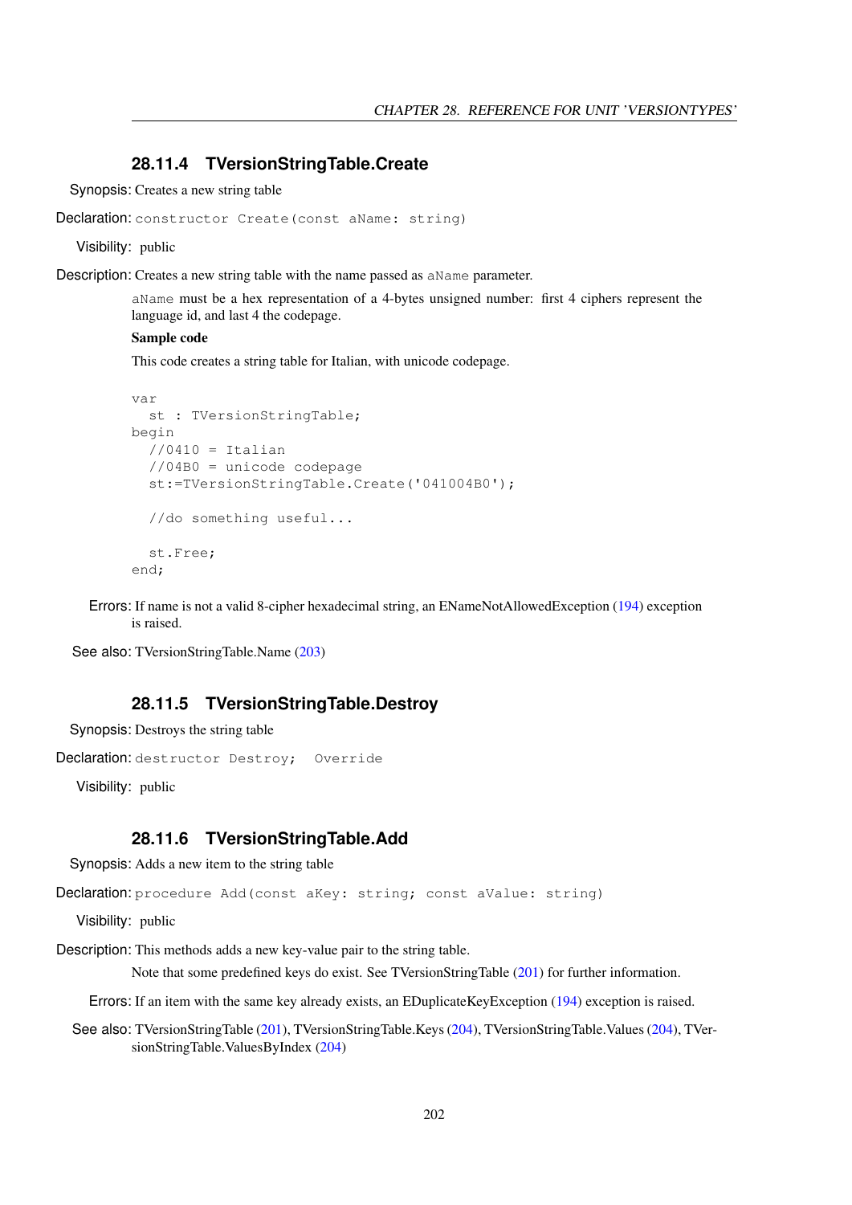### 28.11.4 TVersionStringTable.Create

**Synopsis:** Creates a new string table

**Declaration:** `constructor Create(const aName: string)`

**Visibility:** public

**Description:** Creates a new string table with the name passed as `aName` parameter.

`aName` must be a hex representation of a 4-bytes unsigned number: first 4 ciphers represent the language id, and last 4 the codepage.

**Sample code**

This code creates a string table for Italian, with unicode codepage.

```
var
  st : TVersionStringTable;
begin
  //0410 = Italian
  //04B0 = unicode codepage
  st:=TVersionStringTable.Create('041004B0');

  //do something useful...

  st.Free;
end;
```

**Errors:** If name is not a valid 8-cipher hexadecimal string, an ENameNotAllowedException (194) exception is raised.

**See also:** TVersionStringTable.Name (203)

### 28.11.5 TVersionStringTable.Destroy

**Synopsis:** Destroys the string table

**Declaration:** `destructor Destroy;  Override`

**Visibility:** public

### 28.11.6 TVersionStringTable.Add

**Synopsis:** Adds a new item to the string table

**Declaration:** `procedure Add(const aKey: string; const aValue: string)`

**Visibility:** public

**Description:** This methods adds a new key-value pair to the string table.

Note that some predefined keys do exist. See TVersionStringTable (201) for further information.

**Errors:** If an item with the same key already exists, an EDuplicateKeyException (194) exception is raised.

**See also:** TVersionStringTable (201), TVersionStringTable.Keys (204), TVersionStringTable.Values (204), TVersionStringTable.ValuesByIndex (204)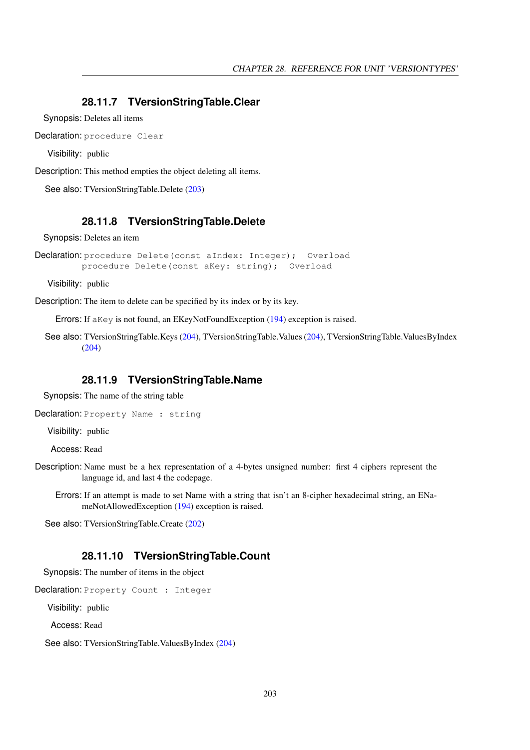### 28.11.7 TVersionStringTable.Clear

Synopsis: Deletes all items

Declaration: `procedure Clear`

Visibility: public

Description: This method empties the object deleting all items.

See also: TVersionStringTable.Delete (203)

### 28.11.8 TVersionStringTable.Delete

Synopsis: Deletes an item

Declaration:
```
procedure Delete(const aIndex: Integer);  Overload
procedure Delete(const aKey: string);  Overload
```

Visibility: public

Description: The item to delete can be specified by its index or by its key.

Errors: If `aKey` is not found, an EKeyNotFoundException (194) exception is raised.

See also: TVersionStringTable.Keys (204), TVersionStringTable.Values (204), TVersionStringTable.ValuesByIndex (204)

### 28.11.9 TVersionStringTable.Name

Synopsis: The name of the string table

Declaration: `Property Name : string`

Visibility: public

Access: Read

Description: Name must be a hex representation of a 4-bytes unsigned number: first 4 ciphers represent the language id, and last 4 the codepage.

Errors: If an attempt is made to set Name with a string that isn't an 8-cipher hexadecimal string, an ENameNotAllowedException (194) exception is raised.

See also: TVersionStringTable.Create (202)

### 28.11.10 TVersionStringTable.Count

Synopsis: The number of items in the object

Declaration: `Property Count : Integer`

Visibility: public

Access: Read

See also: TVersionStringTable.ValuesByIndex (204)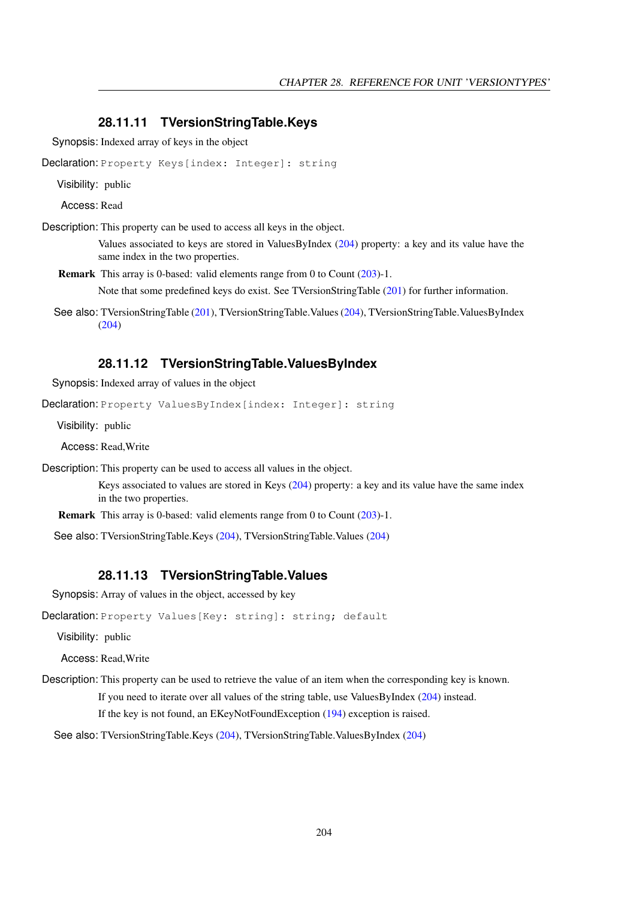### 28.11.11 TVersionStringTable.Keys

Synopsis: Indexed array of keys in the object

Declaration: `Property Keys[index: Integer]: string`

Visibility: public

Access: Read

Description: This property can be used to access all keys in the object.

Values associated to keys are stored in ValuesByIndex (204) property: a key and its value have the same index in the two properties.

**Remark** This array is 0-based: valid elements range from 0 to Count (203)-1.

Note that some predefined keys do exist. See TVersionStringTable (201) for further information.

See also: TVersionStringTable (201), TVersionStringTable.Values (204), TVersionStringTable.ValuesByIndex (204)

### 28.11.12 TVersionStringTable.ValuesByIndex

Synopsis: Indexed array of values in the object

Declaration: `Property ValuesByIndex[index: Integer]: string`

Visibility: public

Access: Read,Write

Description: This property can be used to access all values in the object.

Keys associated to values are stored in Keys (204) property: a key and its value have the same index in the two properties.

**Remark** This array is 0-based: valid elements range from 0 to Count (203)-1.

See also: TVersionStringTable.Keys (204), TVersionStringTable.Values (204)

### 28.11.13 TVersionStringTable.Values

Synopsis: Array of values in the object, accessed by key

Declaration: `Property Values[Key: string]: string; default`

Visibility: public

Access: Read,Write

Description: This property can be used to retrieve the value of an item when the corresponding key is known.

If you need to iterate over all values of the string table, use ValuesByIndex (204) instead.

If the key is not found, an EKeyNotFoundException (194) exception is raised.

See also: TVersionStringTable.Keys (204), TVersionStringTable.ValuesByIndex (204)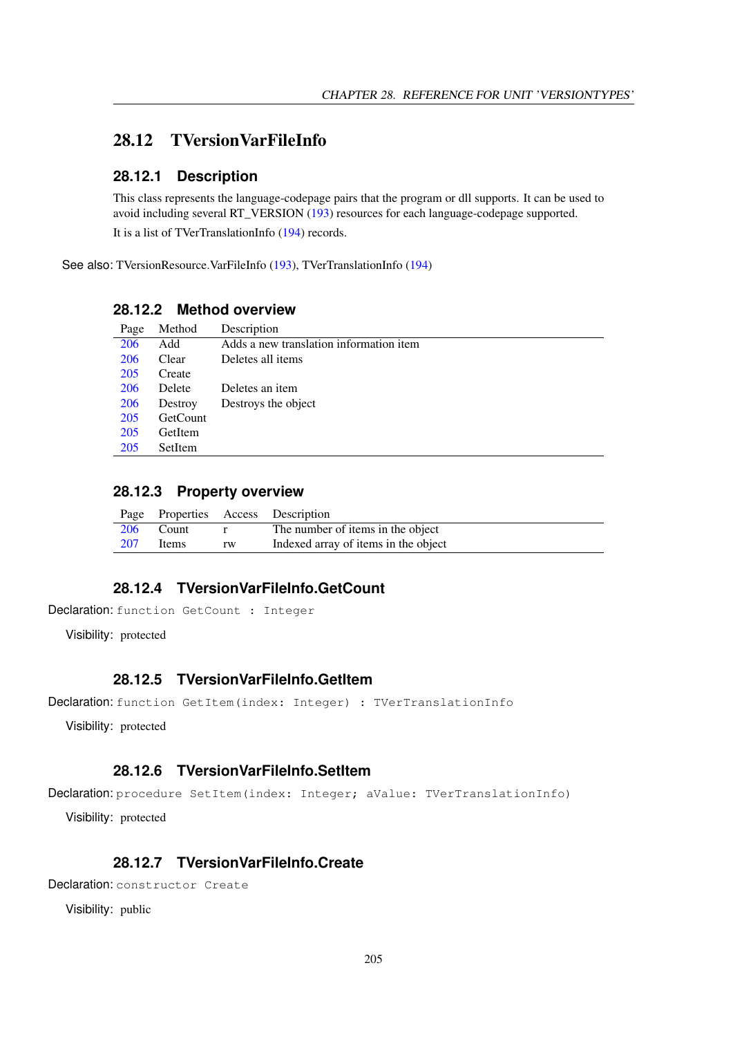## 28.12 TVersionVarFileInfo

### 28.12.1 Description

This class represents the language-codepage pairs that the program or dll supports. It can be used to avoid including several RT_VERSION (193) resources for each language-codepage supported.

It is a list of TVerTranslationInfo (194) records.

See also: TVersionResource.VarFileInfo (193), TVerTranslationInfo (194)

### 28.12.2 Method overview

| Page | Method | Description |
|---|---|---|
| 206 | Add | Adds a new translation information item |
| 206 | Clear | Deletes all items |
| 205 | Create | |
| 206 | Delete | Deletes an item |
| 206 | Destroy | Destroys the object |
| 205 | GetCount | |
| 205 | GetItem | |
| 205 | SetItem | |

### 28.12.3 Property overview

| Page | Properties | Access | Description |
|---|---|---|---|
| 206 | Count | r | The number of items in the object |
| 207 | Items | rw | Indexed array of items in the object |

### 28.12.4 TVersionVarFileInfo.GetCount

Declaration: `function GetCount : Integer`

Visibility: protected

### 28.12.5 TVersionVarFileInfo.GetItem

Declaration: `function GetItem(index: Integer) : TVerTranslationInfo`

Visibility: protected

### 28.12.6 TVersionVarFileInfo.SetItem

Declaration: `procedure SetItem(index: Integer; aValue: TVerTranslationInfo)`

Visibility: protected

### 28.12.7 TVersionVarFileInfo.Create

Declaration: `constructor Create`

Visibility: public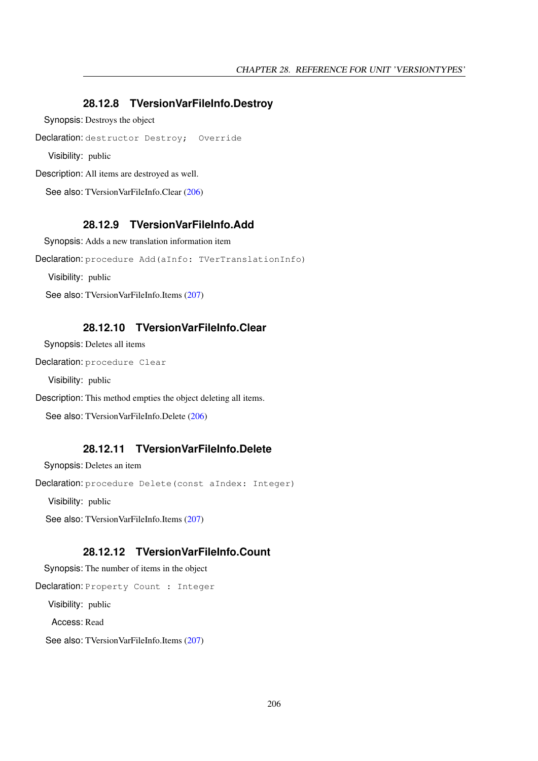### 28.12.8 TVersionVarFileInfo.Destroy

**Synopsis:** Destroys the object

**Declaration:** `destructor Destroy;  Override`

**Visibility:** public

**Description:** All items are destroyed as well.

**See also:** TVersionVarFileInfo.Clear (206)

### 28.12.9 TVersionVarFileInfo.Add

**Synopsis:** Adds a new translation information item

**Declaration:** `procedure Add(aInfo: TVerTranslationInfo)`

**Visibility:** public

**See also:** TVersionVarFileInfo.Items (207)

### 28.12.10 TVersionVarFileInfo.Clear

**Synopsis:** Deletes all items

**Declaration:** `procedure Clear`

**Visibility:** public

**Description:** This method empties the object deleting all items.

**See also:** TVersionVarFileInfo.Delete (206)

### 28.12.11 TVersionVarFileInfo.Delete

**Synopsis:** Deletes an item

**Declaration:** `procedure Delete(const aIndex: Integer)`

**Visibility:** public

**See also:** TVersionVarFileInfo.Items (207)

### 28.12.12 TVersionVarFileInfo.Count

**Synopsis:** The number of items in the object

**Declaration:** `Property Count : Integer`

**Visibility:** public

**Access:** Read

**See also:** TVersionVarFileInfo.Items (207)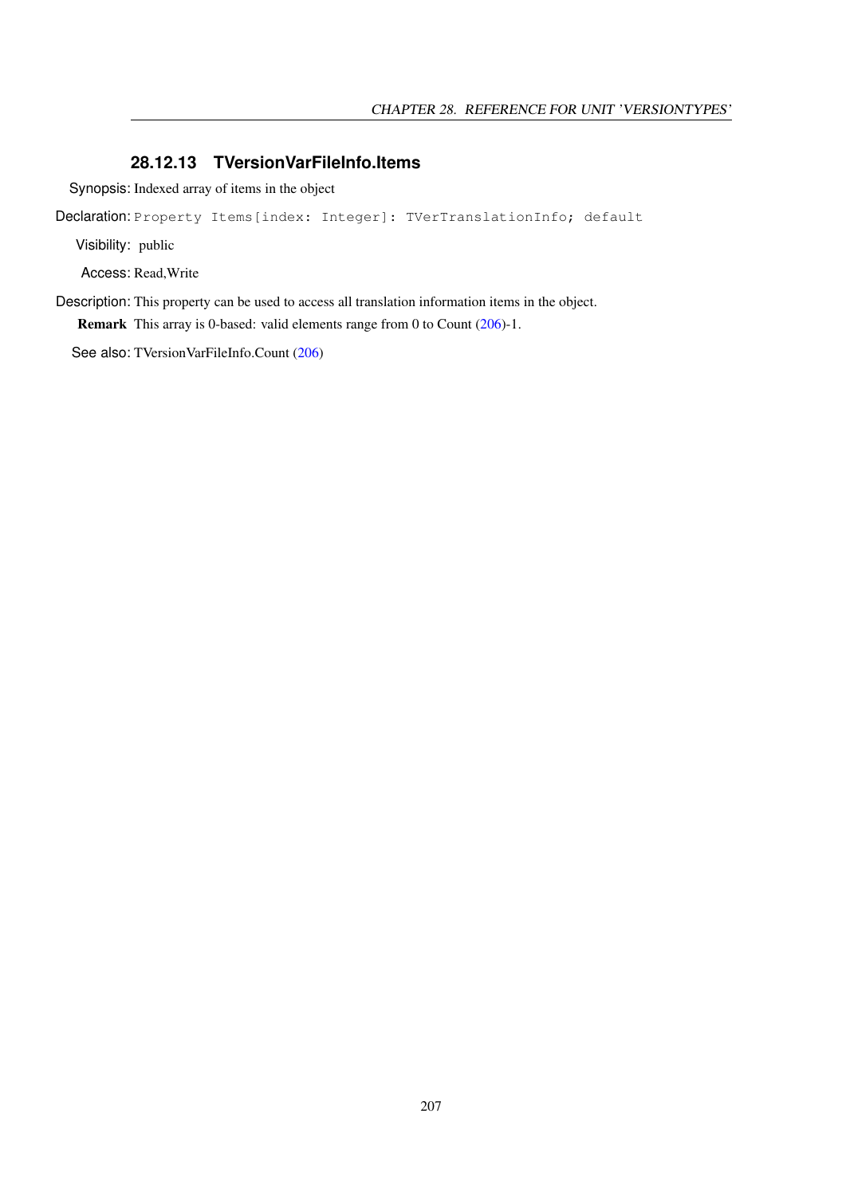### 28.12.13 TVersionVarFileInfo.Items

Synopsis: Indexed array of items in the object

Declaration: `Property Items[index: Integer]: TVerTranslationInfo; default`

Visibility: public

Access: Read,Write

Description: This property can be used to access all translation information items in the object.

**Remark** This array is 0-based: valid elements range from 0 to Count (206)-1.

See also: TVersionVarFileInfo.Count (206)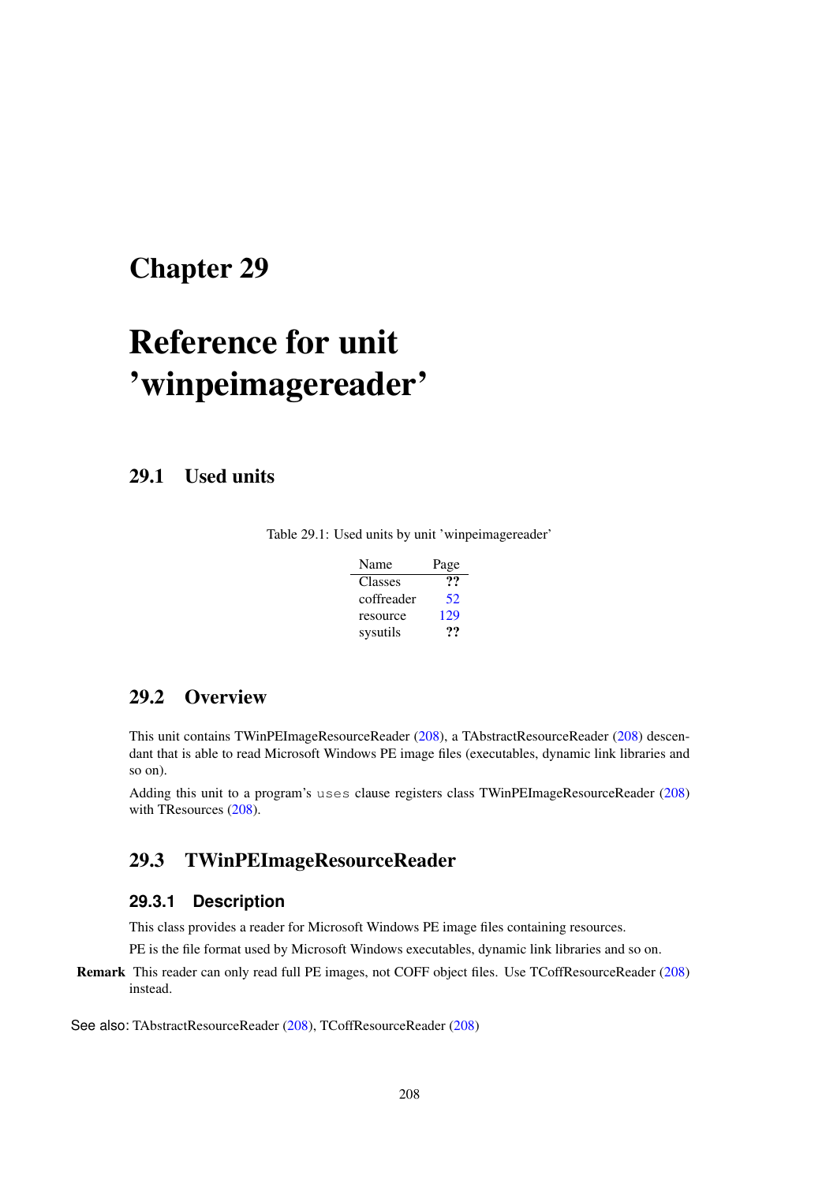# Chapter 29

# Reference for unit 'winpeimagereader'

## 29.1 Used units

Table 29.1: Used units by unit 'winpeimagereader'

| Name | Page |
| --- | --- |
| Classes | ?? |
| coffreader | 52 |
| resource | 129 |
| sysutils | ?? |

## 29.2 Overview

This unit contains TWinPEImageResourceReader (208), a TAbstractResourceReader (208) descendant that is able to read Microsoft Windows PE image files (executables, dynamic link libraries and so on).

Adding this unit to a program's `uses` clause registers class TWinPEImageResourceReader (208) with TResources (208).

## 29.3 TWinPEImageResourceReader

### 29.3.1 Description

This class provides a reader for Microsoft Windows PE image files containing resources.

PE is the file format used by Microsoft Windows executables, dynamic link libraries and so on.

**Remark** This reader can only read full PE images, not COFF object files. Use TCoffResourceReader (208) instead.

See also: TAbstractResourceReader (208), TCoffResourceReader (208)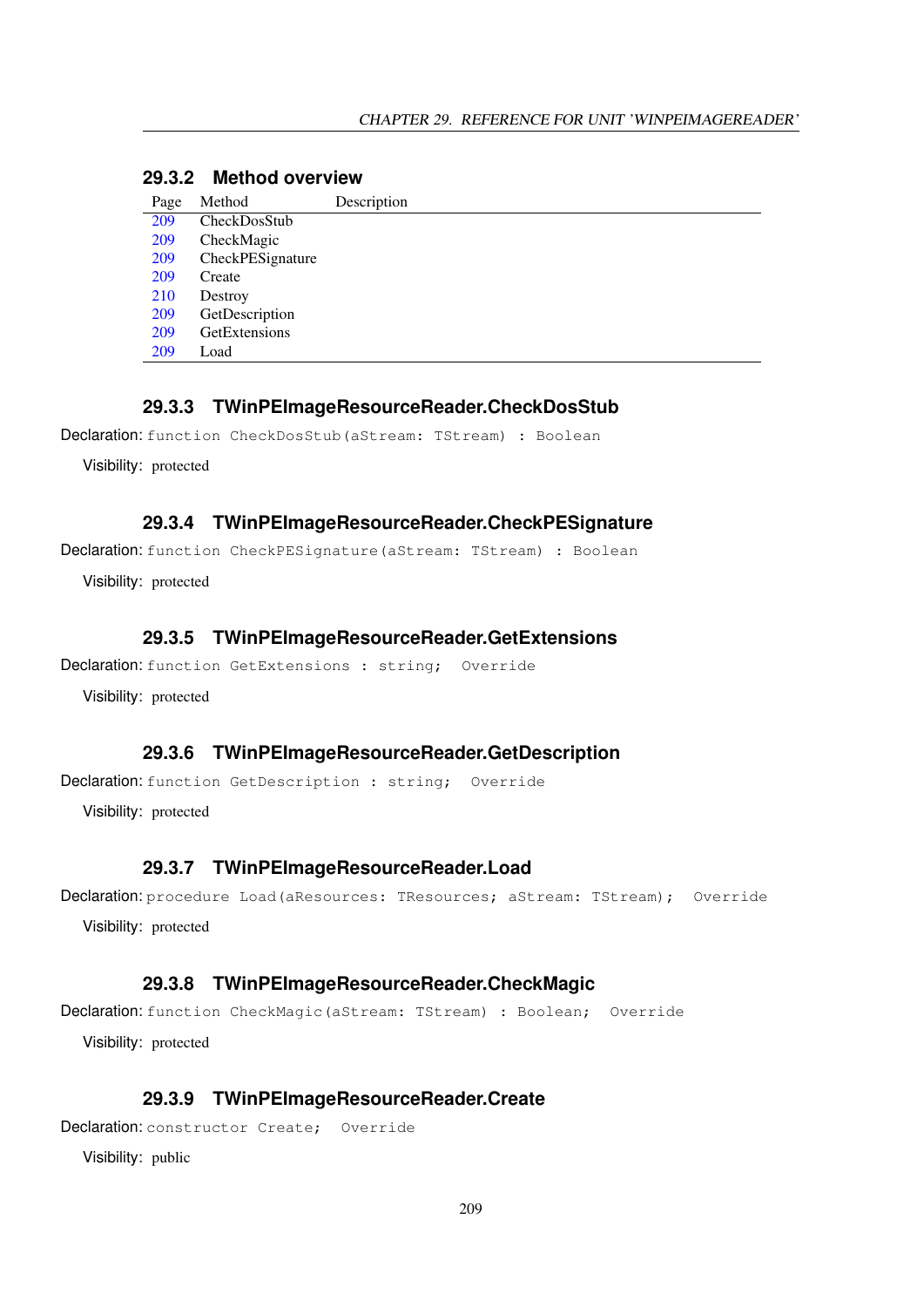### 29.3.2 Method overview

| Page | Method | Description |
|---|---|---|
| 209 | CheckDosStub | |
| 209 | CheckMagic | |
| 209 | CheckPESignature | |
| 209 | Create | |
| 210 | Destroy | |
| 209 | GetDescription | |
| 209 | GetExtensions | |
| 209 | Load | |

### 29.3.3 TWinPEImageResourceReader.CheckDosStub

Declaration: `function CheckDosStub(aStream: TStream) : Boolean`

Visibility: protected

### 29.3.4 TWinPEImageResourceReader.CheckPESignature

Declaration: `function CheckPESignature(aStream: TStream) : Boolean`

Visibility: protected

### 29.3.5 TWinPEImageResourceReader.GetExtensions

Declaration: `function GetExtensions : string;  Override`

Visibility: protected

### 29.3.6 TWinPEImageResourceReader.GetDescription

Declaration: `function GetDescription : string;  Override`

Visibility: protected

### 29.3.7 TWinPEImageResourceReader.Load

Declaration: `procedure Load(aResources: TResources; aStream: TStream);  Override`

Visibility: protected

### 29.3.8 TWinPEImageResourceReader.CheckMagic

Declaration: `function CheckMagic(aStream: TStream) : Boolean;  Override`

Visibility: protected

### 29.3.9 TWinPEImageResourceReader.Create

Declaration: `constructor Create;  Override`

Visibility: public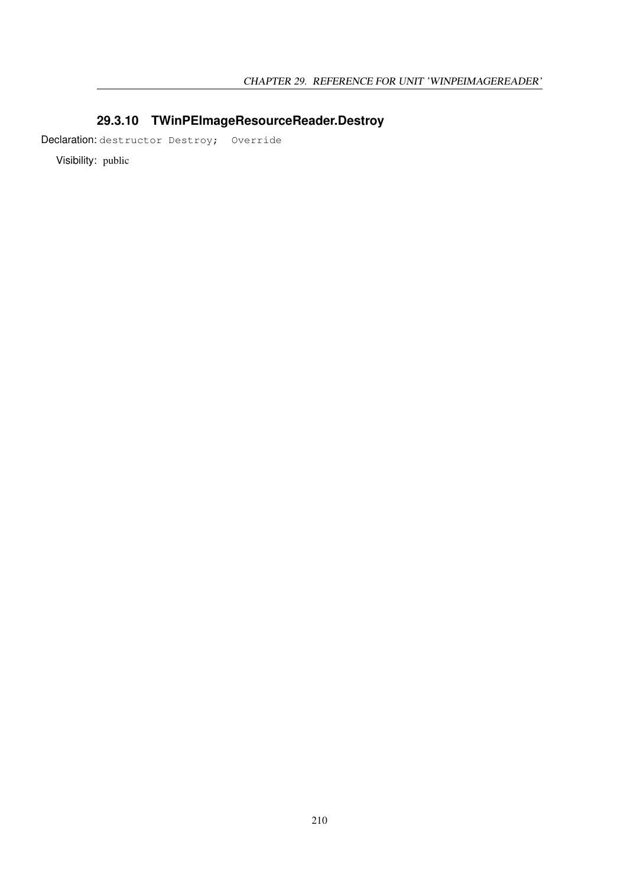### 29.3.10 TWinPEImageResourceReader.Destroy

Declaration: `destructor Destroy;  Override`

Visibility: public